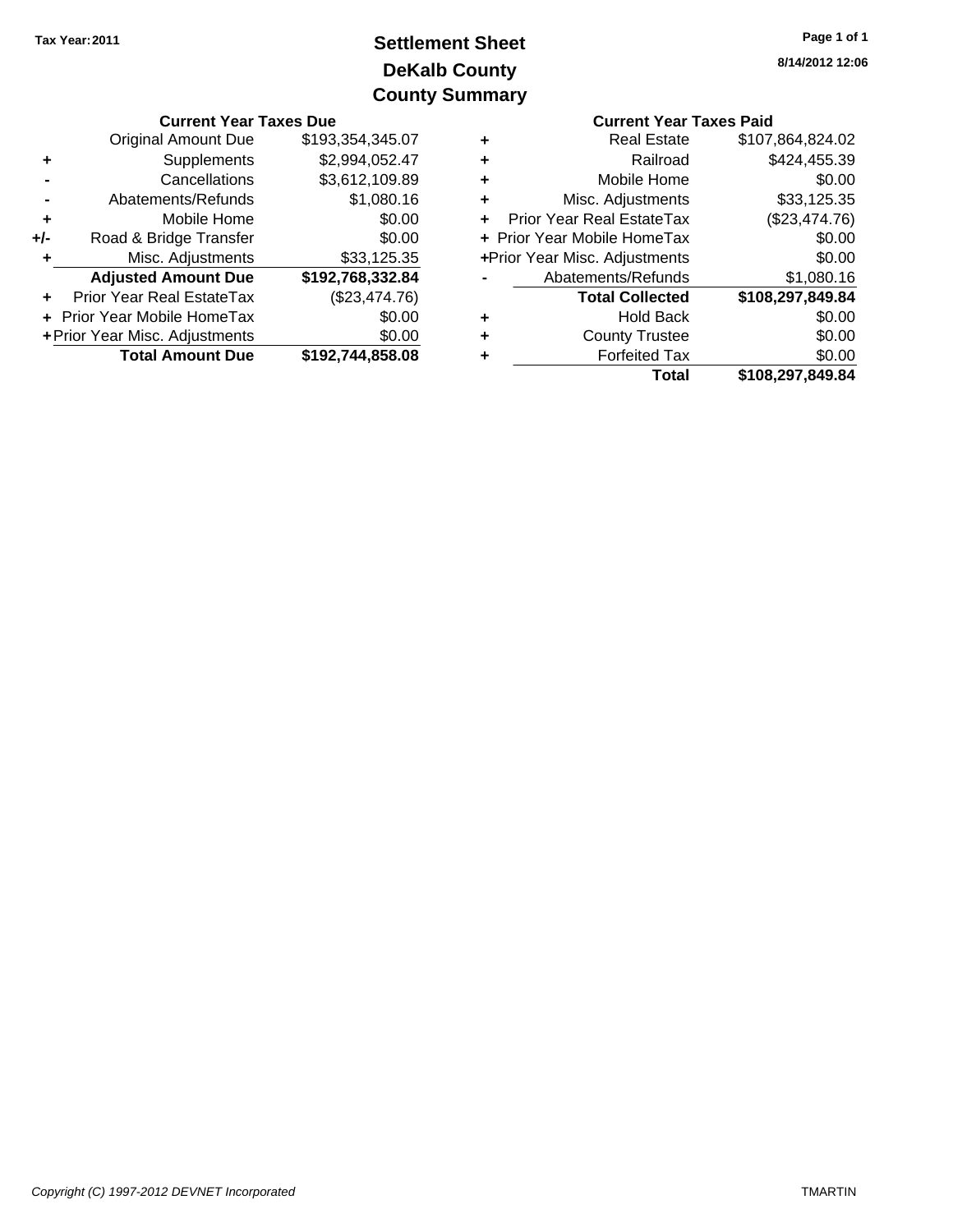**Tax Year: 2011**

# Settlement Sheet
## DeKalb County
## County Summary

8/14/2012 12:06

### Current Year Taxes Due

| | | |
|---|---|---|
| | Original Amount Due | $193,354,345.07 |
| + | Supplements | $2,994,052.47 |
| - | Cancellations | $3,612,109.89 |
| - | Abatements/Refunds | $1,080.16 |
| + | Mobile Home | $0.00 |
| +/- | Road & Bridge Transfer | $0.00 |
| + | Misc. Adjustments | $33,125.35 |
| | **Adjusted Amount Due** | **$192,768,332.84** |
| + | Prior Year Real EstateTax | ($23,474.76) |
| + | Prior Year Mobile HomeTax | $0.00 |
| + | Prior Year Misc. Adjustments | $0.00 |
| | **Total Amount Due** | **$192,744,858.08** |

### Current Year Taxes Paid

| | | |
|---|---|---|
| + | Real Estate | $107,864,824.02 |
| + | Railroad | $424,455.39 |
| + | Mobile Home | $0.00 |
| + | Misc. Adjustments | $33,125.35 |
| + | Prior Year Real EstateTax | ($23,474.76) |
| + | Prior Year Mobile HomeTax | $0.00 |
| + | Prior Year Misc. Adjustments | $0.00 |
| - | Abatements/Refunds | $1,080.16 |
| | **Total Collected** | **$108,297,849.84** |
| + | Hold Back | $0.00 |
| + | County Trustee | $0.00 |
| + | Forfeited Tax | $0.00 |
| | **Total** | **$108,297,849.84** |

*Copyright (C) 1997-2012 DEVNET Incorporated* TMARTIN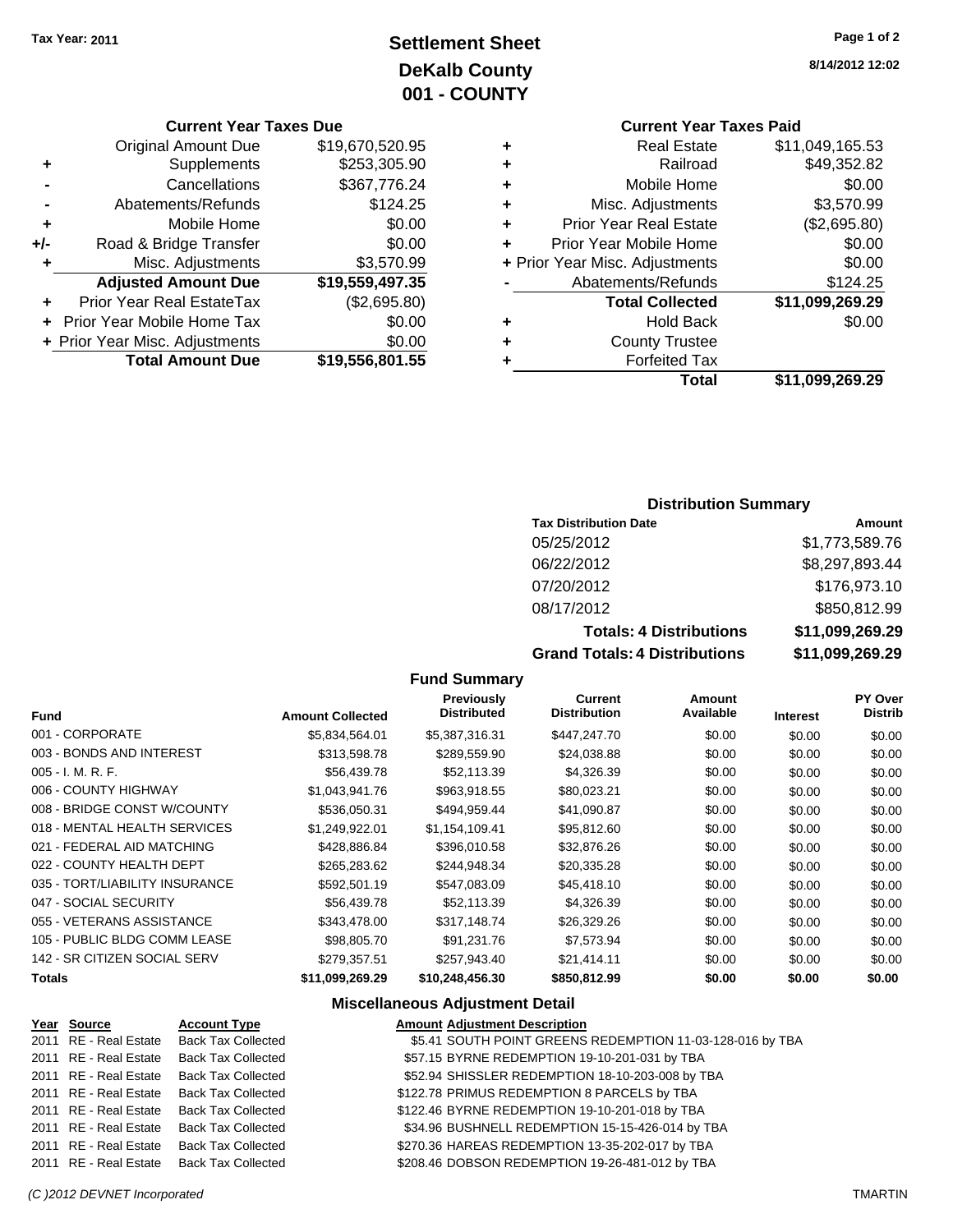Tax Year: 2011

# Settlement Sheet
## DeKalb County
## 001 - COUNTY

8/14/2012 12:02

### Current Year Taxes Due

| | | |
|---|---|---|
| | Original Amount Due | $19,670,520.95 |
| + | Supplements | $253,305.90 |
| - | Cancellations | $367,776.24 |
| - | Abatements/Refunds | $124.25 |
| + | Mobile Home | $0.00 |
| +/- | Road & Bridge Transfer | $0.00 |
| + | Misc. Adjustments | $3,570.99 |
| | **Adjusted Amount Due** | **$19,559,497.35** |
| + | Prior Year Real EstateTax | ($2,695.80) |
| + | Prior Year Mobile Home Tax | $0.00 |
| + | Prior Year Misc. Adjustments | $0.00 |
| | **Total Amount Due** | **$19,556,801.55** |

### Current Year Taxes Paid

| | | |
|---|---|---|
| + | Real Estate | $11,049,165.53 |
| + | Railroad | $49,352.82 |
| + | Mobile Home | $0.00 |
| + | Misc. Adjustments | $3,570.99 |
| + | Prior Year Real Estate | ($2,695.80) |
| + | Prior Year Mobile Home | $0.00 |
| + | Prior Year Misc. Adjustments | $0.00 |
| - | Abatements/Refunds | $124.25 |
| | **Total Collected** | **$11,099,269.29** |
| + | Hold Back | $0.00 |
| + | County Trustee | |
| + | Forfeited Tax | |
| | **Total** | **$11,099,269.29** |

### Distribution Summary

| Tax Distribution Date | Amount |
|---|---|
| 05/25/2012 | $1,773,589.76 |
| 06/22/2012 | $8,297,893.44 |
| 07/20/2012 | $176,973.10 |
| 08/17/2012 | $850,812.99 |
| **Totals: 4 Distributions** | **$11,099,269.29** |
| **Grand Totals: 4 Distributions** | **$11,099,269.29** |

### Fund Summary

| Fund | Amount Collected | Previously Distributed | Current Distribution | Amount Available | Interest | PY Over Distrib |
|---|---|---|---|---|---|---|
| 001 - CORPORATE | $5,834,564.01 | $5,387,316.31 | $447,247.70 | $0.00 | $0.00 | $0.00 |
| 003 - BONDS AND INTEREST | $313,598.78 | $289,559.90 | $24,038.88 | $0.00 | $0.00 | $0.00 |
| 005 - I. M. R. F. | $56,439.78 | $52,113.39 | $4,326.39 | $0.00 | $0.00 | $0.00 |
| 006 - COUNTY HIGHWAY | $1,043,941.76 | $963,918.55 | $80,023.21 | $0.00 | $0.00 | $0.00 |
| 008 - BRIDGE CONST W/COUNTY | $536,050.31 | $494,959.44 | $41,090.87 | $0.00 | $0.00 | $0.00 |
| 018 - MENTAL HEALTH SERVICES | $1,249,922.01 | $1,154,109.41 | $95,812.60 | $0.00 | $0.00 | $0.00 |
| 021 - FEDERAL AID MATCHING | $428,886.84 | $396,010.58 | $32,876.26 | $0.00 | $0.00 | $0.00 |
| 022 - COUNTY HEALTH DEPT | $265,283.62 | $244,948.34 | $20,335.28 | $0.00 | $0.00 | $0.00 |
| 035 - TORT/LIABILITY INSURANCE | $592,501.19 | $547,083.09 | $45,418.10 | $0.00 | $0.00 | $0.00 |
| 047 - SOCIAL SECURITY | $56,439.78 | $52,113.39 | $4,326.39 | $0.00 | $0.00 | $0.00 |
| 055 - VETERANS ASSISTANCE | $343,478.00 | $317,148.74 | $26,329.26 | $0.00 | $0.00 | $0.00 |
| 105 - PUBLIC BLDG COMM LEASE | $98,805.70 | $91,231.76 | $7,573.94 | $0.00 | $0.00 | $0.00 |
| 142 - SR CITIZEN SOCIAL SERV | $279,357.51 | $257,943.40 | $21,414.11 | $0.00 | $0.00 | $0.00 |
| **Totals** | **$11,099,269.29** | **$10,248,456.30** | **$850,812.99** | **$0.00** | **$0.00** | **$0.00** |

### Miscellaneous Adjustment Detail

| Year | Source | Account Type | Amount | Adjustment Description |
|---|---|---|---|---|
| 2011 | RE - Real Estate | Back Tax Collected | $5.41 | SOUTH POINT GREENS REDEMPTION 11-03-128-016 by TBA |
| 2011 | RE - Real Estate | Back Tax Collected | $57.15 | BYRNE REDEMPTION 19-10-201-031 by TBA |
| 2011 | RE - Real Estate | Back Tax Collected | $52.94 | SHISSLER REDEMPTION 18-10-203-008 by TBA |
| 2011 | RE - Real Estate | Back Tax Collected | $122.78 | PRIMUS REDEMPTION 8 PARCELS by TBA |
| 2011 | RE - Real Estate | Back Tax Collected | $122.46 | BYRNE REDEMPTION 19-10-201-018 by TBA |
| 2011 | RE - Real Estate | Back Tax Collected | $34.96 | BUSHNELL REDEMPTION 15-15-426-014 by TBA |
| 2011 | RE - Real Estate | Back Tax Collected | $270.36 | HAREAS REDEMPTION 13-35-202-017 by TBA |
| 2011 | RE - Real Estate | Back Tax Collected | $208.46 | DOBSON REDEMPTION 19-26-481-012 by TBA |

(C )2012 DEVNET Incorporated TMARTIN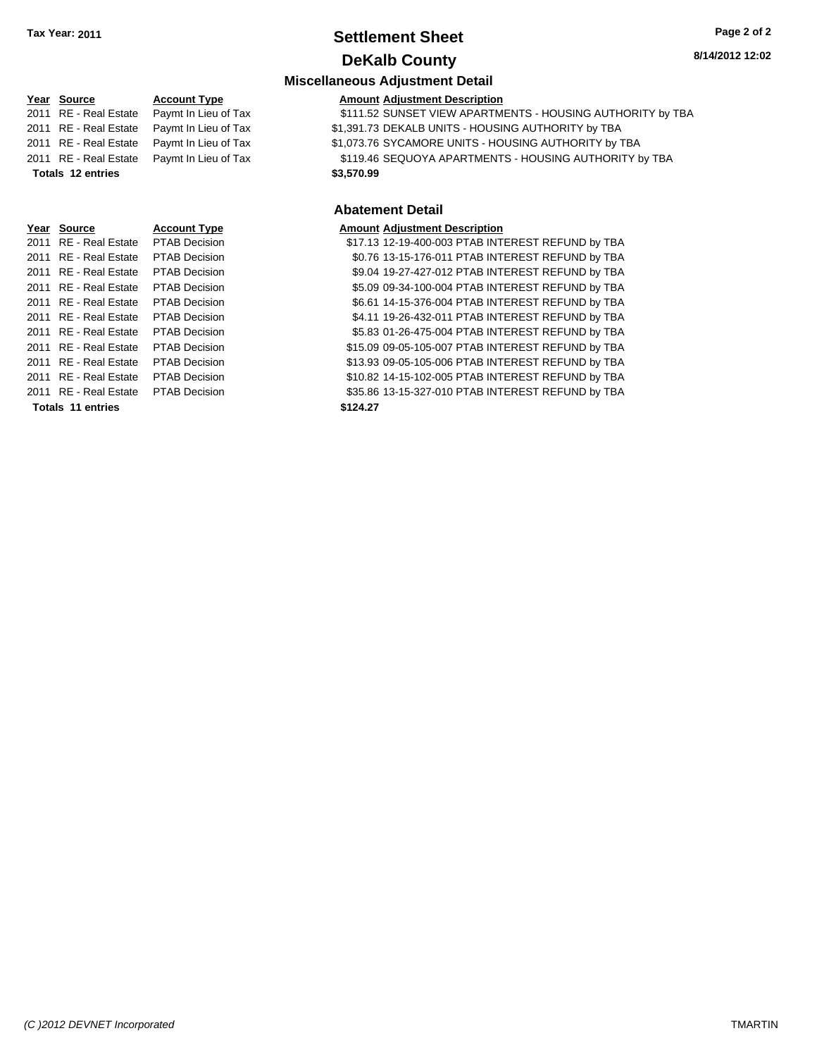**Tax Year: 2011**

# Settlement Sheet

## DeKalb County

8/14/2012 12:02

### Miscellaneous Adjustment Detail

| Year | Source | Account Type | Amount | Adjustment Description |
|---|---|---|---|---|
| 2011 | RE - Real Estate | Paymt In Lieu of Tax | $111.52 | SUNSET VIEW APARTMENTS - HOUSING AUTHORITY by TBA |
| 2011 | RE - Real Estate | Paymt In Lieu of Tax | $1,391.73 | DEKALB UNITS - HOUSING AUTHORITY by TBA |
| 2011 | RE - Real Estate | Paymt In Lieu of Tax | $1,073.76 | SYCAMORE UNITS - HOUSING AUTHORITY by TBA |
| 2011 | RE - Real Estate | Paymt In Lieu of Tax | $119.46 | SEQUOYA APARTMENTS - HOUSING AUTHORITY by TBA |
| **Totals 12 entries** | | | **$3,570.99** | |

### Abatement Detail

| Year | Source | Account Type | Amount | Adjustment Description |
|---|---|---|---|---|
| 2011 | RE - Real Estate | PTAB Decision | $17.13 | 12-19-400-003 PTAB INTEREST REFUND by TBA |
| 2011 | RE - Real Estate | PTAB Decision | $0.76 | 13-15-176-011 PTAB INTEREST REFUND by TBA |
| 2011 | RE - Real Estate | PTAB Decision | $9.04 | 19-27-427-012 PTAB INTEREST REFUND by TBA |
| 2011 | RE - Real Estate | PTAB Decision | $5.09 | 09-34-100-004 PTAB INTEREST REFUND by TBA |
| 2011 | RE - Real Estate | PTAB Decision | $6.61 | 14-15-376-004 PTAB INTEREST REFUND by TBA |
| 2011 | RE - Real Estate | PTAB Decision | $4.11 | 19-26-432-011 PTAB INTEREST REFUND by TBA |
| 2011 | RE - Real Estate | PTAB Decision | $5.83 | 01-26-475-004 PTAB INTEREST REFUND by TBA |
| 2011 | RE - Real Estate | PTAB Decision | $15.09 | 09-05-105-007 PTAB INTEREST REFUND by TBA |
| 2011 | RE - Real Estate | PTAB Decision | $13.93 | 09-05-105-006 PTAB INTEREST REFUND by TBA |
| 2011 | RE - Real Estate | PTAB Decision | $10.82 | 14-15-102-005 PTAB INTEREST REFUND by TBA |
| 2011 | RE - Real Estate | PTAB Decision | $35.86 | 13-15-327-010 PTAB INTEREST REFUND by TBA |
| **Totals 11 entries** | | | **$124.27** | |

*(C )2012 DEVNET Incorporated* TMARTIN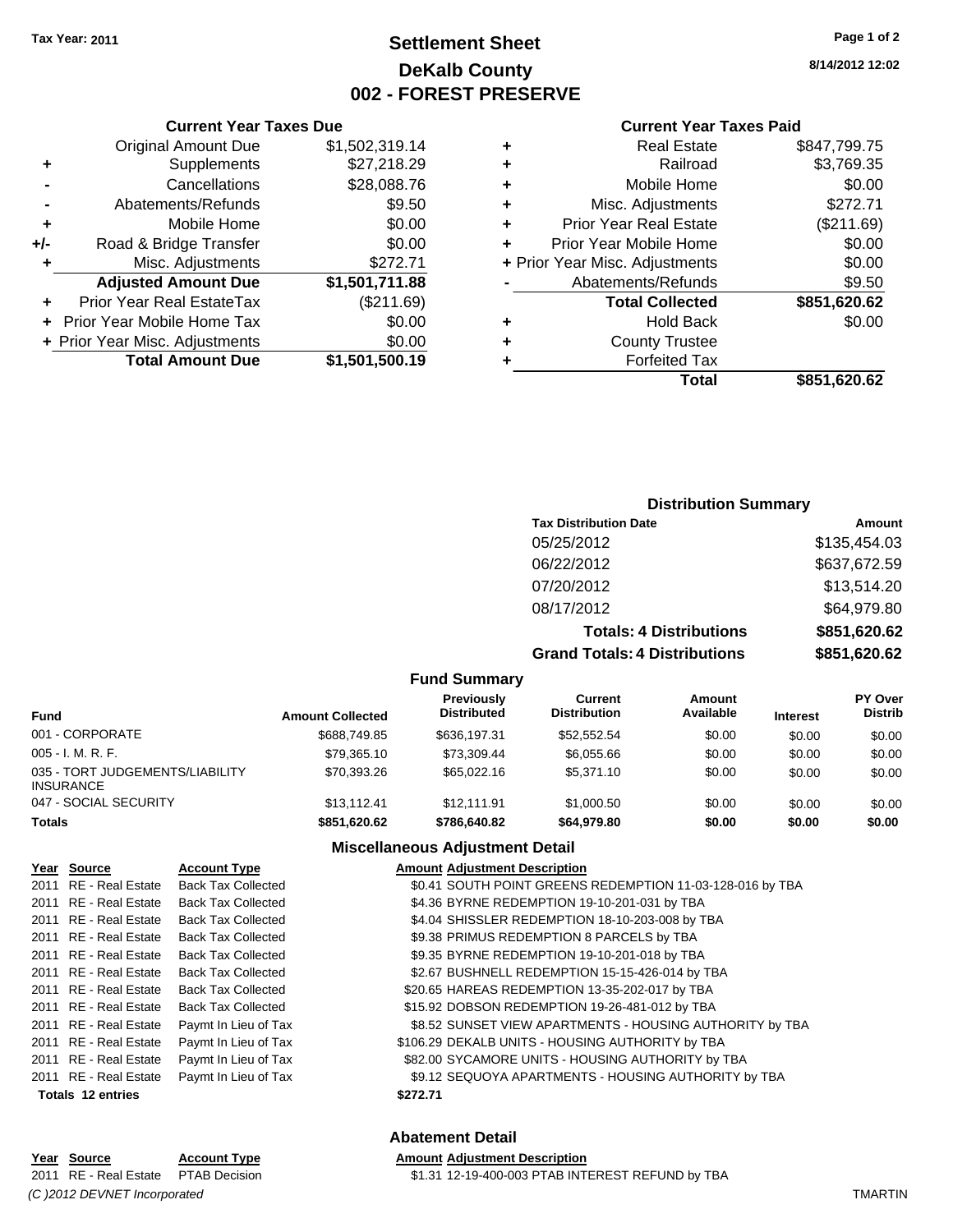Tax Year: 2011

# Settlement Sheet
## DeKalb County
## 002 - FOREST PRESERVE

8/14/2012 12:02

### Current Year Taxes Due

| | | |
|---|---|---|
| | Original Amount Due | $1,502,319.14 |
| + | Supplements | $27,218.29 |
| - | Cancellations | $28,088.76 |
| - | Abatements/Refunds | $9.50 |
| + | Mobile Home | $0.00 |
| +/- | Road & Bridge Transfer | $0.00 |
| + | Misc. Adjustments | $272.71 |
| | **Adjusted Amount Due** | **$1,501,711.88** |
| + | Prior Year Real EstateTax | ($211.69) |
| + | Prior Year Mobile Home Tax | $0.00 |
| + | Prior Year Misc. Adjustments | $0.00 |
| | **Total Amount Due** | **$1,501,500.19** |

### Current Year Taxes Paid

| | | |
|---|---|---|
| + | Real Estate | $847,799.75 |
| + | Railroad | $3,769.35 |
| + | Mobile Home | $0.00 |
| + | Misc. Adjustments | $272.71 |
| + | Prior Year Real Estate | ($211.69) |
| + | Prior Year Mobile Home | $0.00 |
| + | Prior Year Misc. Adjustments | $0.00 |
| - | Abatements/Refunds | $9.50 |
| | **Total Collected** | **$851,620.62** |
| + | Hold Back | $0.00 |
| + | County Trustee | |
| + | Forfeited Tax | |
| | **Total** | **$851,620.62** |

### Distribution Summary

| Tax Distribution Date | Amount |
|---|---|
| 05/25/2012 | $135,454.03 |
| 06/22/2012 | $637,672.59 |
| 07/20/2012 | $13,514.20 |
| 08/17/2012 | $64,979.80 |
| **Totals: 4 Distributions** | **$851,620.62** |
| **Grand Totals: 4 Distributions** | **$851,620.62** |

### Fund Summary

| Fund | Amount Collected | Previously Distributed | Current Distribution | Amount Available | Interest | PY Over Distrib |
|---|---|---|---|---|---|---|
| 001 - CORPORATE | $688,749.85 | $636,197.31 | $52,552.54 | $0.00 | $0.00 | $0.00 |
| 005 - I. M. R. F. | $79,365.10 | $73,309.44 | $6,055.66 | $0.00 | $0.00 | $0.00 |
| 035 - TORT JUDGEMENTS/LIABILITY INSURANCE | $70,393.26 | $65,022.16 | $5,371.10 | $0.00 | $0.00 | $0.00 |
| 047 - SOCIAL SECURITY | $13,112.41 | $12,111.91 | $1,000.50 | $0.00 | $0.00 | $0.00 |
| **Totals** | **$851,620.62** | **$786,640.82** | **$64,979.80** | **$0.00** | **$0.00** | **$0.00** |

### Miscellaneous Adjustment Detail

| Year | Source | Account Type | Amount | Adjustment Description |
|---|---|---|---|---|
| 2011 | RE - Real Estate | Back Tax Collected | $0.41 | SOUTH POINT GREENS REDEMPTION 11-03-128-016 by TBA |
| 2011 | RE - Real Estate | Back Tax Collected | $4.36 | BYRNE REDEMPTION 19-10-201-031 by TBA |
| 2011 | RE - Real Estate | Back Tax Collected | $4.04 | SHISSLER REDEMPTION 18-10-203-008 by TBA |
| 2011 | RE - Real Estate | Back Tax Collected | $9.38 | PRIMUS REDEMPTION 8 PARCELS by TBA |
| 2011 | RE - Real Estate | Back Tax Collected | $9.35 | BYRNE REDEMPTION 19-10-201-018 by TBA |
| 2011 | RE - Real Estate | Back Tax Collected | $2.67 | BUSHNELL REDEMPTION 15-15-426-014 by TBA |
| 2011 | RE - Real Estate | Back Tax Collected | $20.65 | HAREAS REDEMPTION 13-35-202-017 by TBA |
| 2011 | RE - Real Estate | Back Tax Collected | $15.92 | DOBSON REDEMPTION 19-26-481-012 by TBA |
| 2011 | RE - Real Estate | Paymt In Lieu of Tax | $8.52 | SUNSET VIEW APARTMENTS - HOUSING AUTHORITY by TBA |
| 2011 | RE - Real Estate | Paymt In Lieu of Tax | $106.29 | DEKALB UNITS - HOUSING AUTHORITY by TBA |
| 2011 | RE - Real Estate | Paymt In Lieu of Tax | $82.00 | SYCAMORE UNITS - HOUSING AUTHORITY by TBA |
| 2011 | RE - Real Estate | Paymt In Lieu of Tax | $9.12 | SEQUOYA APARTMENTS - HOUSING AUTHORITY by TBA |
| **Totals 12 entries** | | | **$272.71** | |

### Abatement Detail

| Year | Source | Account Type | Amount | Adjustment Description |
|---|---|---|---|---|
| 2011 | RE - Real Estate | PTAB Decision | $1.31 | 12-19-400-003 PTAB INTEREST REFUND by TBA |

*(C )2012 DEVNET Incorporated* TMARTIN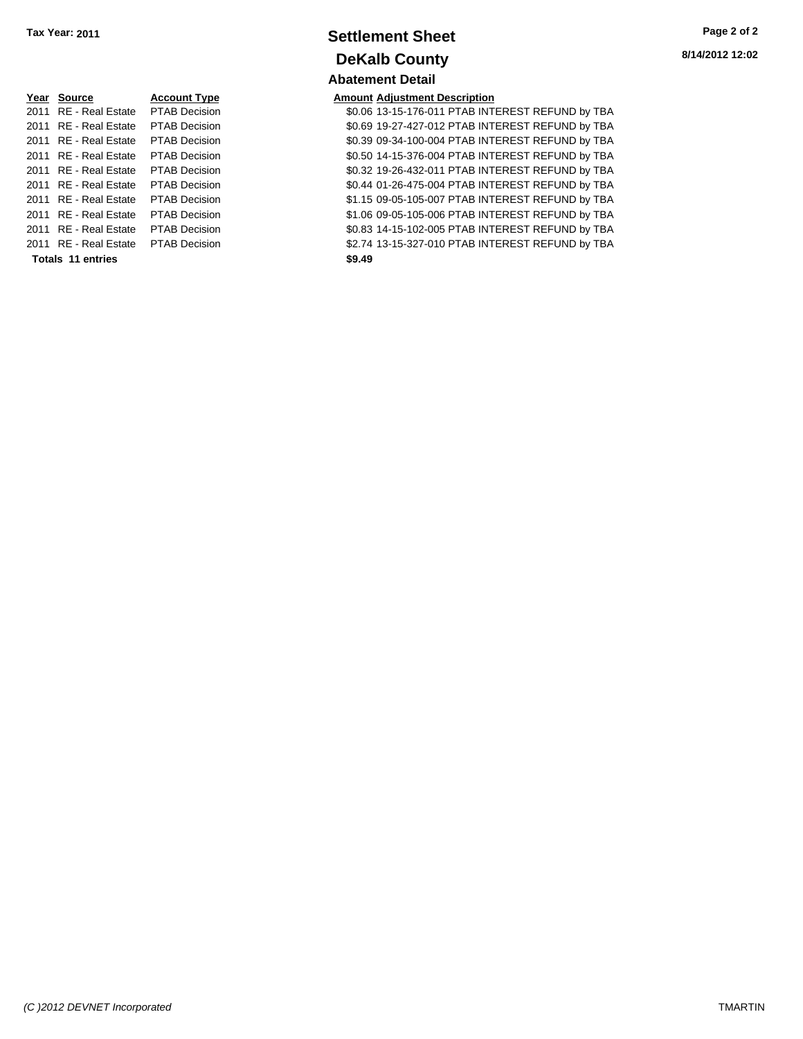**Tax Year: 2011**

# Settlement Sheet

## DeKalb County

### Abatement Detail

| Year | Source | Account Type | Amount | Adjustment Description |
|---|---|---|---|---|
| 2011 | RE - Real Estate | PTAB Decision | $0.06 | 13-15-176-011 PTAB INTEREST REFUND by TBA |
| 2011 | RE - Real Estate | PTAB Decision | $0.69 | 19-27-427-012 PTAB INTEREST REFUND by TBA |
| 2011 | RE - Real Estate | PTAB Decision | $0.39 | 09-34-100-004 PTAB INTEREST REFUND by TBA |
| 2011 | RE - Real Estate | PTAB Decision | $0.50 | 14-15-376-004 PTAB INTEREST REFUND by TBA |
| 2011 | RE - Real Estate | PTAB Decision | $0.32 | 19-26-432-011 PTAB INTEREST REFUND by TBA |
| 2011 | RE - Real Estate | PTAB Decision | $0.44 | 01-26-475-004 PTAB INTEREST REFUND by TBA |
| 2011 | RE - Real Estate | PTAB Decision | $1.15 | 09-05-105-007 PTAB INTEREST REFUND by TBA |
| 2011 | RE - Real Estate | PTAB Decision | $1.06 | 09-05-105-006 PTAB INTEREST REFUND by TBA |
| 2011 | RE - Real Estate | PTAB Decision | $0.83 | 14-15-102-005 PTAB INTEREST REFUND by TBA |
| 2011 | RE - Real Estate | PTAB Decision | $2.74 | 13-15-327-010 PTAB INTEREST REFUND by TBA |
| **Totals 11 entries** | | | **$9.49** | |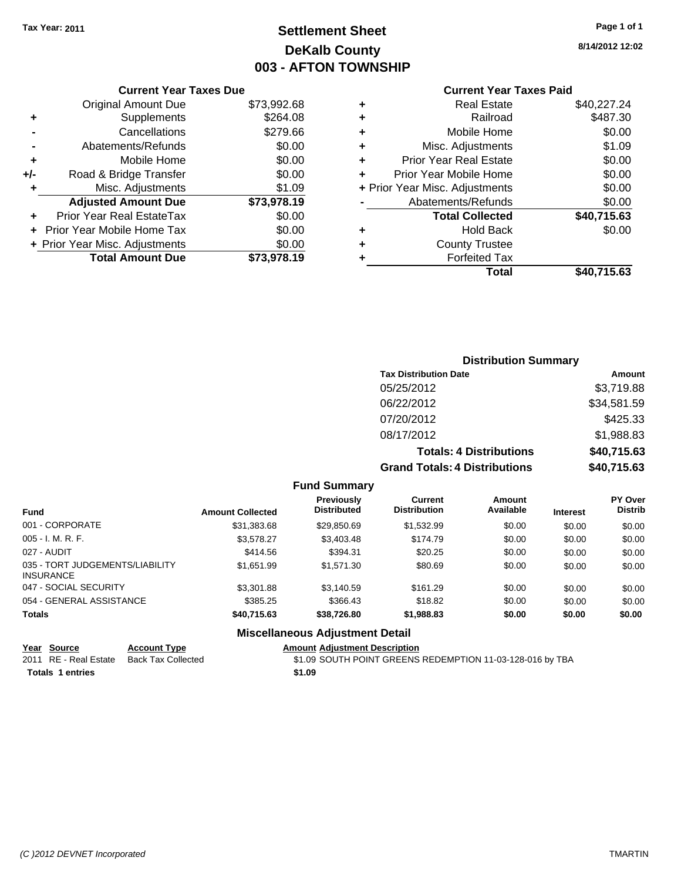Tax Year: 2011

# Settlement Sheet
## DeKalb County
## 003 - AFTON TOWNSHIP

8/14/2012 12:02

### Current Year Taxes Due

| | | |
|---|---|---|
| | Original Amount Due | $73,992.68 |
| + | Supplements | $264.08 |
| - | Cancellations | $279.66 |
| - | Abatements/Refunds | $0.00 |
| + | Mobile Home | $0.00 |
| +/- | Road & Bridge Transfer | $0.00 |
| + | Misc. Adjustments | $1.09 |
| | **Adjusted Amount Due** | **$73,978.19** |
| + | Prior Year Real EstateTax | $0.00 |
| + | Prior Year Mobile Home Tax | $0.00 |
| + | Prior Year Misc. Adjustments | $0.00 |
| | **Total Amount Due** | **$73,978.19** |

### Current Year Taxes Paid

| | | |
|---|---|---|
| + | Real Estate | $40,227.24 |
| + | Railroad | $487.30 |
| + | Mobile Home | $0.00 |
| + | Misc. Adjustments | $1.09 |
| + | Prior Year Real Estate | $0.00 |
| + | Prior Year Mobile Home | $0.00 |
| + | Prior Year Misc. Adjustments | $0.00 |
| - | Abatements/Refunds | $0.00 |
| | **Total Collected** | **$40,715.63** |
| + | Hold Back | $0.00 |
| + | County Trustee | |
| + | Forfeited Tax | |
| | **Total** | **$40,715.63** |

### Distribution Summary

| Tax Distribution Date | Amount |
|---|---|
| 05/25/2012 | $3,719.88 |
| 06/22/2012 | $34,581.59 |
| 07/20/2012 | $425.33 |
| 08/17/2012 | $1,988.83 |
| **Totals: 4 Distributions** | **$40,715.63** |
| **Grand Totals: 4 Distributions** | **$40,715.63** |

### Fund Summary

| Fund | Amount Collected | Previously Distributed | Current Distribution | Amount Available | Interest | PY Over Distrib |
|---|---|---|---|---|---|---|
| 001 - CORPORATE | $31,383.68 | $29,850.69 | $1,532.99 | $0.00 | $0.00 | $0.00 |
| 005 - I. M. R. F. | $3,578.27 | $3,403.48 | $174.79 | $0.00 | $0.00 | $0.00 |
| 027 - AUDIT | $414.56 | $394.31 | $20.25 | $0.00 | $0.00 | $0.00 |
| 035 - TORT JUDGEMENTS/LIABILITY INSURANCE | $1,651.99 | $1,571.30 | $80.69 | $0.00 | $0.00 | $0.00 |
| 047 - SOCIAL SECURITY | $3,301.88 | $3,140.59 | $161.29 | $0.00 | $0.00 | $0.00 |
| 054 - GENERAL ASSISTANCE | $385.25 | $366.43 | $18.82 | $0.00 | $0.00 | $0.00 |
| **Totals** | **$40,715.63** | **$38,726.80** | **$1,988.83** | **$0.00** | **$0.00** | **$0.00** |

### Miscellaneous Adjustment Detail

| Year | Source | Account Type | Amount | Adjustment Description |
|---|---|---|---|---|
| 2011 | RE - Real Estate | Back Tax Collected | $1.09 | SOUTH POINT GREENS REDEMPTION 11-03-128-016 by TBA |
| **Totals 1 entries** | | | **$1.09** | |

(C )2012 DEVNET Incorporated — TMARTIN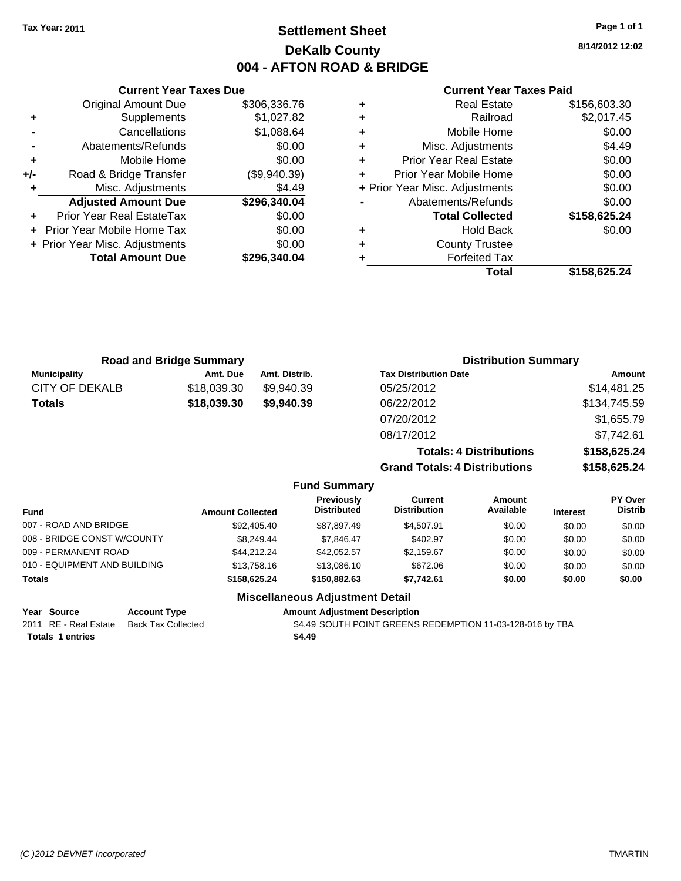Tax Year: 2011

# Settlement Sheet
## DeKalb County
## 004 - AFTON ROAD & BRIDGE

8/14/2012 12:02

### Current Year Taxes Due

| | | |
|---|---|---|
| | Original Amount Due | $306,336.76 |
| + | Supplements | $1,027.82 |
| - | Cancellations | $1,088.64 |
| - | Abatements/Refunds | $0.00 |
| + | Mobile Home | $0.00 |
| +/- | Road & Bridge Transfer | ($9,940.39) |
| + | Misc. Adjustments | $4.49 |
| | **Adjusted Amount Due** | **$296,340.04** |
| + | Prior Year Real EstateTax | $0.00 |
| + | Prior Year Mobile Home Tax | $0.00 |
| + | Prior Year Misc. Adjustments | $0.00 |
| | **Total Amount Due** | **$296,340.04** |

### Current Year Taxes Paid

| | | |
|---|---|---|
| + | Real Estate | $156,603.30 |
| + | Railroad | $2,017.45 |
| + | Mobile Home | $0.00 |
| + | Misc. Adjustments | $4.49 |
| + | Prior Year Real Estate | $0.00 |
| + | Prior Year Mobile Home | $0.00 |
| + | Prior Year Misc. Adjustments | $0.00 |
| - | Abatements/Refunds | $0.00 |
| | **Total Collected** | **$158,625.24** |
| + | Hold Back | $0.00 |
| + | County Trustee | |
| + | Forfeited Tax | |
| | **Total** | **$158,625.24** |

### Road and Bridge Summary

| Municipality | Amt. Due | Amt. Distrib. |
|---|---|---|
| CITY OF DEKALB | $18,039.30 | $9,940.39 |
| **Totals** | **$18,039.30** | **$9,940.39** |

### Distribution Summary

| Tax Distribution Date | Amount |
|---|---|
| 05/25/2012 | $14,481.25 |
| 06/22/2012 | $134,745.59 |
| 07/20/2012 | $1,655.79 |
| 08/17/2012 | $7,742.61 |
| **Totals: 4 Distributions** | **$158,625.24** |
| **Grand Totals: 4 Distributions** | **$158,625.24** |

### Fund Summary

| Fund | Amount Collected | Previously Distributed | Current Distribution | Amount Available | Interest | PY Over Distrib |
|---|---|---|---|---|---|---|
| 007 - ROAD AND BRIDGE | $92,405.40 | $87,897.49 | $4,507.91 | $0.00 | $0.00 | $0.00 |
| 008 - BRIDGE CONST W/COUNTY | $8,249.44 | $7,846.47 | $402.97 | $0.00 | $0.00 | $0.00 |
| 009 - PERMANENT ROAD | $44,212.24 | $42,052.57 | $2,159.67 | $0.00 | $0.00 | $0.00 |
| 010 - EQUIPMENT AND BUILDING | $13,758.16 | $13,086.10 | $672.06 | $0.00 | $0.00 | $0.00 |
| **Totals** | **$158,625.24** | **$150,882.63** | **$7,742.61** | **$0.00** | **$0.00** | **$0.00** |

### Miscellaneous Adjustment Detail

| Year | Source | Account Type | Amount | Adjustment Description |
|---|---|---|---|---|
| 2011 | RE - Real Estate | Back Tax Collected | $4.49 | SOUTH POINT GREENS REDEMPTION 11-03-128-016 by TBA |
| **Totals 1 entries** | | | **$4.49** | |

(C )2012 DEVNET Incorporated TMARTIN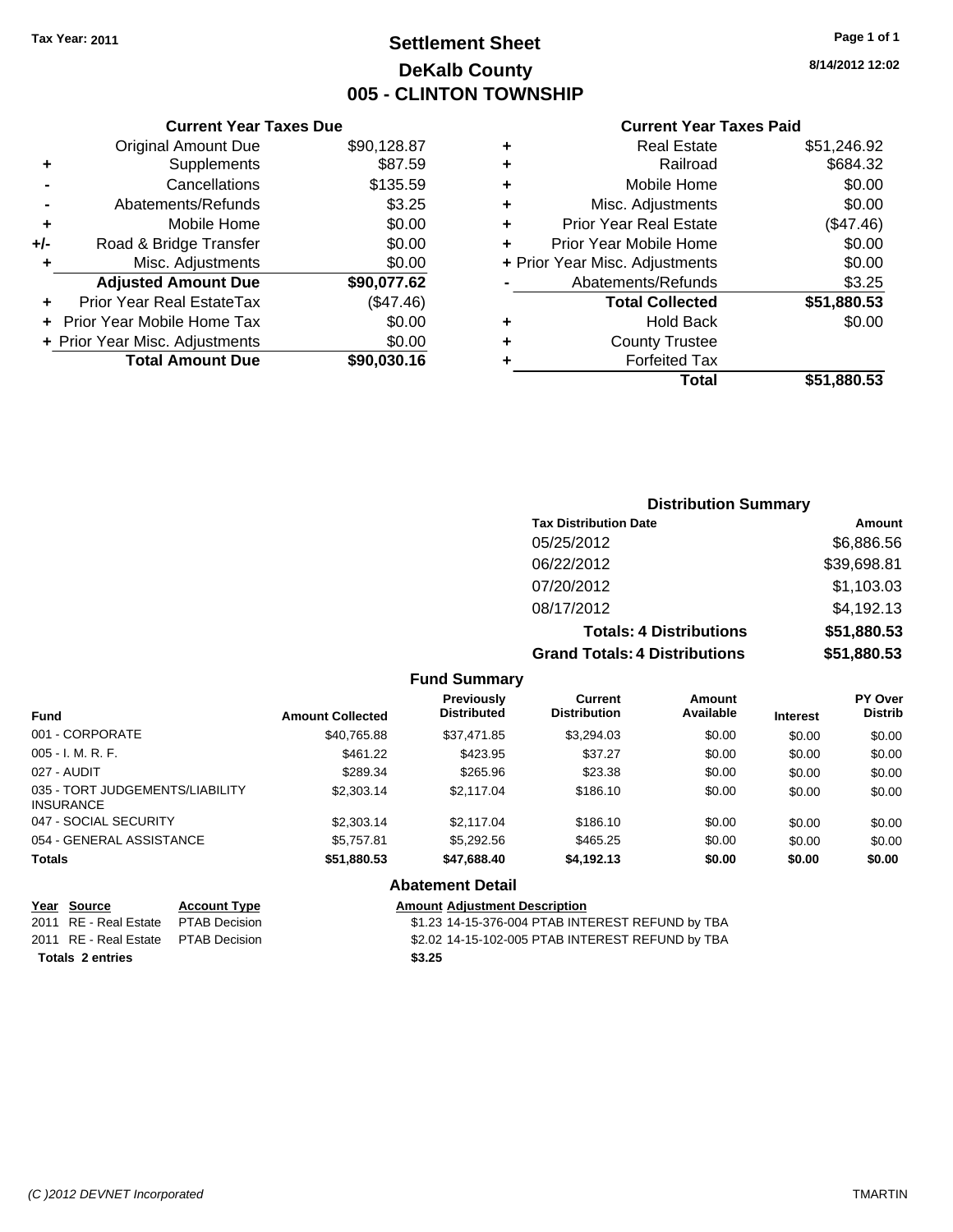Tax Year: 2011

# Settlement Sheet
## DeKalb County
## 005 - CLINTON TOWNSHIP

8/14/2012 12:02

### Current Year Taxes Due

| | | |
|---|---|---|
| | Original Amount Due | $90,128.87 |
| + | Supplements | $87.59 |
| - | Cancellations | $135.59 |
| - | Abatements/Refunds | $3.25 |
| + | Mobile Home | $0.00 |
| +/- | Road & Bridge Transfer | $0.00 |
| + | Misc. Adjustments | $0.00 |
| | **Adjusted Amount Due** | **$90,077.62** |
| + | Prior Year Real EstateTax | ($47.46) |
| + | Prior Year Mobile Home Tax | $0.00 |
| + | Prior Year Misc. Adjustments | $0.00 |
| | **Total Amount Due** | **$90,030.16** |

### Current Year Taxes Paid

| | | |
|---|---|---|
| + | Real Estate | $51,246.92 |
| + | Railroad | $684.32 |
| + | Mobile Home | $0.00 |
| + | Misc. Adjustments | $0.00 |
| + | Prior Year Real Estate | ($47.46) |
| + | Prior Year Mobile Home | $0.00 |
| + | Prior Year Misc. Adjustments | $0.00 |
| - | Abatements/Refunds | $3.25 |
| | **Total Collected** | **$51,880.53** |
| + | Hold Back | $0.00 |
| + | County Trustee | |
| + | Forfeited Tax | |
| | **Total** | **$51,880.53** |

### Distribution Summary

| Tax Distribution Date | Amount |
|---|---|
| 05/25/2012 | $6,886.56 |
| 06/22/2012 | $39,698.81 |
| 07/20/2012 | $1,103.03 |
| 08/17/2012 | $4,192.13 |
| **Totals: 4 Distributions** | **$51,880.53** |
| **Grand Totals: 4 Distributions** | **$51,880.53** |

### Fund Summary

| Fund | Amount Collected | Previously Distributed | Current Distribution | Amount Available | Interest | PY Over Distrib |
|---|---|---|---|---|---|---|
| 001 - CORPORATE | $40,765.88 | $37,471.85 | $3,294.03 | $0.00 | $0.00 | $0.00 |
| 005 - I. M. R. F. | $461.22 | $423.95 | $37.27 | $0.00 | $0.00 | $0.00 |
| 027 - AUDIT | $289.34 | $265.96 | $23.38 | $0.00 | $0.00 | $0.00 |
| 035 - TORT JUDGEMENTS/LIABILITY INSURANCE | $2,303.14 | $2,117.04 | $186.10 | $0.00 | $0.00 | $0.00 |
| 047 - SOCIAL SECURITY | $2,303.14 | $2,117.04 | $186.10 | $0.00 | $0.00 | $0.00 |
| 054 - GENERAL ASSISTANCE | $5,757.81 | $5,292.56 | $465.25 | $0.00 | $0.00 | $0.00 |
| **Totals** | **$51,880.53** | **$47,688.40** | **$4,192.13** | **$0.00** | **$0.00** | **$0.00** |

### Abatement Detail

| Year | Source | Account Type | Amount | Adjustment Description |
|---|---|---|---|---|
| 2011 | RE - Real Estate | PTAB Decision | $1.23 | 14-15-376-004 PTAB INTEREST REFUND by TBA |
| 2011 | RE - Real Estate | PTAB Decision | $2.02 | 14-15-102-005 PTAB INTEREST REFUND by TBA |
| **Totals 2 entries** | | | **$3.25** | |

(C )2012 DEVNET Incorporated TMARTIN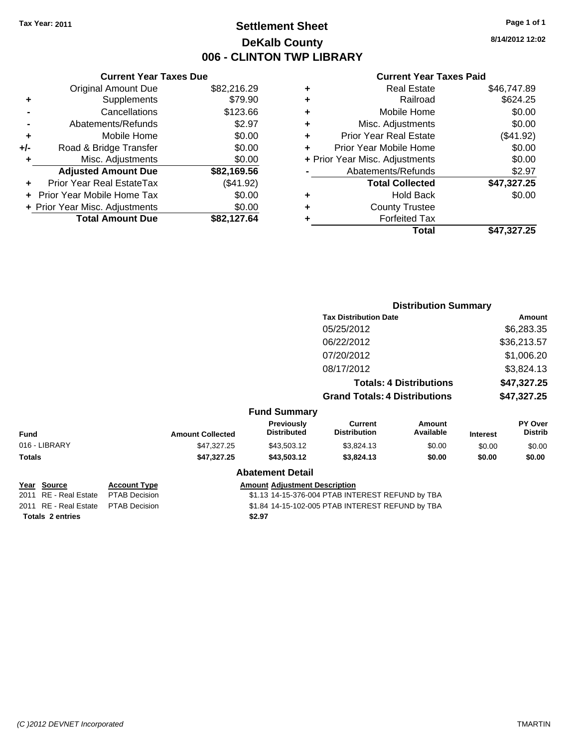Tax Year: 2011

# Settlement Sheet
## DeKalb County
## 006 - CLINTON TWP LIBRARY

8/14/2012 12:02

### Current Year Taxes Due

| | | |
|---|---|---|
| | Original Amount Due | $82,216.29 |
| + | Supplements | $79.90 |
| - | Cancellations | $123.66 |
| - | Abatements/Refunds | $2.97 |
| + | Mobile Home | $0.00 |
| +/- | Road & Bridge Transfer | $0.00 |
| + | Misc. Adjustments | $0.00 |
| | **Adjusted Amount Due** | **$82,169.56** |
| + | Prior Year Real EstateTax | ($41.92) |
| + | Prior Year Mobile Home Tax | $0.00 |
| + | Prior Year Misc. Adjustments | $0.00 |
| | **Total Amount Due** | **$82,127.64** |

### Current Year Taxes Paid

| | | |
|---|---|---|
| + | Real Estate | $46,747.89 |
| + | Railroad | $624.25 |
| + | Mobile Home | $0.00 |
| + | Misc. Adjustments | $0.00 |
| + | Prior Year Real Estate | ($41.92) |
| + | Prior Year Mobile Home | $0.00 |
| + | Prior Year Misc. Adjustments | $0.00 |
| - | Abatements/Refunds | $2.97 |
| | **Total Collected** | **$47,327.25** |
| + | Hold Back | $0.00 |
| + | County Trustee | |
| + | Forfeited Tax | |
| | **Total** | **$47,327.25** |

### Distribution Summary

| Tax Distribution Date | Amount |
|---|---|
| 05/25/2012 | $6,283.35 |
| 06/22/2012 | $36,213.57 |
| 07/20/2012 | $1,006.20 |
| 08/17/2012 | $3,824.13 |
| **Totals: 4 Distributions** | **$47,327.25** |
| **Grand Totals: 4 Distributions** | **$47,327.25** |

### Fund Summary

| Fund | Amount Collected | Previously Distributed | Current Distribution | Amount Available | Interest | PY Over Distrib |
|---|---|---|---|---|---|---|
| 016 - LIBRARY | $47,327.25 | $43,503.12 | $3,824.13 | $0.00 | $0.00 | $0.00 |
| **Totals** | **$47,327.25** | **$43,503.12** | **$3,824.13** | **$0.00** | **$0.00** | **$0.00** |

### Abatement Detail

| Year | Source | Account Type | Amount | Adjustment Description |
|---|---|---|---|---|
| 2011 | RE - Real Estate | PTAB Decision | $1.13 | 14-15-376-004 PTAB INTEREST REFUND by TBA |
| 2011 | RE - Real Estate | PTAB Decision | $1.84 | 14-15-102-005 PTAB INTEREST REFUND by TBA |
| **Totals** | **2 entries** | | **$2.97** | |

(C )2012 DEVNET Incorporated — TMARTIN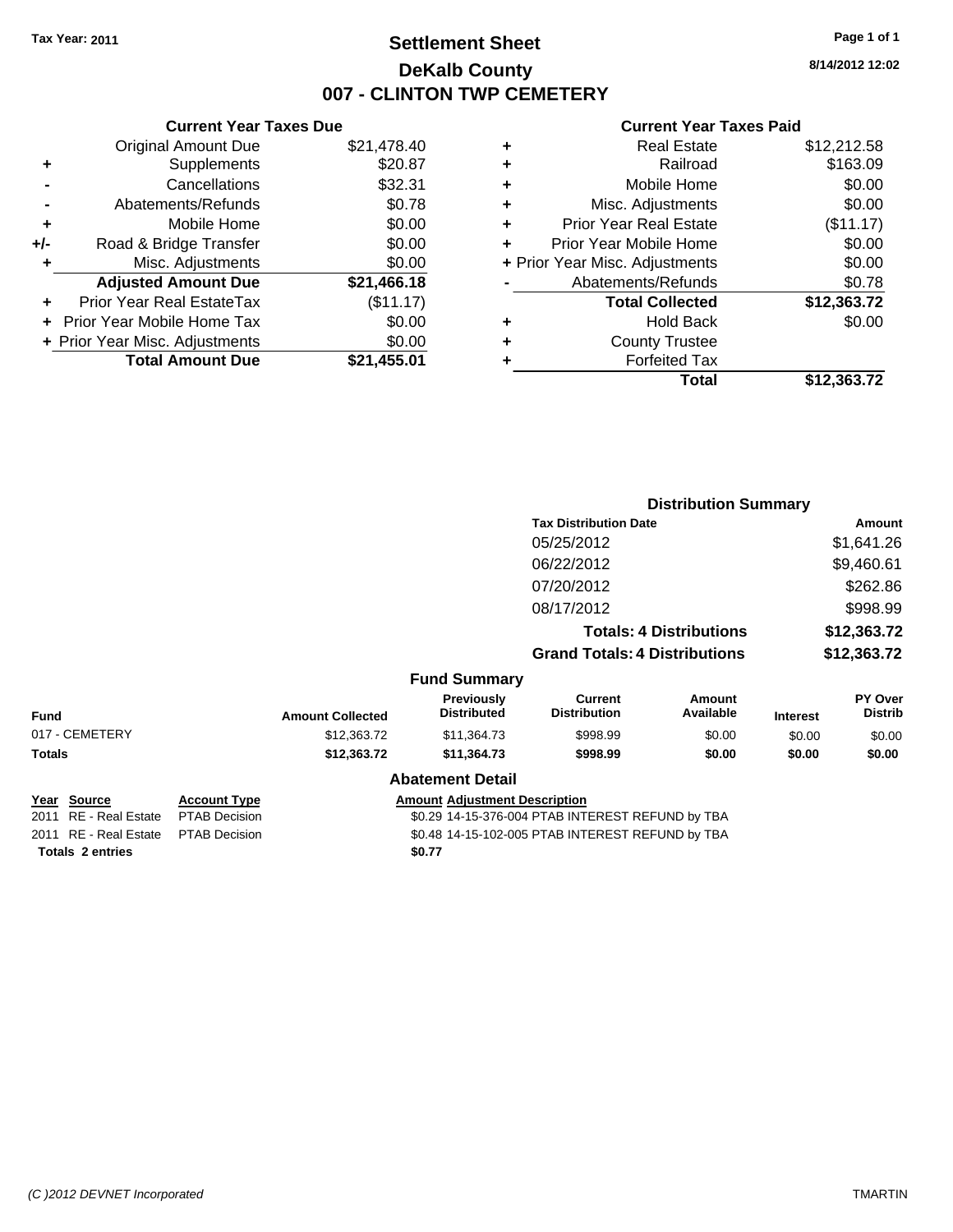Tax Year: 2011

# Settlement Sheet
## DeKalb County
## 007 - CLINTON TWP CEMETERY

8/14/2012 12:02

### Current Year Taxes Due

| | | |
|---|---|---|
| | Original Amount Due | $21,478.40 |
| + | Supplements | $20.87 |
| - | Cancellations | $32.31 |
| - | Abatements/Refunds | $0.78 |
| + | Mobile Home | $0.00 |
| +/- | Road & Bridge Transfer | $0.00 |
| + | Misc. Adjustments | $0.00 |
| | **Adjusted Amount Due** | **$21,466.18** |
| + | Prior Year Real EstateTax | ($11.17) |
| + | Prior Year Mobile Home Tax | $0.00 |
| + | Prior Year Misc. Adjustments | $0.00 |
| | **Total Amount Due** | **$21,455.01** |

### Current Year Taxes Paid

| | | |
|---|---|---|
| + | Real Estate | $12,212.58 |
| + | Railroad | $163.09 |
| + | Mobile Home | $0.00 |
| + | Misc. Adjustments | $0.00 |
| + | Prior Year Real Estate | ($11.17) |
| + | Prior Year Mobile Home | $0.00 |
| + | Prior Year Misc. Adjustments | $0.00 |
| - | Abatements/Refunds | $0.78 |
| | **Total Collected** | **$12,363.72** |
| + | Hold Back | $0.00 |
| + | County Trustee | |
| + | Forfeited Tax | |
| | **Total** | **$12,363.72** |

### Distribution Summary

| Tax Distribution Date | Amount |
|---|---|
| 05/25/2012 | $1,641.26 |
| 06/22/2012 | $9,460.61 |
| 07/20/2012 | $262.86 |
| 08/17/2012 | $998.99 |
| **Totals: 4 Distributions** | **$12,363.72** |
| **Grand Totals: 4 Distributions** | **$12,363.72** |

### Fund Summary

| Fund | Amount Collected | Previously Distributed | Current Distribution | Amount Available | Interest | PY Over Distrib |
|---|---|---|---|---|---|---|
| 017 - CEMETERY | $12,363.72 | $11,364.73 | $998.99 | $0.00 | $0.00 | $0.00 |
| **Totals** | **$12,363.72** | **$11,364.73** | **$998.99** | **$0.00** | **$0.00** | **$0.00** |

### Abatement Detail

| Year | Source | Account Type | Amount | Adjustment Description |
|---|---|---|---|---|
| 2011 | RE - Real Estate | PTAB Decision | $0.29 | 14-15-376-004 PTAB INTEREST REFUND by TBA |
| 2011 | RE - Real Estate | PTAB Decision | $0.48 | 14-15-102-005 PTAB INTEREST REFUND by TBA |
| **Totals 2 entries** | | | **$0.77** | |

(C )2012 DEVNET Incorporated — TMARTIN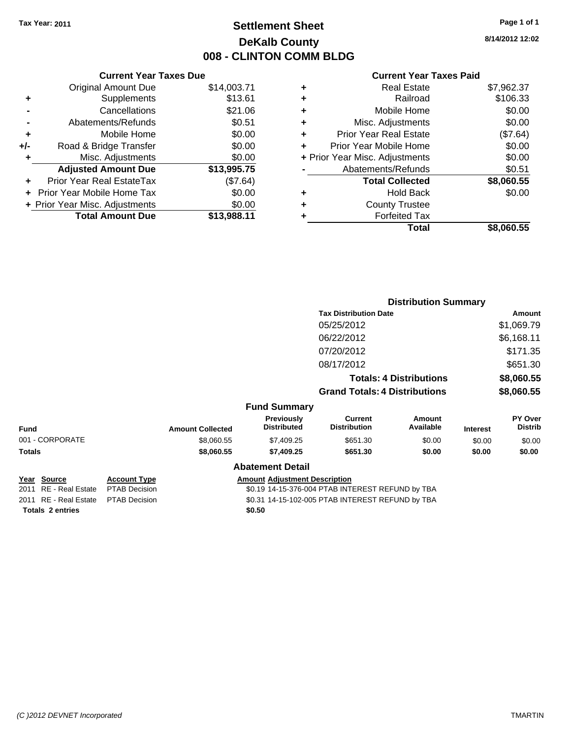**Tax Year: 2011**

# Settlement Sheet
## DeKalb County
## 008 - CLINTON COMM BLDG

8/14/2012 12:02

### Current Year Taxes Due

| | | |
|---|---|---|
| | Original Amount Due | $14,003.71 |
| + | Supplements | $13.61 |
| - | Cancellations | $21.06 |
| - | Abatements/Refunds | $0.51 |
| + | Mobile Home | $0.00 |
| +/- | Road & Bridge Transfer | $0.00 |
| + | Misc. Adjustments | $0.00 |
| | **Adjusted Amount Due** | **$13,995.75** |
| + | Prior Year Real EstateTax | ($7.64) |
| + | Prior Year Mobile Home Tax | $0.00 |
| + | Prior Year Misc. Adjustments | $0.00 |
| | **Total Amount Due** | **$13,988.11** |

### Current Year Taxes Paid

| | | |
|---|---|---|
| + | Real Estate | $7,962.37 |
| + | Railroad | $106.33 |
| + | Mobile Home | $0.00 |
| + | Misc. Adjustments | $0.00 |
| + | Prior Year Real Estate | ($7.64) |
| + | Prior Year Mobile Home | $0.00 |
| + | Prior Year Misc. Adjustments | $0.00 |
| - | Abatements/Refunds | $0.51 |
| | **Total Collected** | **$8,060.55** |
| + | Hold Back | $0.00 |
| + | County Trustee | |
| + | Forfeited Tax | |
| | **Total** | **$8,060.55** |

### Distribution Summary

| Tax Distribution Date | Amount |
|---|---|
| 05/25/2012 | $1,069.79 |
| 06/22/2012 | $6,168.11 |
| 07/20/2012 | $171.35 |
| 08/17/2012 | $651.30 |
| **Totals: 4 Distributions** | **$8,060.55** |
| **Grand Totals: 4 Distributions** | **$8,060.55** |

### Fund Summary

| Fund | Amount Collected | Previously Distributed | Current Distribution | Amount Available | Interest | PY Over Distrib |
|---|---|---|---|---|---|---|
| 001 - CORPORATE | $8,060.55 | $7,409.25 | $651.30 | $0.00 | $0.00 | $0.00 |
| **Totals** | **$8,060.55** | **$7,409.25** | **$651.30** | **$0.00** | **$0.00** | **$0.00** |

### Abatement Detail

| Year | Source | Account Type | Amount | Adjustment Description |
|---|---|---|---|---|
| 2011 | RE - Real Estate | PTAB Decision | $0.19 | 14-15-376-004 PTAB INTEREST REFUND by TBA |
| 2011 | RE - Real Estate | PTAB Decision | $0.31 | 14-15-102-005 PTAB INTEREST REFUND by TBA |
| **Totals 2 entries** | | | **$0.50** | |

(C )2012 DEVNET Incorporated TMARTIN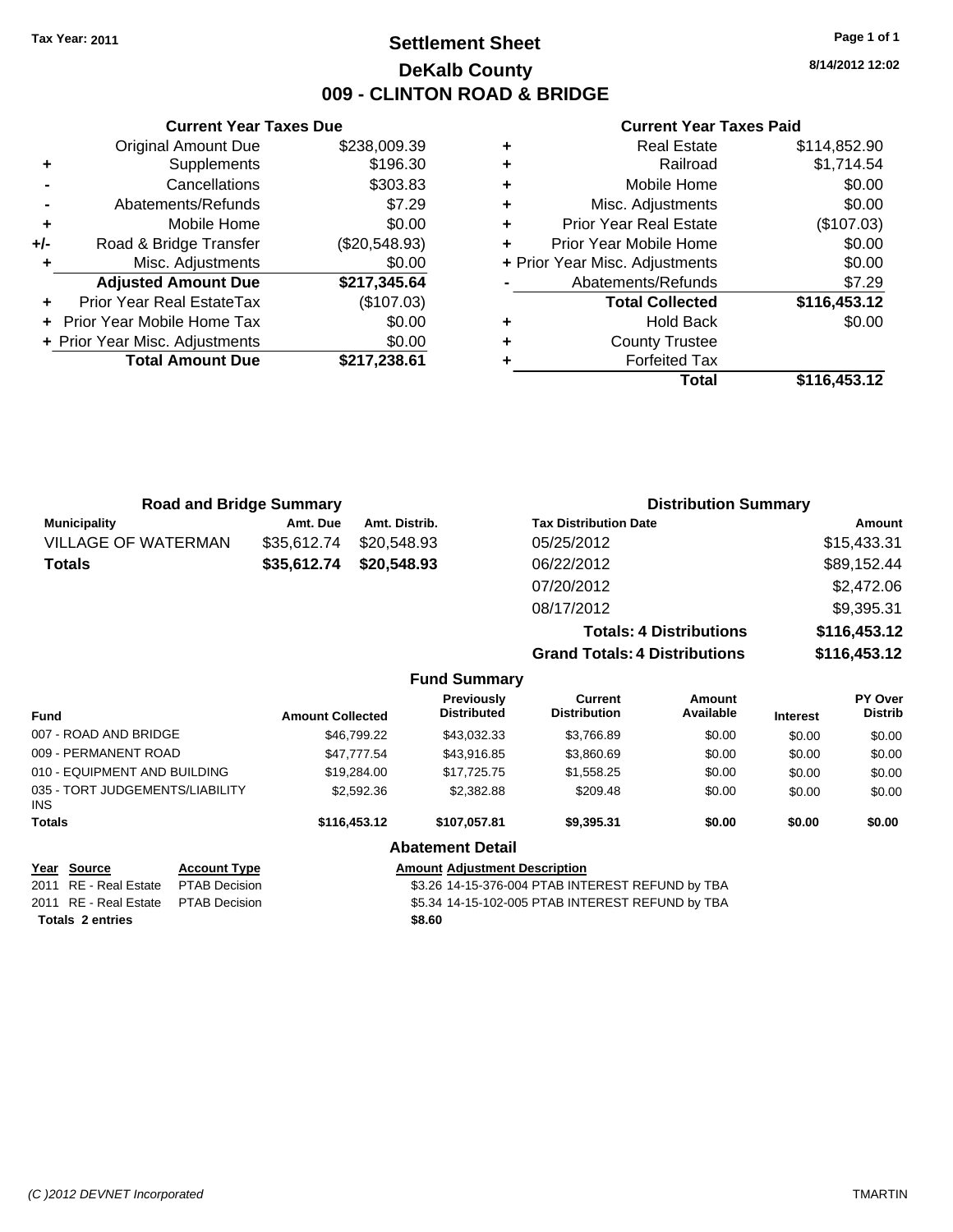Tax Year: 2011

# Settlement Sheet

## DeKalb County

## 009 - CLINTON ROAD & BRIDGE

8/14/2012 12:02

### Current Year Taxes Due

| | | |
|---|---|---|
| | Original Amount Due | $238,009.39 |
| + | Supplements | $196.30 |
| - | Cancellations | $303.83 |
| - | Abatements/Refunds | $7.29 |
| + | Mobile Home | $0.00 |
| +/- | Road & Bridge Transfer | ($20,548.93) |
| + | Misc. Adjustments | $0.00 |
| | **Adjusted Amount Due** | **$217,345.64** |
| + | Prior Year Real EstateTax | ($107.03) |
| + | Prior Year Mobile Home Tax | $0.00 |
| + | Prior Year Misc. Adjustments | $0.00 |
| | **Total Amount Due** | **$217,238.61** |

### Current Year Taxes Paid

| | | |
|---|---|---|
| + | Real Estate | $114,852.90 |
| + | Railroad | $1,714.54 |
| + | Mobile Home | $0.00 |
| + | Misc. Adjustments | $0.00 |
| + | Prior Year Real Estate | ($107.03) |
| + | Prior Year Mobile Home | $0.00 |
| + | Prior Year Misc. Adjustments | $0.00 |
| - | Abatements/Refunds | $7.29 |
| | **Total Collected** | **$116,453.12** |
| + | Hold Back | $0.00 |
| + | County Trustee | |
| + | Forfeited Tax | |
| | **Total** | **$116,453.12** |

### Road and Bridge Summary

| Municipality | Amt. Due | Amt. Distrib. |
|---|---|---|
| VILLAGE OF WATERMAN | $35,612.74 | $20,548.93 |
| **Totals** | **$35,612.74** | **$20,548.93** |

### Distribution Summary

| Tax Distribution Date | Amount |
|---|---|
| 05/25/2012 | $15,433.31 |
| 06/22/2012 | $89,152.44 |
| 07/20/2012 | $2,472.06 |
| 08/17/2012 | $9,395.31 |
| **Totals: 4 Distributions** | **$116,453.12** |
| **Grand Totals: 4 Distributions** | **$116,453.12** |

### Fund Summary

| Fund | Amount Collected | Previously Distributed | Current Distribution | Amount Available | Interest | PY Over Distrib |
|---|---|---|---|---|---|---|
| 007 - ROAD AND BRIDGE | $46,799.22 | $43,032.33 | $3,766.89 | $0.00 | $0.00 | $0.00 |
| 009 - PERMANENT ROAD | $47,777.54 | $43,916.85 | $3,860.69 | $0.00 | $0.00 | $0.00 |
| 010 - EQUIPMENT AND BUILDING | $19,284.00 | $17,725.75 | $1,558.25 | $0.00 | $0.00 | $0.00 |
| 035 - TORT JUDGEMENTS/LIABILITY INS | $2,592.36 | $2,382.88 | $209.48 | $0.00 | $0.00 | $0.00 |
| **Totals** | **$116,453.12** | **$107,057.81** | **$9,395.31** | **$0.00** | **$0.00** | **$0.00** |

### Abatement Detail

| Year | Source | Account Type | Amount | Adjustment Description |
|---|---|---|---|---|
| 2011 | RE - Real Estate | PTAB Decision | $3.26 | 14-15-376-004 PTAB INTEREST REFUND by TBA |
| 2011 | RE - Real Estate | PTAB Decision | $5.34 | 14-15-102-005 PTAB INTEREST REFUND by TBA |
| **Totals 2 entries** | | | **$8.60** | |

(C )2012 DEVNET Incorporated — TMARTIN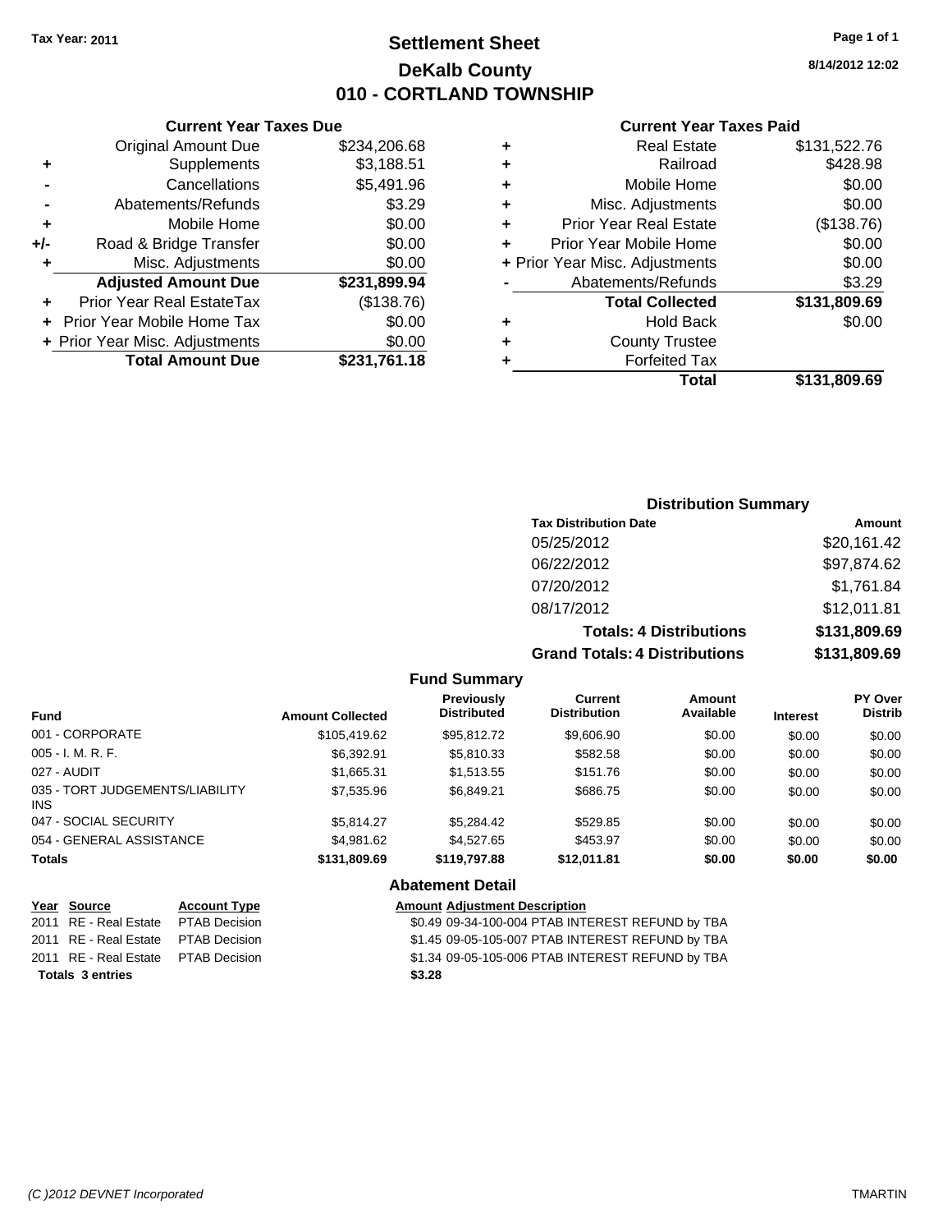Tax Year: 2011

# Settlement Sheet
## DeKalb County
## 010 - CORTLAND TOWNSHIP

8/14/2012 12:02

### Current Year Taxes Due

| | | |
|---|---|---|
| | Original Amount Due | $234,206.68 |
| + | Supplements | $3,188.51 |
| - | Cancellations | $5,491.96 |
| - | Abatements/Refunds | $3.29 |
| + | Mobile Home | $0.00 |
| +/- | Road & Bridge Transfer | $0.00 |
| + | Misc. Adjustments | $0.00 |
| | **Adjusted Amount Due** | **$231,899.94** |
| + | Prior Year Real EstateTax | ($138.76) |
| + | Prior Year Mobile Home Tax | $0.00 |
| + | Prior Year Misc. Adjustments | $0.00 |
| | **Total Amount Due** | **$231,761.18** |

### Current Year Taxes Paid

| | | |
|---|---|---|
| + | Real Estate | $131,522.76 |
| + | Railroad | $428.98 |
| + | Mobile Home | $0.00 |
| + | Misc. Adjustments | $0.00 |
| + | Prior Year Real Estate | ($138.76) |
| + | Prior Year Mobile Home | $0.00 |
| + | Prior Year Misc. Adjustments | $0.00 |
| - | Abatements/Refunds | $3.29 |
| | **Total Collected** | **$131,809.69** |
| + | Hold Back | $0.00 |
| + | County Trustee | |
| + | Forfeited Tax | |
| | **Total** | **$131,809.69** |

### Distribution Summary

| Tax Distribution Date | Amount |
|---|---|
| 05/25/2012 | $20,161.42 |
| 06/22/2012 | $97,874.62 |
| 07/20/2012 | $1,761.84 |
| 08/17/2012 | $12,011.81 |
| **Totals: 4 Distributions** | **$131,809.69** |
| **Grand Totals: 4 Distributions** | **$131,809.69** |

### Fund Summary

| Fund | Amount Collected | Previously Distributed | Current Distribution | Amount Available | Interest | PY Over Distrib |
|---|---|---|---|---|---|---|
| 001 - CORPORATE | $105,419.62 | $95,812.72 | $9,606.90 | $0.00 | $0.00 | $0.00 |
| 005 - I. M. R. F. | $6,392.91 | $5,810.33 | $582.58 | $0.00 | $0.00 | $0.00 |
| 027 - AUDIT | $1,665.31 | $1,513.55 | $151.76 | $0.00 | $0.00 | $0.00 |
| 035 - TORT JUDGEMENTS/LIABILITY INS | $7,535.96 | $6,849.21 | $686.75 | $0.00 | $0.00 | $0.00 |
| 047 - SOCIAL SECURITY | $5,814.27 | $5,284.42 | $529.85 | $0.00 | $0.00 | $0.00 |
| 054 - GENERAL ASSISTANCE | $4,981.62 | $4,527.65 | $453.97 | $0.00 | $0.00 | $0.00 |
| **Totals** | **$131,809.69** | **$119,797.88** | **$12,011.81** | **$0.00** | **$0.00** | **$0.00** |

### Abatement Detail

| Year | Source | Account Type | Amount | Adjustment Description |
|---|---|---|---|---|
| 2011 | RE - Real Estate | PTAB Decision | $0.49 | 09-34-100-004 PTAB INTEREST REFUND by TBA |
| 2011 | RE - Real Estate | PTAB Decision | $1.45 | 09-05-105-007 PTAB INTEREST REFUND by TBA |
| 2011 | RE - Real Estate | PTAB Decision | $1.34 | 09-05-105-006 PTAB INTEREST REFUND by TBA |
| **Totals 3 entries** | | | **$3.28** | |

(C )2012 DEVNET Incorporated TMARTIN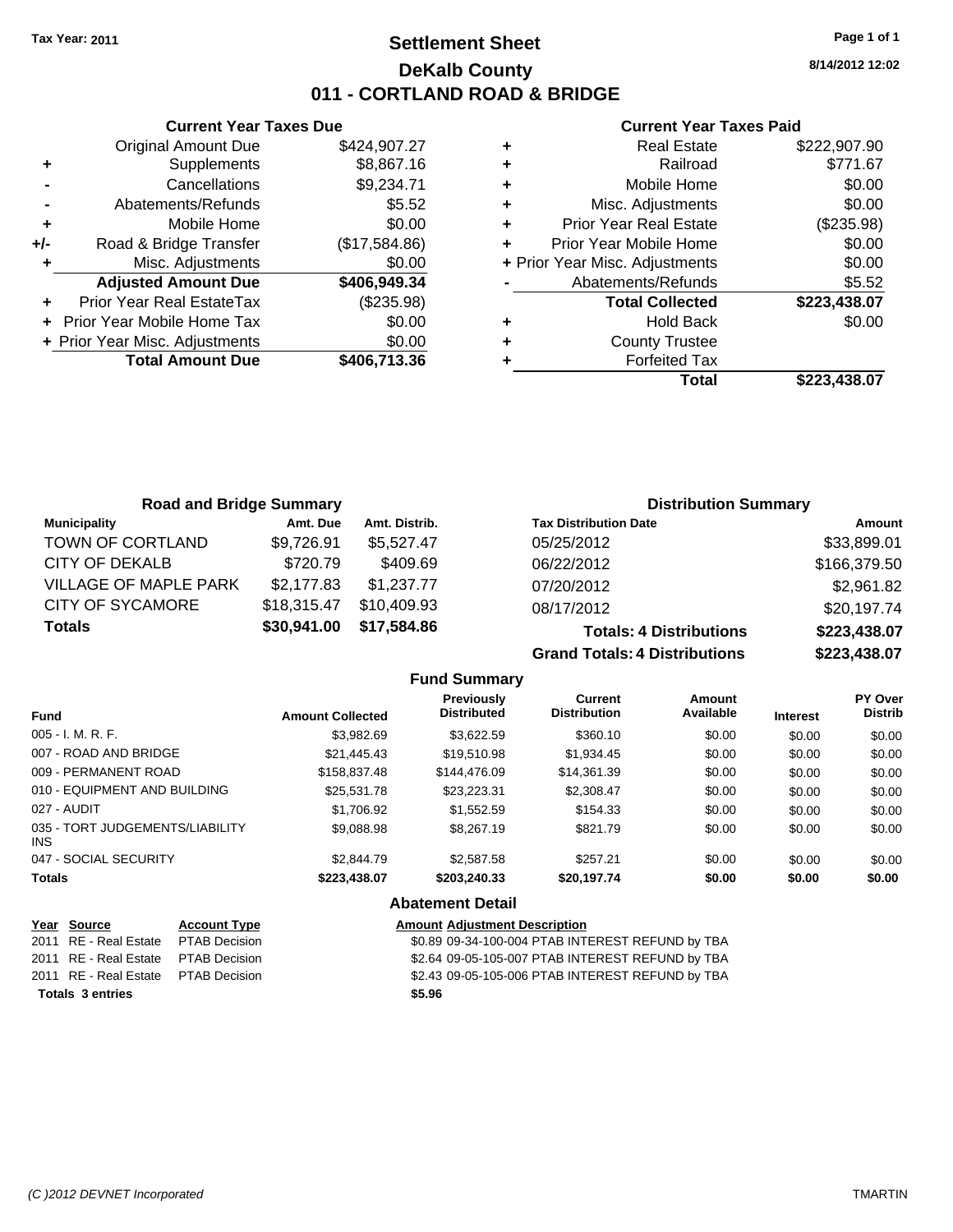Tax Year: 2011

# Settlement Sheet

## DeKalb County

## 011 - CORTLAND ROAD & BRIDGE

8/14/2012 12:02

### Current Year Taxes Due

| | | |
|---|---|---|
| | Original Amount Due | $424,907.27 |
| + | Supplements | $8,867.16 |
| - | Cancellations | $9,234.71 |
| - | Abatements/Refunds | $5.52 |
| + | Mobile Home | $0.00 |
| +/- | Road & Bridge Transfer | ($17,584.86) |
| + | Misc. Adjustments | $0.00 |
| | **Adjusted Amount Due** | **$406,949.34** |
| + | Prior Year Real EstateTax | ($235.98) |
| + | Prior Year Mobile Home Tax | $0.00 |
| + | Prior Year Misc. Adjustments | $0.00 |
| | **Total Amount Due** | **$406,713.36** |

### Current Year Taxes Paid

| | | |
|---|---|---|
| + | Real Estate | $222,907.90 |
| + | Railroad | $771.67 |
| + | Mobile Home | $0.00 |
| + | Misc. Adjustments | $0.00 |
| + | Prior Year Real Estate | ($235.98) |
| + | Prior Year Mobile Home | $0.00 |
| + | Prior Year Misc. Adjustments | $0.00 |
| - | Abatements/Refunds | $5.52 |
| | **Total Collected** | **$223,438.07** |
| + | Hold Back | $0.00 |
| + | County Trustee | |
| + | Forfeited Tax | |
| | **Total** | **$223,438.07** |

### Road and Bridge Summary

| Municipality | Amt. Due | Amt. Distrib. |
|---|---|---|
| TOWN OF CORTLAND | $9,726.91 | $5,527.47 |
| CITY OF DEKALB | $720.79 | $409.69 |
| VILLAGE OF MAPLE PARK | $2,177.83 | $1,237.77 |
| CITY OF SYCAMORE | $18,315.47 | $10,409.93 |
| **Totals** | **$30,941.00** | **$17,584.86** |

### Distribution Summary

| Tax Distribution Date | Amount |
|---|---|
| 05/25/2012 | $33,899.01 |
| 06/22/2012 | $166,379.50 |
| 07/20/2012 | $2,961.82 |
| 08/17/2012 | $20,197.74 |
| **Totals: 4 Distributions** | **$223,438.07** |
| **Grand Totals: 4 Distributions** | **$223,438.07** |

### Fund Summary

| Fund | Amount Collected | Previously Distributed | Current Distribution | Amount Available | Interest | PY Over Distrib |
|---|---|---|---|---|---|---|
| 005 - I. M. R. F. | $3,982.69 | $3,622.59 | $360.10 | $0.00 | $0.00 | $0.00 |
| 007 - ROAD AND BRIDGE | $21,445.43 | $19,510.98 | $1,934.45 | $0.00 | $0.00 | $0.00 |
| 009 - PERMANENT ROAD | $158,837.48 | $144,476.09 | $14,361.39 | $0.00 | $0.00 | $0.00 |
| 010 - EQUIPMENT AND BUILDING | $25,531.78 | $23,223.31 | $2,308.47 | $0.00 | $0.00 | $0.00 |
| 027 - AUDIT | $1,706.92 | $1,552.59 | $154.33 | $0.00 | $0.00 | $0.00 |
| 035 - TORT JUDGEMENTS/LIABILITY INS | $9,088.98 | $8,267.19 | $821.79 | $0.00 | $0.00 | $0.00 |
| 047 - SOCIAL SECURITY | $2,844.79 | $2,587.58 | $257.21 | $0.00 | $0.00 | $0.00 |
| **Totals** | **$223,438.07** | **$203,240.33** | **$20,197.74** | **$0.00** | **$0.00** | **$0.00** |

### Abatement Detail

| Year | Source | Account Type | Amount | Adjustment Description |
|---|---|---|---|---|
| 2011 | RE - Real Estate | PTAB Decision | $0.89 | 09-34-100-004 PTAB INTEREST REFUND by TBA |
| 2011 | RE - Real Estate | PTAB Decision | $2.64 | 09-05-105-007 PTAB INTEREST REFUND by TBA |
| 2011 | RE - Real Estate | PTAB Decision | $2.43 | 09-05-105-006 PTAB INTEREST REFUND by TBA |
| **Totals 3 entries** | | | **$5.96** | |

(C )2012 DEVNET Incorporated TMARTIN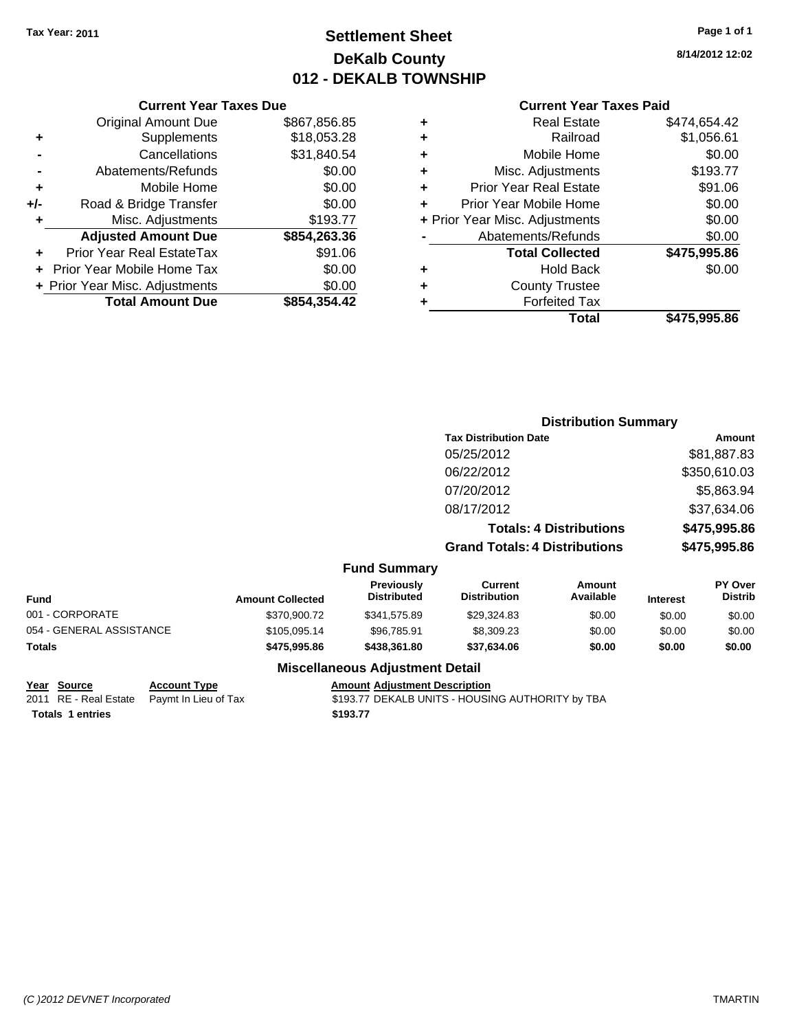Tax Year: 2011

# Settlement Sheet
## DeKalb County
## 012 - DEKALB TOWNSHIP

8/14/2012 12:02

### Current Year Taxes Due

| | | |
|---|---|---|
| | Original Amount Due | $867,856.85 |
| + | Supplements | $18,053.28 |
| - | Cancellations | $31,840.54 |
| - | Abatements/Refunds | $0.00 |
| + | Mobile Home | $0.00 |
| +/- | Road & Bridge Transfer | $0.00 |
| + | Misc. Adjustments | $193.77 |
| | **Adjusted Amount Due** | **$854,263.36** |
| + | Prior Year Real EstateTax | $91.06 |
| + | Prior Year Mobile Home Tax | $0.00 |
| + | Prior Year Misc. Adjustments | $0.00 |
| | **Total Amount Due** | **$854,354.42** |

### Current Year Taxes Paid

| | | |
|---|---|---|
| + | Real Estate | $474,654.42 |
| + | Railroad | $1,056.61 |
| + | Mobile Home | $0.00 |
| + | Misc. Adjustments | $193.77 |
| + | Prior Year Real Estate | $91.06 |
| + | Prior Year Mobile Home | $0.00 |
| + | Prior Year Misc. Adjustments | $0.00 |
| - | Abatements/Refunds | $0.00 |
| | **Total Collected** | **$475,995.86** |
| + | Hold Back | $0.00 |
| + | County Trustee | |
| + | Forfeited Tax | |
| | **Total** | **$475,995.86** |

### Distribution Summary

| Tax Distribution Date | Amount |
|---|---|
| 05/25/2012 | $81,887.83 |
| 06/22/2012 | $350,610.03 |
| 07/20/2012 | $5,863.94 |
| 08/17/2012 | $37,634.06 |
| **Totals: 4 Distributions** | **$475,995.86** |
| **Grand Totals: 4 Distributions** | **$475,995.86** |

### Fund Summary

| Fund | Amount Collected | Previously Distributed | Current Distribution | Amount Available | Interest | PY Over Distrib |
|---|---|---|---|---|---|---|
| 001 - CORPORATE | $370,900.72 | $341,575.89 | $29,324.83 | $0.00 | $0.00 | $0.00 |
| 054 - GENERAL ASSISTANCE | $105,095.14 | $96,785.91 | $8,309.23 | $0.00 | $0.00 | $0.00 |
| **Totals** | **$475,995.86** | **$438,361.80** | **$37,634.06** | **$0.00** | **$0.00** | **$0.00** |

### Miscellaneous Adjustment Detail

| Year | Source | Account Type | Amount | Adjustment Description |
|---|---|---|---|---|
| 2011 | RE - Real Estate | Paymt In Lieu of Tax | $193.77 | DEKALB UNITS - HOUSING AUTHORITY by TBA |
| **Totals** | **1 entries** | | **$193.77** | |

(C )2012 DEVNET Incorporated TMARTIN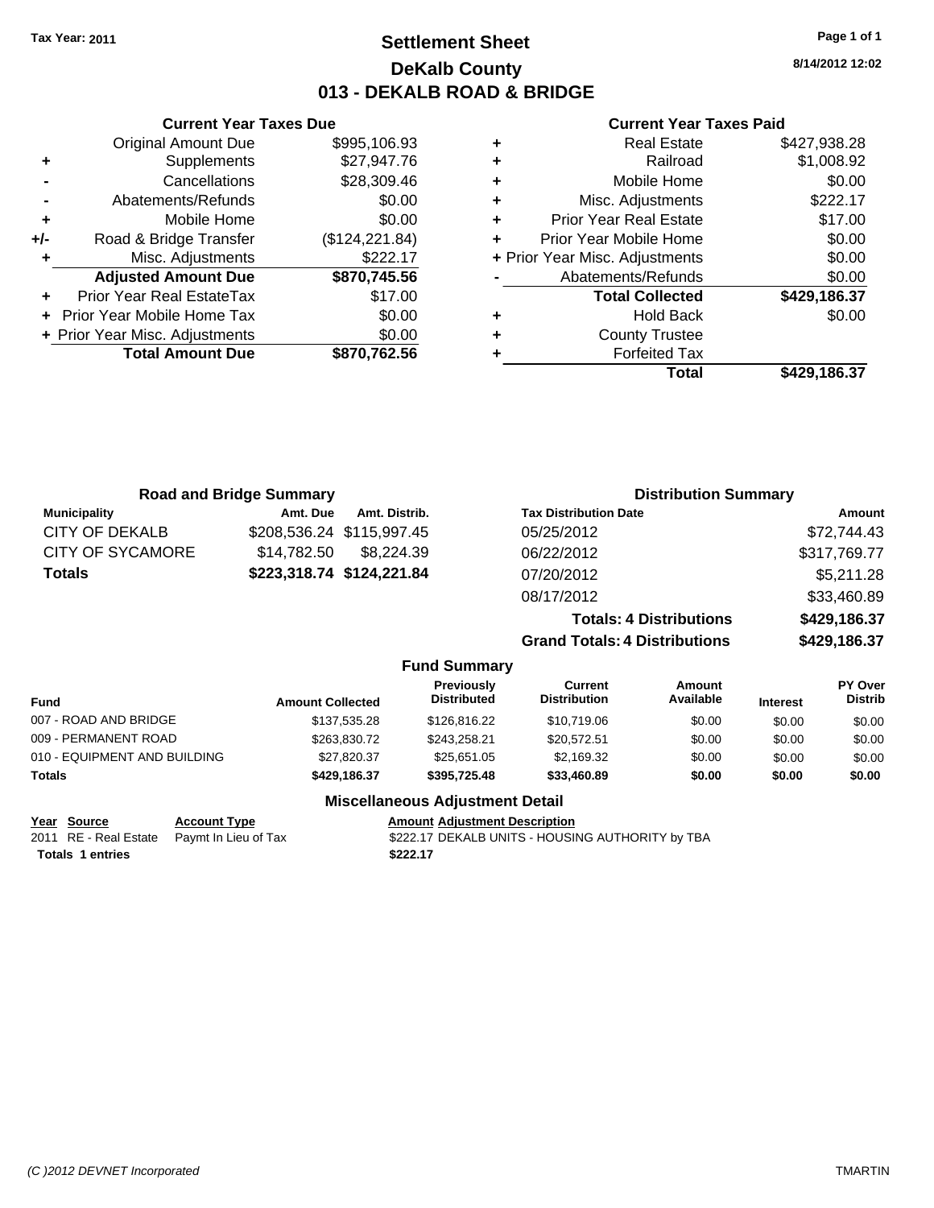Tax Year: 2011

# Settlement Sheet
## DeKalb County
## 013 - DEKALB ROAD & BRIDGE

8/14/2012 12:02

### Current Year Taxes Due

| | | |
|---|---|---|
| | Original Amount Due | $995,106.93 |
| + | Supplements | $27,947.76 |
| - | Cancellations | $28,309.46 |
| - | Abatements/Refunds | $0.00 |
| + | Mobile Home | $0.00 |
| +/- | Road & Bridge Transfer | ($124,221.84) |
| + | Misc. Adjustments | $222.17 |
| | **Adjusted Amount Due** | **$870,745.56** |
| + | Prior Year Real EstateTax | $17.00 |
| + | Prior Year Mobile Home Tax | $0.00 |
| + | Prior Year Misc. Adjustments | $0.00 |
| | **Total Amount Due** | **$870,762.56** |

### Current Year Taxes Paid

| | | |
|---|---|---|
| + | Real Estate | $427,938.28 |
| + | Railroad | $1,008.92 |
| + | Mobile Home | $0.00 |
| + | Misc. Adjustments | $222.17 |
| + | Prior Year Real Estate | $17.00 |
| + | Prior Year Mobile Home | $0.00 |
| + | Prior Year Misc. Adjustments | $0.00 |
| - | Abatements/Refunds | $0.00 |
| | **Total Collected** | **$429,186.37** |
| + | Hold Back | $0.00 |
| + | County Trustee | |
| + | Forfeited Tax | |
| | **Total** | **$429,186.37** |

### Road and Bridge Summary

| Municipality | Amt. Due | Amt. Distrib. |
|---|---|---|
| CITY OF DEKALB | $208,536.24 | $115,997.45 |
| CITY OF SYCAMORE | $14,782.50 | $8,224.39 |
| **Totals** | **$223,318.74** | **$124,221.84** |

### Distribution Summary

| Tax Distribution Date | Amount |
|---|---|
| 05/25/2012 | $72,744.43 |
| 06/22/2012 | $317,769.77 |
| 07/20/2012 | $5,211.28 |
| 08/17/2012 | $33,460.89 |
| **Totals: 4 Distributions** | **$429,186.37** |
| **Grand Totals: 4 Distributions** | **$429,186.37** |

### Fund Summary

| Fund | Amount Collected | Previously Distributed | Current Distribution | Amount Available | Interest | PY Over Distrib |
|---|---|---|---|---|---|---|
| 007 - ROAD AND BRIDGE | $137,535.28 | $126,816.22 | $10,719.06 | $0.00 | $0.00 | $0.00 |
| 009 - PERMANENT ROAD | $263,830.72 | $243,258.21 | $20,572.51 | $0.00 | $0.00 | $0.00 |
| 010 - EQUIPMENT AND BUILDING | $27,820.37 | $25,651.05 | $2,169.32 | $0.00 | $0.00 | $0.00 |
| **Totals** | **$429,186.37** | **$395,725.48** | **$33,460.89** | **$0.00** | **$0.00** | **$0.00** |

### Miscellaneous Adjustment Detail

| Year | Source | Account Type | Amount | Adjustment Description |
|---|---|---|---|---|
| 2011 | RE - Real Estate | Paymt In Lieu of Tax | $222.17 | DEKALB UNITS - HOUSING AUTHORITY by TBA |
| **Totals** | **1 entries** | | **$222.17** | |

(C )2012 DEVNET Incorporated TMARTIN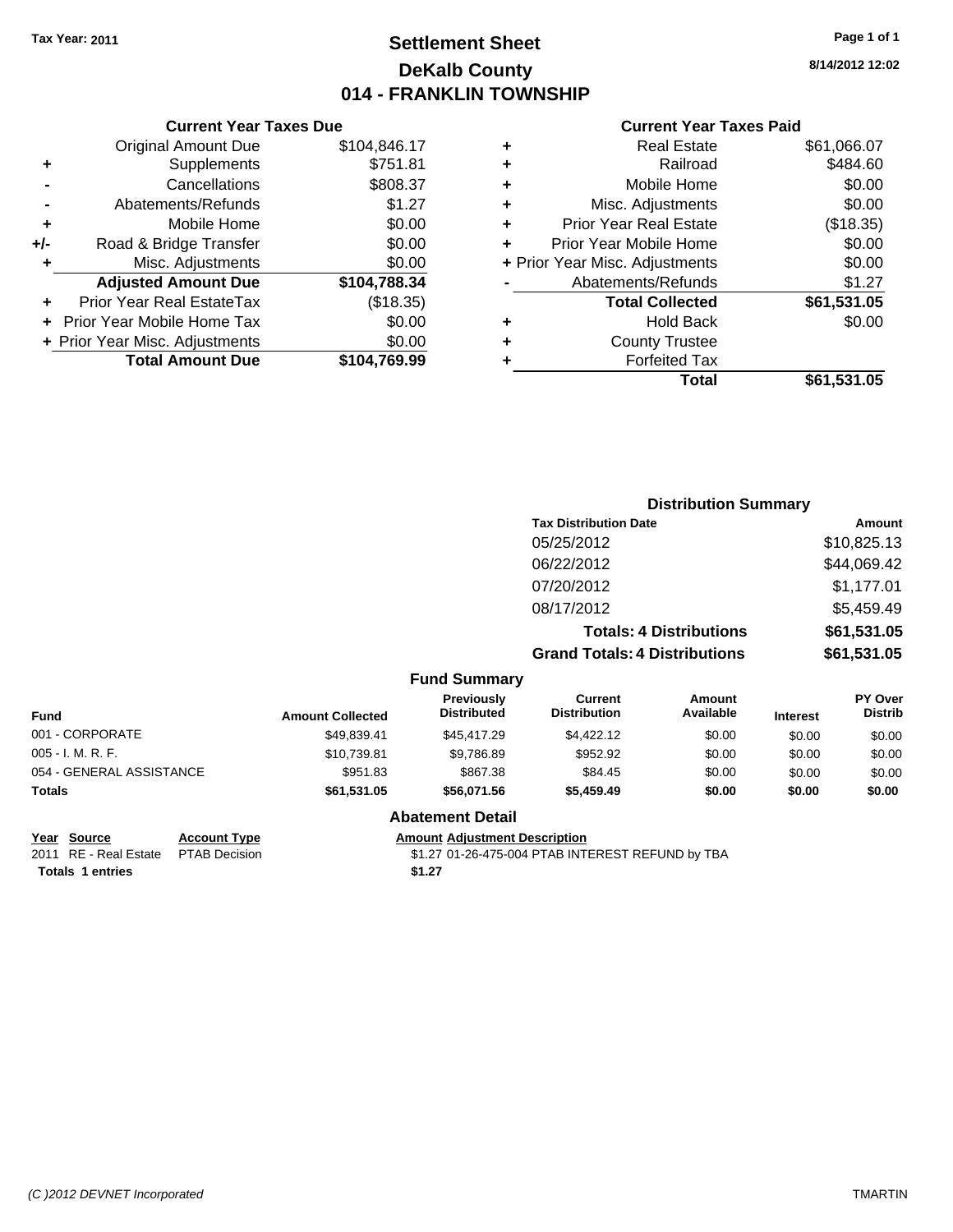**Tax Year: 2011**

# Settlement Sheet
## DeKalb County
## 014 - FRANKLIN TOWNSHIP

8/14/2012 12:02

### Current Year Taxes Due

| | | |
|---|---|---|
| | Original Amount Due | $104,846.17 |
| + | Supplements | $751.81 |
| - | Cancellations | $808.37 |
| - | Abatements/Refunds | $1.27 |
| + | Mobile Home | $0.00 |
| +/- | Road & Bridge Transfer | $0.00 |
| + | Misc. Adjustments | $0.00 |
| | **Adjusted Amount Due** | **$104,788.34** |
| + | Prior Year Real EstateTax | ($18.35) |
| + | Prior Year Mobile Home Tax | $0.00 |
| + | Prior Year Misc. Adjustments | $0.00 |
| | **Total Amount Due** | **$104,769.99** |

### Current Year Taxes Paid

| | | |
|---|---|---|
| + | Real Estate | $61,066.07 |
| + | Railroad | $484.60 |
| + | Mobile Home | $0.00 |
| + | Misc. Adjustments | $0.00 |
| + | Prior Year Real Estate | ($18.35) |
| + | Prior Year Mobile Home | $0.00 |
| + | Prior Year Misc. Adjustments | $0.00 |
| - | Abatements/Refunds | $1.27 |
| | **Total Collected** | **$61,531.05** |
| + | Hold Back | $0.00 |
| + | County Trustee | |
| + | Forfeited Tax | |
| | **Total** | **$61,531.05** |

### Distribution Summary

| Tax Distribution Date | Amount |
|---|---|
| 05/25/2012 | $10,825.13 |
| 06/22/2012 | $44,069.42 |
| 07/20/2012 | $1,177.01 |
| 08/17/2012 | $5,459.49 |
| **Totals: 4 Distributions** | **$61,531.05** |
| **Grand Totals: 4 Distributions** | **$61,531.05** |

### Fund Summary

| Fund | Amount Collected | Previously Distributed | Current Distribution | Amount Available | Interest | PY Over Distrib |
|---|---|---|---|---|---|---|
| 001 - CORPORATE | $49,839.41 | $45,417.29 | $4,422.12 | $0.00 | $0.00 | $0.00 |
| 005 - I. M. R. F. | $10,739.81 | $9,786.89 | $952.92 | $0.00 | $0.00 | $0.00 |
| 054 - GENERAL ASSISTANCE | $951.83 | $867.38 | $84.45 | $0.00 | $0.00 | $0.00 |
| **Totals** | **$61,531.05** | **$56,071.56** | **$5,459.49** | **$0.00** | **$0.00** | **$0.00** |

### Abatement Detail

| Year | Source | Account Type | Amount | Adjustment Description |
|---|---|---|---|---|
| 2011 | RE - Real Estate | PTAB Decision | $1.27 | 01-26-475-004 PTAB INTEREST REFUND by TBA |
| **Totals 1 entries** | | | **$1.27** | |

*(C )2012 DEVNET Incorporated* TMARTIN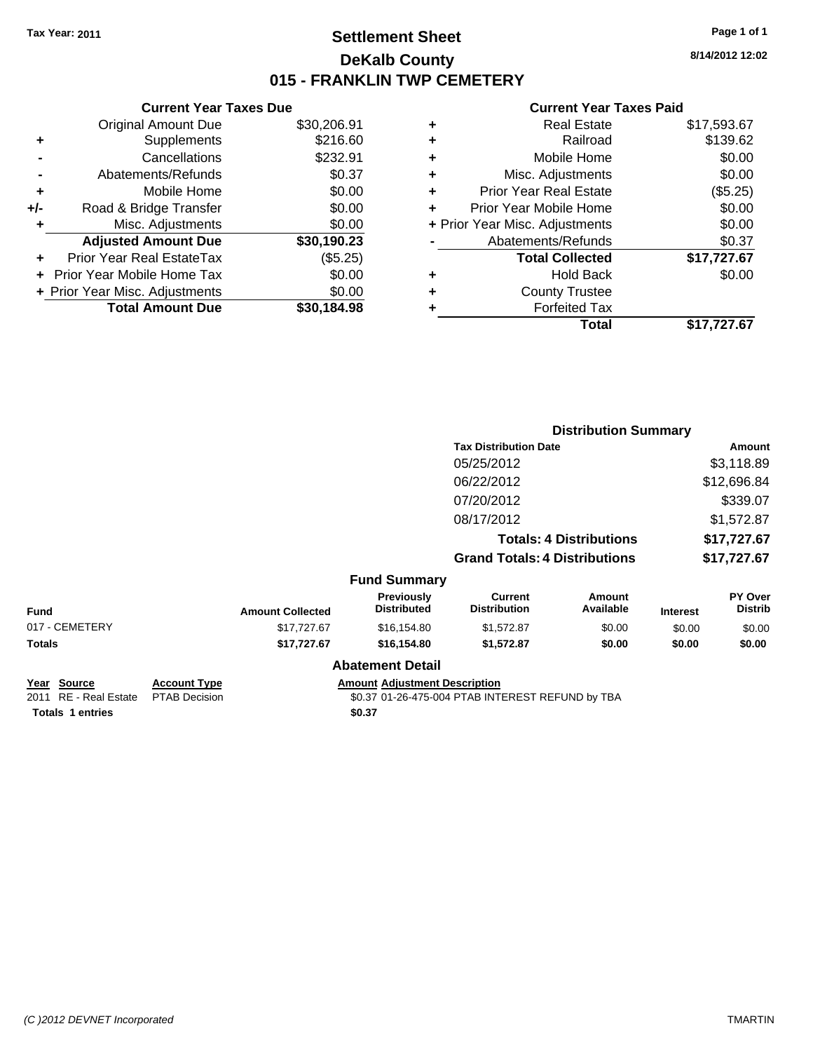**Tax Year: 2011**

# Settlement Sheet
## DeKalb County
## 015 - FRANKLIN TWP CEMETERY

8/14/2012 12:02

### Current Year Taxes Due

| | | |
|---|---|---|
| | Original Amount Due | $30,206.91 |
| + | Supplements | $216.60 |
| - | Cancellations | $232.91 |
| - | Abatements/Refunds | $0.37 |
| + | Mobile Home | $0.00 |
| +/- | Road & Bridge Transfer | $0.00 |
| + | Misc. Adjustments | $0.00 |
| | **Adjusted Amount Due** | **$30,190.23** |
| + | Prior Year Real EstateTax | ($5.25) |
| + | Prior Year Mobile Home Tax | $0.00 |
| + | Prior Year Misc. Adjustments | $0.00 |
| | **Total Amount Due** | **$30,184.98** |

### Current Year Taxes Paid

| | | |
|---|---|---|
| + | Real Estate | $17,593.67 |
| + | Railroad | $139.62 |
| + | Mobile Home | $0.00 |
| + | Misc. Adjustments | $0.00 |
| + | Prior Year Real Estate | ($5.25) |
| + | Prior Year Mobile Home | $0.00 |
| + | Prior Year Misc. Adjustments | $0.00 |
| - | Abatements/Refunds | $0.37 |
| | **Total Collected** | **$17,727.67** |
| + | Hold Back | $0.00 |
| + | County Trustee | |
| + | Forfeited Tax | |
| | **Total** | **$17,727.67** |

### Distribution Summary

| Tax Distribution Date | Amount |
|---|---|
| 05/25/2012 | $3,118.89 |
| 06/22/2012 | $12,696.84 |
| 07/20/2012 | $339.07 |
| 08/17/2012 | $1,572.87 |
| **Totals: 4 Distributions** | **$17,727.67** |
| **Grand Totals: 4 Distributions** | **$17,727.67** |

### Fund Summary

| Fund | Amount Collected | Previously Distributed | Current Distribution | Amount Available | Interest | PY Over Distrib |
|---|---|---|---|---|---|---|
| 017 - CEMETERY | $17,727.67 | $16,154.80 | $1,572.87 | $0.00 | $0.00 | $0.00 |
| **Totals** | **$17,727.67** | **$16,154.80** | **$1,572.87** | **$0.00** | **$0.00** | **$0.00** |

### Abatement Detail

| Year | Source | Account Type | Amount | Adjustment Description |
|---|---|---|---|---|
| 2011 | RE - Real Estate | PTAB Decision | $0.37 | 01-26-475-004 PTAB INTEREST REFUND by TBA |
| **Totals** | **1 entries** | | **$0.37** | |

(C )2012 DEVNET Incorporated — TMARTIN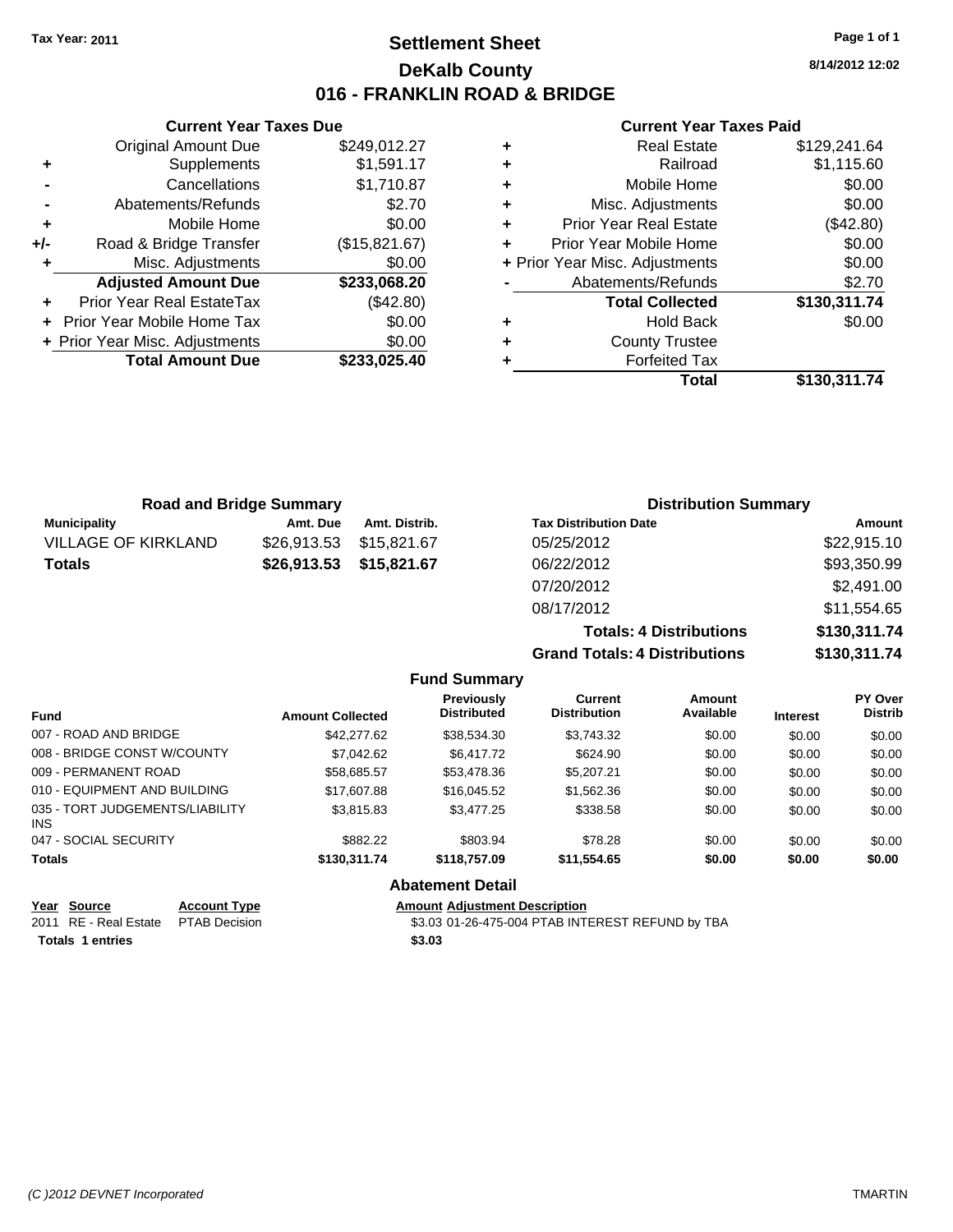**Tax Year: 2011**

# Settlement Sheet
## DeKalb County
## 016 - FRANKLIN ROAD & BRIDGE

8/14/2012 12:02

### Current Year Taxes Due

| | | |
|---|---|---|
| | Original Amount Due | $249,012.27 |
| + | Supplements | $1,591.17 |
| - | Cancellations | $1,710.87 |
| - | Abatements/Refunds | $2.70 |
| + | Mobile Home | $0.00 |
| +/- | Road & Bridge Transfer | ($15,821.67) |
| + | Misc. Adjustments | $0.00 |
| | **Adjusted Amount Due** | **$233,068.20** |
| + | Prior Year Real EstateTax | ($42.80) |
| + | Prior Year Mobile Home Tax | $0.00 |
| + | Prior Year Misc. Adjustments | $0.00 |
| | **Total Amount Due** | **$233,025.40** |

### Current Year Taxes Paid

| | | |
|---|---|---|
| + | Real Estate | $129,241.64 |
| + | Railroad | $1,115.60 |
| + | Mobile Home | $0.00 |
| + | Misc. Adjustments | $0.00 |
| + | Prior Year Real Estate | ($42.80) |
| + | Prior Year Mobile Home | $0.00 |
| + | Prior Year Misc. Adjustments | $0.00 |
| - | Abatements/Refunds | $2.70 |
| | **Total Collected** | **$130,311.74** |
| + | Hold Back | $0.00 |
| + | County Trustee | |
| + | Forfeited Tax | |
| | **Total** | **$130,311.74** |

### Road and Bridge Summary

| Municipality | Amt. Due | Amt. Distrib. |
|---|---|---|
| VILLAGE OF KIRKLAND | $26,913.53 | $15,821.67 |
| **Totals** | **$26,913.53** | **$15,821.67** |

### Distribution Summary

| Tax Distribution Date | Amount |
|---|---|
| 05/25/2012 | $22,915.10 |
| 06/22/2012 | $93,350.99 |
| 07/20/2012 | $2,491.00 |
| 08/17/2012 | $11,554.65 |
| **Totals: 4 Distributions** | **$130,311.74** |
| **Grand Totals: 4 Distributions** | **$130,311.74** |

### Fund Summary

| Fund | Amount Collected | Previously Distributed | Current Distribution | Amount Available | Interest | PY Over Distrib |
|---|---|---|---|---|---|---|
| 007 - ROAD AND BRIDGE | $42,277.62 | $38,534.30 | $3,743.32 | $0.00 | $0.00 | $0.00 |
| 008 - BRIDGE CONST W/COUNTY | $7,042.62 | $6,417.72 | $624.90 | $0.00 | $0.00 | $0.00 |
| 009 - PERMANENT ROAD | $58,685.57 | $53,478.36 | $5,207.21 | $0.00 | $0.00 | $0.00 |
| 010 - EQUIPMENT AND BUILDING | $17,607.88 | $16,045.52 | $1,562.36 | $0.00 | $0.00 | $0.00 |
| 035 - TORT JUDGEMENTS/LIABILITY INS | $3,815.83 | $3,477.25 | $338.58 | $0.00 | $0.00 | $0.00 |
| 047 - SOCIAL SECURITY | $882.22 | $803.94 | $78.28 | $0.00 | $0.00 | $0.00 |
| **Totals** | **$130,311.74** | **$118,757.09** | **$11,554.65** | **$0.00** | **$0.00** | **$0.00** |

### Abatement Detail

| Year | Source | Account Type | Amount | Adjustment Description |
|---|---|---|---|---|
| 2011 | RE - Real Estate | PTAB Decision | $3.03 | 01-26-475-004 PTAB INTEREST REFUND by TBA |
| **Totals** | **1 entries** | | **$3.03** | |

*(C )2012 DEVNET Incorporated* TMARTIN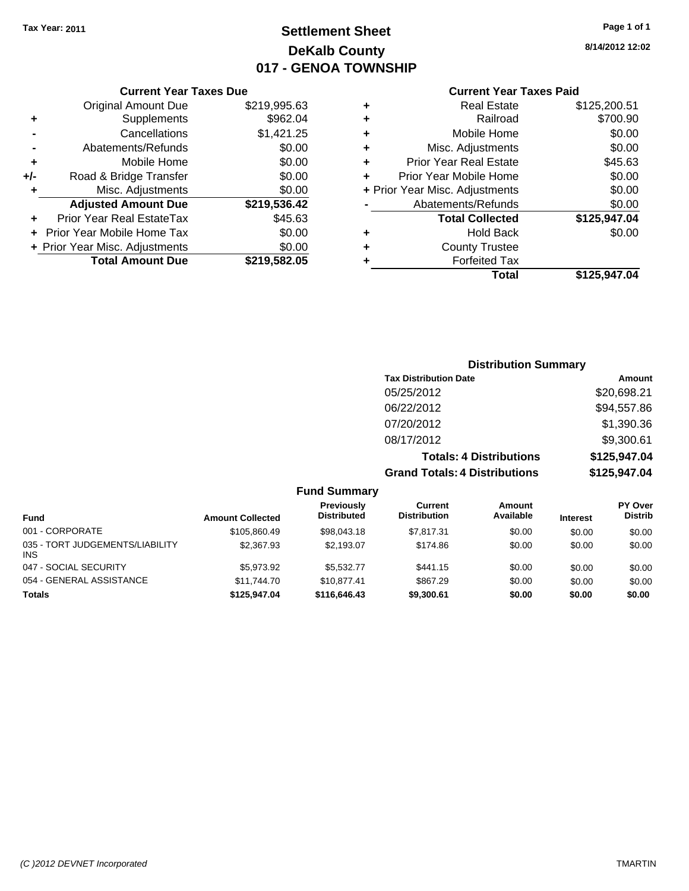Tax Year: 2011

# Settlement Sheet
## DeKalb County
## 017 - GENOA TOWNSHIP

8/14/2012 12:02

### Current Year Taxes Due

| | | |
|---|---|---|
| | Original Amount Due | $219,995.63 |
| + | Supplements | $962.04 |
| - | Cancellations | $1,421.25 |
| - | Abatements/Refunds | $0.00 |
| + | Mobile Home | $0.00 |
| +/- | Road & Bridge Transfer | $0.00 |
| + | Misc. Adjustments | $0.00 |
| | **Adjusted Amount Due** | **$219,536.42** |
| + | Prior Year Real EstateTax | $45.63 |
| + | Prior Year Mobile Home Tax | $0.00 |
| + | Prior Year Misc. Adjustments | $0.00 |
| | **Total Amount Due** | **$219,582.05** |

### Current Year Taxes Paid

| | | |
|---|---|---|
| + | Real Estate | $125,200.51 |
| + | Railroad | $700.90 |
| + | Mobile Home | $0.00 |
| + | Misc. Adjustments | $0.00 |
| + | Prior Year Real Estate | $45.63 |
| + | Prior Year Mobile Home | $0.00 |
| + | Prior Year Misc. Adjustments | $0.00 |
| - | Abatements/Refunds | $0.00 |
| | **Total Collected** | **$125,947.04** |
| + | Hold Back | $0.00 |
| + | County Trustee | |
| + | Forfeited Tax | |
| | **Total** | **$125,947.04** |

### Distribution Summary

| Tax Distribution Date | Amount |
|---|---|
| 05/25/2012 | $20,698.21 |
| 06/22/2012 | $94,557.86 |
| 07/20/2012 | $1,390.36 |
| 08/17/2012 | $9,300.61 |
| **Totals: 4 Distributions** | **$125,947.04** |
| **Grand Totals: 4 Distributions** | **$125,947.04** |

### Fund Summary

| Fund | Amount Collected | Previously Distributed | Current Distribution | Amount Available | Interest | PY Over Distrib |
|---|---|---|---|---|---|---|
| 001 - CORPORATE | $105,860.49 | $98,043.18 | $7,817.31 | $0.00 | $0.00 | $0.00 |
| 035 - TORT JUDGEMENTS/LIABILITY INS | $2,367.93 | $2,193.07 | $174.86 | $0.00 | $0.00 | $0.00 |
| 047 - SOCIAL SECURITY | $5,973.92 | $5,532.77 | $441.15 | $0.00 | $0.00 | $0.00 |
| 054 - GENERAL ASSISTANCE | $11,744.70 | $10,877.41 | $867.29 | $0.00 | $0.00 | $0.00 |
| **Totals** | **$125,947.04** | **$116,646.43** | **$9,300.61** | **$0.00** | **$0.00** | **$0.00** |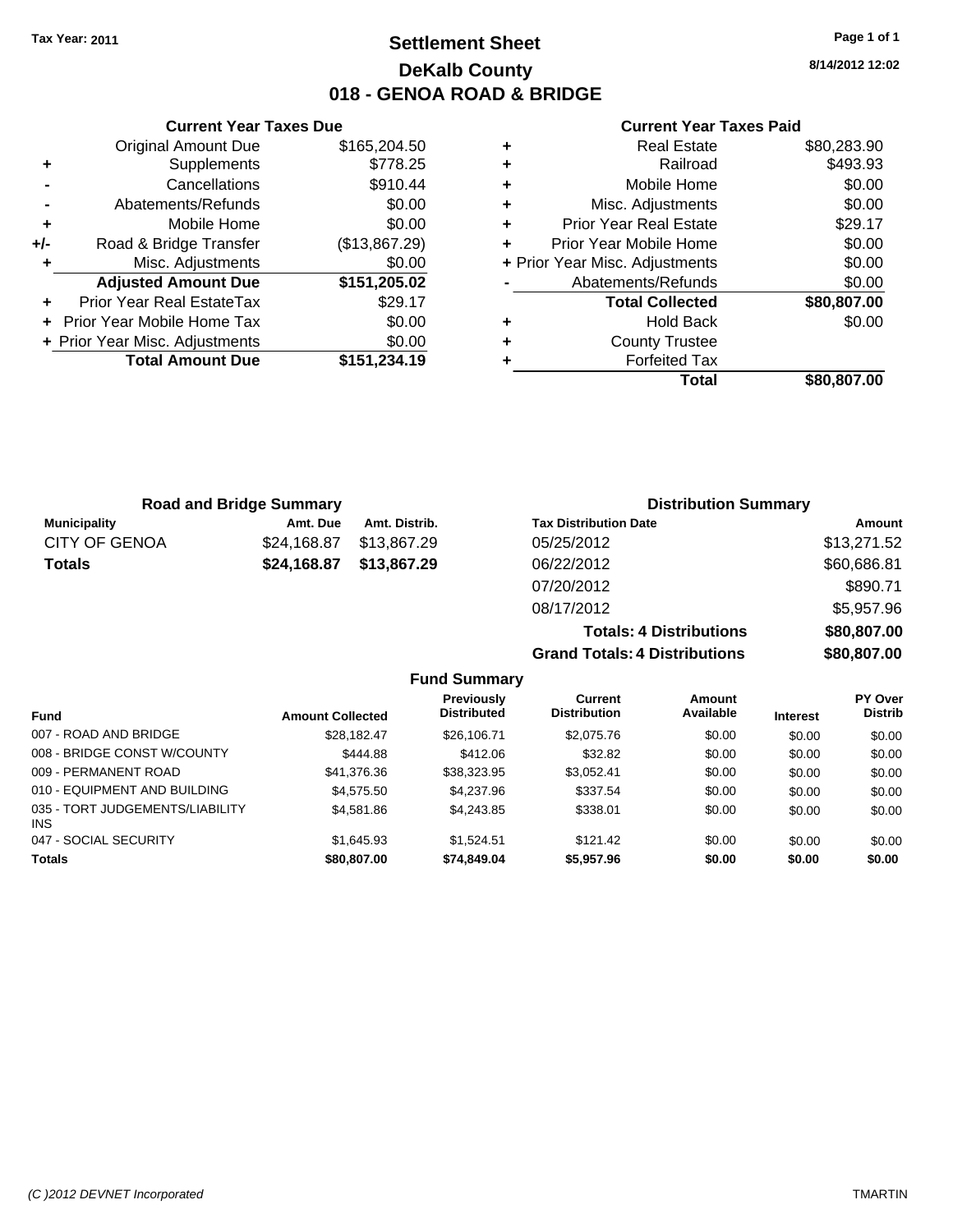**Tax Year: 2011**

# Settlement Sheet
## DeKalb County
## 018 - GENOA ROAD & BRIDGE

8/14/2012 12:02

### Current Year Taxes Due

| | | |
|---|---|---|
| | Original Amount Due | $165,204.50 |
| + | Supplements | $778.25 |
| - | Cancellations | $910.44 |
| - | Abatements/Refunds | $0.00 |
| + | Mobile Home | $0.00 |
| +/- | Road & Bridge Transfer | ($13,867.29) |
| + | Misc. Adjustments | $0.00 |
| | **Adjusted Amount Due** | **$151,205.02** |
| + | Prior Year Real EstateTax | $29.17 |
| + | Prior Year Mobile Home Tax | $0.00 |
| + | Prior Year Misc. Adjustments | $0.00 |
| | **Total Amount Due** | **$151,234.19** |

### Current Year Taxes Paid

| | | |
|---|---|---|
| + | Real Estate | $80,283.90 |
| + | Railroad | $493.93 |
| + | Mobile Home | $0.00 |
| + | Misc. Adjustments | $0.00 |
| + | Prior Year Real Estate | $29.17 |
| + | Prior Year Mobile Home | $0.00 |
| + | Prior Year Misc. Adjustments | $0.00 |
| - | Abatements/Refunds | $0.00 |
| | **Total Collected** | **$80,807.00** |
| + | Hold Back | $0.00 |
| + | County Trustee | |
| + | Forfeited Tax | |
| | **Total** | **$80,807.00** |

### Road and Bridge Summary

| Municipality | Amt. Due | Amt. Distrib. |
|---|---|---|
| CITY OF GENOA | $24,168.87 | $13,867.29 |
| **Totals** | **$24,168.87** | **$13,867.29** |

### Distribution Summary

| Tax Distribution Date | Amount |
|---|---|
| 05/25/2012 | $13,271.52 |
| 06/22/2012 | $60,686.81 |
| 07/20/2012 | $890.71 |
| 08/17/2012 | $5,957.96 |
| **Totals: 4 Distributions** | **$80,807.00** |
| **Grand Totals: 4 Distributions** | **$80,807.00** |

### Fund Summary

| Fund | Amount Collected | Previously Distributed | Current Distribution | Amount Available | Interest | PY Over Distrib |
|---|---|---|---|---|---|---|
| 007 - ROAD AND BRIDGE | $28,182.47 | $26,106.71 | $2,075.76 | $0.00 | $0.00 | $0.00 |
| 008 - BRIDGE CONST W/COUNTY | $444.88 | $412.06 | $32.82 | $0.00 | $0.00 | $0.00 |
| 009 - PERMANENT ROAD | $41,376.36 | $38,323.95 | $3,052.41 | $0.00 | $0.00 | $0.00 |
| 010 - EQUIPMENT AND BUILDING | $4,575.50 | $4,237.96 | $337.54 | $0.00 | $0.00 | $0.00 |
| 035 - TORT JUDGEMENTS/LIABILITY INS | $4,581.86 | $4,243.85 | $338.01 | $0.00 | $0.00 | $0.00 |
| 047 - SOCIAL SECURITY | $1,645.93 | $1,524.51 | $121.42 | $0.00 | $0.00 | $0.00 |
| **Totals** | **$80,807.00** | **$74,849.04** | **$5,957.96** | **$0.00** | **$0.00** | **$0.00** |

(C )2012 DEVNET Incorporated TMARTIN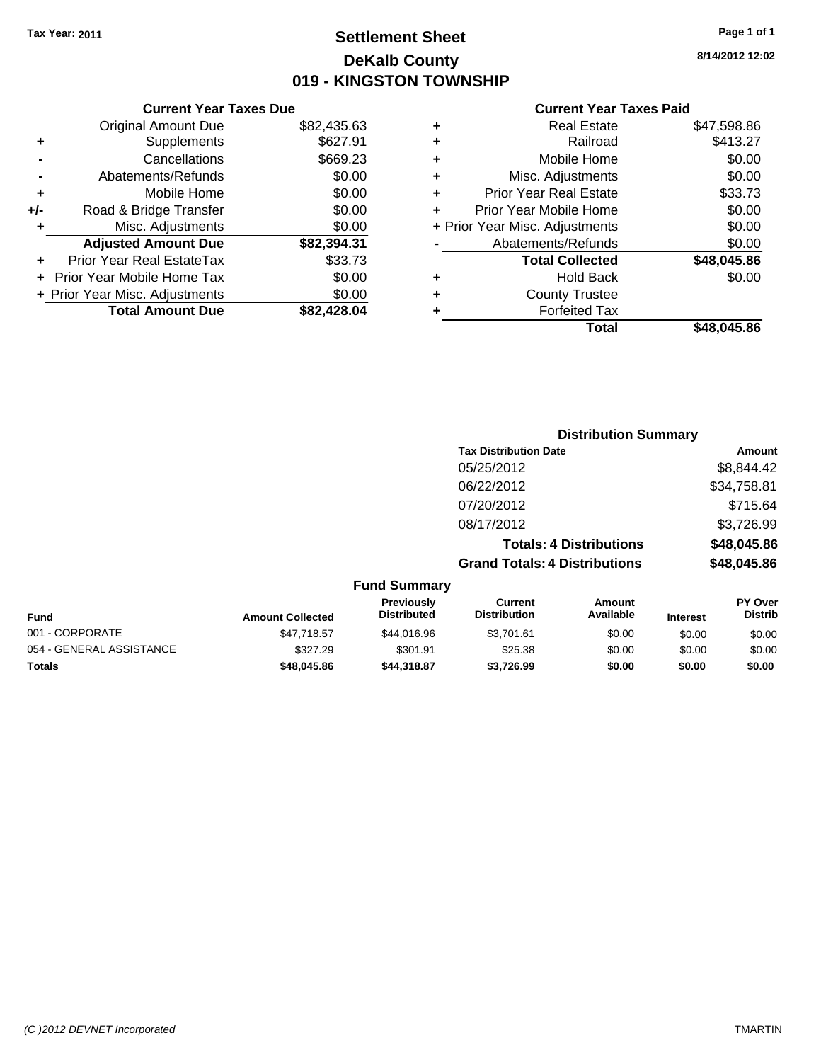Tax Year: 2011

# Settlement Sheet

## DeKalb County

## 019 - KINGSTON TOWNSHIP

8/14/2012 12:02

### Current Year Taxes Due

| | | |
|---|---|---|
| | Original Amount Due | $82,435.63 |
| + | Supplements | $627.91 |
| - | Cancellations | $669.23 |
| - | Abatements/Refunds | $0.00 |
| + | Mobile Home | $0.00 |
| +/- | Road & Bridge Transfer | $0.00 |
| + | Misc. Adjustments | $0.00 |
| | **Adjusted Amount Due** | **$82,394.31** |
| + | Prior Year Real EstateTax | $33.73 |
| + | Prior Year Mobile Home Tax | $0.00 |
| + | Prior Year Misc. Adjustments | $0.00 |
| | **Total Amount Due** | **$82,428.04** |

### Current Year Taxes Paid

| | | |
|---|---|---|
| + | Real Estate | $47,598.86 |
| + | Railroad | $413.27 |
| + | Mobile Home | $0.00 |
| + | Misc. Adjustments | $0.00 |
| + | Prior Year Real Estate | $33.73 |
| + | Prior Year Mobile Home | $0.00 |
| + | Prior Year Misc. Adjustments | $0.00 |
| - | Abatements/Refunds | $0.00 |
| | **Total Collected** | **$48,045.86** |
| + | Hold Back | $0.00 |
| + | County Trustee | |
| + | Forfeited Tax | |
| | **Total** | **$48,045.86** |

### Distribution Summary

| Tax Distribution Date | Amount |
|---|---|
| 05/25/2012 | $8,844.42 |
| 06/22/2012 | $34,758.81 |
| 07/20/2012 | $715.64 |
| 08/17/2012 | $3,726.99 |
| **Totals: 4 Distributions** | **$48,045.86** |
| **Grand Totals: 4 Distributions** | **$48,045.86** |

### Fund Summary

| Fund | Amount Collected | Previously Distributed | Current Distribution | Amount Available | Interest | PY Over Distrib |
|---|---|---|---|---|---|---|
| 001 - CORPORATE | $47,718.57 | $44,016.96 | $3,701.61 | $0.00 | $0.00 | $0.00 |
| 054 - GENERAL ASSISTANCE | $327.29 | $301.91 | $25.38 | $0.00 | $0.00 | $0.00 |
| **Totals** | **$48,045.86** | **$44,318.87** | **$3,726.99** | **$0.00** | **$0.00** | **$0.00** |

(C )2012 DEVNET Incorporated TMARTIN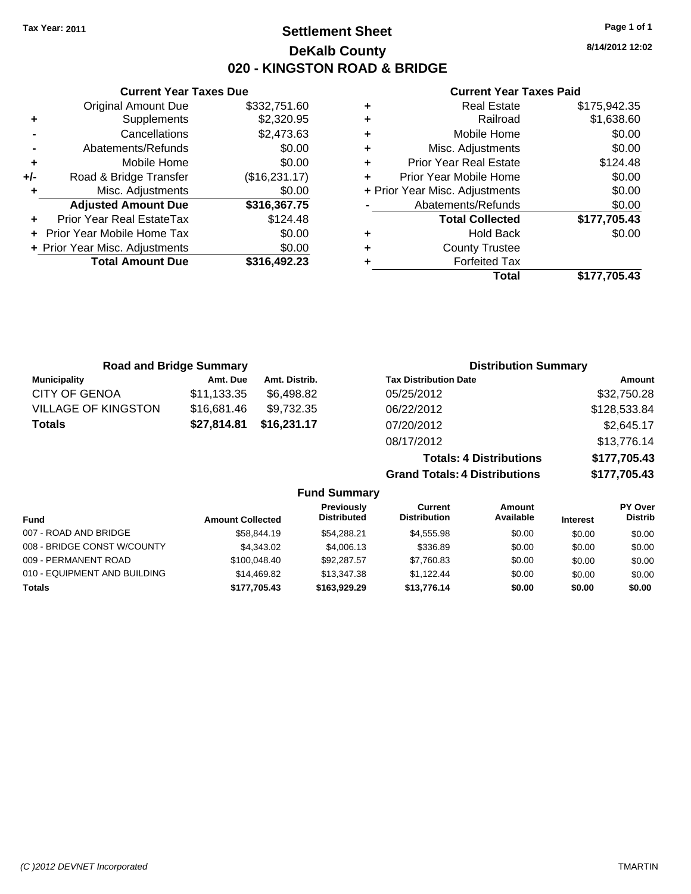Tax Year: 2011

# Settlement Sheet

## DeKalb County

## 020 - KINGSTON ROAD & BRIDGE

8/14/2012 12:02

### Current Year Taxes Due

| | | |
|---|---|---|
| | Original Amount Due | $332,751.60 |
| + | Supplements | $2,320.95 |
| - | Cancellations | $2,473.63 |
| - | Abatements/Refunds | $0.00 |
| + | Mobile Home | $0.00 |
| +/- | Road & Bridge Transfer | ($16,231.17) |
| + | Misc. Adjustments | $0.00 |
| | **Adjusted Amount Due** | **$316,367.75** |
| + | Prior Year Real EstateTax | $124.48 |
| + | Prior Year Mobile Home Tax | $0.00 |
| + | Prior Year Misc. Adjustments | $0.00 |
| | **Total Amount Due** | **$316,492.23** |

### Current Year Taxes Paid

| | | |
|---|---|---|
| + | Real Estate | $175,942.35 |
| + | Railroad | $1,638.60 |
| + | Mobile Home | $0.00 |
| + | Misc. Adjustments | $0.00 |
| + | Prior Year Real Estate | $124.48 |
| + | Prior Year Mobile Home | $0.00 |
| + | Prior Year Misc. Adjustments | $0.00 |
| - | Abatements/Refunds | $0.00 |
| | **Total Collected** | **$177,705.43** |
| + | Hold Back | $0.00 |
| + | County Trustee | |
| + | Forfeited Tax | |
| | **Total** | **$177,705.43** |

### Road and Bridge Summary

| Municipality | Amt. Due | Amt. Distrib. |
|---|---|---|
| CITY OF GENOA | $11,133.35 | $6,498.82 |
| VILLAGE OF KINGSTON | $16,681.46 | $9,732.35 |
| **Totals** | **$27,814.81** | **$16,231.17** |

### Distribution Summary

| Tax Distribution Date | Amount |
|---|---|
| 05/25/2012 | $32,750.28 |
| 06/22/2012 | $128,533.84 |
| 07/20/2012 | $2,645.17 |
| 08/17/2012 | $13,776.14 |
| **Totals: 4 Distributions** | **$177,705.43** |
| **Grand Totals: 4 Distributions** | **$177,705.43** |

### Fund Summary

| Fund | Amount Collected | Previously Distributed | Current Distribution | Amount Available | Interest | PY Over Distrib |
|---|---|---|---|---|---|---|
| 007 - ROAD AND BRIDGE | $58,844.19 | $54,288.21 | $4,555.98 | $0.00 | $0.00 | $0.00 |
| 008 - BRIDGE CONST W/COUNTY | $4,343.02 | $4,006.13 | $336.89 | $0.00 | $0.00 | $0.00 |
| 009 - PERMANENT ROAD | $100,048.40 | $92,287.57 | $7,760.83 | $0.00 | $0.00 | $0.00 |
| 010 - EQUIPMENT AND BUILDING | $14,469.82 | $13,347.38 | $1,122.44 | $0.00 | $0.00 | $0.00 |
| **Totals** | **$177,705.43** | **$163,929.29** | **$13,776.14** | **$0.00** | **$0.00** | **$0.00** |

(C )2012 DEVNET Incorporated — TMARTIN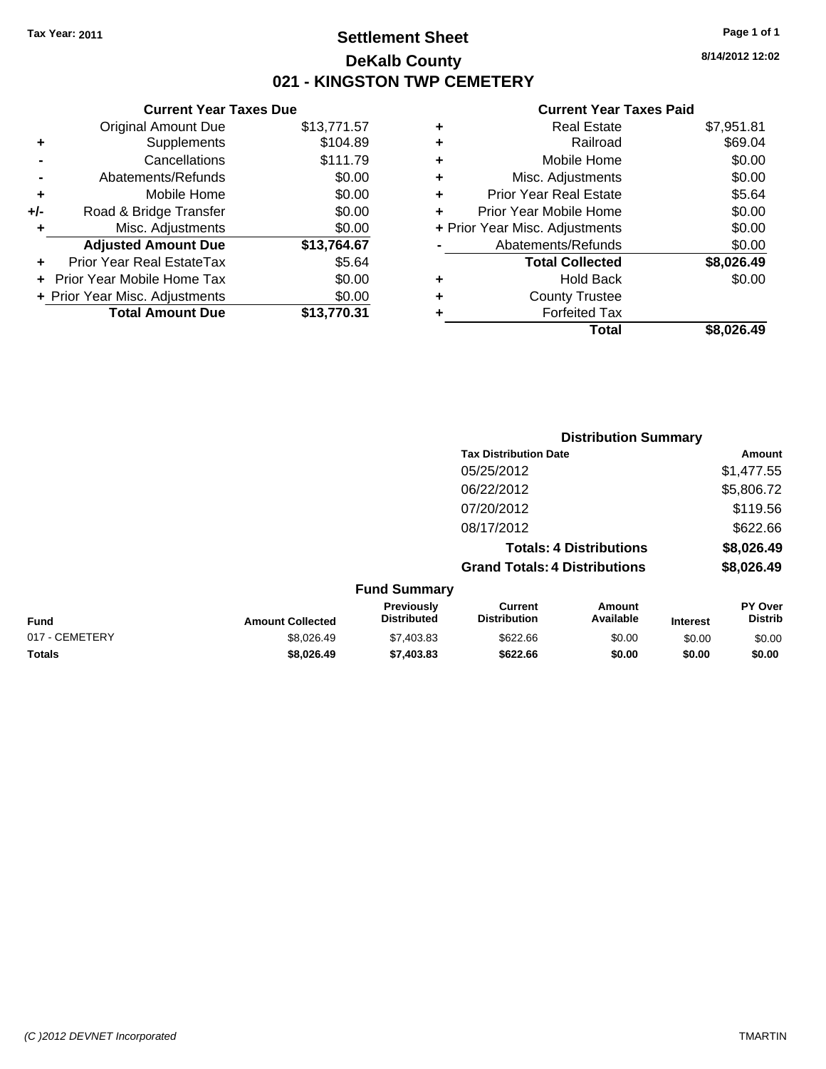Tax Year: 2011

# Settlement Sheet

## DeKalb County

## 021 - KINGSTON TWP CEMETERY

8/14/2012 12:02

### Current Year Taxes Due

| | | |
|---|---|---|
| | Original Amount Due | $13,771.57 |
| + | Supplements | $104.89 |
| - | Cancellations | $111.79 |
| - | Abatements/Refunds | $0.00 |
| + | Mobile Home | $0.00 |
| +/- | Road & Bridge Transfer | $0.00 |
| + | Misc. Adjustments | $0.00 |
| | **Adjusted Amount Due** | **$13,764.67** |
| + | Prior Year Real EstateTax | $5.64 |
| + | Prior Year Mobile Home Tax | $0.00 |
| + | Prior Year Misc. Adjustments | $0.00 |
| | **Total Amount Due** | **$13,770.31** |

### Current Year Taxes Paid

| | | |
|---|---|---|
| + | Real Estate | $7,951.81 |
| + | Railroad | $69.04 |
| + | Mobile Home | $0.00 |
| + | Misc. Adjustments | $0.00 |
| + | Prior Year Real Estate | $5.64 |
| + | Prior Year Mobile Home | $0.00 |
| + | Prior Year Misc. Adjustments | $0.00 |
| - | Abatements/Refunds | $0.00 |
| | **Total Collected** | **$8,026.49** |
| + | Hold Back | $0.00 |
| + | County Trustee | |
| + | Forfeited Tax | |
| | **Total** | **$8,026.49** |

### Distribution Summary

| Tax Distribution Date | Amount |
|---|---|
| 05/25/2012 | $1,477.55 |
| 06/22/2012 | $5,806.72 |
| 07/20/2012 | $119.56 |
| 08/17/2012 | $622.66 |
| **Totals: 4 Distributions** | **$8,026.49** |
| **Grand Totals: 4 Distributions** | **$8,026.49** |

### Fund Summary

| Fund | Amount Collected | Previously Distributed | Current Distribution | Amount Available | Interest | PY Over Distrib |
|---|---|---|---|---|---|---|
| 017 - CEMETERY | $8,026.49 | $7,403.83 | $622.66 | $0.00 | $0.00 | $0.00 |
| **Totals** | **$8,026.49** | **$7,403.83** | **$622.66** | **$0.00** | **$0.00** | **$0.00** |

(C )2012 DEVNET Incorporated TMARTIN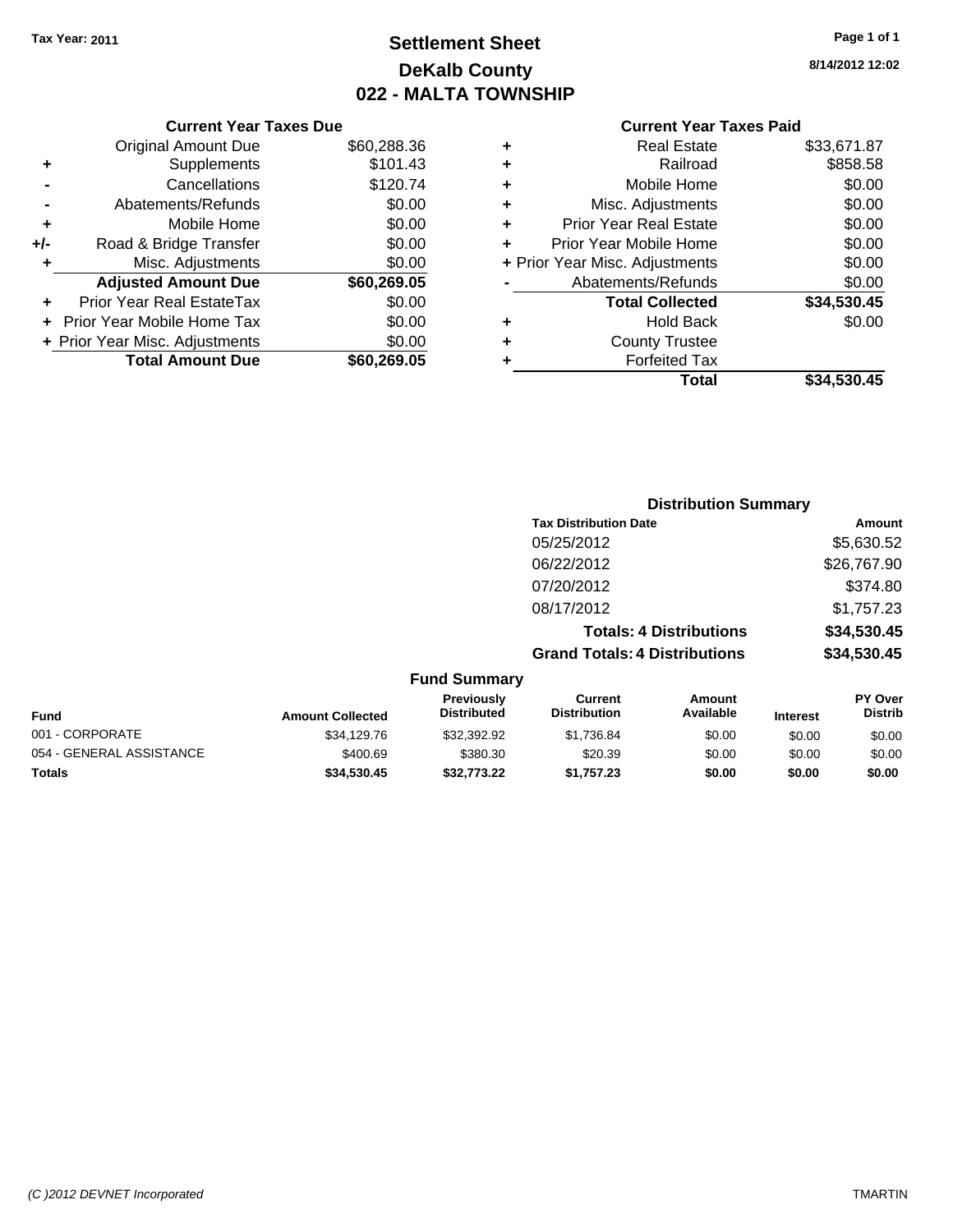Tax Year: 2011

# Settlement Sheet
## DeKalb County
## 022 - MALTA TOWNSHIP

8/14/2012 12:02

### Current Year Taxes Due

| | | |
|---|---|---|
| | Original Amount Due | $60,288.36 |
| + | Supplements | $101.43 |
| - | Cancellations | $120.74 |
| - | Abatements/Refunds | $0.00 |
| + | Mobile Home | $0.00 |
| +/- | Road & Bridge Transfer | $0.00 |
| + | Misc. Adjustments | $0.00 |
| | **Adjusted Amount Due** | **$60,269.05** |
| + | Prior Year Real EstateTax | $0.00 |
| + | Prior Year Mobile Home Tax | $0.00 |
| + | Prior Year Misc. Adjustments | $0.00 |
| | **Total Amount Due** | **$60,269.05** |

### Current Year Taxes Paid

| | | |
|---|---|---|
| + | Real Estate | $33,671.87 |
| + | Railroad | $858.58 |
| + | Mobile Home | $0.00 |
| + | Misc. Adjustments | $0.00 |
| + | Prior Year Real Estate | $0.00 |
| + | Prior Year Mobile Home | $0.00 |
| + | Prior Year Misc. Adjustments | $0.00 |
| - | Abatements/Refunds | $0.00 |
| | **Total Collected** | **$34,530.45** |
| + | Hold Back | $0.00 |
| + | County Trustee | |
| + | Forfeited Tax | |
| | **Total** | **$34,530.45** |

### Distribution Summary

| Tax Distribution Date | Amount |
|---|---|
| 05/25/2012 | $5,630.52 |
| 06/22/2012 | $26,767.90 |
| 07/20/2012 | $374.80 |
| 08/17/2012 | $1,757.23 |
| **Totals: 4 Distributions** | **$34,530.45** |
| **Grand Totals: 4 Distributions** | **$34,530.45** |

### Fund Summary

| Fund | Amount Collected | Previously Distributed | Current Distribution | Amount Available | Interest | PY Over Distrib |
|---|---|---|---|---|---|---|
| 001 - CORPORATE | $34,129.76 | $32,392.92 | $1,736.84 | $0.00 | $0.00 | $0.00 |
| 054 - GENERAL ASSISTANCE | $400.69 | $380.30 | $20.39 | $0.00 | $0.00 | $0.00 |
| **Totals** | **$34,530.45** | **$32,773.22** | **$1,757.23** | **$0.00** | **$0.00** | **$0.00** |

(C )2012 DEVNET Incorporated TMARTIN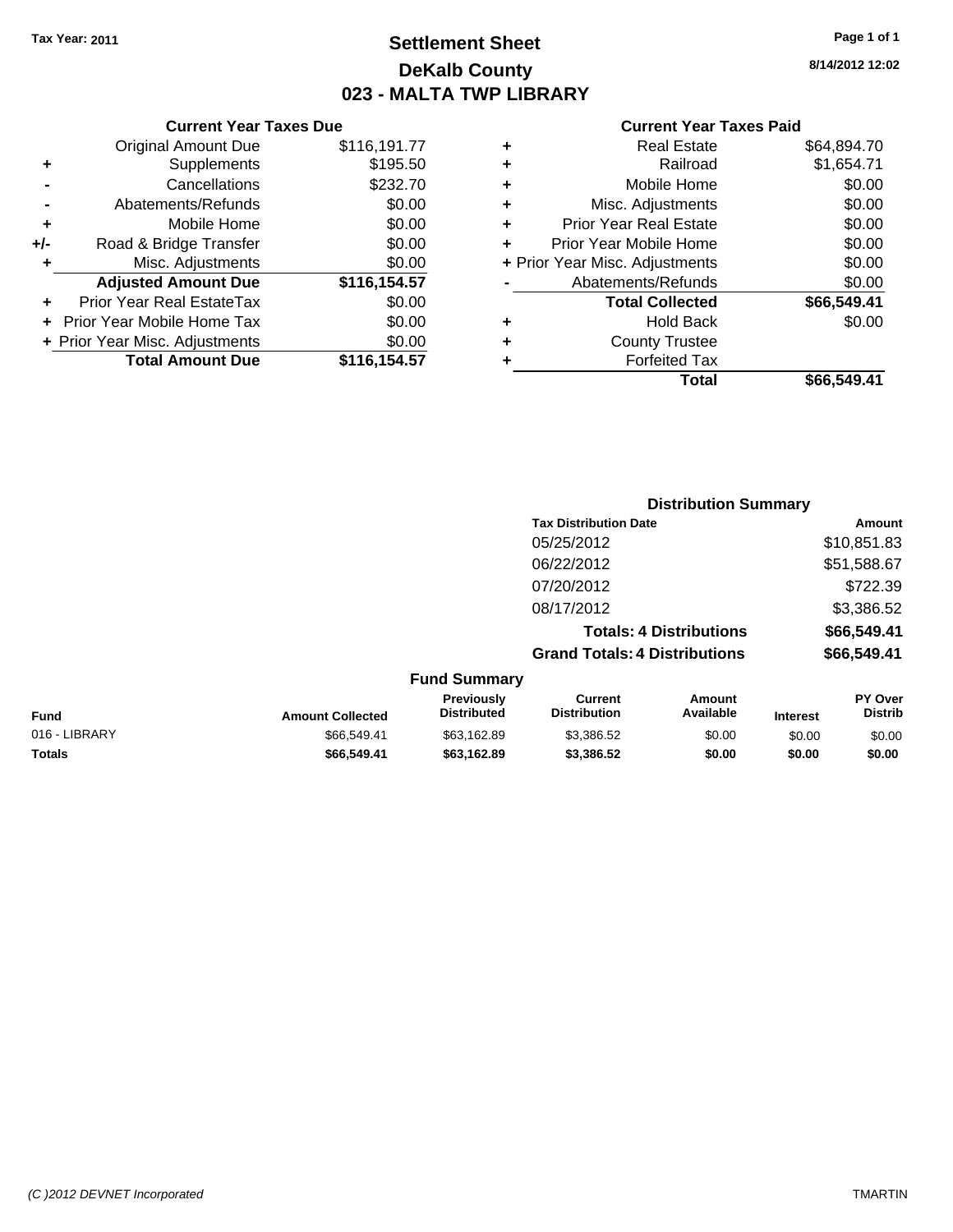**Tax Year: 2011**

# Settlement Sheet

## DeKalb County

## 023 - MALTA TWP LIBRARY

8/14/2012 12:02

### Current Year Taxes Due

| | | |
|---|---|---|
| | Original Amount Due | $116,191.77 |
| + | Supplements | $195.50 |
| - | Cancellations | $232.70 |
| - | Abatements/Refunds | $0.00 |
| + | Mobile Home | $0.00 |
| +/- | Road & Bridge Transfer | $0.00 |
| + | Misc. Adjustments | $0.00 |
| | **Adjusted Amount Due** | **$116,154.57** |
| + | Prior Year Real EstateTax | $0.00 |
| + | Prior Year Mobile Home Tax | $0.00 |
| + | Prior Year Misc. Adjustments | $0.00 |
| | **Total Amount Due** | **$116,154.57** |

### Current Year Taxes Paid

| | | |
|---|---|---|
| + | Real Estate | $64,894.70 |
| + | Railroad | $1,654.71 |
| + | Mobile Home | $0.00 |
| + | Misc. Adjustments | $0.00 |
| + | Prior Year Real Estate | $0.00 |
| + | Prior Year Mobile Home | $0.00 |
| + | Prior Year Misc. Adjustments | $0.00 |
| - | Abatements/Refunds | $0.00 |
| | **Total Collected** | **$66,549.41** |
| + | Hold Back | $0.00 |
| + | County Trustee | |
| + | Forfeited Tax | |
| | **Total** | **$66,549.41** |

### Distribution Summary

| Tax Distribution Date | Amount |
|---|---|
| 05/25/2012 | $10,851.83 |
| 06/22/2012 | $51,588.67 |
| 07/20/2012 | $722.39 |
| 08/17/2012 | $3,386.52 |
| **Totals: 4 Distributions** | **$66,549.41** |
| **Grand Totals: 4 Distributions** | **$66,549.41** |

### Fund Summary

| Fund | Amount Collected | Previously Distributed | Current Distribution | Amount Available | Interest | PY Over Distrib |
|---|---|---|---|---|---|---|
| 016 - LIBRARY | $66,549.41 | $63,162.89 | $3,386.52 | $0.00 | $0.00 | $0.00 |
| **Totals** | **$66,549.41** | **$63,162.89** | **$3,386.52** | **$0.00** | **$0.00** | **$0.00** |

(C )2012 DEVNET Incorporated TMARTIN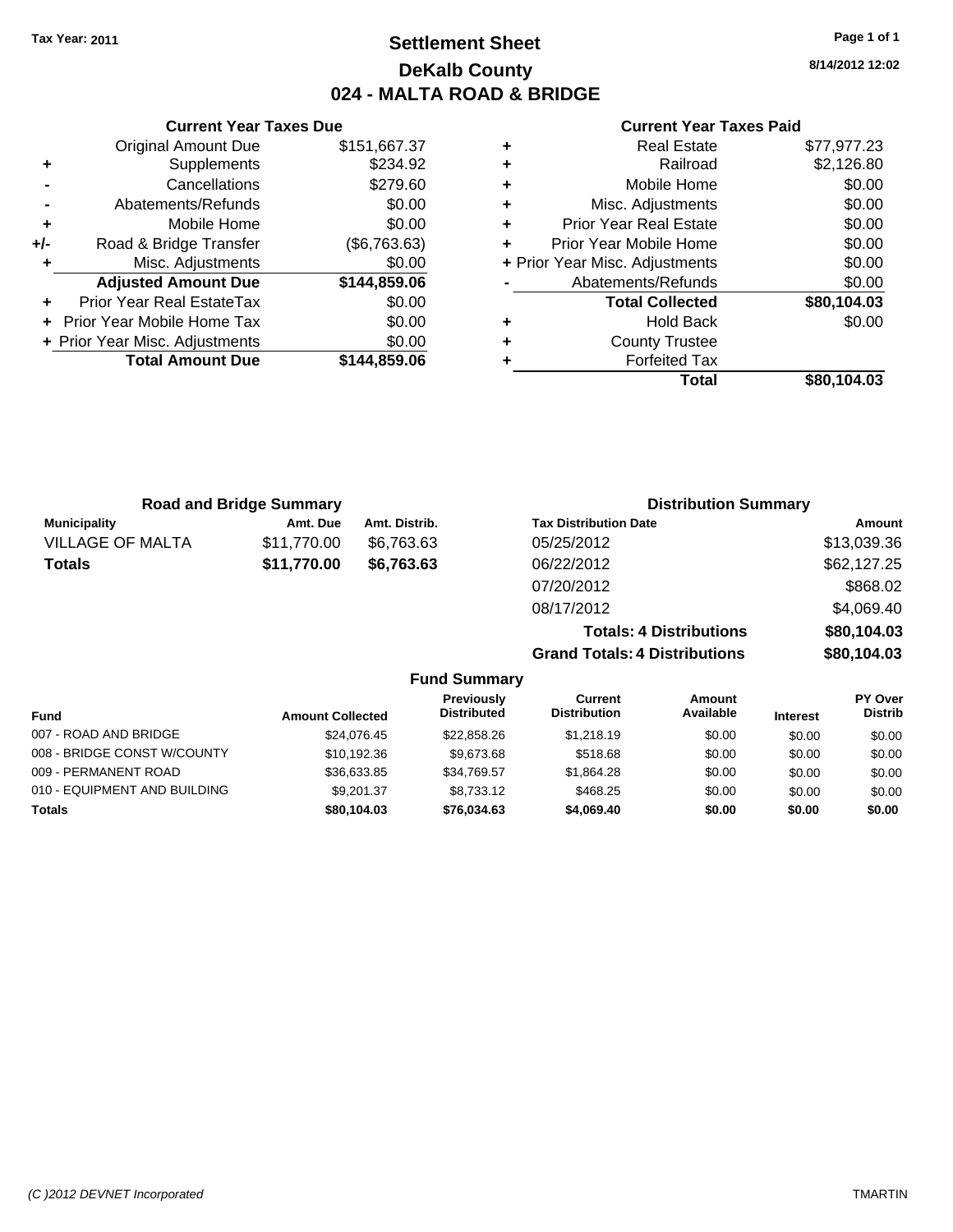Tax Year: 2011

# Settlement Sheet

## DeKalb County

## 024 - MALTA ROAD & BRIDGE

8/14/2012 12:02

### Current Year Taxes Due

| | | |
|---|---|---|
| | Original Amount Due | $151,667.37 |
| + | Supplements | $234.92 |
| - | Cancellations | $279.60 |
| - | Abatements/Refunds | $0.00 |
| + | Mobile Home | $0.00 |
| +/- | Road & Bridge Transfer | ($6,763.63) |
| + | Misc. Adjustments | $0.00 |
| | **Adjusted Amount Due** | **$144,859.06** |
| + | Prior Year Real EstateTax | $0.00 |
| + | Prior Year Mobile Home Tax | $0.00 |
| + | Prior Year Misc. Adjustments | $0.00 |
| | **Total Amount Due** | **$144,859.06** |

### Current Year Taxes Paid

| | | |
|---|---|---|
| + | Real Estate | $77,977.23 |
| + | Railroad | $2,126.80 |
| + | Mobile Home | $0.00 |
| + | Misc. Adjustments | $0.00 |
| + | Prior Year Real Estate | $0.00 |
| + | Prior Year Mobile Home | $0.00 |
| + | Prior Year Misc. Adjustments | $0.00 |
| - | Abatements/Refunds | $0.00 |
| | **Total Collected** | **$80,104.03** |
| + | Hold Back | $0.00 |
| + | County Trustee | |
| + | Forfeited Tax | |
| | **Total** | **$80,104.03** |

### Road and Bridge Summary

| Municipality | Amt. Due | Amt. Distrib. |
|---|---|---|
| VILLAGE OF MALTA | $11,770.00 | $6,763.63 |
| **Totals** | **$11,770.00** | **$6,763.63** |

### Distribution Summary

| Tax Distribution Date | Amount |
|---|---|
| 05/25/2012 | $13,039.36 |
| 06/22/2012 | $62,127.25 |
| 07/20/2012 | $868.02 |
| 08/17/2012 | $4,069.40 |
| **Totals: 4 Distributions** | **$80,104.03** |
| **Grand Totals: 4 Distributions** | **$80,104.03** |

### Fund Summary

| Fund | Amount Collected | Previously Distributed | Current Distribution | Amount Available | Interest | PY Over Distrib |
|---|---|---|---|---|---|---|
| 007 - ROAD AND BRIDGE | $24,076.45 | $22,858.26 | $1,218.19 | $0.00 | $0.00 | $0.00 |
| 008 - BRIDGE CONST W/COUNTY | $10,192.36 | $9,673.68 | $518.68 | $0.00 | $0.00 | $0.00 |
| 009 - PERMANENT ROAD | $36,633.85 | $34,769.57 | $1,864.28 | $0.00 | $0.00 | $0.00 |
| 010 - EQUIPMENT AND BUILDING | $9,201.37 | $8,733.12 | $468.25 | $0.00 | $0.00 | $0.00 |
| **Totals** | **$80,104.03** | **$76,034.63** | **$4,069.40** | **$0.00** | **$0.00** | **$0.00** |

(C )2012 DEVNET Incorporated TMARTIN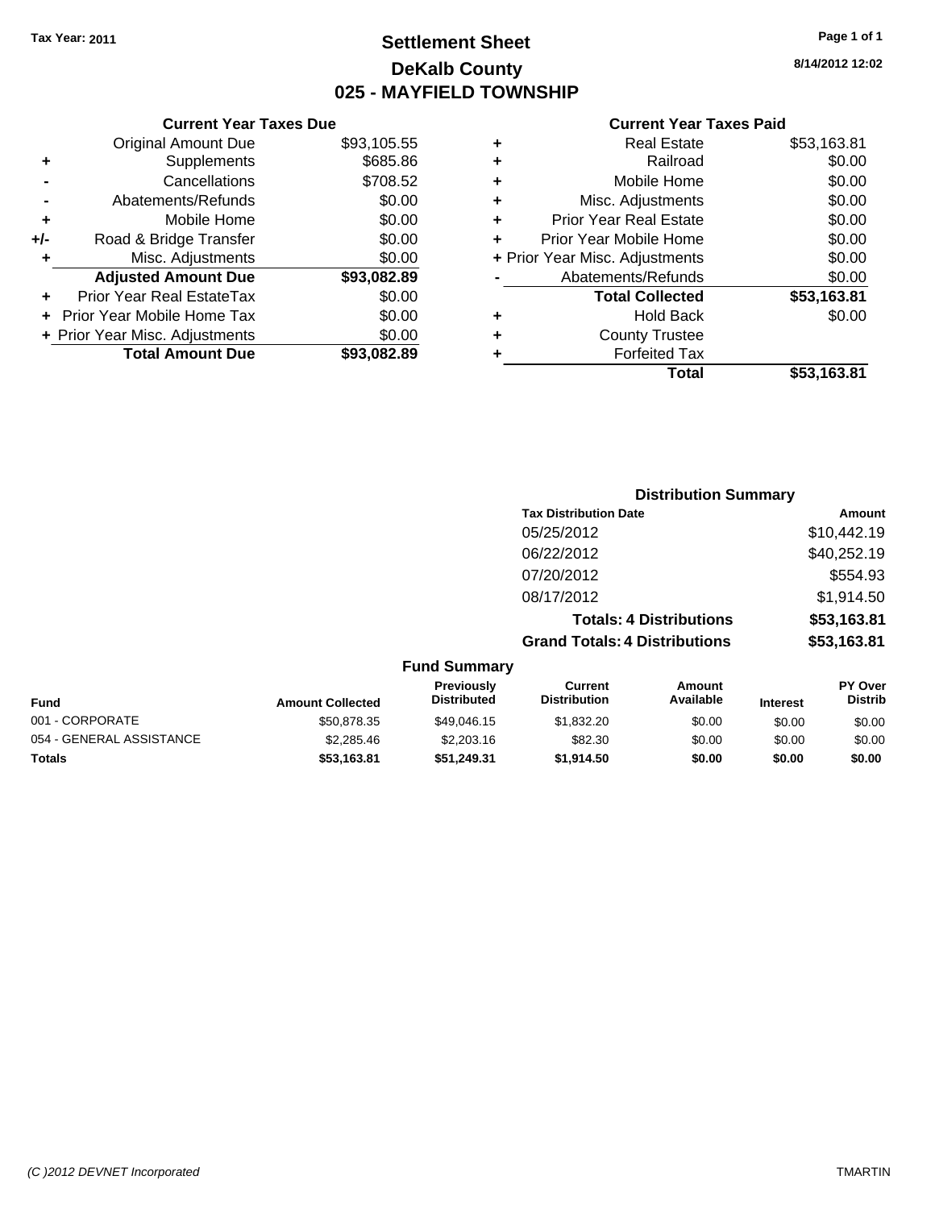Tax Year: 2011

# Settlement Sheet
## DeKalb County
## 025 - MAYFIELD TOWNSHIP

8/14/2012 12:02

### Current Year Taxes Due

| | | |
|---|---|---|
| | Original Amount Due | $93,105.55 |
| + | Supplements | $685.86 |
| - | Cancellations | $708.52 |
| - | Abatements/Refunds | $0.00 |
| + | Mobile Home | $0.00 |
| +/- | Road & Bridge Transfer | $0.00 |
| + | Misc. Adjustments | $0.00 |
| | **Adjusted Amount Due** | **$93,082.89** |
| + | Prior Year Real EstateTax | $0.00 |
| + | Prior Year Mobile Home Tax | $0.00 |
| + | Prior Year Misc. Adjustments | $0.00 |
| | **Total Amount Due** | **$93,082.89** |

### Current Year Taxes Paid

| | | |
|---|---|---|
| + | Real Estate | $53,163.81 |
| + | Railroad | $0.00 |
| + | Mobile Home | $0.00 |
| + | Misc. Adjustments | $0.00 |
| + | Prior Year Real Estate | $0.00 |
| + | Prior Year Mobile Home | $0.00 |
| + | Prior Year Misc. Adjustments | $0.00 |
| - | Abatements/Refunds | $0.00 |
| | **Total Collected** | **$53,163.81** |
| + | Hold Back | $0.00 |
| + | County Trustee | |
| + | Forfeited Tax | |
| | **Total** | **$53,163.81** |

### Distribution Summary

| Tax Distribution Date | Amount |
|---|---|
| 05/25/2012 | $10,442.19 |
| 06/22/2012 | $40,252.19 |
| 07/20/2012 | $554.93 |
| 08/17/2012 | $1,914.50 |
| **Totals: 4 Distributions** | **$53,163.81** |
| **Grand Totals: 4 Distributions** | **$53,163.81** |

### Fund Summary

| Fund | Amount Collected | Previously Distributed | Current Distribution | Amount Available | Interest | PY Over Distrib |
|---|---|---|---|---|---|---|
| 001 - CORPORATE | $50,878.35 | $49,046.15 | $1,832.20 | $0.00 | $0.00 | $0.00 |
| 054 - GENERAL ASSISTANCE | $2,285.46 | $2,203.16 | $82.30 | $0.00 | $0.00 | $0.00 |
| **Totals** | **$53,163.81** | **$51,249.31** | **$1,914.50** | **$0.00** | **$0.00** | **$0.00** |

(C )2012 DEVNET Incorporated TMARTIN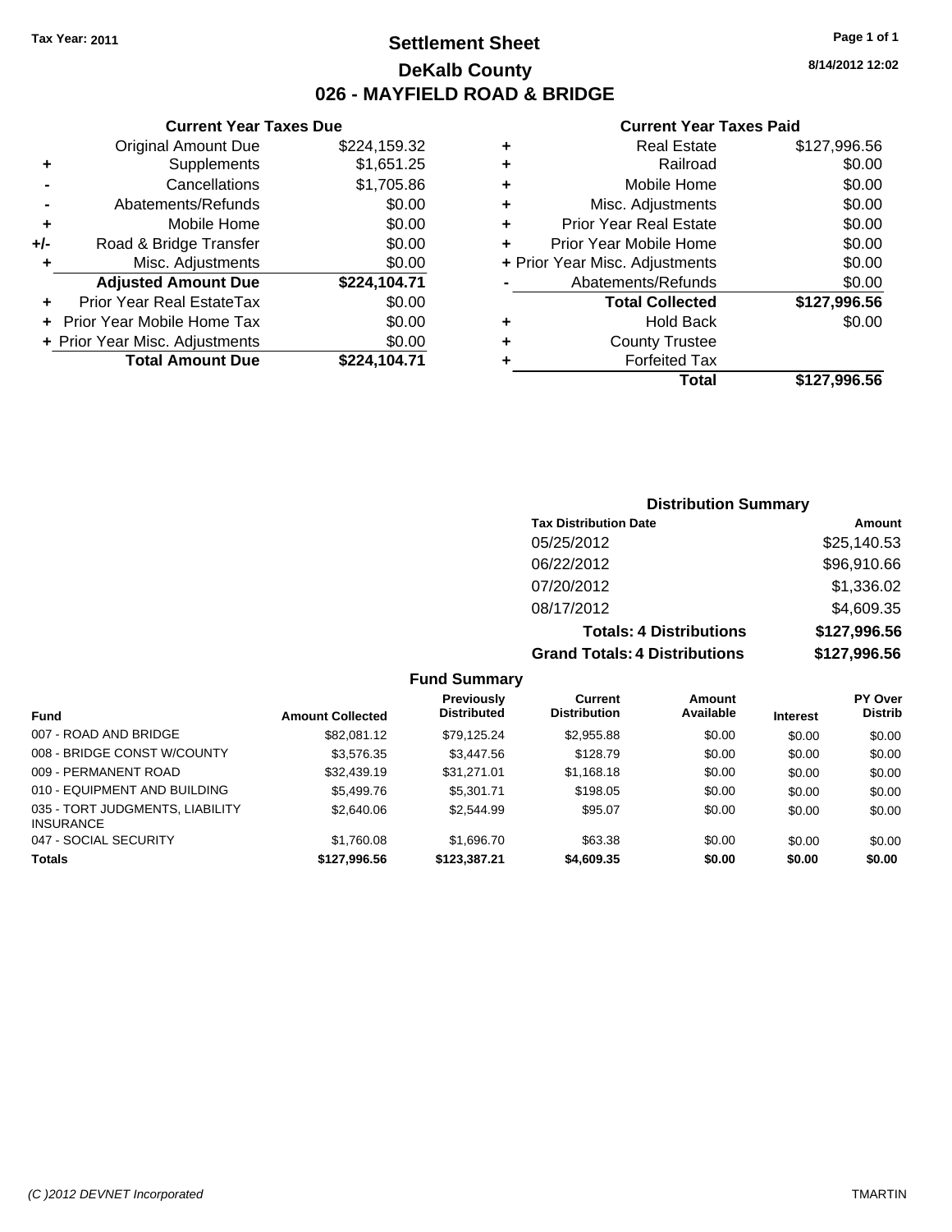Tax Year: 2011

# Settlement Sheet

## DeKalb County

## 026 - MAYFIELD ROAD & BRIDGE

8/14/2012 12:02

### Current Year Taxes Due

| | | |
|---|---|---|
| | Original Amount Due | $224,159.32 |
| + | Supplements | $1,651.25 |
| - | Cancellations | $1,705.86 |
| - | Abatements/Refunds | $0.00 |
| + | Mobile Home | $0.00 |
| +/- | Road & Bridge Transfer | $0.00 |
| + | Misc. Adjustments | $0.00 |
| | **Adjusted Amount Due** | **$224,104.71** |
| + | Prior Year Real EstateTax | $0.00 |
| + | Prior Year Mobile Home Tax | $0.00 |
| + | Prior Year Misc. Adjustments | $0.00 |
| | **Total Amount Due** | **$224,104.71** |

### Current Year Taxes Paid

| | | |
|---|---|---|
| + | Real Estate | $127,996.56 |
| + | Railroad | $0.00 |
| + | Mobile Home | $0.00 |
| + | Misc. Adjustments | $0.00 |
| + | Prior Year Real Estate | $0.00 |
| + | Prior Year Mobile Home | $0.00 |
| + | Prior Year Misc. Adjustments | $0.00 |
| - | Abatements/Refunds | $0.00 |
| | **Total Collected** | **$127,996.56** |
| + | Hold Back | $0.00 |
| + | County Trustee | |
| + | Forfeited Tax | |
| | **Total** | **$127,996.56** |

### Distribution Summary

| Tax Distribution Date | Amount |
|---|---|
| 05/25/2012 | $25,140.53 |
| 06/22/2012 | $96,910.66 |
| 07/20/2012 | $1,336.02 |
| 08/17/2012 | $4,609.35 |
| **Totals: 4 Distributions** | **$127,996.56** |
| **Grand Totals: 4 Distributions** | **$127,996.56** |

### Fund Summary

| Fund | Amount Collected | Previously Distributed | Current Distribution | Amount Available | Interest | PY Over Distrib |
|---|---|---|---|---|---|---|
| 007 - ROAD AND BRIDGE | $82,081.12 | $79,125.24 | $2,955.88 | $0.00 | $0.00 | $0.00 |
| 008 - BRIDGE CONST W/COUNTY | $3,576.35 | $3,447.56 | $128.79 | $0.00 | $0.00 | $0.00 |
| 009 - PERMANENT ROAD | $32,439.19 | $31,271.01 | $1,168.18 | $0.00 | $0.00 | $0.00 |
| 010 - EQUIPMENT AND BUILDING | $5,499.76 | $5,301.71 | $198.05 | $0.00 | $0.00 | $0.00 |
| 035 - TORT JUDGMENTS, LIABILITY INSURANCE | $2,640.06 | $2,544.99 | $95.07 | $0.00 | $0.00 | $0.00 |
| 047 - SOCIAL SECURITY | $1,760.08 | $1,696.70 | $63.38 | $0.00 | $0.00 | $0.00 |
| **Totals** | **$127,996.56** | **$123,387.21** | **$4,609.35** | **$0.00** | **$0.00** | **$0.00** |

(C )2012 DEVNET Incorporated TMARTIN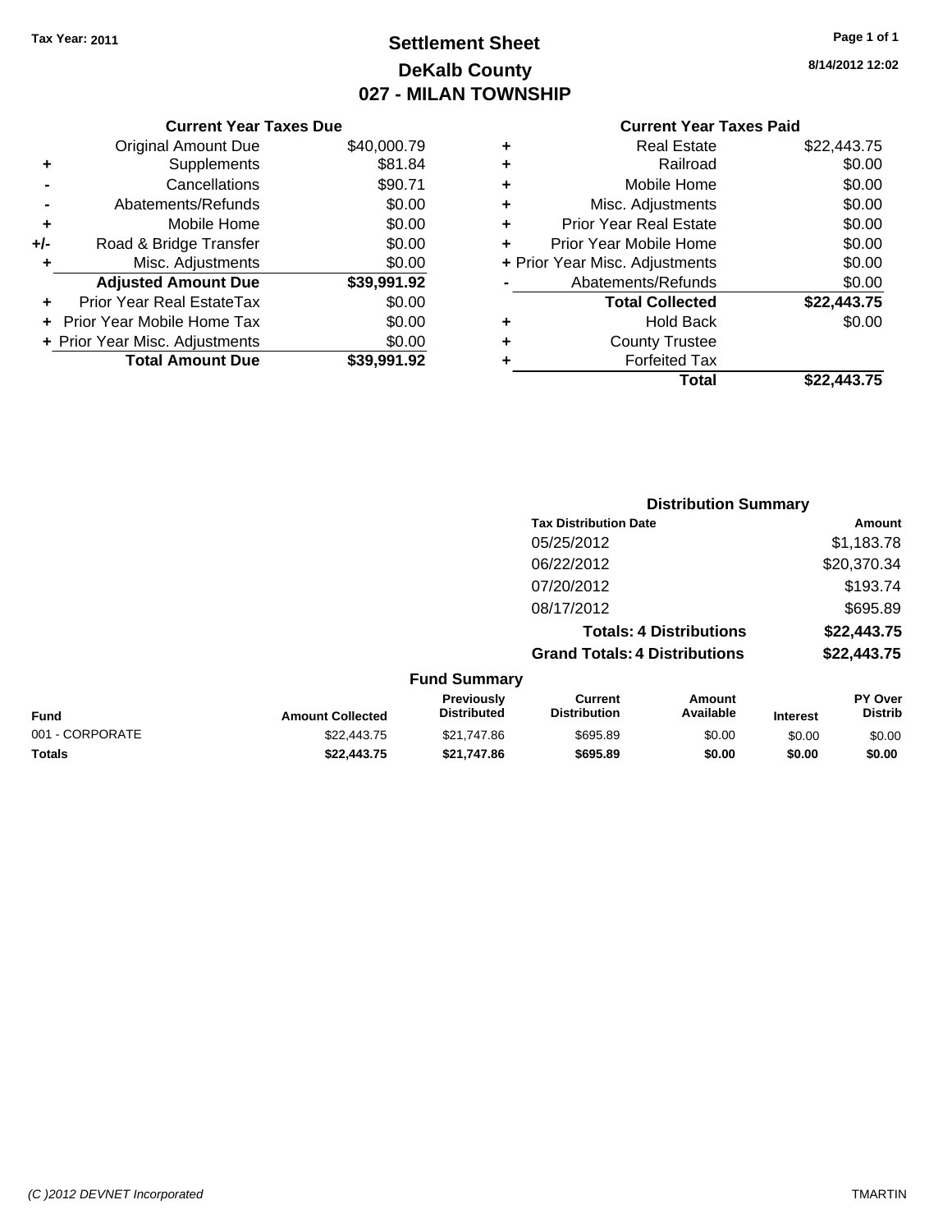Tax Year: 2011

# Settlement Sheet
## DeKalb County
## 027 - MILAN TOWNSHIP

8/14/2012 12:02

### Current Year Taxes Due

| | | |
|---|---|---|
| | Original Amount Due | $40,000.79 |
| + | Supplements | $81.84 |
| - | Cancellations | $90.71 |
| - | Abatements/Refunds | $0.00 |
| + | Mobile Home | $0.00 |
| +/- | Road & Bridge Transfer | $0.00 |
| + | Misc. Adjustments | $0.00 |
| | **Adjusted Amount Due** | **$39,991.92** |
| + | Prior Year Real EstateTax | $0.00 |
| + | Prior Year Mobile Home Tax | $0.00 |
| + | Prior Year Misc. Adjustments | $0.00 |
| | **Total Amount Due** | **$39,991.92** |

### Current Year Taxes Paid

| | | |
|---|---|---|
| + | Real Estate | $22,443.75 |
| + | Railroad | $0.00 |
| + | Mobile Home | $0.00 |
| + | Misc. Adjustments | $0.00 |
| + | Prior Year Real Estate | $0.00 |
| + | Prior Year Mobile Home | $0.00 |
| + | Prior Year Misc. Adjustments | $0.00 |
| - | Abatements/Refunds | $0.00 |
| | **Total Collected** | **$22,443.75** |
| + | Hold Back | $0.00 |
| + | County Trustee | |
| + | Forfeited Tax | |
| | **Total** | **$22,443.75** |

### Distribution Summary

| Tax Distribution Date | Amount |
|---|---|
| 05/25/2012 | $1,183.78 |
| 06/22/2012 | $20,370.34 |
| 07/20/2012 | $193.74 |
| 08/17/2012 | $695.89 |
| **Totals: 4 Distributions** | **$22,443.75** |
| **Grand Totals: 4 Distributions** | **$22,443.75** |

### Fund Summary

| Fund | Amount Collected | Previously Distributed | Current Distribution | Amount Available | Interest | PY Over Distrib |
|---|---|---|---|---|---|---|
| 001 - CORPORATE | $22,443.75 | $21,747.86 | $695.89 | $0.00 | $0.00 | $0.00 |
| **Totals** | **$22,443.75** | **$21,747.86** | **$695.89** | **$0.00** | **$0.00** | **$0.00** |

(C )2012 DEVNET Incorporated  TMARTIN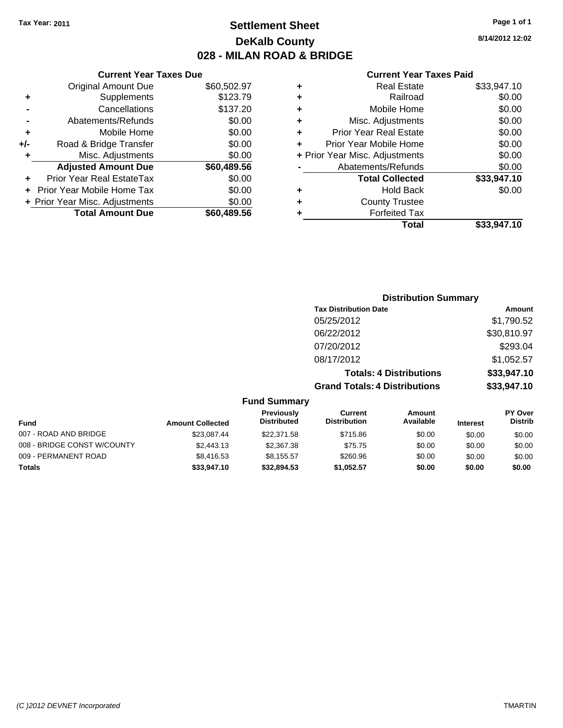Tax Year: 2011

# Settlement Sheet
## DeKalb County
## 028 - MILAN ROAD & BRIDGE

8/14/2012 12:02

### Current Year Taxes Due

| | | |
|---|---|---|
| | Original Amount Due | $60,502.97 |
| + | Supplements | $123.79 |
| - | Cancellations | $137.20 |
| - | Abatements/Refunds | $0.00 |
| + | Mobile Home | $0.00 |
| +/- | Road & Bridge Transfer | $0.00 |
| + | Misc. Adjustments | $0.00 |
| | **Adjusted Amount Due** | **$60,489.56** |
| + | Prior Year Real EstateTax | $0.00 |
| + | Prior Year Mobile Home Tax | $0.00 |
| + | Prior Year Misc. Adjustments | $0.00 |
| | **Total Amount Due** | **$60,489.56** |

### Current Year Taxes Paid

| | | |
|---|---|---|
| + | Real Estate | $33,947.10 |
| + | Railroad | $0.00 |
| + | Mobile Home | $0.00 |
| + | Misc. Adjustments | $0.00 |
| + | Prior Year Real Estate | $0.00 |
| + | Prior Year Mobile Home | $0.00 |
| + | Prior Year Misc. Adjustments | $0.00 |
| - | Abatements/Refunds | $0.00 |
| | **Total Collected** | **$33,947.10** |
| + | Hold Back | $0.00 |
| + | County Trustee | |
| + | Forfeited Tax | |
| | **Total** | **$33,947.10** |

### Distribution Summary

| Tax Distribution Date | Amount |
|---|---|
| 05/25/2012 | $1,790.52 |
| 06/22/2012 | $30,810.97 |
| 07/20/2012 | $293.04 |
| 08/17/2012 | $1,052.57 |
| **Totals: 4 Distributions** | **$33,947.10** |
| **Grand Totals: 4 Distributions** | **$33,947.10** |

### Fund Summary

| Fund | Amount Collected | Previously Distributed | Current Distribution | Amount Available | Interest | PY Over Distrib |
|---|---|---|---|---|---|---|
| 007 - ROAD AND BRIDGE | $23,087.44 | $22,371.58 | $715.86 | $0.00 | $0.00 | $0.00 |
| 008 - BRIDGE CONST W/COUNTY | $2,443.13 | $2,367.38 | $75.75 | $0.00 | $0.00 | $0.00 |
| 009 - PERMANENT ROAD | $8,416.53 | $8,155.57 | $260.96 | $0.00 | $0.00 | $0.00 |
| **Totals** | **$33,947.10** | **$32,894.53** | **$1,052.57** | **$0.00** | **$0.00** | **$0.00** |

(C )2012 DEVNET Incorporated TMARTIN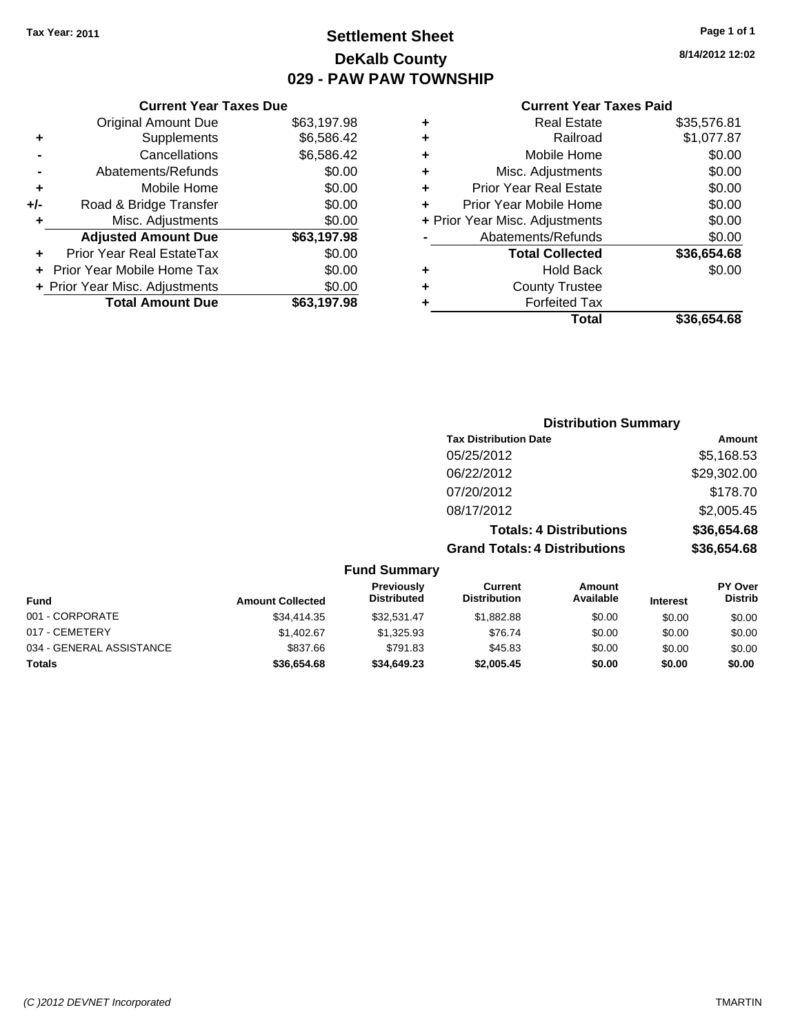Tax Year: 2011

# Settlement Sheet
## DeKalb County
## 029 - PAW PAW TOWNSHIP

8/14/2012 12:02

### Current Year Taxes Due

| | | |
|---|---|---|
| | Original Amount Due | $63,197.98 |
| + | Supplements | $6,586.42 |
| - | Cancellations | $6,586.42 |
| - | Abatements/Refunds | $0.00 |
| + | Mobile Home | $0.00 |
| +/- | Road & Bridge Transfer | $0.00 |
| + | Misc. Adjustments | $0.00 |
| | **Adjusted Amount Due** | **$63,197.98** |
| + | Prior Year Real EstateTax | $0.00 |
| + | Prior Year Mobile Home Tax | $0.00 |
| + | Prior Year Misc. Adjustments | $0.00 |
| | **Total Amount Due** | **$63,197.98** |

### Current Year Taxes Paid

| | | |
|---|---|---|
| + | Real Estate | $35,576.81 |
| + | Railroad | $1,077.87 |
| + | Mobile Home | $0.00 |
| + | Misc. Adjustments | $0.00 |
| + | Prior Year Real Estate | $0.00 |
| + | Prior Year Mobile Home | $0.00 |
| + | Prior Year Misc. Adjustments | $0.00 |
| - | Abatements/Refunds | $0.00 |
| | **Total Collected** | **$36,654.68** |
| + | Hold Back | $0.00 |
| + | County Trustee | |
| + | Forfeited Tax | |
| | **Total** | **$36,654.68** |

### Distribution Summary

| Tax Distribution Date | Amount |
|---|---|
| 05/25/2012 | $5,168.53 |
| 06/22/2012 | $29,302.00 |
| 07/20/2012 | $178.70 |
| 08/17/2012 | $2,005.45 |
| **Totals: 4 Distributions** | **$36,654.68** |
| **Grand Totals: 4 Distributions** | **$36,654.68** |

### Fund Summary

| Fund | Amount Collected | Previously Distributed | Current Distribution | Amount Available | Interest | PY Over Distrib |
|---|---|---|---|---|---|---|
| 001 - CORPORATE | $34,414.35 | $32,531.47 | $1,882.88 | $0.00 | $0.00 | $0.00 |
| 017 - CEMETERY | $1,402.67 | $1,325.93 | $76.74 | $0.00 | $0.00 | $0.00 |
| 034 - GENERAL ASSISTANCE | $837.66 | $791.83 | $45.83 | $0.00 | $0.00 | $0.00 |
| **Totals** | **$36,654.68** | **$34,649.23** | **$2,005.45** | **$0.00** | **$0.00** | **$0.00** |

(C )2012 DEVNET Incorporated TMARTIN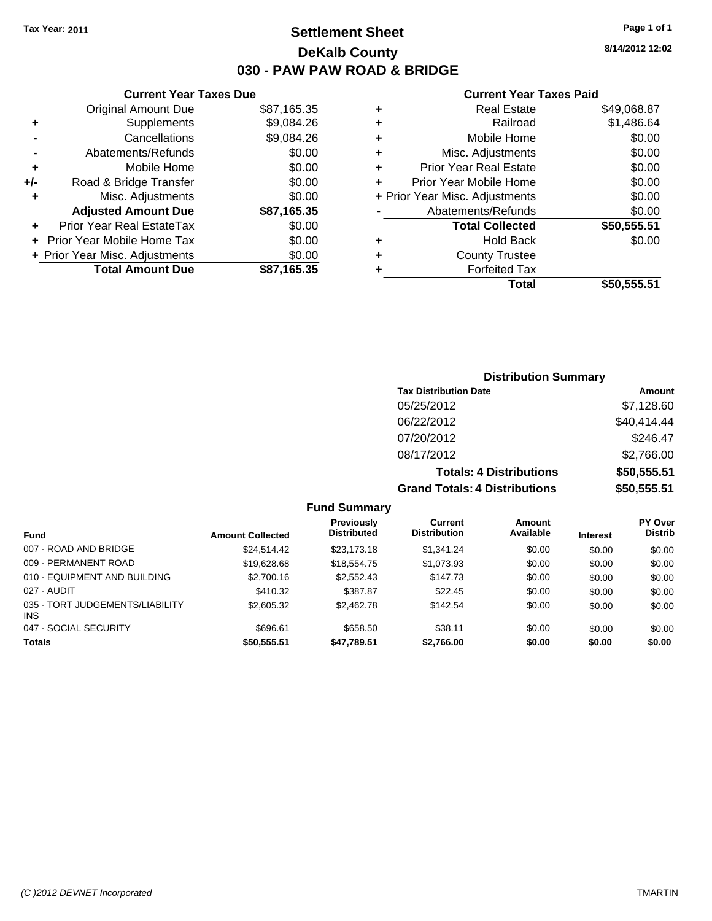Tax Year: 2011

# Settlement Sheet
## DeKalb County
## 030 - PAW PAW ROAD & BRIDGE

8/14/2012 12:02

### Current Year Taxes Due

| | | |
|---|---|---|
| | Original Amount Due | $87,165.35 |
| + | Supplements | $9,084.26 |
| - | Cancellations | $9,084.26 |
| - | Abatements/Refunds | $0.00 |
| + | Mobile Home | $0.00 |
| +/- | Road & Bridge Transfer | $0.00 |
| + | Misc. Adjustments | $0.00 |
| | **Adjusted Amount Due** | **$87,165.35** |
| + | Prior Year Real EstateTax | $0.00 |
| + | Prior Year Mobile Home Tax | $0.00 |
| + | Prior Year Misc. Adjustments | $0.00 |
| | **Total Amount Due** | **$87,165.35** |

### Current Year Taxes Paid

| | | |
|---|---|---|
| + | Real Estate | $49,068.87 |
| + | Railroad | $1,486.64 |
| + | Mobile Home | $0.00 |
| + | Misc. Adjustments | $0.00 |
| + | Prior Year Real Estate | $0.00 |
| + | Prior Year Mobile Home | $0.00 |
| + | Prior Year Misc. Adjustments | $0.00 |
| - | Abatements/Refunds | $0.00 |
| | **Total Collected** | **$50,555.51** |
| + | Hold Back | $0.00 |
| + | County Trustee | |
| + | Forfeited Tax | |
| | **Total** | **$50,555.51** |

### Distribution Summary

| Tax Distribution Date | Amount |
|---|---|
| 05/25/2012 | $7,128.60 |
| 06/22/2012 | $40,414.44 |
| 07/20/2012 | $246.47 |
| 08/17/2012 | $2,766.00 |
| **Totals: 4 Distributions** | **$50,555.51** |
| **Grand Totals: 4 Distributions** | **$50,555.51** |

### Fund Summary

| Fund | Amount Collected | Previously Distributed | Current Distribution | Amount Available | Interest | PY Over Distrib |
|---|---|---|---|---|---|---|
| 007 - ROAD AND BRIDGE | $24,514.42 | $23,173.18 | $1,341.24 | $0.00 | $0.00 | $0.00 |
| 009 - PERMANENT ROAD | $19,628.68 | $18,554.75 | $1,073.93 | $0.00 | $0.00 | $0.00 |
| 010 - EQUIPMENT AND BUILDING | $2,700.16 | $2,552.43 | $147.73 | $0.00 | $0.00 | $0.00 |
| 027 - AUDIT | $410.32 | $387.87 | $22.45 | $0.00 | $0.00 | $0.00 |
| 035 - TORT JUDGEMENTS/LIABILITY INS | $2,605.32 | $2,462.78 | $142.54 | $0.00 | $0.00 | $0.00 |
| 047 - SOCIAL SECURITY | $696.61 | $658.50 | $38.11 | $0.00 | $0.00 | $0.00 |
| **Totals** | **$50,555.51** | **$47,789.51** | **$2,766.00** | **$0.00** | **$0.00** | **$0.00** |

(C )2012 DEVNET Incorporated — TMARTIN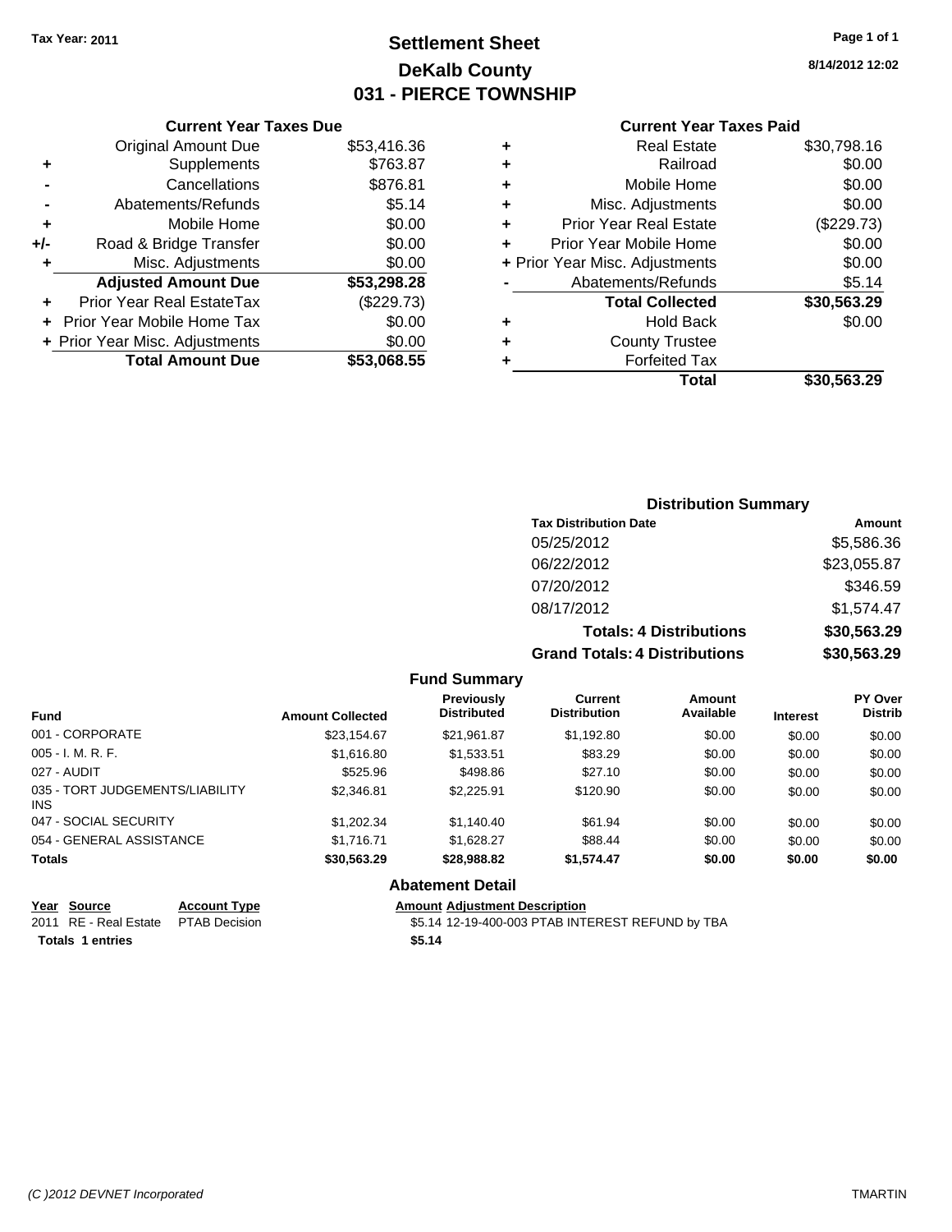Tax Year: 2011

# Settlement Sheet
## DeKalb County
## 031 - PIERCE TOWNSHIP

8/14/2012 12:02

### Current Year Taxes Due

| | | |
|---|---|---|
| | Original Amount Due | $53,416.36 |
| + | Supplements | $763.87 |
| - | Cancellations | $876.81 |
| - | Abatements/Refunds | $5.14 |
| + | Mobile Home | $0.00 |
| +/- | Road & Bridge Transfer | $0.00 |
| + | Misc. Adjustments | $0.00 |
| | **Adjusted Amount Due** | **$53,298.28** |
| + | Prior Year Real EstateTax | ($229.73) |
| + | Prior Year Mobile Home Tax | $0.00 |
| + | Prior Year Misc. Adjustments | $0.00 |
| | **Total Amount Due** | **$53,068.55** |

### Current Year Taxes Paid

| | | |
|---|---|---|
| + | Real Estate | $30,798.16 |
| + | Railroad | $0.00 |
| + | Mobile Home | $0.00 |
| + | Misc. Adjustments | $0.00 |
| + | Prior Year Real Estate | ($229.73) |
| + | Prior Year Mobile Home | $0.00 |
| + | Prior Year Misc. Adjustments | $0.00 |
| - | Abatements/Refunds | $5.14 |
| | **Total Collected** | **$30,563.29** |
| + | Hold Back | $0.00 |
| + | County Trustee | |
| + | Forfeited Tax | |
| | **Total** | **$30,563.29** |

### Distribution Summary

| Tax Distribution Date | Amount |
|---|---|
| 05/25/2012 | $5,586.36 |
| 06/22/2012 | $23,055.87 |
| 07/20/2012 | $346.59 |
| 08/17/2012 | $1,574.47 |
| **Totals: 4 Distributions** | **$30,563.29** |
| **Grand Totals: 4 Distributions** | **$30,563.29** |

### Fund Summary

| Fund | Amount Collected | Previously Distributed | Current Distribution | Amount Available | Interest | PY Over Distrib |
|---|---|---|---|---|---|---|
| 001 - CORPORATE | $23,154.67 | $21,961.87 | $1,192.80 | $0.00 | $0.00 | $0.00 |
| 005 - I. M. R. F. | $1,616.80 | $1,533.51 | $83.29 | $0.00 | $0.00 | $0.00 |
| 027 - AUDIT | $525.96 | $498.86 | $27.10 | $0.00 | $0.00 | $0.00 |
| 035 - TORT JUDGEMENTS/LIABILITY INS | $2,346.81 | $2,225.91 | $120.90 | $0.00 | $0.00 | $0.00 |
| 047 - SOCIAL SECURITY | $1,202.34 | $1,140.40 | $61.94 | $0.00 | $0.00 | $0.00 |
| 054 - GENERAL ASSISTANCE | $1,716.71 | $1,628.27 | $88.44 | $0.00 | $0.00 | $0.00 |
| **Totals** | **$30,563.29** | **$28,988.82** | **$1,574.47** | **$0.00** | **$0.00** | **$0.00** |

### Abatement Detail

| Year | Source | Account Type | Amount | Adjustment Description |
|---|---|---|---|---|
| 2011 | RE - Real Estate | PTAB Decision | $5.14 | 12-19-400-003 PTAB INTEREST REFUND by TBA |
| **Totals** | **1 entries** | | **$5.14** | |

(C )2012 DEVNET Incorporated TMARTIN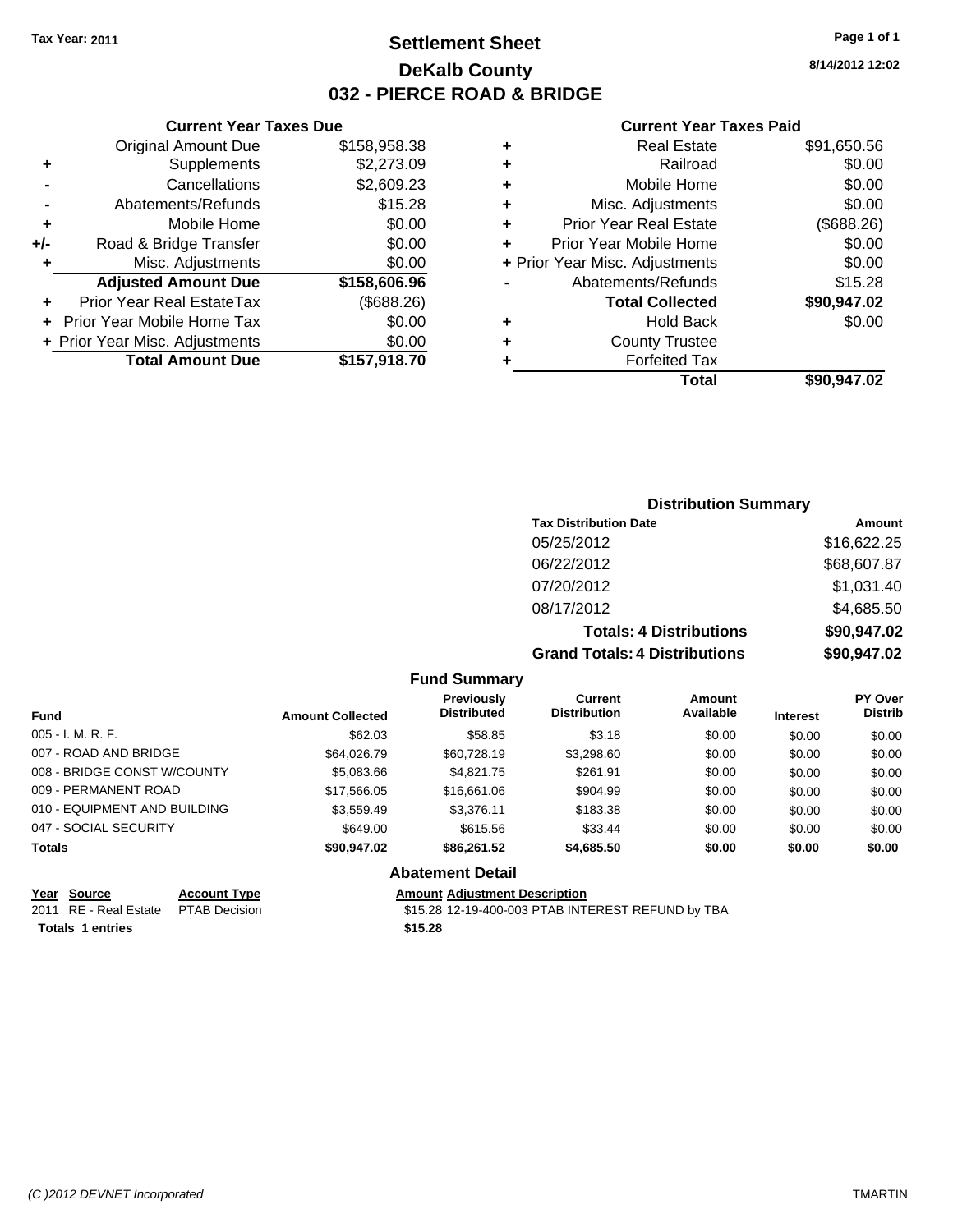Tax Year: 2011

# Settlement Sheet
## DeKalb County
## 032 - PIERCE ROAD & BRIDGE

8/14/2012 12:02

### Current Year Taxes Due

| | | |
|---|---|---|
| | Original Amount Due | $158,958.38 |
| + | Supplements | $2,273.09 |
| - | Cancellations | $2,609.23 |
| - | Abatements/Refunds | $15.28 |
| + | Mobile Home | $0.00 |
| +/- | Road & Bridge Transfer | $0.00 |
| + | Misc. Adjustments | $0.00 |
| | **Adjusted Amount Due** | **$158,606.96** |
| + | Prior Year Real EstateTax | ($688.26) |
| + | Prior Year Mobile Home Tax | $0.00 |
| + | Prior Year Misc. Adjustments | $0.00 |
| | **Total Amount Due** | **$157,918.70** |

### Current Year Taxes Paid

| | | |
|---|---|---|
| + | Real Estate | $91,650.56 |
| + | Railroad | $0.00 |
| + | Mobile Home | $0.00 |
| + | Misc. Adjustments | $0.00 |
| + | Prior Year Real Estate | ($688.26) |
| + | Prior Year Mobile Home | $0.00 |
| + | Prior Year Misc. Adjustments | $0.00 |
| - | Abatements/Refunds | $15.28 |
| | **Total Collected** | **$90,947.02** |
| + | Hold Back | $0.00 |
| + | County Trustee | |
| + | Forfeited Tax | |
| | **Total** | **$90,947.02** |

### Distribution Summary

| Tax Distribution Date | Amount |
|---|---|
| 05/25/2012 | $16,622.25 |
| 06/22/2012 | $68,607.87 |
| 07/20/2012 | $1,031.40 |
| 08/17/2012 | $4,685.50 |
| **Totals: 4 Distributions** | **$90,947.02** |
| **Grand Totals: 4 Distributions** | **$90,947.02** |

### Fund Summary

| Fund | Amount Collected | Previously Distributed | Current Distribution | Amount Available | Interest | PY Over Distrib |
|---|---|---|---|---|---|---|
| 005 - I. M. R. F. | $62.03 | $58.85 | $3.18 | $0.00 | $0.00 | $0.00 |
| 007 - ROAD AND BRIDGE | $64,026.79 | $60,728.19 | $3,298.60 | $0.00 | $0.00 | $0.00 |
| 008 - BRIDGE CONST W/COUNTY | $5,083.66 | $4,821.75 | $261.91 | $0.00 | $0.00 | $0.00 |
| 009 - PERMANENT ROAD | $17,566.05 | $16,661.06 | $904.99 | $0.00 | $0.00 | $0.00 |
| 010 - EQUIPMENT AND BUILDING | $3,559.49 | $3,376.11 | $183.38 | $0.00 | $0.00 | $0.00 |
| 047 - SOCIAL SECURITY | $649.00 | $615.56 | $33.44 | $0.00 | $0.00 | $0.00 |
| **Totals** | **$90,947.02** | **$86,261.52** | **$4,685.50** | **$0.00** | **$0.00** | **$0.00** |

### Abatement Detail

| Year | Source | Account Type | Amount | Adjustment Description |
|---|---|---|---|---|
| 2011 | RE - Real Estate | PTAB Decision | $15.28 | 12-19-400-003 PTAB INTEREST REFUND by TBA |
| **Totals** | **1 entries** | | **$15.28** | |

(C )2012 DEVNET Incorporated TMARTIN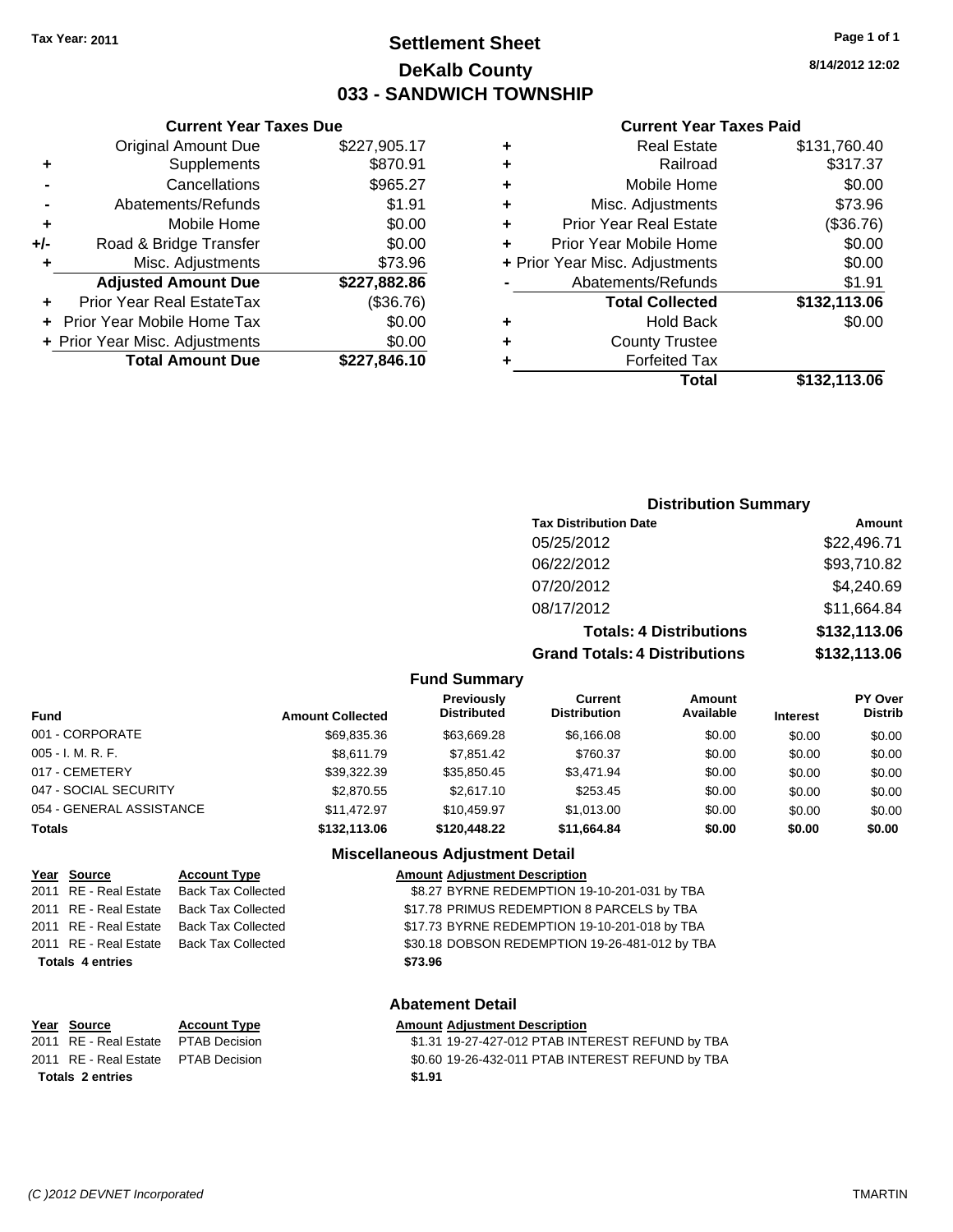Tax Year: 2011

# Settlement Sheet
## DeKalb County
## 033 - SANDWICH TOWNSHIP

8/14/2012 12:02

### Current Year Taxes Due

| | | |
|---|---|---|
| | Original Amount Due | $227,905.17 |
| + | Supplements | $870.91 |
| - | Cancellations | $965.27 |
| - | Abatements/Refunds | $1.91 |
| + | Mobile Home | $0.00 |
| +/- | Road & Bridge Transfer | $0.00 |
| + | Misc. Adjustments | $73.96 |
| | **Adjusted Amount Due** | **$227,882.86** |
| + | Prior Year Real EstateTax | ($36.76) |
| + | Prior Year Mobile Home Tax | $0.00 |
| + | Prior Year Misc. Adjustments | $0.00 |
| | **Total Amount Due** | **$227,846.10** |

### Current Year Taxes Paid

| | | |
|---|---|---|
| + | Real Estate | $131,760.40 |
| + | Railroad | $317.37 |
| + | Mobile Home | $0.00 |
| + | Misc. Adjustments | $73.96 |
| + | Prior Year Real Estate | ($36.76) |
| + | Prior Year Mobile Home | $0.00 |
| + | Prior Year Misc. Adjustments | $0.00 |
| - | Abatements/Refunds | $1.91 |
| | **Total Collected** | **$132,113.06** |
| + | Hold Back | $0.00 |
| + | County Trustee | |
| + | Forfeited Tax | |
| | **Total** | **$132,113.06** |

### Distribution Summary

| Tax Distribution Date | Amount |
|---|---|
| 05/25/2012 | $22,496.71 |
| 06/22/2012 | $93,710.82 |
| 07/20/2012 | $4,240.69 |
| 08/17/2012 | $11,664.84 |
| **Totals: 4 Distributions** | **$132,113.06** |
| **Grand Totals: 4 Distributions** | **$132,113.06** |

### Fund Summary

| Fund | Amount Collected | Previously Distributed | Current Distribution | Amount Available | Interest | PY Over Distrib |
|---|---|---|---|---|---|---|
| 001 - CORPORATE | $69,835.36 | $63,669.28 | $6,166.08 | $0.00 | $0.00 | $0.00 |
| 005 - I. M. R. F. | $8,611.79 | $7,851.42 | $760.37 | $0.00 | $0.00 | $0.00 |
| 017 - CEMETERY | $39,322.39 | $35,850.45 | $3,471.94 | $0.00 | $0.00 | $0.00 |
| 047 - SOCIAL SECURITY | $2,870.55 | $2,617.10 | $253.45 | $0.00 | $0.00 | $0.00 |
| 054 - GENERAL ASSISTANCE | $11,472.97 | $10,459.97 | $1,013.00 | $0.00 | $0.00 | $0.00 |
| **Totals** | **$132,113.06** | **$120,448.22** | **$11,664.84** | **$0.00** | **$0.00** | **$0.00** |

### Miscellaneous Adjustment Detail

| Year | Source | Account Type | Amount | Adjustment Description |
|---|---|---|---|---|
| 2011 | RE - Real Estate | Back Tax Collected | $8.27 | BYRNE REDEMPTION 19-10-201-031 by TBA |
| 2011 | RE - Real Estate | Back Tax Collected | $17.78 | PRIMUS REDEMPTION 8 PARCELS by TBA |
| 2011 | RE - Real Estate | Back Tax Collected | $17.73 | BYRNE REDEMPTION 19-10-201-018 by TBA |
| 2011 | RE - Real Estate | Back Tax Collected | $30.18 | DOBSON REDEMPTION 19-26-481-012 by TBA |
| **Totals 4 entries** | | | **$73.96** | |

### Abatement Detail

| Year | Source | Account Type | Amount | Adjustment Description |
|---|---|---|---|---|
| 2011 | RE - Real Estate | PTAB Decision | $1.31 | 19-27-427-012 PTAB INTEREST REFUND by TBA |
| 2011 | RE - Real Estate | PTAB Decision | $0.60 | 19-26-432-011 PTAB INTEREST REFUND by TBA |
| **Totals 2 entries** | | | **$1.91** | |

(C )2012 DEVNET Incorporated TMARTIN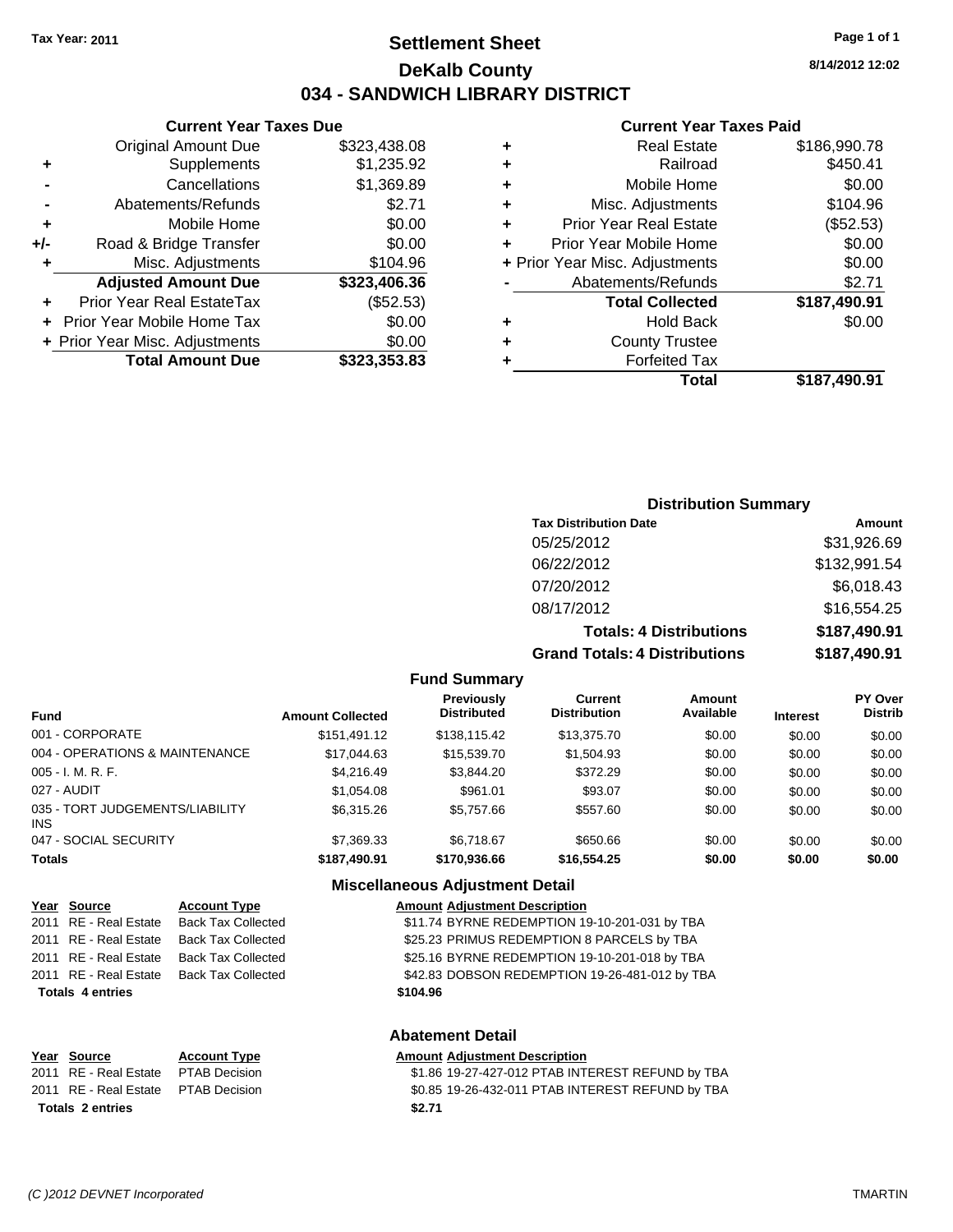Tax Year: 2011

# Settlement Sheet
## DeKalb County
## 034 - SANDWICH LIBRARY DISTRICT

8/14/2012 12:02

### Current Year Taxes Due

| | | |
|---|---|---|
| | Original Amount Due | $323,438.08 |
| + | Supplements | $1,235.92 |
| - | Cancellations | $1,369.89 |
| - | Abatements/Refunds | $2.71 |
| + | Mobile Home | $0.00 |
| +/- | Road & Bridge Transfer | $0.00 |
| + | Misc. Adjustments | $104.96 |
| | **Adjusted Amount Due** | **$323,406.36** |
| + | Prior Year Real EstateTax | ($52.53) |
| + | Prior Year Mobile Home Tax | $0.00 |
| + | Prior Year Misc. Adjustments | $0.00 |
| | **Total Amount Due** | **$323,353.83** |

### Current Year Taxes Paid

| | | |
|---|---|---|
| + | Real Estate | $186,990.78 |
| + | Railroad | $450.41 |
| + | Mobile Home | $0.00 |
| + | Misc. Adjustments | $104.96 |
| + | Prior Year Real Estate | ($52.53) |
| + | Prior Year Mobile Home | $0.00 |
| + | Prior Year Misc. Adjustments | $0.00 |
| - | Abatements/Refunds | $2.71 |
| | **Total Collected** | **$187,490.91** |
| + | Hold Back | $0.00 |
| + | County Trustee | |
| + | Forfeited Tax | |
| | **Total** | **$187,490.91** |

### Distribution Summary

| Tax Distribution Date | Amount |
|---|---|
| 05/25/2012 | $31,926.69 |
| 06/22/2012 | $132,991.54 |
| 07/20/2012 | $6,018.43 |
| 08/17/2012 | $16,554.25 |
| **Totals: 4 Distributions** | **$187,490.91** |
| **Grand Totals: 4 Distributions** | **$187,490.91** |

### Fund Summary

| Fund | Amount Collected | Previously Distributed | Current Distribution | Amount Available | Interest | PY Over Distrib |
|---|---|---|---|---|---|---|
| 001 - CORPORATE | $151,491.12 | $138,115.42 | $13,375.70 | $0.00 | $0.00 | $0.00 |
| 004 - OPERATIONS & MAINTENANCE | $17,044.63 | $15,539.70 | $1,504.93 | $0.00 | $0.00 | $0.00 |
| 005 - I. M. R. F. | $4,216.49 | $3,844.20 | $372.29 | $0.00 | $0.00 | $0.00 |
| 027 - AUDIT | $1,054.08 | $961.01 | $93.07 | $0.00 | $0.00 | $0.00 |
| 035 - TORT JUDGEMENTS/LIABILITY INS | $6,315.26 | $5,757.66 | $557.60 | $0.00 | $0.00 | $0.00 |
| 047 - SOCIAL SECURITY | $7,369.33 | $6,718.67 | $650.66 | $0.00 | $0.00 | $0.00 |
| **Totals** | **$187,490.91** | **$170,936.66** | **$16,554.25** | **$0.00** | **$0.00** | **$0.00** |

### Miscellaneous Adjustment Detail

| Year | Source | Account Type | Amount | Adjustment Description |
|---|---|---|---|---|
| 2011 | RE - Real Estate | Back Tax Collected | $11.74 | BYRNE REDEMPTION 19-10-201-031 by TBA |
| 2011 | RE - Real Estate | Back Tax Collected | $25.23 | PRIMUS REDEMPTION 8 PARCELS by TBA |
| 2011 | RE - Real Estate | Back Tax Collected | $25.16 | BYRNE REDEMPTION 19-10-201-018 by TBA |
| 2011 | RE - Real Estate | Back Tax Collected | $42.83 | DOBSON REDEMPTION 19-26-481-012 by TBA |
| **Totals 4 entries** | | | **$104.96** | |

### Abatement Detail

| Year | Source | Account Type | Amount | Adjustment Description |
|---|---|---|---|---|
| 2011 | RE - Real Estate | PTAB Decision | $1.86 | 19-27-427-012 PTAB INTEREST REFUND by TBA |
| 2011 | RE - Real Estate | PTAB Decision | $0.85 | 19-26-432-011 PTAB INTEREST REFUND by TBA |
| **Totals 2 entries** | | | **$2.71** | |

(C )2012 DEVNET Incorporated TMARTIN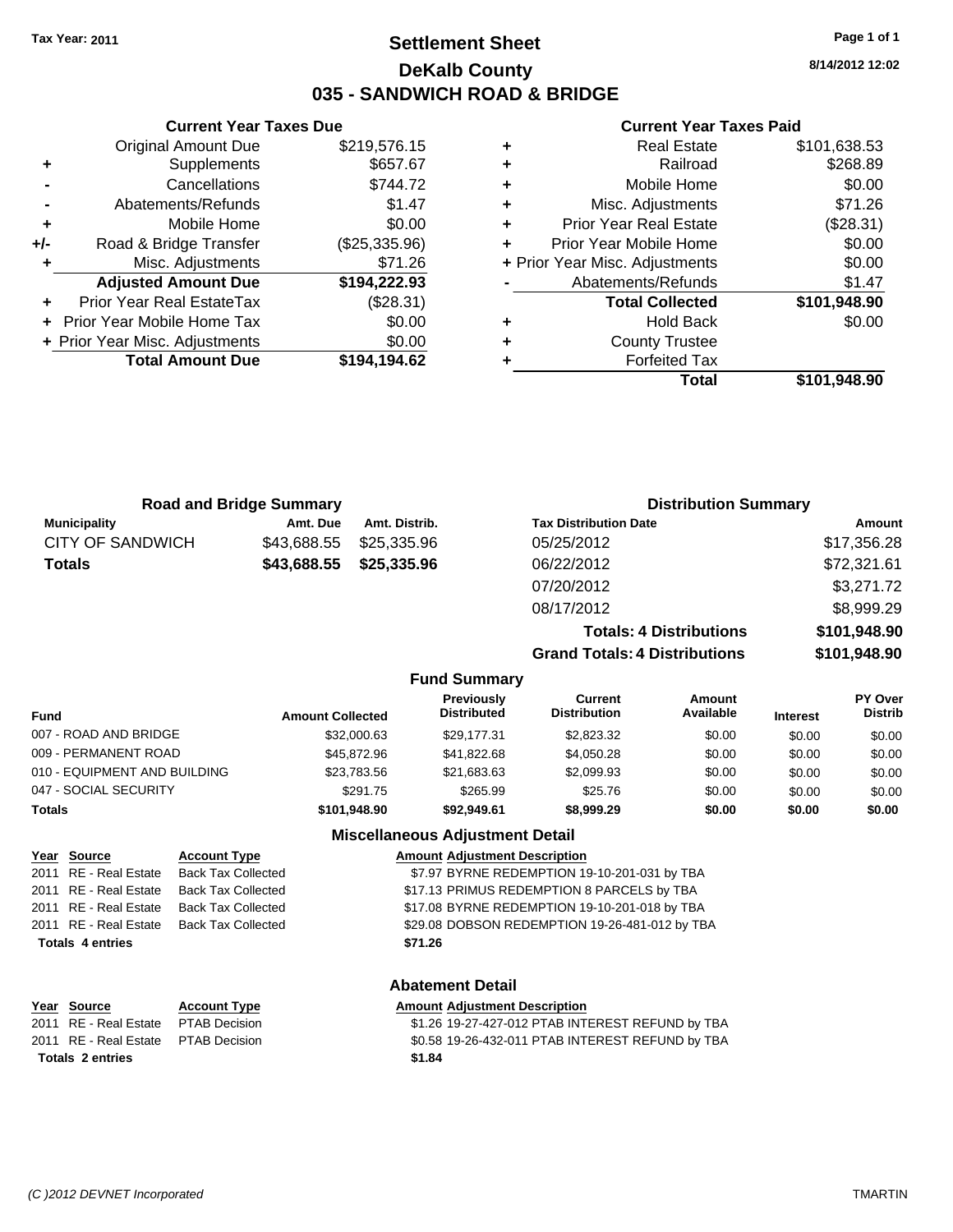**Tax Year: 2011**

# Settlement Sheet

## DeKalb County

## 035 - SANDWICH ROAD & BRIDGE

8/14/2012 12:02

### Current Year Taxes Due

| | | |
|---|---|---|
| | Original Amount Due | $219,576.15 |
| + | Supplements | $657.67 |
| - | Cancellations | $744.72 |
| - | Abatements/Refunds | $1.47 |
| + | Mobile Home | $0.00 |
| +/- | Road & Bridge Transfer | ($25,335.96) |
| + | Misc. Adjustments | $71.26 |
| | **Adjusted Amount Due** | **$194,222.93** |
| + | Prior Year Real EstateTax | ($28.31) |
| + | Prior Year Mobile Home Tax | $0.00 |
| + | Prior Year Misc. Adjustments | $0.00 |
| | **Total Amount Due** | **$194,194.62** |

### Current Year Taxes Paid

| | | |
|---|---|---|
| + | Real Estate | $101,638.53 |
| + | Railroad | $268.89 |
| + | Mobile Home | $0.00 |
| + | Misc. Adjustments | $71.26 |
| + | Prior Year Real Estate | ($28.31) |
| + | Prior Year Mobile Home | $0.00 |
| + | Prior Year Misc. Adjustments | $0.00 |
| - | Abatements/Refunds | $1.47 |
| | **Total Collected** | **$101,948.90** |
| + | Hold Back | $0.00 |
| + | County Trustee | |
| + | Forfeited Tax | |
| | **Total** | **$101,948.90** |

### Road and Bridge Summary

| Municipality | Amt. Due | Amt. Distrib. |
|---|---|---|
| CITY OF SANDWICH | $43,688.55 | $25,335.96 |
| **Totals** | **$43,688.55** | **$25,335.96** |

### Distribution Summary

| Tax Distribution Date | Amount |
|---|---|
| 05/25/2012 | $17,356.28 |
| 06/22/2012 | $72,321.61 |
| 07/20/2012 | $3,271.72 |
| 08/17/2012 | $8,999.29 |
| **Totals: 4 Distributions** | **$101,948.90** |
| **Grand Totals: 4 Distributions** | **$101,948.90** |

### Fund Summary

| Fund | Amount Collected | Previously Distributed | Current Distribution | Amount Available | Interest | PY Over Distrib |
|---|---|---|---|---|---|---|
| 007 - ROAD AND BRIDGE | $32,000.63 | $29,177.31 | $2,823.32 | $0.00 | $0.00 | $0.00 |
| 009 - PERMANENT ROAD | $45,872.96 | $41,822.68 | $4,050.28 | $0.00 | $0.00 | $0.00 |
| 010 - EQUIPMENT AND BUILDING | $23,783.56 | $21,683.63 | $2,099.93 | $0.00 | $0.00 | $0.00 |
| 047 - SOCIAL SECURITY | $291.75 | $265.99 | $25.76 | $0.00 | $0.00 | $0.00 |
| **Totals** | **$101,948.90** | **$92,949.61** | **$8,999.29** | **$0.00** | **$0.00** | **$0.00** |

### Miscellaneous Adjustment Detail

| Year | Source | Account Type | Amount | Adjustment Description |
|---|---|---|---|---|
| 2011 | RE - Real Estate | Back Tax Collected | $7.97 | BYRNE REDEMPTION 19-10-201-031 by TBA |
| 2011 | RE - Real Estate | Back Tax Collected | $17.13 | PRIMUS REDEMPTION 8 PARCELS by TBA |
| 2011 | RE - Real Estate | Back Tax Collected | $17.08 | BYRNE REDEMPTION 19-10-201-018 by TBA |
| 2011 | RE - Real Estate | Back Tax Collected | $29.08 | DOBSON REDEMPTION 19-26-481-012 by TBA |
| **Totals 4 entries** | | | **$71.26** | |

### Abatement Detail

| Year | Source | Account Type | Amount | Adjustment Description |
|---|---|---|---|---|
| 2011 | RE - Real Estate | PTAB Decision | $1.26 | 19-27-427-012 PTAB INTEREST REFUND by TBA |
| 2011 | RE - Real Estate | PTAB Decision | $0.58 | 19-26-432-011 PTAB INTEREST REFUND by TBA |
| **Totals 2 entries** | | | **$1.84** | |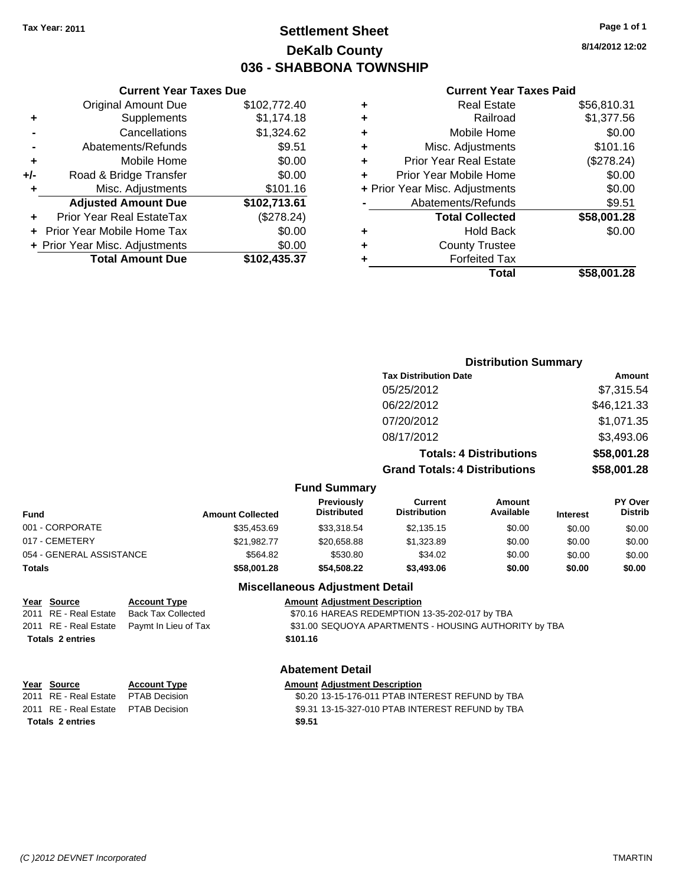**Tax Year: 2011**

# Settlement Sheet
## DeKalb County
## 036 - SHABBONA TOWNSHIP

8/14/2012 12:02

### Current Year Taxes Due

| | | |
|---|---|---|
| | Original Amount Due | $102,772.40 |
| + | Supplements | $1,174.18 |
| - | Cancellations | $1,324.62 |
| - | Abatements/Refunds | $9.51 |
| + | Mobile Home | $0.00 |
| +/- | Road & Bridge Transfer | $0.00 |
| + | Misc. Adjustments | $101.16 |
| | **Adjusted Amount Due** | **$102,713.61** |
| + | Prior Year Real EstateTax | ($278.24) |
| + | Prior Year Mobile Home Tax | $0.00 |
| + | Prior Year Misc. Adjustments | $0.00 |
| | **Total Amount Due** | **$102,435.37** |

### Current Year Taxes Paid

| | | |
|---|---|---|
| + | Real Estate | $56,810.31 |
| + | Railroad | $1,377.56 |
| + | Mobile Home | $0.00 |
| + | Misc. Adjustments | $101.16 |
| + | Prior Year Real Estate | ($278.24) |
| + | Prior Year Mobile Home | $0.00 |
| + | Prior Year Misc. Adjustments | $0.00 |
| - | Abatements/Refunds | $9.51 |
| | **Total Collected** | **$58,001.28** |
| + | Hold Back | $0.00 |
| + | County Trustee | |
| + | Forfeited Tax | |
| | **Total** | **$58,001.28** |

### Distribution Summary

| Tax Distribution Date | Amount |
|---|---|
| 05/25/2012 | $7,315.54 |
| 06/22/2012 | $46,121.33 |
| 07/20/2012 | $1,071.35 |
| 08/17/2012 | $3,493.06 |
| **Totals: 4 Distributions** | **$58,001.28** |
| **Grand Totals: 4 Distributions** | **$58,001.28** |

### Fund Summary

| Fund | Amount Collected | Previously Distributed | Current Distribution | Amount Available | Interest | PY Over Distrib |
|---|---|---|---|---|---|---|
| 001 - CORPORATE | $35,453.69 | $33,318.54 | $2,135.15 | $0.00 | $0.00 | $0.00 |
| 017 - CEMETERY | $21,982.77 | $20,658.88 | $1,323.89 | $0.00 | $0.00 | $0.00 |
| 054 - GENERAL ASSISTANCE | $564.82 | $530.80 | $34.02 | $0.00 | $0.00 | $0.00 |
| **Totals** | **$58,001.28** | **$54,508.22** | **$3,493.06** | **$0.00** | **$0.00** | **$0.00** |

### Miscellaneous Adjustment Detail

| Year | Source | Account Type | Amount | Adjustment Description |
|---|---|---|---|---|
| 2011 | RE - Real Estate | Back Tax Collected | $70.16 | HAREAS REDEMPTION 13-35-202-017 by TBA |
| 2011 | RE - Real Estate | Paymt In Lieu of Tax | $31.00 | SEQUOYA APARTMENTS - HOUSING AUTHORITY by TBA |
| **Totals 2 entries** | | | **$101.16** | |

### Abatement Detail

| Year | Source | Account Type | Amount | Adjustment Description |
|---|---|---|---|---|
| 2011 | RE - Real Estate | PTAB Decision | $0.20 | 13-15-176-011 PTAB INTEREST REFUND by TBA |
| 2011 | RE - Real Estate | PTAB Decision | $9.31 | 13-15-327-010 PTAB INTEREST REFUND by TBA |
| **Totals 2 entries** | | | **$9.51** | |

(C )2012 DEVNET Incorporated TMARTIN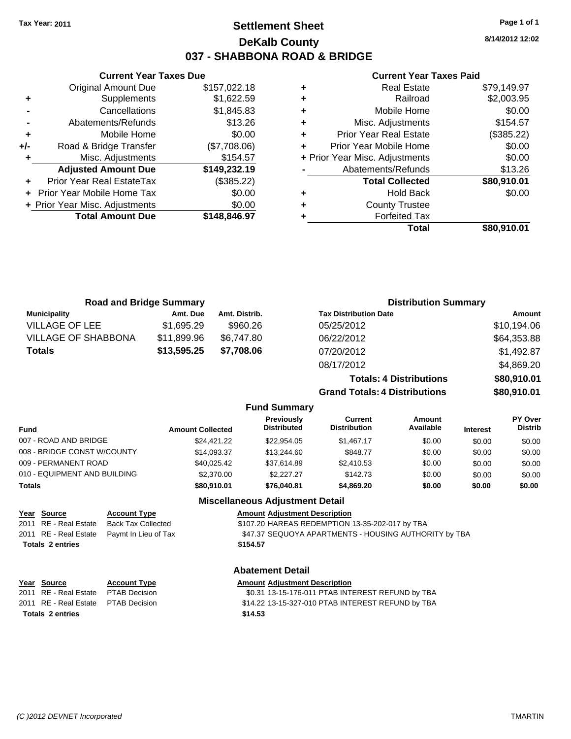Tax Year: 2011

# Settlement Sheet
## DeKalb County
## 037 - SHABBONA ROAD & BRIDGE

8/14/2012 12:02

### Current Year Taxes Due

| | | |
|---|---|---|
| | Original Amount Due | $157,022.18 |
| + | Supplements | $1,622.59 |
| - | Cancellations | $1,845.83 |
| - | Abatements/Refunds | $13.26 |
| + | Mobile Home | $0.00 |
| +/- | Road & Bridge Transfer | ($7,708.06) |
| + | Misc. Adjustments | $154.57 |
| | **Adjusted Amount Due** | **$149,232.19** |
| + | Prior Year Real EstateTax | ($385.22) |
| + | Prior Year Mobile Home Tax | $0.00 |
| + | Prior Year Misc. Adjustments | $0.00 |
| | **Total Amount Due** | **$148,846.97** |

### Current Year Taxes Paid

| | | |
|---|---|---|
| + | Real Estate | $79,149.97 |
| + | Railroad | $2,003.95 |
| + | Mobile Home | $0.00 |
| + | Misc. Adjustments | $154.57 |
| + | Prior Year Real Estate | ($385.22) |
| + | Prior Year Mobile Home | $0.00 |
| + | Prior Year Misc. Adjustments | $0.00 |
| - | Abatements/Refunds | $13.26 |
| | **Total Collected** | **$80,910.01** |
| + | Hold Back | $0.00 |
| + | County Trustee | |
| + | Forfeited Tax | |
| | **Total** | **$80,910.01** |

### Road and Bridge Summary

| Municipality | Amt. Due | Amt. Distrib. |
|---|---|---|
| VILLAGE OF LEE | $1,695.29 | $960.26 |
| VILLAGE OF SHABBONA | $11,899.96 | $6,747.80 |
| **Totals** | **$13,595.25** | **$7,708.06** |

### Distribution Summary

| Tax Distribution Date | Amount |
|---|---|
| 05/25/2012 | $10,194.06 |
| 06/22/2012 | $64,353.88 |
| 07/20/2012 | $1,492.87 |
| 08/17/2012 | $4,869.20 |
| **Totals: 4 Distributions** | **$80,910.01** |
| **Grand Totals: 4 Distributions** | **$80,910.01** |

### Fund Summary

| Fund | Amount Collected | Previously Distributed | Current Distribution | Amount Available | Interest | PY Over Distrib |
|---|---|---|---|---|---|---|
| 007 - ROAD AND BRIDGE | $24,421.22 | $22,954.05 | $1,467.17 | $0.00 | $0.00 | $0.00 |
| 008 - BRIDGE CONST W/COUNTY | $14,093.37 | $13,244.60 | $848.77 | $0.00 | $0.00 | $0.00 |
| 009 - PERMANENT ROAD | $40,025.42 | $37,614.89 | $2,410.53 | $0.00 | $0.00 | $0.00 |
| 010 - EQUIPMENT AND BUILDING | $2,370.00 | $2,227.27 | $142.73 | $0.00 | $0.00 | $0.00 |
| **Totals** | **$80,910.01** | **$76,040.81** | **$4,869.20** | **$0.00** | **$0.00** | **$0.00** |

### Miscellaneous Adjustment Detail

| Year | Source | Account Type | Amount | Adjustment Description |
|---|---|---|---|---|
| 2011 | RE - Real Estate | Back Tax Collected | $107.20 | HAREAS REDEMPTION 13-35-202-017 by TBA |
| 2011 | RE - Real Estate | Paymt In Lieu of Tax | $47.37 | SEQUOYA APARTMENTS - HOUSING AUTHORITY by TBA |
| **Totals 2 entries** | | | **$154.57** | |

### Abatement Detail

| Year | Source | Account Type | Amount | Adjustment Description |
|---|---|---|---|---|
| 2011 | RE - Real Estate | PTAB Decision | $0.31 | 13-15-176-011 PTAB INTEREST REFUND by TBA |
| 2011 | RE - Real Estate | PTAB Decision | $14.22 | 13-15-327-010 PTAB INTEREST REFUND by TBA |
| **Totals 2 entries** | | | **$14.53** | |

(C )2012 DEVNET Incorporated — TMARTIN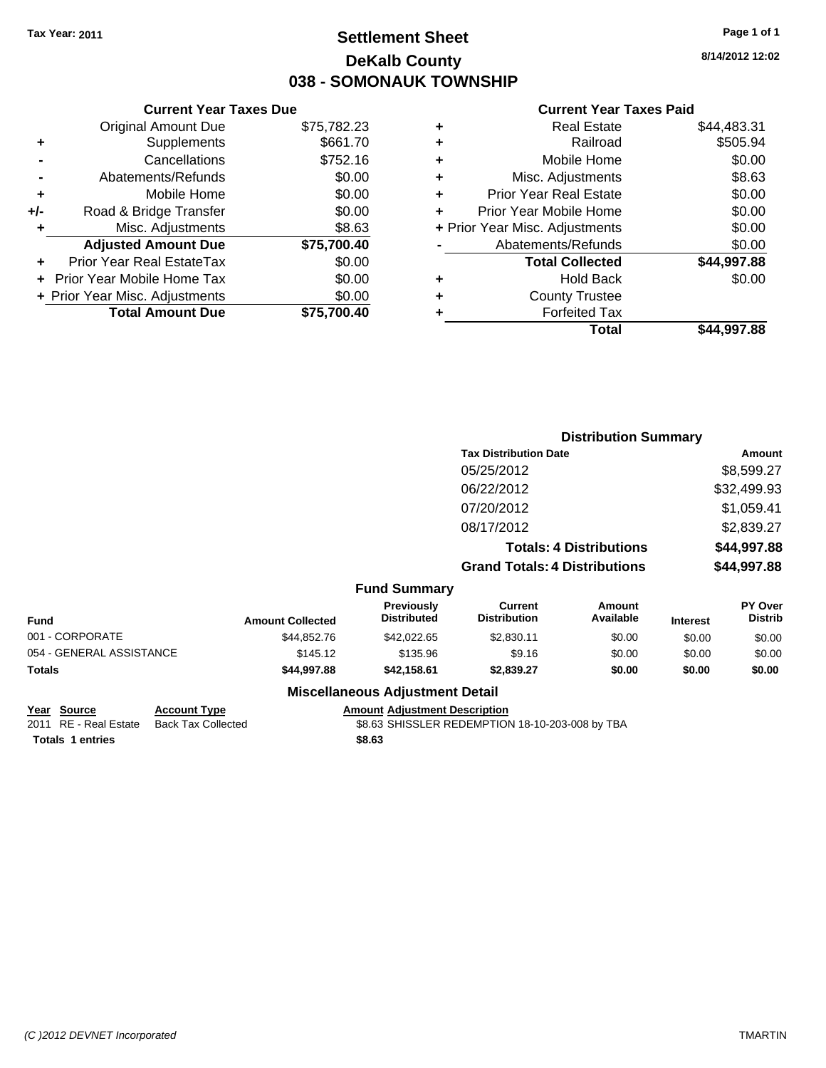Tax Year: 2011

# Settlement Sheet
## DeKalb County
## 038 - SOMONAUK TOWNSHIP

8/14/2012 12:02

### Current Year Taxes Due

| | | |
|---|---|---|
| | Original Amount Due | $75,782.23 |
| + | Supplements | $661.70 |
| - | Cancellations | $752.16 |
| - | Abatements/Refunds | $0.00 |
| + | Mobile Home | $0.00 |
| +/- | Road & Bridge Transfer | $0.00 |
| + | Misc. Adjustments | $8.63 |
| | **Adjusted Amount Due** | **$75,700.40** |
| + | Prior Year Real EstateTax | $0.00 |
| + | Prior Year Mobile Home Tax | $0.00 |
| + | Prior Year Misc. Adjustments | $0.00 |
| | **Total Amount Due** | **$75,700.40** |

### Current Year Taxes Paid

| | | |
|---|---|---|
| + | Real Estate | $44,483.31 |
| + | Railroad | $505.94 |
| + | Mobile Home | $0.00 |
| + | Misc. Adjustments | $8.63 |
| + | Prior Year Real Estate | $0.00 |
| + | Prior Year Mobile Home | $0.00 |
| + | Prior Year Misc. Adjustments | $0.00 |
| - | Abatements/Refunds | $0.00 |
| | **Total Collected** | **$44,997.88** |
| + | Hold Back | $0.00 |
| + | County Trustee | |
| + | Forfeited Tax | |
| | **Total** | **$44,997.88** |

### Distribution Summary

| Tax Distribution Date | Amount |
|---|---|
| 05/25/2012 | $8,599.27 |
| 06/22/2012 | $32,499.93 |
| 07/20/2012 | $1,059.41 |
| 08/17/2012 | $2,839.27 |
| **Totals: 4 Distributions** | **$44,997.88** |
| **Grand Totals: 4 Distributions** | **$44,997.88** |

### Fund Summary

| Fund | Amount Collected | Previously Distributed | Current Distribution | Amount Available | Interest | PY Over Distrib |
|---|---|---|---|---|---|---|
| 001 - CORPORATE | $44,852.76 | $42,022.65 | $2,830.11 | $0.00 | $0.00 | $0.00 |
| 054 - GENERAL ASSISTANCE | $145.12 | $135.96 | $9.16 | $0.00 | $0.00 | $0.00 |
| **Totals** | **$44,997.88** | **$42,158.61** | **$2,839.27** | **$0.00** | **$0.00** | **$0.00** |

### Miscellaneous Adjustment Detail

| Year | Source | Account Type | Amount | Adjustment Description |
|---|---|---|---|---|
| 2011 | RE - Real Estate | Back Tax Collected | $8.63 | SHISSLER REDEMPTION 18-10-203-008 by TBA |
| **Totals** | **1 entries** | | **$8.63** | |

(C )2012 DEVNET Incorporated

TMARTIN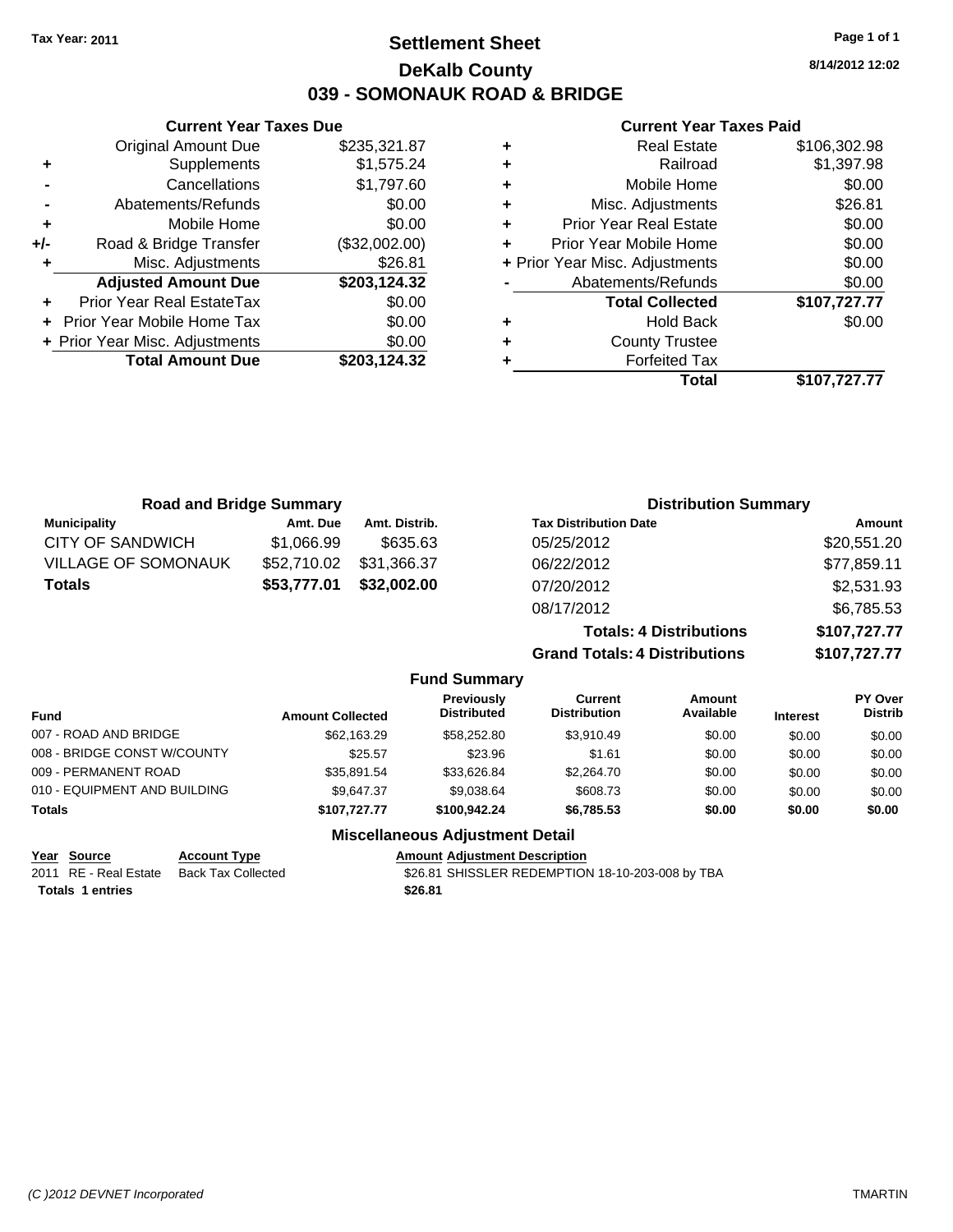Tax Year: 2011

# Settlement Sheet

## DeKalb County

## 039 - SOMONAUK ROAD & BRIDGE

8/14/2012 12:02

### Current Year Taxes Due

| | | |
|---|---|---|
| | Original Amount Due | $235,321.87 |
| + | Supplements | $1,575.24 |
| - | Cancellations | $1,797.60 |
| - | Abatements/Refunds | $0.00 |
| + | Mobile Home | $0.00 |
| +/- | Road & Bridge Transfer | ($32,002.00) |
| + | Misc. Adjustments | $26.81 |
| | **Adjusted Amount Due** | **$203,124.32** |
| + | Prior Year Real EstateTax | $0.00 |
| + | Prior Year Mobile Home Tax | $0.00 |
| + | Prior Year Misc. Adjustments | $0.00 |
| | **Total Amount Due** | **$203,124.32** |

### Current Year Taxes Paid

| | | |
|---|---|---|
| + | Real Estate | $106,302.98 |
| + | Railroad | $1,397.98 |
| + | Mobile Home | $0.00 |
| + | Misc. Adjustments | $26.81 |
| + | Prior Year Real Estate | $0.00 |
| + | Prior Year Mobile Home | $0.00 |
| + | Prior Year Misc. Adjustments | $0.00 |
| - | Abatements/Refunds | $0.00 |
| | **Total Collected** | **$107,727.77** |
| + | Hold Back | $0.00 |
| + | County Trustee | |
| + | Forfeited Tax | |
| | **Total** | **$107,727.77** |

### Road and Bridge Summary

| Municipality | Amt. Due | Amt. Distrib. |
|---|---|---|
| CITY OF SANDWICH | $1,066.99 | $635.63 |
| VILLAGE OF SOMONAUK | $52,710.02 | $31,366.37 |
| **Totals** | **$53,777.01** | **$32,002.00** |

### Distribution Summary

| Tax Distribution Date | Amount |
|---|---|
| 05/25/2012 | $20,551.20 |
| 06/22/2012 | $77,859.11 |
| 07/20/2012 | $2,531.93 |
| 08/17/2012 | $6,785.53 |
| **Totals: 4 Distributions** | **$107,727.77** |
| **Grand Totals: 4 Distributions** | **$107,727.77** |

### Fund Summary

| Fund | Amount Collected | Previously Distributed | Current Distribution | Amount Available | Interest | PY Over Distrib |
|---|---|---|---|---|---|---|
| 007 - ROAD AND BRIDGE | $62,163.29 | $58,252.80 | $3,910.49 | $0.00 | $0.00 | $0.00 |
| 008 - BRIDGE CONST W/COUNTY | $25.57 | $23.96 | $1.61 | $0.00 | $0.00 | $0.00 |
| 009 - PERMANENT ROAD | $35,891.54 | $33,626.84 | $2,264.70 | $0.00 | $0.00 | $0.00 |
| 010 - EQUIPMENT AND BUILDING | $9,647.37 | $9,038.64 | $608.73 | $0.00 | $0.00 | $0.00 |
| **Totals** | **$107,727.77** | **$100,942.24** | **$6,785.53** | **$0.00** | **$0.00** | **$0.00** |

### Miscellaneous Adjustment Detail

| Year | Source | Account Type | Amount | Adjustment Description |
|---|---|---|---|---|
| 2011 | RE - Real Estate | Back Tax Collected | $26.81 | SHISSLER REDEMPTION 18-10-203-008 by TBA |
| **Totals 1 entries** | | | **$26.81** | |

(C )2012 DEVNET Incorporated TMARTIN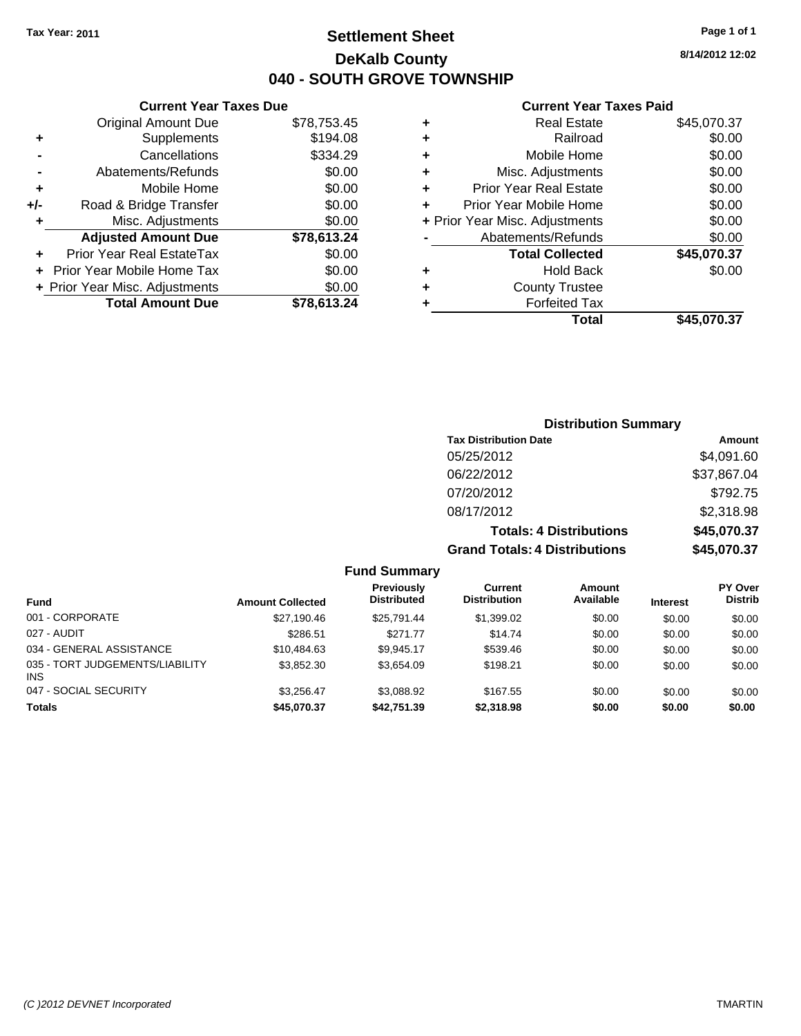Tax Year: 2011

# Settlement Sheet

## DeKalb County

## 040 - SOUTH GROVE TOWNSHIP

8/14/2012 12:02

### Current Year Taxes Due

| | | |
|---|---|---|
| | Original Amount Due | $78,753.45 |
| + | Supplements | $194.08 |
| - | Cancellations | $334.29 |
| - | Abatements/Refunds | $0.00 |
| + | Mobile Home | $0.00 |
| +/- | Road & Bridge Transfer | $0.00 |
| + | Misc. Adjustments | $0.00 |
| | **Adjusted Amount Due** | **$78,613.24** |
| + | Prior Year Real EstateTax | $0.00 |
| + | Prior Year Mobile Home Tax | $0.00 |
| + | Prior Year Misc. Adjustments | $0.00 |
| | **Total Amount Due** | **$78,613.24** |

### Current Year Taxes Paid

| | | |
|---|---|---|
| + | Real Estate | $45,070.37 |
| + | Railroad | $0.00 |
| + | Mobile Home | $0.00 |
| + | Misc. Adjustments | $0.00 |
| + | Prior Year Real Estate | $0.00 |
| + | Prior Year Mobile Home | $0.00 |
| + | Prior Year Misc. Adjustments | $0.00 |
| - | Abatements/Refunds | $0.00 |
| | **Total Collected** | **$45,070.37** |
| + | Hold Back | $0.00 |
| + | County Trustee | |
| + | Forfeited Tax | |
| | **Total** | **$45,070.37** |

### Distribution Summary

| Tax Distribution Date | Amount |
|---|---|
| 05/25/2012 | $4,091.60 |
| 06/22/2012 | $37,867.04 |
| 07/20/2012 | $792.75 |
| 08/17/2012 | $2,318.98 |
| **Totals: 4 Distributions** | **$45,070.37** |
| **Grand Totals: 4 Distributions** | **$45,070.37** |

### Fund Summary

| Fund | Amount Collected | Previously Distributed | Current Distribution | Amount Available | Interest | PY Over Distrib |
|---|---|---|---|---|---|---|
| 001 - CORPORATE | $27,190.46 | $25,791.44 | $1,399.02 | $0.00 | $0.00 | $0.00 |
| 027 - AUDIT | $286.51 | $271.77 | $14.74 | $0.00 | $0.00 | $0.00 |
| 034 - GENERAL ASSISTANCE | $10,484.63 | $9,945.17 | $539.46 | $0.00 | $0.00 | $0.00 |
| 035 - TORT JUDGEMENTS/LIABILITY INS | $3,852.30 | $3,654.09 | $198.21 | $0.00 | $0.00 | $0.00 |
| 047 - SOCIAL SECURITY | $3,256.47 | $3,088.92 | $167.55 | $0.00 | $0.00 | $0.00 |
| **Totals** | **$45,070.37** | **$42,751.39** | **$2,318.98** | **$0.00** | **$0.00** | **$0.00** |

(C )2012 DEVNET Incorporated TMARTIN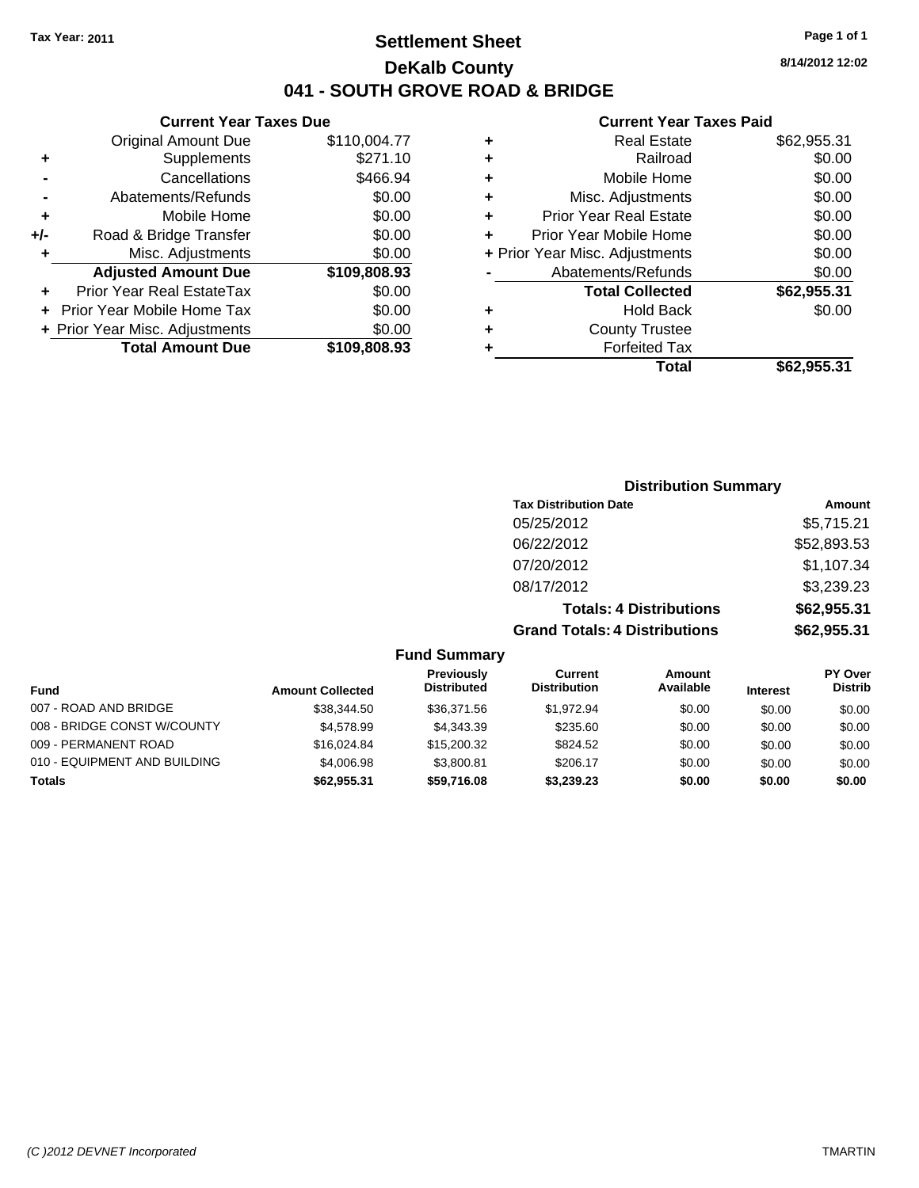Tax Year: 2011

# Settlement Sheet

## DeKalb County

## 041 - SOUTH GROVE ROAD & BRIDGE

8/14/2012 12:02

### Current Year Taxes Due

| | | |
|---|---|---|
| | Original Amount Due | $110,004.77 |
| + | Supplements | $271.10 |
| - | Cancellations | $466.94 |
| - | Abatements/Refunds | $0.00 |
| + | Mobile Home | $0.00 |
| +/- | Road & Bridge Transfer | $0.00 |
| + | Misc. Adjustments | $0.00 |
| | **Adjusted Amount Due** | **$109,808.93** |
| + | Prior Year Real EstateTax | $0.00 |
| + | Prior Year Mobile Home Tax | $0.00 |
| + | Prior Year Misc. Adjustments | $0.00 |
| | **Total Amount Due** | **$109,808.93** |

### Current Year Taxes Paid

| | | |
|---|---|---|
| + | Real Estate | $62,955.31 |
| + | Railroad | $0.00 |
| + | Mobile Home | $0.00 |
| + | Misc. Adjustments | $0.00 |
| + | Prior Year Real Estate | $0.00 |
| + | Prior Year Mobile Home | $0.00 |
| + | Prior Year Misc. Adjustments | $0.00 |
| - | Abatements/Refunds | $0.00 |
| | **Total Collected** | **$62,955.31** |
| + | Hold Back | $0.00 |
| + | County Trustee | |
| + | Forfeited Tax | |
| | **Total** | **$62,955.31** |

### Distribution Summary

| Tax Distribution Date | Amount |
|---|---|
| 05/25/2012 | $5,715.21 |
| 06/22/2012 | $52,893.53 |
| 07/20/2012 | $1,107.34 |
| 08/17/2012 | $3,239.23 |
| **Totals: 4 Distributions** | **$62,955.31** |
| **Grand Totals: 4 Distributions** | **$62,955.31** |

### Fund Summary

| Fund | Amount Collected | Previously Distributed | Current Distribution | Amount Available | Interest | PY Over Distrib |
|---|---|---|---|---|---|---|
| 007 - ROAD AND BRIDGE | $38,344.50 | $36,371.56 | $1,972.94 | $0.00 | $0.00 | $0.00 |
| 008 - BRIDGE CONST W/COUNTY | $4,578.99 | $4,343.39 | $235.60 | $0.00 | $0.00 | $0.00 |
| 009 - PERMANENT ROAD | $16,024.84 | $15,200.32 | $824.52 | $0.00 | $0.00 | $0.00 |
| 010 - EQUIPMENT AND BUILDING | $4,006.98 | $3,800.81 | $206.17 | $0.00 | $0.00 | $0.00 |
| **Totals** | **$62,955.31** | **$59,716.08** | **$3,239.23** | **$0.00** | **$0.00** | **$0.00** |

(C )2012 DEVNET Incorporated TMARTIN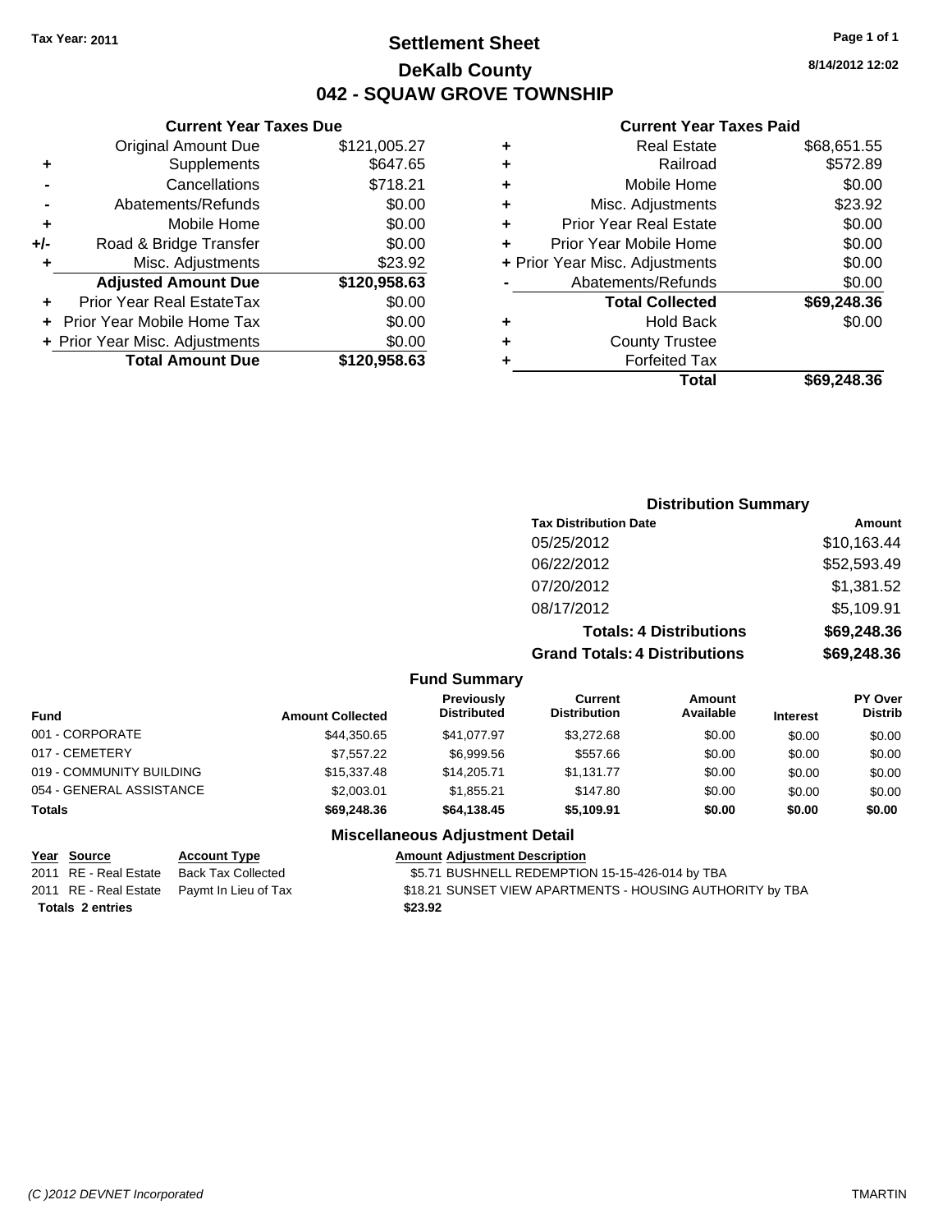Tax Year: 2011

# Settlement Sheet

## DeKalb County

## 042 - SQUAW GROVE TOWNSHIP

8/14/2012 12:02

### Current Year Taxes Due

| | | |
|---|---|---|
| | Original Amount Due | $121,005.27 |
| + | Supplements | $647.65 |
| - | Cancellations | $718.21 |
| - | Abatements/Refunds | $0.00 |
| + | Mobile Home | $0.00 |
| +/- | Road & Bridge Transfer | $0.00 |
| + | Misc. Adjustments | $23.92 |
| | **Adjusted Amount Due** | **$120,958.63** |
| + | Prior Year Real EstateTax | $0.00 |
| + | Prior Year Mobile Home Tax | $0.00 |
| + | Prior Year Misc. Adjustments | $0.00 |
| | **Total Amount Due** | **$120,958.63** |

### Current Year Taxes Paid

| | | |
|---|---|---|
| + | Real Estate | $68,651.55 |
| + | Railroad | $572.89 |
| + | Mobile Home | $0.00 |
| + | Misc. Adjustments | $23.92 |
| + | Prior Year Real Estate | $0.00 |
| + | Prior Year Mobile Home | $0.00 |
| + | Prior Year Misc. Adjustments | $0.00 |
| - | Abatements/Refunds | $0.00 |
| | **Total Collected** | **$69,248.36** |
| + | Hold Back | $0.00 |
| + | County Trustee | |
| + | Forfeited Tax | |
| | **Total** | **$69,248.36** |

### Distribution Summary

| Tax Distribution Date | Amount |
|---|---|
| 05/25/2012 | $10,163.44 |
| 06/22/2012 | $52,593.49 |
| 07/20/2012 | $1,381.52 |
| 08/17/2012 | $5,109.91 |
| **Totals: 4 Distributions** | **$69,248.36** |
| **Grand Totals: 4 Distributions** | **$69,248.36** |

### Fund Summary

| Fund | Amount Collected | Previously Distributed | Current Distribution | Amount Available | Interest | PY Over Distrib |
|---|---|---|---|---|---|---|
| 001 - CORPORATE | $44,350.65 | $41,077.97 | $3,272.68 | $0.00 | $0.00 | $0.00 |
| 017 - CEMETERY | $7,557.22 | $6,999.56 | $557.66 | $0.00 | $0.00 | $0.00 |
| 019 - COMMUNITY BUILDING | $15,337.48 | $14,205.71 | $1,131.77 | $0.00 | $0.00 | $0.00 |
| 054 - GENERAL ASSISTANCE | $2,003.01 | $1,855.21 | $147.80 | $0.00 | $0.00 | $0.00 |
| **Totals** | **$69,248.36** | **$64,138.45** | **$5,109.91** | **$0.00** | **$0.00** | **$0.00** |

### Miscellaneous Adjustment Detail

| Year | Source | Account Type | Amount | Adjustment Description |
|---|---|---|---|---|
| 2011 | RE - Real Estate | Back Tax Collected | $5.71 | BUSHNELL REDEMPTION 15-15-426-014 by TBA |
| 2011 | RE - Real Estate | Paymt In Lieu of Tax | $18.21 | SUNSET VIEW APARTMENTS - HOUSING AUTHORITY by TBA |
| **Totals** | **2 entries** | | **$23.92** | |

(C )2012 DEVNET Incorporated — TMARTIN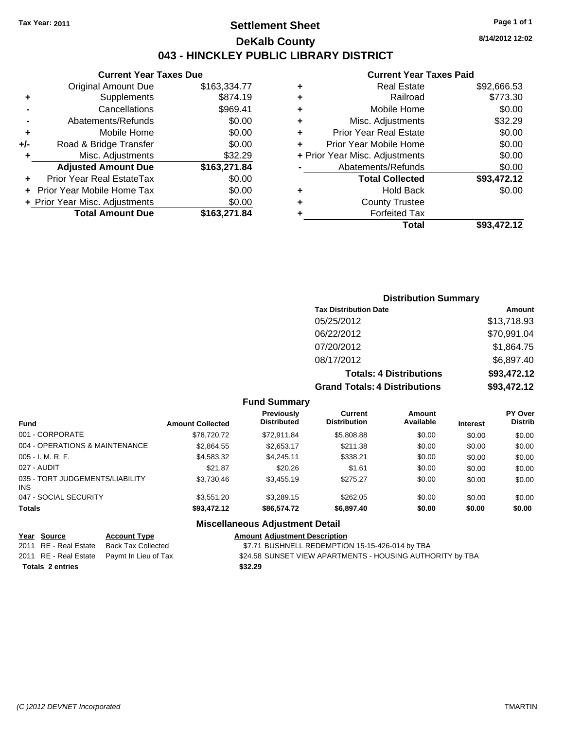Tax Year: 2011

# Settlement Sheet

## DeKalb County

## 043 - HINCKLEY PUBLIC LIBRARY DISTRICT

8/14/2012 12:02

### Current Year Taxes Due

| | | |
|---|---|---|
| | Original Amount Due | $163,334.77 |
| + | Supplements | $874.19 |
| - | Cancellations | $969.41 |
| - | Abatements/Refunds | $0.00 |
| + | Mobile Home | $0.00 |
| +/- | Road & Bridge Transfer | $0.00 |
| + | Misc. Adjustments | $32.29 |
| | **Adjusted Amount Due** | **$163,271.84** |
| + | Prior Year Real EstateTax | $0.00 |
| + | Prior Year Mobile Home Tax | $0.00 |
| + | Prior Year Misc. Adjustments | $0.00 |
| | **Total Amount Due** | **$163,271.84** |

### Current Year Taxes Paid

| | | |
|---|---|---|
| + | Real Estate | $92,666.53 |
| + | Railroad | $773.30 |
| + | Mobile Home | $0.00 |
| + | Misc. Adjustments | $32.29 |
| + | Prior Year Real Estate | $0.00 |
| + | Prior Year Mobile Home | $0.00 |
| + | Prior Year Misc. Adjustments | $0.00 |
| - | Abatements/Refunds | $0.00 |
| | **Total Collected** | **$93,472.12** |
| + | Hold Back | $0.00 |
| + | County Trustee | |
| + | Forfeited Tax | |
| | **Total** | **$93,472.12** |

### Distribution Summary

| Tax Distribution Date | Amount |
|---|---|
| 05/25/2012 | $13,718.93 |
| 06/22/2012 | $70,991.04 |
| 07/20/2012 | $1,864.75 |
| 08/17/2012 | $6,897.40 |
| **Totals: 4 Distributions** | **$93,472.12** |
| **Grand Totals: 4 Distributions** | **$93,472.12** |

### Fund Summary

| Fund | Amount Collected | Previously Distributed | Current Distribution | Amount Available | Interest | PY Over Distrib |
|---|---|---|---|---|---|---|
| 001 - CORPORATE | $78,720.72 | $72,911.84 | $5,808.88 | $0.00 | $0.00 | $0.00 |
| 004 - OPERATIONS & MAINTENANCE | $2,864.55 | $2,653.17 | $211.38 | $0.00 | $0.00 | $0.00 |
| 005 - I. M. R. F. | $4,583.32 | $4,245.11 | $338.21 | $0.00 | $0.00 | $0.00 |
| 027 - AUDIT | $21.87 | $20.26 | $1.61 | $0.00 | $0.00 | $0.00 |
| 035 - TORT JUDGEMENTS/LIABILITY INS | $3,730.46 | $3,455.19 | $275.27 | $0.00 | $0.00 | $0.00 |
| 047 - SOCIAL SECURITY | $3,551.20 | $3,289.15 | $262.05 | $0.00 | $0.00 | $0.00 |
| **Totals** | **$93,472.12** | **$86,574.72** | **$6,897.40** | **$0.00** | **$0.00** | **$0.00** |

### Miscellaneous Adjustment Detail

| Year | Source | Account Type | Amount | Adjustment Description |
|---|---|---|---|---|
| 2011 | RE - Real Estate | Back Tax Collected | $7.71 | BUSHNELL REDEMPTION 15-15-426-014 by TBA |
| 2011 | RE - Real Estate | Paymt In Lieu of Tax | $24.58 | SUNSET VIEW APARTMENTS - HOUSING AUTHORITY by TBA |
| **Totals** | **2 entries** | | **$32.29** | |

(C )2012 DEVNET Incorporated TMARTIN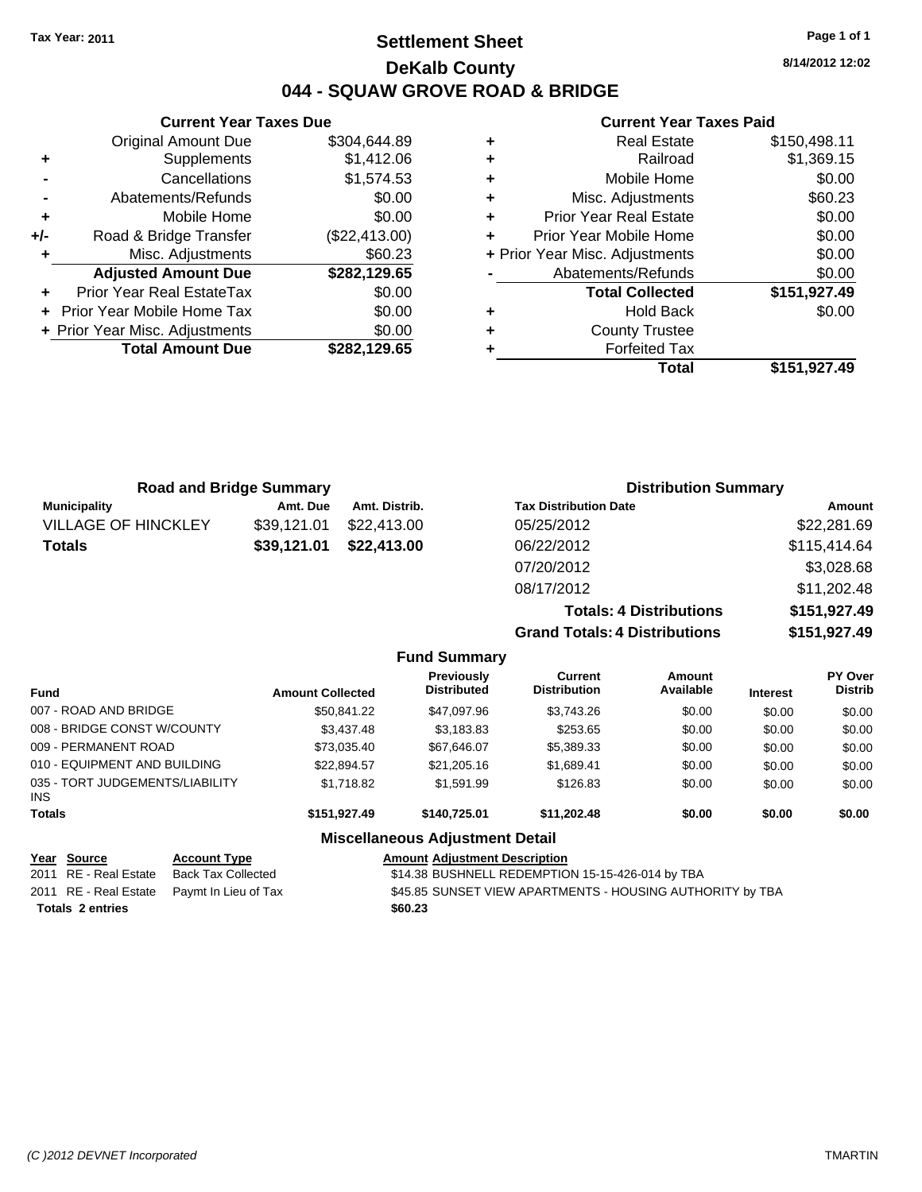**Tax Year: 2011**

# Settlement Sheet
## DeKalb County
## 044 - SQUAW GROVE ROAD & BRIDGE

8/14/2012 12:02

### Current Year Taxes Due

| | | |
|---|---|---|
| | Original Amount Due | $304,644.89 |
| + | Supplements | $1,412.06 |
| - | Cancellations | $1,574.53 |
| - | Abatements/Refunds | $0.00 |
| + | Mobile Home | $0.00 |
| +/- | Road & Bridge Transfer | ($22,413.00) |
| + | Misc. Adjustments | $60.23 |
| | **Adjusted Amount Due** | **$282,129.65** |
| + | Prior Year Real EstateTax | $0.00 |
| + | Prior Year Mobile Home Tax | $0.00 |
| + | Prior Year Misc. Adjustments | $0.00 |
| | **Total Amount Due** | **$282,129.65** |

### Current Year Taxes Paid

| | | |
|---|---|---|
| + | Real Estate | $150,498.11 |
| + | Railroad | $1,369.15 |
| + | Mobile Home | $0.00 |
| + | Misc. Adjustments | $60.23 |
| + | Prior Year Real Estate | $0.00 |
| + | Prior Year Mobile Home | $0.00 |
| + | Prior Year Misc. Adjustments | $0.00 |
| - | Abatements/Refunds | $0.00 |
| | **Total Collected** | **$151,927.49** |
| + | Hold Back | $0.00 |
| + | County Trustee | |
| + | Forfeited Tax | |
| | **Total** | **$151,927.49** |

### Road and Bridge Summary

| Municipality | Amt. Due | Amt. Distrib. |
|---|---|---|
| VILLAGE OF HINCKLEY | $39,121.01 | $22,413.00 |
| **Totals** | **$39,121.01** | **$22,413.00** |

### Distribution Summary

| Tax Distribution Date | Amount |
|---|---|
| 05/25/2012 | $22,281.69 |
| 06/22/2012 | $115,414.64 |
| 07/20/2012 | $3,028.68 |
| 08/17/2012 | $11,202.48 |
| **Totals: 4 Distributions** | **$151,927.49** |
| **Grand Totals: 4 Distributions** | **$151,927.49** |

### Fund Summary

| Fund | Amount Collected | Previously Distributed | Current Distribution | Amount Available | Interest | PY Over Distrib |
|---|---|---|---|---|---|---|
| 007 - ROAD AND BRIDGE | $50,841.22 | $47,097.96 | $3,743.26 | $0.00 | $0.00 | $0.00 |
| 008 - BRIDGE CONST W/COUNTY | $3,437.48 | $3,183.83 | $253.65 | $0.00 | $0.00 | $0.00 |
| 009 - PERMANENT ROAD | $73,035.40 | $67,646.07 | $5,389.33 | $0.00 | $0.00 | $0.00 |
| 010 - EQUIPMENT AND BUILDING | $22,894.57 | $21,205.16 | $1,689.41 | $0.00 | $0.00 | $0.00 |
| 035 - TORT JUDGEMENTS/LIABILITY INS | $1,718.82 | $1,591.99 | $126.83 | $0.00 | $0.00 | $0.00 |
| **Totals** | **$151,927.49** | **$140,725.01** | **$11,202.48** | **$0.00** | **$0.00** | **$0.00** |

### Miscellaneous Adjustment Detail

| Year | Source | Account Type | Amount | Adjustment Description |
|---|---|---|---|---|
| 2011 | RE - Real Estate | Back Tax Collected | $14.38 | BUSHNELL REDEMPTION 15-15-426-014 by TBA |
| 2011 | RE - Real Estate | Paymt In Lieu of Tax | $45.85 | SUNSET VIEW APARTMENTS - HOUSING AUTHORITY by TBA |
| **Totals 2 entries** | | | **$60.23** | |

(C )2012 DEVNET Incorporated TMARTIN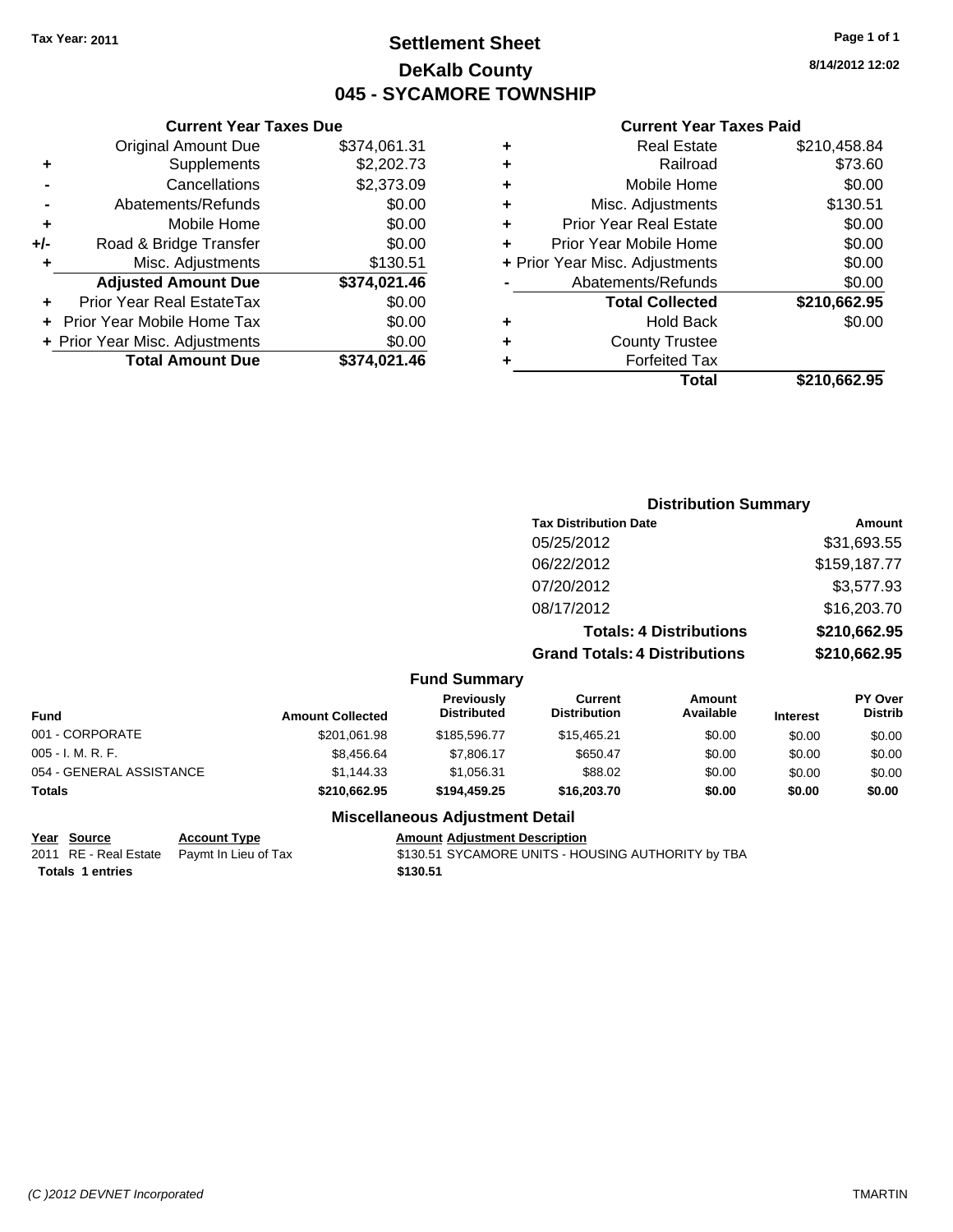**Tax Year: 2011**

# Settlement Sheet
## DeKalb County
## 045 - SYCAMORE TOWNSHIP

8/14/2012 12:02

### Current Year Taxes Due

| | | |
|---|---|---|
| | Original Amount Due | $374,061.31 |
| + | Supplements | $2,202.73 |
| - | Cancellations | $2,373.09 |
| - | Abatements/Refunds | $0.00 |
| + | Mobile Home | $0.00 |
| +/- | Road & Bridge Transfer | $0.00 |
| + | Misc. Adjustments | $130.51 |
| | **Adjusted Amount Due** | **$374,021.46** |
| + | Prior Year Real EstateTax | $0.00 |
| + | Prior Year Mobile Home Tax | $0.00 |
| + | Prior Year Misc. Adjustments | $0.00 |
| | **Total Amount Due** | **$374,021.46** |

### Current Year Taxes Paid

| | | |
|---|---|---|
| + | Real Estate | $210,458.84 |
| + | Railroad | $73.60 |
| + | Mobile Home | $0.00 |
| + | Misc. Adjustments | $130.51 |
| + | Prior Year Real Estate | $0.00 |
| + | Prior Year Mobile Home | $0.00 |
| + | Prior Year Misc. Adjustments | $0.00 |
| - | Abatements/Refunds | $0.00 |
| | **Total Collected** | **$210,662.95** |
| + | Hold Back | $0.00 |
| + | County Trustee | |
| + | Forfeited Tax | |
| | **Total** | **$210,662.95** |

### Distribution Summary

| Tax Distribution Date | Amount |
|---|---|
| 05/25/2012 | $31,693.55 |
| 06/22/2012 | $159,187.77 |
| 07/20/2012 | $3,577.93 |
| 08/17/2012 | $16,203.70 |
| **Totals: 4 Distributions** | **$210,662.95** |
| **Grand Totals: 4 Distributions** | **$210,662.95** |

### Fund Summary

| Fund | Amount Collected | Previously Distributed | Current Distribution | Amount Available | Interest | PY Over Distrib |
|---|---|---|---|---|---|---|
| 001 - CORPORATE | $201,061.98 | $185,596.77 | $15,465.21 | $0.00 | $0.00 | $0.00 |
| 005 - I. M. R. F. | $8,456.64 | $7,806.17 | $650.47 | $0.00 | $0.00 | $0.00 |
| 054 - GENERAL ASSISTANCE | $1,144.33 | $1,056.31 | $88.02 | $0.00 | $0.00 | $0.00 |
| **Totals** | **$210,662.95** | **$194,459.25** | **$16,203.70** | **$0.00** | **$0.00** | **$0.00** |

### Miscellaneous Adjustment Detail

| Year | Source | Account Type | Amount | Adjustment Description |
|---|---|---|---|---|
| 2011 | RE - Real Estate | Paymt In Lieu of Tax | $130.51 | SYCAMORE UNITS - HOUSING AUTHORITY by TBA |
| **Totals 1 entries** | | | **$130.51** | |

(C )2012 DEVNET Incorporated TMARTIN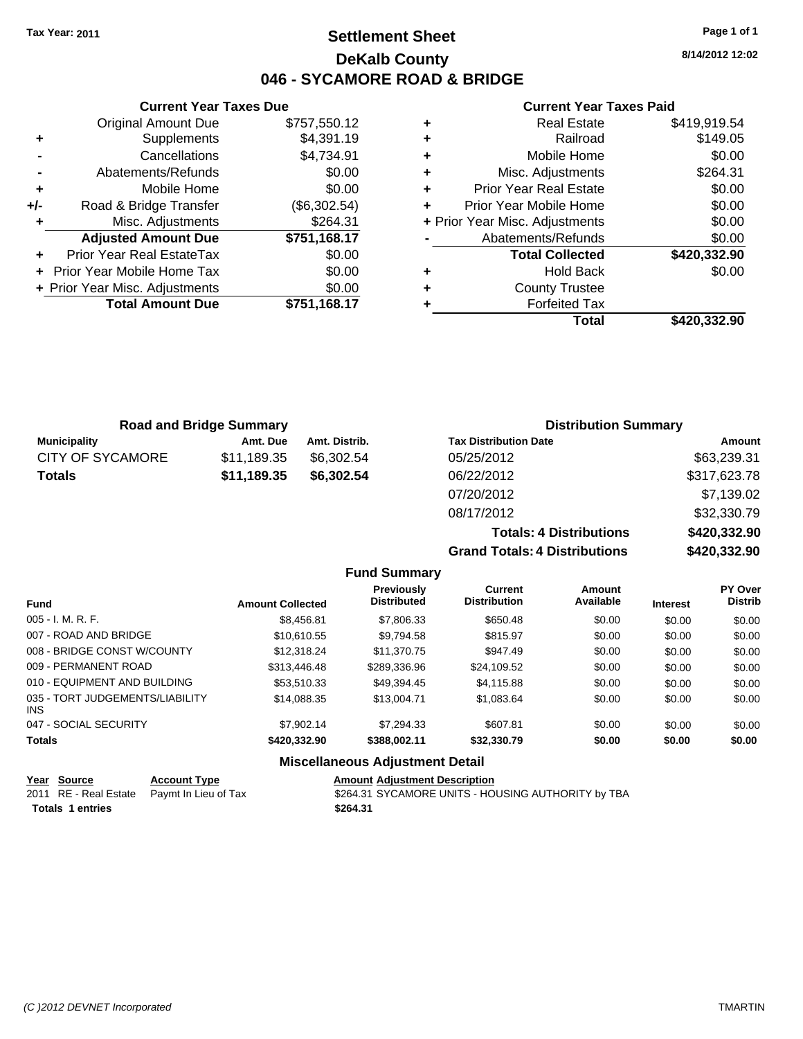Tax Year: 2011

# Settlement Sheet
## DeKalb County
## 046 - SYCAMORE ROAD & BRIDGE

8/14/2012 12:02

### Current Year Taxes Due

| | | |
|---|---|---|
| | Original Amount Due | $757,550.12 |
| + | Supplements | $4,391.19 |
| - | Cancellations | $4,734.91 |
| - | Abatements/Refunds | $0.00 |
| + | Mobile Home | $0.00 |
| +/- | Road & Bridge Transfer | ($6,302.54) |
| + | Misc. Adjustments | $264.31 |
| | **Adjusted Amount Due** | **$751,168.17** |
| + | Prior Year Real EstateTax | $0.00 |
| + | Prior Year Mobile Home Tax | $0.00 |
| + | Prior Year Misc. Adjustments | $0.00 |
| | **Total Amount Due** | **$751,168.17** |

### Current Year Taxes Paid

| | | |
|---|---|---|
| + | Real Estate | $419,919.54 |
| + | Railroad | $149.05 |
| + | Mobile Home | $0.00 |
| + | Misc. Adjustments | $264.31 |
| + | Prior Year Real Estate | $0.00 |
| + | Prior Year Mobile Home | $0.00 |
| + | Prior Year Misc. Adjustments | $0.00 |
| - | Abatements/Refunds | $0.00 |
| | **Total Collected** | **$420,332.90** |
| + | Hold Back | $0.00 |
| + | County Trustee | |
| + | Forfeited Tax | |
| | **Total** | **$420,332.90** |

### Road and Bridge Summary

| Municipality | Amt. Due | Amt. Distrib. |
|---|---|---|
| CITY OF SYCAMORE | $11,189.35 | $6,302.54 |
| **Totals** | **$11,189.35** | **$6,302.54** |

### Distribution Summary

| Tax Distribution Date | Amount |
|---|---|
| 05/25/2012 | $63,239.31 |
| 06/22/2012 | $317,623.78 |
| 07/20/2012 | $7,139.02 |
| 08/17/2012 | $32,330.79 |
| **Totals: 4 Distributions** | **$420,332.90** |
| **Grand Totals: 4 Distributions** | **$420,332.90** |

### Fund Summary

| Fund | Amount Collected | Previously Distributed | Current Distribution | Amount Available | Interest | PY Over Distrib |
|---|---|---|---|---|---|---|
| 005 - I. M. R. F. | $8,456.81 | $7,806.33 | $650.48 | $0.00 | $0.00 | $0.00 |
| 007 - ROAD AND BRIDGE | $10,610.55 | $9,794.58 | $815.97 | $0.00 | $0.00 | $0.00 |
| 008 - BRIDGE CONST W/COUNTY | $12,318.24 | $11,370.75 | $947.49 | $0.00 | $0.00 | $0.00 |
| 009 - PERMANENT ROAD | $313,446.48 | $289,336.96 | $24,109.52 | $0.00 | $0.00 | $0.00 |
| 010 - EQUIPMENT AND BUILDING | $53,510.33 | $49,394.45 | $4,115.88 | $0.00 | $0.00 | $0.00 |
| 035 - TORT JUDGEMENTS/LIABILITY INS | $14,088.35 | $13,004.71 | $1,083.64 | $0.00 | $0.00 | $0.00 |
| 047 - SOCIAL SECURITY | $7,902.14 | $7,294.33 | $607.81 | $0.00 | $0.00 | $0.00 |
| **Totals** | **$420,332.90** | **$388,002.11** | **$32,330.79** | **$0.00** | **$0.00** | **$0.00** |

### Miscellaneous Adjustment Detail

| Year | Source | Account Type | Amount | Adjustment Description |
|---|---|---|---|---|
| 2011 | RE - Real Estate | Paymt In Lieu of Tax | $264.31 | SYCAMORE UNITS - HOUSING AUTHORITY by TBA |
| **Totals** | **1 entries** | | **$264.31** | |

(C )2012 DEVNET Incorporated TMARTIN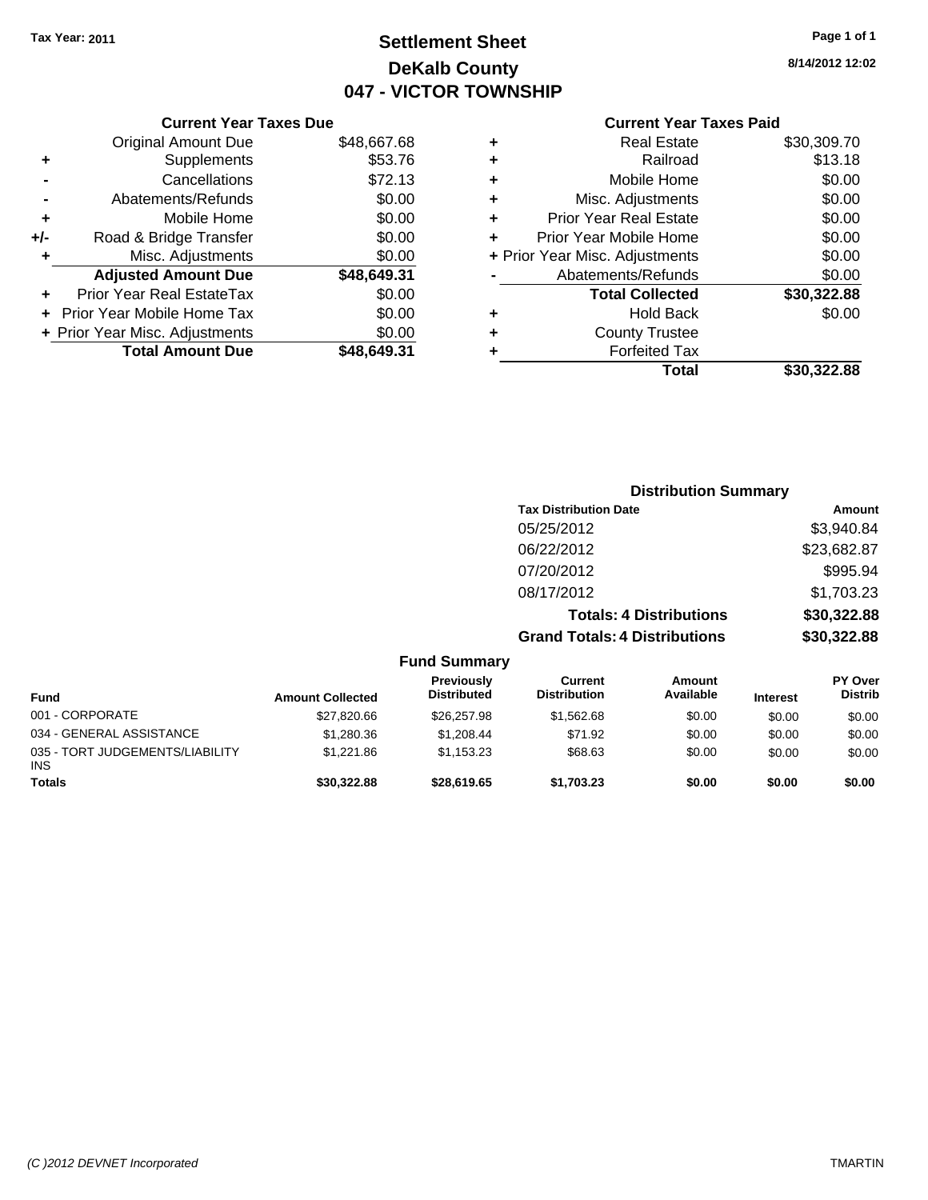**Tax Year: 2011**

# Settlement Sheet
## DeKalb County
## 047 - VICTOR TOWNSHIP

8/14/2012 12:02

### Current Year Taxes Due

| | | |
|---|---|---|
| | Original Amount Due | $48,667.68 |
| + | Supplements | $53.76 |
| - | Cancellations | $72.13 |
| - | Abatements/Refunds | $0.00 |
| + | Mobile Home | $0.00 |
| +/- | Road & Bridge Transfer | $0.00 |
| + | Misc. Adjustments | $0.00 |
| | **Adjusted Amount Due** | **$48,649.31** |
| + | Prior Year Real EstateTax | $0.00 |
| + | Prior Year Mobile Home Tax | $0.00 |
| + | Prior Year Misc. Adjustments | $0.00 |
| | **Total Amount Due** | **$48,649.31** |

### Current Year Taxes Paid

| | | |
|---|---|---|
| + | Real Estate | $30,309.70 |
| + | Railroad | $13.18 |
| + | Mobile Home | $0.00 |
| + | Misc. Adjustments | $0.00 |
| + | Prior Year Real Estate | $0.00 |
| + | Prior Year Mobile Home | $0.00 |
| + | Prior Year Misc. Adjustments | $0.00 |
| - | Abatements/Refunds | $0.00 |
| | **Total Collected** | **$30,322.88** |
| + | Hold Back | $0.00 |
| + | County Trustee | |
| + | Forfeited Tax | |
| | **Total** | **$30,322.88** |

### Distribution Summary

| Tax Distribution Date | Amount |
|---|---|
| 05/25/2012 | $3,940.84 |
| 06/22/2012 | $23,682.87 |
| 07/20/2012 | $995.94 |
| 08/17/2012 | $1,703.23 |
| **Totals: 4 Distributions** | **$30,322.88** |
| **Grand Totals: 4 Distributions** | **$30,322.88** |

### Fund Summary

| Fund | Amount Collected | Previously Distributed | Current Distribution | Amount Available | Interest | PY Over Distrib |
|---|---|---|---|---|---|---|
| 001 - CORPORATE | $27,820.66 | $26,257.98 | $1,562.68 | $0.00 | $0.00 | $0.00 |
| 034 - GENERAL ASSISTANCE | $1,280.36 | $1,208.44 | $71.92 | $0.00 | $0.00 | $0.00 |
| 035 - TORT JUDGEMENTS/LIABILITY INS | $1,221.86 | $1,153.23 | $68.63 | $0.00 | $0.00 | $0.00 |
| **Totals** | **$30,322.88** | **$28,619.65** | **$1,703.23** | **$0.00** | **$0.00** | **$0.00** |

*(C )2012 DEVNET Incorporated* TMARTIN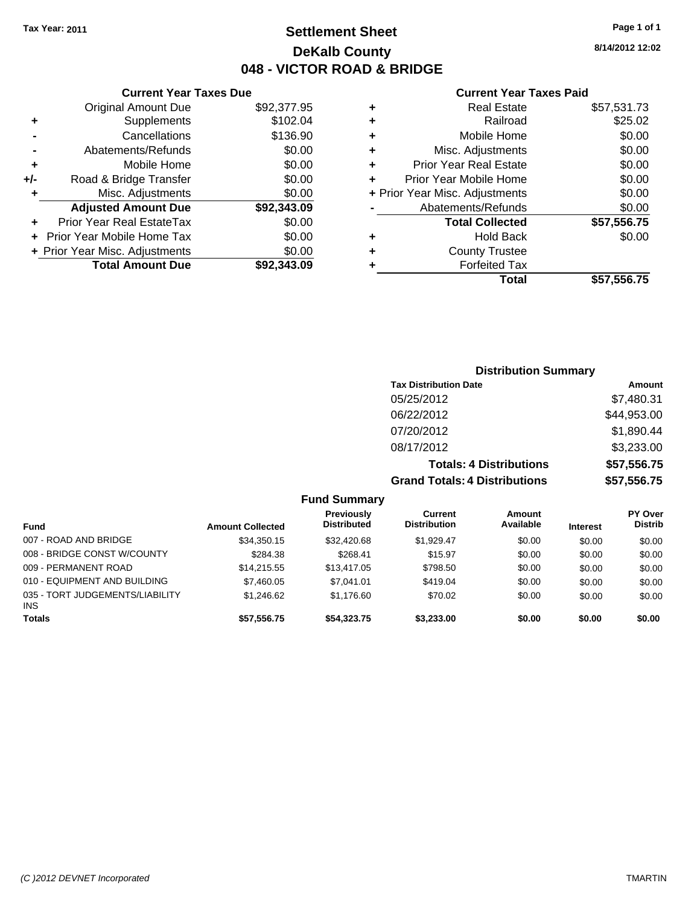Tax Year: 2011

# Settlement Sheet
## DeKalb County
## 048 - VICTOR ROAD & BRIDGE

8/14/2012 12:02

### Current Year Taxes Due

| | | |
|---|---|---|
| | Original Amount Due | $92,377.95 |
| + | Supplements | $102.04 |
| - | Cancellations | $136.90 |
| - | Abatements/Refunds | $0.00 |
| + | Mobile Home | $0.00 |
| +/- | Road & Bridge Transfer | $0.00 |
| + | Misc. Adjustments | $0.00 |
| | **Adjusted Amount Due** | **$92,343.09** |
| + | Prior Year Real EstateTax | $0.00 |
| + | Prior Year Mobile Home Tax | $0.00 |
| + | Prior Year Misc. Adjustments | $0.00 |
| | **Total Amount Due** | **$92,343.09** |

### Current Year Taxes Paid

| | | |
|---|---|---|
| + | Real Estate | $57,531.73 |
| + | Railroad | $25.02 |
| + | Mobile Home | $0.00 |
| + | Misc. Adjustments | $0.00 |
| + | Prior Year Real Estate | $0.00 |
| + | Prior Year Mobile Home | $0.00 |
| + | Prior Year Misc. Adjustments | $0.00 |
| - | Abatements/Refunds | $0.00 |
| | **Total Collected** | **$57,556.75** |
| + | Hold Back | $0.00 |
| + | County Trustee | |
| + | Forfeited Tax | |
| | **Total** | **$57,556.75** |

### Distribution Summary

| Tax Distribution Date | Amount |
|---|---|
| 05/25/2012 | $7,480.31 |
| 06/22/2012 | $44,953.00 |
| 07/20/2012 | $1,890.44 |
| 08/17/2012 | $3,233.00 |
| **Totals: 4 Distributions** | **$57,556.75** |
| **Grand Totals: 4 Distributions** | **$57,556.75** |

### Fund Summary

| Fund | Amount Collected | Previously Distributed | Current Distribution | Amount Available | Interest | PY Over Distrib |
|---|---|---|---|---|---|---|
| 007 - ROAD AND BRIDGE | $34,350.15 | $32,420.68 | $1,929.47 | $0.00 | $0.00 | $0.00 |
| 008 - BRIDGE CONST W/COUNTY | $284.38 | $268.41 | $15.97 | $0.00 | $0.00 | $0.00 |
| 009 - PERMANENT ROAD | $14,215.55 | $13,417.05 | $798.50 | $0.00 | $0.00 | $0.00 |
| 010 - EQUIPMENT AND BUILDING | $7,460.05 | $7,041.01 | $419.04 | $0.00 | $0.00 | $0.00 |
| 035 - TORT JUDGEMENTS/LIABILITY INS | $1,246.62 | $1,176.60 | $70.02 | $0.00 | $0.00 | $0.00 |
| **Totals** | **$57,556.75** | **$54,323.75** | **$3,233.00** | **$0.00** | **$0.00** | **$0.00** |

(C )2012 DEVNET Incorporated TMARTIN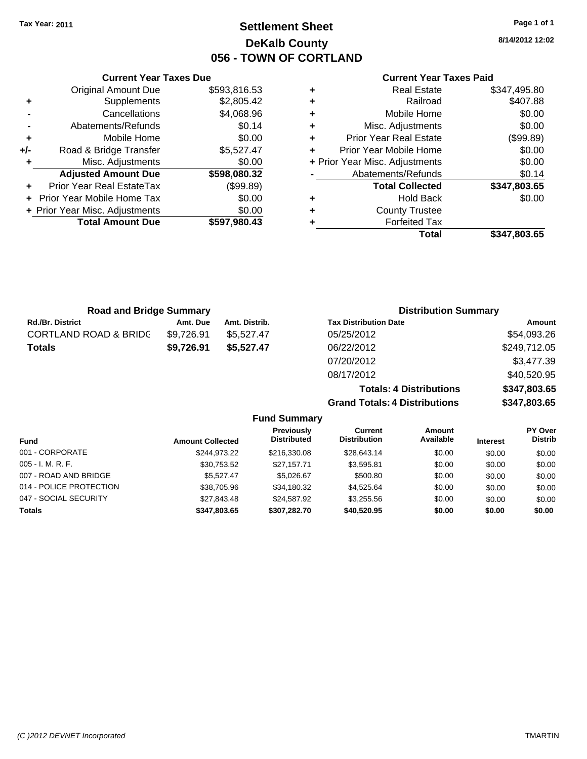Tax Year: 2011

# Settlement Sheet
## DeKalb County
## 056 - TOWN OF CORTLAND

8/14/2012 12:02

### Current Year Taxes Due

| | | |
|---|---|---|
| | Original Amount Due | $593,816.53 |
| + | Supplements | $2,805.42 |
| - | Cancellations | $4,068.96 |
| - | Abatements/Refunds | $0.14 |
| + | Mobile Home | $0.00 |
| +/- | Road & Bridge Transfer | $5,527.47 |
| + | Misc. Adjustments | $0.00 |
| | **Adjusted Amount Due** | **$598,080.32** |
| + | Prior Year Real EstateTax | ($99.89) |
| + | Prior Year Mobile Home Tax | $0.00 |
| + | Prior Year Misc. Adjustments | $0.00 |
| | **Total Amount Due** | **$597,980.43** |

### Current Year Taxes Paid

| | | |
|---|---|---|
| + | Real Estate | $347,495.80 |
| + | Railroad | $407.88 |
| + | Mobile Home | $0.00 |
| + | Misc. Adjustments | $0.00 |
| + | Prior Year Real Estate | ($99.89) |
| + | Prior Year Mobile Home | $0.00 |
| + | Prior Year Misc. Adjustments | $0.00 |
| - | Abatements/Refunds | $0.14 |
| | **Total Collected** | **$347,803.65** |
| + | Hold Back | $0.00 |
| + | County Trustee | |
| + | Forfeited Tax | |
| | **Total** | **$347,803.65** |

### Road and Bridge Summary

| Rd./Br. District | Amt. Due | Amt. Distrib. |
|---|---|---|
| CORTLAND ROAD & BRIDG | $9,726.91 | $5,527.47 |
| **Totals** | **$9,726.91** | **$5,527.47** |

### Distribution Summary

| Tax Distribution Date | Amount |
|---|---|
| 05/25/2012 | $54,093.26 |
| 06/22/2012 | $249,712.05 |
| 07/20/2012 | $3,477.39 |
| 08/17/2012 | $40,520.95 |
| **Totals: 4 Distributions** | **$347,803.65** |
| **Grand Totals: 4 Distributions** | **$347,803.65** |

### Fund Summary

| Fund | Amount Collected | Previously Distributed | Current Distribution | Amount Available | Interest | PY Over Distrib |
|---|---|---|---|---|---|---|
| 001 - CORPORATE | $244,973.22 | $216,330.08 | $28,643.14 | $0.00 | $0.00 | $0.00 |
| 005 - I. M. R. F. | $30,753.52 | $27,157.71 | $3,595.81 | $0.00 | $0.00 | $0.00 |
| 007 - ROAD AND BRIDGE | $5,527.47 | $5,026.67 | $500.80 | $0.00 | $0.00 | $0.00 |
| 014 - POLICE PROTECTION | $38,705.96 | $34,180.32 | $4,525.64 | $0.00 | $0.00 | $0.00 |
| 047 - SOCIAL SECURITY | $27,843.48 | $24,587.92 | $3,255.56 | $0.00 | $0.00 | $0.00 |
| **Totals** | **$347,803.65** | **$307,282.70** | **$40,520.95** | **$0.00** | **$0.00** | **$0.00** |

(C )2012 DEVNET Incorporated TMARTIN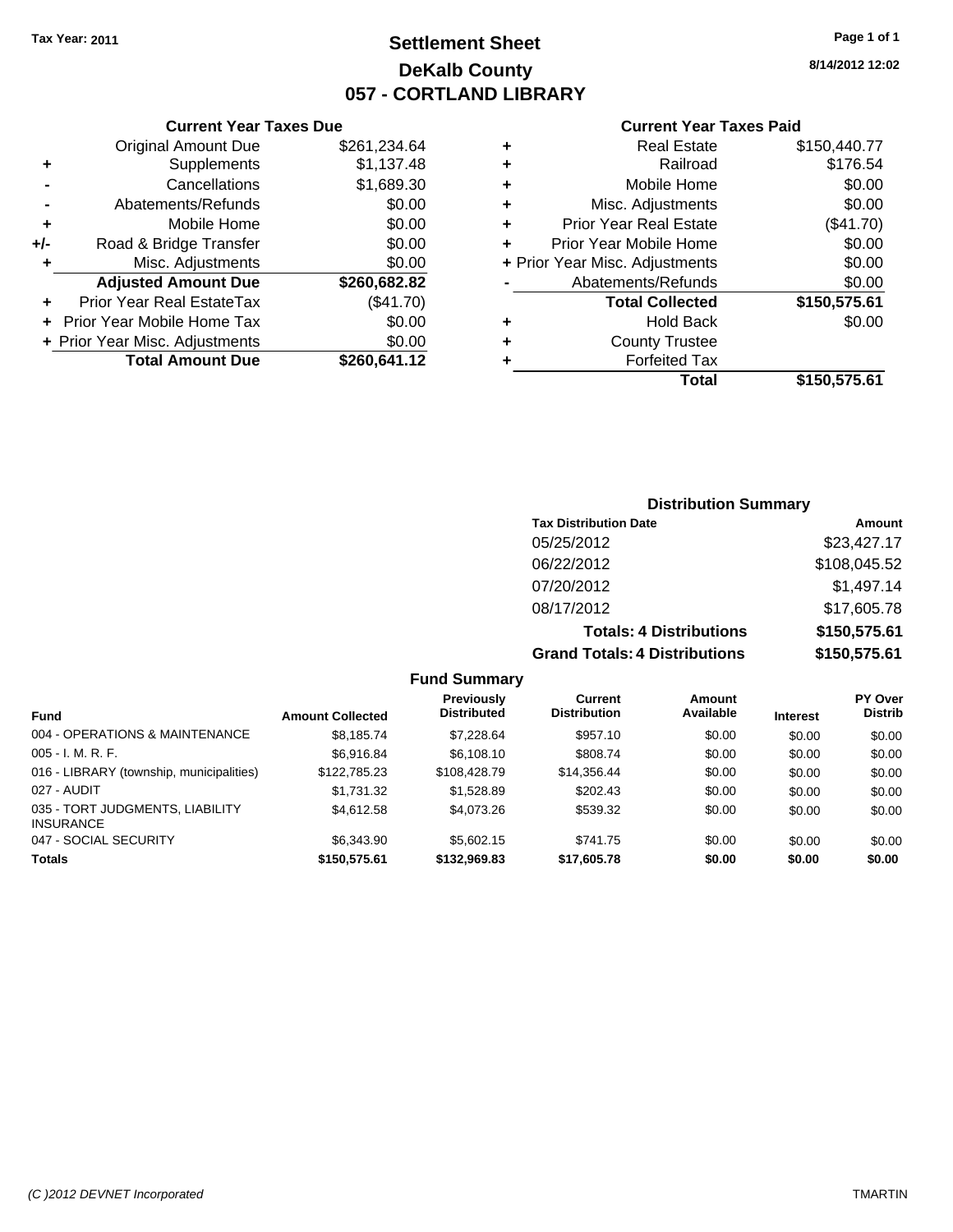Tax Year: 2011

# Settlement Sheet
## DeKalb County
## 057 - CORTLAND LIBRARY

8/14/2012 12:02

### Current Year Taxes Due

| | | |
|---|---|---|
| | Original Amount Due | $261,234.64 |
| + | Supplements | $1,137.48 |
| - | Cancellations | $1,689.30 |
| - | Abatements/Refunds | $0.00 |
| + | Mobile Home | $0.00 |
| +/- | Road & Bridge Transfer | $0.00 |
| + | Misc. Adjustments | $0.00 |
| | **Adjusted Amount Due** | **$260,682.82** |
| + | Prior Year Real EstateTax | ($41.70) |
| + | Prior Year Mobile Home Tax | $0.00 |
| + | Prior Year Misc. Adjustments | $0.00 |
| | **Total Amount Due** | **$260,641.12** |

### Current Year Taxes Paid

| | | |
|---|---|---|
| + | Real Estate | $150,440.77 |
| + | Railroad | $176.54 |
| + | Mobile Home | $0.00 |
| + | Misc. Adjustments | $0.00 |
| + | Prior Year Real Estate | ($41.70) |
| + | Prior Year Mobile Home | $0.00 |
| + | Prior Year Misc. Adjustments | $0.00 |
| - | Abatements/Refunds | $0.00 |
| | **Total Collected** | **$150,575.61** |
| + | Hold Back | $0.00 |
| + | County Trustee | |
| + | Forfeited Tax | |
| | **Total** | **$150,575.61** |

### Distribution Summary

| Tax Distribution Date | Amount |
|---|---|
| 05/25/2012 | $23,427.17 |
| 06/22/2012 | $108,045.52 |
| 07/20/2012 | $1,497.14 |
| 08/17/2012 | $17,605.78 |
| **Totals: 4 Distributions** | **$150,575.61** |
| **Grand Totals: 4 Distributions** | **$150,575.61** |

### Fund Summary

| Fund | Amount Collected | Previously Distributed | Current Distribution | Amount Available | Interest | PY Over Distrib |
|---|---|---|---|---|---|---|
| 004 - OPERATIONS & MAINTENANCE | $8,185.74 | $7,228.64 | $957.10 | $0.00 | $0.00 | $0.00 |
| 005 - I. M. R. F. | $6,916.84 | $6,108.10 | $808.74 | $0.00 | $0.00 | $0.00 |
| 016 - LIBRARY (township, municipalities) | $122,785.23 | $108,428.79 | $14,356.44 | $0.00 | $0.00 | $0.00 |
| 027 - AUDIT | $1,731.32 | $1,528.89 | $202.43 | $0.00 | $0.00 | $0.00 |
| 035 - TORT JUDGMENTS, LIABILITY INSURANCE | $4,612.58 | $4,073.26 | $539.32 | $0.00 | $0.00 | $0.00 |
| 047 - SOCIAL SECURITY | $6,343.90 | $5,602.15 | $741.75 | $0.00 | $0.00 | $0.00 |
| **Totals** | **$150,575.61** | **$132,969.83** | **$17,605.78** | **$0.00** | **$0.00** | **$0.00** |

(C )2012 DEVNET Incorporated TMARTIN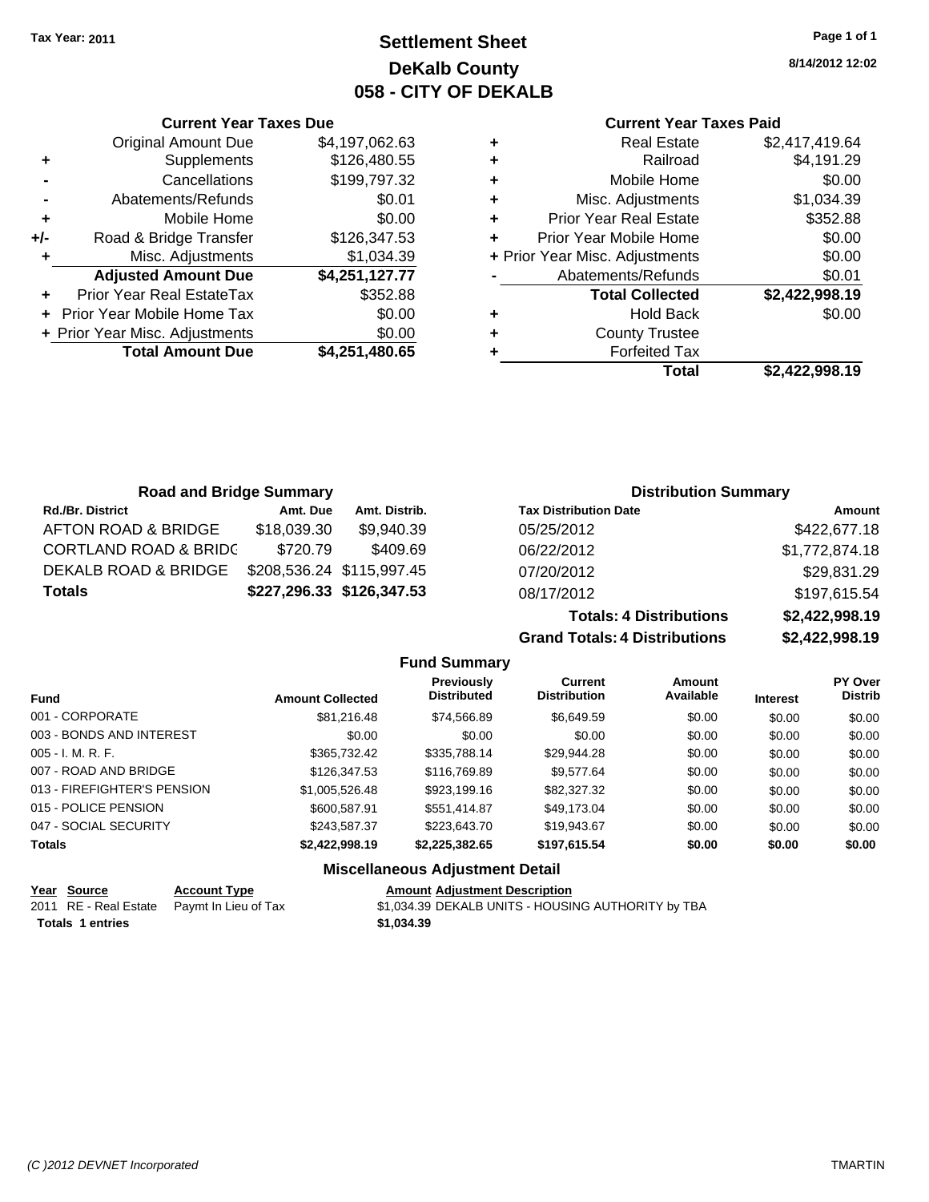**Tax Year: 2011**

# Settlement Sheet
## DeKalb County
## 058 - CITY OF DEKALB

8/14/2012 12:02

### Current Year Taxes Due

| | | |
|---|---|---|
| | Original Amount Due | $4,197,062.63 |
| + | Supplements | $126,480.55 |
| - | Cancellations | $199,797.32 |
| - | Abatements/Refunds | $0.01 |
| + | Mobile Home | $0.00 |
| +/- | Road & Bridge Transfer | $126,347.53 |
| + | Misc. Adjustments | $1,034.39 |
| | **Adjusted Amount Due** | **$4,251,127.77** |
| + | Prior Year Real EstateTax | $352.88 |
| + | Prior Year Mobile Home Tax | $0.00 |
| + | Prior Year Misc. Adjustments | $0.00 |
| | **Total Amount Due** | **$4,251,480.65** |

### Current Year Taxes Paid

| | | |
|---|---|---|
| + | Real Estate | $2,417,419.64 |
| + | Railroad | $4,191.29 |
| + | Mobile Home | $0.00 |
| + | Misc. Adjustments | $1,034.39 |
| + | Prior Year Real Estate | $352.88 |
| + | Prior Year Mobile Home | $0.00 |
| + | Prior Year Misc. Adjustments | $0.00 |
| - | Abatements/Refunds | $0.01 |
| | **Total Collected** | **$2,422,998.19** |
| + | Hold Back | $0.00 |
| + | County Trustee | |
| + | Forfeited Tax | |
| | **Total** | **$2,422,998.19** |

### Road and Bridge Summary

| Rd./Br. District | Amt. Due | Amt. Distrib. |
|---|---|---|
| AFTON ROAD & BRIDGE | $18,039.30 | $9,940.39 |
| CORTLAND ROAD & BRIDG | $720.79 | $409.69 |
| DEKALB ROAD & BRIDGE | $208,536.24 | $115,997.45 |
| **Totals** | **$227,296.33** | **$126,347.53** |

### Distribution Summary

| Tax Distribution Date | Amount |
|---|---|
| 05/25/2012 | $422,677.18 |
| 06/22/2012 | $1,772,874.18 |
| 07/20/2012 | $29,831.29 |
| 08/17/2012 | $197,615.54 |
| **Totals: 4 Distributions** | **$2,422,998.19** |
| **Grand Totals: 4 Distributions** | **$2,422,998.19** |

### Fund Summary

| Fund | Amount Collected | Previously Distributed | Current Distribution | Amount Available | Interest | PY Over Distrib |
|---|---|---|---|---|---|---|
| 001 - CORPORATE | $81,216.48 | $74,566.89 | $6,649.59 | $0.00 | $0.00 | $0.00 |
| 003 - BONDS AND INTEREST | $0.00 | $0.00 | $0.00 | $0.00 | $0.00 | $0.00 |
| 005 - I. M. R. F. | $365,732.42 | $335,788.14 | $29,944.28 | $0.00 | $0.00 | $0.00 |
| 007 - ROAD AND BRIDGE | $126,347.53 | $116,769.89 | $9,577.64 | $0.00 | $0.00 | $0.00 |
| 013 - FIREFIGHTER'S PENSION | $1,005,526.48 | $923,199.16 | $82,327.32 | $0.00 | $0.00 | $0.00 |
| 015 - POLICE PENSION | $600,587.91 | $551,414.87 | $49,173.04 | $0.00 | $0.00 | $0.00 |
| 047 - SOCIAL SECURITY | $243,587.37 | $223,643.70 | $19,943.67 | $0.00 | $0.00 | $0.00 |
| **Totals** | **$2,422,998.19** | **$2,225,382.65** | **$197,615.54** | **$0.00** | **$0.00** | **$0.00** |

### Miscellaneous Adjustment Detail

| Year | Source | Account Type | Amount | Adjustment Description |
|---|---|---|---|---|
| 2011 | RE - Real Estate | Paymt In Lieu of Tax | $1,034.39 | DEKALB UNITS - HOUSING AUTHORITY by TBA |
| **Totals** | **1 entries** | | **$1,034.39** | |

(C )2012 DEVNET Incorporated

TMARTIN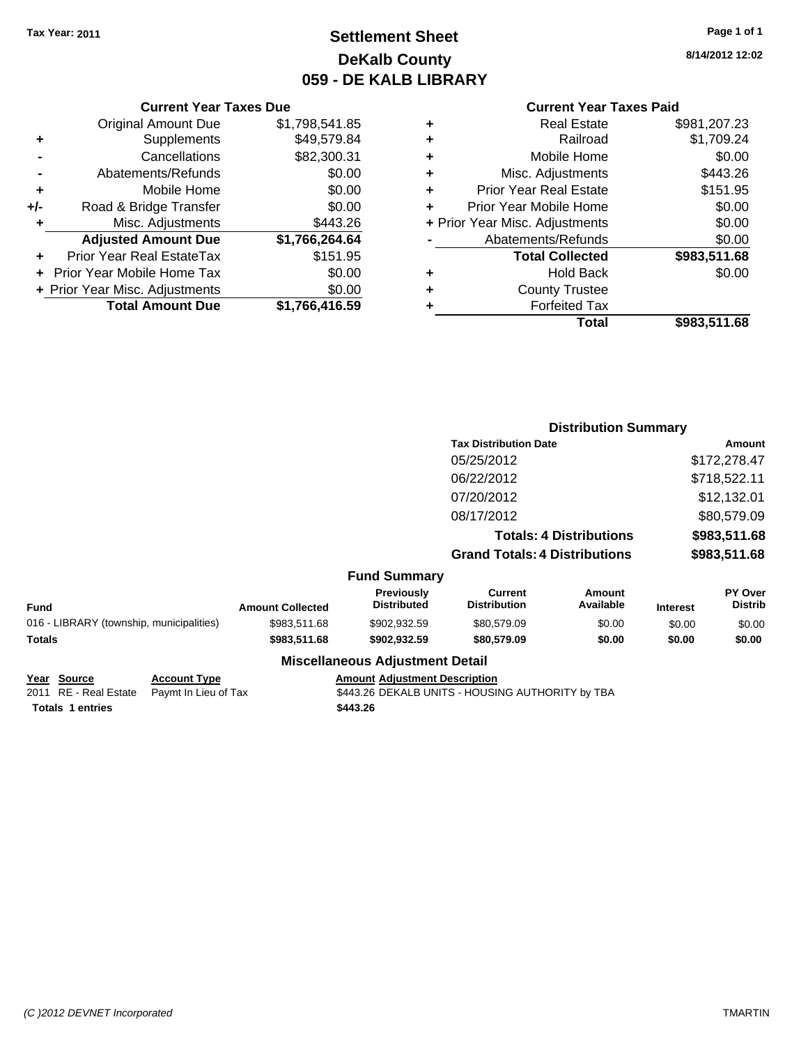Tax Year: 2011

# Settlement Sheet
## DeKalb County
## 059 - DE KALB LIBRARY

8/14/2012 12:02

### Current Year Taxes Due

| | | |
|---|---|---|
| | Original Amount Due | $1,798,541.85 |
| + | Supplements | $49,579.84 |
| - | Cancellations | $82,300.31 |
| - | Abatements/Refunds | $0.00 |
| + | Mobile Home | $0.00 |
| +/- | Road & Bridge Transfer | $0.00 |
| + | Misc. Adjustments | $443.26 |
| | **Adjusted Amount Due** | **$1,766,264.64** |
| + | Prior Year Real EstateTax | $151.95 |
| + | Prior Year Mobile Home Tax | $0.00 |
| + | Prior Year Misc. Adjustments | $0.00 |
| | **Total Amount Due** | **$1,766,416.59** |

### Current Year Taxes Paid

| | | |
|---|---|---|
| + | Real Estate | $981,207.23 |
| + | Railroad | $1,709.24 |
| + | Mobile Home | $0.00 |
| + | Misc. Adjustments | $443.26 |
| + | Prior Year Real Estate | $151.95 |
| + | Prior Year Mobile Home | $0.00 |
| + | Prior Year Misc. Adjustments | $0.00 |
| - | Abatements/Refunds | $0.00 |
| | **Total Collected** | **$983,511.68** |
| + | Hold Back | $0.00 |
| + | County Trustee | |
| + | Forfeited Tax | |
| | **Total** | **$983,511.68** |

### Distribution Summary

| Tax Distribution Date | Amount |
|---|---|
| 05/25/2012 | $172,278.47 |
| 06/22/2012 | $718,522.11 |
| 07/20/2012 | $12,132.01 |
| 08/17/2012 | $80,579.09 |
| **Totals: 4 Distributions** | **$983,511.68** |
| **Grand Totals: 4 Distributions** | **$983,511.68** |

### Fund Summary

| Fund | Amount Collected | Previously Distributed | Current Distribution | Amount Available | Interest | PY Over Distrib |
|---|---|---|---|---|---|---|
| 016 - LIBRARY (township, municipalities) | $983,511.68 | $902,932.59 | $80,579.09 | $0.00 | $0.00 | $0.00 |
| **Totals** | **$983,511.68** | **$902,932.59** | **$80,579.09** | **$0.00** | **$0.00** | **$0.00** |

### Miscellaneous Adjustment Detail

| Year | Source | Account Type | Amount | Adjustment Description |
|---|---|---|---|---|
| 2011 | RE - Real Estate | Paymt In Lieu of Tax | $443.26 | DEKALB UNITS - HOUSING AUTHORITY by TBA |
| **Totals** | **1 entries** | | **$443.26** | |

(C )2012 DEVNET Incorporated TMARTIN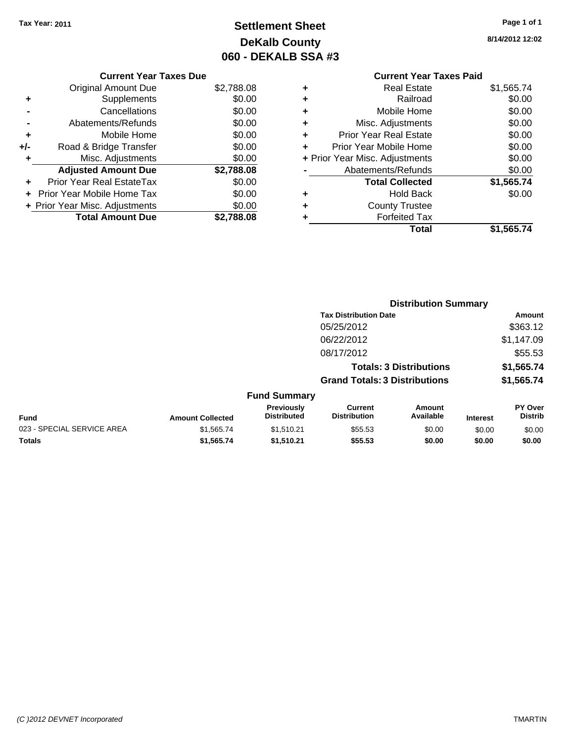**Tax Year: 2011**

# Settlement Sheet
## DeKalb County
## 060 - DEKALB SSA #3

8/14/2012 12:02

### Current Year Taxes Due

| | | |
|---|---|---|
| | Original Amount Due | $2,788.08 |
| + | Supplements | $0.00 |
| - | Cancellations | $0.00 |
| - | Abatements/Refunds | $0.00 |
| + | Mobile Home | $0.00 |
| +/- | Road & Bridge Transfer | $0.00 |
| + | Misc. Adjustments | $0.00 |
| | **Adjusted Amount Due** | **$2,788.08** |
| + | Prior Year Real EstateTax | $0.00 |
| + | Prior Year Mobile Home Tax | $0.00 |
| + | Prior Year Misc. Adjustments | $0.00 |
| | **Total Amount Due** | **$2,788.08** |

### Current Year Taxes Paid

| | | |
|---|---|---|
| + | Real Estate | $1,565.74 |
| + | Railroad | $0.00 |
| + | Mobile Home | $0.00 |
| + | Misc. Adjustments | $0.00 |
| + | Prior Year Real Estate | $0.00 |
| + | Prior Year Mobile Home | $0.00 |
| + | Prior Year Misc. Adjustments | $0.00 |
| - | Abatements/Refunds | $0.00 |
| | **Total Collected** | **$1,565.74** |
| + | Hold Back | $0.00 |
| + | County Trustee | |
| + | Forfeited Tax | |
| | **Total** | **$1,565.74** |

### Distribution Summary

| Tax Distribution Date | Amount |
|---|---|
| 05/25/2012 | $363.12 |
| 06/22/2012 | $1,147.09 |
| 08/17/2012 | $55.53 |
| **Totals: 3 Distributions** | **$1,565.74** |
| **Grand Totals: 3 Distributions** | **$1,565.74** |

### Fund Summary

| Fund | Amount Collected | Previously Distributed | Current Distribution | Amount Available | Interest | PY Over Distrib |
|---|---|---|---|---|---|---|
| 023 - SPECIAL SERVICE AREA | $1,565.74 | $1,510.21 | $55.53 | $0.00 | $0.00 | $0.00 |
| **Totals** | **$1,565.74** | **$1,510.21** | **$55.53** | **$0.00** | **$0.00** | **$0.00** |

*(C )2012 DEVNET Incorporated* TMARTIN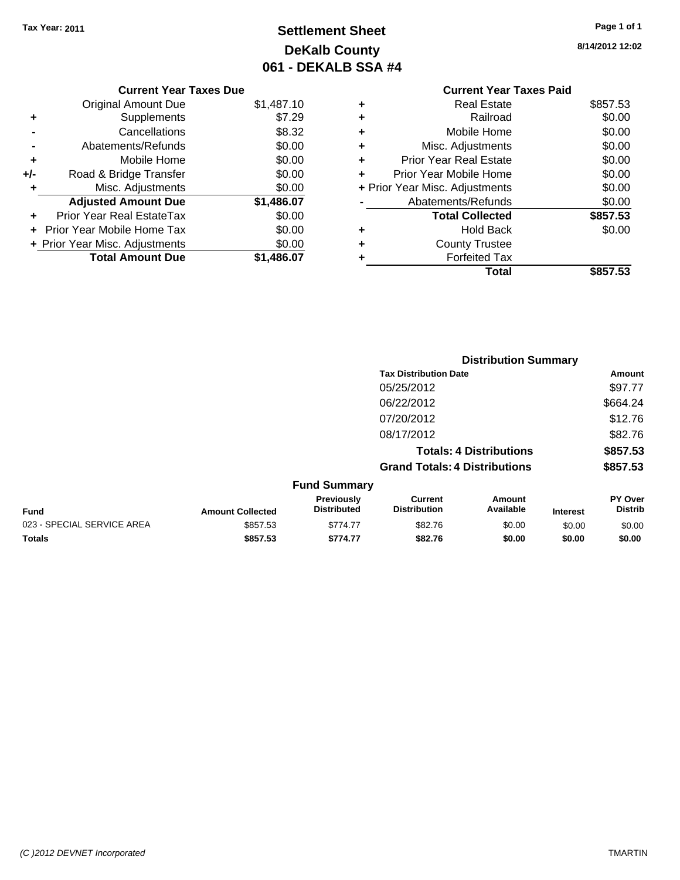Tax Year: 2011

# Settlement Sheet
## DeKalb County
## 061 - DEKALB SSA #4

8/14/2012 12:02

### Current Year Taxes Due

| | | |
|---|---|---|
| | Original Amount Due | $1,487.10 |
| + | Supplements | $7.29 |
| - | Cancellations | $8.32 |
| - | Abatements/Refunds | $0.00 |
| + | Mobile Home | $0.00 |
| +/- | Road & Bridge Transfer | $0.00 |
| + | Misc. Adjustments | $0.00 |
| | **Adjusted Amount Due** | **$1,486.07** |
| + | Prior Year Real EstateTax | $0.00 |
| + | Prior Year Mobile Home Tax | $0.00 |
| + | Prior Year Misc. Adjustments | $0.00 |
| | **Total Amount Due** | **$1,486.07** |

### Current Year Taxes Paid

| | | |
|---|---|---|
| + | Real Estate | $857.53 |
| + | Railroad | $0.00 |
| + | Mobile Home | $0.00 |
| + | Misc. Adjustments | $0.00 |
| + | Prior Year Real Estate | $0.00 |
| + | Prior Year Mobile Home | $0.00 |
| + | Prior Year Misc. Adjustments | $0.00 |
| - | Abatements/Refunds | $0.00 |
| | **Total Collected** | **$857.53** |
| + | Hold Back | $0.00 |
| + | County Trustee | |
| + | Forfeited Tax | |
| | **Total** | **$857.53** |

### Distribution Summary

| Tax Distribution Date | Amount |
|---|---|
| 05/25/2012 | $97.77 |
| 06/22/2012 | $664.24 |
| 07/20/2012 | $12.76 |
| 08/17/2012 | $82.76 |
| **Totals: 4 Distributions** | **$857.53** |
| **Grand Totals: 4 Distributions** | **$857.53** |

### Fund Summary

| Fund | Amount Collected | Previously Distributed | Current Distribution | Amount Available | Interest | PY Over Distrib |
|---|---|---|---|---|---|---|
| 023 - SPECIAL SERVICE AREA | $857.53 | $774.77 | $82.76 | $0.00 | $0.00 | $0.00 |
| **Totals** | **$857.53** | **$774.77** | **$82.76** | **$0.00** | **$0.00** | **$0.00** |

(C )2012 DEVNET Incorporated | TMARTIN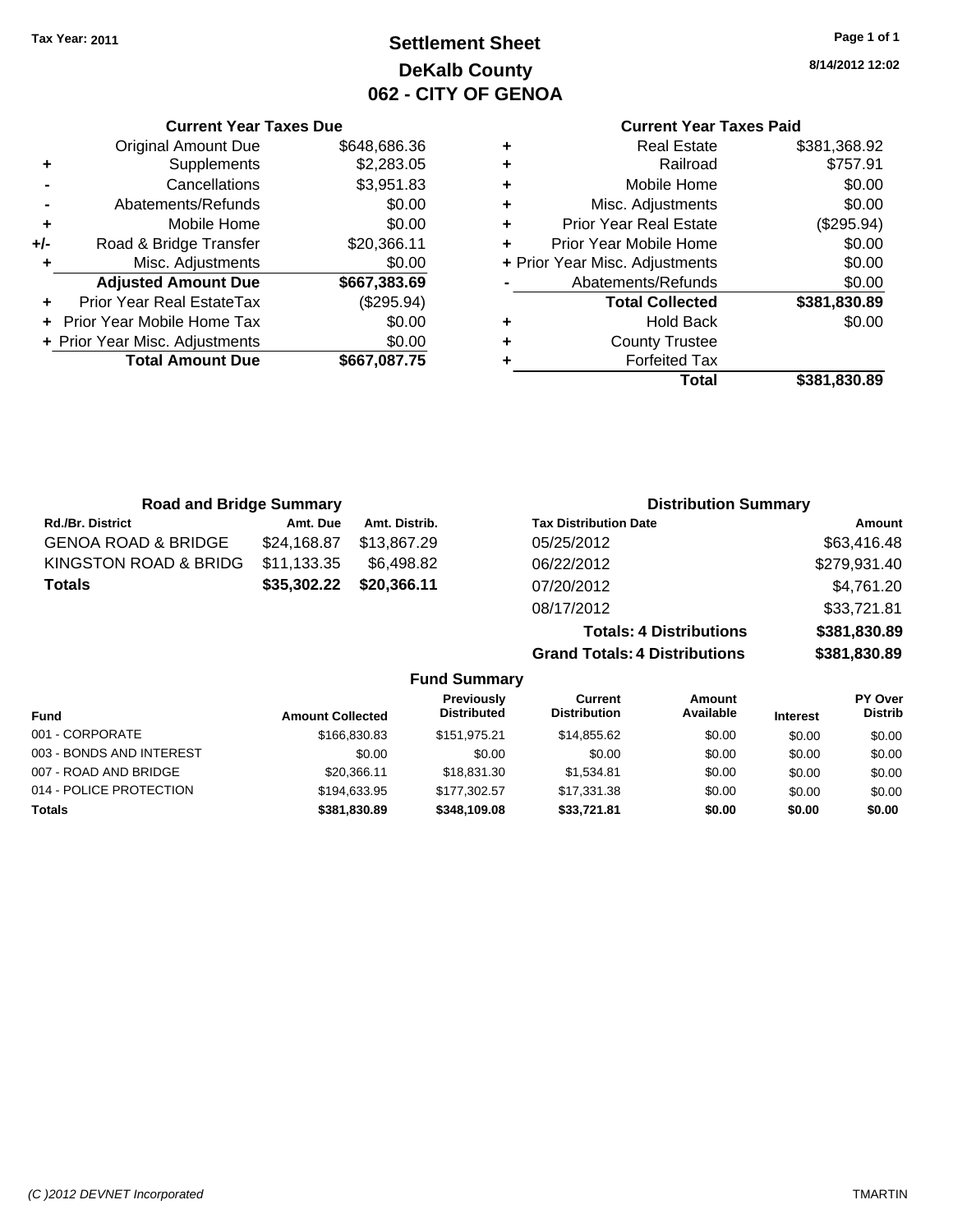Tax Year: 2011

# Settlement Sheet
## DeKalb County
## 062 - CITY OF GENOA

8/14/2012 12:02

### Current Year Taxes Due

| | | |
|---|---|---|
| | Original Amount Due | $648,686.36 |
| + | Supplements | $2,283.05 |
| - | Cancellations | $3,951.83 |
| - | Abatements/Refunds | $0.00 |
| + | Mobile Home | $0.00 |
| +/- | Road & Bridge Transfer | $20,366.11 |
| + | Misc. Adjustments | $0.00 |
| | **Adjusted Amount Due** | **$667,383.69** |
| + | Prior Year Real EstateTax | ($295.94) |
| + | Prior Year Mobile Home Tax | $0.00 |
| + | Prior Year Misc. Adjustments | $0.00 |
| | **Total Amount Due** | **$667,087.75** |

### Current Year Taxes Paid

| | | |
|---|---|---|
| + | Real Estate | $381,368.92 |
| + | Railroad | $757.91 |
| + | Mobile Home | $0.00 |
| + | Misc. Adjustments | $0.00 |
| + | Prior Year Real Estate | ($295.94) |
| + | Prior Year Mobile Home | $0.00 |
| + | Prior Year Misc. Adjustments | $0.00 |
| - | Abatements/Refunds | $0.00 |
| | **Total Collected** | **$381,830.89** |
| + | Hold Back | $0.00 |
| + | County Trustee | |
| + | Forfeited Tax | |
| | **Total** | **$381,830.89** |

### Road and Bridge Summary

| Rd./Br. District | Amt. Due | Amt. Distrib. |
|---|---|---|
| GENOA ROAD & BRIDGE | $24,168.87 | $13,867.29 |
| KINGSTON ROAD & BRIDG | $11,133.35 | $6,498.82 |
| **Totals** | **$35,302.22** | **$20,366.11** |

### Distribution Summary

| Tax Distribution Date | Amount |
|---|---|
| 05/25/2012 | $63,416.48 |
| 06/22/2012 | $279,931.40 |
| 07/20/2012 | $4,761.20 |
| 08/17/2012 | $33,721.81 |
| **Totals: 4 Distributions** | **$381,830.89** |
| **Grand Totals: 4 Distributions** | **$381,830.89** |

### Fund Summary

| Fund | Amount Collected | Previously Distributed | Current Distribution | Amount Available | Interest | PY Over Distrib |
|---|---|---|---|---|---|---|
| 001 - CORPORATE | $166,830.83 | $151,975.21 | $14,855.62 | $0.00 | $0.00 | $0.00 |
| 003 - BONDS AND INTEREST | $0.00 | $0.00 | $0.00 | $0.00 | $0.00 | $0.00 |
| 007 - ROAD AND BRIDGE | $20,366.11 | $18,831.30 | $1,534.81 | $0.00 | $0.00 | $0.00 |
| 014 - POLICE PROTECTION | $194,633.95 | $177,302.57 | $17,331.38 | $0.00 | $0.00 | $0.00 |
| **Totals** | **$381,830.89** | **$348,109.08** | **$33,721.81** | **$0.00** | **$0.00** | **$0.00** |

(C )2012 DEVNET Incorporated — TMARTIN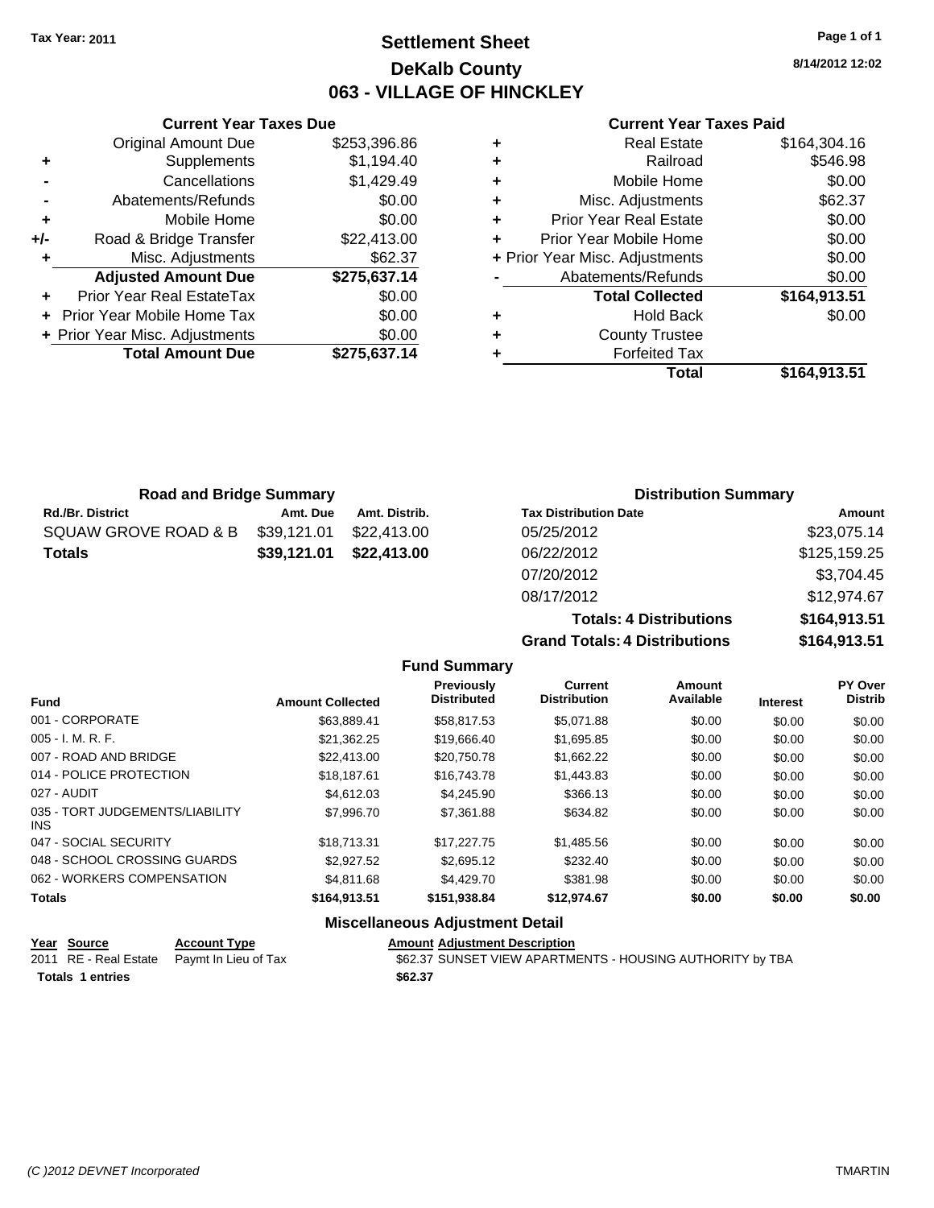Tax Year: 2011

# Settlement Sheet

## DeKalb County

## 063 - VILLAGE OF HINCKLEY

8/14/2012 12:02

### Current Year Taxes Due

| | | |
|---|---|---|
| | Original Amount Due | $253,396.86 |
| + | Supplements | $1,194.40 |
| - | Cancellations | $1,429.49 |
| - | Abatements/Refunds | $0.00 |
| + | Mobile Home | $0.00 |
| +/- | Road & Bridge Transfer | $22,413.00 |
| + | Misc. Adjustments | $62.37 |
| | **Adjusted Amount Due** | **$275,637.14** |
| + | Prior Year Real EstateTax | $0.00 |
| + | Prior Year Mobile Home Tax | $0.00 |
| + | Prior Year Misc. Adjustments | $0.00 |
| | **Total Amount Due** | **$275,637.14** |

### Current Year Taxes Paid

| | | |
|---|---|---|
| + | Real Estate | $164,304.16 |
| + | Railroad | $546.98 |
| + | Mobile Home | $0.00 |
| + | Misc. Adjustments | $62.37 |
| + | Prior Year Real Estate | $0.00 |
| + | Prior Year Mobile Home | $0.00 |
| + | Prior Year Misc. Adjustments | $0.00 |
| - | Abatements/Refunds | $0.00 |
| | **Total Collected** | **$164,913.51** |
| + | Hold Back | $0.00 |
| + | County Trustee | |
| + | Forfeited Tax | |
| | **Total** | **$164,913.51** |

### Road and Bridge Summary

| Rd./Br. District | Amt. Due | Amt. Distrib. |
|---|---|---|
| SQUAW GROVE ROAD & B | $39,121.01 | $22,413.00 |
| **Totals** | **$39,121.01** | **$22,413.00** |

### Distribution Summary

| Tax Distribution Date | Amount |
|---|---|
| 05/25/2012 | $23,075.14 |
| 06/22/2012 | $125,159.25 |
| 07/20/2012 | $3,704.45 |
| 08/17/2012 | $12,974.67 |
| **Totals: 4 Distributions** | **$164,913.51** |
| **Grand Totals: 4 Distributions** | **$164,913.51** |

### Fund Summary

| Fund | Amount Collected | Previously Distributed | Current Distribution | Amount Available | Interest | PY Over Distrib |
|---|---|---|---|---|---|---|
| 001 - CORPORATE | $63,889.41 | $58,817.53 | $5,071.88 | $0.00 | $0.00 | $0.00 |
| 005 - I. M. R. F. | $21,362.25 | $19,666.40 | $1,695.85 | $0.00 | $0.00 | $0.00 |
| 007 - ROAD AND BRIDGE | $22,413.00 | $20,750.78 | $1,662.22 | $0.00 | $0.00 | $0.00 |
| 014 - POLICE PROTECTION | $18,187.61 | $16,743.78 | $1,443.83 | $0.00 | $0.00 | $0.00 |
| 027 - AUDIT | $4,612.03 | $4,245.90 | $366.13 | $0.00 | $0.00 | $0.00 |
| 035 - TORT JUDGEMENTS/LIABILITY INS | $7,996.70 | $7,361.88 | $634.82 | $0.00 | $0.00 | $0.00 |
| 047 - SOCIAL SECURITY | $18,713.31 | $17,227.75 | $1,485.56 | $0.00 | $0.00 | $0.00 |
| 048 - SCHOOL CROSSING GUARDS | $2,927.52 | $2,695.12 | $232.40 | $0.00 | $0.00 | $0.00 |
| 062 - WORKERS COMPENSATION | $4,811.68 | $4,429.70 | $381.98 | $0.00 | $0.00 | $0.00 |
| **Totals** | **$164,913.51** | **$151,938.84** | **$12,974.67** | **$0.00** | **$0.00** | **$0.00** |

### Miscellaneous Adjustment Detail

| Year | Source | Account Type | Amount | Adjustment Description |
|---|---|---|---|---|
| 2011 | RE - Real Estate | Paymt In Lieu of Tax | $62.37 | SUNSET VIEW APARTMENTS - HOUSING AUTHORITY by TBA |
| **Totals 1 entries** | | | **$62.37** | |

(C )2012 DEVNET Incorporated TMARTIN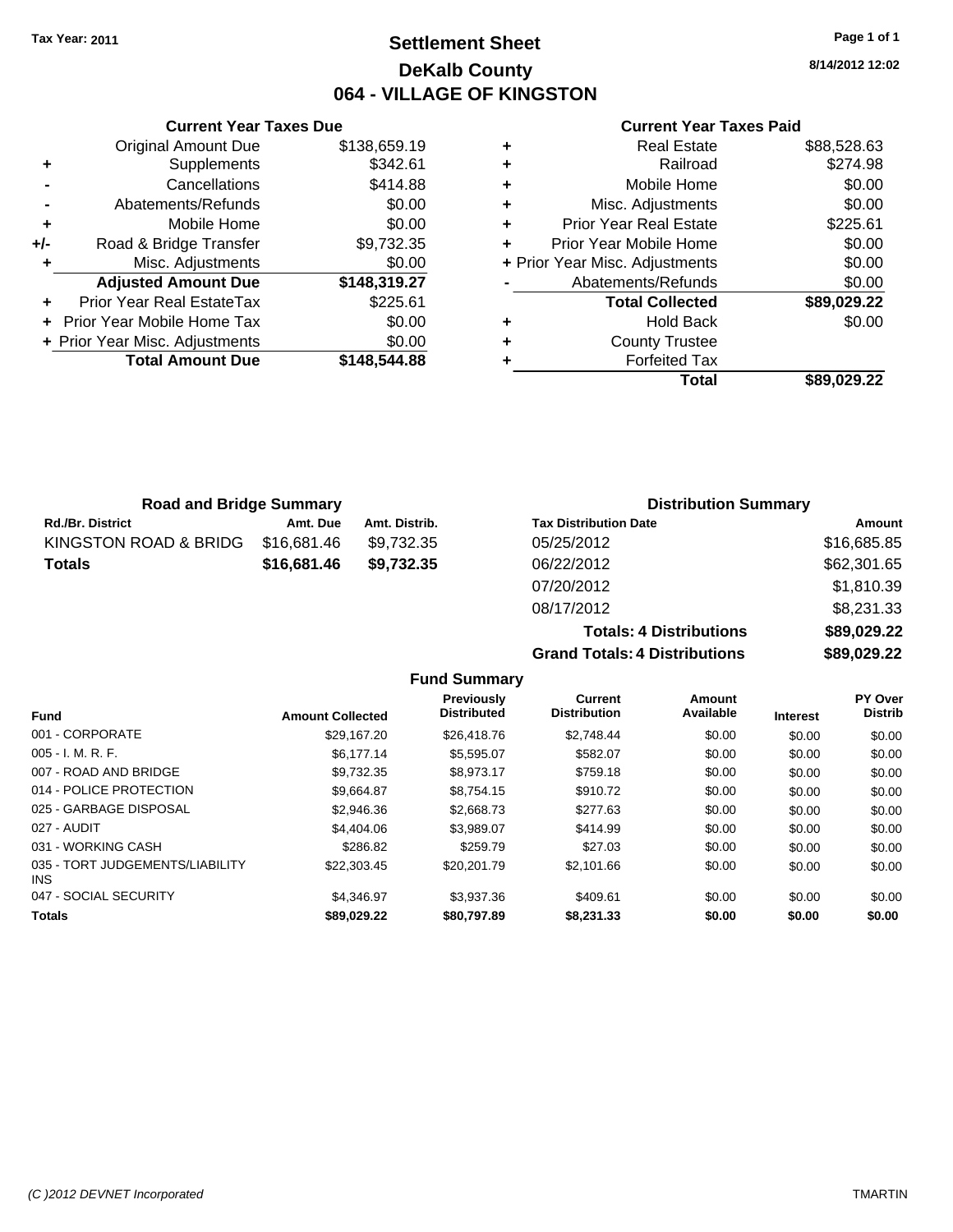**Tax Year: 2011**

# Settlement Sheet
## DeKalb County
## 064 - VILLAGE OF KINGSTON

8/14/2012 12:02

### Current Year Taxes Due

| | | |
|---|---|---|
| | Original Amount Due | $138,659.19 |
| + | Supplements | $342.61 |
| - | Cancellations | $414.88 |
| - | Abatements/Refunds | $0.00 |
| + | Mobile Home | $0.00 |
| +/- | Road & Bridge Transfer | $9,732.35 |
| + | Misc. Adjustments | $0.00 |
| | **Adjusted Amount Due** | **$148,319.27** |
| + | Prior Year Real EstateTax | $225.61 |
| + | Prior Year Mobile Home Tax | $0.00 |
| + | Prior Year Misc. Adjustments | $0.00 |
| | **Total Amount Due** | **$148,544.88** |

### Current Year Taxes Paid

| | | |
|---|---|---|
| + | Real Estate | $88,528.63 |
| + | Railroad | $274.98 |
| + | Mobile Home | $0.00 |
| + | Misc. Adjustments | $0.00 |
| + | Prior Year Real Estate | $225.61 |
| + | Prior Year Mobile Home | $0.00 |
| + | Prior Year Misc. Adjustments | $0.00 |
| - | Abatements/Refunds | $0.00 |
| | **Total Collected** | **$89,029.22** |
| + | Hold Back | $0.00 |
| + | County Trustee | |
| + | Forfeited Tax | |
| | **Total** | **$89,029.22** |

### Road and Bridge Summary

| Rd./Br. District | Amt. Due | Amt. Distrib. |
|---|---|---|
| KINGSTON ROAD & BRIDG | $16,681.46 | $9,732.35 |
| **Totals** | **$16,681.46** | **$9,732.35** |

### Distribution Summary

| Tax Distribution Date | Amount |
|---|---|
| 05/25/2012 | $16,685.85 |
| 06/22/2012 | $62,301.65 |
| 07/20/2012 | $1,810.39 |
| 08/17/2012 | $8,231.33 |
| **Totals: 4 Distributions** | **$89,029.22** |
| **Grand Totals: 4 Distributions** | **$89,029.22** |

### Fund Summary

| Fund | Amount Collected | Previously Distributed | Current Distribution | Amount Available | Interest | PY Over Distrib |
|---|---|---|---|---|---|---|
| 001 - CORPORATE | $29,167.20 | $26,418.76 | $2,748.44 | $0.00 | $0.00 | $0.00 |
| 005 - I. M. R. F. | $6,177.14 | $5,595.07 | $582.07 | $0.00 | $0.00 | $0.00 |
| 007 - ROAD AND BRIDGE | $9,732.35 | $8,973.17 | $759.18 | $0.00 | $0.00 | $0.00 |
| 014 - POLICE PROTECTION | $9,664.87 | $8,754.15 | $910.72 | $0.00 | $0.00 | $0.00 |
| 025 - GARBAGE DISPOSAL | $2,946.36 | $2,668.73 | $277.63 | $0.00 | $0.00 | $0.00 |
| 027 - AUDIT | $4,404.06 | $3,989.07 | $414.99 | $0.00 | $0.00 | $0.00 |
| 031 - WORKING CASH | $286.82 | $259.79 | $27.03 | $0.00 | $0.00 | $0.00 |
| 035 - TORT JUDGEMENTS/LIABILITY INS | $22,303.45 | $20,201.79 | $2,101.66 | $0.00 | $0.00 | $0.00 |
| 047 - SOCIAL SECURITY | $4,346.97 | $3,937.36 | $409.61 | $0.00 | $0.00 | $0.00 |
| **Totals** | **$89,029.22** | **$80,797.89** | **$8,231.33** | **$0.00** | **$0.00** | **$0.00** |

*(C )2012 DEVNET Incorporated* TMARTIN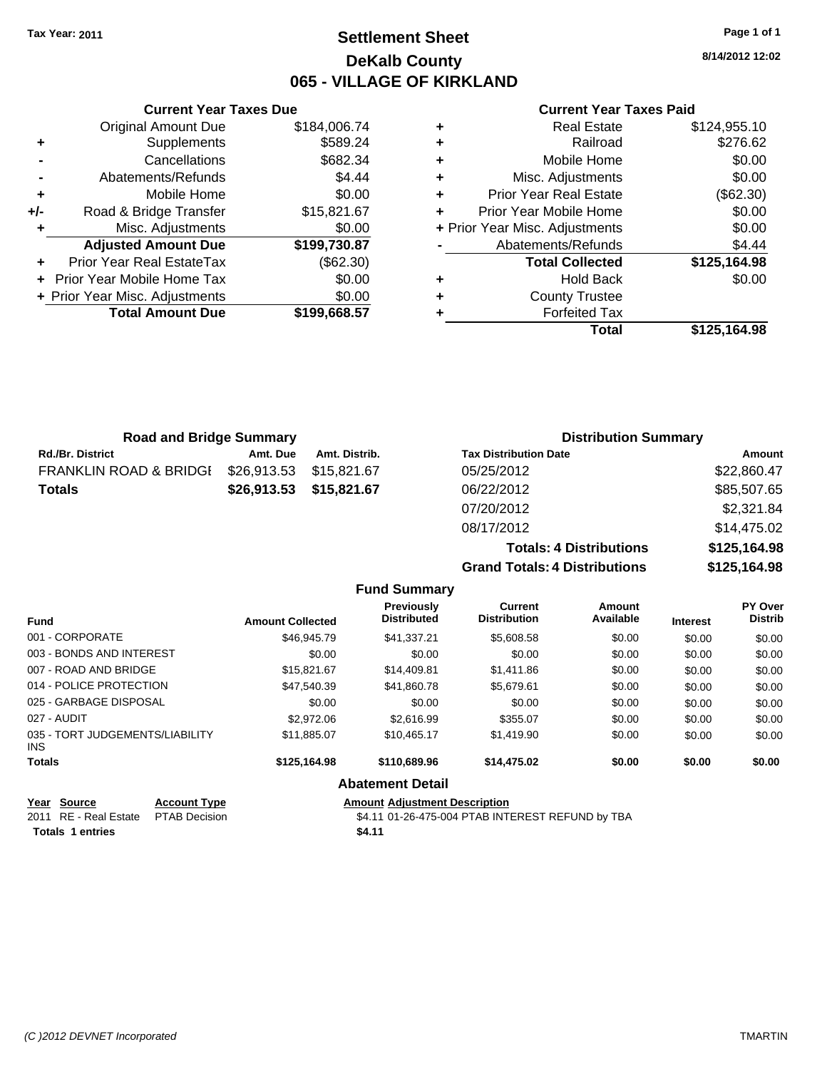Tax Year: 2011

# Settlement Sheet
## DeKalb County
## 065 - VILLAGE OF KIRKLAND

8/14/2012 12:02

### Current Year Taxes Due

| | | |
|---|---|---|
| | Original Amount Due | $184,006.74 |
| + | Supplements | $589.24 |
| - | Cancellations | $682.34 |
| - | Abatements/Refunds | $4.44 |
| + | Mobile Home | $0.00 |
| +/- | Road & Bridge Transfer | $15,821.67 |
| + | Misc. Adjustments | $0.00 |
| | **Adjusted Amount Due** | **$199,730.87** |
| + | Prior Year Real EstateTax | ($62.30) |
| + | Prior Year Mobile Home Tax | $0.00 |
| + | Prior Year Misc. Adjustments | $0.00 |
| | **Total Amount Due** | **$199,668.57** |

### Current Year Taxes Paid

| | | |
|---|---|---|
| + | Real Estate | $124,955.10 |
| + | Railroad | $276.62 |
| + | Mobile Home | $0.00 |
| + | Misc. Adjustments | $0.00 |
| + | Prior Year Real Estate | ($62.30) |
| + | Prior Year Mobile Home | $0.00 |
| + | Prior Year Misc. Adjustments | $0.00 |
| - | Abatements/Refunds | $4.44 |
| | **Total Collected** | **$125,164.98** |
| + | Hold Back | $0.00 |
| + | County Trustee | |
| + | Forfeited Tax | |
| | **Total** | **$125,164.98** |

### Road and Bridge Summary

| Rd./Br. District | Amt. Due | Amt. Distrib. |
|---|---|---|
| FRANKLIN ROAD & BRIDGI | $26,913.53 | $15,821.67 |
| **Totals** | **$26,913.53** | **$15,821.67** |

### Distribution Summary

| Tax Distribution Date | Amount |
|---|---|
| 05/25/2012 | $22,860.47 |
| 06/22/2012 | $85,507.65 |
| 07/20/2012 | $2,321.84 |
| 08/17/2012 | $14,475.02 |
| **Totals: 4 Distributions** | **$125,164.98** |
| **Grand Totals: 4 Distributions** | **$125,164.98** |

### Fund Summary

| Fund | Amount Collected | Previously Distributed | Current Distribution | Amount Available | Interest | PY Over Distrib |
|---|---|---|---|---|---|---|
| 001 - CORPORATE | $46,945.79 | $41,337.21 | $5,608.58 | $0.00 | $0.00 | $0.00 |
| 003 - BONDS AND INTEREST | $0.00 | $0.00 | $0.00 | $0.00 | $0.00 | $0.00 |
| 007 - ROAD AND BRIDGE | $15,821.67 | $14,409.81 | $1,411.86 | $0.00 | $0.00 | $0.00 |
| 014 - POLICE PROTECTION | $47,540.39 | $41,860.78 | $5,679.61 | $0.00 | $0.00 | $0.00 |
| 025 - GARBAGE DISPOSAL | $0.00 | $0.00 | $0.00 | $0.00 | $0.00 | $0.00 |
| 027 - AUDIT | $2,972.06 | $2,616.99 | $355.07 | $0.00 | $0.00 | $0.00 |
| 035 - TORT JUDGEMENTS/LIABILITY INS | $11,885.07 | $10,465.17 | $1,419.90 | $0.00 | $0.00 | $0.00 |
| **Totals** | **$125,164.98** | **$110,689.96** | **$14,475.02** | **$0.00** | **$0.00** | **$0.00** |

### Abatement Detail

| Year | Source | Account Type | Amount | Adjustment Description |
|---|---|---|---|---|
| 2011 | RE - Real Estate | PTAB Decision | $4.11 | 01-26-475-004 PTAB INTEREST REFUND by TBA |
| **Totals 1 entries** | | | **$4.11** | |

(C )2012 DEVNET Incorporated — TMARTIN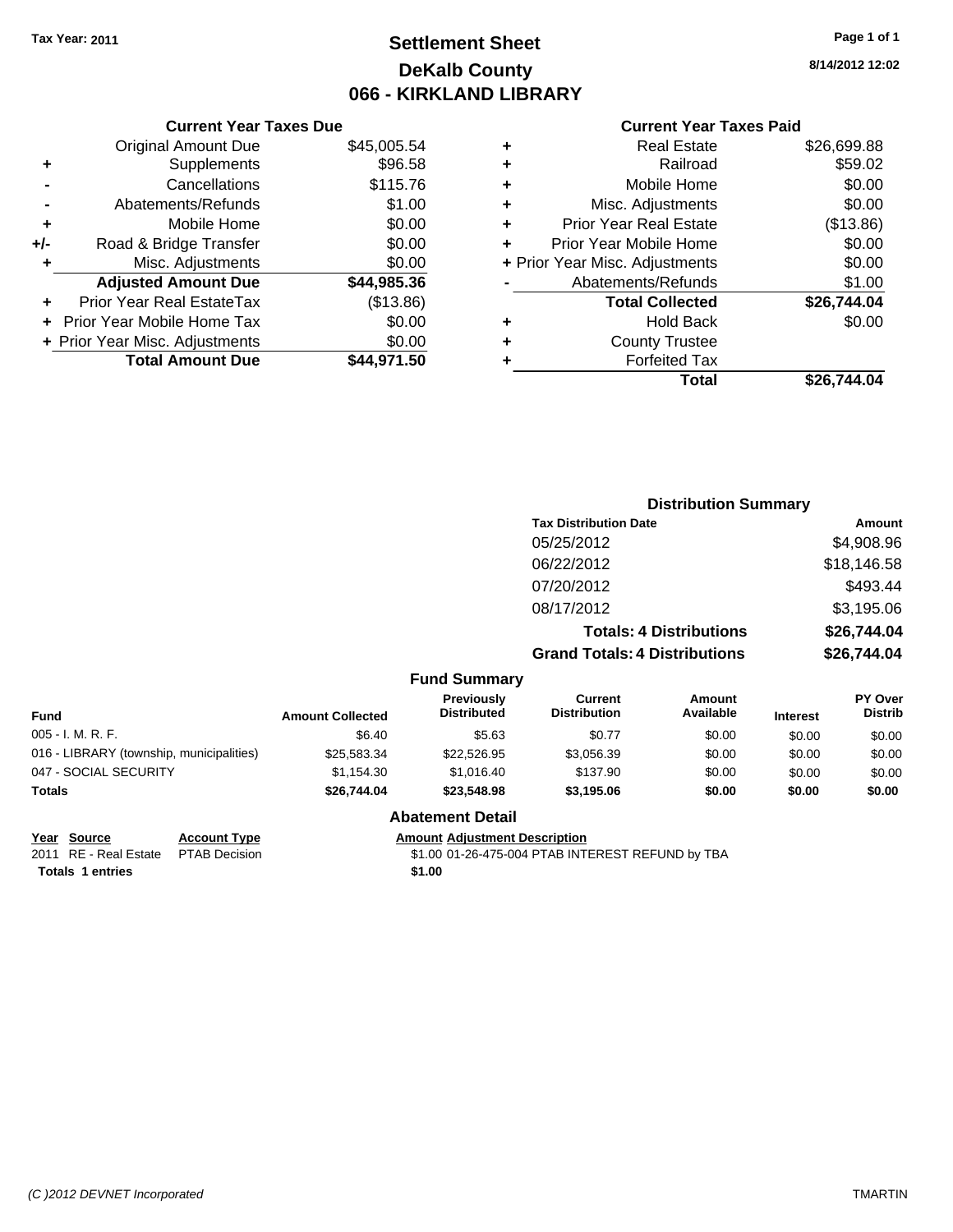**Tax Year: 2011**

# Settlement Sheet
## DeKalb County
## 066 - KIRKLAND LIBRARY

8/14/2012 12:02

### Current Year Taxes Due

| | | |
|---|---|---|
| | Original Amount Due | $45,005.54 |
| + | Supplements | $96.58 |
| - | Cancellations | $115.76 |
| - | Abatements/Refunds | $1.00 |
| + | Mobile Home | $0.00 |
| +/- | Road & Bridge Transfer | $0.00 |
| + | Misc. Adjustments | $0.00 |
| | **Adjusted Amount Due** | **$44,985.36** |
| + | Prior Year Real EstateTax | ($13.86) |
| + | Prior Year Mobile Home Tax | $0.00 |
| + | Prior Year Misc. Adjustments | $0.00 |
| | **Total Amount Due** | **$44,971.50** |

### Current Year Taxes Paid

| | | |
|---|---|---|
| + | Real Estate | $26,699.88 |
| + | Railroad | $59.02 |
| + | Mobile Home | $0.00 |
| + | Misc. Adjustments | $0.00 |
| + | Prior Year Real Estate | ($13.86) |
| + | Prior Year Mobile Home | $0.00 |
| + | Prior Year Misc. Adjustments | $0.00 |
| - | Abatements/Refunds | $1.00 |
| | **Total Collected** | **$26,744.04** |
| + | Hold Back | $0.00 |
| + | County Trustee | |
| + | Forfeited Tax | |
| | **Total** | **$26,744.04** |

### Distribution Summary

| Tax Distribution Date | Amount |
|---|---|
| 05/25/2012 | $4,908.96 |
| 06/22/2012 | $18,146.58 |
| 07/20/2012 | $493.44 |
| 08/17/2012 | $3,195.06 |
| **Totals: 4 Distributions** | **$26,744.04** |
| **Grand Totals: 4 Distributions** | **$26,744.04** |

### Fund Summary

| Fund | Amount Collected | Previously Distributed | Current Distribution | Amount Available | Interest | PY Over Distrib |
|---|---|---|---|---|---|---|
| 005 - I. M. R. F. | $6.40 | $5.63 | $0.77 | $0.00 | $0.00 | $0.00 |
| 016 - LIBRARY (township, municipalities) | $25,583.34 | $22,526.95 | $3,056.39 | $0.00 | $0.00 | $0.00 |
| 047 - SOCIAL SECURITY | $1,154.30 | $1,016.40 | $137.90 | $0.00 | $0.00 | $0.00 |
| **Totals** | **$26,744.04** | **$23,548.98** | **$3,195.06** | **$0.00** | **$0.00** | **$0.00** |

### Abatement Detail

| Year | Source | Account Type | Amount | Adjustment Description |
|---|---|---|---|---|
| 2011 | RE - Real Estate | PTAB Decision | $1.00 | 01-26-475-004 PTAB INTEREST REFUND by TBA |
| **Totals** | **1 entries** | | **$1.00** | |

(C )2012 DEVNET Incorporated TMARTIN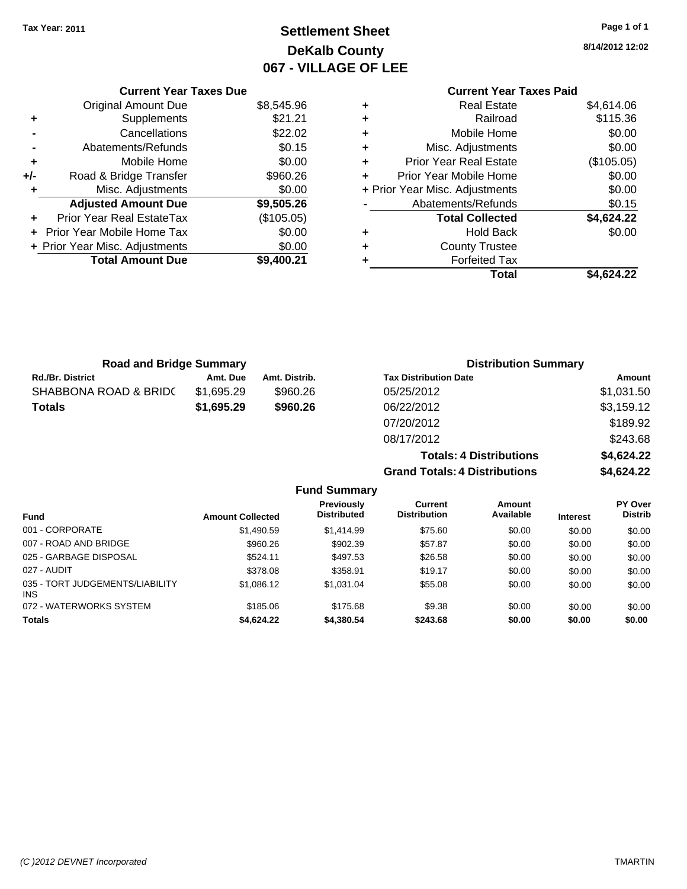Tax Year: 2011

# Settlement Sheet
## DeKalb County
## 067 - VILLAGE OF LEE

8/14/2012 12:02

| | Current Year Taxes Due | |
|---|---|---|
| | Original Amount Due | $8,545.96 |
| + | Supplements | $21.21 |
| - | Cancellations | $22.02 |
| - | Abatements/Refunds | $0.15 |
| + | Mobile Home | $0.00 |
| +/- | Road & Bridge Transfer | $960.26 |
| + | Misc. Adjustments | $0.00 |
| | **Adjusted Amount Due** | **$9,505.26** |
| + | Prior Year Real EstateTax | ($105.05) |
| + | Prior Year Mobile Home Tax | $0.00 |
| + | Prior Year Misc. Adjustments | $0.00 |
| | **Total Amount Due** | **$9,400.21** |

| | Current Year Taxes Paid | |
|---|---|---|
| + | Real Estate | $4,614.06 |
| + | Railroad | $115.36 |
| + | Mobile Home | $0.00 |
| + | Misc. Adjustments | $0.00 |
| + | Prior Year Real Estate | ($105.05) |
| + | Prior Year Mobile Home | $0.00 |
| + | Prior Year Misc. Adjustments | $0.00 |
| - | Abatements/Refunds | $0.15 |
| | **Total Collected** | **$4,624.22** |
| + | Hold Back | $0.00 |
| + | County Trustee | |
| + | Forfeited Tax | |
| | **Total** | **$4,624.22** |

**Road and Bridge Summary**

| Rd./Br. District | Amt. Due | Amt. Distrib. |
|---|---|---|
| SHABBONA ROAD & BRIDC | $1,695.29 | $960.26 |
| **Totals** | **$1,695.29** | **$960.26** |

**Distribution Summary**

| Tax Distribution Date | Amount |
|---|---|
| 05/25/2012 | $1,031.50 |
| 06/22/2012 | $3,159.12 |
| 07/20/2012 | $189.92 |
| 08/17/2012 | $243.68 |
| **Totals: 4 Distributions** | **$4,624.22** |
| **Grand Totals: 4 Distributions** | **$4,624.22** |

**Fund Summary**

| Fund | Amount Collected | Previously Distributed | Current Distribution | Amount Available | Interest | PY Over Distrib |
|---|---|---|---|---|---|---|
| 001 - CORPORATE | $1,490.59 | $1,414.99 | $75.60 | $0.00 | $0.00 | $0.00 |
| 007 - ROAD AND BRIDGE | $960.26 | $902.39 | $57.87 | $0.00 | $0.00 | $0.00 |
| 025 - GARBAGE DISPOSAL | $524.11 | $497.53 | $26.58 | $0.00 | $0.00 | $0.00 |
| 027 - AUDIT | $378.08 | $358.91 | $19.17 | $0.00 | $0.00 | $0.00 |
| 035 - TORT JUDGEMENTS/LIABILITY INS | $1,086.12 | $1,031.04 | $55.08 | $0.00 | $0.00 | $0.00 |
| 072 - WATERWORKS SYSTEM | $185.06 | $175.68 | $9.38 | $0.00 | $0.00 | $0.00 |
| **Totals** | **$4,624.22** | **$4,380.54** | **$243.68** | **$0.00** | **$0.00** | **$0.00** |

(C )2012 DEVNET Incorporated — TMARTIN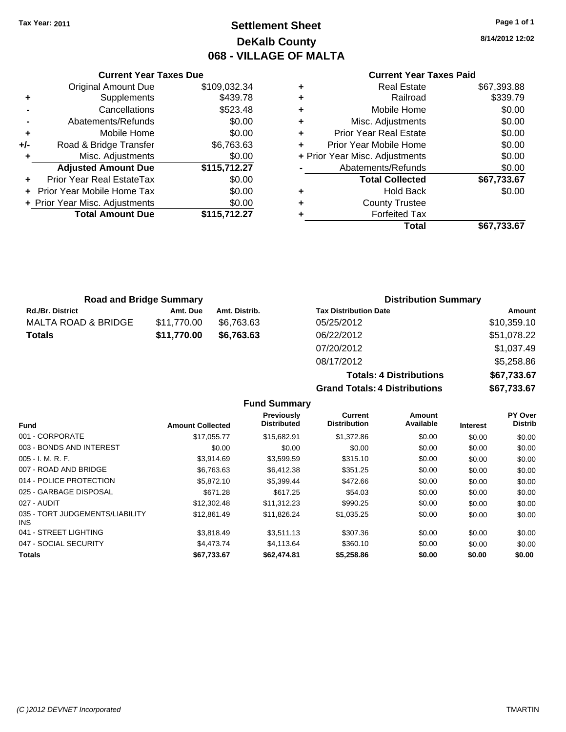Tax Year: 2011

# Settlement Sheet
## DeKalb County
## 068 - VILLAGE OF MALTA

8/14/2012 12:02

### Current Year Taxes Due

| | | |
|---|---|---|
| | Original Amount Due | $109,032.34 |
| + | Supplements | $439.78 |
| - | Cancellations | $523.48 |
| - | Abatements/Refunds | $0.00 |
| + | Mobile Home | $0.00 |
| +/- | Road & Bridge Transfer | $6,763.63 |
| + | Misc. Adjustments | $0.00 |
| | **Adjusted Amount Due** | **$115,712.27** |
| + | Prior Year Real EstateTax | $0.00 |
| + | Prior Year Mobile Home Tax | $0.00 |
| + | Prior Year Misc. Adjustments | $0.00 |
| | **Total Amount Due** | **$115,712.27** |

### Current Year Taxes Paid

| | | |
|---|---|---|
| + | Real Estate | $67,393.88 |
| + | Railroad | $339.79 |
| + | Mobile Home | $0.00 |
| + | Misc. Adjustments | $0.00 |
| + | Prior Year Real Estate | $0.00 |
| + | Prior Year Mobile Home | $0.00 |
| + | Prior Year Misc. Adjustments | $0.00 |
| - | Abatements/Refunds | $0.00 |
| | **Total Collected** | **$67,733.67** |
| + | Hold Back | $0.00 |
| + | County Trustee | |
| + | Forfeited Tax | |
| | **Total** | **$67,733.67** |

### Road and Bridge Summary

| Rd./Br. District | Amt. Due | Amt. Distrib. |
|---|---|---|
| MALTA ROAD & BRIDGE | $11,770.00 | $6,763.63 |
| **Totals** | **$11,770.00** | **$6,763.63** |

### Distribution Summary

| Tax Distribution Date | Amount |
|---|---|
| 05/25/2012 | $10,359.10 |
| 06/22/2012 | $51,078.22 |
| 07/20/2012 | $1,037.49 |
| 08/17/2012 | $5,258.86 |
| **Totals: 4 Distributions** | **$67,733.67** |
| **Grand Totals: 4 Distributions** | **$67,733.67** |

### Fund Summary

| Fund | Amount Collected | Previously Distributed | Current Distribution | Amount Available | Interest | PY Over Distrib |
|---|---|---|---|---|---|---|
| 001 - CORPORATE | $17,055.77 | $15,682.91 | $1,372.86 | $0.00 | $0.00 | $0.00 |
| 003 - BONDS AND INTEREST | $0.00 | $0.00 | $0.00 | $0.00 | $0.00 | $0.00 |
| 005 - I. M. R. F. | $3,914.69 | $3,599.59 | $315.10 | $0.00 | $0.00 | $0.00 |
| 007 - ROAD AND BRIDGE | $6,763.63 | $6,412.38 | $351.25 | $0.00 | $0.00 | $0.00 |
| 014 - POLICE PROTECTION | $5,872.10 | $5,399.44 | $472.66 | $0.00 | $0.00 | $0.00 |
| 025 - GARBAGE DISPOSAL | $671.28 | $617.25 | $54.03 | $0.00 | $0.00 | $0.00 |
| 027 - AUDIT | $12,302.48 | $11,312.23 | $990.25 | $0.00 | $0.00 | $0.00 |
| 035 - TORT JUDGEMENTS/LIABILITY INS | $12,861.49 | $11,826.24 | $1,035.25 | $0.00 | $0.00 | $0.00 |
| 041 - STREET LIGHTING | $3,818.49 | $3,511.13 | $307.36 | $0.00 | $0.00 | $0.00 |
| 047 - SOCIAL SECURITY | $4,473.74 | $4,113.64 | $360.10 | $0.00 | $0.00 | $0.00 |
| **Totals** | **$67,733.67** | **$62,474.81** | **$5,258.86** | **$0.00** | **$0.00** | **$0.00** |

(C )2012 DEVNET Incorporated TMARTIN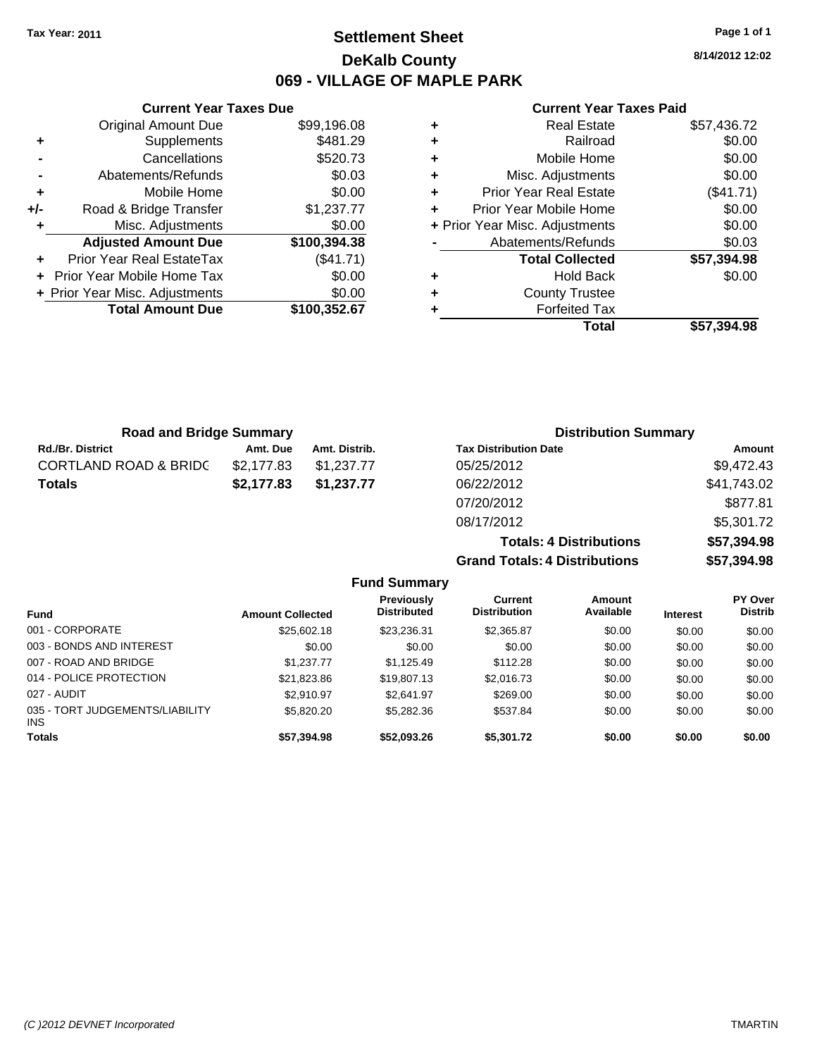Tax Year: 2011

# Settlement Sheet
## DeKalb County
## 069 - VILLAGE OF MAPLE PARK

8/14/2012 12:02

### Current Year Taxes Due

| | | |
|---|---|---|
| | Original Amount Due | $99,196.08 |
| + | Supplements | $481.29 |
| - | Cancellations | $520.73 |
| - | Abatements/Refunds | $0.03 |
| + | Mobile Home | $0.00 |
| +/- | Road & Bridge Transfer | $1,237.77 |
| + | Misc. Adjustments | $0.00 |
| | **Adjusted Amount Due** | **$100,394.38** |
| + | Prior Year Real EstateTax | ($41.71) |
| + | Prior Year Mobile Home Tax | $0.00 |
| + | Prior Year Misc. Adjustments | $0.00 |
| | **Total Amount Due** | **$100,352.67** |

### Current Year Taxes Paid

| | | |
|---|---|---|
| + | Real Estate | $57,436.72 |
| + | Railroad | $0.00 |
| + | Mobile Home | $0.00 |
| + | Misc. Adjustments | $0.00 |
| + | Prior Year Real Estate | ($41.71) |
| + | Prior Year Mobile Home | $0.00 |
| + | Prior Year Misc. Adjustments | $0.00 |
| - | Abatements/Refunds | $0.03 |
| | **Total Collected** | **$57,394.98** |
| + | Hold Back | $0.00 |
| + | County Trustee | |
| + | Forfeited Tax | |
| | **Total** | **$57,394.98** |

### Road and Bridge Summary

| Rd./Br. District | Amt. Due | Amt. Distrib. |
|---|---|---|
| CORTLAND ROAD & BRIDG | $2,177.83 | $1,237.77 |
| **Totals** | **$2,177.83** | **$1,237.77** |

### Distribution Summary

| Tax Distribution Date | Amount |
|---|---|
| 05/25/2012 | $9,472.43 |
| 06/22/2012 | $41,743.02 |
| 07/20/2012 | $877.81 |
| 08/17/2012 | $5,301.72 |
| **Totals: 4 Distributions** | **$57,394.98** |
| **Grand Totals: 4 Distributions** | **$57,394.98** |

### Fund Summary

| Fund | Amount Collected | Previously Distributed | Current Distribution | Amount Available | Interest | PY Over Distrib |
|---|---|---|---|---|---|---|
| 001 - CORPORATE | $25,602.18 | $23,236.31 | $2,365.87 | $0.00 | $0.00 | $0.00 |
| 003 - BONDS AND INTEREST | $0.00 | $0.00 | $0.00 | $0.00 | $0.00 | $0.00 |
| 007 - ROAD AND BRIDGE | $1,237.77 | $1,125.49 | $112.28 | $0.00 | $0.00 | $0.00 |
| 014 - POLICE PROTECTION | $21,823.86 | $19,807.13 | $2,016.73 | $0.00 | $0.00 | $0.00 |
| 027 - AUDIT | $2,910.97 | $2,641.97 | $269.00 | $0.00 | $0.00 | $0.00 |
| 035 - TORT JUDGEMENTS/LIABILITY INS | $5,820.20 | $5,282.36 | $537.84 | $0.00 | $0.00 | $0.00 |
| **Totals** | **$57,394.98** | **$52,093.26** | **$5,301.72** | **$0.00** | **$0.00** | **$0.00** |

(C )2012 DEVNET Incorporated TMARTIN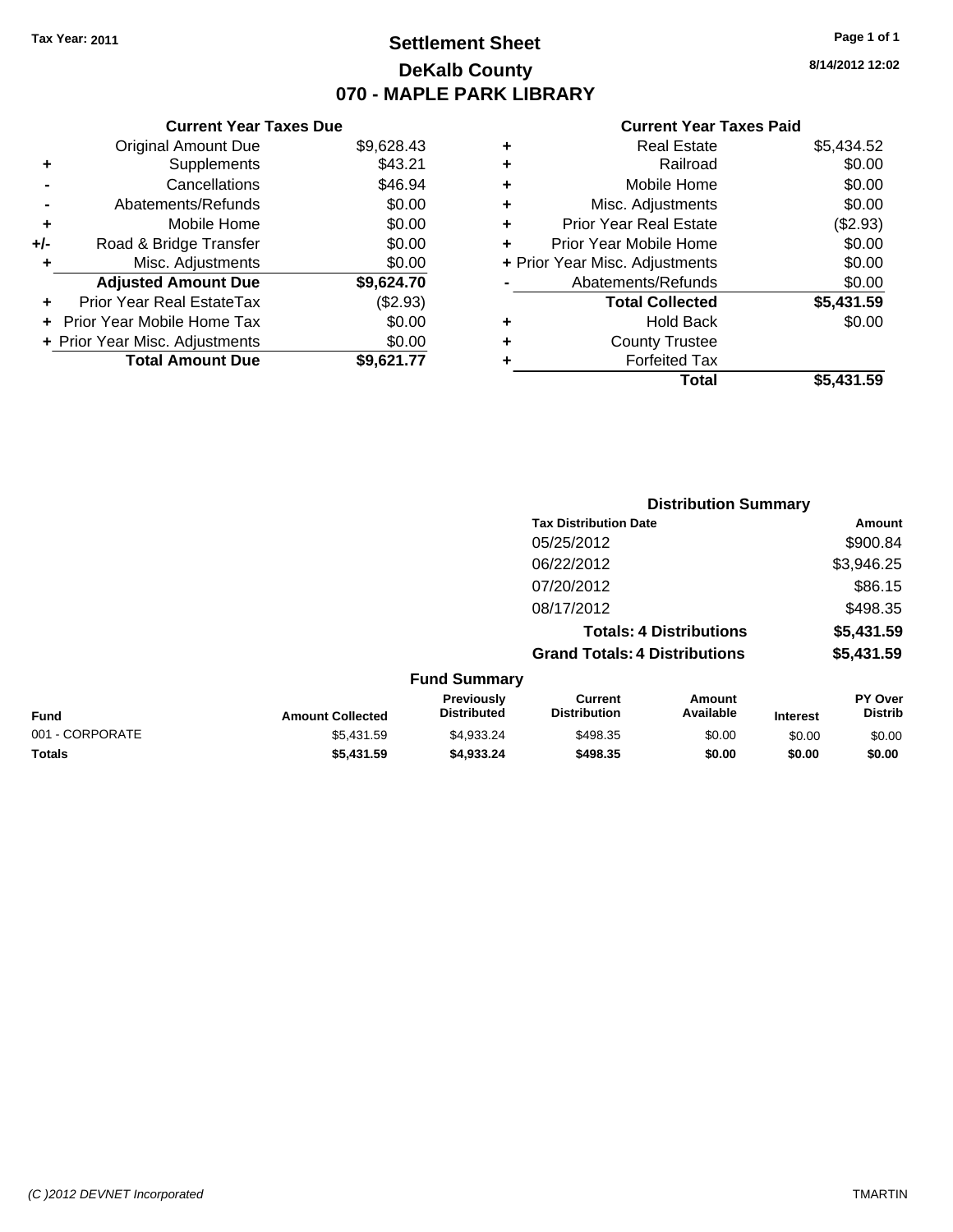Tax Year: 2011

# Settlement Sheet
## DeKalb County
## 070 - MAPLE PARK LIBRARY

8/14/2012 12:02

### Current Year Taxes Due

| | | |
|---|---|---|
| | Original Amount Due | $9,628.43 |
| + | Supplements | $43.21 |
| - | Cancellations | $46.94 |
| - | Abatements/Refunds | $0.00 |
| + | Mobile Home | $0.00 |
| +/- | Road & Bridge Transfer | $0.00 |
| + | Misc. Adjustments | $0.00 |
| | **Adjusted Amount Due** | **$9,624.70** |
| + | Prior Year Real EstateTax | ($2.93) |
| + | Prior Year Mobile Home Tax | $0.00 |
| + | Prior Year Misc. Adjustments | $0.00 |
| | **Total Amount Due** | **$9,621.77** |

### Current Year Taxes Paid

| | | |
|---|---|---|
| + | Real Estate | $5,434.52 |
| + | Railroad | $0.00 |
| + | Mobile Home | $0.00 |
| + | Misc. Adjustments | $0.00 |
| + | Prior Year Real Estate | ($2.93) |
| + | Prior Year Mobile Home | $0.00 |
| + | Prior Year Misc. Adjustments | $0.00 |
| - | Abatements/Refunds | $0.00 |
| | **Total Collected** | **$5,431.59** |
| + | Hold Back | $0.00 |
| + | County Trustee | |
| + | Forfeited Tax | |
| | **Total** | **$5,431.59** |

### Distribution Summary

| Tax Distribution Date | Amount |
|---|---|
| 05/25/2012 | $900.84 |
| 06/22/2012 | $3,946.25 |
| 07/20/2012 | $86.15 |
| 08/17/2012 | $498.35 |
| **Totals: 4 Distributions** | **$5,431.59** |
| **Grand Totals: 4 Distributions** | **$5,431.59** |

### Fund Summary

| Fund | Amount Collected | Previously Distributed | Current Distribution | Amount Available | Interest | PY Over Distrib |
|---|---|---|---|---|---|---|
| 001 - CORPORATE | $5,431.59 | $4,933.24 | $498.35 | $0.00 | $0.00 | $0.00 |
| **Totals** | **$5,431.59** | **$4,933.24** | **$498.35** | **$0.00** | **$0.00** | **$0.00** |

(C )2012 DEVNET Incorporated TMARTIN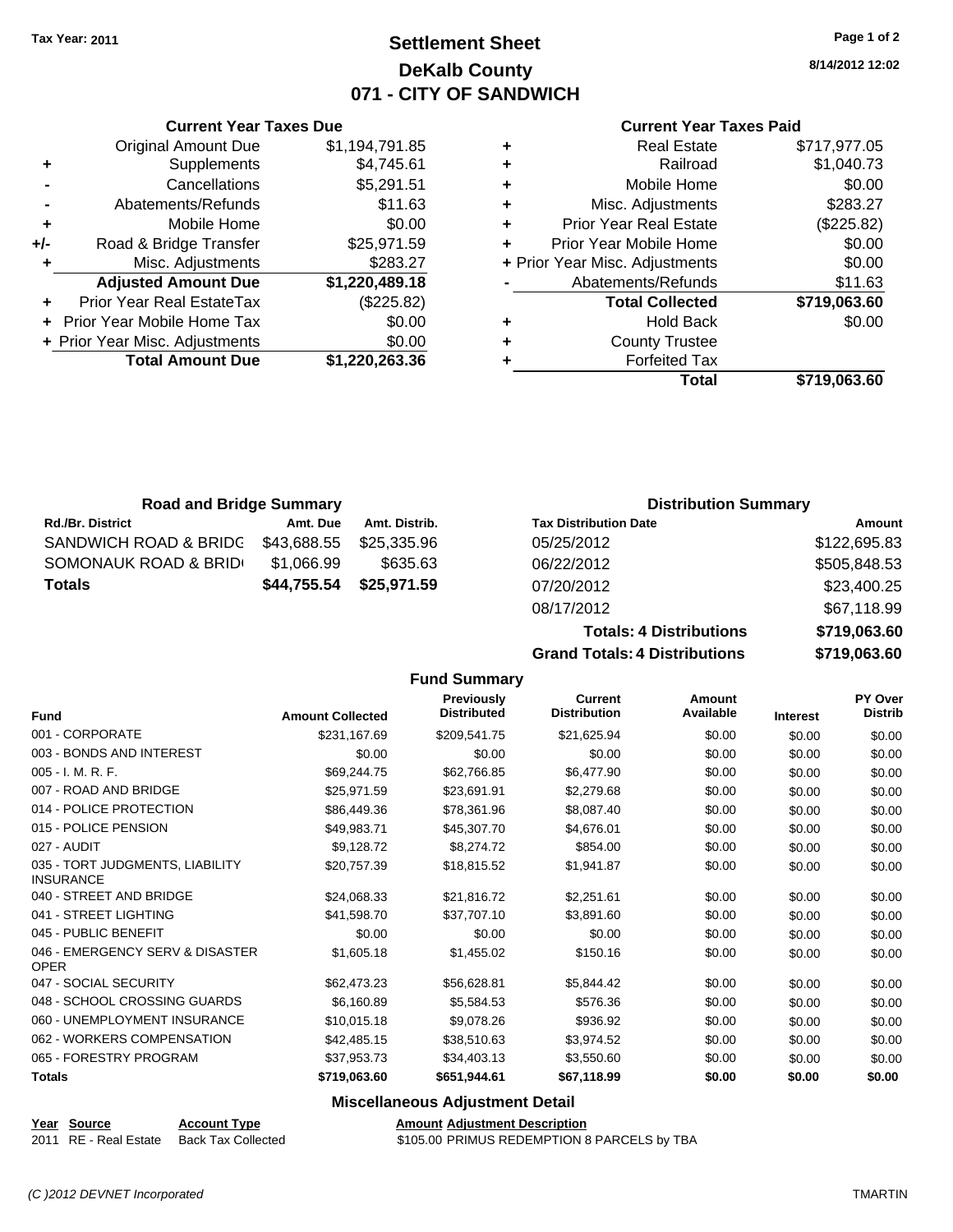Tax Year: 2011

# Settlement Sheet
## DeKalb County
## 071 - CITY OF SANDWICH

8/14/2012 12:02

### Current Year Taxes Due

| | | |
|---|---|---|
| | Original Amount Due | $1,194,791.85 |
| + | Supplements | $4,745.61 |
| - | Cancellations | $5,291.51 |
| - | Abatements/Refunds | $11.63 |
| + | Mobile Home | $0.00 |
| +/- | Road & Bridge Transfer | $25,971.59 |
| + | Misc. Adjustments | $283.27 |
| | **Adjusted Amount Due** | **$1,220,489.18** |
| + | Prior Year Real EstateTax | ($225.82) |
| + | Prior Year Mobile Home Tax | $0.00 |
| + | Prior Year Misc. Adjustments | $0.00 |
| | **Total Amount Due** | **$1,220,263.36** |

### Current Year Taxes Paid

| | | |
|---|---|---|
| + | Real Estate | $717,977.05 |
| + | Railroad | $1,040.73 |
| + | Mobile Home | $0.00 |
| + | Misc. Adjustments | $283.27 |
| + | Prior Year Real Estate | ($225.82) |
| + | Prior Year Mobile Home | $0.00 |
| + | Prior Year Misc. Adjustments | $0.00 |
| - | Abatements/Refunds | $11.63 |
| | **Total Collected** | **$719,063.60** |
| + | Hold Back | $0.00 |
| + | County Trustee | |
| + | Forfeited Tax | |
| | **Total** | **$719,063.60** |

### Road and Bridge Summary

| Rd./Br. District | Amt. Due | Amt. Distrib. |
|---|---|---|
| SANDWICH ROAD & BRIDG | $43,688.55 | $25,335.96 |
| SOMONAUK ROAD & BRID | $1,066.99 | $635.63 |
| **Totals** | **$44,755.54** | **$25,971.59** |

### Distribution Summary

| Tax Distribution Date | Amount |
|---|---|
| 05/25/2012 | $122,695.83 |
| 06/22/2012 | $505,848.53 |
| 07/20/2012 | $23,400.25 |
| 08/17/2012 | $67,118.99 |
| **Totals: 4 Distributions** | **$719,063.60** |
| **Grand Totals: 4 Distributions** | **$719,063.60** |

### Fund Summary

| Fund | Amount Collected | Previously Distributed | Current Distribution | Amount Available | Interest | PY Over Distrib |
|---|---|---|---|---|---|---|
| 001 - CORPORATE | $231,167.69 | $209,541.75 | $21,625.94 | $0.00 | $0.00 | $0.00 |
| 003 - BONDS AND INTEREST | $0.00 | $0.00 | $0.00 | $0.00 | $0.00 | $0.00 |
| 005 - I. M. R. F. | $69,244.75 | $62,766.85 | $6,477.90 | $0.00 | $0.00 | $0.00 |
| 007 - ROAD AND BRIDGE | $25,971.59 | $23,691.91 | $2,279.68 | $0.00 | $0.00 | $0.00 |
| 014 - POLICE PROTECTION | $86,449.36 | $78,361.96 | $8,087.40 | $0.00 | $0.00 | $0.00 |
| 015 - POLICE PENSION | $49,983.71 | $45,307.70 | $4,676.01 | $0.00 | $0.00 | $0.00 |
| 027 - AUDIT | $9,128.72 | $8,274.72 | $854.00 | $0.00 | $0.00 | $0.00 |
| 035 - TORT JUDGMENTS, LIABILITY INSURANCE | $20,757.39 | $18,815.52 | $1,941.87 | $0.00 | $0.00 | $0.00 |
| 040 - STREET AND BRIDGE | $24,068.33 | $21,816.72 | $2,251.61 | $0.00 | $0.00 | $0.00 |
| 041 - STREET LIGHTING | $41,598.70 | $37,707.10 | $3,891.60 | $0.00 | $0.00 | $0.00 |
| 045 - PUBLIC BENEFIT | $0.00 | $0.00 | $0.00 | $0.00 | $0.00 | $0.00 |
| 046 - EMERGENCY SERV & DISASTER OPER | $1,605.18 | $1,455.02 | $150.16 | $0.00 | $0.00 | $0.00 |
| 047 - SOCIAL SECURITY | $62,473.23 | $56,628.81 | $5,844.42 | $0.00 | $0.00 | $0.00 |
| 048 - SCHOOL CROSSING GUARDS | $6,160.89 | $5,584.53 | $576.36 | $0.00 | $0.00 | $0.00 |
| 060 - UNEMPLOYMENT INSURANCE | $10,015.18 | $9,078.26 | $936.92 | $0.00 | $0.00 | $0.00 |
| 062 - WORKERS COMPENSATION | $42,485.15 | $38,510.63 | $3,974.52 | $0.00 | $0.00 | $0.00 |
| 065 - FORESTRY PROGRAM | $37,953.73 | $34,403.13 | $3,550.60 | $0.00 | $0.00 | $0.00 |
| **Totals** | **$719,063.60** | **$651,944.61** | **$67,118.99** | **$0.00** | **$0.00** | **$0.00** |

### Miscellaneous Adjustment Detail

| Year | Source | Account Type | Amount | Adjustment Description |
|---|---|---|---|---|
| 2011 | RE - Real Estate | Back Tax Collected | $105.00 | PRIMUS REDEMPTION 8 PARCELS by TBA |

(C )2012 DEVNET Incorporated    TMARTIN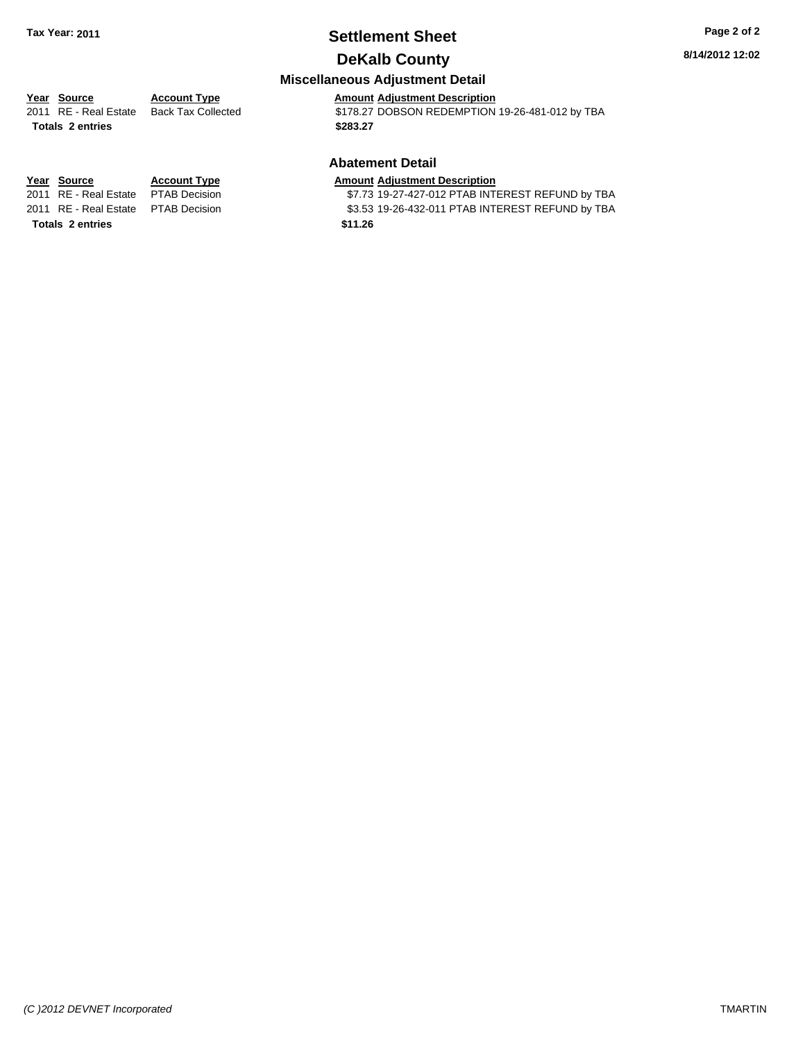## Miscellaneous Adjustment Detail

| Year | Source | Account Type | Amount | Adjustment Description |
|---|---|---|---|---|
| 2011 | RE - Real Estate | Back Tax Collected | $178.27 | DOBSON REDEMPTION 19-26-481-012 by TBA |
| **Totals** | **2 entries** | | **$283.27** | |

## Abatement Detail

| Year | Source | Account Type | Amount | Adjustment Description |
|---|---|---|---|---|
| 2011 | RE - Real Estate | PTAB Decision | $7.73 | 19-27-427-012 PTAB INTEREST REFUND by TBA |
| 2011 | RE - Real Estate | PTAB Decision | $3.53 | 19-26-432-011 PTAB INTEREST REFUND by TBA |
| **Totals** | **2 entries** | | **$11.26** | |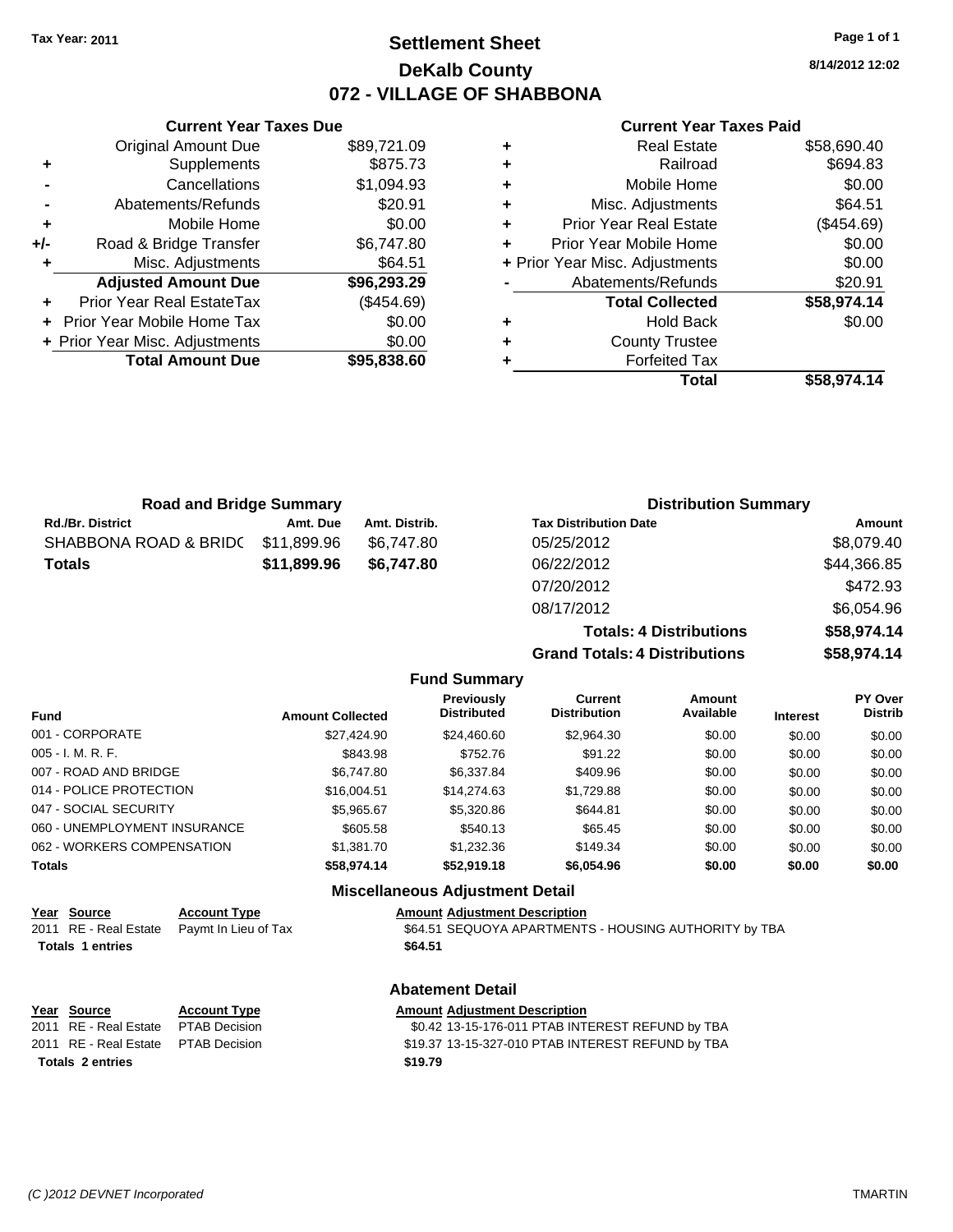Tax Year: 2011

# Settlement Sheet
## DeKalb County
## 072 - VILLAGE OF SHABBONA

8/14/2012 12:02

### Current Year Taxes Due

| | | |
|---|---|---|
| | Original Amount Due | $89,721.09 |
| + | Supplements | $875.73 |
| - | Cancellations | $1,094.93 |
| - | Abatements/Refunds | $20.91 |
| + | Mobile Home | $0.00 |
| +/- | Road & Bridge Transfer | $6,747.80 |
| + | Misc. Adjustments | $64.51 |
| | **Adjusted Amount Due** | **$96,293.29** |
| + | Prior Year Real EstateTax | ($454.69) |
| + | Prior Year Mobile Home Tax | $0.00 |
| + | Prior Year Misc. Adjustments | $0.00 |
| | **Total Amount Due** | **$95,838.60** |

### Current Year Taxes Paid

| | | |
|---|---|---|
| + | Real Estate | $58,690.40 |
| + | Railroad | $694.83 |
| + | Mobile Home | $0.00 |
| + | Misc. Adjustments | $64.51 |
| + | Prior Year Real Estate | ($454.69) |
| + | Prior Year Mobile Home | $0.00 |
| + | Prior Year Misc. Adjustments | $0.00 |
| - | Abatements/Refunds | $20.91 |
| | **Total Collected** | **$58,974.14** |
| + | Hold Back | $0.00 |
| + | County Trustee | |
| + | Forfeited Tax | |
| | **Total** | **$58,974.14** |

### Road and Bridge Summary

| Rd./Br. District | Amt. Due | Amt. Distrib. |
|---|---|---|
| SHABBONA ROAD & BRIDC | $11,899.96 | $6,747.80 |
| **Totals** | **$11,899.96** | **$6,747.80** |

### Distribution Summary

| Tax Distribution Date | Amount |
|---|---|
| 05/25/2012 | $8,079.40 |
| 06/22/2012 | $44,366.85 |
| 07/20/2012 | $472.93 |
| 08/17/2012 | $6,054.96 |
| **Totals: 4 Distributions** | **$58,974.14** |
| **Grand Totals: 4 Distributions** | **$58,974.14** |

### Fund Summary

| Fund | Amount Collected | Previously Distributed | Current Distribution | Amount Available | Interest | PY Over Distrib |
|---|---|---|---|---|---|---|
| 001 - CORPORATE | $27,424.90 | $24,460.60 | $2,964.30 | $0.00 | $0.00 | $0.00 |
| 005 - I. M. R. F. | $843.98 | $752.76 | $91.22 | $0.00 | $0.00 | $0.00 |
| 007 - ROAD AND BRIDGE | $6,747.80 | $6,337.84 | $409.96 | $0.00 | $0.00 | $0.00 |
| 014 - POLICE PROTECTION | $16,004.51 | $14,274.63 | $1,729.88 | $0.00 | $0.00 | $0.00 |
| 047 - SOCIAL SECURITY | $5,965.67 | $5,320.86 | $644.81 | $0.00 | $0.00 | $0.00 |
| 060 - UNEMPLOYMENT INSURANCE | $605.58 | $540.13 | $65.45 | $0.00 | $0.00 | $0.00 |
| 062 - WORKERS COMPENSATION | $1,381.70 | $1,232.36 | $149.34 | $0.00 | $0.00 | $0.00 |
| **Totals** | **$58,974.14** | **$52,919.18** | **$6,054.96** | **$0.00** | **$0.00** | **$0.00** |

### Miscellaneous Adjustment Detail

| Year | Source | Account Type | Amount | Adjustment Description |
|---|---|---|---|---|
| 2011 | RE - Real Estate | Paymt In Lieu of Tax | $64.51 | SEQUOYA APARTMENTS - HOUSING AUTHORITY by TBA |
| **Totals 1 entries** | | | **$64.51** | |

### Abatement Detail

| Year | Source | Account Type | Amount | Adjustment Description |
|---|---|---|---|---|
| 2011 | RE - Real Estate | PTAB Decision | $0.42 | 13-15-176-011 PTAB INTEREST REFUND by TBA |
| 2011 | RE - Real Estate | PTAB Decision | $19.37 | 13-15-327-010 PTAB INTEREST REFUND by TBA |
| **Totals 2 entries** | | | **$19.79** | |

(C )2012 DEVNET Incorporated TMARTIN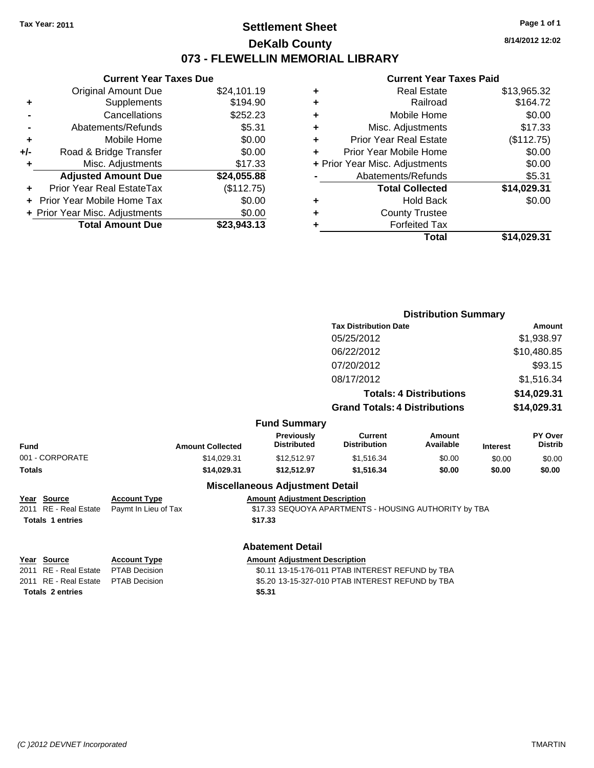Tax Year: 2011

# Settlement Sheet

## DeKalb County

## 073 - FLEWELLIN MEMORIAL LIBRARY

8/14/2012 12:02

### Current Year Taxes Due

| | | |
|---|---|---|
| | Original Amount Due | $24,101.19 |
| + | Supplements | $194.90 |
| - | Cancellations | $252.23 |
| - | Abatements/Refunds | $5.31 |
| + | Mobile Home | $0.00 |
| +/- | Road & Bridge Transfer | $0.00 |
| + | Misc. Adjustments | $17.33 |
| | **Adjusted Amount Due** | **$24,055.88** |
| + | Prior Year Real EstateTax | ($112.75) |
| + | Prior Year Mobile Home Tax | $0.00 |
| + | Prior Year Misc. Adjustments | $0.00 |
| | **Total Amount Due** | **$23,943.13** |

### Current Year Taxes Paid

| | | |
|---|---|---|
| + | Real Estate | $13,965.32 |
| + | Railroad | $164.72 |
| + | Mobile Home | $0.00 |
| + | Misc. Adjustments | $17.33 |
| + | Prior Year Real Estate | ($112.75) |
| + | Prior Year Mobile Home | $0.00 |
| + | Prior Year Misc. Adjustments | $0.00 |
| - | Abatements/Refunds | $5.31 |
| | **Total Collected** | **$14,029.31** |
| + | Hold Back | $0.00 |
| + | County Trustee | |
| + | Forfeited Tax | |
| | **Total** | **$14,029.31** |

### Distribution Summary

| Tax Distribution Date | Amount |
|---|---|
| 05/25/2012 | $1,938.97 |
| 06/22/2012 | $10,480.85 |
| 07/20/2012 | $93.15 |
| 08/17/2012 | $1,516.34 |
| **Totals: 4 Distributions** | **$14,029.31** |
| **Grand Totals: 4 Distributions** | **$14,029.31** |

### Fund Summary

| Fund | Amount Collected | Previously Distributed | Current Distribution | Amount Available | Interest | PY Over Distrib |
|---|---|---|---|---|---|---|
| 001 - CORPORATE | $14,029.31 | $12,512.97 | $1,516.34 | $0.00 | $0.00 | $0.00 |
| **Totals** | **$14,029.31** | **$12,512.97** | **$1,516.34** | **$0.00** | **$0.00** | **$0.00** |

### Miscellaneous Adjustment Detail

| Year | Source | Account Type | Amount | Adjustment Description |
|---|---|---|---|---|
| 2011 | RE - Real Estate | Paymt In Lieu of Tax | $17.33 | SEQUOYA APARTMENTS - HOUSING AUTHORITY by TBA |
| **Totals 1 entries** | | | **$17.33** | |

### Abatement Detail

| Year | Source | Account Type | Amount | Adjustment Description |
|---|---|---|---|---|
| 2011 | RE - Real Estate | PTAB Decision | $0.11 | 13-15-176-011 PTAB INTEREST REFUND by TBA |
| 2011 | RE - Real Estate | PTAB Decision | $5.20 | 13-15-327-010 PTAB INTEREST REFUND by TBA |
| **Totals 2 entries** | | | **$5.31** | |

(C )2012 DEVNET Incorporated TMARTIN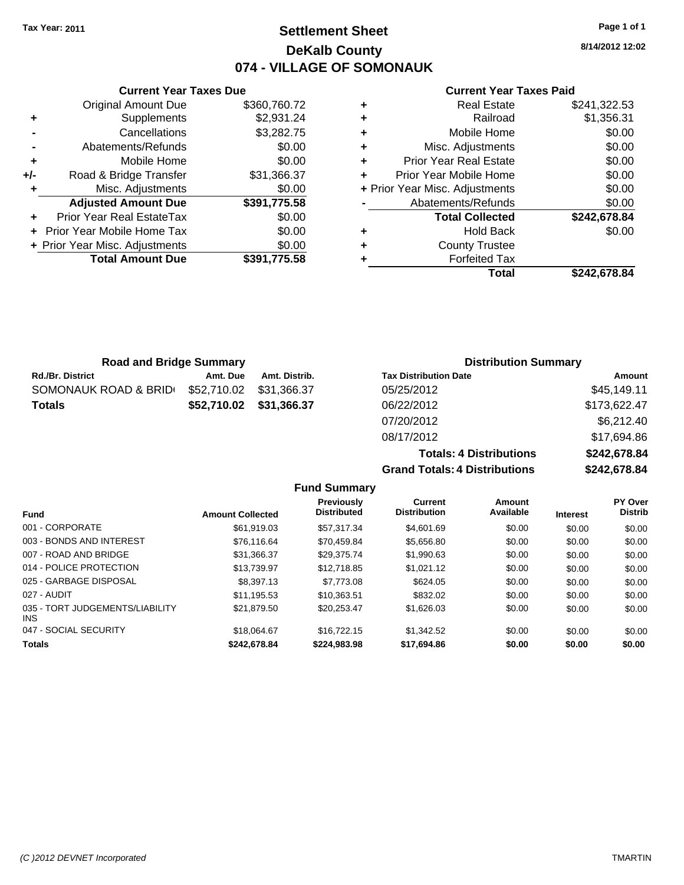Tax Year: 2011

# Settlement Sheet
## DeKalb County
## 074 - VILLAGE OF SOMONAUK

8/14/2012 12:02

### Current Year Taxes Due

| | | |
|---|---|---|
| | Original Amount Due | $360,760.72 |
| + | Supplements | $2,931.24 |
| - | Cancellations | $3,282.75 |
| - | Abatements/Refunds | $0.00 |
| + | Mobile Home | $0.00 |
| +/- | Road & Bridge Transfer | $31,366.37 |
| + | Misc. Adjustments | $0.00 |
| | **Adjusted Amount Due** | **$391,775.58** |
| + | Prior Year Real EstateTax | $0.00 |
| + | Prior Year Mobile Home Tax | $0.00 |
| + | Prior Year Misc. Adjustments | $0.00 |
| | **Total Amount Due** | **$391,775.58** |

### Current Year Taxes Paid

| | | |
|---|---|---|
| + | Real Estate | $241,322.53 |
| + | Railroad | $1,356.31 |
| + | Mobile Home | $0.00 |
| + | Misc. Adjustments | $0.00 |
| + | Prior Year Real Estate | $0.00 |
| + | Prior Year Mobile Home | $0.00 |
| + | Prior Year Misc. Adjustments | $0.00 |
| - | Abatements/Refunds | $0.00 |
| | **Total Collected** | **$242,678.84** |
| + | Hold Back | $0.00 |
| + | County Trustee | |
| + | Forfeited Tax | |
| | **Total** | **$242,678.84** |

### Road and Bridge Summary

| Rd./Br. District | Amt. Due | Amt. Distrib. |
|---|---|---|
| SOMONAUK ROAD & BRID | $52,710.02 | $31,366.37 |
| **Totals** | **$52,710.02** | **$31,366.37** |

### Distribution Summary

| Tax Distribution Date | Amount |
|---|---|
| 05/25/2012 | $45,149.11 |
| 06/22/2012 | $173,622.47 |
| 07/20/2012 | $6,212.40 |
| 08/17/2012 | $17,694.86 |
| **Totals: 4 Distributions** | **$242,678.84** |
| **Grand Totals: 4 Distributions** | **$242,678.84** |

### Fund Summary

| Fund | Amount Collected | Previously Distributed | Current Distribution | Amount Available | Interest | PY Over Distrib |
|---|---|---|---|---|---|---|
| 001 - CORPORATE | $61,919.03 | $57,317.34 | $4,601.69 | $0.00 | $0.00 | $0.00 |
| 003 - BONDS AND INTEREST | $76,116.64 | $70,459.84 | $5,656.80 | $0.00 | $0.00 | $0.00 |
| 007 - ROAD AND BRIDGE | $31,366.37 | $29,375.74 | $1,990.63 | $0.00 | $0.00 | $0.00 |
| 014 - POLICE PROTECTION | $13,739.97 | $12,718.85 | $1,021.12 | $0.00 | $0.00 | $0.00 |
| 025 - GARBAGE DISPOSAL | $8,397.13 | $7,773.08 | $624.05 | $0.00 | $0.00 | $0.00 |
| 027 - AUDIT | $11,195.53 | $10,363.51 | $832.02 | $0.00 | $0.00 | $0.00 |
| 035 - TORT JUDGEMENTS/LIABILITY INS | $21,879.50 | $20,253.47 | $1,626.03 | $0.00 | $0.00 | $0.00 |
| 047 - SOCIAL SECURITY | $18,064.67 | $16,722.15 | $1,342.52 | $0.00 | $0.00 | $0.00 |
| **Totals** | **$242,678.84** | **$224,983.98** | **$17,694.86** | **$0.00** | **$0.00** | **$0.00** |

(C )2012 DEVNET Incorporated TMARTIN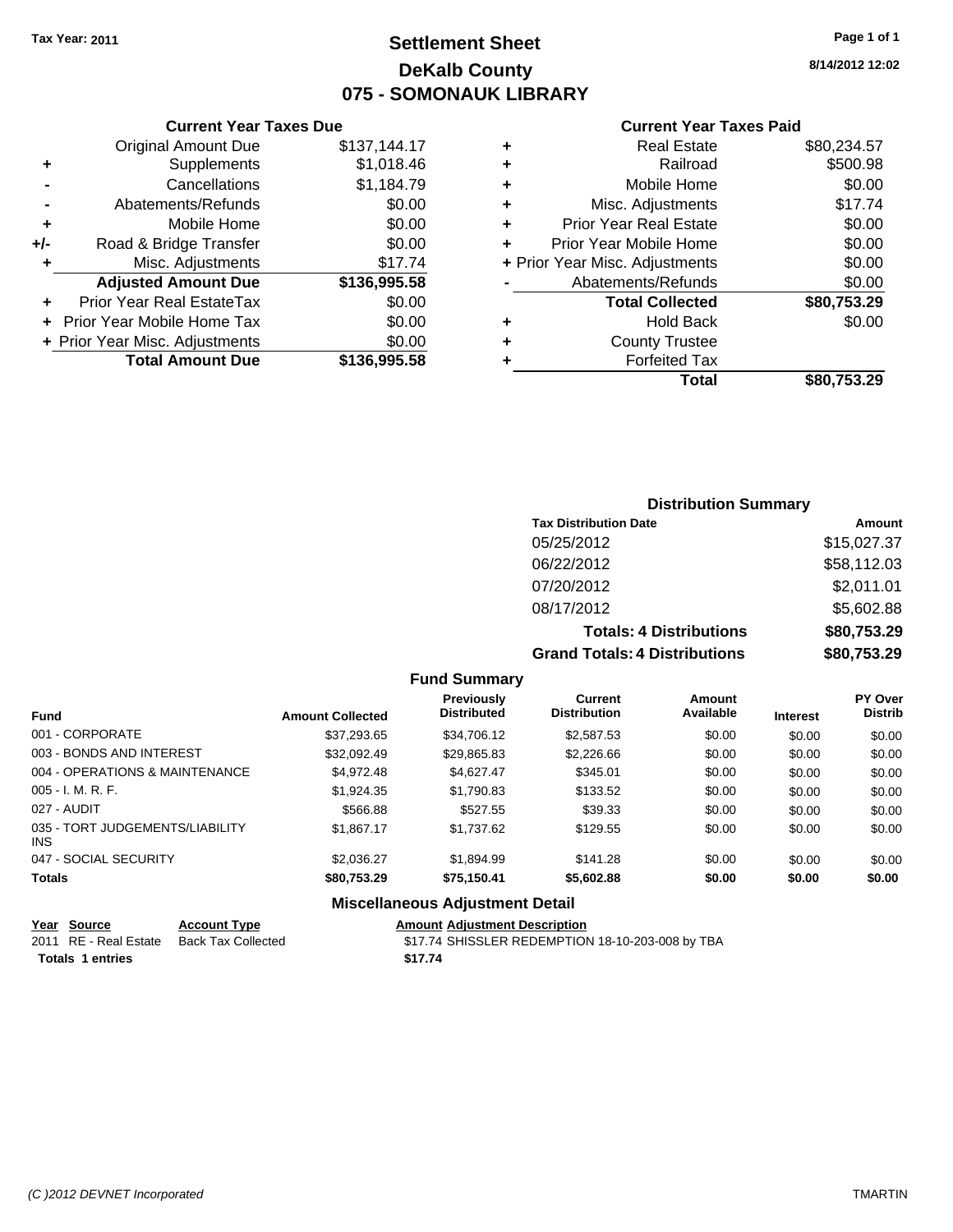Tax Year: 2011

# Settlement Sheet
## DeKalb County
## 075 - SOMONAUK LIBRARY

8/14/2012 12:02

### Current Year Taxes Due

| | | |
|---|---|---|
| | Original Amount Due | $137,144.17 |
| + | Supplements | $1,018.46 |
| - | Cancellations | $1,184.79 |
| - | Abatements/Refunds | $0.00 |
| + | Mobile Home | $0.00 |
| +/- | Road & Bridge Transfer | $0.00 |
| + | Misc. Adjustments | $17.74 |
| | **Adjusted Amount Due** | **$136,995.58** |
| + | Prior Year Real EstateTax | $0.00 |
| + | Prior Year Mobile Home Tax | $0.00 |
| + | Prior Year Misc. Adjustments | $0.00 |
| | **Total Amount Due** | **$136,995.58** |

### Current Year Taxes Paid

| | | |
|---|---|---|
| + | Real Estate | $80,234.57 |
| + | Railroad | $500.98 |
| + | Mobile Home | $0.00 |
| + | Misc. Adjustments | $17.74 |
| + | Prior Year Real Estate | $0.00 |
| + | Prior Year Mobile Home | $0.00 |
| + | Prior Year Misc. Adjustments | $0.00 |
| - | Abatements/Refunds | $0.00 |
| | **Total Collected** | **$80,753.29** |
| + | Hold Back | $0.00 |
| + | County Trustee | |
| + | Forfeited Tax | |
| | **Total** | **$80,753.29** |

### Distribution Summary

| Tax Distribution Date | Amount |
|---|---|
| 05/25/2012 | $15,027.37 |
| 06/22/2012 | $58,112.03 |
| 07/20/2012 | $2,011.01 |
| 08/17/2012 | $5,602.88 |
| **Totals: 4 Distributions** | **$80,753.29** |
| **Grand Totals: 4 Distributions** | **$80,753.29** |

### Fund Summary

| Fund | Amount Collected | Previously Distributed | Current Distribution | Amount Available | Interest | PY Over Distrib |
|---|---|---|---|---|---|---|
| 001 - CORPORATE | $37,293.65 | $34,706.12 | $2,587.53 | $0.00 | $0.00 | $0.00 |
| 003 - BONDS AND INTEREST | $32,092.49 | $29,865.83 | $2,226.66 | $0.00 | $0.00 | $0.00 |
| 004 - OPERATIONS & MAINTENANCE | $4,972.48 | $4,627.47 | $345.01 | $0.00 | $0.00 | $0.00 |
| 005 - I. M. R. F. | $1,924.35 | $1,790.83 | $133.52 | $0.00 | $0.00 | $0.00 |
| 027 - AUDIT | $566.88 | $527.55 | $39.33 | $0.00 | $0.00 | $0.00 |
| 035 - TORT JUDGEMENTS/LIABILITY INS | $1,867.17 | $1,737.62 | $129.55 | $0.00 | $0.00 | $0.00 |
| 047 - SOCIAL SECURITY | $2,036.27 | $1,894.99 | $141.28 | $0.00 | $0.00 | $0.00 |
| **Totals** | **$80,753.29** | **$75,150.41** | **$5,602.88** | **$0.00** | **$0.00** | **$0.00** |

### Miscellaneous Adjustment Detail

| Year | Source | Account Type | Amount | Adjustment Description |
|---|---|---|---|---|
| 2011 | RE - Real Estate | Back Tax Collected | $17.74 | SHISSLER REDEMPTION 18-10-203-008 by TBA |
| **Totals** | **1 entries** | | **$17.74** | |

(C )2012 DEVNET Incorporated — TMARTIN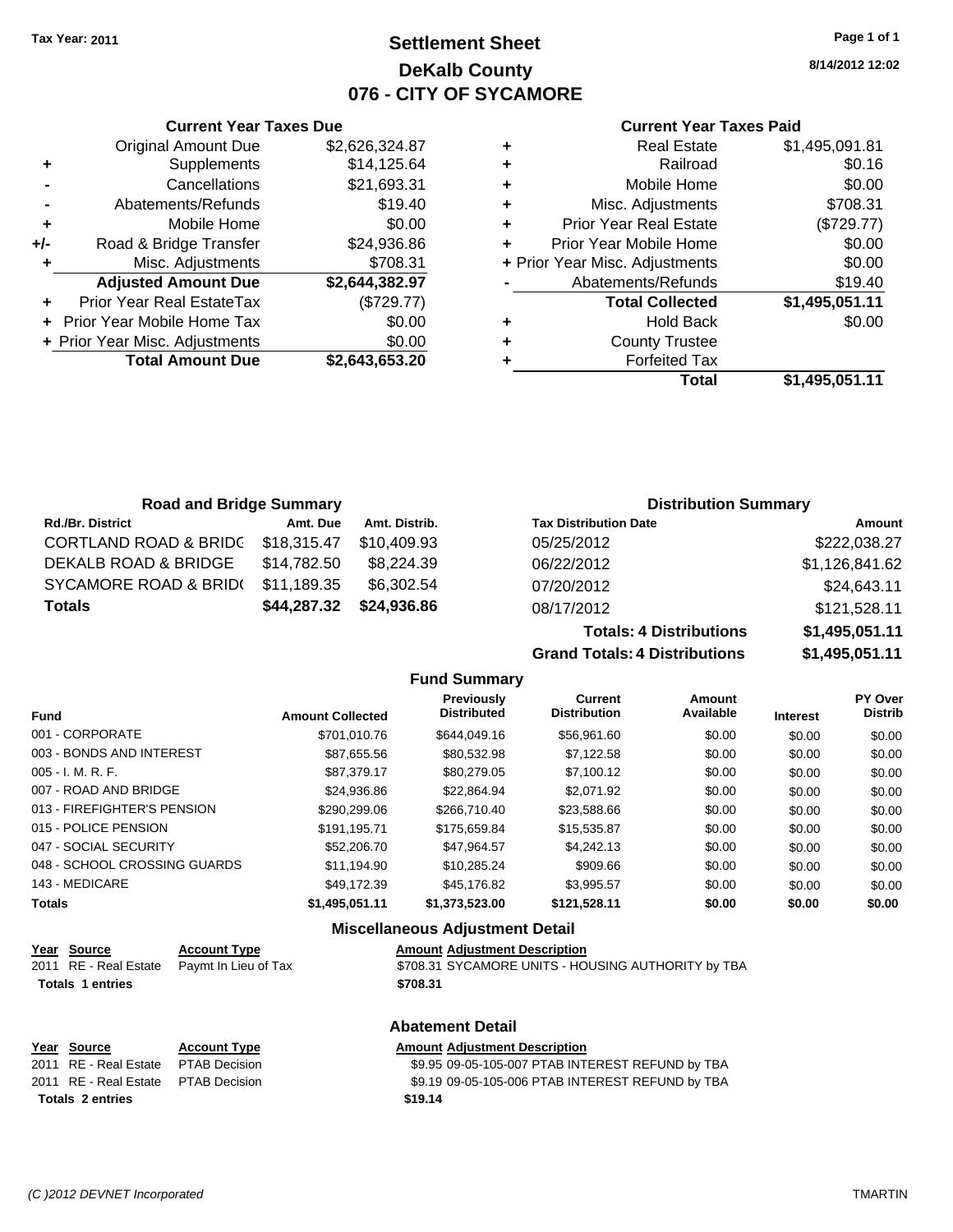Tax Year: 2011

# Settlement Sheet
## DeKalb County
## 076 - CITY OF SYCAMORE

8/14/2012 12:02

### Current Year Taxes Due

| | | |
|---|---|---|
| | Original Amount Due | $2,626,324.87 |
| + | Supplements | $14,125.64 |
| - | Cancellations | $21,693.31 |
| - | Abatements/Refunds | $19.40 |
| + | Mobile Home | $0.00 |
| +/- | Road & Bridge Transfer | $24,936.86 |
| + | Misc. Adjustments | $708.31 |
| | **Adjusted Amount Due** | **$2,644,382.97** |
| + | Prior Year Real EstateTax | ($729.77) |
| + | Prior Year Mobile Home Tax | $0.00 |
| + | Prior Year Misc. Adjustments | $0.00 |
| | **Total Amount Due** | **$2,643,653.20** |

### Current Year Taxes Paid

| | | |
|---|---|---|
| + | Real Estate | $1,495,091.81 |
| + | Railroad | $0.16 |
| + | Mobile Home | $0.00 |
| + | Misc. Adjustments | $708.31 |
| + | Prior Year Real Estate | ($729.77) |
| + | Prior Year Mobile Home | $0.00 |
| + | Prior Year Misc. Adjustments | $0.00 |
| - | Abatements/Refunds | $19.40 |
| | **Total Collected** | **$1,495,051.11** |
| + | Hold Back | $0.00 |
| + | County Trustee | |
| + | Forfeited Tax | |
| | **Total** | **$1,495,051.11** |

### Road and Bridge Summary

| Rd./Br. District | Amt. Due | Amt. Distrib. |
|---|---|---|
| CORTLAND ROAD & BRIDG | $18,315.47 | $10,409.93 |
| DEKALB ROAD & BRIDGE | $14,782.50 | $8,224.39 |
| SYCAMORE ROAD & BRID( | $11,189.35 | $6,302.54 |
| **Totals** | **$44,287.32** | **$24,936.86** |

### Distribution Summary

| Tax Distribution Date | Amount |
|---|---|
| 05/25/2012 | $222,038.27 |
| 06/22/2012 | $1,126,841.62 |
| 07/20/2012 | $24,643.11 |
| 08/17/2012 | $121,528.11 |
| **Totals: 4 Distributions** | **$1,495,051.11** |
| **Grand Totals: 4 Distributions** | **$1,495,051.11** |

### Fund Summary

| Fund | Amount Collected | Previously Distributed | Current Distribution | Amount Available | Interest | PY Over Distrib |
|---|---|---|---|---|---|---|
| 001 - CORPORATE | $701,010.76 | $644,049.16 | $56,961.60 | $0.00 | $0.00 | $0.00 |
| 003 - BONDS AND INTEREST | $87,655.56 | $80,532.98 | $7,122.58 | $0.00 | $0.00 | $0.00 |
| 005 - I. M. R. F. | $87,379.17 | $80,279.05 | $7,100.12 | $0.00 | $0.00 | $0.00 |
| 007 - ROAD AND BRIDGE | $24,936.86 | $22,864.94 | $2,071.92 | $0.00 | $0.00 | $0.00 |
| 013 - FIREFIGHTER'S PENSION | $290,299.06 | $266,710.40 | $23,588.66 | $0.00 | $0.00 | $0.00 |
| 015 - POLICE PENSION | $191,195.71 | $175,659.84 | $15,535.87 | $0.00 | $0.00 | $0.00 |
| 047 - SOCIAL SECURITY | $52,206.70 | $47,964.57 | $4,242.13 | $0.00 | $0.00 | $0.00 |
| 048 - SCHOOL CROSSING GUARDS | $11,194.90 | $10,285.24 | $909.66 | $0.00 | $0.00 | $0.00 |
| 143 - MEDICARE | $49,172.39 | $45,176.82 | $3,995.57 | $0.00 | $0.00 | $0.00 |
| **Totals** | **$1,495,051.11** | **$1,373,523.00** | **$121,528.11** | **$0.00** | **$0.00** | **$0.00** |

### Miscellaneous Adjustment Detail

| Year | Source | Account Type | Amount | Adjustment Description |
|---|---|---|---|---|
| 2011 | RE - Real Estate | Paymt In Lieu of Tax | $708.31 | SYCAMORE UNITS - HOUSING AUTHORITY by TBA |
| **Totals 1 entries** | | | **$708.31** | |

### Abatement Detail

| Year | Source | Account Type | Amount | Adjustment Description |
|---|---|---|---|---|
| 2011 | RE - Real Estate | PTAB Decision | $9.95 | 09-05-105-007 PTAB INTEREST REFUND by TBA |
| 2011 | RE - Real Estate | PTAB Decision | $9.19 | 09-05-105-006 PTAB INTEREST REFUND by TBA |
| **Totals 2 entries** | | | **$19.14** | |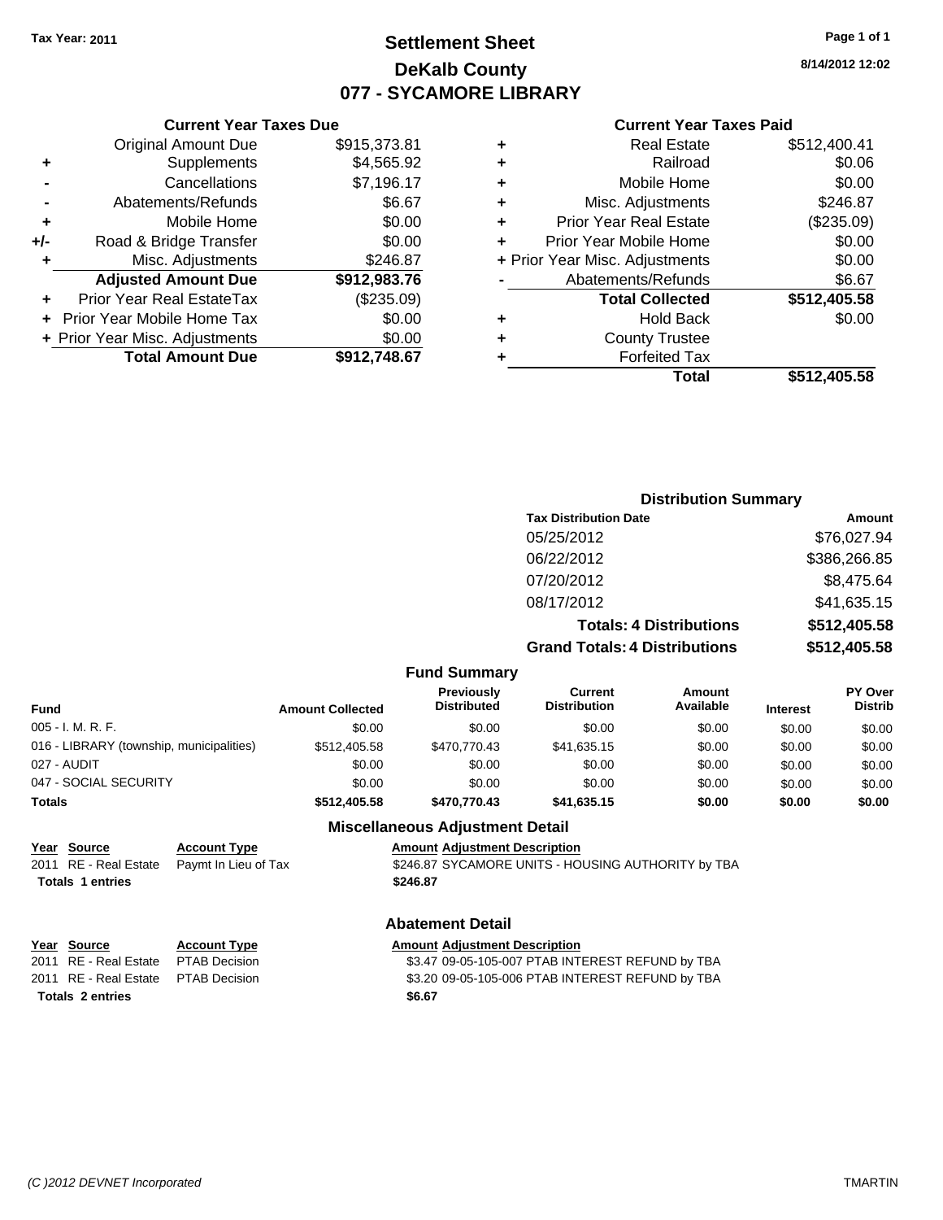Tax Year: 2011

# Settlement Sheet
## DeKalb County
## 077 - SYCAMORE LIBRARY

8/14/2012 12:02

### Current Year Taxes Due

| | | |
|---|---|---|
| | Original Amount Due | $915,373.81 |
| + | Supplements | $4,565.92 |
| - | Cancellations | $7,196.17 |
| - | Abatements/Refunds | $6.67 |
| + | Mobile Home | $0.00 |
| +/- | Road & Bridge Transfer | $0.00 |
| + | Misc. Adjustments | $246.87 |
| | **Adjusted Amount Due** | **$912,983.76** |
| + | Prior Year Real EstateTax | ($235.09) |
| + | Prior Year Mobile Home Tax | $0.00 |
| + | Prior Year Misc. Adjustments | $0.00 |
| | **Total Amount Due** | **$912,748.67** |

### Current Year Taxes Paid

| | | |
|---|---|---|
| + | Real Estate | $512,400.41 |
| + | Railroad | $0.06 |
| + | Mobile Home | $0.00 |
| + | Misc. Adjustments | $246.87 |
| + | Prior Year Real Estate | ($235.09) |
| + | Prior Year Mobile Home | $0.00 |
| + | Prior Year Misc. Adjustments | $0.00 |
| - | Abatements/Refunds | $6.67 |
| | **Total Collected** | **$512,405.58** |
| + | Hold Back | $0.00 |
| + | County Trustee | |
| + | Forfeited Tax | |
| | **Total** | **$512,405.58** |

### Distribution Summary

| Tax Distribution Date | Amount |
|---|---|
| 05/25/2012 | $76,027.94 |
| 06/22/2012 | $386,266.85 |
| 07/20/2012 | $8,475.64 |
| 08/17/2012 | $41,635.15 |
| **Totals: 4 Distributions** | **$512,405.58** |
| **Grand Totals: 4 Distributions** | **$512,405.58** |

### Fund Summary

| Fund | Amount Collected | Previously Distributed | Current Distribution | Amount Available | Interest | PY Over Distrib |
|---|---|---|---|---|---|---|
| 005 - I. M. R. F. | $0.00 | $0.00 | $0.00 | $0.00 | $0.00 | $0.00 |
| 016 - LIBRARY (township, municipalities) | $512,405.58 | $470,770.43 | $41,635.15 | $0.00 | $0.00 | $0.00 |
| 027 - AUDIT | $0.00 | $0.00 | $0.00 | $0.00 | $0.00 | $0.00 |
| 047 - SOCIAL SECURITY | $0.00 | $0.00 | $0.00 | $0.00 | $0.00 | $0.00 |
| **Totals** | **$512,405.58** | **$470,770.43** | **$41,635.15** | **$0.00** | **$0.00** | **$0.00** |

### Miscellaneous Adjustment Detail

| Year | Source | Account Type | Amount | Adjustment Description |
|---|---|---|---|---|
| 2011 | RE - Real Estate | Paymt In Lieu of Tax | $246.87 | SYCAMORE UNITS - HOUSING AUTHORITY by TBA |
| **Totals 1 entries** | | | **$246.87** | |

### Abatement Detail

| Year | Source | Account Type | Amount | Adjustment Description |
|---|---|---|---|---|
| 2011 | RE - Real Estate | PTAB Decision | $3.47 | 09-05-105-007 PTAB INTEREST REFUND by TBA |
| 2011 | RE - Real Estate | PTAB Decision | $3.20 | 09-05-105-006 PTAB INTEREST REFUND by TBA |
| **Totals 2 entries** | | | **$6.67** | |

(C )2012 DEVNET Incorporated TMARTIN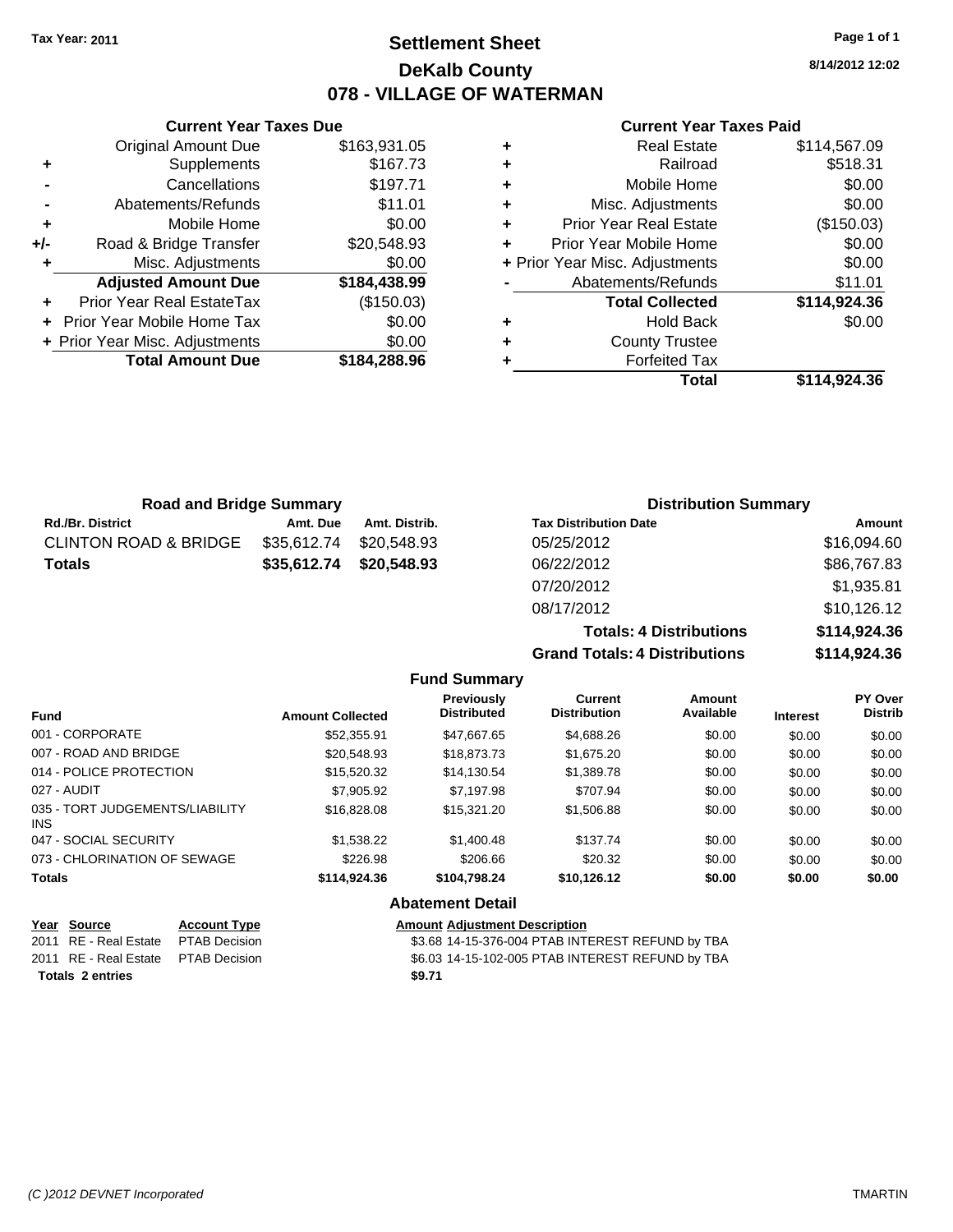Tax Year: 2011

# Settlement Sheet
## DeKalb County
## 078 - VILLAGE OF WATERMAN

8/14/2012 12:02

### Current Year Taxes Due

| | | |
|---|---|---|
| | Original Amount Due | $163,931.05 |
| + | Supplements | $167.73 |
| - | Cancellations | $197.71 |
| - | Abatements/Refunds | $11.01 |
| + | Mobile Home | $0.00 |
| +/- | Road & Bridge Transfer | $20,548.93 |
| + | Misc. Adjustments | $0.00 |
| | **Adjusted Amount Due** | **$184,438.99** |
| + | Prior Year Real EstateTax | ($150.03) |
| + | Prior Year Mobile Home Tax | $0.00 |
| + | Prior Year Misc. Adjustments | $0.00 |
| | **Total Amount Due** | **$184,288.96** |

### Current Year Taxes Paid

| | | |
|---|---|---|
| + | Real Estate | $114,567.09 |
| + | Railroad | $518.31 |
| + | Mobile Home | $0.00 |
| + | Misc. Adjustments | $0.00 |
| + | Prior Year Real Estate | ($150.03) |
| + | Prior Year Mobile Home | $0.00 |
| + | Prior Year Misc. Adjustments | $0.00 |
| - | Abatements/Refunds | $11.01 |
| | **Total Collected** | **$114,924.36** |
| + | Hold Back | $0.00 |
| + | County Trustee | |
| + | Forfeited Tax | |
| | **Total** | **$114,924.36** |

### Road and Bridge Summary

| Rd./Br. District | Amt. Due | Amt. Distrib. |
|---|---|---|
| CLINTON ROAD & BRIDGE | $35,612.74 | $20,548.93 |
| **Totals** | **$35,612.74** | **$20,548.93** |

### Distribution Summary

| Tax Distribution Date | Amount |
|---|---|
| 05/25/2012 | $16,094.60 |
| 06/22/2012 | $86,767.83 |
| 07/20/2012 | $1,935.81 |
| 08/17/2012 | $10,126.12 |
| **Totals: 4 Distributions** | **$114,924.36** |
| **Grand Totals: 4 Distributions** | **$114,924.36** |

### Fund Summary

| Fund | Amount Collected | Previously Distributed | Current Distribution | Amount Available | Interest | PY Over Distrib |
|---|---|---|---|---|---|---|
| 001 - CORPORATE | $52,355.91 | $47,667.65 | $4,688.26 | $0.00 | $0.00 | $0.00 |
| 007 - ROAD AND BRIDGE | $20,548.93 | $18,873.73 | $1,675.20 | $0.00 | $0.00 | $0.00 |
| 014 - POLICE PROTECTION | $15,520.32 | $14,130.54 | $1,389.78 | $0.00 | $0.00 | $0.00 |
| 027 - AUDIT | $7,905.92 | $7,197.98 | $707.94 | $0.00 | $0.00 | $0.00 |
| 035 - TORT JUDGEMENTS/LIABILITY INS | $16,828.08 | $15,321.20 | $1,506.88 | $0.00 | $0.00 | $0.00 |
| 047 - SOCIAL SECURITY | $1,538.22 | $1,400.48 | $137.74 | $0.00 | $0.00 | $0.00 |
| 073 - CHLORINATION OF SEWAGE | $226.98 | $206.66 | $20.32 | $0.00 | $0.00 | $0.00 |
| **Totals** | **$114,924.36** | **$104,798.24** | **$10,126.12** | **$0.00** | **$0.00** | **$0.00** |

### Abatement Detail

| Year | Source | Account Type | Amount | Adjustment Description |
|---|---|---|---|---|
| 2011 | RE - Real Estate | PTAB Decision | $3.68 | 14-15-376-004 PTAB INTEREST REFUND by TBA |
| 2011 | RE - Real Estate | PTAB Decision | $6.03 | 14-15-102-005 PTAB INTEREST REFUND by TBA |
| **Totals 2 entries** | | | **$9.71** | |

(C )2012 DEVNET Incorporated TMARTIN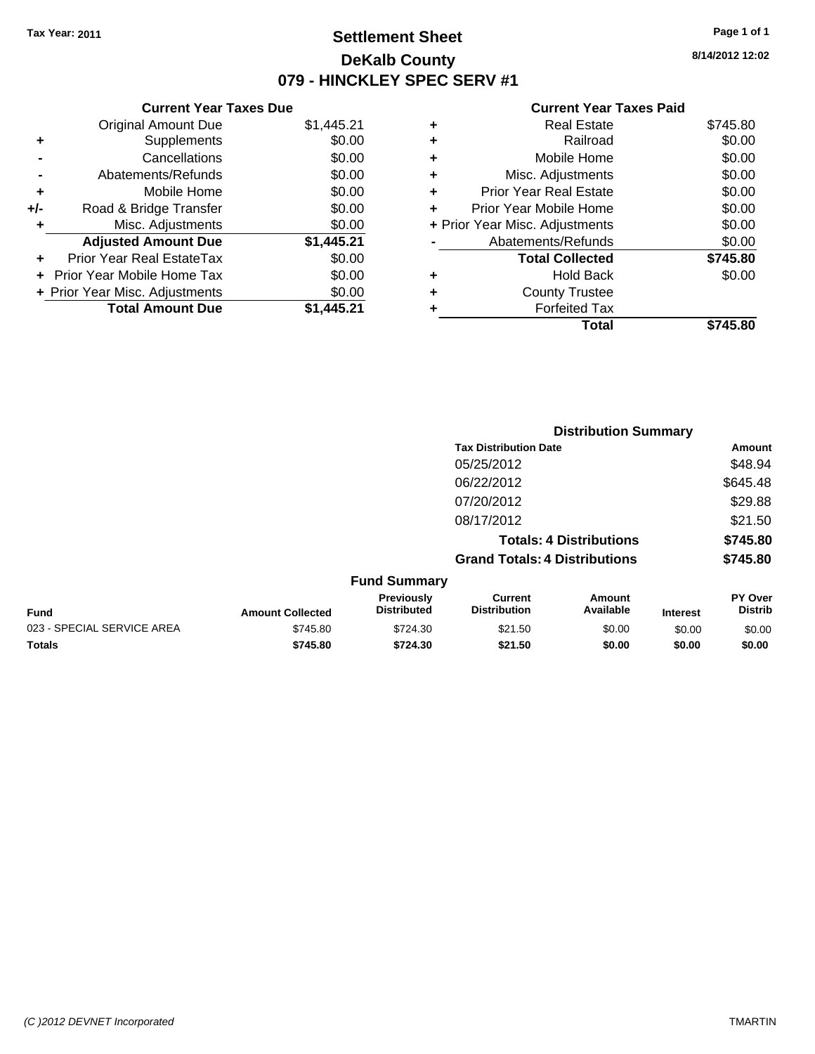Tax Year: 2011

# Settlement Sheet

## DeKalb County

## 079 - HINCKLEY SPEC SERV #1

8/14/2012 12:02

### Current Year Taxes Due

| | | |
|---|---|---|
| | Original Amount Due | $1,445.21 |
| + | Supplements | $0.00 |
| - | Cancellations | $0.00 |
| - | Abatements/Refunds | $0.00 |
| + | Mobile Home | $0.00 |
| +/- | Road & Bridge Transfer | $0.00 |
| + | Misc. Adjustments | $0.00 |
| | **Adjusted Amount Due** | **$1,445.21** |
| + | Prior Year Real EstateTax | $0.00 |
| + | Prior Year Mobile Home Tax | $0.00 |
| + | Prior Year Misc. Adjustments | $0.00 |
| | **Total Amount Due** | **$1,445.21** |

### Current Year Taxes Paid

| | | |
|---|---|---|
| + | Real Estate | $745.80 |
| + | Railroad | $0.00 |
| + | Mobile Home | $0.00 |
| + | Misc. Adjustments | $0.00 |
| + | Prior Year Real Estate | $0.00 |
| + | Prior Year Mobile Home | $0.00 |
| + | Prior Year Misc. Adjustments | $0.00 |
| - | Abatements/Refunds | $0.00 |
| | **Total Collected** | **$745.80** |
| + | Hold Back | $0.00 |
| + | County Trustee | |
| + | Forfeited Tax | |
| | **Total** | **$745.80** |

### Distribution Summary

| Tax Distribution Date | Amount |
|---|---|
| 05/25/2012 | $48.94 |
| 06/22/2012 | $645.48 |
| 07/20/2012 | $29.88 |
| 08/17/2012 | $21.50 |
| **Totals: 4 Distributions** | **$745.80** |
| **Grand Totals: 4 Distributions** | **$745.80** |

### Fund Summary

| Fund | Amount Collected | Previously Distributed | Current Distribution | Amount Available | Interest | PY Over Distrib |
|---|---|---|---|---|---|---|
| 023 - SPECIAL SERVICE AREA | $745.80 | $724.30 | $21.50 | $0.00 | $0.00 | $0.00 |
| **Totals** | **$745.80** | **$724.30** | **$21.50** | **$0.00** | **$0.00** | **$0.00** |

(C )2012 DEVNET Incorporated

TMARTIN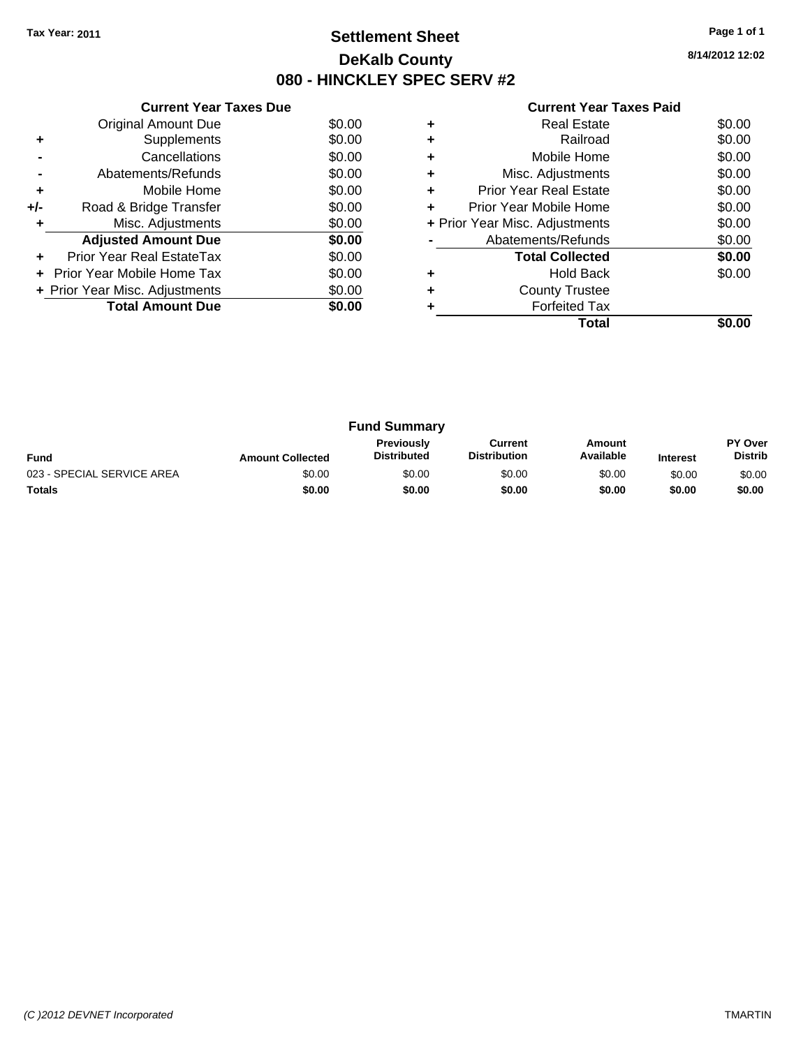**Tax Year: 2011**

# Settlement Sheet

## DeKalb County

## 080 - HINCKLEY SPEC SERV #2

8/14/2012 12:02

### Current Year Taxes Due

| | | |
|---|---|---|
| | Original Amount Due | $0.00 |
| + | Supplements | $0.00 |
| - | Cancellations | $0.00 |
| - | Abatements/Refunds | $0.00 |
| + | Mobile Home | $0.00 |
| +/- | Road & Bridge Transfer | $0.00 |
| + | Misc. Adjustments | $0.00 |
| | **Adjusted Amount Due** | **$0.00** |
| + | Prior Year Real EstateTax | $0.00 |
| + | Prior Year Mobile Home Tax | $0.00 |
| + | Prior Year Misc. Adjustments | $0.00 |
| | **Total Amount Due** | **$0.00** |

### Current Year Taxes Paid

| | | |
|---|---|---|
| + | Real Estate | $0.00 |
| + | Railroad | $0.00 |
| + | Mobile Home | $0.00 |
| + | Misc. Adjustments | $0.00 |
| + | Prior Year Real Estate | $0.00 |
| + | Prior Year Mobile Home | $0.00 |
| + | Prior Year Misc. Adjustments | $0.00 |
| - | Abatements/Refunds | $0.00 |
| | **Total Collected** | **$0.00** |
| + | Hold Back | $0.00 |
| + | County Trustee | |
| + | Forfeited Tax | |
| | **Total** | **$0.00** |

### Fund Summary

| Fund | Amount Collected | Previously Distributed | Current Distribution | Amount Available | Interest | PY Over Distrib |
|---|---|---|---|---|---|---|
| 023 - SPECIAL SERVICE AREA | $0.00 | $0.00 | $0.00 | $0.00 | $0.00 | $0.00 |
| **Totals** | **$0.00** | **$0.00** | **$0.00** | **$0.00** | **$0.00** | **$0.00** |

*(C )2012 DEVNET Incorporated* TMARTIN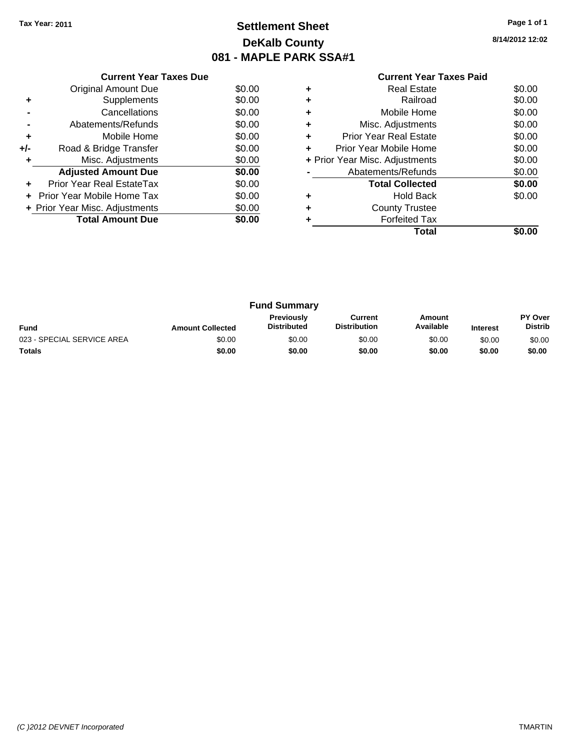**Tax Year: 2011**

# Settlement Sheet
## DeKalb County
## 081 - MAPLE PARK SSA#1

8/14/2012 12:02

### Current Year Taxes Due

| | | |
|---|---|---|
| | Original Amount Due | $0.00 |
| + | Supplements | $0.00 |
| - | Cancellations | $0.00 |
| - | Abatements/Refunds | $0.00 |
| + | Mobile Home | $0.00 |
| +/- | Road & Bridge Transfer | $0.00 |
| + | Misc. Adjustments | $0.00 |
| | **Adjusted Amount Due** | **$0.00** |
| + | Prior Year Real EstateTax | $0.00 |
| + | Prior Year Mobile Home Tax | $0.00 |
| + | Prior Year Misc. Adjustments | $0.00 |
| | **Total Amount Due** | **$0.00** |

### Current Year Taxes Paid

| | | |
|---|---|---|
| + | Real Estate | $0.00 |
| + | Railroad | $0.00 |
| + | Mobile Home | $0.00 |
| + | Misc. Adjustments | $0.00 |
| + | Prior Year Real Estate | $0.00 |
| + | Prior Year Mobile Home | $0.00 |
| + | Prior Year Misc. Adjustments | $0.00 |
| - | Abatements/Refunds | $0.00 |
| | **Total Collected** | **$0.00** |
| + | Hold Back | $0.00 |
| + | County Trustee | |
| + | Forfeited Tax | |
| | **Total** | **$0.00** |

### Fund Summary

| Fund | Amount Collected | Previously Distributed | Current Distribution | Amount Available | Interest | PY Over Distrib |
|---|---|---|---|---|---|---|
| 023 - SPECIAL SERVICE AREA | $0.00 | $0.00 | $0.00 | $0.00 | $0.00 | $0.00 |
| **Totals** | **$0.00** | **$0.00** | **$0.00** | **$0.00** | **$0.00** | **$0.00** |

*(C )2012 DEVNET Incorporated* TMARTIN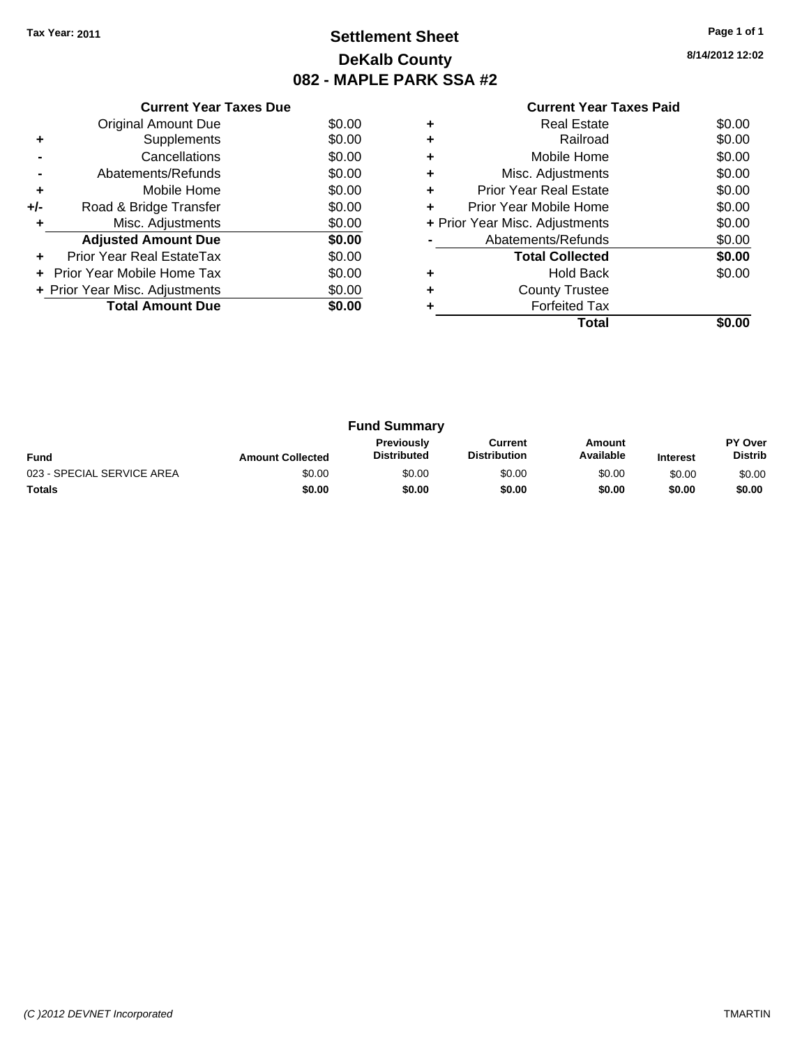Tax Year: 2011

# Settlement Sheet
## DeKalb County
## 082 - MAPLE PARK SSA #2

8/14/2012 12:02

### Current Year Taxes Due

| | | |
|---|---|---|
| | Original Amount Due | $0.00 |
| + | Supplements | $0.00 |
| - | Cancellations | $0.00 |
| - | Abatements/Refunds | $0.00 |
| + | Mobile Home | $0.00 |
| +/- | Road & Bridge Transfer | $0.00 |
| + | Misc. Adjustments | $0.00 |
| | **Adjusted Amount Due** | **$0.00** |
| + | Prior Year Real EstateTax | $0.00 |
| + | Prior Year Mobile Home Tax | $0.00 |
| + | Prior Year Misc. Adjustments | $0.00 |
| | **Total Amount Due** | **$0.00** |

### Current Year Taxes Paid

| | | |
|---|---|---|
| + | Real Estate | $0.00 |
| + | Railroad | $0.00 |
| + | Mobile Home | $0.00 |
| + | Misc. Adjustments | $0.00 |
| + | Prior Year Real Estate | $0.00 |
| + | Prior Year Mobile Home | $0.00 |
| + | Prior Year Misc. Adjustments | $0.00 |
| - | Abatements/Refunds | $0.00 |
| | **Total Collected** | **$0.00** |
| + | Hold Back | $0.00 |
| + | County Trustee | |
| + | Forfeited Tax | |
| | **Total** | **$0.00** |

### Fund Summary

| Fund | Amount Collected | Previously Distributed | Current Distribution | Amount Available | Interest | PY Over Distrib |
|---|---|---|---|---|---|---|
| 023 - SPECIAL SERVICE AREA | $0.00 | $0.00 | $0.00 | $0.00 | $0.00 | $0.00 |
| **Totals** | **$0.00** | **$0.00** | **$0.00** | **$0.00** | **$0.00** | **$0.00** |

*(C )2012 DEVNET Incorporated* TMARTIN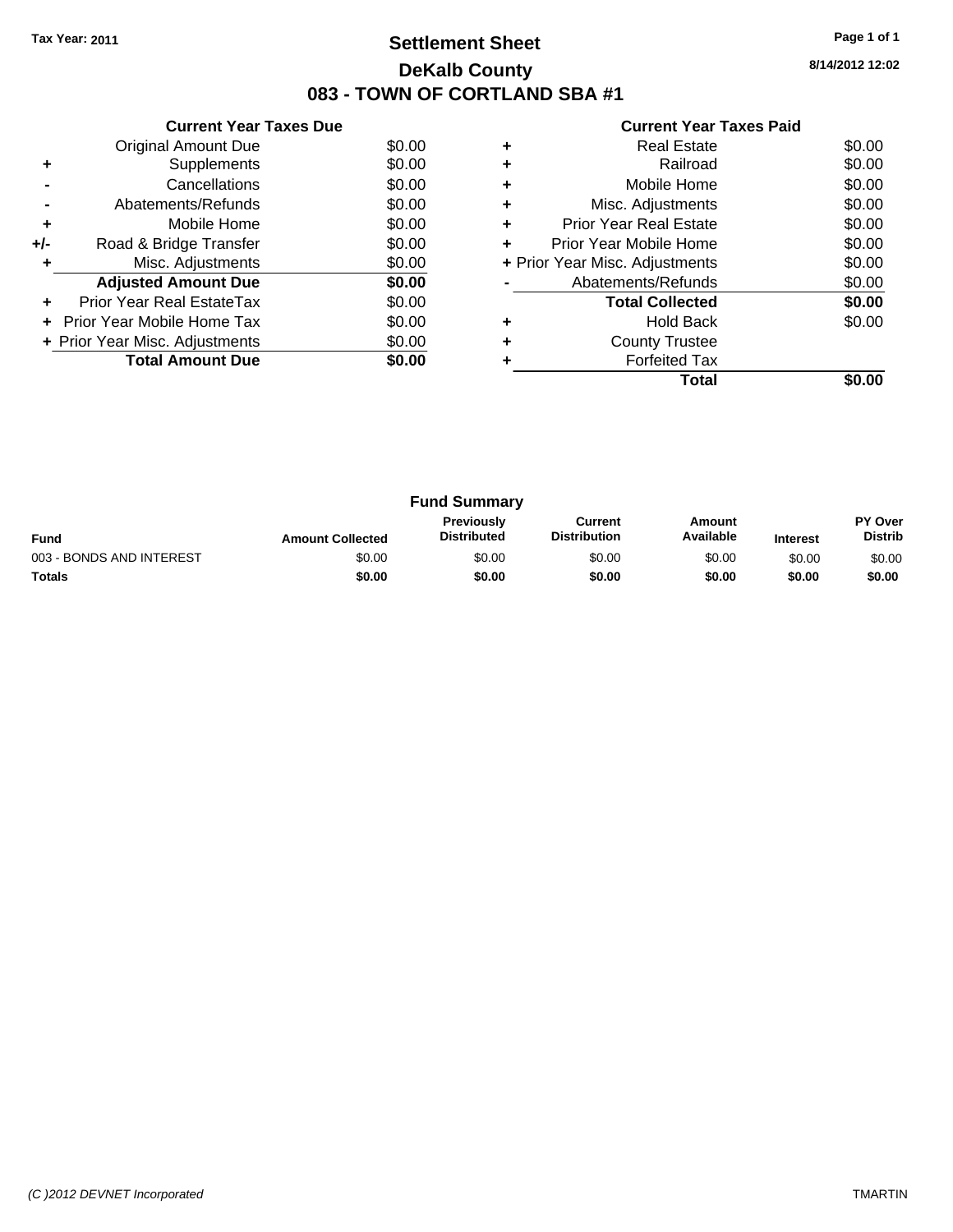Tax Year: 2011

# Settlement Sheet
## DeKalb County
## 083 - TOWN OF CORTLAND SBA #1

8/14/2012 12:02

**Current Year Taxes Due**

| | | |
|---|---|---|
| | Original Amount Due | $0.00 |
| + | Supplements | $0.00 |
| - | Cancellations | $0.00 |
| - | Abatements/Refunds | $0.00 |
| + | Mobile Home | $0.00 |
| +/- | Road & Bridge Transfer | $0.00 |
| + | Misc. Adjustments | $0.00 |
| | **Adjusted Amount Due** | **$0.00** |
| + | Prior Year Real EstateTax | $0.00 |
| + | Prior Year Mobile Home Tax | $0.00 |
| + | Prior Year Misc. Adjustments | $0.00 |
| | **Total Amount Due** | **$0.00** |

**Current Year Taxes Paid**

| | | |
|---|---|---|
| + | Real Estate | $0.00 |
| + | Railroad | $0.00 |
| + | Mobile Home | $0.00 |
| + | Misc. Adjustments | $0.00 |
| + | Prior Year Real Estate | $0.00 |
| + | Prior Year Mobile Home | $0.00 |
| + | Prior Year Misc. Adjustments | $0.00 |
| - | Abatements/Refunds | $0.00 |
| | **Total Collected** | **$0.00** |
| + | Hold Back | $0.00 |
| + | County Trustee | |
| + | Forfeited Tax | |
| | **Total** | **$0.00** |

**Fund Summary**

| Fund | Amount Collected | Previously Distributed | Current Distribution | Amount Available | Interest | PY Over Distrib |
|---|---|---|---|---|---|---|
| 003 - BONDS AND INTEREST | $0.00 | $0.00 | $0.00 | $0.00 | $0.00 | $0.00 |
| **Totals** | **$0.00** | **$0.00** | **$0.00** | **$0.00** | **$0.00** | **$0.00** |

*(C )2012 DEVNET Incorporated* TMARTIN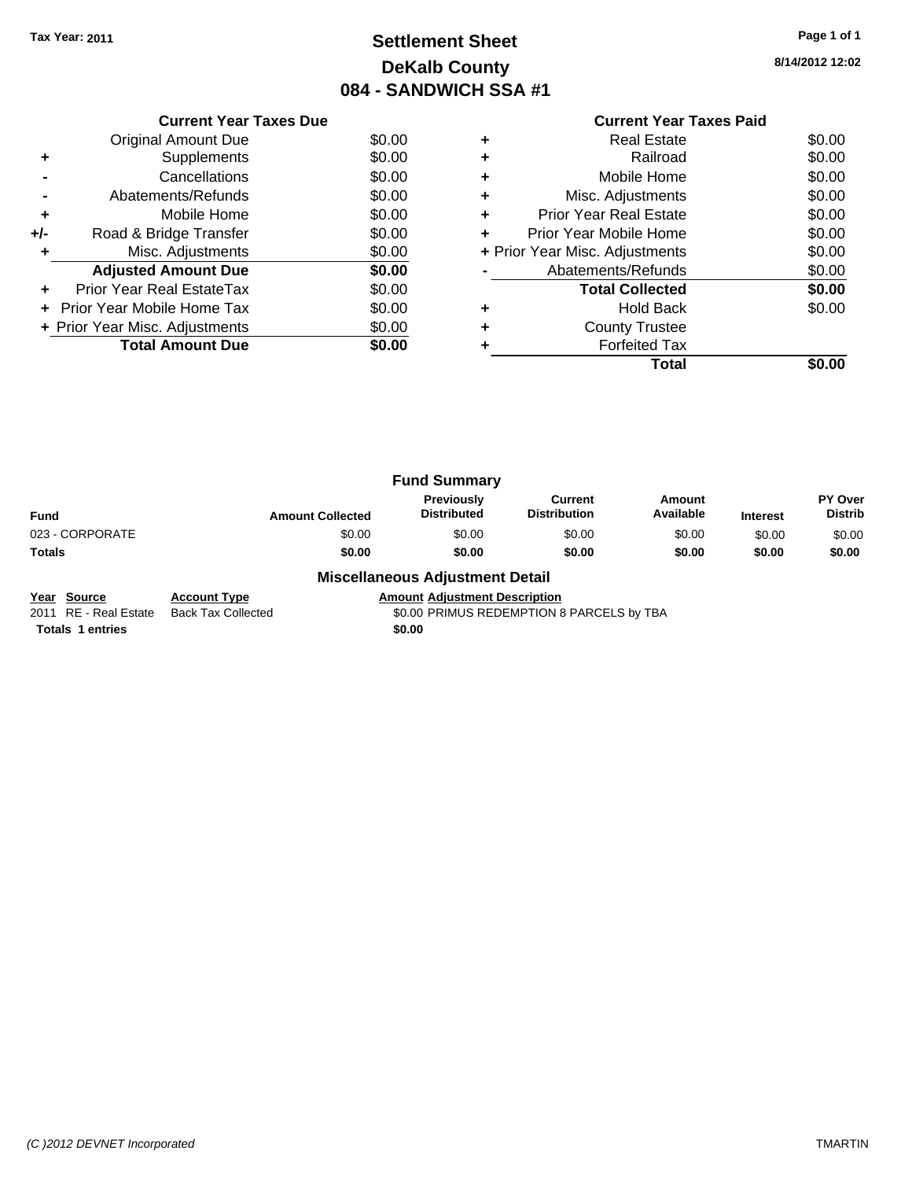Tax Year: 2011

# Settlement Sheet
## DeKalb County
## 084 - SANDWICH SSA #1

8/14/2012 12:02

### Current Year Taxes Due

| | | |
|---|---|---|
| | Original Amount Due | $0.00 |
| + | Supplements | $0.00 |
| - | Cancellations | $0.00 |
| - | Abatements/Refunds | $0.00 |
| + | Mobile Home | $0.00 |
| +/- | Road & Bridge Transfer | $0.00 |
| + | Misc. Adjustments | $0.00 |
| | **Adjusted Amount Due** | **$0.00** |
| + | Prior Year Real EstateTax | $0.00 |
| + | Prior Year Mobile Home Tax | $0.00 |
| + | Prior Year Misc. Adjustments | $0.00 |
| | **Total Amount Due** | **$0.00** |

### Current Year Taxes Paid

| | | |
|---|---|---|
| + | Real Estate | $0.00 |
| + | Railroad | $0.00 |
| + | Mobile Home | $0.00 |
| + | Misc. Adjustments | $0.00 |
| + | Prior Year Real Estate | $0.00 |
| + | Prior Year Mobile Home | $0.00 |
| + | Prior Year Misc. Adjustments | $0.00 |
| - | Abatements/Refunds | $0.00 |
| | **Total Collected** | **$0.00** |
| + | Hold Back | $0.00 |
| + | County Trustee | |
| + | Forfeited Tax | |
| | **Total** | **$0.00** |

### Fund Summary

| Fund | Amount Collected | Previously Distributed | Current Distribution | Amount Available | Interest | PY Over Distrib |
|---|---|---|---|---|---|---|
| 023 - CORPORATE | $0.00 | $0.00 | $0.00 | $0.00 | $0.00 | $0.00 |
| **Totals** | **$0.00** | **$0.00** | **$0.00** | **$0.00** | **$0.00** | **$0.00** |

### Miscellaneous Adjustment Detail

| Year | Source | Account Type | Amount | Adjustment Description |
|---|---|---|---|---|
| 2011 | RE - Real Estate | Back Tax Collected | $0.00 | PRIMUS REDEMPTION 8 PARCELS by TBA |
| **Totals** | **1 entries** | | **$0.00** | |

(C )2012 DEVNET Incorporated TMARTIN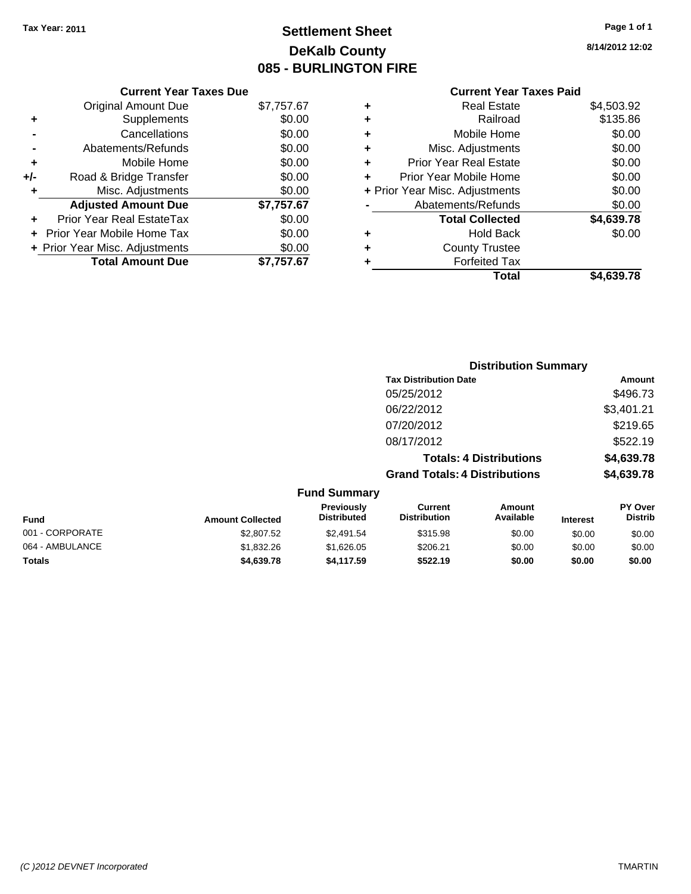Tax Year: 2011

# Settlement Sheet
## DeKalb County
## 085 - BURLINGTON FIRE

8/14/2012 12:02

### Current Year Taxes Due

| | | |
|---|---|---|
| | Original Amount Due | $7,757.67 |
| + | Supplements | $0.00 |
| - | Cancellations | $0.00 |
| - | Abatements/Refunds | $0.00 |
| + | Mobile Home | $0.00 |
| +/- | Road & Bridge Transfer | $0.00 |
| + | Misc. Adjustments | $0.00 |
| | **Adjusted Amount Due** | **$7,757.67** |
| + | Prior Year Real EstateTax | $0.00 |
| + | Prior Year Mobile Home Tax | $0.00 |
| + | Prior Year Misc. Adjustments | $0.00 |
| | **Total Amount Due** | **$7,757.67** |

### Current Year Taxes Paid

| | | |
|---|---|---|
| + | Real Estate | $4,503.92 |
| + | Railroad | $135.86 |
| + | Mobile Home | $0.00 |
| + | Misc. Adjustments | $0.00 |
| + | Prior Year Real Estate | $0.00 |
| + | Prior Year Mobile Home | $0.00 |
| + | Prior Year Misc. Adjustments | $0.00 |
| - | Abatements/Refunds | $0.00 |
| | **Total Collected** | **$4,639.78** |
| + | Hold Back | $0.00 |
| + | County Trustee | |
| + | Forfeited Tax | |
| | **Total** | **$4,639.78** |

### Distribution Summary

| Tax Distribution Date | Amount |
|---|---|
| 05/25/2012 | $496.73 |
| 06/22/2012 | $3,401.21 |
| 07/20/2012 | $219.65 |
| 08/17/2012 | $522.19 |
| **Totals: 4 Distributions** | **$4,639.78** |
| **Grand Totals: 4 Distributions** | **$4,639.78** |

### Fund Summary

| Fund | Amount Collected | Previously Distributed | Current Distribution | Amount Available | Interest | PY Over Distrib |
|---|---|---|---|---|---|---|
| 001 - CORPORATE | $2,807.52 | $2,491.54 | $315.98 | $0.00 | $0.00 | $0.00 |
| 064 - AMBULANCE | $1,832.26 | $1,626.05 | $206.21 | $0.00 | $0.00 | $0.00 |
| **Totals** | **$4,639.78** | **$4,117.59** | **$522.19** | **$0.00** | **$0.00** | **$0.00** |

(C )2012 DEVNET Incorporated TMARTIN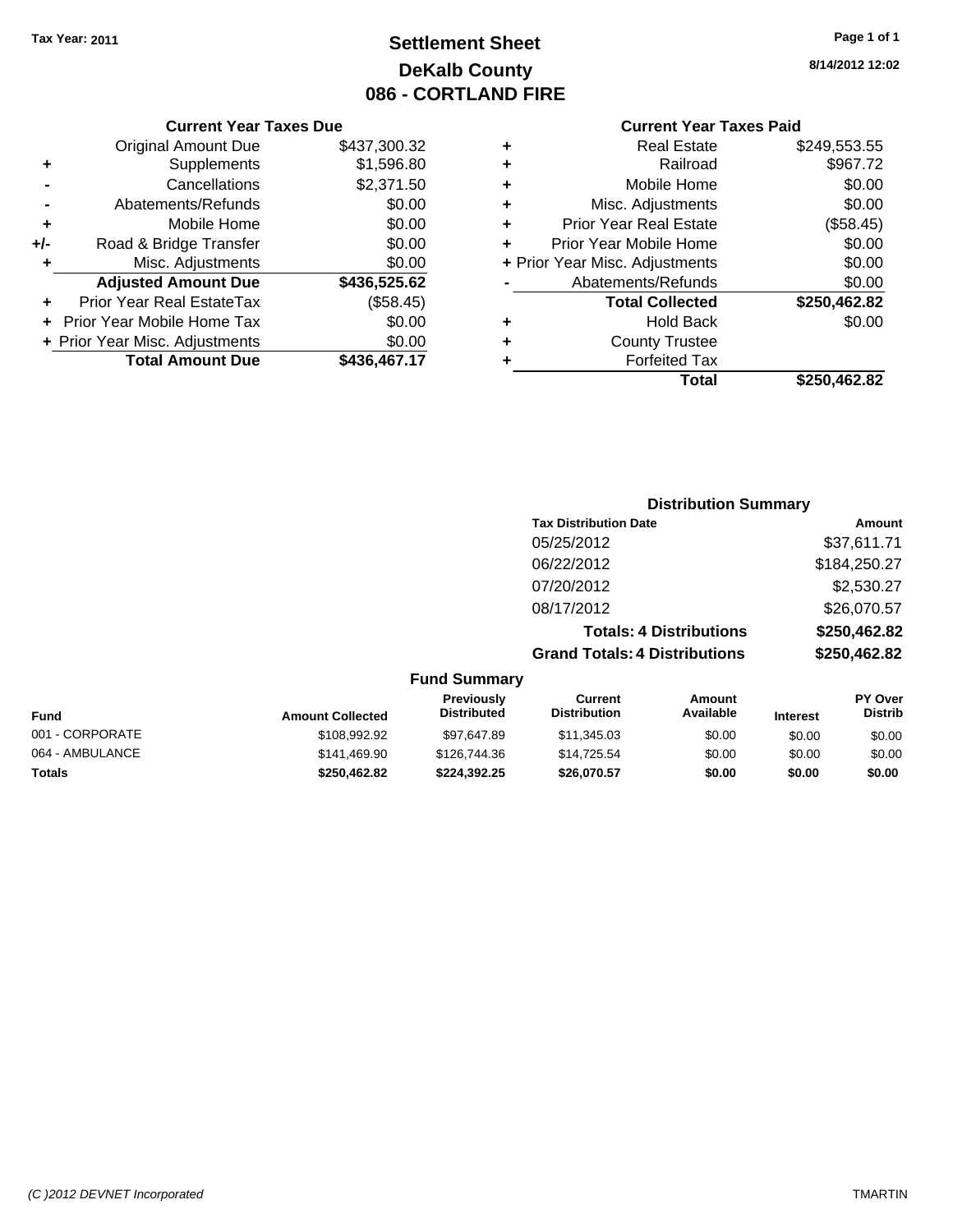Tax Year: 2011

# Settlement Sheet
## DeKalb County
## 086 - CORTLAND FIRE

8/14/2012 12:02

### Current Year Taxes Due

| | | |
|---|---|---|
| | Original Amount Due | $437,300.32 |
| + | Supplements | $1,596.80 |
| - | Cancellations | $2,371.50 |
| - | Abatements/Refunds | $0.00 |
| + | Mobile Home | $0.00 |
| +/- | Road & Bridge Transfer | $0.00 |
| + | Misc. Adjustments | $0.00 |
| | **Adjusted Amount Due** | **$436,525.62** |
| + | Prior Year Real EstateTax | ($58.45) |
| + | Prior Year Mobile Home Tax | $0.00 |
| + | Prior Year Misc. Adjustments | $0.00 |
| | **Total Amount Due** | **$436,467.17** |

### Current Year Taxes Paid

| | | |
|---|---|---|
| + | Real Estate | $249,553.55 |
| + | Railroad | $967.72 |
| + | Mobile Home | $0.00 |
| + | Misc. Adjustments | $0.00 |
| + | Prior Year Real Estate | ($58.45) |
| + | Prior Year Mobile Home | $0.00 |
| + | Prior Year Misc. Adjustments | $0.00 |
| - | Abatements/Refunds | $0.00 |
| | **Total Collected** | **$250,462.82** |
| + | Hold Back | $0.00 |
| + | County Trustee | |
| + | Forfeited Tax | |
| | **Total** | **$250,462.82** |

### Distribution Summary

| Tax Distribution Date | Amount |
|---|---|
| 05/25/2012 | $37,611.71 |
| 06/22/2012 | $184,250.27 |
| 07/20/2012 | $2,530.27 |
| 08/17/2012 | $26,070.57 |
| **Totals: 4 Distributions** | **$250,462.82** |
| **Grand Totals: 4 Distributions** | **$250,462.82** |

### Fund Summary

| Fund | Amount Collected | Previously Distributed | Current Distribution | Amount Available | Interest | PY Over Distrib |
|---|---|---|---|---|---|---|
| 001 - CORPORATE | $108,992.92 | $97,647.89 | $11,345.03 | $0.00 | $0.00 | $0.00 |
| 064 - AMBULANCE | $141,469.90 | $126,744.36 | $14,725.54 | $0.00 | $0.00 | $0.00 |
| **Totals** | **$250,462.82** | **$224,392.25** | **$26,070.57** | **$0.00** | **$0.00** | **$0.00** |

(C )2012 DEVNET Incorporated — TMARTIN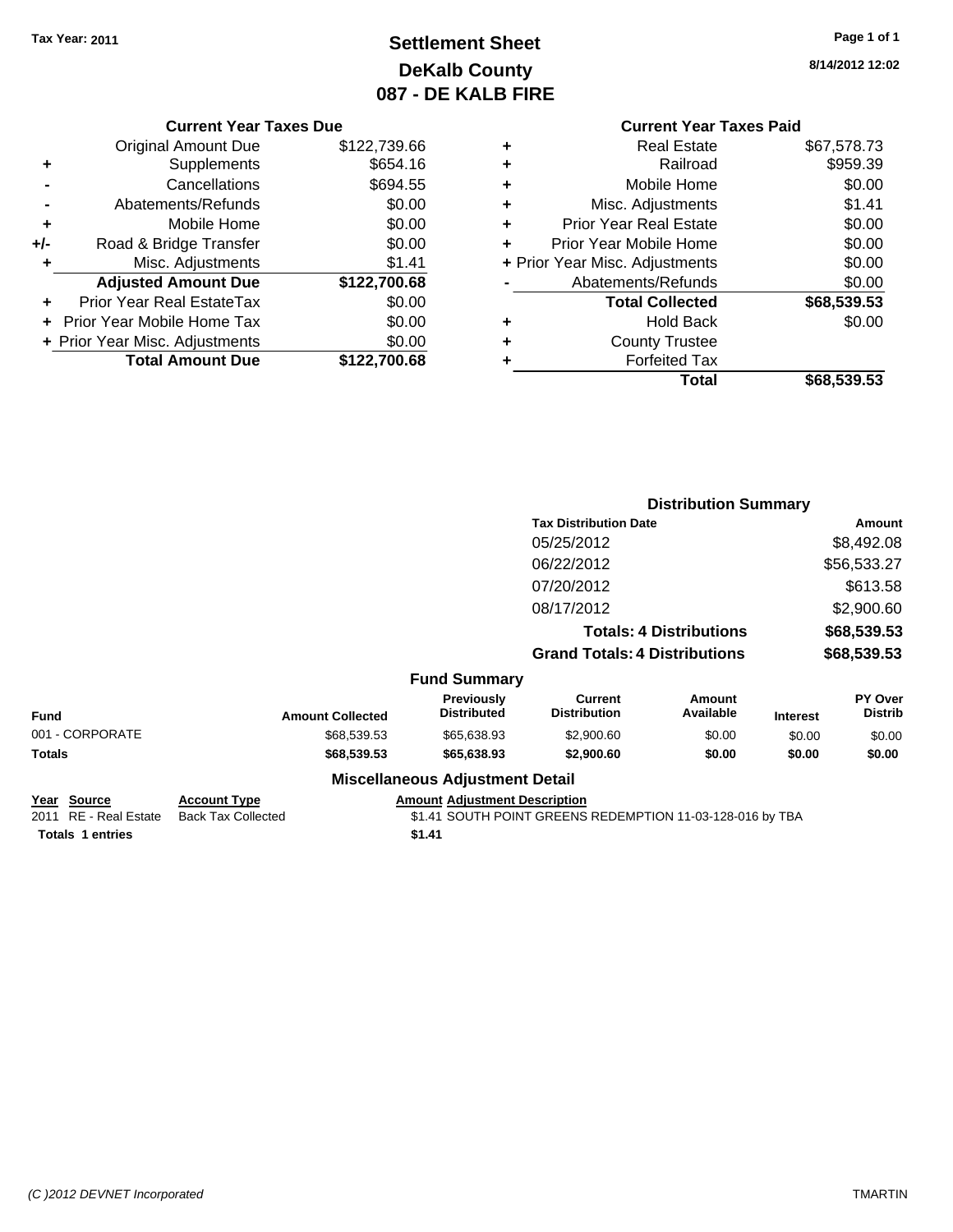Tax Year: 2011

# Settlement Sheet
## DeKalb County
## 087 - DE KALB FIRE

8/14/2012 12:02

### Current Year Taxes Due

| | | |
|---|---|---|
| | Original Amount Due | $122,739.66 |
| + | Supplements | $654.16 |
| - | Cancellations | $694.55 |
| - | Abatements/Refunds | $0.00 |
| + | Mobile Home | $0.00 |
| +/- | Road & Bridge Transfer | $0.00 |
| + | Misc. Adjustments | $1.41 |
| | **Adjusted Amount Due** | **$122,700.68** |
| + | Prior Year Real EstateTax | $0.00 |
| + | Prior Year Mobile Home Tax | $0.00 |
| + | Prior Year Misc. Adjustments | $0.00 |
| | **Total Amount Due** | **$122,700.68** |

### Current Year Taxes Paid

| | | |
|---|---|---|
| + | Real Estate | $67,578.73 |
| + | Railroad | $959.39 |
| + | Mobile Home | $0.00 |
| + | Misc. Adjustments | $1.41 |
| + | Prior Year Real Estate | $0.00 |
| + | Prior Year Mobile Home | $0.00 |
| + | Prior Year Misc. Adjustments | $0.00 |
| - | Abatements/Refunds | $0.00 |
| | **Total Collected** | **$68,539.53** |
| + | Hold Back | $0.00 |
| + | County Trustee | |
| + | Forfeited Tax | |
| | **Total** | **$68,539.53** |

### Distribution Summary

| Tax Distribution Date | Amount |
|---|---|
| 05/25/2012 | $8,492.08 |
| 06/22/2012 | $56,533.27 |
| 07/20/2012 | $613.58 |
| 08/17/2012 | $2,900.60 |
| **Totals: 4 Distributions** | **$68,539.53** |
| **Grand Totals: 4 Distributions** | **$68,539.53** |

### Fund Summary

| Fund | Amount Collected | Previously Distributed | Current Distribution | Amount Available | Interest | PY Over Distrib |
|---|---|---|---|---|---|---|
| 001 - CORPORATE | $68,539.53 | $65,638.93 | $2,900.60 | $0.00 | $0.00 | $0.00 |
| **Totals** | **$68,539.53** | **$65,638.93** | **$2,900.60** | **$0.00** | **$0.00** | **$0.00** |

### Miscellaneous Adjustment Detail

| Year | Source | Account Type | Amount | Adjustment Description |
|---|---|---|---|---|
| 2011 | RE - Real Estate | Back Tax Collected | $1.41 | SOUTH POINT GREENS REDEMPTION 11-03-128-016 by TBA |
| **Totals** | **1 entries** | | **$1.41** | |

(C )2012 DEVNET Incorporated TMARTIN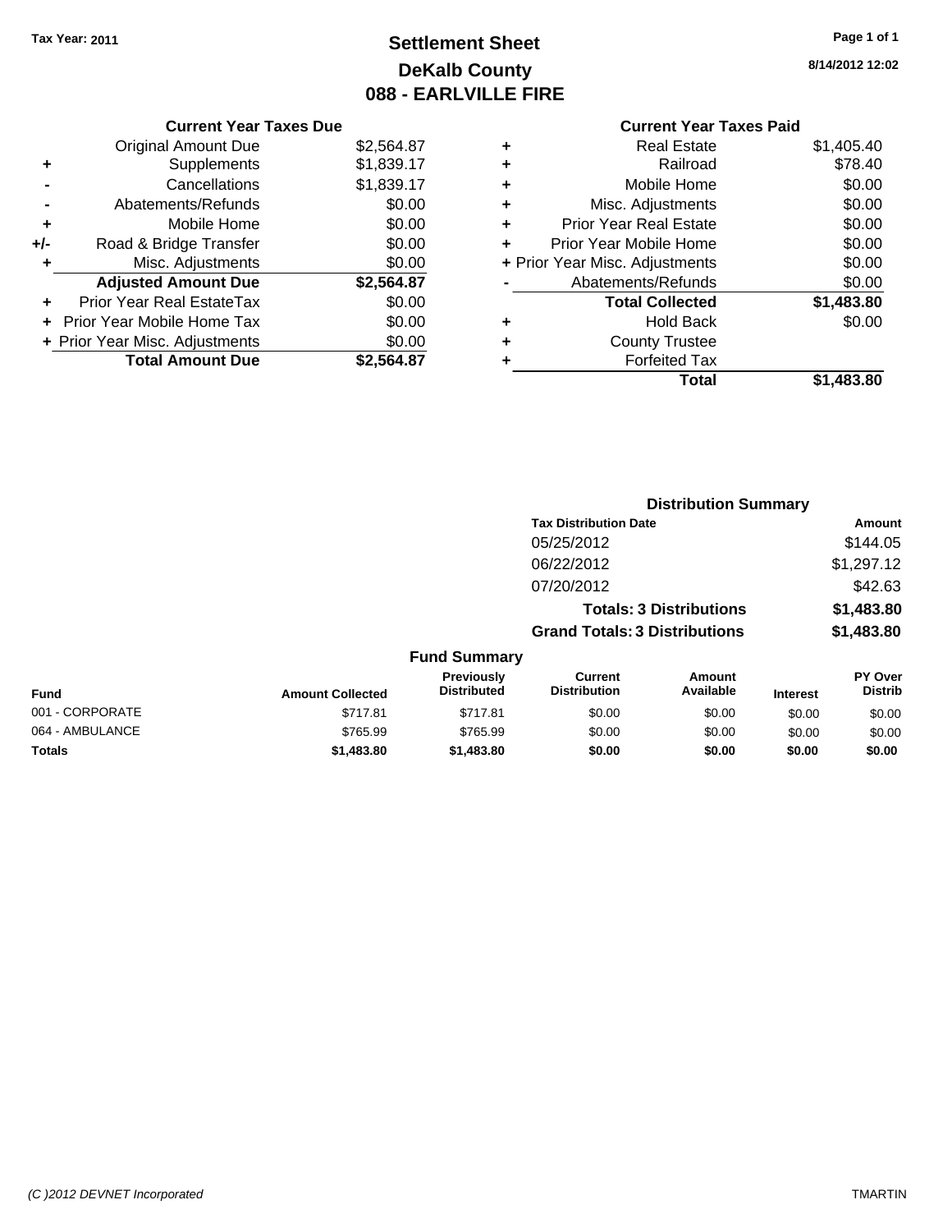Tax Year: 2011

# Settlement Sheet
## DeKalb County
## 088 - EARLVILLE FIRE

8/14/2012 12:02

### Current Year Taxes Due

| | | |
|---|---|---|
| | Original Amount Due | $2,564.87 |
| + | Supplements | $1,839.17 |
| - | Cancellations | $1,839.17 |
| - | Abatements/Refunds | $0.00 |
| + | Mobile Home | $0.00 |
| +/- | Road & Bridge Transfer | $0.00 |
| + | Misc. Adjustments | $0.00 |
| | **Adjusted Amount Due** | **$2,564.87** |
| + | Prior Year Real EstateTax | $0.00 |
| + | Prior Year Mobile Home Tax | $0.00 |
| + | Prior Year Misc. Adjustments | $0.00 |
| | **Total Amount Due** | **$2,564.87** |

### Current Year Taxes Paid

| | | |
|---|---|---|
| + | Real Estate | $1,405.40 |
| + | Railroad | $78.40 |
| + | Mobile Home | $0.00 |
| + | Misc. Adjustments | $0.00 |
| + | Prior Year Real Estate | $0.00 |
| + | Prior Year Mobile Home | $0.00 |
| + | Prior Year Misc. Adjustments | $0.00 |
| - | Abatements/Refunds | $0.00 |
| | **Total Collected** | **$1,483.80** |
| + | Hold Back | $0.00 |
| + | County Trustee | |
| + | Forfeited Tax | |
| | **Total** | **$1,483.80** |

### Distribution Summary

| Tax Distribution Date | Amount |
|---|---|
| 05/25/2012 | $144.05 |
| 06/22/2012 | $1,297.12 |
| 07/20/2012 | $42.63 |
| **Totals: 3 Distributions** | **$1,483.80** |
| **Grand Totals: 3 Distributions** | **$1,483.80** |

### Fund Summary

| Fund | Amount Collected | Previously Distributed | Current Distribution | Amount Available | Interest | PY Over Distrib |
|---|---|---|---|---|---|---|
| 001 - CORPORATE | $717.81 | $717.81 | $0.00 | $0.00 | $0.00 | $0.00 |
| 064 - AMBULANCE | $765.99 | $765.99 | $0.00 | $0.00 | $0.00 | $0.00 |
| **Totals** | **$1,483.80** | **$1,483.80** | **$0.00** | **$0.00** | **$0.00** | **$0.00** |

(C )2012 DEVNET Incorporated

TMARTIN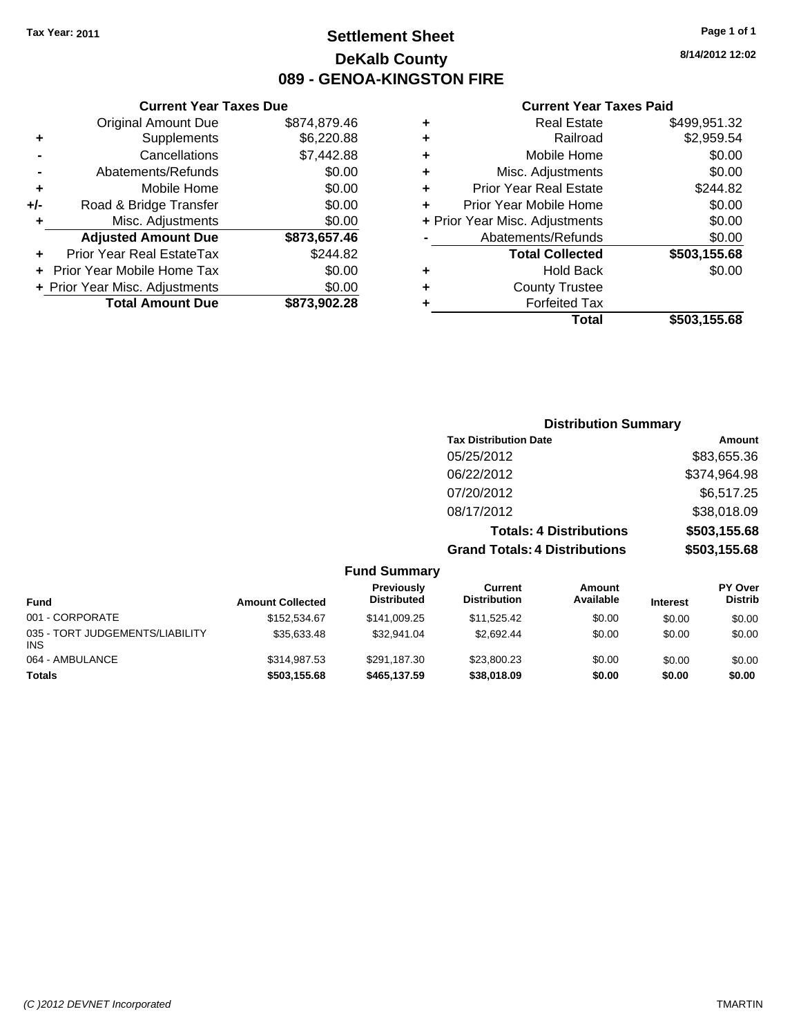**Tax Year: 2011**

# Settlement Sheet

## DeKalb County

## 089 - GENOA-KINGSTON FIRE

8/14/2012 12:02

### Current Year Taxes Due

| | | |
|---|---|---|
| | Original Amount Due | $874,879.46 |
| + | Supplements | $6,220.88 |
| - | Cancellations | $7,442.88 |
| - | Abatements/Refunds | $0.00 |
| + | Mobile Home | $0.00 |
| +/- | Road & Bridge Transfer | $0.00 |
| + | Misc. Adjustments | $0.00 |
| | **Adjusted Amount Due** | **$873,657.46** |
| + | Prior Year Real EstateTax | $244.82 |
| + | Prior Year Mobile Home Tax | $0.00 |
| + | Prior Year Misc. Adjustments | $0.00 |
| | **Total Amount Due** | **$873,902.28** |

### Current Year Taxes Paid

| | | |
|---|---|---|
| + | Real Estate | $499,951.32 |
| + | Railroad | $2,959.54 |
| + | Mobile Home | $0.00 |
| + | Misc. Adjustments | $0.00 |
| + | Prior Year Real Estate | $244.82 |
| + | Prior Year Mobile Home | $0.00 |
| + | Prior Year Misc. Adjustments | $0.00 |
| - | Abatements/Refunds | $0.00 |
| | **Total Collected** | **$503,155.68** |
| + | Hold Back | $0.00 |
| + | County Trustee | |
| + | Forfeited Tax | |
| | **Total** | **$503,155.68** |

### Distribution Summary

| Tax Distribution Date | Amount |
|---|---|
| 05/25/2012 | $83,655.36 |
| 06/22/2012 | $374,964.98 |
| 07/20/2012 | $6,517.25 |
| 08/17/2012 | $38,018.09 |
| **Totals: 4 Distributions** | **$503,155.68** |
| **Grand Totals: 4 Distributions** | **$503,155.68** |

### Fund Summary

| Fund | Amount Collected | Previously Distributed | Current Distribution | Amount Available | Interest | PY Over Distrib |
|---|---|---|---|---|---|---|
| 001 - CORPORATE | $152,534.67 | $141,009.25 | $11,525.42 | $0.00 | $0.00 | $0.00 |
| 035 - TORT JUDGEMENTS/LIABILITY INS | $35,633.48 | $32,941.04 | $2,692.44 | $0.00 | $0.00 | $0.00 |
| 064 - AMBULANCE | $314,987.53 | $291,187.30 | $23,800.23 | $0.00 | $0.00 | $0.00 |
| **Totals** | **$503,155.68** | **$465,137.59** | **$38,018.09** | **$0.00** | **$0.00** | **$0.00** |

(C )2012 DEVNET Incorporated TMARTIN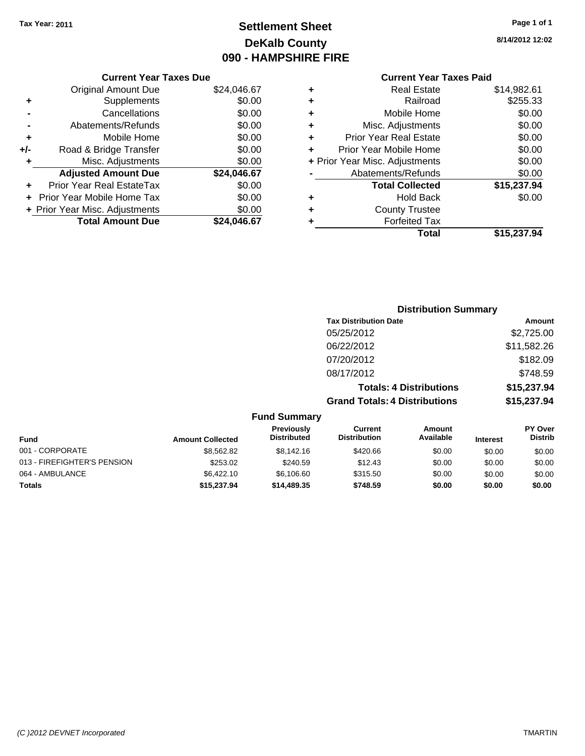Tax Year: 2011

# Settlement Sheet
## DeKalb County
## 090 - HAMPSHIRE FIRE

8/14/2012 12:02

### Current Year Taxes Due

| | | |
|---|---|---|
| | Original Amount Due | $24,046.67 |
| + | Supplements | $0.00 |
| - | Cancellations | $0.00 |
| - | Abatements/Refunds | $0.00 |
| + | Mobile Home | $0.00 |
| +/- | Road & Bridge Transfer | $0.00 |
| + | Misc. Adjustments | $0.00 |
| | **Adjusted Amount Due** | **$24,046.67** |
| + | Prior Year Real EstateTax | $0.00 |
| + | Prior Year Mobile Home Tax | $0.00 |
| + | Prior Year Misc. Adjustments | $0.00 |
| | **Total Amount Due** | **$24,046.67** |

### Current Year Taxes Paid

| | | |
|---|---|---|
| + | Real Estate | $14,982.61 |
| + | Railroad | $255.33 |
| + | Mobile Home | $0.00 |
| + | Misc. Adjustments | $0.00 |
| + | Prior Year Real Estate | $0.00 |
| + | Prior Year Mobile Home | $0.00 |
| + | Prior Year Misc. Adjustments | $0.00 |
| - | Abatements/Refunds | $0.00 |
| | **Total Collected** | **$15,237.94** |
| + | Hold Back | $0.00 |
| + | County Trustee | |
| + | Forfeited Tax | |
| | **Total** | **$15,237.94** |

### Distribution Summary

| Tax Distribution Date | Amount |
|---|---|
| 05/25/2012 | $2,725.00 |
| 06/22/2012 | $11,582.26 |
| 07/20/2012 | $182.09 |
| 08/17/2012 | $748.59 |
| **Totals: 4 Distributions** | **$15,237.94** |
| **Grand Totals: 4 Distributions** | **$15,237.94** |

### Fund Summary

| Fund | Amount Collected | Previously Distributed | Current Distribution | Amount Available | Interest | PY Over Distrib |
|---|---|---|---|---|---|---|
| 001 - CORPORATE | $8,562.82 | $8,142.16 | $420.66 | $0.00 | $0.00 | $0.00 |
| 013 - FIREFIGHTER'S PENSION | $253.02 | $240.59 | $12.43 | $0.00 | $0.00 | $0.00 |
| 064 - AMBULANCE | $6,422.10 | $6,106.60 | $315.50 | $0.00 | $0.00 | $0.00 |
| **Totals** | **$15,237.94** | **$14,489.35** | **$748.59** | **$0.00** | **$0.00** | **$0.00** |

(C )2012 DEVNET Incorporated TMARTIN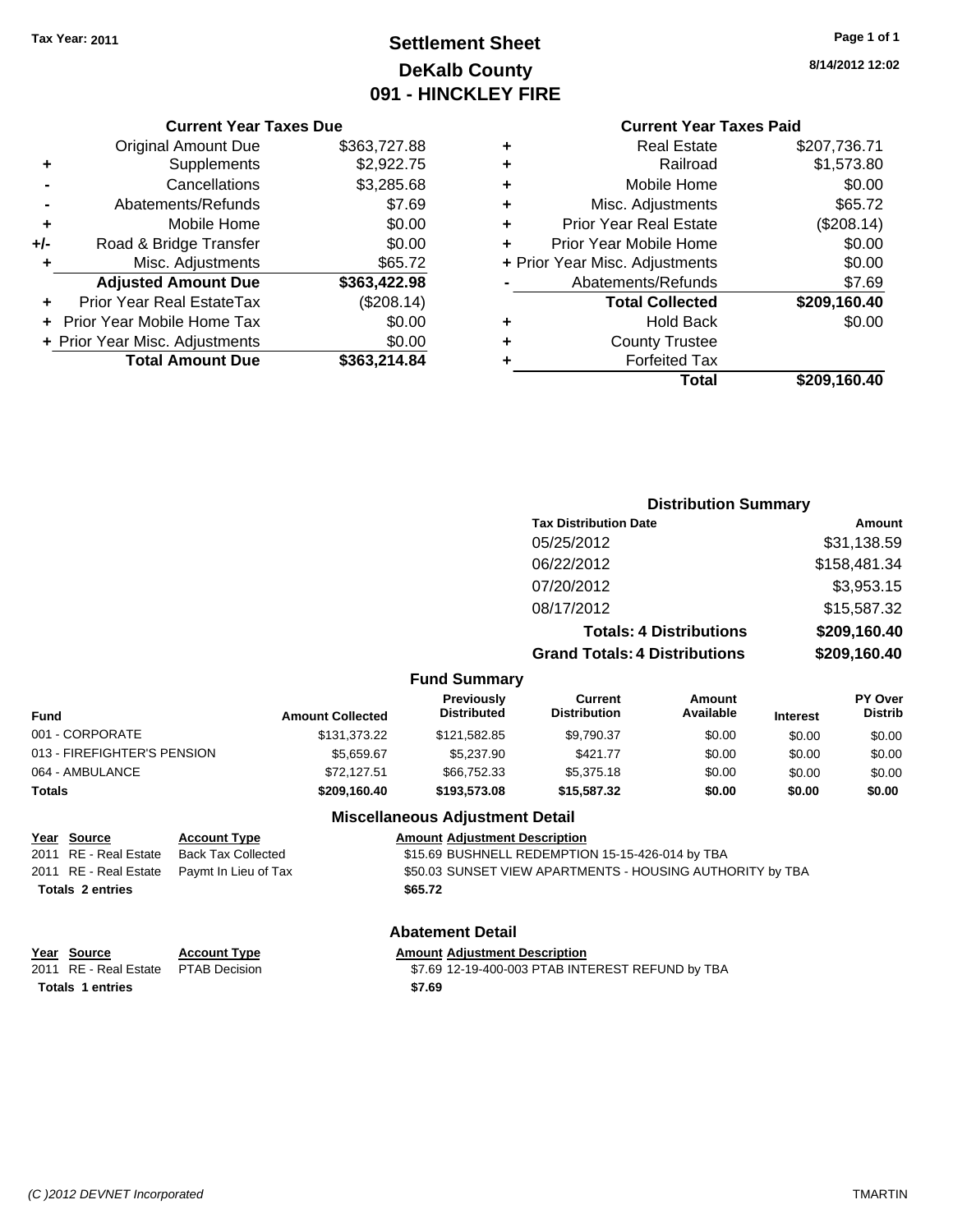Tax Year: 2011

# Settlement Sheet
## DeKalb County
## 091 - HINCKLEY FIRE

8/14/2012 12:02

### Current Year Taxes Due

| | | |
|---|---|---|
| | Original Amount Due | $363,727.88 |
| + | Supplements | $2,922.75 |
| - | Cancellations | $3,285.68 |
| - | Abatements/Refunds | $7.69 |
| + | Mobile Home | $0.00 |
| +/- | Road & Bridge Transfer | $0.00 |
| + | Misc. Adjustments | $65.72 |
| | **Adjusted Amount Due** | **$363,422.98** |
| + | Prior Year Real EstateTax | ($208.14) |
| + | Prior Year Mobile Home Tax | $0.00 |
| + | Prior Year Misc. Adjustments | $0.00 |
| | **Total Amount Due** | **$363,214.84** |

### Current Year Taxes Paid

| | | |
|---|---|---|
| + | Real Estate | $207,736.71 |
| + | Railroad | $1,573.80 |
| + | Mobile Home | $0.00 |
| + | Misc. Adjustments | $65.72 |
| + | Prior Year Real Estate | ($208.14) |
| + | Prior Year Mobile Home | $0.00 |
| + | Prior Year Misc. Adjustments | $0.00 |
| - | Abatements/Refunds | $7.69 |
| | **Total Collected** | **$209,160.40** |
| + | Hold Back | $0.00 |
| + | County Trustee | |
| + | Forfeited Tax | |
| | **Total** | **$209,160.40** |

### Distribution Summary

| Tax Distribution Date | Amount |
|---|---|
| 05/25/2012 | $31,138.59 |
| 06/22/2012 | $158,481.34 |
| 07/20/2012 | $3,953.15 |
| 08/17/2012 | $15,587.32 |
| **Totals: 4 Distributions** | **$209,160.40** |
| **Grand Totals: 4 Distributions** | **$209,160.40** |

### Fund Summary

| Fund | Amount Collected | Previously Distributed | Current Distribution | Amount Available | Interest | PY Over Distrib |
|---|---|---|---|---|---|---|
| 001 - CORPORATE | $131,373.22 | $121,582.85 | $9,790.37 | $0.00 | $0.00 | $0.00 |
| 013 - FIREFIGHTER'S PENSION | $5,659.67 | $5,237.90 | $421.77 | $0.00 | $0.00 | $0.00 |
| 064 - AMBULANCE | $72,127.51 | $66,752.33 | $5,375.18 | $0.00 | $0.00 | $0.00 |
| **Totals** | **$209,160.40** | **$193,573.08** | **$15,587.32** | **$0.00** | **$0.00** | **$0.00** |

### Miscellaneous Adjustment Detail

| Year | Source | Account Type | Amount | Adjustment Description |
|---|---|---|---|---|
| 2011 | RE - Real Estate | Back Tax Collected | $15.69 | BUSHNELL REDEMPTION 15-15-426-014 by TBA |
| 2011 | RE - Real Estate | Paymt In Lieu of Tax | $50.03 | SUNSET VIEW APARTMENTS - HOUSING AUTHORITY by TBA |
| **Totals 2 entries** | | | **$65.72** | |

### Abatement Detail

| Year | Source | Account Type | Amount | Adjustment Description |
|---|---|---|---|---|
| 2011 | RE - Real Estate | PTAB Decision | $7.69 | 12-19-400-003 PTAB INTEREST REFUND by TBA |
| **Totals 1 entries** | | | **$7.69** | |

(C )2012 DEVNET Incorporated TMARTIN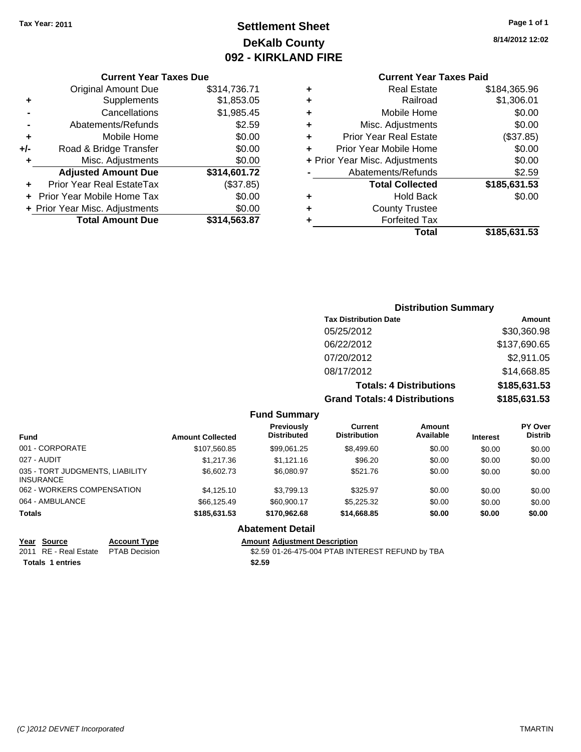Tax Year: 2011

# Settlement Sheet
## DeKalb County
## 092 - KIRKLAND FIRE

8/14/2012 12:02

### Current Year Taxes Due

| | | |
|---|---|---|
| | Original Amount Due | $314,736.71 |
| + | Supplements | $1,853.05 |
| - | Cancellations | $1,985.45 |
| - | Abatements/Refunds | $2.59 |
| + | Mobile Home | $0.00 |
| +/- | Road & Bridge Transfer | $0.00 |
| + | Misc. Adjustments | $0.00 |
| | **Adjusted Amount Due** | **$314,601.72** |
| + | Prior Year Real EstateTax | ($37.85) |
| + | Prior Year Mobile Home Tax | $0.00 |
| + | Prior Year Misc. Adjustments | $0.00 |
| | **Total Amount Due** | **$314,563.87** |

### Current Year Taxes Paid

| | | |
|---|---|---|
| + | Real Estate | $184,365.96 |
| + | Railroad | $1,306.01 |
| + | Mobile Home | $0.00 |
| + | Misc. Adjustments | $0.00 |
| + | Prior Year Real Estate | ($37.85) |
| + | Prior Year Mobile Home | $0.00 |
| + | Prior Year Misc. Adjustments | $0.00 |
| - | Abatements/Refunds | $2.59 |
| | **Total Collected** | **$185,631.53** |
| + | Hold Back | $0.00 |
| + | County Trustee | |
| + | Forfeited Tax | |
| | **Total** | **$185,631.53** |

### Distribution Summary

| Tax Distribution Date | Amount |
|---|---|
| 05/25/2012 | $30,360.98 |
| 06/22/2012 | $137,690.65 |
| 07/20/2012 | $2,911.05 |
| 08/17/2012 | $14,668.85 |
| **Totals: 4 Distributions** | **$185,631.53** |
| **Grand Totals: 4 Distributions** | **$185,631.53** |

### Fund Summary

| Fund | Amount Collected | Previously Distributed | Current Distribution | Amount Available | Interest | PY Over Distrib |
|---|---|---|---|---|---|---|
| 001 - CORPORATE | $107,560.85 | $99,061.25 | $8,499.60 | $0.00 | $0.00 | $0.00 |
| 027 - AUDIT | $1,217.36 | $1,121.16 | $96.20 | $0.00 | $0.00 | $0.00 |
| 035 - TORT JUDGMENTS, LIABILITY INSURANCE | $6,602.73 | $6,080.97 | $521.76 | $0.00 | $0.00 | $0.00 |
| 062 - WORKERS COMPENSATION | $4,125.10 | $3,799.13 | $325.97 | $0.00 | $0.00 | $0.00 |
| 064 - AMBULANCE | $66,125.49 | $60,900.17 | $5,225.32 | $0.00 | $0.00 | $0.00 |
| **Totals** | **$185,631.53** | **$170,962.68** | **$14,668.85** | **$0.00** | **$0.00** | **$0.00** |

### Abatement Detail

| Year | Source | Account Type | Amount | Adjustment Description |
|---|---|---|---|---|
| 2011 | RE - Real Estate | PTAB Decision | $2.59 | 01-26-475-004 PTAB INTEREST REFUND by TBA |
| **Totals** | **1 entries** | | **$2.59** | |

(C )2012 DEVNET Incorporated TMARTIN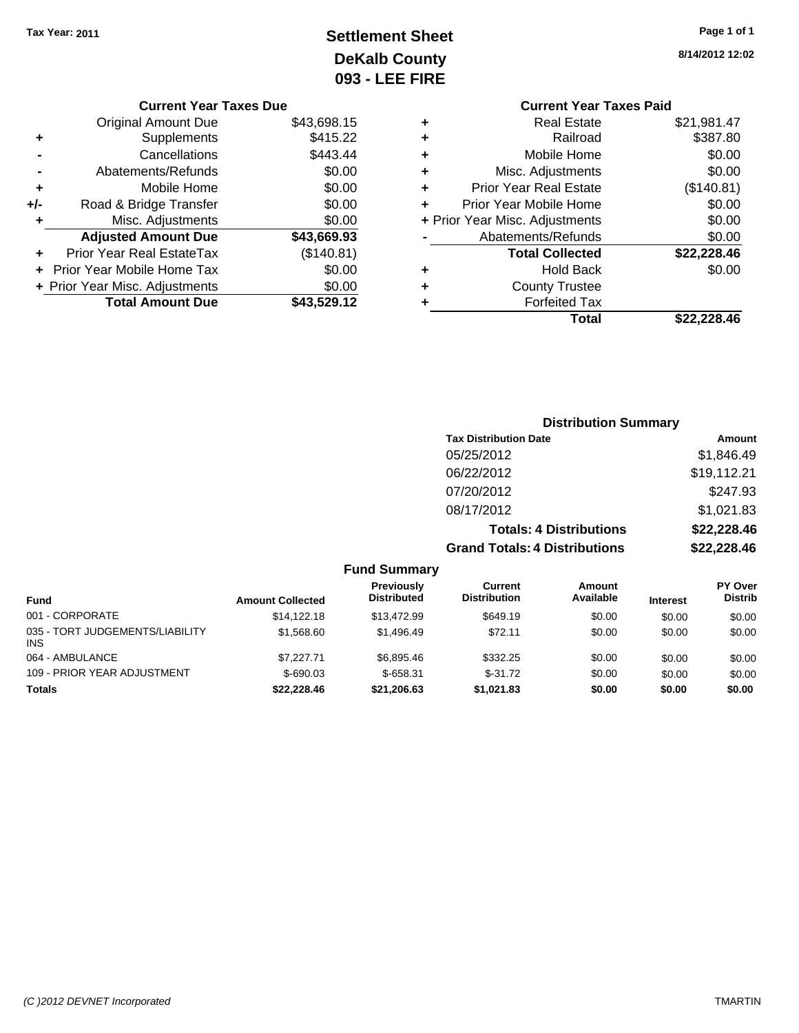Tax Year: 2011

# Settlement Sheet
## DeKalb County
## 093 - LEE FIRE

8/14/2012 12:02

### Current Year Taxes Due

| | | |
|---|---|---|
| | Original Amount Due | $43,698.15 |
| + | Supplements | $415.22 |
| - | Cancellations | $443.44 |
| - | Abatements/Refunds | $0.00 |
| + | Mobile Home | $0.00 |
| +/- | Road & Bridge Transfer | $0.00 |
| + | Misc. Adjustments | $0.00 |
| | **Adjusted Amount Due** | **$43,669.93** |
| + | Prior Year Real EstateTax | ($140.81) |
| + | Prior Year Mobile Home Tax | $0.00 |
| + | Prior Year Misc. Adjustments | $0.00 |
| | **Total Amount Due** | **$43,529.12** |

### Current Year Taxes Paid

| | | |
|---|---|---|
| + | Real Estate | $21,981.47 |
| + | Railroad | $387.80 |
| + | Mobile Home | $0.00 |
| + | Misc. Adjustments | $0.00 |
| + | Prior Year Real Estate | ($140.81) |
| + | Prior Year Mobile Home | $0.00 |
| + | Prior Year Misc. Adjustments | $0.00 |
| - | Abatements/Refunds | $0.00 |
| | **Total Collected** | **$22,228.46** |
| + | Hold Back | $0.00 |
| + | County Trustee | |
| + | Forfeited Tax | |
| | **Total** | **$22,228.46** |

### Distribution Summary

| Tax Distribution Date | Amount |
|---|---|
| 05/25/2012 | $1,846.49 |
| 06/22/2012 | $19,112.21 |
| 07/20/2012 | $247.93 |
| 08/17/2012 | $1,021.83 |
| **Totals: 4 Distributions** | **$22,228.46** |
| **Grand Totals: 4 Distributions** | **$22,228.46** |

### Fund Summary

| Fund | Amount Collected | Previously Distributed | Current Distribution | Amount Available | Interest | PY Over Distrib |
|---|---|---|---|---|---|---|
| 001 - CORPORATE | $14,122.18 | $13,472.99 | $649.19 | $0.00 | $0.00 | $0.00 |
| 035 - TORT JUDGEMENTS/LIABILITY INS | $1,568.60 | $1,496.49 | $72.11 | $0.00 | $0.00 | $0.00 |
| 064 - AMBULANCE | $7,227.71 | $6,895.46 | $332.25 | $0.00 | $0.00 | $0.00 |
| 109 - PRIOR YEAR ADJUSTMENT | $-690.03 | $-658.31 | $-31.72 | $0.00 | $0.00 | $0.00 |
| **Totals** | **$22,228.46** | **$21,206.63** | **$1,021.83** | **$0.00** | **$0.00** | **$0.00** |

(C )2012 DEVNET Incorporated TMARTIN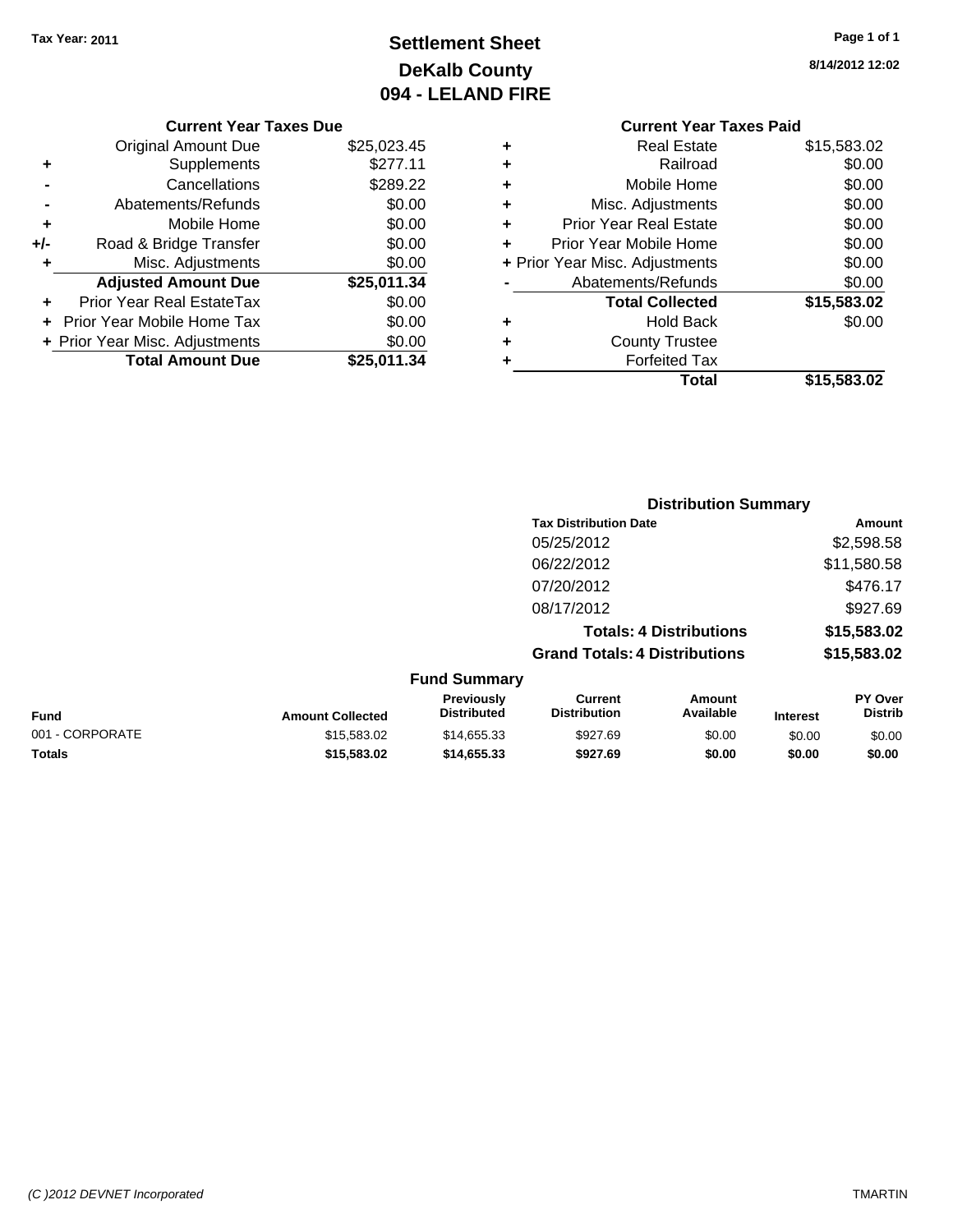Tax Year: 2011

# Settlement Sheet
## DeKalb County
## 094 - LELAND FIRE

8/14/2012 12:02

### Current Year Taxes Due

| | | |
|---|---|---|
| | Original Amount Due | $25,023.45 |
| + | Supplements | $277.11 |
| - | Cancellations | $289.22 |
| - | Abatements/Refunds | $0.00 |
| + | Mobile Home | $0.00 |
| +/- | Road & Bridge Transfer | $0.00 |
| + | Misc. Adjustments | $0.00 |
| | **Adjusted Amount Due** | **$25,011.34** |
| + | Prior Year Real EstateTax | $0.00 |
| + | Prior Year Mobile Home Tax | $0.00 |
| + | Prior Year Misc. Adjustments | $0.00 |
| | **Total Amount Due** | **$25,011.34** |

### Current Year Taxes Paid

| | | |
|---|---|---|
| + | Real Estate | $15,583.02 |
| + | Railroad | $0.00 |
| + | Mobile Home | $0.00 |
| + | Misc. Adjustments | $0.00 |
| + | Prior Year Real Estate | $0.00 |
| + | Prior Year Mobile Home | $0.00 |
| + | Prior Year Misc. Adjustments | $0.00 |
| - | Abatements/Refunds | $0.00 |
| | **Total Collected** | **$15,583.02** |
| + | Hold Back | $0.00 |
| + | County Trustee | |
| + | Forfeited Tax | |
| | **Total** | **$15,583.02** |

### Distribution Summary

| Tax Distribution Date | Amount |
|---|---|
| 05/25/2012 | $2,598.58 |
| 06/22/2012 | $11,580.58 |
| 07/20/2012 | $476.17 |
| 08/17/2012 | $927.69 |
| **Totals: 4 Distributions** | **$15,583.02** |
| **Grand Totals: 4 Distributions** | **$15,583.02** |

### Fund Summary

| Fund | Amount Collected | Previously Distributed | Current Distribution | Amount Available | Interest | PY Over Distrib |
|---|---|---|---|---|---|---|
| 001 - CORPORATE | $15,583.02 | $14,655.33 | $927.69 | $0.00 | $0.00 | $0.00 |
| **Totals** | **$15,583.02** | **$14,655.33** | **$927.69** | **$0.00** | **$0.00** | **$0.00** |

(C )2012 DEVNET Incorporated

TMARTIN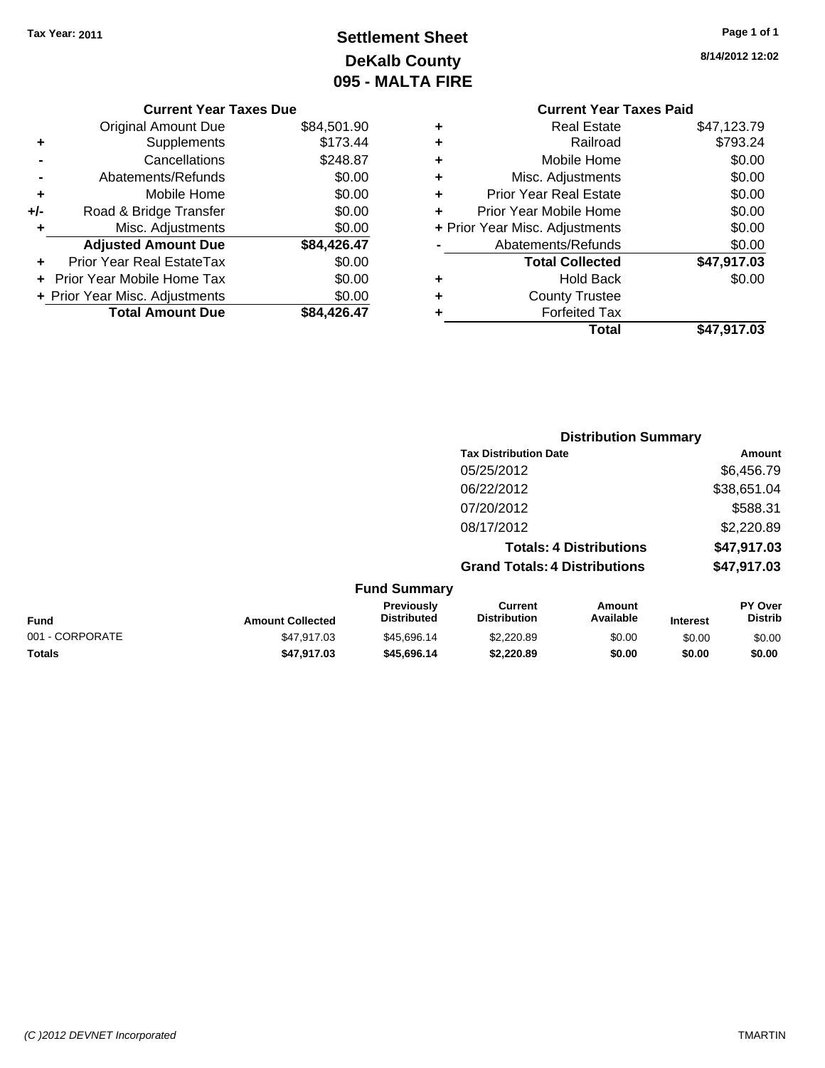Tax Year: 2011

# Settlement Sheet
## DeKalb County
## 095 - MALTA FIRE

8/14/2012 12:02

### Current Year Taxes Due

| | | |
|---|---|---|
| | Original Amount Due | $84,501.90 |
| + | Supplements | $173.44 |
| - | Cancellations | $248.87 |
| - | Abatements/Refunds | $0.00 |
| + | Mobile Home | $0.00 |
| +/- | Road & Bridge Transfer | $0.00 |
| + | Misc. Adjustments | $0.00 |
| | **Adjusted Amount Due** | **$84,426.47** |
| + | Prior Year Real EstateTax | $0.00 |
| + | Prior Year Mobile Home Tax | $0.00 |
| + | Prior Year Misc. Adjustments | $0.00 |
| | **Total Amount Due** | **$84,426.47** |

### Current Year Taxes Paid

| | | |
|---|---|---|
| + | Real Estate | $47,123.79 |
| + | Railroad | $793.24 |
| + | Mobile Home | $0.00 |
| + | Misc. Adjustments | $0.00 |
| + | Prior Year Real Estate | $0.00 |
| + | Prior Year Mobile Home | $0.00 |
| + | Prior Year Misc. Adjustments | $0.00 |
| - | Abatements/Refunds | $0.00 |
| | **Total Collected** | **$47,917.03** |
| + | Hold Back | $0.00 |
| + | County Trustee | |
| + | Forfeited Tax | |
| | **Total** | **$47,917.03** |

### Distribution Summary

| Tax Distribution Date | Amount |
|---|---|
| 05/25/2012 | $6,456.79 |
| 06/22/2012 | $38,651.04 |
| 07/20/2012 | $588.31 |
| 08/17/2012 | $2,220.89 |
| **Totals: 4 Distributions** | **$47,917.03** |
| **Grand Totals: 4 Distributions** | **$47,917.03** |

### Fund Summary

| Fund | Amount Collected | Previously Distributed | Current Distribution | Amount Available | Interest | PY Over Distrib |
|---|---|---|---|---|---|---|
| 001 - CORPORATE | $47,917.03 | $45,696.14 | $2,220.89 | $0.00 | $0.00 | $0.00 |
| **Totals** | **$47,917.03** | **$45,696.14** | **$2,220.89** | **$0.00** | **$0.00** | **$0.00** |

(C )2012 DEVNET Incorporated TMARTIN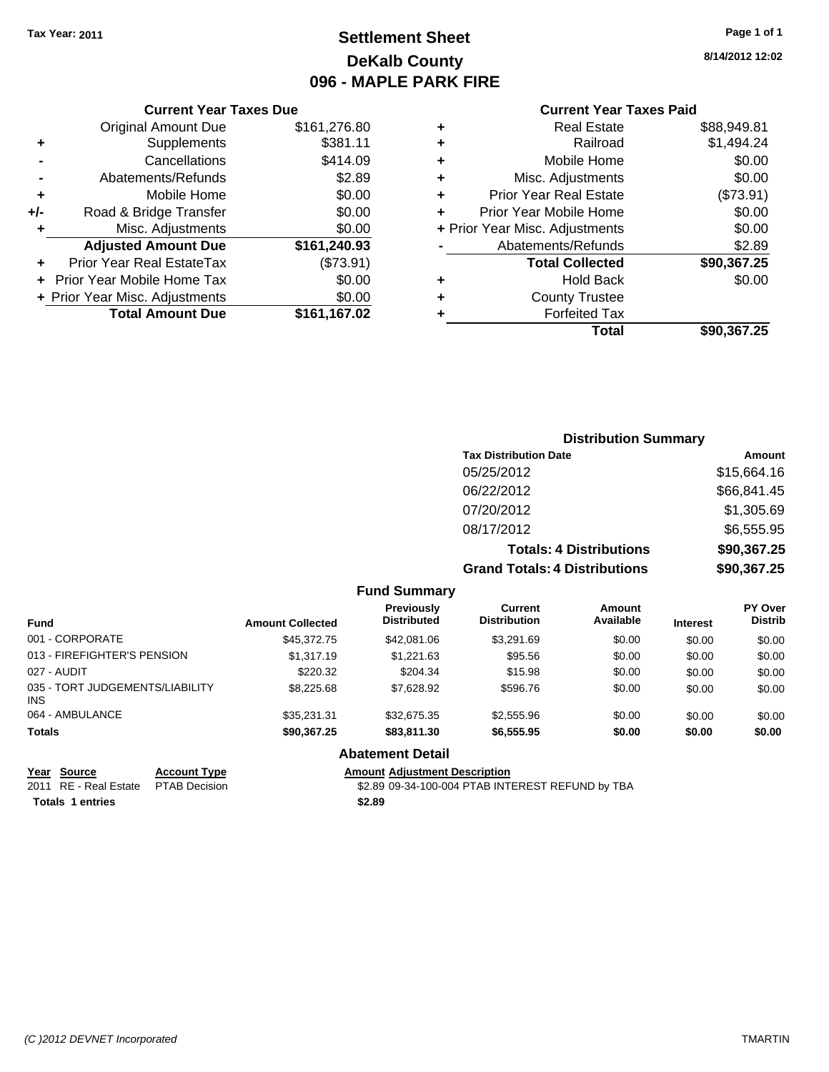Tax Year: 2011

# Settlement Sheet
## DeKalb County
## 096 - MAPLE PARK FIRE

8/14/2012 12:02

### Current Year Taxes Due

| | | |
|---|---|---|
| | Original Amount Due | $161,276.80 |
| + | Supplements | $381.11 |
| - | Cancellations | $414.09 |
| - | Abatements/Refunds | $2.89 |
| + | Mobile Home | $0.00 |
| +/- | Road & Bridge Transfer | $0.00 |
| + | Misc. Adjustments | $0.00 |
| | **Adjusted Amount Due** | **$161,240.93** |
| + | Prior Year Real EstateTax | ($73.91) |
| + | Prior Year Mobile Home Tax | $0.00 |
| + | Prior Year Misc. Adjustments | $0.00 |
| | **Total Amount Due** | **$161,167.02** |

### Current Year Taxes Paid

| | | |
|---|---|---|
| + | Real Estate | $88,949.81 |
| + | Railroad | $1,494.24 |
| + | Mobile Home | $0.00 |
| + | Misc. Adjustments | $0.00 |
| + | Prior Year Real Estate | ($73.91) |
| + | Prior Year Mobile Home | $0.00 |
| + | Prior Year Misc. Adjustments | $0.00 |
| - | Abatements/Refunds | $2.89 |
| | **Total Collected** | **$90,367.25** |
| + | Hold Back | $0.00 |
| + | County Trustee | |
| + | Forfeited Tax | |
| | **Total** | **$90,367.25** |

### Distribution Summary

| Tax Distribution Date | Amount |
|---|---|
| 05/25/2012 | $15,664.16 |
| 06/22/2012 | $66,841.45 |
| 07/20/2012 | $1,305.69 |
| 08/17/2012 | $6,555.95 |
| **Totals: 4 Distributions** | **$90,367.25** |
| **Grand Totals: 4 Distributions** | **$90,367.25** |

### Fund Summary

| Fund | Amount Collected | Previously Distributed | Current Distribution | Amount Available | Interest | PY Over Distrib |
|---|---|---|---|---|---|---|
| 001 - CORPORATE | $45,372.75 | $42,081.06 | $3,291.69 | $0.00 | $0.00 | $0.00 |
| 013 - FIREFIGHTER'S PENSION | $1,317.19 | $1,221.63 | $95.56 | $0.00 | $0.00 | $0.00 |
| 027 - AUDIT | $220.32 | $204.34 | $15.98 | $0.00 | $0.00 | $0.00 |
| 035 - TORT JUDGEMENTS/LIABILITY INS | $8,225.68 | $7,628.92 | $596.76 | $0.00 | $0.00 | $0.00 |
| 064 - AMBULANCE | $35,231.31 | $32,675.35 | $2,555.96 | $0.00 | $0.00 | $0.00 |
| **Totals** | **$90,367.25** | **$83,811.30** | **$6,555.95** | **$0.00** | **$0.00** | **$0.00** |

### Abatement Detail

| Year | Source | Account Type | Amount | Adjustment Description |
|---|---|---|---|---|
| 2011 | RE - Real Estate | PTAB Decision | $2.89 | 09-34-100-004 PTAB INTEREST REFUND by TBA |
| **Totals 1 entries** | | | **$2.89** | |

(C )2012 DEVNET Incorporated TMARTIN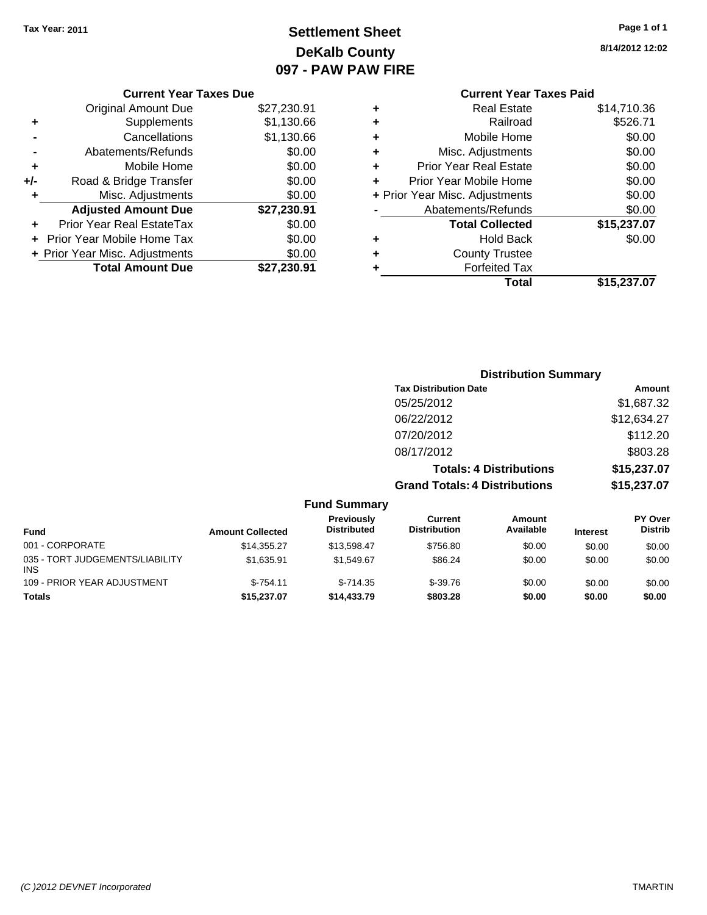**Tax Year: 2011**

# Settlement Sheet
## DeKalb County
## 097 - PAW PAW FIRE

8/14/2012 12:02

### Current Year Taxes Due

| | | |
|---|---|---|
| | Original Amount Due | $27,230.91 |
| + | Supplements | $1,130.66 |
| - | Cancellations | $1,130.66 |
| - | Abatements/Refunds | $0.00 |
| + | Mobile Home | $0.00 |
| +/- | Road & Bridge Transfer | $0.00 |
| + | Misc. Adjustments | $0.00 |
| | **Adjusted Amount Due** | **$27,230.91** |
| + | Prior Year Real EstateTax | $0.00 |
| + | Prior Year Mobile Home Tax | $0.00 |
| + | Prior Year Misc. Adjustments | $0.00 |
| | **Total Amount Due** | **$27,230.91** |

### Current Year Taxes Paid

| | | |
|---|---|---|
| + | Real Estate | $14,710.36 |
| + | Railroad | $526.71 |
| + | Mobile Home | $0.00 |
| + | Misc. Adjustments | $0.00 |
| + | Prior Year Real Estate | $0.00 |
| + | Prior Year Mobile Home | $0.00 |
| + | Prior Year Misc. Adjustments | $0.00 |
| - | Abatements/Refunds | $0.00 |
| | **Total Collected** | **$15,237.07** |
| + | Hold Back | $0.00 |
| + | County Trustee | |
| + | Forfeited Tax | |
| | **Total** | **$15,237.07** |

### Distribution Summary

| Tax Distribution Date | Amount |
|---|---|
| 05/25/2012 | $1,687.32 |
| 06/22/2012 | $12,634.27 |
| 07/20/2012 | $112.20 |
| 08/17/2012 | $803.28 |
| **Totals: 4 Distributions** | **$15,237.07** |
| **Grand Totals: 4 Distributions** | **$15,237.07** |

### Fund Summary

| Fund | Amount Collected | Previously Distributed | Current Distribution | Amount Available | Interest | PY Over Distrib |
|---|---|---|---|---|---|---|
| 001 - CORPORATE | $14,355.27 | $13,598.47 | $756.80 | $0.00 | $0.00 | $0.00 |
| 035 - TORT JUDGEMENTS/LIABILITY INS | $1,635.91 | $1,549.67 | $86.24 | $0.00 | $0.00 | $0.00 |
| 109 - PRIOR YEAR ADJUSTMENT | $-754.11 | $-714.35 | $-39.76 | $0.00 | $0.00 | $0.00 |
| **Totals** | **$15,237.07** | **$14,433.79** | **$803.28** | **$0.00** | **$0.00** | **$0.00** |

*(C )2012 DEVNET Incorporated* TMARTIN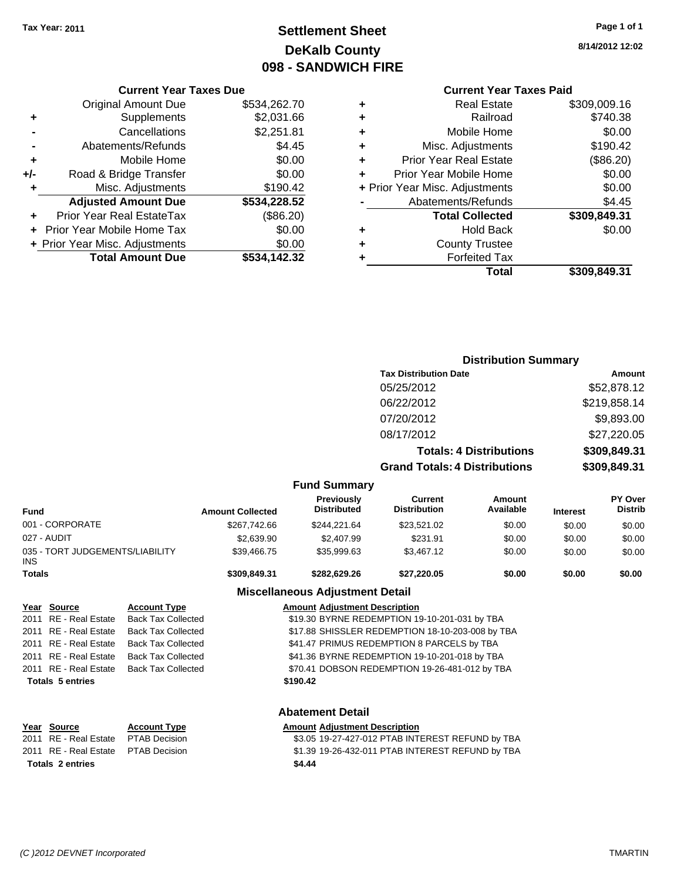Tax Year: 2011

# Settlement Sheet
## DeKalb County
## 098 - SANDWICH FIRE

8/14/2012 12:02

### Current Year Taxes Due

| | | |
|---|---|---|
| | Original Amount Due | $534,262.70 |
| + | Supplements | $2,031.66 |
| - | Cancellations | $2,251.81 |
| - | Abatements/Refunds | $4.45 |
| + | Mobile Home | $0.00 |
| +/- | Road & Bridge Transfer | $0.00 |
| + | Misc. Adjustments | $190.42 |
| | **Adjusted Amount Due** | **$534,228.52** |
| + | Prior Year Real EstateTax | ($86.20) |
| + | Prior Year Mobile Home Tax | $0.00 |
| + | Prior Year Misc. Adjustments | $0.00 |
| | **Total Amount Due** | **$534,142.32** |

### Current Year Taxes Paid

| | | |
|---|---|---|
| + | Real Estate | $309,009.16 |
| + | Railroad | $740.38 |
| + | Mobile Home | $0.00 |
| + | Misc. Adjustments | $190.42 |
| + | Prior Year Real Estate | ($86.20) |
| + | Prior Year Mobile Home | $0.00 |
| + | Prior Year Misc. Adjustments | $0.00 |
| - | Abatements/Refunds | $4.45 |
| | **Total Collected** | **$309,849.31** |
| + | Hold Back | $0.00 |
| + | County Trustee | |
| + | Forfeited Tax | |
| | **Total** | **$309,849.31** |

### Distribution Summary

| Tax Distribution Date | Amount |
|---|---|
| 05/25/2012 | $52,878.12 |
| 06/22/2012 | $219,858.14 |
| 07/20/2012 | $9,893.00 |
| 08/17/2012 | $27,220.05 |
| **Totals: 4 Distributions** | **$309,849.31** |
| **Grand Totals: 4 Distributions** | **$309,849.31** |

### Fund Summary

| Fund | Amount Collected | Previously Distributed | Current Distribution | Amount Available | Interest | PY Over Distrib |
|---|---|---|---|---|---|---|
| 001 - CORPORATE | $267,742.66 | $244,221.64 | $23,521.02 | $0.00 | $0.00 | $0.00 |
| 027 - AUDIT | $2,639.90 | $2,407.99 | $231.91 | $0.00 | $0.00 | $0.00 |
| 035 - TORT JUDGEMENTS/LIABILITY INS | $39,466.75 | $35,999.63 | $3,467.12 | $0.00 | $0.00 | $0.00 |
| **Totals** | **$309,849.31** | **$282,629.26** | **$27,220.05** | **$0.00** | **$0.00** | **$0.00** |

### Miscellaneous Adjustment Detail

| Year | Source | Account Type | Amount | Adjustment Description |
|---|---|---|---|---|
| 2011 | RE - Real Estate | Back Tax Collected | $19.30 | BYRNE REDEMPTION 19-10-201-031 by TBA |
| 2011 | RE - Real Estate | Back Tax Collected | $17.88 | SHISSLER REDEMPTION 18-10-203-008 by TBA |
| 2011 | RE - Real Estate | Back Tax Collected | $41.47 | PRIMUS REDEMPTION 8 PARCELS by TBA |
| 2011 | RE - Real Estate | Back Tax Collected | $41.36 | BYRNE REDEMPTION 19-10-201-018 by TBA |
| 2011 | RE - Real Estate | Back Tax Collected | $70.41 | DOBSON REDEMPTION 19-26-481-012 by TBA |
| **Totals 5 entries** | | | **$190.42** | |

### Abatement Detail

| Year | Source | Account Type | Amount | Adjustment Description |
|---|---|---|---|---|
| 2011 | RE - Real Estate | PTAB Decision | $3.05 | 19-27-427-012 PTAB INTEREST REFUND by TBA |
| 2011 | RE - Real Estate | PTAB Decision | $1.39 | 19-26-432-011 PTAB INTEREST REFUND by TBA |
| **Totals 2 entries** | | | **$4.44** | |

(C )2012 DEVNET Incorporated TMARTIN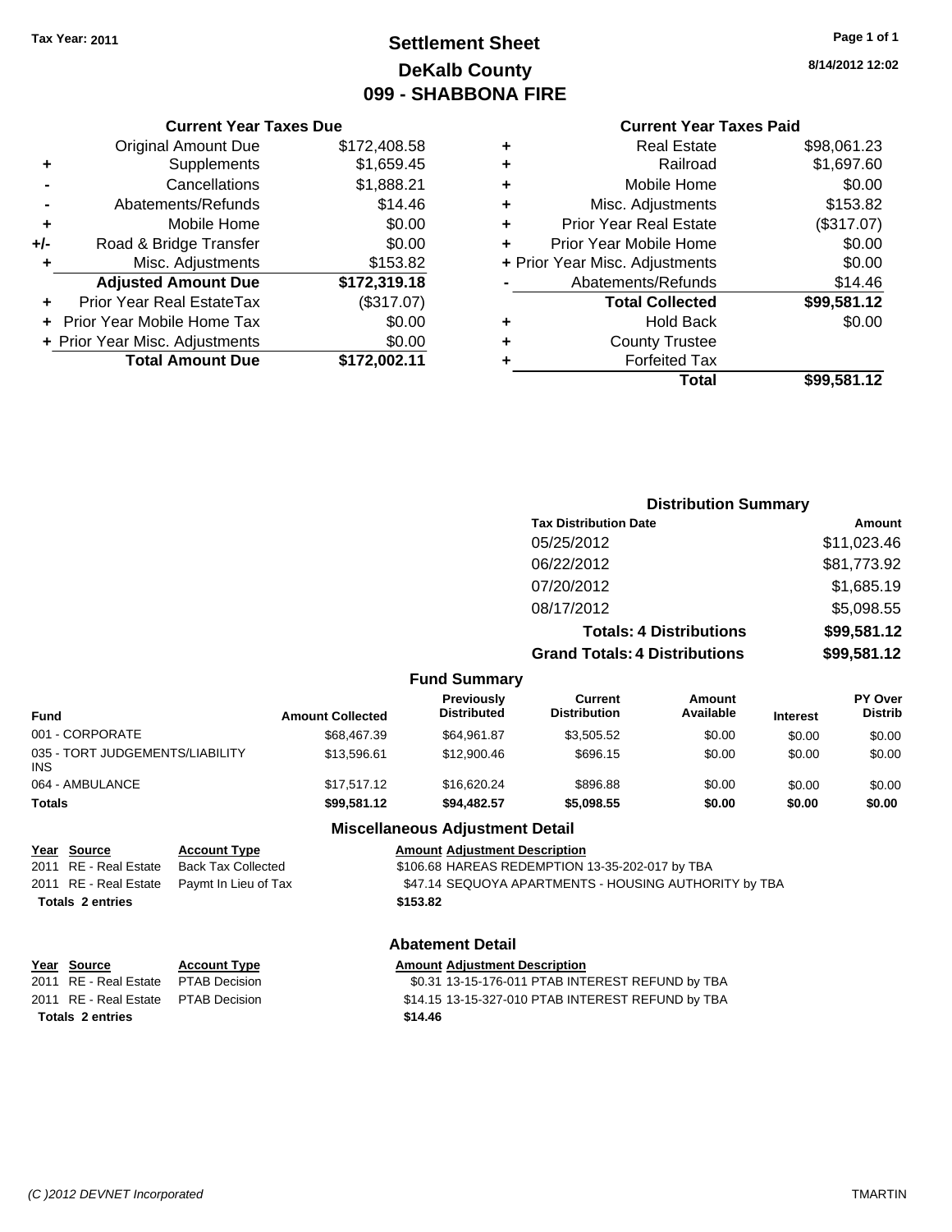Tax Year: 2011

# Settlement Sheet
## DeKalb County
## 099 - SHABBONA FIRE

8/14/2012 12:02

### Current Year Taxes Due

| | | |
|---|---|---|
| | Original Amount Due | $172,408.58 |
| + | Supplements | $1,659.45 |
| - | Cancellations | $1,888.21 |
| - | Abatements/Refunds | $14.46 |
| + | Mobile Home | $0.00 |
| +/- | Road & Bridge Transfer | $0.00 |
| + | Misc. Adjustments | $153.82 |
| | **Adjusted Amount Due** | **$172,319.18** |
| + | Prior Year Real EstateTax | ($317.07) |
| + | Prior Year Mobile Home Tax | $0.00 |
| + | Prior Year Misc. Adjustments | $0.00 |
| | **Total Amount Due** | **$172,002.11** |

### Current Year Taxes Paid

| | | |
|---|---|---|
| + | Real Estate | $98,061.23 |
| + | Railroad | $1,697.60 |
| + | Mobile Home | $0.00 |
| + | Misc. Adjustments | $153.82 |
| + | Prior Year Real Estate | ($317.07) |
| + | Prior Year Mobile Home | $0.00 |
| + | Prior Year Misc. Adjustments | $0.00 |
| - | Abatements/Refunds | $14.46 |
| | **Total Collected** | **$99,581.12** |
| + | Hold Back | $0.00 |
| + | County Trustee | |
| + | Forfeited Tax | |
| | **Total** | **$99,581.12** |

### Distribution Summary

| Tax Distribution Date | Amount |
|---|---|
| 05/25/2012 | $11,023.46 |
| 06/22/2012 | $81,773.92 |
| 07/20/2012 | $1,685.19 |
| 08/17/2012 | $5,098.55 |
| **Totals: 4 Distributions** | **$99,581.12** |
| **Grand Totals: 4 Distributions** | **$99,581.12** |

### Fund Summary

| Fund | Amount Collected | Previously Distributed | Current Distribution | Amount Available | Interest | PY Over Distrib |
|---|---|---|---|---|---|---|
| 001 - CORPORATE | $68,467.39 | $64,961.87 | $3,505.52 | $0.00 | $0.00 | $0.00 |
| 035 - TORT JUDGEMENTS/LIABILITY INS | $13,596.61 | $12,900.46 | $696.15 | $0.00 | $0.00 | $0.00 |
| 064 - AMBULANCE | $17,517.12 | $16,620.24 | $896.88 | $0.00 | $0.00 | $0.00 |
| **Totals** | **$99,581.12** | **$94,482.57** | **$5,098.55** | **$0.00** | **$0.00** | **$0.00** |

### Miscellaneous Adjustment Detail

| Year | Source | Account Type | Amount | Adjustment Description |
|---|---|---|---|---|
| 2011 | RE - Real Estate | Back Tax Collected | $106.68 | HAREAS REDEMPTION 13-35-202-017 by TBA |
| 2011 | RE - Real Estate | Paymt In Lieu of Tax | $47.14 | SEQUOYA APARTMENTS - HOUSING AUTHORITY by TBA |
| **Totals** | **2 entries** | | **$153.82** | |

### Abatement Detail

| Year | Source | Account Type | Amount | Adjustment Description |
|---|---|---|---|---|
| 2011 | RE - Real Estate | PTAB Decision | $0.31 | 13-15-176-011 PTAB INTEREST REFUND by TBA |
| 2011 | RE - Real Estate | PTAB Decision | $14.15 | 13-15-327-010 PTAB INTEREST REFUND by TBA |
| **Totals** | **2 entries** | | **$14.46** | |

*(C )2012 DEVNET Incorporated* TMARTIN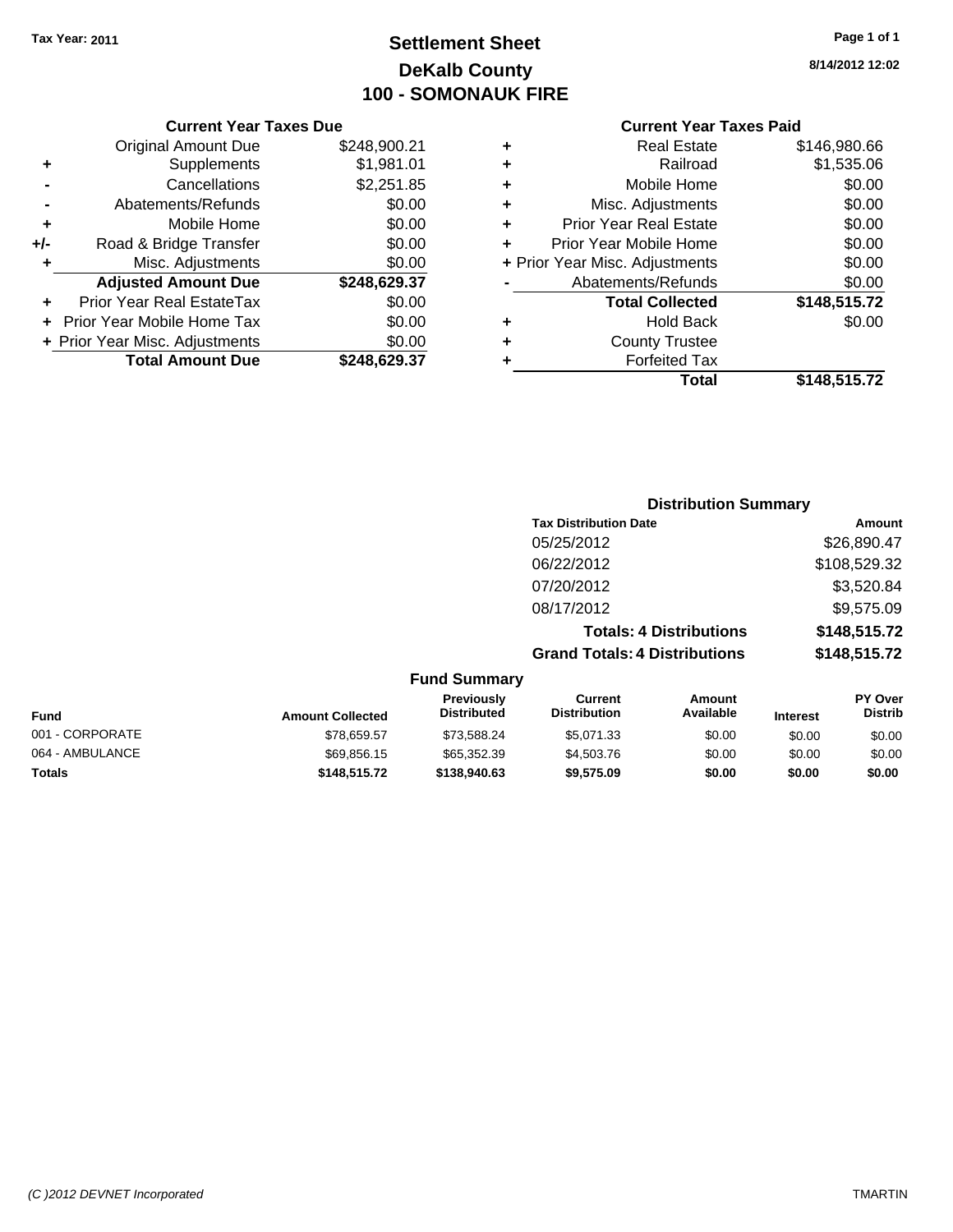Tax Year: 2011

# Settlement Sheet
## DeKalb County
## 100 - SOMONAUK FIRE

8/14/2012 12:02

### Current Year Taxes Due

| | | |
|---|---|---|
| | Original Amount Due | $248,900.21 |
| + | Supplements | $1,981.01 |
| - | Cancellations | $2,251.85 |
| - | Abatements/Refunds | $0.00 |
| + | Mobile Home | $0.00 |
| +/- | Road & Bridge Transfer | $0.00 |
| + | Misc. Adjustments | $0.00 |
| | **Adjusted Amount Due** | **$248,629.37** |
| + | Prior Year Real EstateTax | $0.00 |
| + | Prior Year Mobile Home Tax | $0.00 |
| + | Prior Year Misc. Adjustments | $0.00 |
| | **Total Amount Due** | **$248,629.37** |

### Current Year Taxes Paid

| | | |
|---|---|---|
| + | Real Estate | $146,980.66 |
| + | Railroad | $1,535.06 |
| + | Mobile Home | $0.00 |
| + | Misc. Adjustments | $0.00 |
| + | Prior Year Real Estate | $0.00 |
| + | Prior Year Mobile Home | $0.00 |
| + | Prior Year Misc. Adjustments | $0.00 |
| - | Abatements/Refunds | $0.00 |
| | **Total Collected** | **$148,515.72** |
| + | Hold Back | $0.00 |
| + | County Trustee | |
| + | Forfeited Tax | |
| | **Total** | **$148,515.72** |

### Distribution Summary

| Tax Distribution Date | Amount |
|---|---|
| 05/25/2012 | $26,890.47 |
| 06/22/2012 | $108,529.32 |
| 07/20/2012 | $3,520.84 |
| 08/17/2012 | $9,575.09 |
| **Totals: 4 Distributions** | **$148,515.72** |
| **Grand Totals: 4 Distributions** | **$148,515.72** |

### Fund Summary

| Fund | Amount Collected | Previously Distributed | Current Distribution | Amount Available | Interest | PY Over Distrib |
|---|---|---|---|---|---|---|
| 001 - CORPORATE | $78,659.57 | $73,588.24 | $5,071.33 | $0.00 | $0.00 | $0.00 |
| 064 - AMBULANCE | $69,856.15 | $65,352.39 | $4,503.76 | $0.00 | $0.00 | $0.00 |
| **Totals** | **$148,515.72** | **$138,940.63** | **$9,575.09** | **$0.00** | **$0.00** | **$0.00** |

(C )2012 DEVNET Incorporated TMARTIN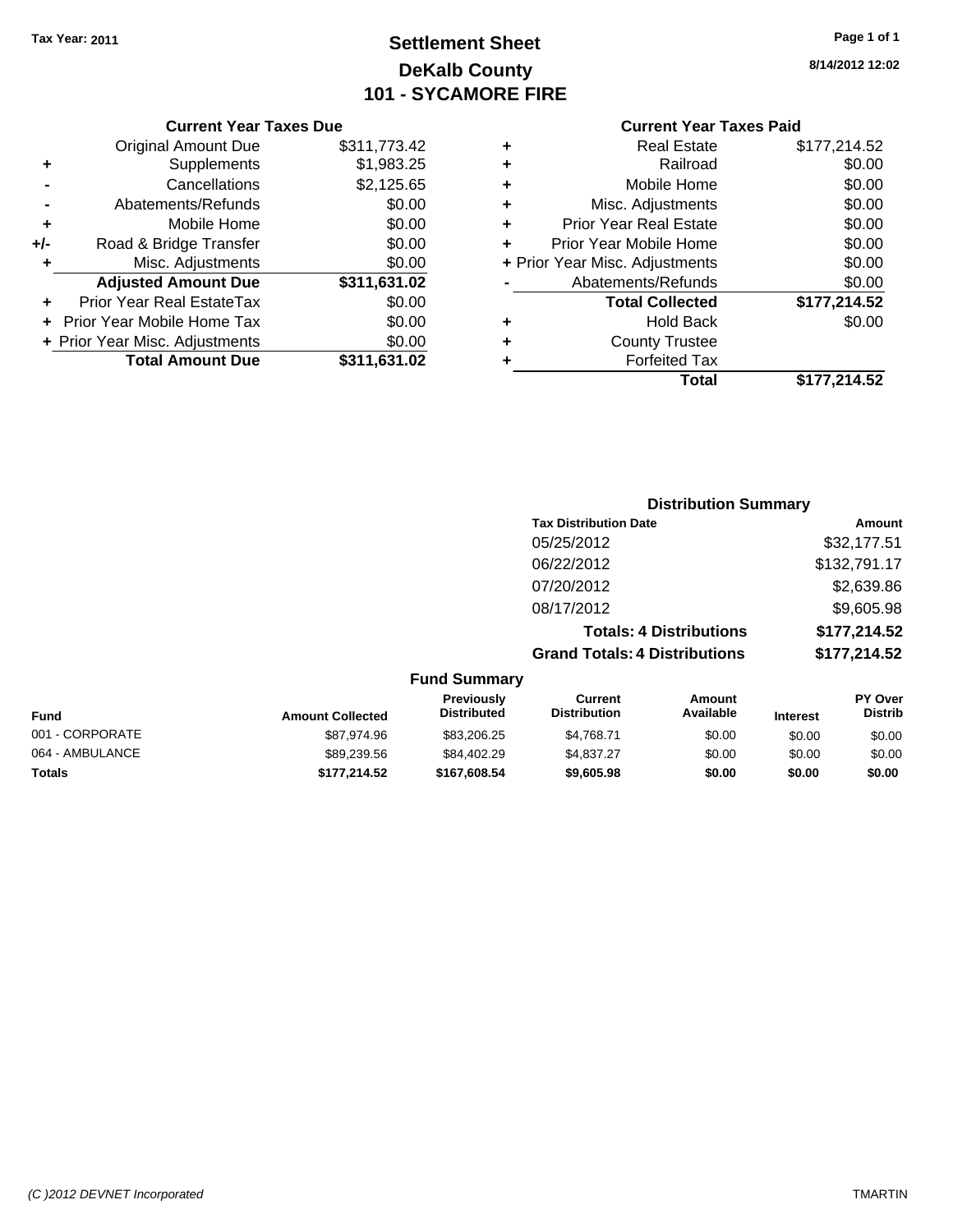Tax Year: 2011

# Settlement Sheet
## DeKalb County
## 101 - SYCAMORE FIRE

8/14/2012 12:02

### Current Year Taxes Due

| | | |
|---|---|---|
| | Original Amount Due | $311,773.42 |
| + | Supplements | $1,983.25 |
| - | Cancellations | $2,125.65 |
| - | Abatements/Refunds | $0.00 |
| + | Mobile Home | $0.00 |
| +/- | Road & Bridge Transfer | $0.00 |
| + | Misc. Adjustments | $0.00 |
| | **Adjusted Amount Due** | **$311,631.02** |
| + | Prior Year Real EstateTax | $0.00 |
| + | Prior Year Mobile Home Tax | $0.00 |
| + | Prior Year Misc. Adjustments | $0.00 |
| | **Total Amount Due** | **$311,631.02** |

### Current Year Taxes Paid

| | | |
|---|---|---|
| + | Real Estate | $177,214.52 |
| + | Railroad | $0.00 |
| + | Mobile Home | $0.00 |
| + | Misc. Adjustments | $0.00 |
| + | Prior Year Real Estate | $0.00 |
| + | Prior Year Mobile Home | $0.00 |
| + | Prior Year Misc. Adjustments | $0.00 |
| - | Abatements/Refunds | $0.00 |
| | **Total Collected** | **$177,214.52** |
| + | Hold Back | $0.00 |
| + | County Trustee | |
| + | Forfeited Tax | |
| | **Total** | **$177,214.52** |

### Distribution Summary

| Tax Distribution Date | Amount |
|---|---|
| 05/25/2012 | $32,177.51 |
| 06/22/2012 | $132,791.17 |
| 07/20/2012 | $2,639.86 |
| 08/17/2012 | $9,605.98 |
| **Totals: 4 Distributions** | **$177,214.52** |
| **Grand Totals: 4 Distributions** | **$177,214.52** |

### Fund Summary

| Fund | Amount Collected | Previously Distributed | Current Distribution | Amount Available | Interest | PY Over Distrib |
|---|---|---|---|---|---|---|
| 001 - CORPORATE | $87,974.96 | $83,206.25 | $4,768.71 | $0.00 | $0.00 | $0.00 |
| 064 - AMBULANCE | $89,239.56 | $84,402.29 | $4,837.27 | $0.00 | $0.00 | $0.00 |
| **Totals** | **$177,214.52** | **$167,608.54** | **$9,605.98** | **$0.00** | **$0.00** | **$0.00** |

(C )2012 DEVNET Incorporated TMARTIN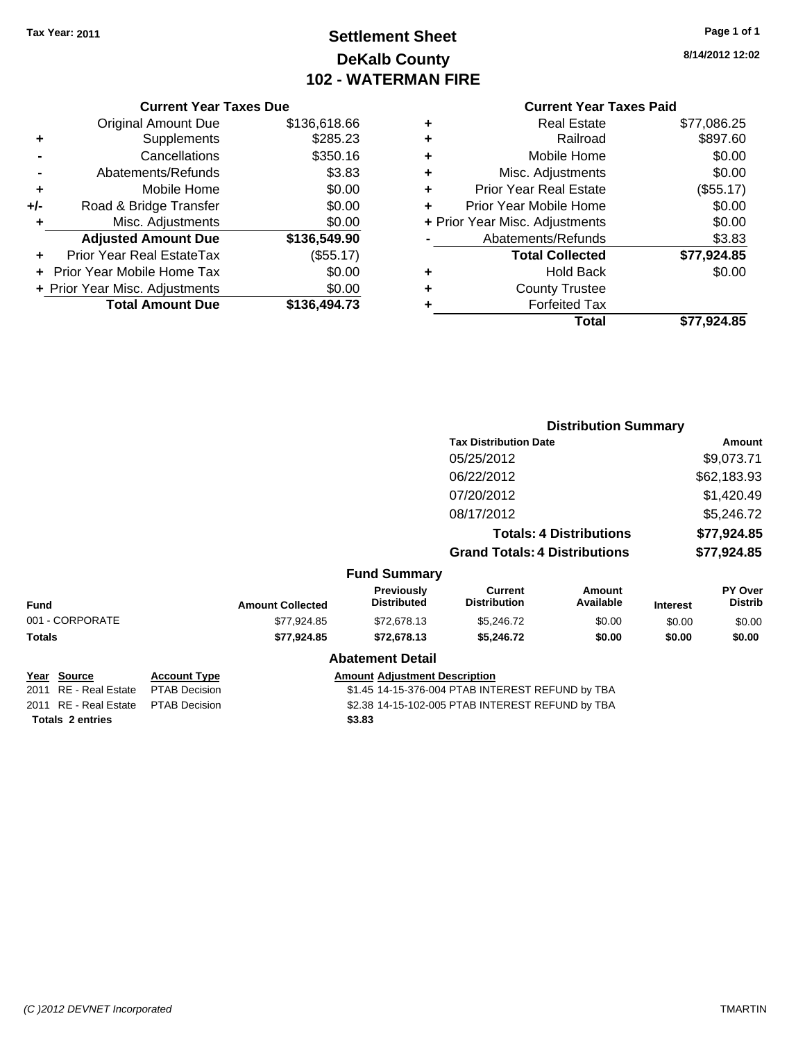Tax Year: 2011

# Settlement Sheet
## DeKalb County
## 102 - WATERMAN FIRE

8/14/2012 12:02

### Current Year Taxes Due

| | | |
|---|---|---|
| | Original Amount Due | $136,618.66 |
| + | Supplements | $285.23 |
| - | Cancellations | $350.16 |
| - | Abatements/Refunds | $3.83 |
| + | Mobile Home | $0.00 |
| +/- | Road & Bridge Transfer | $0.00 |
| + | Misc. Adjustments | $0.00 |
| | **Adjusted Amount Due** | **$136,549.90** |
| + | Prior Year Real EstateTax | ($55.17) |
| + | Prior Year Mobile Home Tax | $0.00 |
| + | Prior Year Misc. Adjustments | $0.00 |
| | **Total Amount Due** | **$136,494.73** |

### Current Year Taxes Paid

| | | |
|---|---|---|
| + | Real Estate | $77,086.25 |
| + | Railroad | $897.60 |
| + | Mobile Home | $0.00 |
| + | Misc. Adjustments | $0.00 |
| + | Prior Year Real Estate | ($55.17) |
| + | Prior Year Mobile Home | $0.00 |
| + | Prior Year Misc. Adjustments | $0.00 |
| - | Abatements/Refunds | $3.83 |
| | **Total Collected** | **$77,924.85** |
| + | Hold Back | $0.00 |
| + | County Trustee | |
| + | Forfeited Tax | |
| | **Total** | **$77,924.85** |

### Distribution Summary

| Tax Distribution Date | Amount |
|---|---|
| 05/25/2012 | $9,073.71 |
| 06/22/2012 | $62,183.93 |
| 07/20/2012 | $1,420.49 |
| 08/17/2012 | $5,246.72 |
| **Totals: 4 Distributions** | **$77,924.85** |
| **Grand Totals: 4 Distributions** | **$77,924.85** |

### Fund Summary

| Fund | Amount Collected | Previously Distributed | Current Distribution | Amount Available | Interest | PY Over Distrib |
|---|---|---|---|---|---|---|
| 001 - CORPORATE | $77,924.85 | $72,678.13 | $5,246.72 | $0.00 | $0.00 | $0.00 |
| **Totals** | **$77,924.85** | **$72,678.13** | **$5,246.72** | **$0.00** | **$0.00** | **$0.00** |

### Abatement Detail

| Year | Source | Account Type | Amount | Adjustment Description |
|---|---|---|---|---|
| 2011 | RE - Real Estate | PTAB Decision | $1.45 | 14-15-376-004 PTAB INTEREST REFUND by TBA |
| 2011 | RE - Real Estate | PTAB Decision | $2.38 | 14-15-102-005 PTAB INTEREST REFUND by TBA |
| **Totals 2 entries** | | | **$3.83** | |

(C )2012 DEVNET Incorporated TMARTIN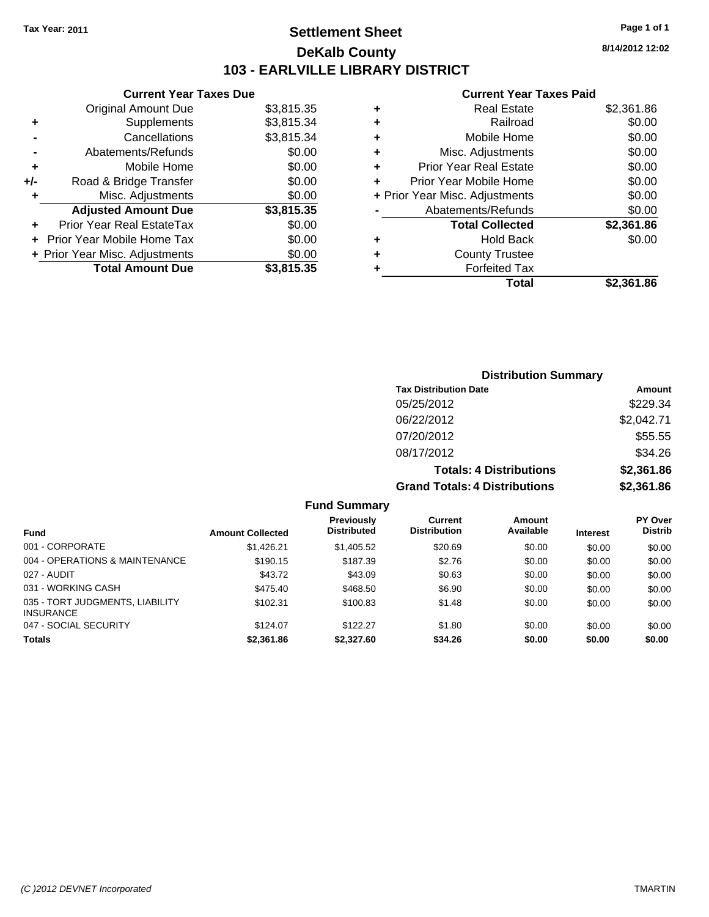**Tax Year: 2011**

# Settlement Sheet

## DeKalb County

## 103 - EARLVILLE LIBRARY DISTRICT

8/14/2012 12:02

### Current Year Taxes Due

| | | |
|---|---|---|
| | Original Amount Due | $3,815.35 |
| + | Supplements | $3,815.34 |
| - | Cancellations | $3,815.34 |
| - | Abatements/Refunds | $0.00 |
| + | Mobile Home | $0.00 |
| +/- | Road & Bridge Transfer | $0.00 |
| + | Misc. Adjustments | $0.00 |
| | **Adjusted Amount Due** | **$3,815.35** |
| + | Prior Year Real EstateTax | $0.00 |
| + | Prior Year Mobile Home Tax | $0.00 |
| + | Prior Year Misc. Adjustments | $0.00 |
| | **Total Amount Due** | **$3,815.35** |

### Current Year Taxes Paid

| | | |
|---|---|---|
| + | Real Estate | $2,361.86 |
| + | Railroad | $0.00 |
| + | Mobile Home | $0.00 |
| + | Misc. Adjustments | $0.00 |
| + | Prior Year Real Estate | $0.00 |
| + | Prior Year Mobile Home | $0.00 |
| + | Prior Year Misc. Adjustments | $0.00 |
| - | Abatements/Refunds | $0.00 |
| | **Total Collected** | **$2,361.86** |
| + | Hold Back | $0.00 |
| + | County Trustee | |
| + | Forfeited Tax | |
| | **Total** | **$2,361.86** |

### Distribution Summary

| Tax Distribution Date | Amount |
|---|---|
| 05/25/2012 | $229.34 |
| 06/22/2012 | $2,042.71 |
| 07/20/2012 | $55.55 |
| 08/17/2012 | $34.26 |
| **Totals: 4 Distributions** | **$2,361.86** |
| **Grand Totals: 4 Distributions** | **$2,361.86** |

### Fund Summary

| Fund | Amount Collected | Previously Distributed | Current Distribution | Amount Available | Interest | PY Over Distrib |
|---|---|---|---|---|---|---|
| 001 - CORPORATE | $1,426.21 | $1,405.52 | $20.69 | $0.00 | $0.00 | $0.00 |
| 004 - OPERATIONS & MAINTENANCE | $190.15 | $187.39 | $2.76 | $0.00 | $0.00 | $0.00 |
| 027 - AUDIT | $43.72 | $43.09 | $0.63 | $0.00 | $0.00 | $0.00 |
| 031 - WORKING CASH | $475.40 | $468.50 | $6.90 | $0.00 | $0.00 | $0.00 |
| 035 - TORT JUDGMENTS, LIABILITY INSURANCE | $102.31 | $100.83 | $1.48 | $0.00 | $0.00 | $0.00 |
| 047 - SOCIAL SECURITY | $124.07 | $122.27 | $1.80 | $0.00 | $0.00 | $0.00 |
| **Totals** | **$2,361.86** | **$2,327.60** | **$34.26** | **$0.00** | **$0.00** | **$0.00** |

(C )2012 DEVNET Incorporated TMARTIN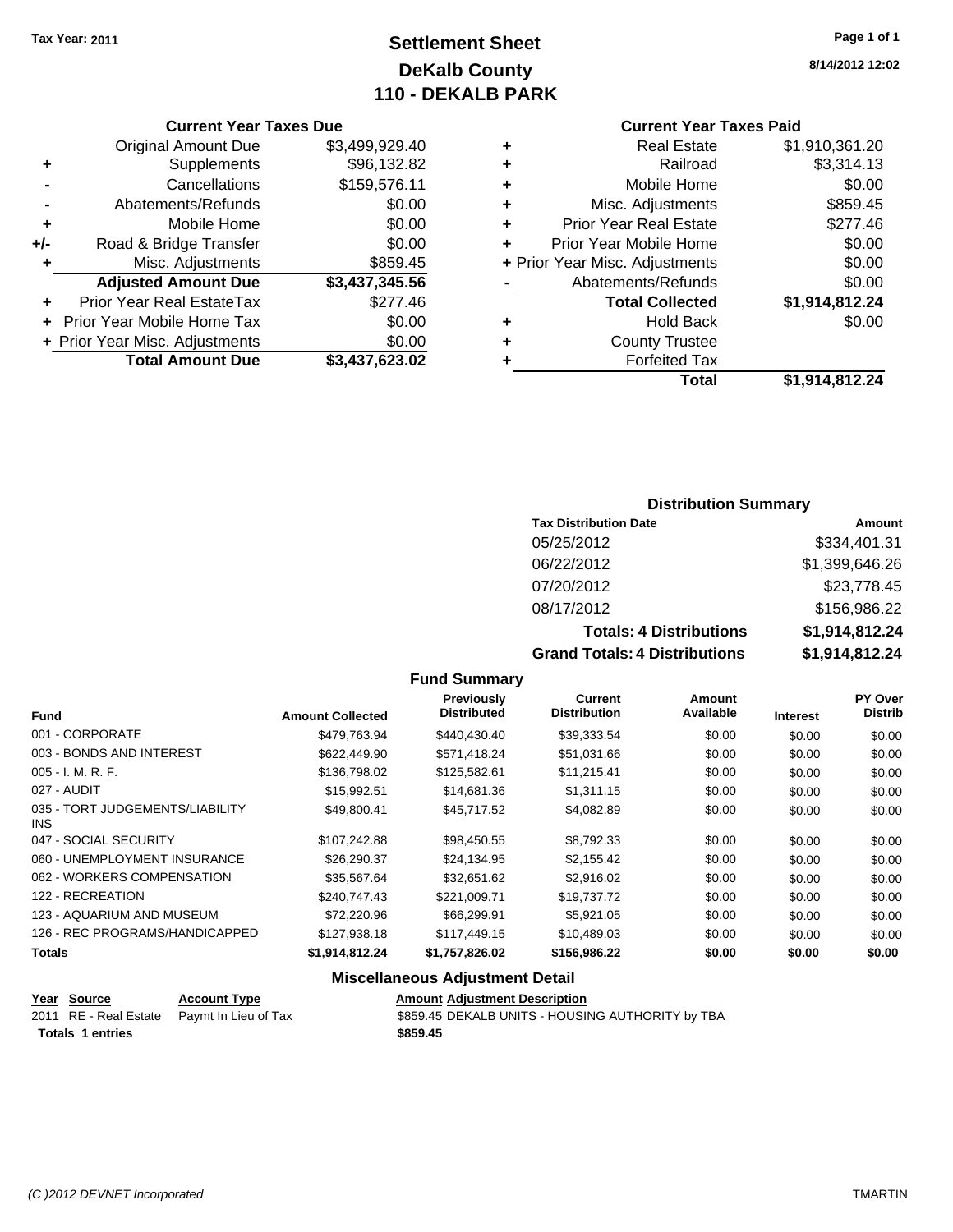Tax Year: 2011

# Settlement Sheet
## DeKalb County
## 110 - DEKALB PARK

8/14/2012 12:02

### Current Year Taxes Due

| | | |
|---|---|---|
| | Original Amount Due | $3,499,929.40 |
| + | Supplements | $96,132.82 |
| - | Cancellations | $159,576.11 |
| - | Abatements/Refunds | $0.00 |
| + | Mobile Home | $0.00 |
| +/- | Road & Bridge Transfer | $0.00 |
| + | Misc. Adjustments | $859.45 |
| | **Adjusted Amount Due** | **$3,437,345.56** |
| + | Prior Year Real EstateTax | $277.46 |
| + | Prior Year Mobile Home Tax | $0.00 |
| + | Prior Year Misc. Adjustments | $0.00 |
| | **Total Amount Due** | **$3,437,623.02** |

### Current Year Taxes Paid

| | | |
|---|---|---|
| + | Real Estate | $1,910,361.20 |
| + | Railroad | $3,314.13 |
| + | Mobile Home | $0.00 |
| + | Misc. Adjustments | $859.45 |
| + | Prior Year Real Estate | $277.46 |
| + | Prior Year Mobile Home | $0.00 |
| + | Prior Year Misc. Adjustments | $0.00 |
| - | Abatements/Refunds | $0.00 |
| | **Total Collected** | **$1,914,812.24** |
| + | Hold Back | $0.00 |
| + | County Trustee | |
| + | Forfeited Tax | |
| | **Total** | **$1,914,812.24** |

### Distribution Summary

| Tax Distribution Date | Amount |
|---|---|
| 05/25/2012 | $334,401.31 |
| 06/22/2012 | $1,399,646.26 |
| 07/20/2012 | $23,778.45 |
| 08/17/2012 | $156,986.22 |
| **Totals: 4 Distributions** | **$1,914,812.24** |
| **Grand Totals: 4 Distributions** | **$1,914,812.24** |

### Fund Summary

| Fund | Amount Collected | Previously Distributed | Current Distribution | Amount Available | Interest | PY Over Distrib |
|---|---|---|---|---|---|---|
| 001 - CORPORATE | $479,763.94 | $440,430.40 | $39,333.54 | $0.00 | $0.00 | $0.00 |
| 003 - BONDS AND INTEREST | $622,449.90 | $571,418.24 | $51,031.66 | $0.00 | $0.00 | $0.00 |
| 005 - I. M. R. F. | $136,798.02 | $125,582.61 | $11,215.41 | $0.00 | $0.00 | $0.00 |
| 027 - AUDIT | $15,992.51 | $14,681.36 | $1,311.15 | $0.00 | $0.00 | $0.00 |
| 035 - TORT JUDGEMENTS/LIABILITY INS | $49,800.41 | $45,717.52 | $4,082.89 | $0.00 | $0.00 | $0.00 |
| 047 - SOCIAL SECURITY | $107,242.88 | $98,450.55 | $8,792.33 | $0.00 | $0.00 | $0.00 |
| 060 - UNEMPLOYMENT INSURANCE | $26,290.37 | $24,134.95 | $2,155.42 | $0.00 | $0.00 | $0.00 |
| 062 - WORKERS COMPENSATION | $35,567.64 | $32,651.62 | $2,916.02 | $0.00 | $0.00 | $0.00 |
| 122 - RECREATION | $240,747.43 | $221,009.71 | $19,737.72 | $0.00 | $0.00 | $0.00 |
| 123 - AQUARIUM AND MUSEUM | $72,220.96 | $66,299.91 | $5,921.05 | $0.00 | $0.00 | $0.00 |
| 126 - REC PROGRAMS/HANDICAPPED | $127,938.18 | $117,449.15 | $10,489.03 | $0.00 | $0.00 | $0.00 |
| **Totals** | **$1,914,812.24** | **$1,757,826.02** | **$156,986.22** | **$0.00** | **$0.00** | **$0.00** |

### Miscellaneous Adjustment Detail

| Year | Source | Account Type | Amount | Adjustment Description |
|---|---|---|---|---|
| 2011 | RE - Real Estate | Paymt In Lieu of Tax | $859.45 | DEKALB UNITS - HOUSING AUTHORITY by TBA |
| **Totals 1 entries** | | | **$859.45** | |

(C )2012 DEVNET Incorporated    TMARTIN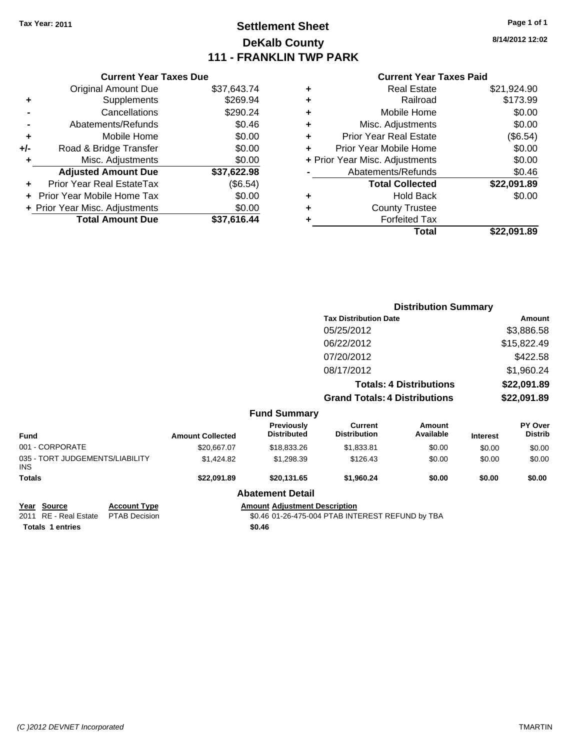Tax Year: 2011

# Settlement Sheet
## DeKalb County
## 111 - FRANKLIN TWP PARK

8/14/2012 12:02

### Current Year Taxes Due

| | | |
|---|---|---|
| | Original Amount Due | $37,643.74 |
| + | Supplements | $269.94 |
| - | Cancellations | $290.24 |
| - | Abatements/Refunds | $0.46 |
| + | Mobile Home | $0.00 |
| +/- | Road & Bridge Transfer | $0.00 |
| + | Misc. Adjustments | $0.00 |
| | **Adjusted Amount Due** | **$37,622.98** |
| + | Prior Year Real EstateTax | ($6.54) |
| + | Prior Year Mobile Home Tax | $0.00 |
| + | Prior Year Misc. Adjustments | $0.00 |
| | **Total Amount Due** | **$37,616.44** |

### Current Year Taxes Paid

| | | |
|---|---|---|
| + | Real Estate | $21,924.90 |
| + | Railroad | $173.99 |
| + | Mobile Home | $0.00 |
| + | Misc. Adjustments | $0.00 |
| + | Prior Year Real Estate | ($6.54) |
| + | Prior Year Mobile Home | $0.00 |
| + | Prior Year Misc. Adjustments | $0.00 |
| - | Abatements/Refunds | $0.46 |
| | **Total Collected** | **$22,091.89** |
| + | Hold Back | $0.00 |
| + | County Trustee | |
| + | Forfeited Tax | |
| | **Total** | **$22,091.89** |

### Distribution Summary

| Tax Distribution Date | Amount |
|---|---|
| 05/25/2012 | $3,886.58 |
| 06/22/2012 | $15,822.49 |
| 07/20/2012 | $422.58 |
| 08/17/2012 | $1,960.24 |
| **Totals: 4 Distributions** | **$22,091.89** |
| **Grand Totals: 4 Distributions** | **$22,091.89** |

### Fund Summary

| Fund | Amount Collected | Previously Distributed | Current Distribution | Amount Available | Interest | PY Over Distrib |
|---|---|---|---|---|---|---|
| 001 - CORPORATE | $20,667.07 | $18,833.26 | $1,833.81 | $0.00 | $0.00 | $0.00 |
| 035 - TORT JUDGEMENTS/LIABILITY INS | $1,424.82 | $1,298.39 | $126.43 | $0.00 | $0.00 | $0.00 |
| **Totals** | **$22,091.89** | **$20,131.65** | **$1,960.24** | **$0.00** | **$0.00** | **$0.00** |

### Abatement Detail

| Year | Source | Account Type | Amount | Adjustment Description |
|---|---|---|---|---|
| 2011 | RE - Real Estate | PTAB Decision | $0.46 | 01-26-475-004 PTAB INTEREST REFUND by TBA |
| **Totals 1 entries** | | | **$0.46** | |

(C )2012 DEVNET Incorporated TMARTIN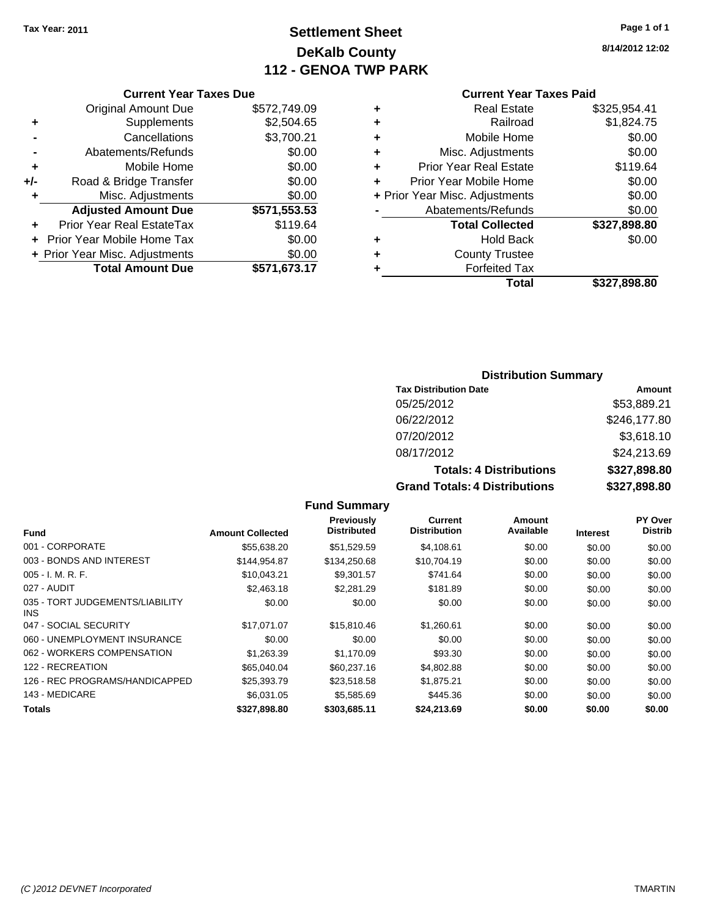Tax Year: 2011

# Settlement Sheet
## DeKalb County
## 112 - GENOA TWP PARK

8/14/2012 12:02

### Current Year Taxes Due

| | | |
|---|---|---|
| | Original Amount Due | $572,749.09 |
| + | Supplements | $2,504.65 |
| - | Cancellations | $3,700.21 |
| - | Abatements/Refunds | $0.00 |
| + | Mobile Home | $0.00 |
| +/- | Road & Bridge Transfer | $0.00 |
| + | Misc. Adjustments | $0.00 |
| | **Adjusted Amount Due** | **$571,553.53** |
| + | Prior Year Real EstateTax | $119.64 |
| + | Prior Year Mobile Home Tax | $0.00 |
| + | Prior Year Misc. Adjustments | $0.00 |
| | **Total Amount Due** | **$571,673.17** |

### Current Year Taxes Paid

| | | |
|---|---|---|
| + | Real Estate | $325,954.41 |
| + | Railroad | $1,824.75 |
| + | Mobile Home | $0.00 |
| + | Misc. Adjustments | $0.00 |
| + | Prior Year Real Estate | $119.64 |
| + | Prior Year Mobile Home | $0.00 |
| + | Prior Year Misc. Adjustments | $0.00 |
| - | Abatements/Refunds | $0.00 |
| | **Total Collected** | **$327,898.80** |
| + | Hold Back | $0.00 |
| + | County Trustee | |
| + | Forfeited Tax | |
| | **Total** | **$327,898.80** |

### Distribution Summary

| Tax Distribution Date | Amount |
|---|---|
| 05/25/2012 | $53,889.21 |
| 06/22/2012 | $246,177.80 |
| 07/20/2012 | $3,618.10 |
| 08/17/2012 | $24,213.69 |
| **Totals: 4 Distributions** | **$327,898.80** |
| **Grand Totals: 4 Distributions** | **$327,898.80** |

### Fund Summary

| Fund | Amount Collected | Previously Distributed | Current Distribution | Amount Available | Interest | PY Over Distrib |
|---|---|---|---|---|---|---|
| 001 - CORPORATE | $55,638.20 | $51,529.59 | $4,108.61 | $0.00 | $0.00 | $0.00 |
| 003 - BONDS AND INTEREST | $144,954.87 | $134,250.68 | $10,704.19 | $0.00 | $0.00 | $0.00 |
| 005 - I. M. R. F. | $10,043.21 | $9,301.57 | $741.64 | $0.00 | $0.00 | $0.00 |
| 027 - AUDIT | $2,463.18 | $2,281.29 | $181.89 | $0.00 | $0.00 | $0.00 |
| 035 - TORT JUDGEMENTS/LIABILITY INS | $0.00 | $0.00 | $0.00 | $0.00 | $0.00 | $0.00 |
| 047 - SOCIAL SECURITY | $17,071.07 | $15,810.46 | $1,260.61 | $0.00 | $0.00 | $0.00 |
| 060 - UNEMPLOYMENT INSURANCE | $0.00 | $0.00 | $0.00 | $0.00 | $0.00 | $0.00 |
| 062 - WORKERS COMPENSATION | $1,263.39 | $1,170.09 | $93.30 | $0.00 | $0.00 | $0.00 |
| 122 - RECREATION | $65,040.04 | $60,237.16 | $4,802.88 | $0.00 | $0.00 | $0.00 |
| 126 - REC PROGRAMS/HANDICAPPED | $25,393.79 | $23,518.58 | $1,875.21 | $0.00 | $0.00 | $0.00 |
| 143 - MEDICARE | $6,031.05 | $5,585.69 | $445.36 | $0.00 | $0.00 | $0.00 |
| **Totals** | **$327,898.80** | **$303,685.11** | **$24,213.69** | **$0.00** | **$0.00** | **$0.00** |

(C )2012 DEVNET Incorporated — TMARTIN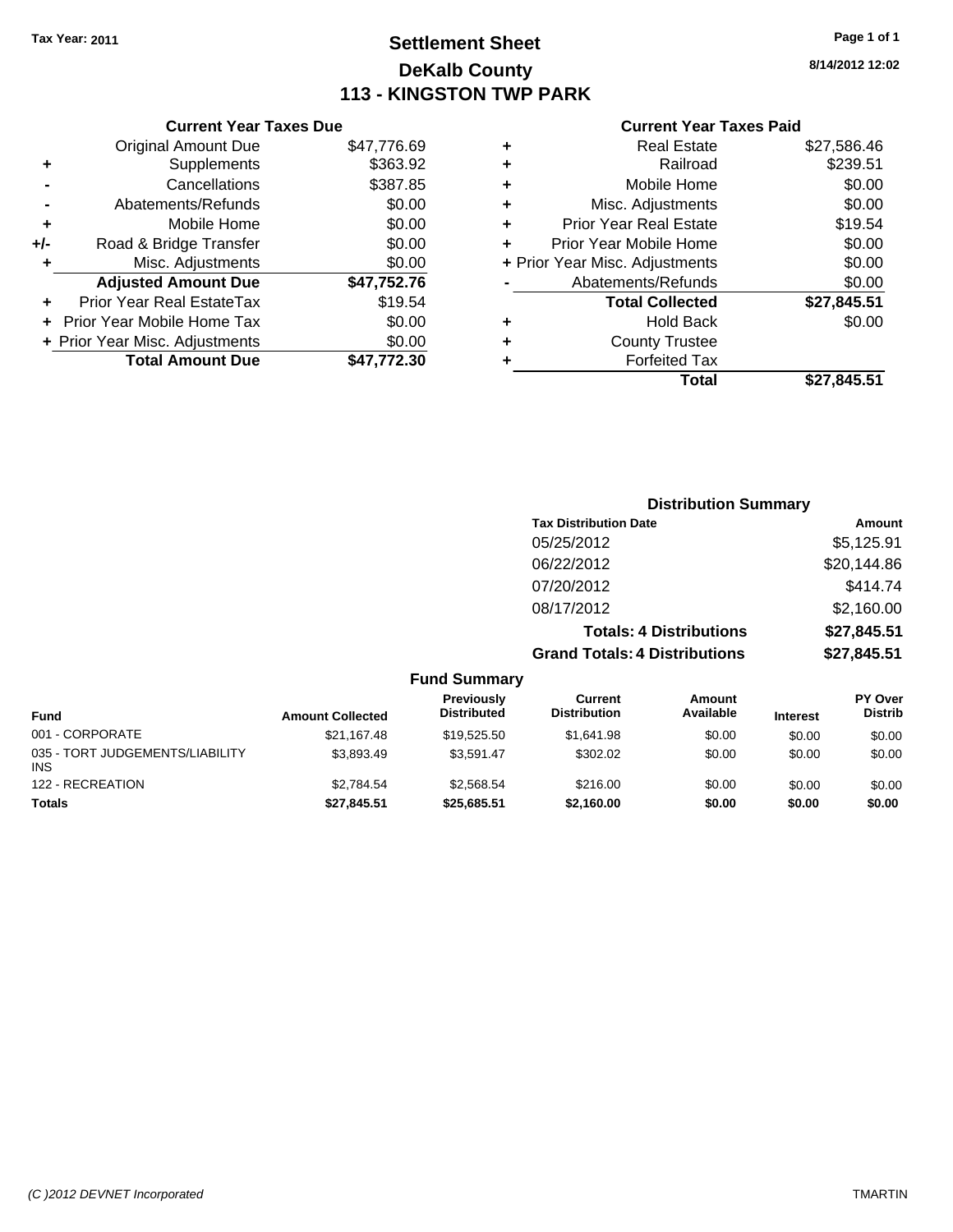Tax Year: 2011

# Settlement Sheet

## DeKalb County

## 113 - KINGSTON TWP PARK

8/14/2012 12:02

### Current Year Taxes Due

| | | |
|---|---|---|
| | Original Amount Due | $47,776.69 |
| + | Supplements | $363.92 |
| - | Cancellations | $387.85 |
| - | Abatements/Refunds | $0.00 |
| + | Mobile Home | $0.00 |
| +/- | Road & Bridge Transfer | $0.00 |
| + | Misc. Adjustments | $0.00 |
| | **Adjusted Amount Due** | **$47,752.76** |
| + | Prior Year Real EstateTax | $19.54 |
| + | Prior Year Mobile Home Tax | $0.00 |
| + | Prior Year Misc. Adjustments | $0.00 |
| | **Total Amount Due** | **$47,772.30** |

### Current Year Taxes Paid

| | | |
|---|---|---|
| + | Real Estate | $27,586.46 |
| + | Railroad | $239.51 |
| + | Mobile Home | $0.00 |
| + | Misc. Adjustments | $0.00 |
| + | Prior Year Real Estate | $19.54 |
| + | Prior Year Mobile Home | $0.00 |
| + | Prior Year Misc. Adjustments | $0.00 |
| - | Abatements/Refunds | $0.00 |
| | **Total Collected** | **$27,845.51** |
| + | Hold Back | $0.00 |
| + | County Trustee | |
| + | Forfeited Tax | |
| | **Total** | **$27,845.51** |

### Distribution Summary

| Tax Distribution Date | Amount |
|---|---|
| 05/25/2012 | $5,125.91 |
| 06/22/2012 | $20,144.86 |
| 07/20/2012 | $414.74 |
| 08/17/2012 | $2,160.00 |
| **Totals: 4 Distributions** | **$27,845.51** |
| **Grand Totals: 4 Distributions** | **$27,845.51** |

### Fund Summary

| Fund | Amount Collected | Previously Distributed | Current Distribution | Amount Available | Interest | PY Over Distrib |
|---|---|---|---|---|---|---|
| 001 - CORPORATE | $21,167.48 | $19,525.50 | $1,641.98 | $0.00 | $0.00 | $0.00 |
| 035 - TORT JUDGEMENTS/LIABILITY INS | $3,893.49 | $3,591.47 | $302.02 | $0.00 | $0.00 | $0.00 |
| 122 - RECREATION | $2,784.54 | $2,568.54 | $216.00 | $0.00 | $0.00 | $0.00 |
| **Totals** | **$27,845.51** | **$25,685.51** | **$2,160.00** | **$0.00** | **$0.00** | **$0.00** |

(C )2012 DEVNET Incorporated TMARTIN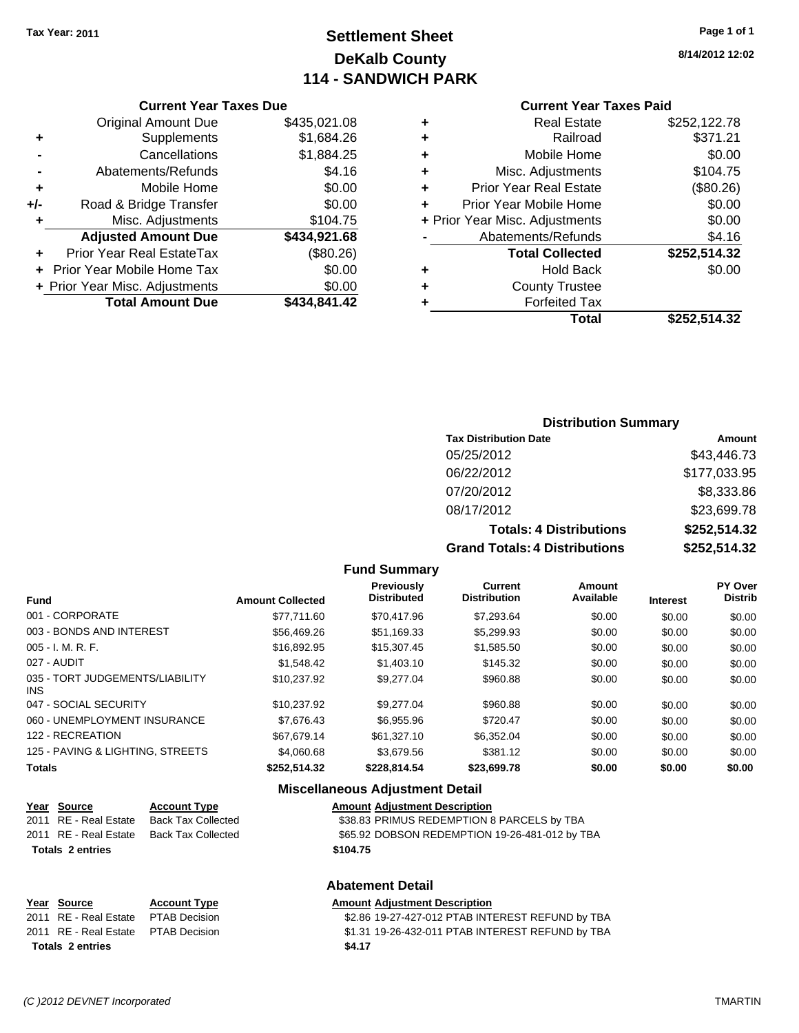Tax Year: 2011

# Settlement Sheet
## DeKalb County
## 114 - SANDWICH PARK

8/14/2012 12:02

### Current Year Taxes Due

| | | |
|---|---|---|
| | Original Amount Due | $435,021.08 |
| + | Supplements | $1,684.26 |
| - | Cancellations | $1,884.25 |
| - | Abatements/Refunds | $4.16 |
| + | Mobile Home | $0.00 |
| +/- | Road & Bridge Transfer | $0.00 |
| + | Misc. Adjustments | $104.75 |
| | **Adjusted Amount Due** | **$434,921.68** |
| + | Prior Year Real EstateTax | ($80.26) |
| + | Prior Year Mobile Home Tax | $0.00 |
| + | Prior Year Misc. Adjustments | $0.00 |
| | **Total Amount Due** | **$434,841.42** |

### Current Year Taxes Paid

| | | |
|---|---|---|
| + | Real Estate | $252,122.78 |
| + | Railroad | $371.21 |
| + | Mobile Home | $0.00 |
| + | Misc. Adjustments | $104.75 |
| + | Prior Year Real Estate | ($80.26) |
| + | Prior Year Mobile Home | $0.00 |
| + | Prior Year Misc. Adjustments | $0.00 |
| - | Abatements/Refunds | $4.16 |
| | **Total Collected** | **$252,514.32** |
| + | Hold Back | $0.00 |
| + | County Trustee | |
| + | Forfeited Tax | |
| | **Total** | **$252,514.32** |

### Distribution Summary

| Tax Distribution Date | Amount |
|---|---|
| 05/25/2012 | $43,446.73 |
| 06/22/2012 | $177,033.95 |
| 07/20/2012 | $8,333.86 |
| 08/17/2012 | $23,699.78 |
| **Totals: 4 Distributions** | **$252,514.32** |
| **Grand Totals: 4 Distributions** | **$252,514.32** |

### Fund Summary

| Fund | Amount Collected | Previously Distributed | Current Distribution | Amount Available | Interest | PY Over Distrib |
|---|---|---|---|---|---|---|
| 001 - CORPORATE | $77,711.60 | $70,417.96 | $7,293.64 | $0.00 | $0.00 | $0.00 |
| 003 - BONDS AND INTEREST | $56,469.26 | $51,169.33 | $5,299.93 | $0.00 | $0.00 | $0.00 |
| 005 - I. M. R. F. | $16,892.95 | $15,307.45 | $1,585.50 | $0.00 | $0.00 | $0.00 |
| 027 - AUDIT | $1,548.42 | $1,403.10 | $145.32 | $0.00 | $0.00 | $0.00 |
| 035 - TORT JUDGEMENTS/LIABILITY INS | $10,237.92 | $9,277.04 | $960.88 | $0.00 | $0.00 | $0.00 |
| 047 - SOCIAL SECURITY | $10,237.92 | $9,277.04 | $960.88 | $0.00 | $0.00 | $0.00 |
| 060 - UNEMPLOYMENT INSURANCE | $7,676.43 | $6,955.96 | $720.47 | $0.00 | $0.00 | $0.00 |
| 122 - RECREATION | $67,679.14 | $61,327.10 | $6,352.04 | $0.00 | $0.00 | $0.00 |
| 125 - PAVING & LIGHTING, STREETS | $4,060.68 | $3,679.56 | $381.12 | $0.00 | $0.00 | $0.00 |
| **Totals** | **$252,514.32** | **$228,814.54** | **$23,699.78** | **$0.00** | **$0.00** | **$0.00** |

### Miscellaneous Adjustment Detail

| Year | Source | Account Type | Amount | Adjustment Description |
|---|---|---|---|---|
| 2011 | RE - Real Estate | Back Tax Collected | $38.83 | PRIMUS REDEMPTION 8 PARCELS by TBA |
| 2011 | RE - Real Estate | Back Tax Collected | $65.92 | DOBSON REDEMPTION 19-26-481-012 by TBA |
| **Totals** | **2 entries** | | **$104.75** | |

### Abatement Detail

| Year | Source | Account Type | Amount | Adjustment Description |
|---|---|---|---|---|
| 2011 | RE - Real Estate | PTAB Decision | $2.86 | 19-27-427-012 PTAB INTEREST REFUND by TBA |
| 2011 | RE - Real Estate | PTAB Decision | $1.31 | 19-26-432-011 PTAB INTEREST REFUND by TBA |
| **Totals** | **2 entries** | | **$4.17** | |

(C )2012 DEVNET Incorporated TMARTIN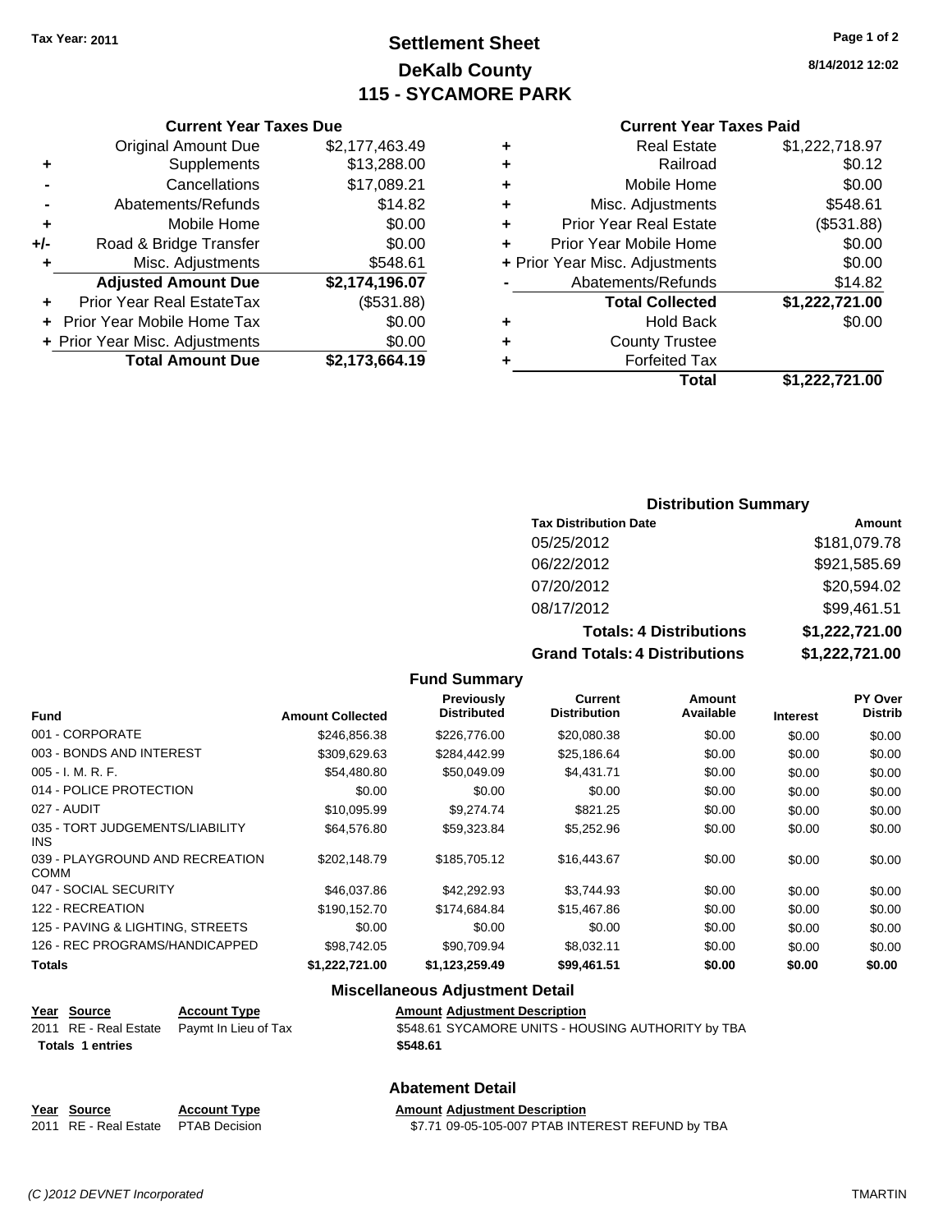Tax Year: 2011

# Settlement Sheet
## DeKalb County
## 115 - SYCAMORE PARK

8/14/2012 12:02

### Current Year Taxes Due

| | | |
|---|---|---|
| | Original Amount Due | $2,177,463.49 |
| + | Supplements | $13,288.00 |
| - | Cancellations | $17,089.21 |
| - | Abatements/Refunds | $14.82 |
| + | Mobile Home | $0.00 |
| +/- | Road & Bridge Transfer | $0.00 |
| + | Misc. Adjustments | $548.61 |
| | **Adjusted Amount Due** | **$2,174,196.07** |
| + | Prior Year Real EstateTax | ($531.88) |
| + | Prior Year Mobile Home Tax | $0.00 |
| + | Prior Year Misc. Adjustments | $0.00 |
| | **Total Amount Due** | **$2,173,664.19** |

### Current Year Taxes Paid

| | | |
|---|---|---|
| + | Real Estate | $1,222,718.97 |
| + | Railroad | $0.12 |
| + | Mobile Home | $0.00 |
| + | Misc. Adjustments | $548.61 |
| + | Prior Year Real Estate | ($531.88) |
| + | Prior Year Mobile Home | $0.00 |
| + | Prior Year Misc. Adjustments | $0.00 |
| - | Abatements/Refunds | $14.82 |
| | **Total Collected** | **$1,222,721.00** |
| + | Hold Back | $0.00 |
| + | County Trustee | |
| + | Forfeited Tax | |
| | **Total** | **$1,222,721.00** |

### Distribution Summary

| Tax Distribution Date | Amount |
|---|---|
| 05/25/2012 | $181,079.78 |
| 06/22/2012 | $921,585.69 |
| 07/20/2012 | $20,594.02 |
| 08/17/2012 | $99,461.51 |
| **Totals: 4 Distributions** | **$1,222,721.00** |
| **Grand Totals: 4 Distributions** | **$1,222,721.00** |

### Fund Summary

| Fund | Amount Collected | Previously Distributed | Current Distribution | Amount Available | Interest | PY Over Distrib |
|---|---|---|---|---|---|---|
| 001 - CORPORATE | $246,856.38 | $226,776.00 | $20,080.38 | $0.00 | $0.00 | $0.00 |
| 003 - BONDS AND INTEREST | $309,629.63 | $284,442.99 | $25,186.64 | $0.00 | $0.00 | $0.00 |
| 005 - I. M. R. F. | $54,480.80 | $50,049.09 | $4,431.71 | $0.00 | $0.00 | $0.00 |
| 014 - POLICE PROTECTION | $0.00 | $0.00 | $0.00 | $0.00 | $0.00 | $0.00 |
| 027 - AUDIT | $10,095.99 | $9,274.74 | $821.25 | $0.00 | $0.00 | $0.00 |
| 035 - TORT JUDGEMENTS/LIABILITY INS | $64,576.80 | $59,323.84 | $5,252.96 | $0.00 | $0.00 | $0.00 |
| 039 - PLAYGROUND AND RECREATION COMM | $202,148.79 | $185,705.12 | $16,443.67 | $0.00 | $0.00 | $0.00 |
| 047 - SOCIAL SECURITY | $46,037.86 | $42,292.93 | $3,744.93 | $0.00 | $0.00 | $0.00 |
| 122 - RECREATION | $190,152.70 | $174,684.84 | $15,467.86 | $0.00 | $0.00 | $0.00 |
| 125 - PAVING & LIGHTING, STREETS | $0.00 | $0.00 | $0.00 | $0.00 | $0.00 | $0.00 |
| 126 - REC PROGRAMS/HANDICAPPED | $98,742.05 | $90,709.94 | $8,032.11 | $0.00 | $0.00 | $0.00 |
| **Totals** | **$1,222,721.00** | **$1,123,259.49** | **$99,461.51** | **$0.00** | **$0.00** | **$0.00** |

### Miscellaneous Adjustment Detail

| Year | Source | Account Type | Amount | Adjustment Description |
|---|---|---|---|---|
| 2011 | RE - Real Estate | Paymt In Lieu of Tax | $548.61 | SYCAMORE UNITS - HOUSING AUTHORITY by TBA |
| **Totals 1 entries** | | | **$548.61** | |

### Abatement Detail

| Year | Source | Account Type | Amount | Adjustment Description |
|---|---|---|---|---|
| 2011 | RE - Real Estate | PTAB Decision | $7.71 | 09-05-105-007 PTAB INTEREST REFUND by TBA |

(C )2012 DEVNET Incorporated TMARTIN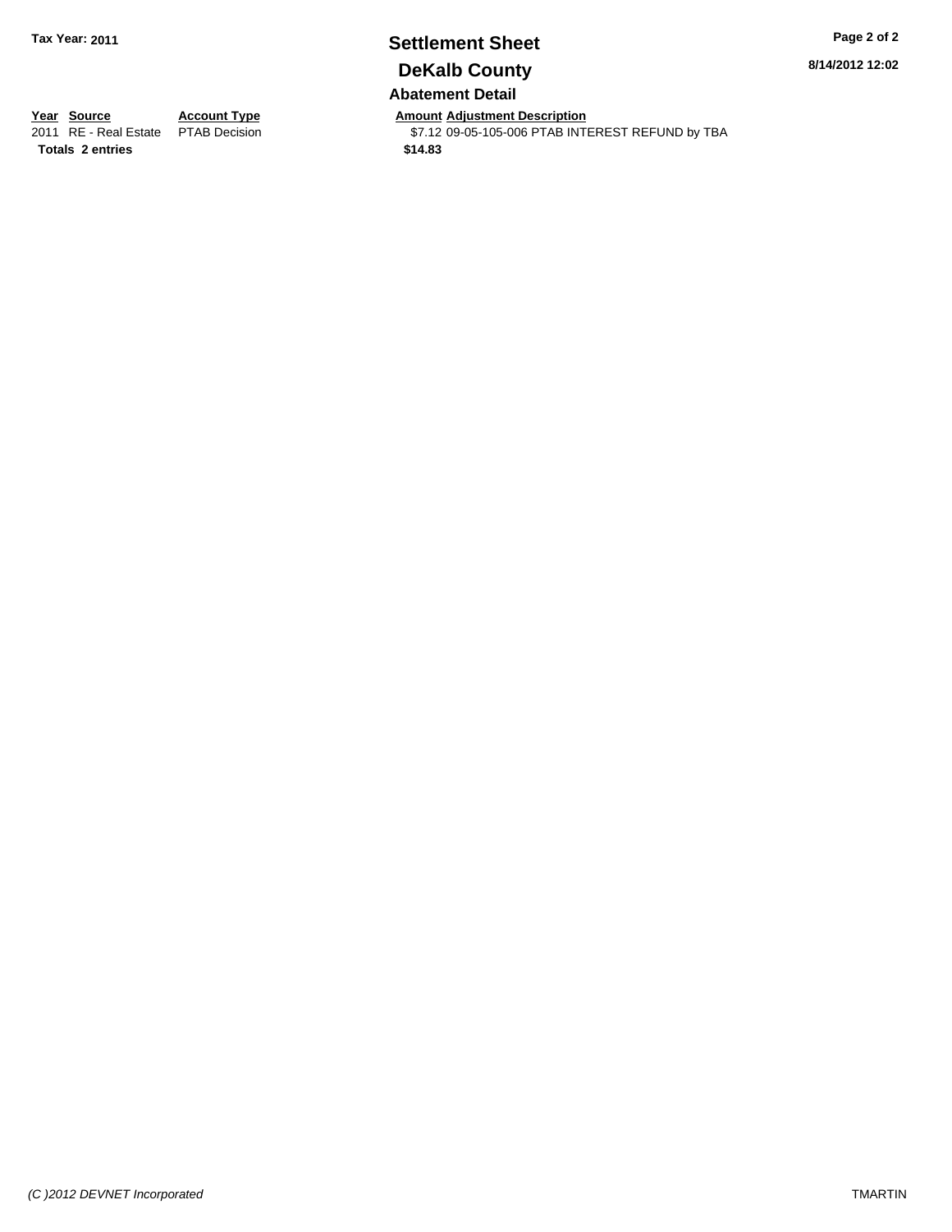# Settlement Sheet

## DeKalb County

**Tax Year: 2011**

### Abatement Detail

| Year | Source | Account Type | Amount | Adjustment Description |
|---|---|---|---|---|
| 2011 | RE - Real Estate | PTAB Decision | $7.12 | 09-05-105-006 PTAB INTEREST REFUND by TBA |
| **Totals 2 entries** | | | **$14.83** | |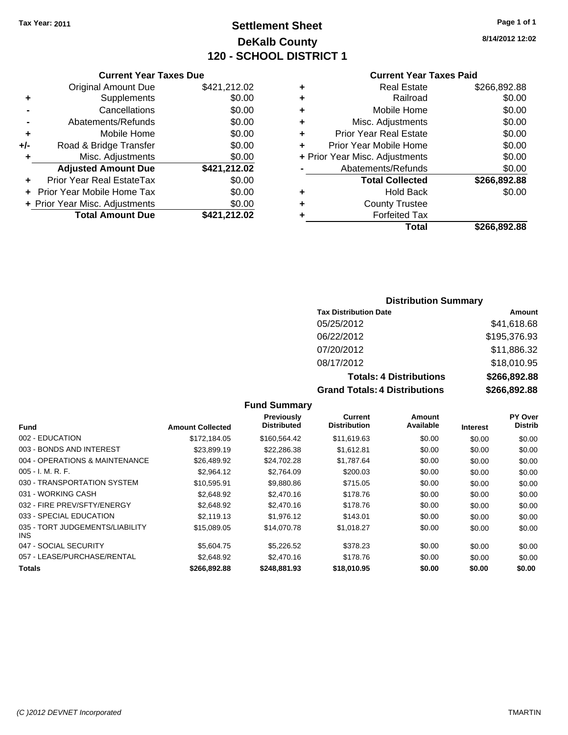Tax Year: 2011

# Settlement Sheet
## DeKalb County
## 120 - SCHOOL DISTRICT 1

8/14/2012 12:02

### Current Year Taxes Due

| | | |
|---|---|---|
| | Original Amount Due | $421,212.02 |
| + | Supplements | $0.00 |
| - | Cancellations | $0.00 |
| - | Abatements/Refunds | $0.00 |
| + | Mobile Home | $0.00 |
| +/- | Road & Bridge Transfer | $0.00 |
| + | Misc. Adjustments | $0.00 |
| | **Adjusted Amount Due** | **$421,212.02** |
| + | Prior Year Real EstateTax | $0.00 |
| + | Prior Year Mobile Home Tax | $0.00 |
| + | Prior Year Misc. Adjustments | $0.00 |
| | **Total Amount Due** | **$421,212.02** |

### Current Year Taxes Paid

| | | |
|---|---|---|
| + | Real Estate | $266,892.88 |
| + | Railroad | $0.00 |
| + | Mobile Home | $0.00 |
| + | Misc. Adjustments | $0.00 |
| + | Prior Year Real Estate | $0.00 |
| + | Prior Year Mobile Home | $0.00 |
| + | Prior Year Misc. Adjustments | $0.00 |
| - | Abatements/Refunds | $0.00 |
| | **Total Collected** | **$266,892.88** |
| + | Hold Back | $0.00 |
| + | County Trustee | |
| + | Forfeited Tax | |
| | **Total** | **$266,892.88** |

### Distribution Summary

| Tax Distribution Date | Amount |
|---|---|
| 05/25/2012 | $41,618.68 |
| 06/22/2012 | $195,376.93 |
| 07/20/2012 | $11,886.32 |
| 08/17/2012 | $18,010.95 |
| **Totals: 4 Distributions** | **$266,892.88** |
| **Grand Totals: 4 Distributions** | **$266,892.88** |

### Fund Summary

| Fund | Amount Collected | Previously Distributed | Current Distribution | Amount Available | Interest | PY Over Distrib |
|---|---|---|---|---|---|---|
| 002 - EDUCATION | $172,184.05 | $160,564.42 | $11,619.63 | $0.00 | $0.00 | $0.00 |
| 003 - BONDS AND INTEREST | $23,899.19 | $22,286.38 | $1,612.81 | $0.00 | $0.00 | $0.00 |
| 004 - OPERATIONS & MAINTENANCE | $26,489.92 | $24,702.28 | $1,787.64 | $0.00 | $0.00 | $0.00 |
| 005 - I. M. R. F. | $2,964.12 | $2,764.09 | $200.03 | $0.00 | $0.00 | $0.00 |
| 030 - TRANSPORTATION SYSTEM | $10,595.91 | $9,880.86 | $715.05 | $0.00 | $0.00 | $0.00 |
| 031 - WORKING CASH | $2,648.92 | $2,470.16 | $178.76 | $0.00 | $0.00 | $0.00 |
| 032 - FIRE PREV/SFTY/ENERGY | $2,648.92 | $2,470.16 | $178.76 | $0.00 | $0.00 | $0.00 |
| 033 - SPECIAL EDUCATION | $2,119.13 | $1,976.12 | $143.01 | $0.00 | $0.00 | $0.00 |
| 035 - TORT JUDGEMENTS/LIABILITY INS | $15,089.05 | $14,070.78 | $1,018.27 | $0.00 | $0.00 | $0.00 |
| 047 - SOCIAL SECURITY | $5,604.75 | $5,226.52 | $378.23 | $0.00 | $0.00 | $0.00 |
| 057 - LEASE/PURCHASE/RENTAL | $2,648.92 | $2,470.16 | $178.76 | $0.00 | $0.00 | $0.00 |
| **Totals** | **$266,892.88** | **$248,881.93** | **$18,010.95** | **$0.00** | **$0.00** | **$0.00** |

(C )2012 DEVNET Incorporated

TMARTIN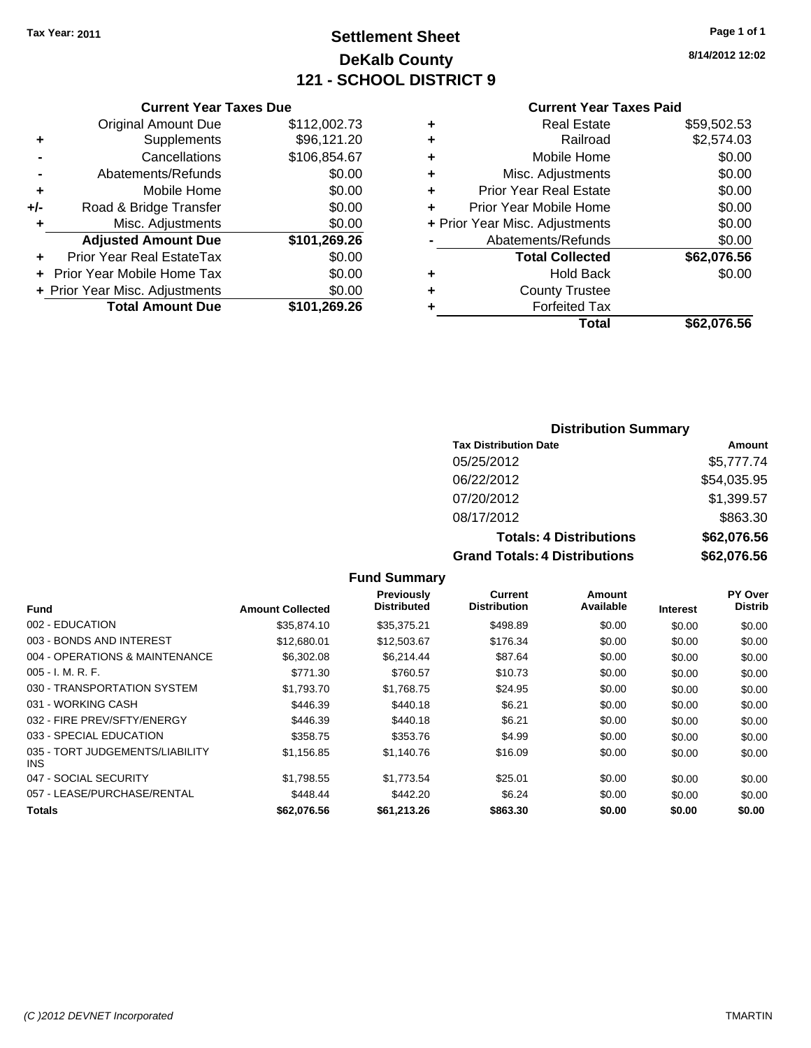Tax Year: 2011

# Settlement Sheet
## DeKalb County
## 121 - SCHOOL DISTRICT 9

8/14/2012 12:02

### Current Year Taxes Due

| | | |
|---|---|---|
| | Original Amount Due | $112,002.73 |
| + | Supplements | $96,121.20 |
| - | Cancellations | $106,854.67 |
| - | Abatements/Refunds | $0.00 |
| + | Mobile Home | $0.00 |
| +/- | Road & Bridge Transfer | $0.00 |
| + | Misc. Adjustments | $0.00 |
| | **Adjusted Amount Due** | **$101,269.26** |
| + | Prior Year Real EstateTax | $0.00 |
| + | Prior Year Mobile Home Tax | $0.00 |
| + | Prior Year Misc. Adjustments | $0.00 |
| | **Total Amount Due** | **$101,269.26** |

### Current Year Taxes Paid

| | | |
|---|---|---|
| + | Real Estate | $59,502.53 |
| + | Railroad | $2,574.03 |
| + | Mobile Home | $0.00 |
| + | Misc. Adjustments | $0.00 |
| + | Prior Year Real Estate | $0.00 |
| + | Prior Year Mobile Home | $0.00 |
| + | Prior Year Misc. Adjustments | $0.00 |
| - | Abatements/Refunds | $0.00 |
| | **Total Collected** | **$62,076.56** |
| + | Hold Back | $0.00 |
| + | County Trustee | |
| + | Forfeited Tax | |
| | **Total** | **$62,076.56** |

### Distribution Summary

| Tax Distribution Date | Amount |
|---|---|
| 05/25/2012 | $5,777.74 |
| 06/22/2012 | $54,035.95 |
| 07/20/2012 | $1,399.57 |
| 08/17/2012 | $863.30 |
| **Totals: 4 Distributions** | **$62,076.56** |
| **Grand Totals: 4 Distributions** | **$62,076.56** |

### Fund Summary

| Fund | Amount Collected | Previously Distributed | Current Distribution | Amount Available | Interest | PY Over Distrib |
|---|---|---|---|---|---|---|
| 002 - EDUCATION | $35,874.10 | $35,375.21 | $498.89 | $0.00 | $0.00 | $0.00 |
| 003 - BONDS AND INTEREST | $12,680.01 | $12,503.67 | $176.34 | $0.00 | $0.00 | $0.00 |
| 004 - OPERATIONS & MAINTENANCE | $6,302.08 | $6,214.44 | $87.64 | $0.00 | $0.00 | $0.00 |
| 005 - I. M. R. F. | $771.30 | $760.57 | $10.73 | $0.00 | $0.00 | $0.00 |
| 030 - TRANSPORTATION SYSTEM | $1,793.70 | $1,768.75 | $24.95 | $0.00 | $0.00 | $0.00 |
| 031 - WORKING CASH | $446.39 | $440.18 | $6.21 | $0.00 | $0.00 | $0.00 |
| 032 - FIRE PREV/SFTY/ENERGY | $446.39 | $440.18 | $6.21 | $0.00 | $0.00 | $0.00 |
| 033 - SPECIAL EDUCATION | $358.75 | $353.76 | $4.99 | $0.00 | $0.00 | $0.00 |
| 035 - TORT JUDGEMENTS/LIABILITY INS | $1,156.85 | $1,140.76 | $16.09 | $0.00 | $0.00 | $0.00 |
| 047 - SOCIAL SECURITY | $1,798.55 | $1,773.54 | $25.01 | $0.00 | $0.00 | $0.00 |
| 057 - LEASE/PURCHASE/RENTAL | $448.44 | $442.20 | $6.24 | $0.00 | $0.00 | $0.00 |
| **Totals** | **$62,076.56** | **$61,213.26** | **$863.30** | **$0.00** | **$0.00** | **$0.00** |

(C )2012 DEVNET Incorporated TMARTIN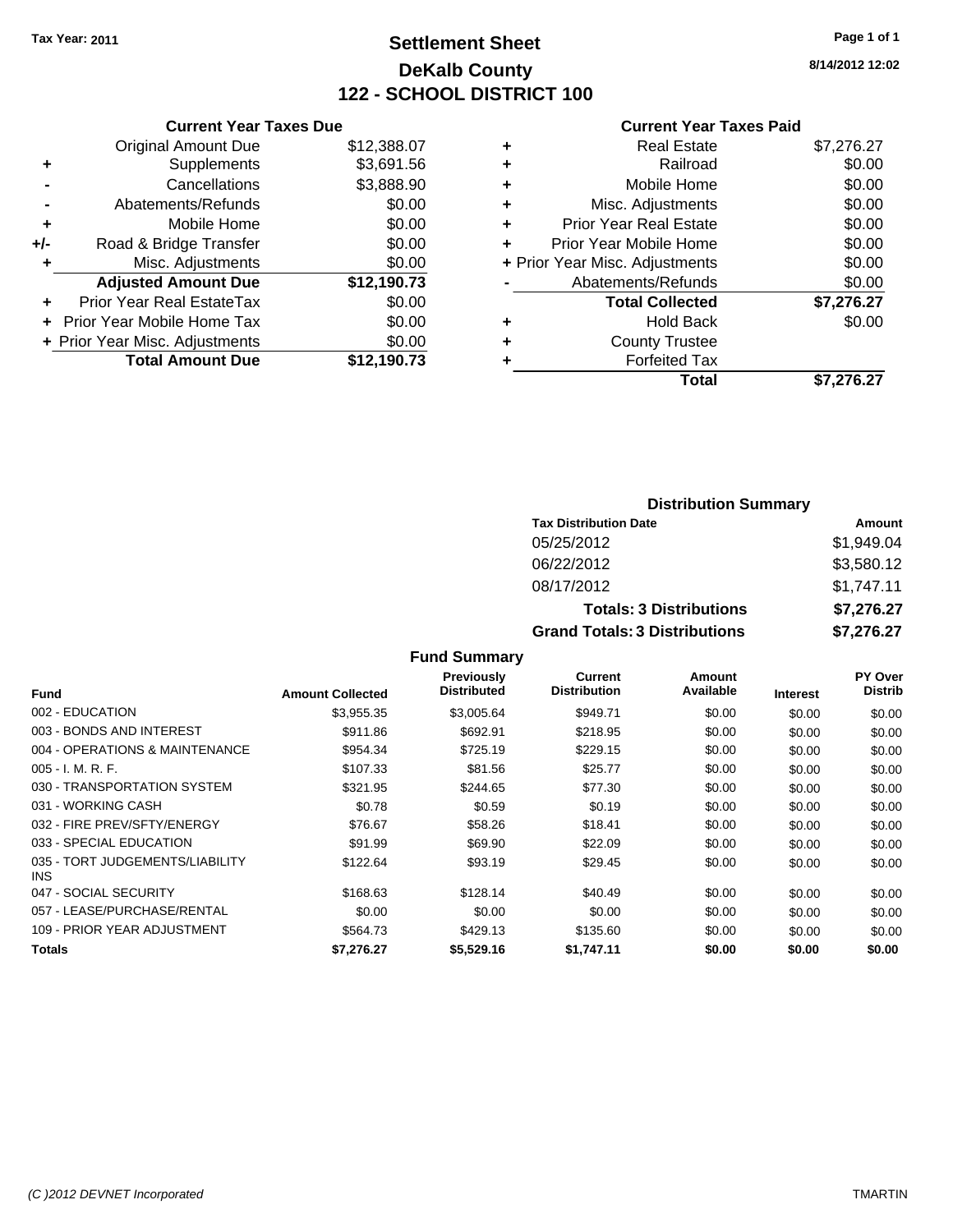Tax Year: 2011

# Settlement Sheet
## DeKalb County
## 122 - SCHOOL DISTRICT 100

8/14/2012 12:02

### Current Year Taxes Due

| | | |
|---|---|---|
| | Original Amount Due | $12,388.07 |
| + | Supplements | $3,691.56 |
| - | Cancellations | $3,888.90 |
| - | Abatements/Refunds | $0.00 |
| + | Mobile Home | $0.00 |
| +/- | Road & Bridge Transfer | $0.00 |
| + | Misc. Adjustments | $0.00 |
| | **Adjusted Amount Due** | **$12,190.73** |
| + | Prior Year Real EstateTax | $0.00 |
| + | Prior Year Mobile Home Tax | $0.00 |
| + | Prior Year Misc. Adjustments | $0.00 |
| | **Total Amount Due** | **$12,190.73** |

### Current Year Taxes Paid

| | | |
|---|---|---|
| + | Real Estate | $7,276.27 |
| + | Railroad | $0.00 |
| + | Mobile Home | $0.00 |
| + | Misc. Adjustments | $0.00 |
| + | Prior Year Real Estate | $0.00 |
| + | Prior Year Mobile Home | $0.00 |
| + | Prior Year Misc. Adjustments | $0.00 |
| - | Abatements/Refunds | $0.00 |
| | **Total Collected** | **$7,276.27** |
| + | Hold Back | $0.00 |
| + | County Trustee | |
| + | Forfeited Tax | |
| | **Total** | **$7,276.27** |

### Distribution Summary

| Tax Distribution Date | Amount |
|---|---|
| 05/25/2012 | $1,949.04 |
| 06/22/2012 | $3,580.12 |
| 08/17/2012 | $1,747.11 |
| **Totals: 3 Distributions** | **$7,276.27** |
| **Grand Totals: 3 Distributions** | **$7,276.27** |

### Fund Summary

| Fund | Amount Collected | Previously Distributed | Current Distribution | Amount Available | Interest | PY Over Distrib |
|---|---|---|---|---|---|---|
| 002 - EDUCATION | $3,955.35 | $3,005.64 | $949.71 | $0.00 | $0.00 | $0.00 |
| 003 - BONDS AND INTEREST | $911.86 | $692.91 | $218.95 | $0.00 | $0.00 | $0.00 |
| 004 - OPERATIONS & MAINTENANCE | $954.34 | $725.19 | $229.15 | $0.00 | $0.00 | $0.00 |
| 005 - I. M. R. F. | $107.33 | $81.56 | $25.77 | $0.00 | $0.00 | $0.00 |
| 030 - TRANSPORTATION SYSTEM | $321.95 | $244.65 | $77.30 | $0.00 | $0.00 | $0.00 |
| 031 - WORKING CASH | $0.78 | $0.59 | $0.19 | $0.00 | $0.00 | $0.00 |
| 032 - FIRE PREV/SFTY/ENERGY | $76.67 | $58.26 | $18.41 | $0.00 | $0.00 | $0.00 |
| 033 - SPECIAL EDUCATION | $91.99 | $69.90 | $22.09 | $0.00 | $0.00 | $0.00 |
| 035 - TORT JUDGEMENTS/LIABILITY INS | $122.64 | $93.19 | $29.45 | $0.00 | $0.00 | $0.00 |
| 047 - SOCIAL SECURITY | $168.63 | $128.14 | $40.49 | $0.00 | $0.00 | $0.00 |
| 057 - LEASE/PURCHASE/RENTAL | $0.00 | $0.00 | $0.00 | $0.00 | $0.00 | $0.00 |
| 109 - PRIOR YEAR ADJUSTMENT | $564.73 | $429.13 | $135.60 | $0.00 | $0.00 | $0.00 |
| **Totals** | **$7,276.27** | **$5,529.16** | **$1,747.11** | **$0.00** | **$0.00** | **$0.00** |

(C )2012 DEVNET Incorporated TMARTIN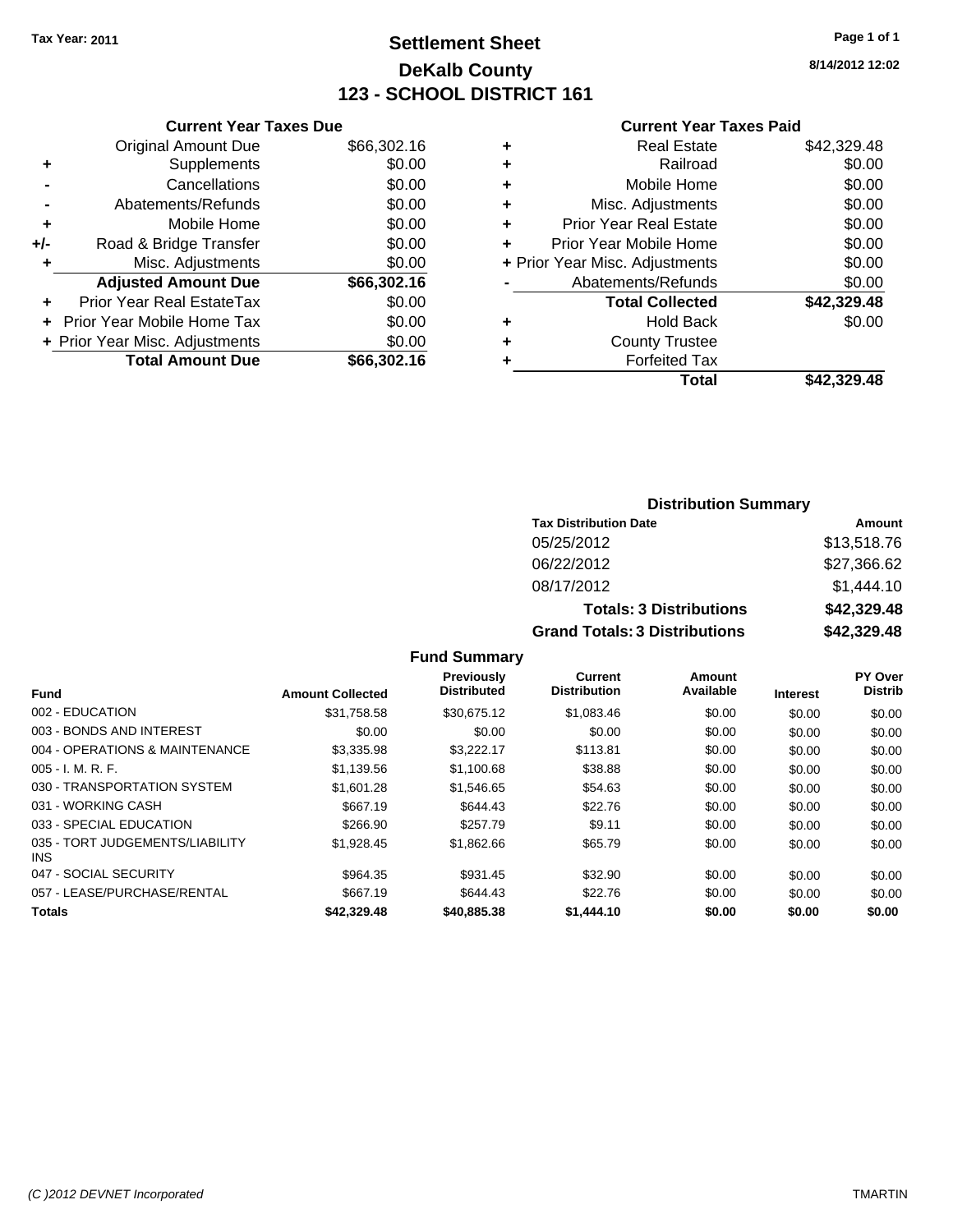Tax Year: 2011

# Settlement Sheet

## DeKalb County

## 123 - SCHOOL DISTRICT 161

8/14/2012 12:02

### Current Year Taxes Due

| | | |
|---|---|---|
| | Original Amount Due | $66,302.16 |
| + | Supplements | $0.00 |
| - | Cancellations | $0.00 |
| - | Abatements/Refunds | $0.00 |
| + | Mobile Home | $0.00 |
| +/- | Road & Bridge Transfer | $0.00 |
| + | Misc. Adjustments | $0.00 |
| | **Adjusted Amount Due** | **$66,302.16** |
| + | Prior Year Real EstateTax | $0.00 |
| + | Prior Year Mobile Home Tax | $0.00 |
| + | Prior Year Misc. Adjustments | $0.00 |
| | **Total Amount Due** | **$66,302.16** |

### Current Year Taxes Paid

| | | |
|---|---|---|
| + | Real Estate | $42,329.48 |
| + | Railroad | $0.00 |
| + | Mobile Home | $0.00 |
| + | Misc. Adjustments | $0.00 |
| + | Prior Year Real Estate | $0.00 |
| + | Prior Year Mobile Home | $0.00 |
| + | Prior Year Misc. Adjustments | $0.00 |
| - | Abatements/Refunds | $0.00 |
| | **Total Collected** | **$42,329.48** |
| + | Hold Back | $0.00 |
| + | County Trustee | |
| + | Forfeited Tax | |
| | **Total** | **$42,329.48** |

### Distribution Summary

| Tax Distribution Date | Amount |
|---|---|
| 05/25/2012 | $13,518.76 |
| 06/22/2012 | $27,366.62 |
| 08/17/2012 | $1,444.10 |
| **Totals: 3 Distributions** | **$42,329.48** |
| **Grand Totals: 3 Distributions** | **$42,329.48** |

### Fund Summary

| Fund | Amount Collected | Previously Distributed | Current Distribution | Amount Available | Interest | PY Over Distrib |
|---|---|---|---|---|---|---|
| 002 - EDUCATION | $31,758.58 | $30,675.12 | $1,083.46 | $0.00 | $0.00 | $0.00 |
| 003 - BONDS AND INTEREST | $0.00 | $0.00 | $0.00 | $0.00 | $0.00 | $0.00 |
| 004 - OPERATIONS & MAINTENANCE | $3,335.98 | $3,222.17 | $113.81 | $0.00 | $0.00 | $0.00 |
| 005 - I. M. R. F. | $1,139.56 | $1,100.68 | $38.88 | $0.00 | $0.00 | $0.00 |
| 030 - TRANSPORTATION SYSTEM | $1,601.28 | $1,546.65 | $54.63 | $0.00 | $0.00 | $0.00 |
| 031 - WORKING CASH | $667.19 | $644.43 | $22.76 | $0.00 | $0.00 | $0.00 |
| 033 - SPECIAL EDUCATION | $266.90 | $257.79 | $9.11 | $0.00 | $0.00 | $0.00 |
| 035 - TORT JUDGEMENTS/LIABILITY INS | $1,928.45 | $1,862.66 | $65.79 | $0.00 | $0.00 | $0.00 |
| 047 - SOCIAL SECURITY | $964.35 | $931.45 | $32.90 | $0.00 | $0.00 | $0.00 |
| 057 - LEASE/PURCHASE/RENTAL | $667.19 | $644.43 | $22.76 | $0.00 | $0.00 | $0.00 |
| **Totals** | **$42,329.48** | **$40,885.38** | **$1,444.10** | **$0.00** | **$0.00** | **$0.00** |

(C )2012 DEVNET Incorporated — TMARTIN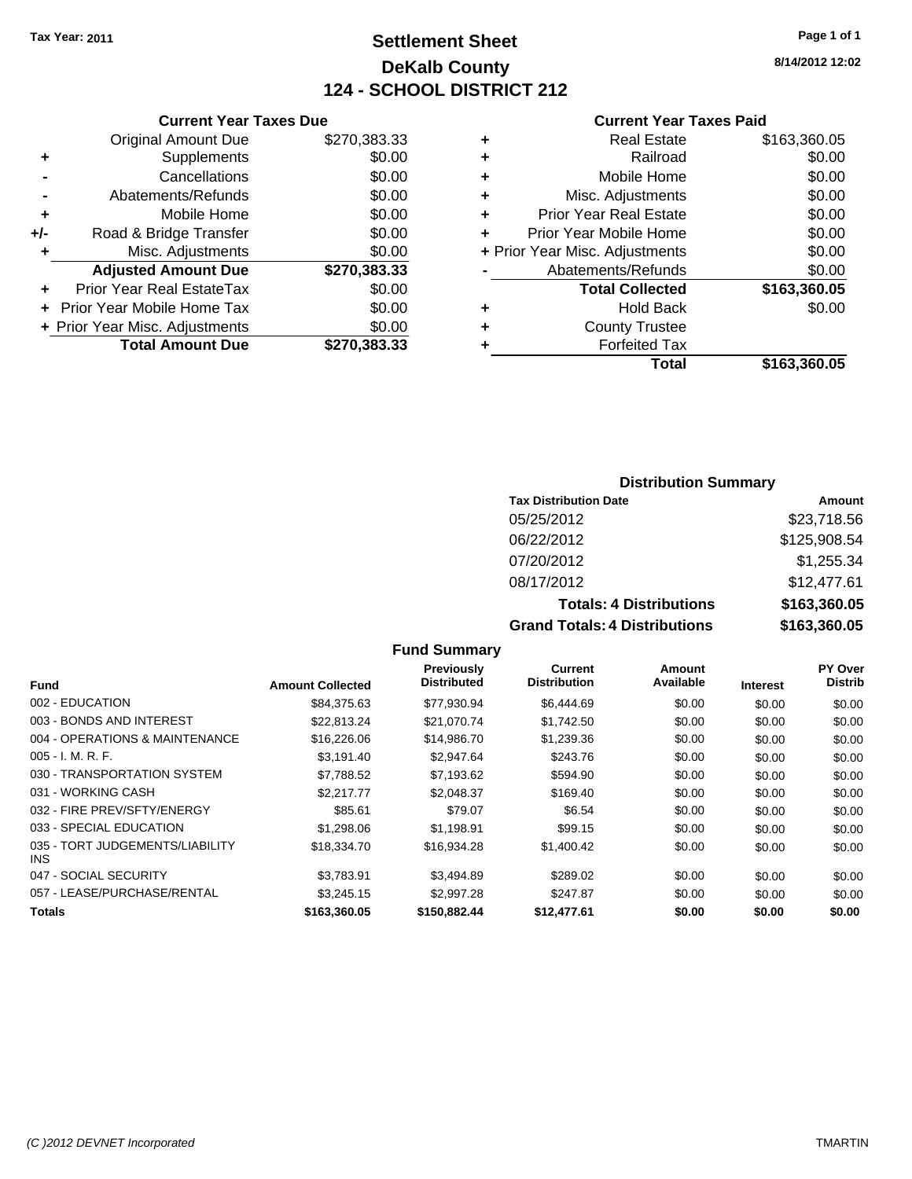Tax Year: 2011

# Settlement Sheet
## DeKalb County
## 124 - SCHOOL DISTRICT 212

8/14/2012 12:02

### Current Year Taxes Due

| | | |
|---|---|---|
| | Original Amount Due | $270,383.33 |
| + | Supplements | $0.00 |
| - | Cancellations | $0.00 |
| - | Abatements/Refunds | $0.00 |
| + | Mobile Home | $0.00 |
| +/- | Road & Bridge Transfer | $0.00 |
| + | Misc. Adjustments | $0.00 |
| | **Adjusted Amount Due** | **$270,383.33** |
| + | Prior Year Real EstateTax | $0.00 |
| + | Prior Year Mobile Home Tax | $0.00 |
| + | Prior Year Misc. Adjustments | $0.00 |
| | **Total Amount Due** | **$270,383.33** |

### Current Year Taxes Paid

| | | |
|---|---|---|
| + | Real Estate | $163,360.05 |
| + | Railroad | $0.00 |
| + | Mobile Home | $0.00 |
| + | Misc. Adjustments | $0.00 |
| + | Prior Year Real Estate | $0.00 |
| + | Prior Year Mobile Home | $0.00 |
| + | Prior Year Misc. Adjustments | $0.00 |
| - | Abatements/Refunds | $0.00 |
| | **Total Collected** | **$163,360.05** |
| + | Hold Back | $0.00 |
| + | County Trustee | |
| + | Forfeited Tax | |
| | **Total** | **$163,360.05** |

### Distribution Summary

| Tax Distribution Date | Amount |
|---|---|
| 05/25/2012 | $23,718.56 |
| 06/22/2012 | $125,908.54 |
| 07/20/2012 | $1,255.34 |
| 08/17/2012 | $12,477.61 |
| **Totals: 4 Distributions** | **$163,360.05** |
| **Grand Totals: 4 Distributions** | **$163,360.05** |

### Fund Summary

| Fund | Amount Collected | Previously Distributed | Current Distribution | Amount Available | Interest | PY Over Distrib |
|---|---|---|---|---|---|---|
| 002 - EDUCATION | $84,375.63 | $77,930.94 | $6,444.69 | $0.00 | $0.00 | $0.00 |
| 003 - BONDS AND INTEREST | $22,813.24 | $21,070.74 | $1,742.50 | $0.00 | $0.00 | $0.00 |
| 004 - OPERATIONS & MAINTENANCE | $16,226.06 | $14,986.70 | $1,239.36 | $0.00 | $0.00 | $0.00 |
| 005 - I. M. R. F. | $3,191.40 | $2,947.64 | $243.76 | $0.00 | $0.00 | $0.00 |
| 030 - TRANSPORTATION SYSTEM | $7,788.52 | $7,193.62 | $594.90 | $0.00 | $0.00 | $0.00 |
| 031 - WORKING CASH | $2,217.77 | $2,048.37 | $169.40 | $0.00 | $0.00 | $0.00 |
| 032 - FIRE PREV/SFTY/ENERGY | $85.61 | $79.07 | $6.54 | $0.00 | $0.00 | $0.00 |
| 033 - SPECIAL EDUCATION | $1,298.06 | $1,198.91 | $99.15 | $0.00 | $0.00 | $0.00 |
| 035 - TORT JUDGEMENTS/LIABILITY INS | $18,334.70 | $16,934.28 | $1,400.42 | $0.00 | $0.00 | $0.00 |
| 047 - SOCIAL SECURITY | $3,783.91 | $3,494.89 | $289.02 | $0.00 | $0.00 | $0.00 |
| 057 - LEASE/PURCHASE/RENTAL | $3,245.15 | $2,997.28 | $247.87 | $0.00 | $0.00 | $0.00 |
| **Totals** | **$163,360.05** | **$150,882.44** | **$12,477.61** | **$0.00** | **$0.00** | **$0.00** |

(C )2012 DEVNET Incorporated TMARTIN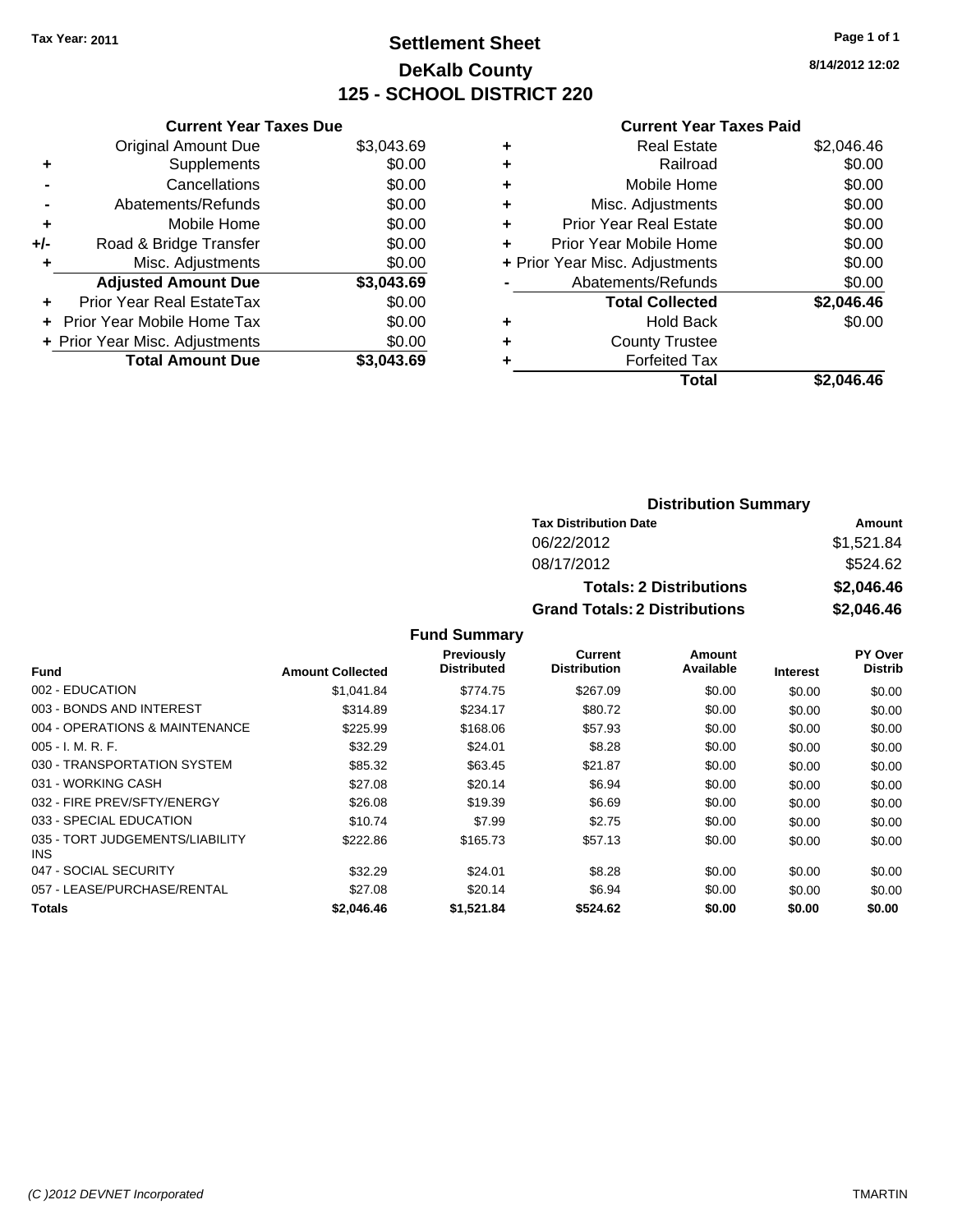Tax Year: 2011

# Settlement Sheet
## DeKalb County
## 125 - SCHOOL DISTRICT 220

8/14/2012 12:02

### Current Year Taxes Due

| | | |
|---|---|---|
| | Original Amount Due | $3,043.69 |
| + | Supplements | $0.00 |
| - | Cancellations | $0.00 |
| - | Abatements/Refunds | $0.00 |
| + | Mobile Home | $0.00 |
| +/- | Road & Bridge Transfer | $0.00 |
| + | Misc. Adjustments | $0.00 |
| | **Adjusted Amount Due** | **$3,043.69** |
| + | Prior Year Real EstateTax | $0.00 |
| + | Prior Year Mobile Home Tax | $0.00 |
| + | Prior Year Misc. Adjustments | $0.00 |
| | **Total Amount Due** | **$3,043.69** |

### Current Year Taxes Paid

| | | |
|---|---|---|
| + | Real Estate | $2,046.46 |
| + | Railroad | $0.00 |
| + | Mobile Home | $0.00 |
| + | Misc. Adjustments | $0.00 |
| + | Prior Year Real Estate | $0.00 |
| + | Prior Year Mobile Home | $0.00 |
| + | Prior Year Misc. Adjustments | $0.00 |
| - | Abatements/Refunds | $0.00 |
| | **Total Collected** | **$2,046.46** |
| + | Hold Back | $0.00 |
| + | County Trustee | |
| + | Forfeited Tax | |
| | **Total** | **$2,046.46** |

### Distribution Summary

| Tax Distribution Date | Amount |
|---|---|
| 06/22/2012 | $1,521.84 |
| 08/17/2012 | $524.62 |
| **Totals: 2 Distributions** | **$2,046.46** |
| **Grand Totals: 2 Distributions** | **$2,046.46** |

### Fund Summary

| Fund | Amount Collected | Previously Distributed | Current Distribution | Amount Available | Interest | PY Over Distrib |
|---|---|---|---|---|---|---|
| 002 - EDUCATION | $1,041.84 | $774.75 | $267.09 | $0.00 | $0.00 | $0.00 |
| 003 - BONDS AND INTEREST | $314.89 | $234.17 | $80.72 | $0.00 | $0.00 | $0.00 |
| 004 - OPERATIONS & MAINTENANCE | $225.99 | $168.06 | $57.93 | $0.00 | $0.00 | $0.00 |
| 005 - I. M. R. F. | $32.29 | $24.01 | $8.28 | $0.00 | $0.00 | $0.00 |
| 030 - TRANSPORTATION SYSTEM | $85.32 | $63.45 | $21.87 | $0.00 | $0.00 | $0.00 |
| 031 - WORKING CASH | $27.08 | $20.14 | $6.94 | $0.00 | $0.00 | $0.00 |
| 032 - FIRE PREV/SFTY/ENERGY | $26.08 | $19.39 | $6.69 | $0.00 | $0.00 | $0.00 |
| 033 - SPECIAL EDUCATION | $10.74 | $7.99 | $2.75 | $0.00 | $0.00 | $0.00 |
| 035 - TORT JUDGEMENTS/LIABILITY INS | $222.86 | $165.73 | $57.13 | $0.00 | $0.00 | $0.00 |
| 047 - SOCIAL SECURITY | $32.29 | $24.01 | $8.28 | $0.00 | $0.00 | $0.00 |
| 057 - LEASE/PURCHASE/RENTAL | $27.08 | $20.14 | $6.94 | $0.00 | $0.00 | $0.00 |
| **Totals** | **$2,046.46** | **$1,521.84** | **$524.62** | **$0.00** | **$0.00** | **$0.00** |

(C )2012 DEVNET Incorporated TMARTIN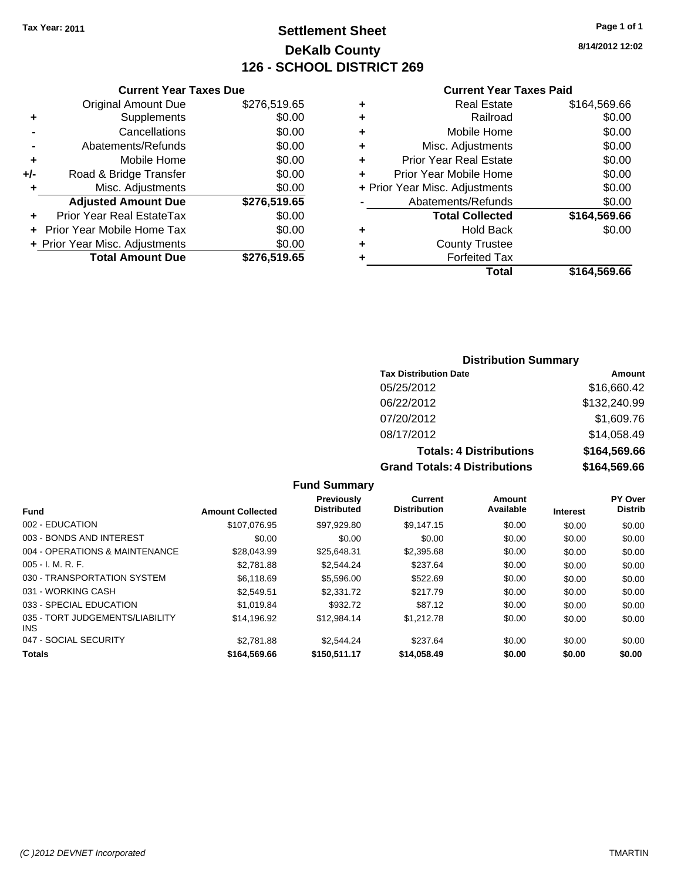Tax Year: 2011

# Settlement Sheet
## DeKalb County
## 126 - SCHOOL DISTRICT 269

8/14/2012 12:02

### Current Year Taxes Due

| | | |
|---|---|---|
| | Original Amount Due | $276,519.65 |
| + | Supplements | $0.00 |
| - | Cancellations | $0.00 |
| - | Abatements/Refunds | $0.00 |
| + | Mobile Home | $0.00 |
| +/- | Road & Bridge Transfer | $0.00 |
| + | Misc. Adjustments | $0.00 |
| | **Adjusted Amount Due** | **$276,519.65** |
| + | Prior Year Real EstateTax | $0.00 |
| + | Prior Year Mobile Home Tax | $0.00 |
| + | Prior Year Misc. Adjustments | $0.00 |
| | **Total Amount Due** | **$276,519.65** |

### Current Year Taxes Paid

| | | |
|---|---|---|
| + | Real Estate | $164,569.66 |
| + | Railroad | $0.00 |
| + | Mobile Home | $0.00 |
| + | Misc. Adjustments | $0.00 |
| + | Prior Year Real Estate | $0.00 |
| + | Prior Year Mobile Home | $0.00 |
| + | Prior Year Misc. Adjustments | $0.00 |
| - | Abatements/Refunds | $0.00 |
| | **Total Collected** | **$164,569.66** |
| + | Hold Back | $0.00 |
| + | County Trustee | |
| + | Forfeited Tax | |
| | **Total** | **$164,569.66** |

### Distribution Summary

| Tax Distribution Date | Amount |
|---|---|
| 05/25/2012 | $16,660.42 |
| 06/22/2012 | $132,240.99 |
| 07/20/2012 | $1,609.76 |
| 08/17/2012 | $14,058.49 |
| **Totals: 4 Distributions** | **$164,569.66** |
| **Grand Totals: 4 Distributions** | **$164,569.66** |

### Fund Summary

| Fund | Amount Collected | Previously Distributed | Current Distribution | Amount Available | Interest | PY Over Distrib |
|---|---|---|---|---|---|---|
| 002 - EDUCATION | $107,076.95 | $97,929.80 | $9,147.15 | $0.00 | $0.00 | $0.00 |
| 003 - BONDS AND INTEREST | $0.00 | $0.00 | $0.00 | $0.00 | $0.00 | $0.00 |
| 004 - OPERATIONS & MAINTENANCE | $28,043.99 | $25,648.31 | $2,395.68 | $0.00 | $0.00 | $0.00 |
| 005 - I. M. R. F. | $2,781.88 | $2,544.24 | $237.64 | $0.00 | $0.00 | $0.00 |
| 030 - TRANSPORTATION SYSTEM | $6,118.69 | $5,596.00 | $522.69 | $0.00 | $0.00 | $0.00 |
| 031 - WORKING CASH | $2,549.51 | $2,331.72 | $217.79 | $0.00 | $0.00 | $0.00 |
| 033 - SPECIAL EDUCATION | $1,019.84 | $932.72 | $87.12 | $0.00 | $0.00 | $0.00 |
| 035 - TORT JUDGEMENTS/LIABILITY INS | $14,196.92 | $12,984.14 | $1,212.78 | $0.00 | $0.00 | $0.00 |
| 047 - SOCIAL SECURITY | $2,781.88 | $2,544.24 | $237.64 | $0.00 | $0.00 | $0.00 |
| **Totals** | **$164,569.66** | **$150,511.17** | **$14,058.49** | **$0.00** | **$0.00** | **$0.00** |

(C )2012 DEVNET Incorporated TMARTIN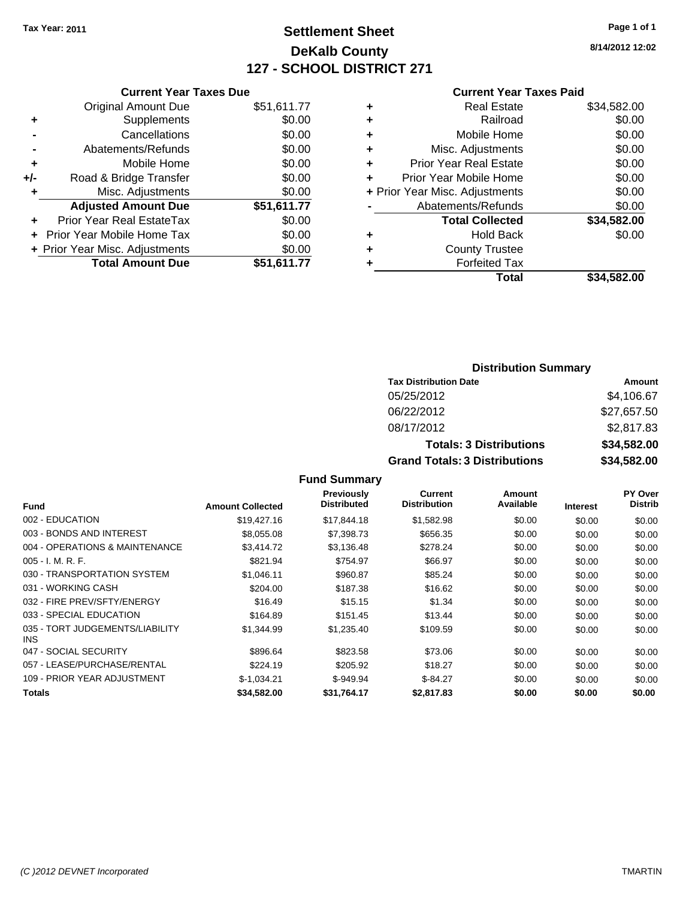Tax Year: 2011

# Settlement Sheet
## DeKalb County
## 127 - SCHOOL DISTRICT 271

8/14/2012 12:02

### Current Year Taxes Due

| | | |
|---|---|---|
| | Original Amount Due | $51,611.77 |
| + | Supplements | $0.00 |
| - | Cancellations | $0.00 |
| - | Abatements/Refunds | $0.00 |
| + | Mobile Home | $0.00 |
| +/- | Road & Bridge Transfer | $0.00 |
| + | Misc. Adjustments | $0.00 |
| | **Adjusted Amount Due** | **$51,611.77** |
| + | Prior Year Real EstateTax | $0.00 |
| + | Prior Year Mobile Home Tax | $0.00 |
| + | Prior Year Misc. Adjustments | $0.00 |
| | **Total Amount Due** | **$51,611.77** |

### Current Year Taxes Paid

| | | |
|---|---|---|
| + | Real Estate | $34,582.00 |
| + | Railroad | $0.00 |
| + | Mobile Home | $0.00 |
| + | Misc. Adjustments | $0.00 |
| + | Prior Year Real Estate | $0.00 |
| + | Prior Year Mobile Home | $0.00 |
| + | Prior Year Misc. Adjustments | $0.00 |
| - | Abatements/Refunds | $0.00 |
| | **Total Collected** | **$34,582.00** |
| + | Hold Back | $0.00 |
| + | County Trustee | |
| + | Forfeited Tax | |
| | **Total** | **$34,582.00** |

### Distribution Summary

| Tax Distribution Date | Amount |
|---|---|
| 05/25/2012 | $4,106.67 |
| 06/22/2012 | $27,657.50 |
| 08/17/2012 | $2,817.83 |
| **Totals: 3 Distributions** | **$34,582.00** |
| **Grand Totals: 3 Distributions** | **$34,582.00** |

### Fund Summary

| Fund | Amount Collected | Previously Distributed | Current Distribution | Amount Available | Interest | PY Over Distrib |
|---|---|---|---|---|---|---|
| 002 - EDUCATION | $19,427.16 | $17,844.18 | $1,582.98 | $0.00 | $0.00 | $0.00 |
| 003 - BONDS AND INTEREST | $8,055.08 | $7,398.73 | $656.35 | $0.00 | $0.00 | $0.00 |
| 004 - OPERATIONS & MAINTENANCE | $3,414.72 | $3,136.48 | $278.24 | $0.00 | $0.00 | $0.00 |
| 005 - I. M. R. F. | $821.94 | $754.97 | $66.97 | $0.00 | $0.00 | $0.00 |
| 030 - TRANSPORTATION SYSTEM | $1,046.11 | $960.87 | $85.24 | $0.00 | $0.00 | $0.00 |
| 031 - WORKING CASH | $204.00 | $187.38 | $16.62 | $0.00 | $0.00 | $0.00 |
| 032 - FIRE PREV/SFTY/ENERGY | $16.49 | $15.15 | $1.34 | $0.00 | $0.00 | $0.00 |
| 033 - SPECIAL EDUCATION | $164.89 | $151.45 | $13.44 | $0.00 | $0.00 | $0.00 |
| 035 - TORT JUDGEMENTS/LIABILITY INS | $1,344.99 | $1,235.40 | $109.59 | $0.00 | $0.00 | $0.00 |
| 047 - SOCIAL SECURITY | $896.64 | $823.58 | $73.06 | $0.00 | $0.00 | $0.00 |
| 057 - LEASE/PURCHASE/RENTAL | $224.19 | $205.92 | $18.27 | $0.00 | $0.00 | $0.00 |
| 109 - PRIOR YEAR ADJUSTMENT | $-1,034.21 | $-949.94 | $-84.27 | $0.00 | $0.00 | $0.00 |
| **Totals** | **$34,582.00** | **$31,764.17** | **$2,817.83** | **$0.00** | **$0.00** | **$0.00** |

(C )2012 DEVNET Incorporated TMARTIN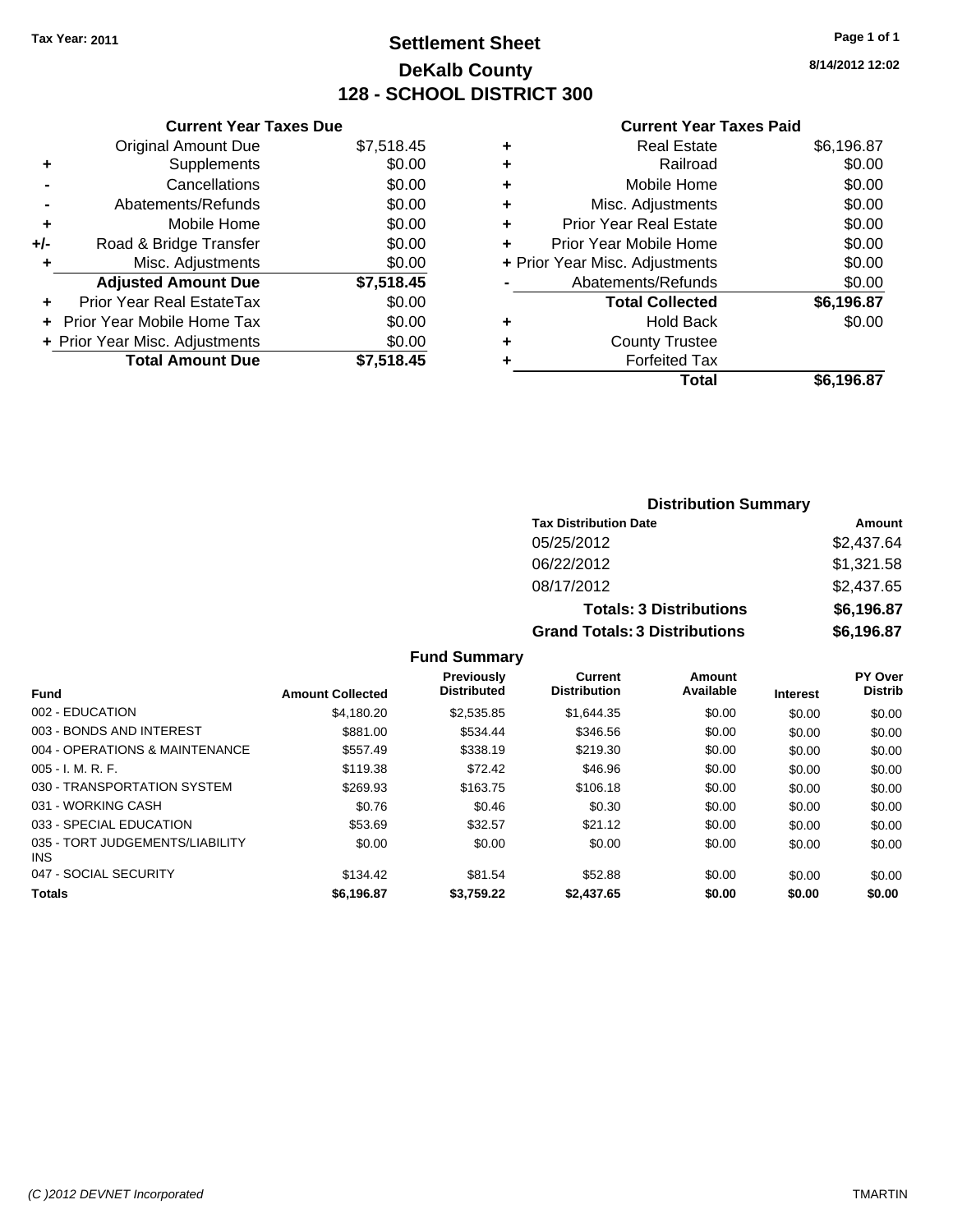Tax Year: 2011

# Settlement Sheet
## DeKalb County
## 128 - SCHOOL DISTRICT 300

8/14/2012 12:02

### Current Year Taxes Due

| | | |
|---|---|---|
| | Original Amount Due | $7,518.45 |
| + | Supplements | $0.00 |
| - | Cancellations | $0.00 |
| - | Abatements/Refunds | $0.00 |
| + | Mobile Home | $0.00 |
| +/- | Road & Bridge Transfer | $0.00 |
| + | Misc. Adjustments | $0.00 |
| | **Adjusted Amount Due** | **$7,518.45** |
| + | Prior Year Real EstateTax | $0.00 |
| + | Prior Year Mobile Home Tax | $0.00 |
| + | Prior Year Misc. Adjustments | $0.00 |
| | **Total Amount Due** | **$7,518.45** |

### Current Year Taxes Paid

| | | |
|---|---|---|
| + | Real Estate | $6,196.87 |
| + | Railroad | $0.00 |
| + | Mobile Home | $0.00 |
| + | Misc. Adjustments | $0.00 |
| + | Prior Year Real Estate | $0.00 |
| + | Prior Year Mobile Home | $0.00 |
| + | Prior Year Misc. Adjustments | $0.00 |
| - | Abatements/Refunds | $0.00 |
| | **Total Collected** | **$6,196.87** |
| + | Hold Back | $0.00 |
| + | County Trustee | |
| + | Forfeited Tax | |
| | **Total** | **$6,196.87** |

### Distribution Summary

| Tax Distribution Date | Amount |
|---|---|
| 05/25/2012 | $2,437.64 |
| 06/22/2012 | $1,321.58 |
| 08/17/2012 | $2,437.65 |
| **Totals: 3 Distributions** | **$6,196.87** |
| **Grand Totals: 3 Distributions** | **$6,196.87** |

### Fund Summary

| Fund | Amount Collected | Previously Distributed | Current Distribution | Amount Available | Interest | PY Over Distrib |
|---|---|---|---|---|---|---|
| 002 - EDUCATION | $4,180.20 | $2,535.85 | $1,644.35 | $0.00 | $0.00 | $0.00 |
| 003 - BONDS AND INTEREST | $881.00 | $534.44 | $346.56 | $0.00 | $0.00 | $0.00 |
| 004 - OPERATIONS & MAINTENANCE | $557.49 | $338.19 | $219.30 | $0.00 | $0.00 | $0.00 |
| 005 - I. M. R. F. | $119.38 | $72.42 | $46.96 | $0.00 | $0.00 | $0.00 |
| 030 - TRANSPORTATION SYSTEM | $269.93 | $163.75 | $106.18 | $0.00 | $0.00 | $0.00 |
| 031 - WORKING CASH | $0.76 | $0.46 | $0.30 | $0.00 | $0.00 | $0.00 |
| 033 - SPECIAL EDUCATION | $53.69 | $32.57 | $21.12 | $0.00 | $0.00 | $0.00 |
| 035 - TORT JUDGEMENTS/LIABILITY INS | $0.00 | $0.00 | $0.00 | $0.00 | $0.00 | $0.00 |
| 047 - SOCIAL SECURITY | $134.42 | $81.54 | $52.88 | $0.00 | $0.00 | $0.00 |
| **Totals** | **$6,196.87** | **$3,759.22** | **$2,437.65** | **$0.00** | **$0.00** | **$0.00** |

(C )2012 DEVNET Incorporated TMARTIN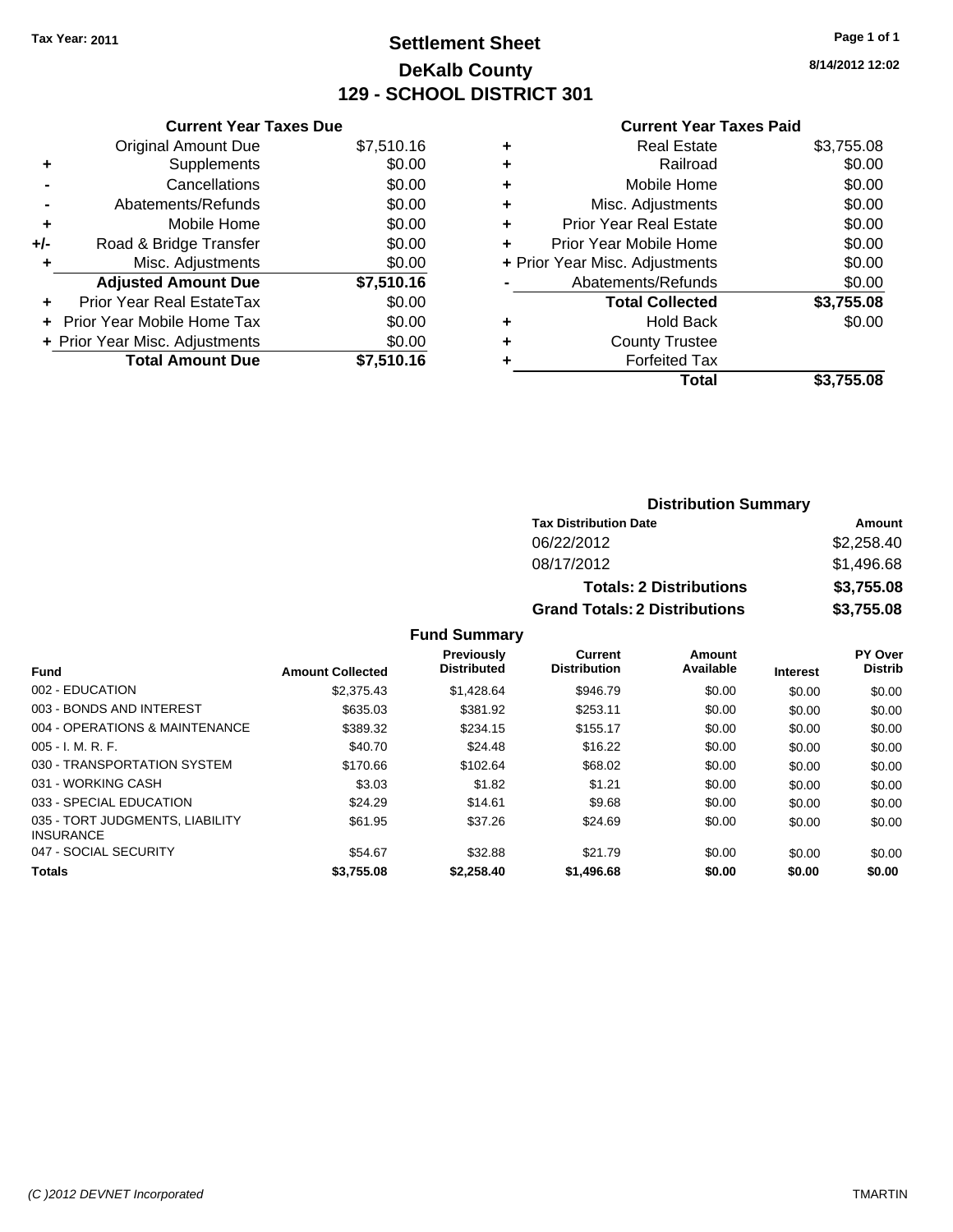Tax Year: 2011

# Settlement Sheet
## DeKalb County
## 129 - SCHOOL DISTRICT 301

8/14/2012 12:02

### Current Year Taxes Due

| | | |
|---|---|---|
| | Original Amount Due | $7,510.16 |
| + | Supplements | $0.00 |
| - | Cancellations | $0.00 |
| - | Abatements/Refunds | $0.00 |
| + | Mobile Home | $0.00 |
| +/- | Road & Bridge Transfer | $0.00 |
| + | Misc. Adjustments | $0.00 |
| | **Adjusted Amount Due** | **$7,510.16** |
| + | Prior Year Real EstateTax | $0.00 |
| + | Prior Year Mobile Home Tax | $0.00 |
| + | Prior Year Misc. Adjustments | $0.00 |
| | **Total Amount Due** | **$7,510.16** |

### Current Year Taxes Paid

| | | |
|---|---|---|
| + | Real Estate | $3,755.08 |
| + | Railroad | $0.00 |
| + | Mobile Home | $0.00 |
| + | Misc. Adjustments | $0.00 |
| + | Prior Year Real Estate | $0.00 |
| + | Prior Year Mobile Home | $0.00 |
| + | Prior Year Misc. Adjustments | $0.00 |
| - | Abatements/Refunds | $0.00 |
| | **Total Collected** | **$3,755.08** |
| + | Hold Back | $0.00 |
| + | County Trustee | |
| + | Forfeited Tax | |
| | **Total** | **$3,755.08** |

### Distribution Summary

| Tax Distribution Date | Amount |
|---|---|
| 06/22/2012 | $2,258.40 |
| 08/17/2012 | $1,496.68 |
| **Totals: 2 Distributions** | **$3,755.08** |
| **Grand Totals: 2 Distributions** | **$3,755.08** |

### Fund Summary

| Fund | Amount Collected | Previously Distributed | Current Distribution | Amount Available | Interest | PY Over Distrib |
|---|---|---|---|---|---|---|
| 002 - EDUCATION | $2,375.43 | $1,428.64 | $946.79 | $0.00 | $0.00 | $0.00 |
| 003 - BONDS AND INTEREST | $635.03 | $381.92 | $253.11 | $0.00 | $0.00 | $0.00 |
| 004 - OPERATIONS & MAINTENANCE | $389.32 | $234.15 | $155.17 | $0.00 | $0.00 | $0.00 |
| 005 - I. M. R. F. | $40.70 | $24.48 | $16.22 | $0.00 | $0.00 | $0.00 |
| 030 - TRANSPORTATION SYSTEM | $170.66 | $102.64 | $68.02 | $0.00 | $0.00 | $0.00 |
| 031 - WORKING CASH | $3.03 | $1.82 | $1.21 | $0.00 | $0.00 | $0.00 |
| 033 - SPECIAL EDUCATION | $24.29 | $14.61 | $9.68 | $0.00 | $0.00 | $0.00 |
| 035 - TORT JUDGMENTS, LIABILITY INSURANCE | $61.95 | $37.26 | $24.69 | $0.00 | $0.00 | $0.00 |
| 047 - SOCIAL SECURITY | $54.67 | $32.88 | $21.79 | $0.00 | $0.00 | $0.00 |
| **Totals** | **$3,755.08** | **$2,258.40** | **$1,496.68** | **$0.00** | **$0.00** | **$0.00** |

(C )2012 DEVNET Incorporated TMARTIN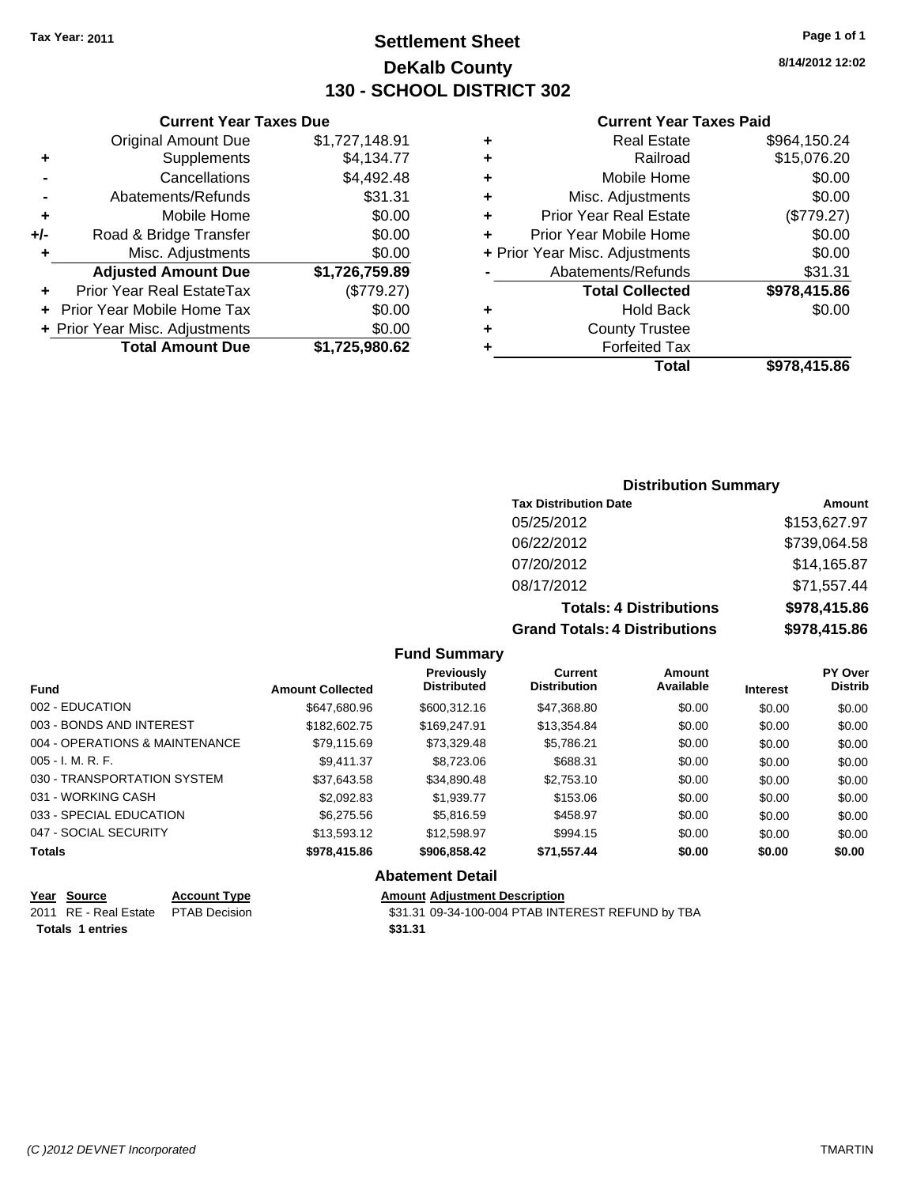Tax Year: 2011

# Settlement Sheet
## DeKalb County
## 130 - SCHOOL DISTRICT 302

8/14/2012 12:02

### Current Year Taxes Due

| | | |
|---|---|---|
| | Original Amount Due | $1,727,148.91 |
| + | Supplements | $4,134.77 |
| - | Cancellations | $4,492.48 |
| - | Abatements/Refunds | $31.31 |
| + | Mobile Home | $0.00 |
| +/- | Road & Bridge Transfer | $0.00 |
| + | Misc. Adjustments | $0.00 |
| | **Adjusted Amount Due** | **$1,726,759.89** |
| + | Prior Year Real EstateTax | ($779.27) |
| + | Prior Year Mobile Home Tax | $0.00 |
| + | Prior Year Misc. Adjustments | $0.00 |
| | **Total Amount Due** | **$1,725,980.62** |

### Current Year Taxes Paid

| | | |
|---|---|---|
| + | Real Estate | $964,150.24 |
| + | Railroad | $15,076.20 |
| + | Mobile Home | $0.00 |
| + | Misc. Adjustments | $0.00 |
| + | Prior Year Real Estate | ($779.27) |
| + | Prior Year Mobile Home | $0.00 |
| + | Prior Year Misc. Adjustments | $0.00 |
| - | Abatements/Refunds | $31.31 |
| | **Total Collected** | **$978,415.86** |
| + | Hold Back | $0.00 |
| + | County Trustee | |
| + | Forfeited Tax | |
| | **Total** | **$978,415.86** |

### Distribution Summary

| Tax Distribution Date | Amount |
|---|---|
| 05/25/2012 | $153,627.97 |
| 06/22/2012 | $739,064.58 |
| 07/20/2012 | $14,165.87 |
| 08/17/2012 | $71,557.44 |
| **Totals: 4 Distributions** | **$978,415.86** |
| **Grand Totals: 4 Distributions** | **$978,415.86** |

### Fund Summary

| Fund | Amount Collected | Previously Distributed | Current Distribution | Amount Available | Interest | PY Over Distrib |
|---|---|---|---|---|---|---|
| 002 - EDUCATION | $647,680.96 | $600,312.16 | $47,368.80 | $0.00 | $0.00 | $0.00 |
| 003 - BONDS AND INTEREST | $182,602.75 | $169,247.91 | $13,354.84 | $0.00 | $0.00 | $0.00 |
| 004 - OPERATIONS & MAINTENANCE | $79,115.69 | $73,329.48 | $5,786.21 | $0.00 | $0.00 | $0.00 |
| 005 - I. M. R. F. | $9,411.37 | $8,723.06 | $688.31 | $0.00 | $0.00 | $0.00 |
| 030 - TRANSPORTATION SYSTEM | $37,643.58 | $34,890.48 | $2,753.10 | $0.00 | $0.00 | $0.00 |
| 031 - WORKING CASH | $2,092.83 | $1,939.77 | $153.06 | $0.00 | $0.00 | $0.00 |
| 033 - SPECIAL EDUCATION | $6,275.56 | $5,816.59 | $458.97 | $0.00 | $0.00 | $0.00 |
| 047 - SOCIAL SECURITY | $13,593.12 | $12,598.97 | $994.15 | $0.00 | $0.00 | $0.00 |
| **Totals** | **$978,415.86** | **$906,858.42** | **$71,557.44** | **$0.00** | **$0.00** | **$0.00** |

### Abatement Detail

| Year | Source | Account Type | Amount | Adjustment Description |
|---|---|---|---|---|
| 2011 | RE - Real Estate | PTAB Decision | $31.31 | 09-34-100-004 PTAB INTEREST REFUND by TBA |
| **Totals 1 entries** | | | **$31.31** | |

(C )2012 DEVNET Incorporated TMARTIN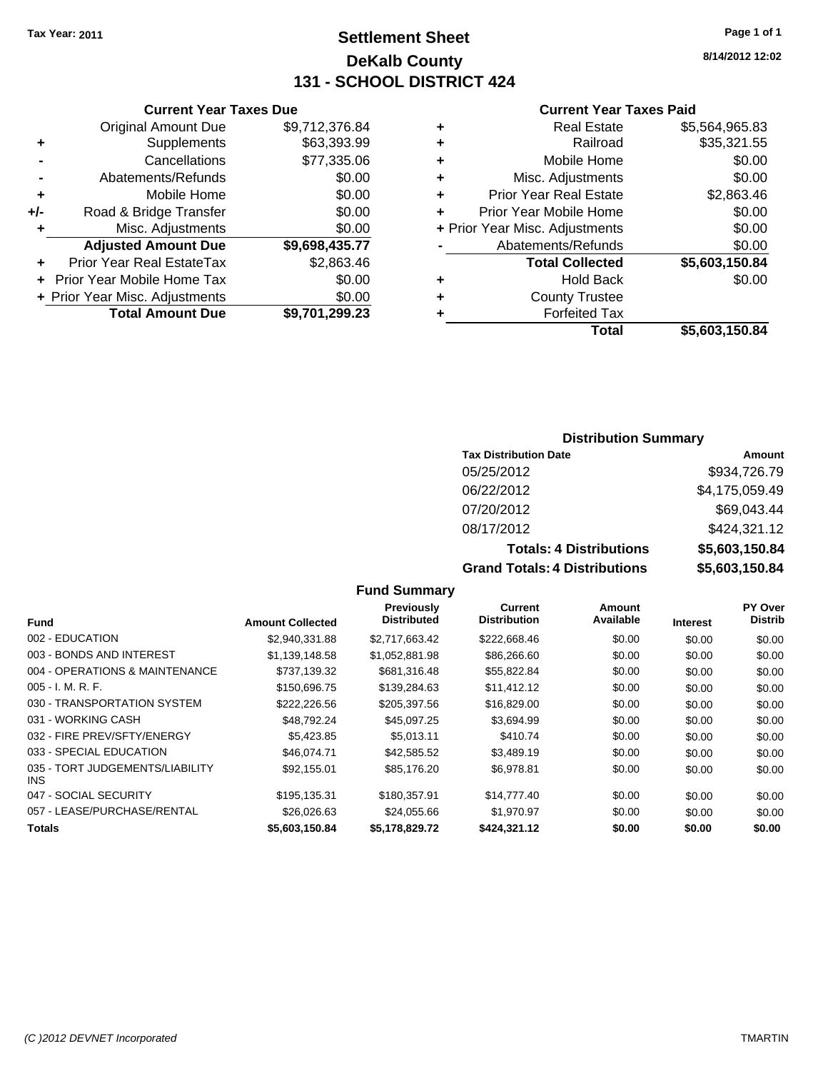Tax Year: 2011

# Settlement Sheet
## DeKalb County
## 131 - SCHOOL DISTRICT 424

8/14/2012 12:02

### Current Year Taxes Due

| | | |
|---|---|---|
| | Original Amount Due | $9,712,376.84 |
| + | Supplements | $63,393.99 |
| - | Cancellations | $77,335.06 |
| - | Abatements/Refunds | $0.00 |
| + | Mobile Home | $0.00 |
| +/- | Road & Bridge Transfer | $0.00 |
| + | Misc. Adjustments | $0.00 |
| | **Adjusted Amount Due** | **$9,698,435.77** |
| + | Prior Year Real EstateTax | $2,863.46 |
| + | Prior Year Mobile Home Tax | $0.00 |
| + | Prior Year Misc. Adjustments | $0.00 |
| | **Total Amount Due** | **$9,701,299.23** |

### Current Year Taxes Paid

| | | |
|---|---|---|
| + | Real Estate | $5,564,965.83 |
| + | Railroad | $35,321.55 |
| + | Mobile Home | $0.00 |
| + | Misc. Adjustments | $0.00 |
| + | Prior Year Real Estate | $2,863.46 |
| + | Prior Year Mobile Home | $0.00 |
| + | Prior Year Misc. Adjustments | $0.00 |
| - | Abatements/Refunds | $0.00 |
| | **Total Collected** | **$5,603,150.84** |
| + | Hold Back | $0.00 |
| + | County Trustee | |
| + | Forfeited Tax | |
| | **Total** | **$5,603,150.84** |

### Distribution Summary

| Tax Distribution Date | Amount |
|---|---|
| 05/25/2012 | $934,726.79 |
| 06/22/2012 | $4,175,059.49 |
| 07/20/2012 | $69,043.44 |
| 08/17/2012 | $424,321.12 |
| **Totals: 4 Distributions** | **$5,603,150.84** |
| **Grand Totals: 4 Distributions** | **$5,603,150.84** |

### Fund Summary

| Fund | Amount Collected | Previously Distributed | Current Distribution | Amount Available | Interest | PY Over Distrib |
|---|---|---|---|---|---|---|
| 002 - EDUCATION | $2,940,331.88 | $2,717,663.42 | $222,668.46 | $0.00 | $0.00 | $0.00 |
| 003 - BONDS AND INTEREST | $1,139,148.58 | $1,052,881.98 | $86,266.60 | $0.00 | $0.00 | $0.00 |
| 004 - OPERATIONS & MAINTENANCE | $737,139.32 | $681,316.48 | $55,822.84 | $0.00 | $0.00 | $0.00 |
| 005 - I. M. R. F. | $150,696.75 | $139,284.63 | $11,412.12 | $0.00 | $0.00 | $0.00 |
| 030 - TRANSPORTATION SYSTEM | $222,226.56 | $205,397.56 | $16,829.00 | $0.00 | $0.00 | $0.00 |
| 031 - WORKING CASH | $48,792.24 | $45,097.25 | $3,694.99 | $0.00 | $0.00 | $0.00 |
| 032 - FIRE PREV/SFTY/ENERGY | $5,423.85 | $5,013.11 | $410.74 | $0.00 | $0.00 | $0.00 |
| 033 - SPECIAL EDUCATION | $46,074.71 | $42,585.52 | $3,489.19 | $0.00 | $0.00 | $0.00 |
| 035 - TORT JUDGEMENTS/LIABILITY INS | $92,155.01 | $85,176.20 | $6,978.81 | $0.00 | $0.00 | $0.00 |
| 047 - SOCIAL SECURITY | $195,135.31 | $180,357.91 | $14,777.40 | $0.00 | $0.00 | $0.00 |
| 057 - LEASE/PURCHASE/RENTAL | $26,026.63 | $24,055.66 | $1,970.97 | $0.00 | $0.00 | $0.00 |
| **Totals** | **$5,603,150.84** | **$5,178,829.72** | **$424,321.12** | **$0.00** | **$0.00** | **$0.00** |

(C )2012 DEVNET Incorporated TMARTIN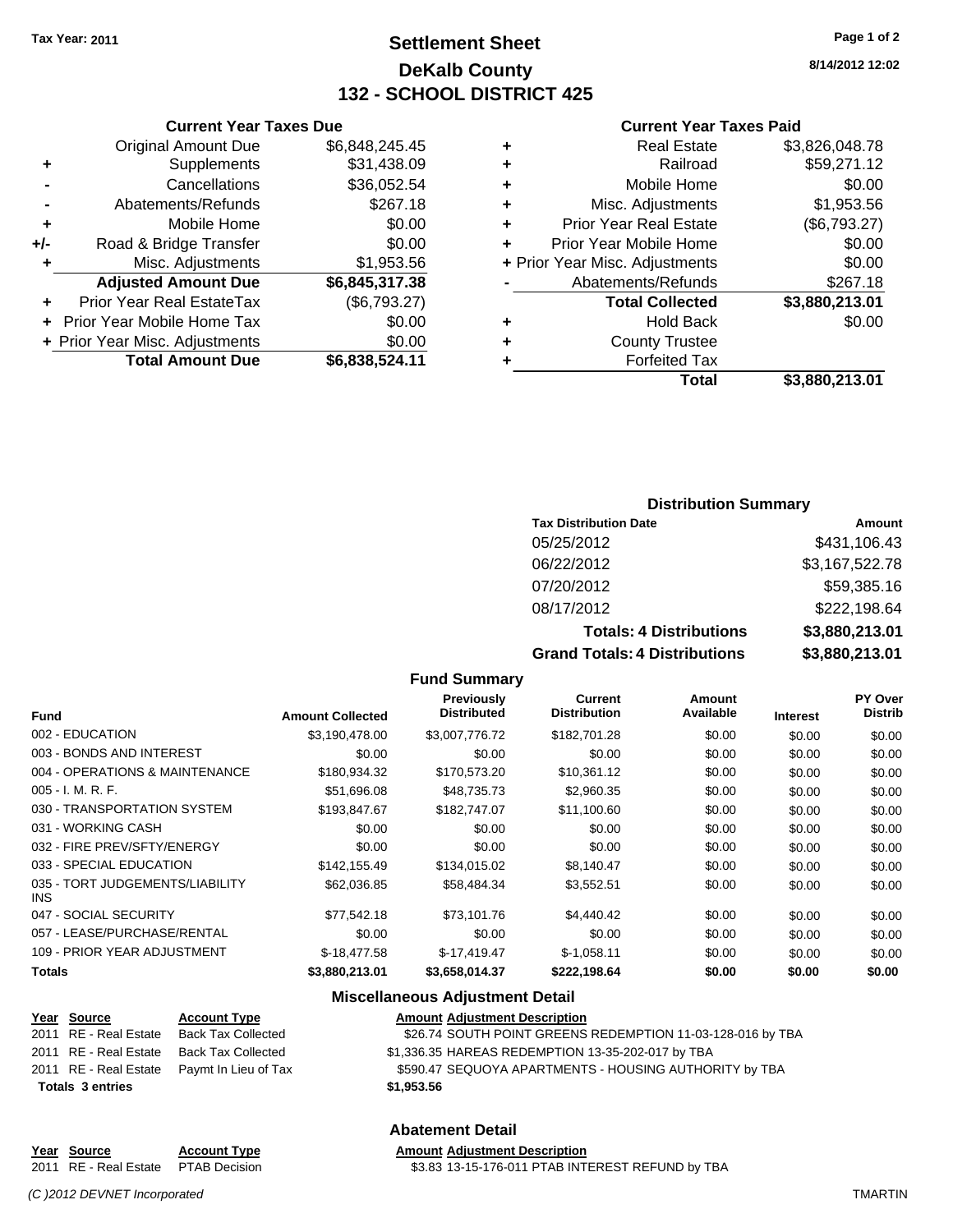Tax Year: 2011

# Settlement Sheet
## DeKalb County
## 132 - SCHOOL DISTRICT 425

8/14/2012 12:02

### Current Year Taxes Due

| | | |
|---|---|---|
| | Original Amount Due | $6,848,245.45 |
| + | Supplements | $31,438.09 |
| - | Cancellations | $36,052.54 |
| - | Abatements/Refunds | $267.18 |
| + | Mobile Home | $0.00 |
| +/- | Road & Bridge Transfer | $0.00 |
| + | Misc. Adjustments | $1,953.56 |
| | **Adjusted Amount Due** | **$6,845,317.38** |
| + | Prior Year Real EstateTax | ($6,793.27) |
| + | Prior Year Mobile Home Tax | $0.00 |
| + | Prior Year Misc. Adjustments | $0.00 |
| | **Total Amount Due** | **$6,838,524.11** |

### Current Year Taxes Paid

| | | |
|---|---|---|
| + | Real Estate | $3,826,048.78 |
| + | Railroad | $59,271.12 |
| + | Mobile Home | $0.00 |
| + | Misc. Adjustments | $1,953.56 |
| + | Prior Year Real Estate | ($6,793.27) |
| + | Prior Year Mobile Home | $0.00 |
| + | Prior Year Misc. Adjustments | $0.00 |
| - | Abatements/Refunds | $267.18 |
| | **Total Collected** | **$3,880,213.01** |
| + | Hold Back | $0.00 |
| + | County Trustee | |
| + | Forfeited Tax | |
| | **Total** | **$3,880,213.01** |

### Distribution Summary

| Tax Distribution Date | Amount |
|---|---|
| 05/25/2012 | $431,106.43 |
| 06/22/2012 | $3,167,522.78 |
| 07/20/2012 | $59,385.16 |
| 08/17/2012 | $222,198.64 |
| **Totals: 4 Distributions** | **$3,880,213.01** |
| **Grand Totals: 4 Distributions** | **$3,880,213.01** |

### Fund Summary

| Fund | Amount Collected | Previously Distributed | Current Distribution | Amount Available | Interest | PY Over Distrib |
|---|---|---|---|---|---|---|
| 002 - EDUCATION | $3,190,478.00 | $3,007,776.72 | $182,701.28 | $0.00 | $0.00 | $0.00 |
| 003 - BONDS AND INTEREST | $0.00 | $0.00 | $0.00 | $0.00 | $0.00 | $0.00 |
| 004 - OPERATIONS & MAINTENANCE | $180,934.32 | $170,573.20 | $10,361.12 | $0.00 | $0.00 | $0.00 |
| 005 - I. M. R. F. | $51,696.08 | $48,735.73 | $2,960.35 | $0.00 | $0.00 | $0.00 |
| 030 - TRANSPORTATION SYSTEM | $193,847.67 | $182,747.07 | $11,100.60 | $0.00 | $0.00 | $0.00 |
| 031 - WORKING CASH | $0.00 | $0.00 | $0.00 | $0.00 | $0.00 | $0.00 |
| 032 - FIRE PREV/SFTY/ENERGY | $0.00 | $0.00 | $0.00 | $0.00 | $0.00 | $0.00 |
| 033 - SPECIAL EDUCATION | $142,155.49 | $134,015.02 | $8,140.47 | $0.00 | $0.00 | $0.00 |
| 035 - TORT JUDGEMENTS/LIABILITY INS | $62,036.85 | $58,484.34 | $3,552.51 | $0.00 | $0.00 | $0.00 |
| 047 - SOCIAL SECURITY | $77,542.18 | $73,101.76 | $4,440.42 | $0.00 | $0.00 | $0.00 |
| 057 - LEASE/PURCHASE/RENTAL | $0.00 | $0.00 | $0.00 | $0.00 | $0.00 | $0.00 |
| 109 - PRIOR YEAR ADJUSTMENT | $-18,477.58 | $-17,419.47 | $-1,058.11 | $0.00 | $0.00 | $0.00 |
| **Totals** | **$3,880,213.01** | **$3,658,014.37** | **$222,198.64** | **$0.00** | **$0.00** | **$0.00** |

### Miscellaneous Adjustment Detail

| Year | Source | Account Type | Amount | Adjustment Description |
|---|---|---|---|---|
| 2011 | RE - Real Estate | Back Tax Collected | $26.74 | SOUTH POINT GREENS REDEMPTION 11-03-128-016 by TBA |
| 2011 | RE - Real Estate | Back Tax Collected | $1,336.35 | HAREAS REDEMPTION 13-35-202-017 by TBA |
| 2011 | RE - Real Estate | Paymt In Lieu of Tax | $590.47 | SEQUOYA APARTMENTS - HOUSING AUTHORITY by TBA |
| **Totals 3 entries** | | | **$1,953.56** | |

### Abatement Detail

| Year | Source | Account Type | Amount | Adjustment Description |
|---|---|---|---|---|
| 2011 | RE - Real Estate | PTAB Decision | $3.83 | 13-15-176-011 PTAB INTEREST REFUND by TBA |

(C )2012 DEVNET Incorporated TMARTIN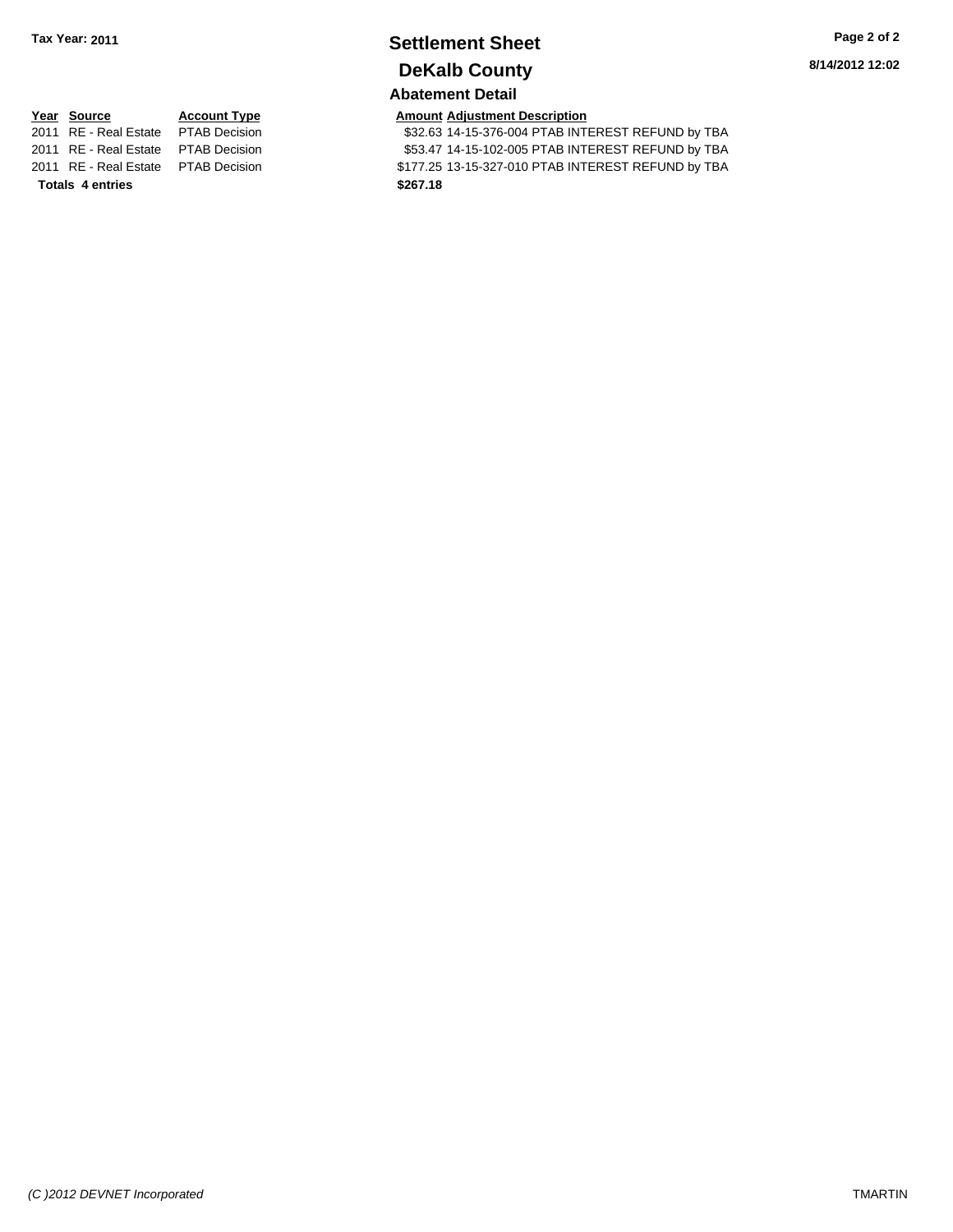**Tax Year: 2011**

# Settlement Sheet

## DeKalb County

### Abatement Detail

**8/14/2012 12:02**

| Year | Source | Account Type | Amount | Adjustment Description |
|---|---|---|---|---|
| 2011 | RE - Real Estate | PTAB Decision | $32.63 | 14-15-376-004 PTAB INTEREST REFUND by TBA |
| 2011 | RE - Real Estate | PTAB Decision | $53.47 | 14-15-102-005 PTAB INTEREST REFUND by TBA |
| 2011 | RE - Real Estate | PTAB Decision | $177.25 | 13-15-327-010 PTAB INTEREST REFUND by TBA |
| **Totals** | **4 entries** | | **$267.18** | |

*(C )2012 DEVNET Incorporated* TMARTIN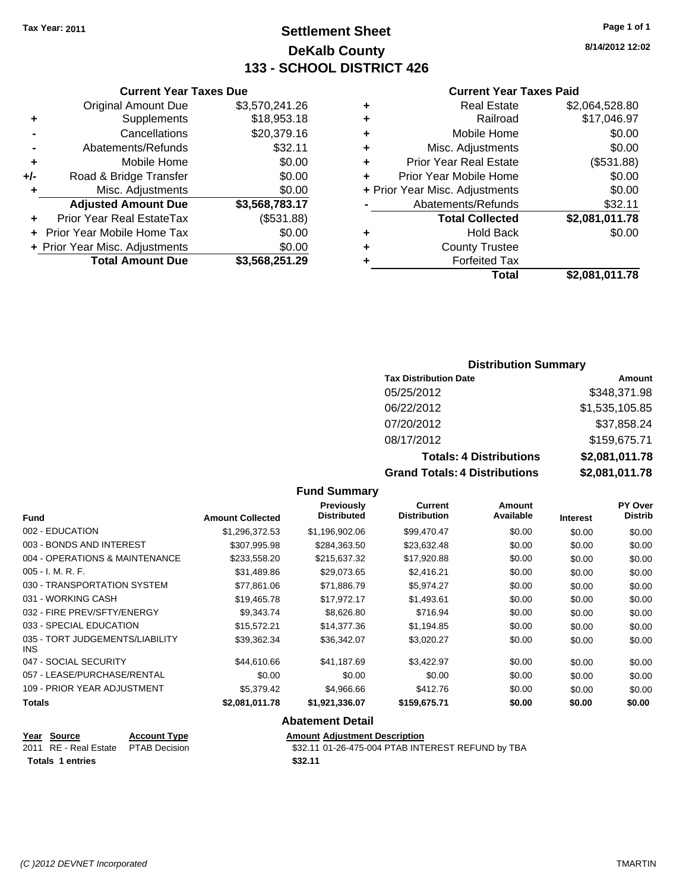**Tax Year: 2011**

# Settlement Sheet
## DeKalb County
## 133 - SCHOOL DISTRICT 426

8/14/2012 12:02

### Current Year Taxes Due

| | | |
|---|---|---|
| | Original Amount Due | $3,570,241.26 |
| + | Supplements | $18,953.18 |
| - | Cancellations | $20,379.16 |
| - | Abatements/Refunds | $32.11 |
| + | Mobile Home | $0.00 |
| +/- | Road & Bridge Transfer | $0.00 |
| + | Misc. Adjustments | $0.00 |
| | **Adjusted Amount Due** | **$3,568,783.17** |
| + | Prior Year Real EstateTax | ($531.88) |
| + | Prior Year Mobile Home Tax | $0.00 |
| + | Prior Year Misc. Adjustments | $0.00 |
| | **Total Amount Due** | **$3,568,251.29** |

### Current Year Taxes Paid

| | | |
|---|---|---|
| + | Real Estate | $2,064,528.80 |
| + | Railroad | $17,046.97 |
| + | Mobile Home | $0.00 |
| + | Misc. Adjustments | $0.00 |
| + | Prior Year Real Estate | ($531.88) |
| + | Prior Year Mobile Home | $0.00 |
| + | Prior Year Misc. Adjustments | $0.00 |
| - | Abatements/Refunds | $32.11 |
| | **Total Collected** | **$2,081,011.78** |
| + | Hold Back | $0.00 |
| + | County Trustee | |
| + | Forfeited Tax | |
| | **Total** | **$2,081,011.78** |

### Distribution Summary

| Tax Distribution Date | Amount |
|---|---|
| 05/25/2012 | $348,371.98 |
| 06/22/2012 | $1,535,105.85 |
| 07/20/2012 | $37,858.24 |
| 08/17/2012 | $159,675.71 |
| **Totals: 4 Distributions** | **$2,081,011.78** |
| **Grand Totals: 4 Distributions** | **$2,081,011.78** |

### Fund Summary

| Fund | Amount Collected | Previously Distributed | Current Distribution | Amount Available | Interest | PY Over Distrib |
|---|---|---|---|---|---|---|
| 002 - EDUCATION | $1,296,372.53 | $1,196,902.06 | $99,470.47 | $0.00 | $0.00 | $0.00 |
| 003 - BONDS AND INTEREST | $307,995.98 | $284,363.50 | $23,632.48 | $0.00 | $0.00 | $0.00 |
| 004 - OPERATIONS & MAINTENANCE | $233,558.20 | $215,637.32 | $17,920.88 | $0.00 | $0.00 | $0.00 |
| 005 - I. M. R. F. | $31,489.86 | $29,073.65 | $2,416.21 | $0.00 | $0.00 | $0.00 |
| 030 - TRANSPORTATION SYSTEM | $77,861.06 | $71,886.79 | $5,974.27 | $0.00 | $0.00 | $0.00 |
| 031 - WORKING CASH | $19,465.78 | $17,972.17 | $1,493.61 | $0.00 | $0.00 | $0.00 |
| 032 - FIRE PREV/SFTY/ENERGY | $9,343.74 | $8,626.80 | $716.94 | $0.00 | $0.00 | $0.00 |
| 033 - SPECIAL EDUCATION | $15,572.21 | $14,377.36 | $1,194.85 | $0.00 | $0.00 | $0.00 |
| 035 - TORT JUDGEMENTS/LIABILITY INS | $39,362.34 | $36,342.07 | $3,020.27 | $0.00 | $0.00 | $0.00 |
| 047 - SOCIAL SECURITY | $44,610.66 | $41,187.69 | $3,422.97 | $0.00 | $0.00 | $0.00 |
| 057 - LEASE/PURCHASE/RENTAL | $0.00 | $0.00 | $0.00 | $0.00 | $0.00 | $0.00 |
| 109 - PRIOR YEAR ADJUSTMENT | $5,379.42 | $4,966.66 | $412.76 | $0.00 | $0.00 | $0.00 |
| **Totals** | **$2,081,011.78** | **$1,921,336.07** | **$159,675.71** | **$0.00** | **$0.00** | **$0.00** |

### Abatement Detail

| Year | Source | Account Type | Amount | Adjustment Description |
|---|---|---|---|---|
| 2011 | RE - Real Estate | PTAB Decision | $32.11 | 01-26-475-004 PTAB INTEREST REFUND by TBA |
| **Totals 1 entries** | | | **$32.11** | |

*(C )2012 DEVNET Incorporated* TMARTIN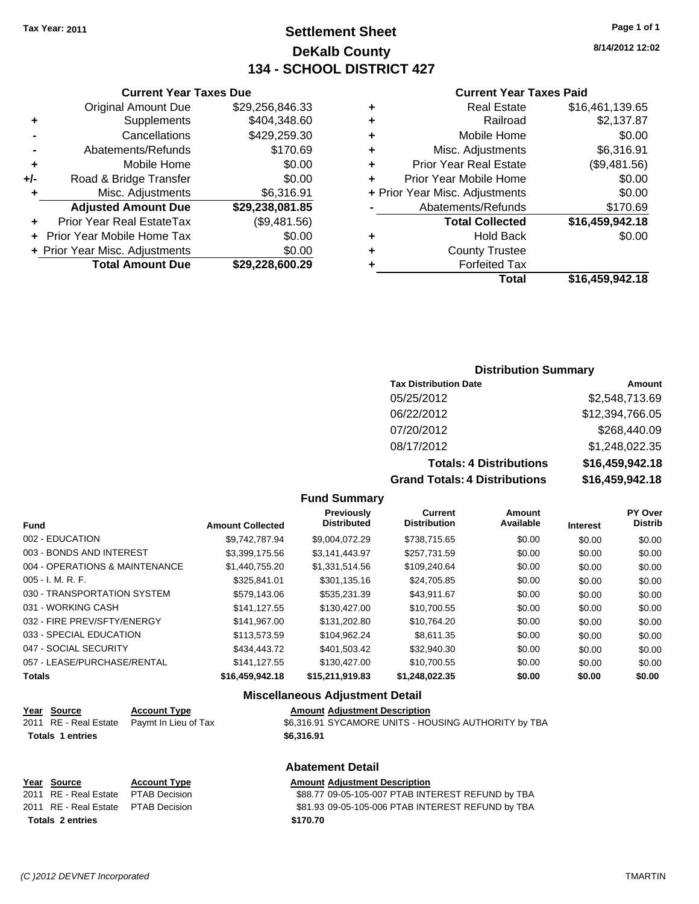Tax Year: 2011

# Settlement Sheet
## DeKalb County
## 134 - SCHOOL DISTRICT 427

8/14/2012 12:02

### Current Year Taxes Due

| | | |
|---|---|---|
| | Original Amount Due | $29,256,846.33 |
| + | Supplements | $404,348.60 |
| - | Cancellations | $429,259.30 |
| - | Abatements/Refunds | $170.69 |
| + | Mobile Home | $0.00 |
| +/- | Road & Bridge Transfer | $0.00 |
| + | Misc. Adjustments | $6,316.91 |
| | **Adjusted Amount Due** | **$29,238,081.85** |
| + | Prior Year Real EstateTax | ($9,481.56) |
| + | Prior Year Mobile Home Tax | $0.00 |
| + | Prior Year Misc. Adjustments | $0.00 |
| | **Total Amount Due** | **$29,228,600.29** |

### Current Year Taxes Paid

| | | |
|---|---|---|
| + | Real Estate | $16,461,139.65 |
| + | Railroad | $2,137.87 |
| + | Mobile Home | $0.00 |
| + | Misc. Adjustments | $6,316.91 |
| + | Prior Year Real Estate | ($9,481.56) |
| + | Prior Year Mobile Home | $0.00 |
| + | Prior Year Misc. Adjustments | $0.00 |
| - | Abatements/Refunds | $170.69 |
| | **Total Collected** | **$16,459,942.18** |
| + | Hold Back | $0.00 |
| + | County Trustee | |
| + | Forfeited Tax | |
| | **Total** | **$16,459,942.18** |

### Distribution Summary

| Tax Distribution Date | Amount |
|---|---|
| 05/25/2012 | $2,548,713.69 |
| 06/22/2012 | $12,394,766.05 |
| 07/20/2012 | $268,440.09 |
| 08/17/2012 | $1,248,022.35 |
| **Totals: 4 Distributions** | **$16,459,942.18** |
| **Grand Totals: 4 Distributions** | **$16,459,942.18** |

### Fund Summary

| Fund | Amount Collected | Previously Distributed | Current Distribution | Amount Available | Interest | PY Over Distrib |
|---|---|---|---|---|---|---|
| 002 - EDUCATION | $9,742,787.94 | $9,004,072.29 | $738,715.65 | $0.00 | $0.00 | $0.00 |
| 003 - BONDS AND INTEREST | $3,399,175.56 | $3,141,443.97 | $257,731.59 | $0.00 | $0.00 | $0.00 |
| 004 - OPERATIONS & MAINTENANCE | $1,440,755.20 | $1,331,514.56 | $109,240.64 | $0.00 | $0.00 | $0.00 |
| 005 - I. M. R. F. | $325,841.01 | $301,135.16 | $24,705.85 | $0.00 | $0.00 | $0.00 |
| 030 - TRANSPORTATION SYSTEM | $579,143.06 | $535,231.39 | $43,911.67 | $0.00 | $0.00 | $0.00 |
| 031 - WORKING CASH | $141,127.55 | $130,427.00 | $10,700.55 | $0.00 | $0.00 | $0.00 |
| 032 - FIRE PREV/SFTY/ENERGY | $141,967.00 | $131,202.80 | $10,764.20 | $0.00 | $0.00 | $0.00 |
| 033 - SPECIAL EDUCATION | $113,573.59 | $104,962.24 | $8,611.35 | $0.00 | $0.00 | $0.00 |
| 047 - SOCIAL SECURITY | $434,443.72 | $401,503.42 | $32,940.30 | $0.00 | $0.00 | $0.00 |
| 057 - LEASE/PURCHASE/RENTAL | $141,127.55 | $130,427.00 | $10,700.55 | $0.00 | $0.00 | $0.00 |
| **Totals** | **$16,459,942.18** | **$15,211,919.83** | **$1,248,022.35** | **$0.00** | **$0.00** | **$0.00** |

### Miscellaneous Adjustment Detail

| Year | Source | Account Type | Amount | Adjustment Description |
|---|---|---|---|---|
| 2011 | RE - Real Estate | Paymt In Lieu of Tax | $6,316.91 | SYCAMORE UNITS - HOUSING AUTHORITY by TBA |
| **Totals** | **1 entries** | | **$6,316.91** | |

### Abatement Detail

| Year | Source | Account Type | Amount | Adjustment Description |
|---|---|---|---|---|
| 2011 | RE - Real Estate | PTAB Decision | $88.77 | 09-05-105-007 PTAB INTEREST REFUND by TBA |
| 2011 | RE - Real Estate | PTAB Decision | $81.93 | 09-05-105-006 PTAB INTEREST REFUND by TBA |
| **Totals** | **2 entries** | | **$170.70** | |

(C )2012 DEVNET Incorporated TMARTIN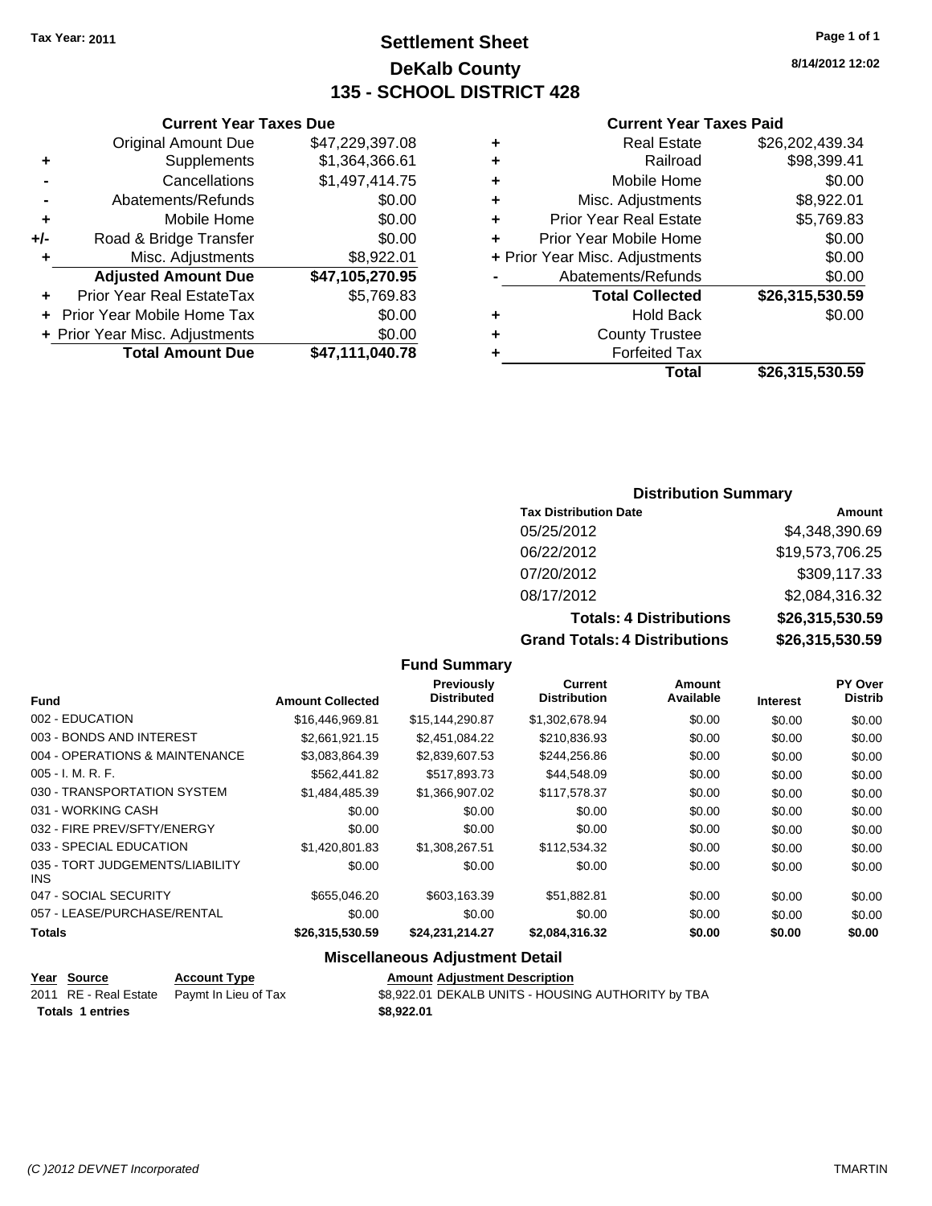Tax Year: 2011

# Settlement Sheet
## DeKalb County
## 135 - SCHOOL DISTRICT 428

8/14/2012 12:02

### Current Year Taxes Due

| | | |
|---|---|---|
| | Original Amount Due | $47,229,397.08 |
| + | Supplements | $1,364,366.61 |
| - | Cancellations | $1,497,414.75 |
| - | Abatements/Refunds | $0.00 |
| + | Mobile Home | $0.00 |
| +/- | Road & Bridge Transfer | $0.00 |
| + | Misc. Adjustments | $8,922.01 |
| | **Adjusted Amount Due** | **$47,105,270.95** |
| + | Prior Year Real EstateTax | $5,769.83 |
| + | Prior Year Mobile Home Tax | $0.00 |
| + | Prior Year Misc. Adjustments | $0.00 |
| | **Total Amount Due** | **$47,111,040.78** |

### Current Year Taxes Paid

| | | |
|---|---|---|
| + | Real Estate | $26,202,439.34 |
| + | Railroad | $98,399.41 |
| + | Mobile Home | $0.00 |
| + | Misc. Adjustments | $8,922.01 |
| + | Prior Year Real Estate | $5,769.83 |
| + | Prior Year Mobile Home | $0.00 |
| + | Prior Year Misc. Adjustments | $0.00 |
| - | Abatements/Refunds | $0.00 |
| | **Total Collected** | **$26,315,530.59** |
| + | Hold Back | $0.00 |
| + | County Trustee | |
| + | Forfeited Tax | |
| | **Total** | **$26,315,530.59** |

### Distribution Summary

| Tax Distribution Date | Amount |
|---|---|
| 05/25/2012 | $4,348,390.69 |
| 06/22/2012 | $19,573,706.25 |
| 07/20/2012 | $309,117.33 |
| 08/17/2012 | $2,084,316.32 |
| **Totals: 4 Distributions** | **$26,315,530.59** |
| **Grand Totals: 4 Distributions** | **$26,315,530.59** |

### Fund Summary

| Fund | Amount Collected | Previously Distributed | Current Distribution | Amount Available | Interest | PY Over Distrib |
|---|---|---|---|---|---|---|
| 002 - EDUCATION | $16,446,969.81 | $15,144,290.87 | $1,302,678.94 | $0.00 | $0.00 | $0.00 |
| 003 - BONDS AND INTEREST | $2,661,921.15 | $2,451,084.22 | $210,836.93 | $0.00 | $0.00 | $0.00 |
| 004 - OPERATIONS & MAINTENANCE | $3,083,864.39 | $2,839,607.53 | $244,256.86 | $0.00 | $0.00 | $0.00 |
| 005 - I. M. R. F. | $562,441.82 | $517,893.73 | $44,548.09 | $0.00 | $0.00 | $0.00 |
| 030 - TRANSPORTATION SYSTEM | $1,484,485.39 | $1,366,907.02 | $117,578.37 | $0.00 | $0.00 | $0.00 |
| 031 - WORKING CASH | $0.00 | $0.00 | $0.00 | $0.00 | $0.00 | $0.00 |
| 032 - FIRE PREV/SFTY/ENERGY | $0.00 | $0.00 | $0.00 | $0.00 | $0.00 | $0.00 |
| 033 - SPECIAL EDUCATION | $1,420,801.83 | $1,308,267.51 | $112,534.32 | $0.00 | $0.00 | $0.00 |
| 035 - TORT JUDGEMENTS/LIABILITY INS | $0.00 | $0.00 | $0.00 | $0.00 | $0.00 | $0.00 |
| 047 - SOCIAL SECURITY | $655,046.20 | $603,163.39 | $51,882.81 | $0.00 | $0.00 | $0.00 |
| 057 - LEASE/PURCHASE/RENTAL | $0.00 | $0.00 | $0.00 | $0.00 | $0.00 | $0.00 |
| **Totals** | **$26,315,530.59** | **$24,231,214.27** | **$2,084,316.32** | **$0.00** | **$0.00** | **$0.00** |

### Miscellaneous Adjustment Detail

| Year | Source | Account Type | Amount | Adjustment Description |
|---|---|---|---|---|
| 2011 | RE - Real Estate | Paymt In Lieu of Tax | $8,922.01 | DEKALB UNITS - HOUSING AUTHORITY by TBA |
| **Totals 1 entries** | | | **$8,922.01** | |

(C )2012 DEVNET Incorporated TMARTIN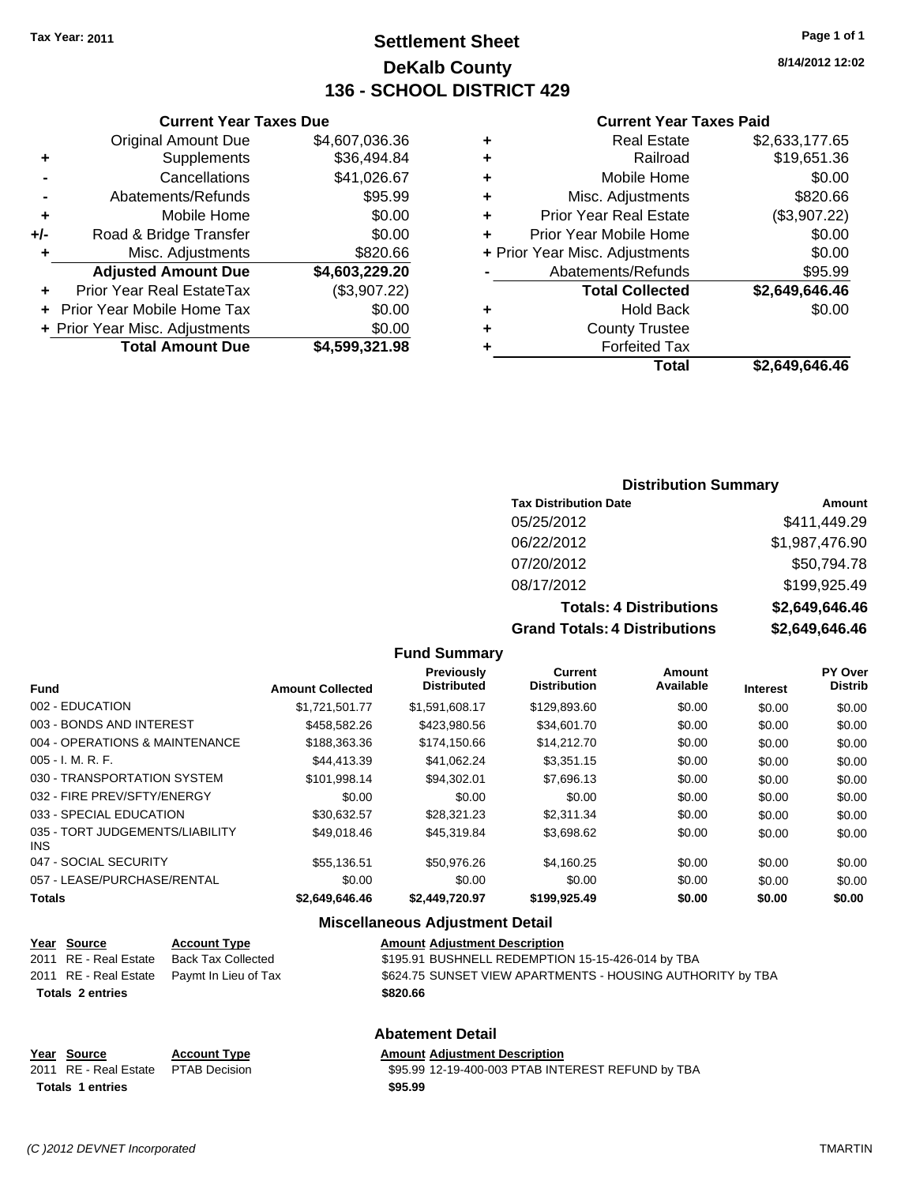Tax Year: 2011

# Settlement Sheet
## DeKalb County
## 136 - SCHOOL DISTRICT 429

8/14/2012 12:02

### Current Year Taxes Due

| | | |
|---|---|---|
| | Original Amount Due | $4,607,036.36 |
| + | Supplements | $36,494.84 |
| - | Cancellations | $41,026.67 |
| - | Abatements/Refunds | $95.99 |
| + | Mobile Home | $0.00 |
| +/- | Road & Bridge Transfer | $0.00 |
| + | Misc. Adjustments | $820.66 |
| | **Adjusted Amount Due** | **$4,603,229.20** |
| + | Prior Year Real EstateTax | ($3,907.22) |
| + | Prior Year Mobile Home Tax | $0.00 |
| + | Prior Year Misc. Adjustments | $0.00 |
| | **Total Amount Due** | **$4,599,321.98** |

### Current Year Taxes Paid

| | | |
|---|---|---|
| + | Real Estate | $2,633,177.65 |
| + | Railroad | $19,651.36 |
| + | Mobile Home | $0.00 |
| + | Misc. Adjustments | $820.66 |
| + | Prior Year Real Estate | ($3,907.22) |
| + | Prior Year Mobile Home | $0.00 |
| + | Prior Year Misc. Adjustments | $0.00 |
| - | Abatements/Refunds | $95.99 |
| | **Total Collected** | **$2,649,646.46** |
| + | Hold Back | $0.00 |
| + | County Trustee | |
| + | Forfeited Tax | |
| | **Total** | **$2,649,646.46** |

### Distribution Summary

| Tax Distribution Date | Amount |
|---|---|
| 05/25/2012 | $411,449.29 |
| 06/22/2012 | $1,987,476.90 |
| 07/20/2012 | $50,794.78 |
| 08/17/2012 | $199,925.49 |
| **Totals: 4 Distributions** | **$2,649,646.46** |
| **Grand Totals: 4 Distributions** | **$2,649,646.46** |

### Fund Summary

| Fund | Amount Collected | Previously Distributed | Current Distribution | Amount Available | Interest | PY Over Distrib |
|---|---|---|---|---|---|---|
| 002 - EDUCATION | $1,721,501.77 | $1,591,608.17 | $129,893.60 | $0.00 | $0.00 | $0.00 |
| 003 - BONDS AND INTEREST | $458,582.26 | $423,980.56 | $34,601.70 | $0.00 | $0.00 | $0.00 |
| 004 - OPERATIONS & MAINTENANCE | $188,363.36 | $174,150.66 | $14,212.70 | $0.00 | $0.00 | $0.00 |
| 005 - I. M. R. F. | $44,413.39 | $41,062.24 | $3,351.15 | $0.00 | $0.00 | $0.00 |
| 030 - TRANSPORTATION SYSTEM | $101,998.14 | $94,302.01 | $7,696.13 | $0.00 | $0.00 | $0.00 |
| 032 - FIRE PREV/SFTY/ENERGY | $0.00 | $0.00 | $0.00 | $0.00 | $0.00 | $0.00 |
| 033 - SPECIAL EDUCATION | $30,632.57 | $28,321.23 | $2,311.34 | $0.00 | $0.00 | $0.00 |
| 035 - TORT JUDGEMENTS/LIABILITY INS | $49,018.46 | $45,319.84 | $3,698.62 | $0.00 | $0.00 | $0.00 |
| 047 - SOCIAL SECURITY | $55,136.51 | $50,976.26 | $4,160.25 | $0.00 | $0.00 | $0.00 |
| 057 - LEASE/PURCHASE/RENTAL | $0.00 | $0.00 | $0.00 | $0.00 | $0.00 | $0.00 |
| **Totals** | **$2,649,646.46** | **$2,449,720.97** | **$199,925.49** | **$0.00** | **$0.00** | **$0.00** |

### Miscellaneous Adjustment Detail

| Year | Source | Account Type | Amount | Adjustment Description |
|---|---|---|---|---|
| 2011 | RE - Real Estate | Back Tax Collected | $195.91 | BUSHNELL REDEMPTION 15-15-426-014 by TBA |
| 2011 | RE - Real Estate | Paymt In Lieu of Tax | $624.75 | SUNSET VIEW APARTMENTS - HOUSING AUTHORITY by TBA |
| **Totals 2 entries** | | | **$820.66** | |

### Abatement Detail

| Year | Source | Account Type | Amount | Adjustment Description |
|---|---|---|---|---|
| 2011 | RE - Real Estate | PTAB Decision | $95.99 | 12-19-400-003 PTAB INTEREST REFUND by TBA |
| **Totals 1 entries** | | | **$95.99** | |

(C )2012 DEVNET Incorporated — TMARTIN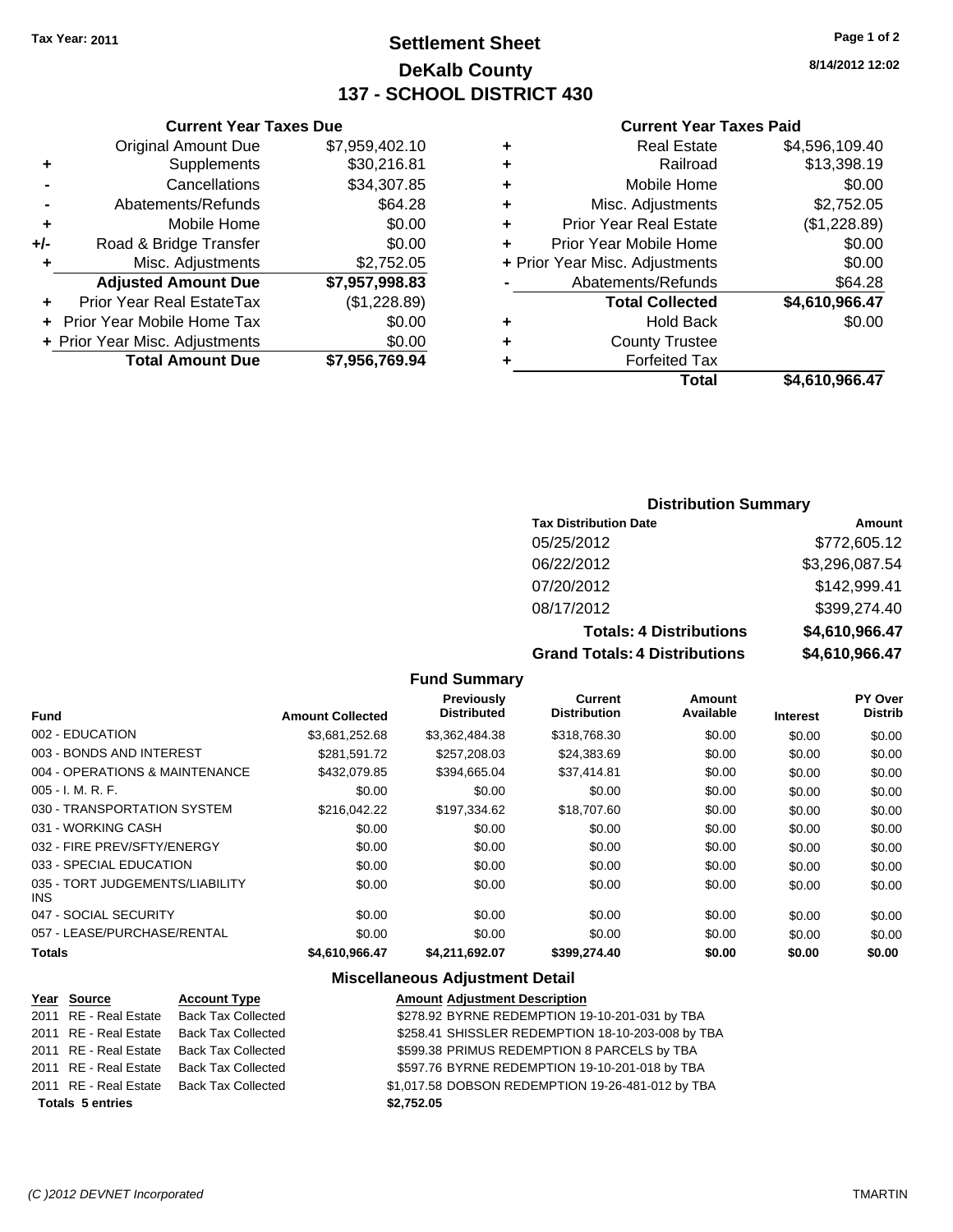Tax Year: 2011

# Settlement Sheet
## DeKalb County
## 137 - SCHOOL DISTRICT 430

8/14/2012 12:02

### Current Year Taxes Due

| | | |
|---|---|---|
| | Original Amount Due | $7,959,402.10 |
| + | Supplements | $30,216.81 |
| - | Cancellations | $34,307.85 |
| - | Abatements/Refunds | $64.28 |
| + | Mobile Home | $0.00 |
| +/- | Road & Bridge Transfer | $0.00 |
| + | Misc. Adjustments | $2,752.05 |
| | **Adjusted Amount Due** | **$7,957,998.83** |
| + | Prior Year Real EstateTax | ($1,228.89) |
| + | Prior Year Mobile Home Tax | $0.00 |
| + | Prior Year Misc. Adjustments | $0.00 |
| | **Total Amount Due** | **$7,956,769.94** |

### Current Year Taxes Paid

| | | |
|---|---|---|
| + | Real Estate | $4,596,109.40 |
| + | Railroad | $13,398.19 |
| + | Mobile Home | $0.00 |
| + | Misc. Adjustments | $2,752.05 |
| + | Prior Year Real Estate | ($1,228.89) |
| + | Prior Year Mobile Home | $0.00 |
| + | Prior Year Misc. Adjustments | $0.00 |
| - | Abatements/Refunds | $64.28 |
| | **Total Collected** | **$4,610,966.47** |
| + | Hold Back | $0.00 |
| + | County Trustee | |
| + | Forfeited Tax | |
| | **Total** | **$4,610,966.47** |

### Distribution Summary

| Tax Distribution Date | Amount |
|---|---|
| 05/25/2012 | $772,605.12 |
| 06/22/2012 | $3,296,087.54 |
| 07/20/2012 | $142,999.41 |
| 08/17/2012 | $399,274.40 |
| **Totals: 4 Distributions** | **$4,610,966.47** |
| **Grand Totals: 4 Distributions** | **$4,610,966.47** |

### Fund Summary

| Fund | Amount Collected | Previously Distributed | Current Distribution | Amount Available | Interest | PY Over Distrib |
|---|---|---|---|---|---|---|
| 002 - EDUCATION | $3,681,252.68 | $3,362,484.38 | $318,768.30 | $0.00 | $0.00 | $0.00 |
| 003 - BONDS AND INTEREST | $281,591.72 | $257,208.03 | $24,383.69 | $0.00 | $0.00 | $0.00 |
| 004 - OPERATIONS & MAINTENANCE | $432,079.85 | $394,665.04 | $37,414.81 | $0.00 | $0.00 | $0.00 |
| 005 - I. M. R. F. | $0.00 | $0.00 | $0.00 | $0.00 | $0.00 | $0.00 |
| 030 - TRANSPORTATION SYSTEM | $216,042.22 | $197,334.62 | $18,707.60 | $0.00 | $0.00 | $0.00 |
| 031 - WORKING CASH | $0.00 | $0.00 | $0.00 | $0.00 | $0.00 | $0.00 |
| 032 - FIRE PREV/SFTY/ENERGY | $0.00 | $0.00 | $0.00 | $0.00 | $0.00 | $0.00 |
| 033 - SPECIAL EDUCATION | $0.00 | $0.00 | $0.00 | $0.00 | $0.00 | $0.00 |
| 035 - TORT JUDGEMENTS/LIABILITY INS | $0.00 | $0.00 | $0.00 | $0.00 | $0.00 | $0.00 |
| 047 - SOCIAL SECURITY | $0.00 | $0.00 | $0.00 | $0.00 | $0.00 | $0.00 |
| 057 - LEASE/PURCHASE/RENTAL | $0.00 | $0.00 | $0.00 | $0.00 | $0.00 | $0.00 |
| **Totals** | **$4,610,966.47** | **$4,211,692.07** | **$399,274.40** | **$0.00** | **$0.00** | **$0.00** |

### Miscellaneous Adjustment Detail

| Year | Source | Account Type | Amount | Adjustment Description |
|---|---|---|---|---|
| 2011 | RE - Real Estate | Back Tax Collected | $278.92 | BYRNE REDEMPTION 19-10-201-031 by TBA |
| 2011 | RE - Real Estate | Back Tax Collected | $258.41 | SHISSLER REDEMPTION 18-10-203-008 by TBA |
| 2011 | RE - Real Estate | Back Tax Collected | $599.38 | PRIMUS REDEMPTION 8 PARCELS by TBA |
| 2011 | RE - Real Estate | Back Tax Collected | $597.76 | BYRNE REDEMPTION 19-10-201-018 by TBA |
| 2011 | RE - Real Estate | Back Tax Collected | $1,017.58 | DOBSON REDEMPTION 19-26-481-012 by TBA |
| **Totals 5 entries** | | | **$2,752.05** | |

(C )2012 DEVNET Incorporated TMARTIN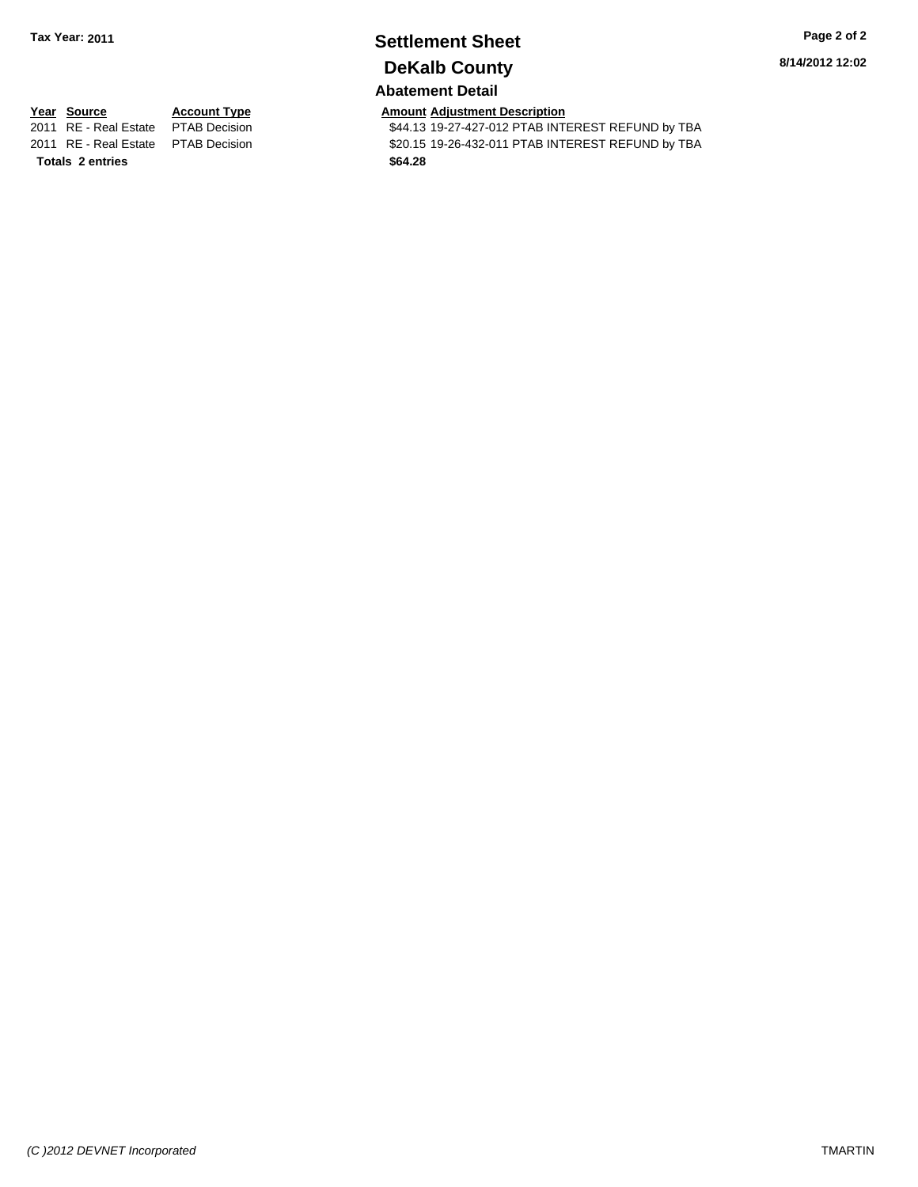Tax Year: 2011

# Settlement Sheet

## DeKalb County

8/14/2012 12:02

### Abatement Detail

| Year | Source | Account Type | Amount | Adjustment Description |
|---|---|---|---|---|
| 2011 | RE - Real Estate | PTAB Decision | $44.13 | 19-27-427-012 PTAB INTEREST REFUND by TBA |
| 2011 | RE - Real Estate | PTAB Decision | $20.15 | 19-26-432-011 PTAB INTEREST REFUND by TBA |
| **Totals 2 entries** | | | **$64.28** | |

*(C )2012 DEVNET Incorporated*

TMARTIN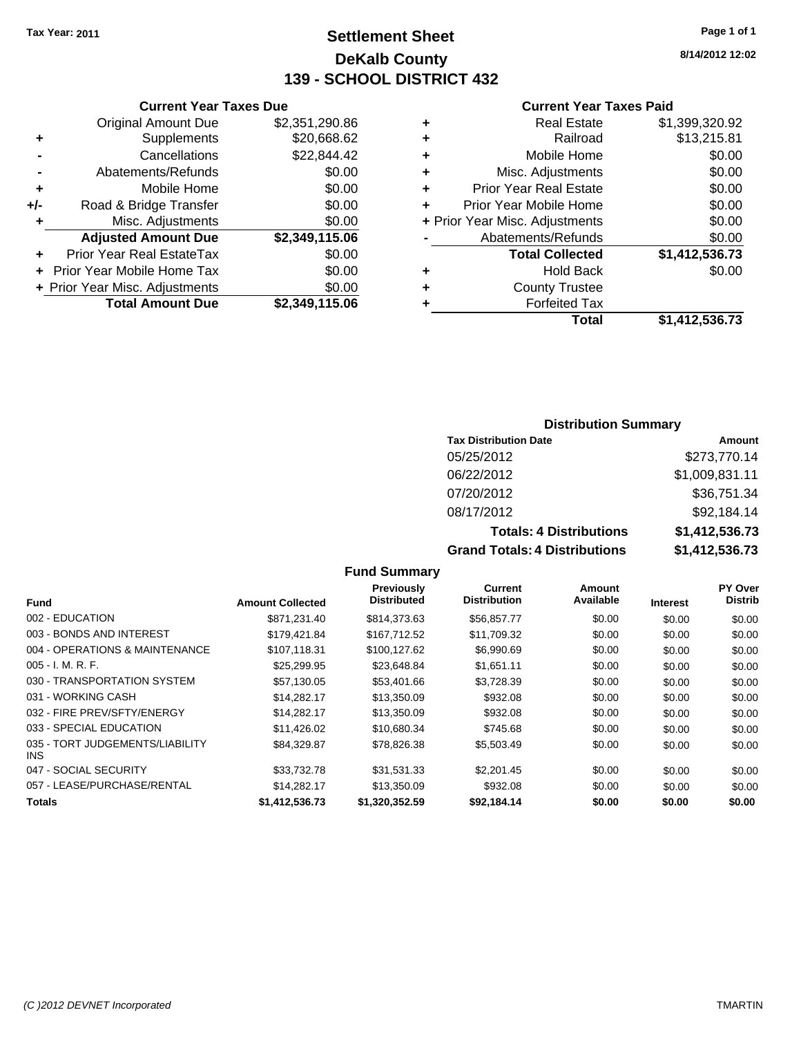**Tax Year: 2011**

# Settlement Sheet
## DeKalb County
## 139 - SCHOOL DISTRICT 432

8/14/2012 12:02

### Current Year Taxes Due

| | | |
|---|---|---|
| | Original Amount Due | $2,351,290.86 |
| + | Supplements | $20,668.62 |
| - | Cancellations | $22,844.42 |
| - | Abatements/Refunds | $0.00 |
| + | Mobile Home | $0.00 |
| +/- | Road & Bridge Transfer | $0.00 |
| + | Misc. Adjustments | $0.00 |
| | **Adjusted Amount Due** | **$2,349,115.06** |
| + | Prior Year Real EstateTax | $0.00 |
| + | Prior Year Mobile Home Tax | $0.00 |
| + | Prior Year Misc. Adjustments | $0.00 |
| | **Total Amount Due** | **$2,349,115.06** |

### Current Year Taxes Paid

| | | |
|---|---|---|
| + | Real Estate | $1,399,320.92 |
| + | Railroad | $13,215.81 |
| + | Mobile Home | $0.00 |
| + | Misc. Adjustments | $0.00 |
| + | Prior Year Real Estate | $0.00 |
| + | Prior Year Mobile Home | $0.00 |
| + | Prior Year Misc. Adjustments | $0.00 |
| - | Abatements/Refunds | $0.00 |
| | **Total Collected** | **$1,412,536.73** |
| + | Hold Back | $0.00 |
| + | County Trustee | |
| + | Forfeited Tax | |
| | **Total** | **$1,412,536.73** |

### Distribution Summary

| Tax Distribution Date | Amount |
|---|---|
| 05/25/2012 | $273,770.14 |
| 06/22/2012 | $1,009,831.11 |
| 07/20/2012 | $36,751.34 |
| 08/17/2012 | $92,184.14 |
| **Totals: 4 Distributions** | **$1,412,536.73** |
| **Grand Totals: 4 Distributions** | **$1,412,536.73** |

### Fund Summary

| Fund | Amount Collected | Previously Distributed | Current Distribution | Amount Available | Interest | PY Over Distrib |
|---|---|---|---|---|---|---|
| 002 - EDUCATION | $871,231.40 | $814,373.63 | $56,857.77 | $0.00 | $0.00 | $0.00 |
| 003 - BONDS AND INTEREST | $179,421.84 | $167,712.52 | $11,709.32 | $0.00 | $0.00 | $0.00 |
| 004 - OPERATIONS & MAINTENANCE | $107,118.31 | $100,127.62 | $6,990.69 | $0.00 | $0.00 | $0.00 |
| 005 - I. M. R. F. | $25,299.95 | $23,648.84 | $1,651.11 | $0.00 | $0.00 | $0.00 |
| 030 - TRANSPORTATION SYSTEM | $57,130.05 | $53,401.66 | $3,728.39 | $0.00 | $0.00 | $0.00 |
| 031 - WORKING CASH | $14,282.17 | $13,350.09 | $932.08 | $0.00 | $0.00 | $0.00 |
| 032 - FIRE PREV/SFTY/ENERGY | $14,282.17 | $13,350.09 | $932.08 | $0.00 | $0.00 | $0.00 |
| 033 - SPECIAL EDUCATION | $11,426.02 | $10,680.34 | $745.68 | $0.00 | $0.00 | $0.00 |
| 035 - TORT JUDGEMENTS/LIABILITY INS | $84,329.87 | $78,826.38 | $5,503.49 | $0.00 | $0.00 | $0.00 |
| 047 - SOCIAL SECURITY | $33,732.78 | $31,531.33 | $2,201.45 | $0.00 | $0.00 | $0.00 |
| 057 - LEASE/PURCHASE/RENTAL | $14,282.17 | $13,350.09 | $932.08 | $0.00 | $0.00 | $0.00 |
| **Totals** | **$1,412,536.73** | **$1,320,352.59** | **$92,184.14** | **$0.00** | **$0.00** | **$0.00** |

(C )2012 DEVNET Incorporated — TMARTIN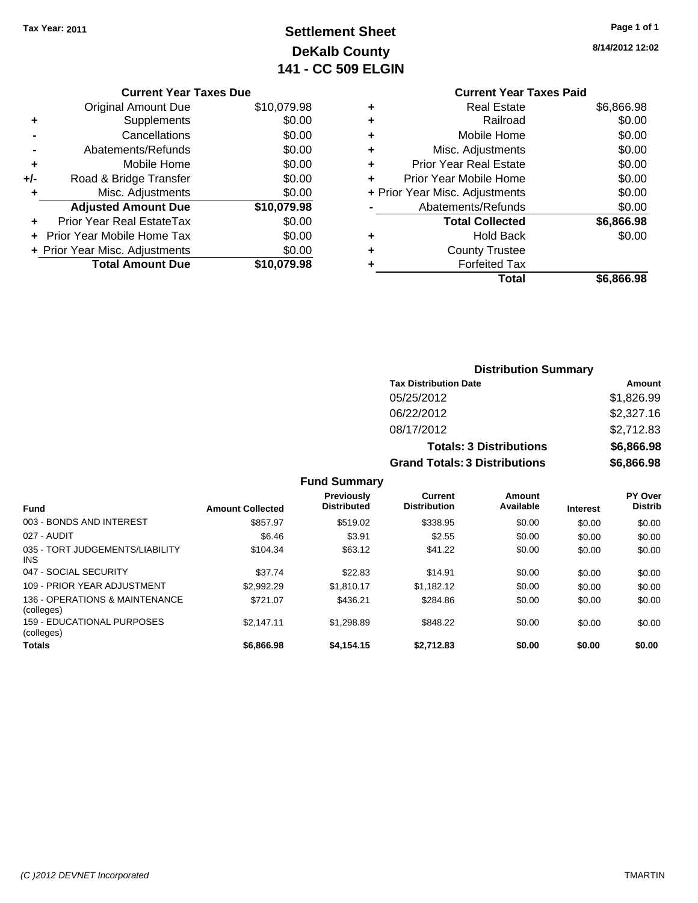Tax Year: 2011

# Settlement Sheet
## DeKalb County
## 141 - CC 509 ELGIN

8/14/2012 12:02

### Current Year Taxes Due

| | | |
|---|---|---|
| | Original Amount Due | $10,079.98 |
| + | Supplements | $0.00 |
| - | Cancellations | $0.00 |
| - | Abatements/Refunds | $0.00 |
| + | Mobile Home | $0.00 |
| +/- | Road & Bridge Transfer | $0.00 |
| + | Misc. Adjustments | $0.00 |
| | **Adjusted Amount Due** | **$10,079.98** |
| + | Prior Year Real EstateTax | $0.00 |
| + | Prior Year Mobile Home Tax | $0.00 |
| + | Prior Year Misc. Adjustments | $0.00 |
| | **Total Amount Due** | **$10,079.98** |

### Current Year Taxes Paid

| | | |
|---|---|---|
| + | Real Estate | $6,866.98 |
| + | Railroad | $0.00 |
| + | Mobile Home | $0.00 |
| + | Misc. Adjustments | $0.00 |
| + | Prior Year Real Estate | $0.00 |
| + | Prior Year Mobile Home | $0.00 |
| + | Prior Year Misc. Adjustments | $0.00 |
| - | Abatements/Refunds | $0.00 |
| | **Total Collected** | **$6,866.98** |
| + | Hold Back | $0.00 |
| + | County Trustee | |
| + | Forfeited Tax | |
| | **Total** | **$6,866.98** |

### Distribution Summary

| Tax Distribution Date | Amount |
|---|---|
| 05/25/2012 | $1,826.99 |
| 06/22/2012 | $2,327.16 |
| 08/17/2012 | $2,712.83 |
| **Totals: 3 Distributions** | **$6,866.98** |
| **Grand Totals: 3 Distributions** | **$6,866.98** |

### Fund Summary

| Fund | Amount Collected | Previously Distributed | Current Distribution | Amount Available | Interest | PY Over Distrib |
|---|---|---|---|---|---|---|
| 003 - BONDS AND INTEREST | $857.97 | $519.02 | $338.95 | $0.00 | $0.00 | $0.00 |
| 027 - AUDIT | $6.46 | $3.91 | $2.55 | $0.00 | $0.00 | $0.00 |
| 035 - TORT JUDGEMENTS/LIABILITY INS | $104.34 | $63.12 | $41.22 | $0.00 | $0.00 | $0.00 |
| 047 - SOCIAL SECURITY | $37.74 | $22.83 | $14.91 | $0.00 | $0.00 | $0.00 |
| 109 - PRIOR YEAR ADJUSTMENT | $2,992.29 | $1,810.17 | $1,182.12 | $0.00 | $0.00 | $0.00 |
| 136 - OPERATIONS & MAINTENANCE (colleges) | $721.07 | $436.21 | $284.86 | $0.00 | $0.00 | $0.00 |
| 159 - EDUCATIONAL PURPOSES (colleges) | $2,147.11 | $1,298.89 | $848.22 | $0.00 | $0.00 | $0.00 |
| **Totals** | **$6,866.98** | **$4,154.15** | **$2,712.83** | **$0.00** | **$0.00** | **$0.00** |

(C )2012 DEVNET Incorporated TMARTIN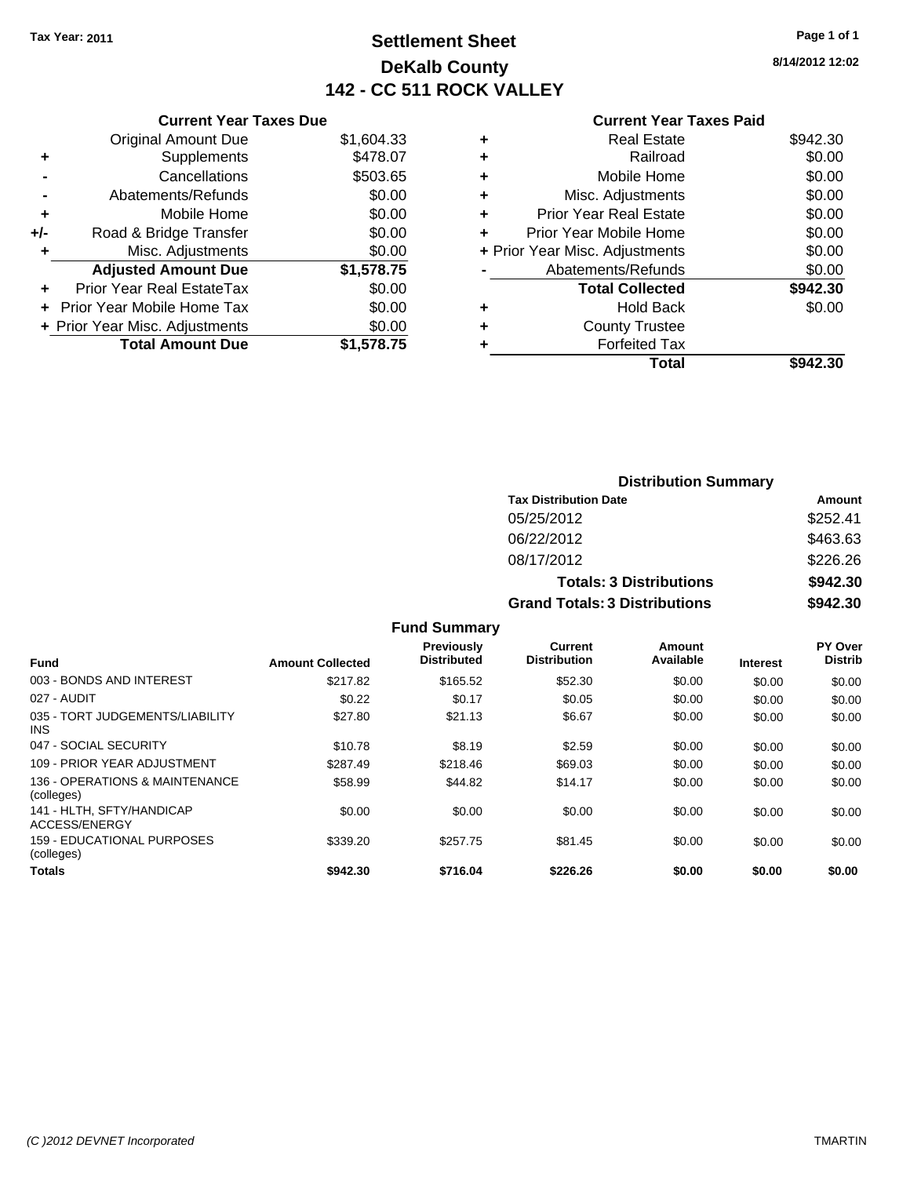Tax Year: 2011

# Settlement Sheet
## DeKalb County
## 142 - CC 511 ROCK VALLEY

8/14/2012 12:02

### Current Year Taxes Due

| | | |
|---|---|---|
| | Original Amount Due | $1,604.33 |
| + | Supplements | $478.07 |
| - | Cancellations | $503.65 |
| - | Abatements/Refunds | $0.00 |
| + | Mobile Home | $0.00 |
| +/- | Road & Bridge Transfer | $0.00 |
| + | Misc. Adjustments | $0.00 |
| | **Adjusted Amount Due** | **$1,578.75** |
| + | Prior Year Real EstateTax | $0.00 |
| + | Prior Year Mobile Home Tax | $0.00 |
| + | Prior Year Misc. Adjustments | $0.00 |
| | **Total Amount Due** | **$1,578.75** |

### Current Year Taxes Paid

| | | |
|---|---|---|
| + | Real Estate | $942.30 |
| + | Railroad | $0.00 |
| + | Mobile Home | $0.00 |
| + | Misc. Adjustments | $0.00 |
| + | Prior Year Real Estate | $0.00 |
| + | Prior Year Mobile Home | $0.00 |
| + | Prior Year Misc. Adjustments | $0.00 |
| - | Abatements/Refunds | $0.00 |
| | **Total Collected** | **$942.30** |
| + | Hold Back | $0.00 |
| + | County Trustee | |
| + | Forfeited Tax | |
| | **Total** | **$942.30** |

### Distribution Summary

| Tax Distribution Date | Amount |
|---|---|
| 05/25/2012 | $252.41 |
| 06/22/2012 | $463.63 |
| 08/17/2012 | $226.26 |
| **Totals: 3 Distributions** | **$942.30** |
| **Grand Totals: 3 Distributions** | **$942.30** |

### Fund Summary

| Fund | Amount Collected | Previously Distributed | Current Distribution | Amount Available | Interest | PY Over Distrib |
|---|---|---|---|---|---|---|
| 003 - BONDS AND INTEREST | $217.82 | $165.52 | $52.30 | $0.00 | $0.00 | $0.00 |
| 027 - AUDIT | $0.22 | $0.17 | $0.05 | $0.00 | $0.00 | $0.00 |
| 035 - TORT JUDGEMENTS/LIABILITY INS | $27.80 | $21.13 | $6.67 | $0.00 | $0.00 | $0.00 |
| 047 - SOCIAL SECURITY | $10.78 | $8.19 | $2.59 | $0.00 | $0.00 | $0.00 |
| 109 - PRIOR YEAR ADJUSTMENT | $287.49 | $218.46 | $69.03 | $0.00 | $0.00 | $0.00 |
| 136 - OPERATIONS & MAINTENANCE (colleges) | $58.99 | $44.82 | $14.17 | $0.00 | $0.00 | $0.00 |
| 141 - HLTH, SFTY/HANDICAP ACCESS/ENERGY | $0.00 | $0.00 | $0.00 | $0.00 | $0.00 | $0.00 |
| 159 - EDUCATIONAL PURPOSES (colleges) | $339.20 | $257.75 | $81.45 | $0.00 | $0.00 | $0.00 |
| **Totals** | **$942.30** | **$716.04** | **$226.26** | **$0.00** | **$0.00** | **$0.00** |

(C )2012 DEVNET Incorporated — TMARTIN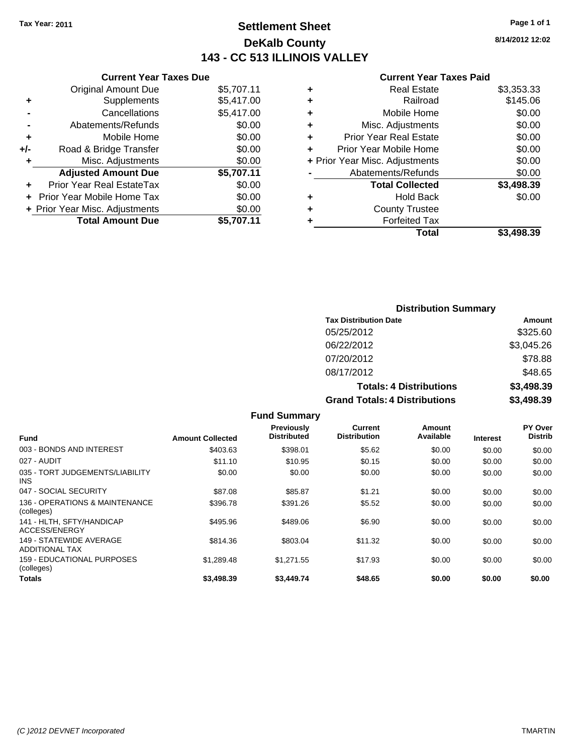Tax Year: 2011

# Settlement Sheet
## DeKalb County
## 143 - CC 513 ILLINOIS VALLEY

8/14/2012 12:02

### Current Year Taxes Due

| | | |
|---|---|---|
| | Original Amount Due | $5,707.11 |
| + | Supplements | $5,417.00 |
| - | Cancellations | $5,417.00 |
| - | Abatements/Refunds | $0.00 |
| + | Mobile Home | $0.00 |
| +/- | Road & Bridge Transfer | $0.00 |
| + | Misc. Adjustments | $0.00 |
| | **Adjusted Amount Due** | **$5,707.11** |
| + | Prior Year Real EstateTax | $0.00 |
| + | Prior Year Mobile Home Tax | $0.00 |
| + | Prior Year Misc. Adjustments | $0.00 |
| | **Total Amount Due** | **$5,707.11** |

### Current Year Taxes Paid

| | | |
|---|---|---|
| + | Real Estate | $3,353.33 |
| + | Railroad | $145.06 |
| + | Mobile Home | $0.00 |
| + | Misc. Adjustments | $0.00 |
| + | Prior Year Real Estate | $0.00 |
| + | Prior Year Mobile Home | $0.00 |
| + | Prior Year Misc. Adjustments | $0.00 |
| - | Abatements/Refunds | $0.00 |
| | **Total Collected** | **$3,498.39** |
| + | Hold Back | $0.00 |
| + | County Trustee | |
| + | Forfeited Tax | |
| | **Total** | **$3,498.39** |

### Distribution Summary

| Tax Distribution Date | Amount |
|---|---|
| 05/25/2012 | $325.60 |
| 06/22/2012 | $3,045.26 |
| 07/20/2012 | $78.88 |
| 08/17/2012 | $48.65 |
| **Totals: 4 Distributions** | **$3,498.39** |
| **Grand Totals: 4 Distributions** | **$3,498.39** |

### Fund Summary

| Fund | Amount Collected | Previously Distributed | Current Distribution | Amount Available | Interest | PY Over Distrib |
|---|---|---|---|---|---|---|
| 003 - BONDS AND INTEREST | $403.63 | $398.01 | $5.62 | $0.00 | $0.00 | $0.00 |
| 027 - AUDIT | $11.10 | $10.95 | $0.15 | $0.00 | $0.00 | $0.00 |
| 035 - TORT JUDGEMENTS/LIABILITY INS | $0.00 | $0.00 | $0.00 | $0.00 | $0.00 | $0.00 |
| 047 - SOCIAL SECURITY | $87.08 | $85.87 | $1.21 | $0.00 | $0.00 | $0.00 |
| 136 - OPERATIONS & MAINTENANCE (colleges) | $396.78 | $391.26 | $5.52 | $0.00 | $0.00 | $0.00 |
| 141 - HLTH, SFTY/HANDICAP ACCESS/ENERGY | $495.96 | $489.06 | $6.90 | $0.00 | $0.00 | $0.00 |
| 149 - STATEWIDE AVERAGE ADDITIONAL TAX | $814.36 | $803.04 | $11.32 | $0.00 | $0.00 | $0.00 |
| 159 - EDUCATIONAL PURPOSES (colleges) | $1,289.48 | $1,271.55 | $17.93 | $0.00 | $0.00 | $0.00 |
| **Totals** | **$3,498.39** | **$3,449.74** | **$48.65** | **$0.00** | **$0.00** | **$0.00** |

(C )2012 DEVNET Incorporated TMARTIN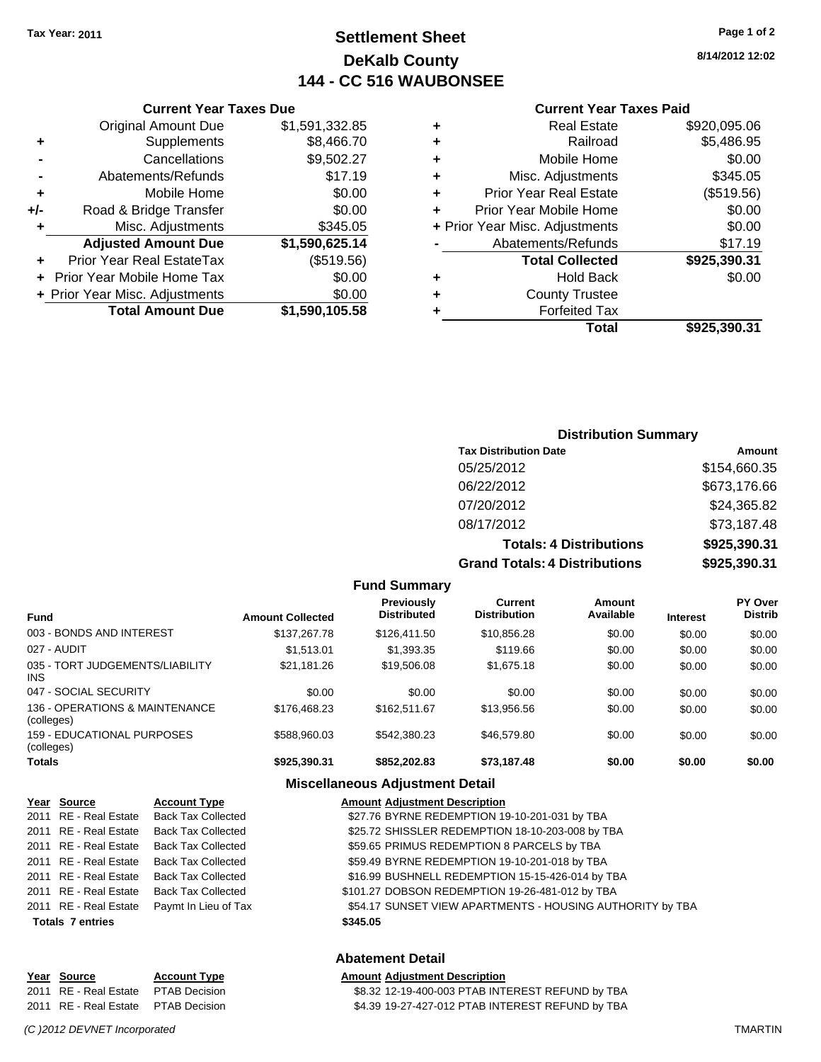Tax Year: 2011

# Settlement Sheet
## DeKalb County
## 144 - CC 516 WAUBONSEE

8/14/2012 12:02

### Current Year Taxes Due

| | | |
|---|---|---|
| | Original Amount Due | $1,591,332.85 |
| + | Supplements | $8,466.70 |
| - | Cancellations | $9,502.27 |
| - | Abatements/Refunds | $17.19 |
| + | Mobile Home | $0.00 |
| +/- | Road & Bridge Transfer | $0.00 |
| + | Misc. Adjustments | $345.05 |
| | **Adjusted Amount Due** | **$1,590,625.14** |
| + | Prior Year Real EstateTax | ($519.56) |
| + | Prior Year Mobile Home Tax | $0.00 |
| + | Prior Year Misc. Adjustments | $0.00 |
| | **Total Amount Due** | **$1,590,105.58** |

### Current Year Taxes Paid

| | | |
|---|---|---|
| + | Real Estate | $920,095.06 |
| + | Railroad | $5,486.95 |
| + | Mobile Home | $0.00 |
| + | Misc. Adjustments | $345.05 |
| + | Prior Year Real Estate | ($519.56) |
| + | Prior Year Mobile Home | $0.00 |
| + | Prior Year Misc. Adjustments | $0.00 |
| - | Abatements/Refunds | $17.19 |
| | **Total Collected** | **$925,390.31** |
| + | Hold Back | $0.00 |
| + | County Trustee | |
| + | Forfeited Tax | |
| | **Total** | **$925,390.31** |

### Distribution Summary

| Tax Distribution Date | Amount |
|---|---|
| 05/25/2012 | $154,660.35 |
| 06/22/2012 | $673,176.66 |
| 07/20/2012 | $24,365.82 |
| 08/17/2012 | $73,187.48 |
| **Totals: 4 Distributions** | **$925,390.31** |
| **Grand Totals: 4 Distributions** | **$925,390.31** |

### Fund Summary

| Fund | Amount Collected | Previously Distributed | Current Distribution | Amount Available | Interest | PY Over Distrib |
|---|---|---|---|---|---|---|
| 003 - BONDS AND INTEREST | $137,267.78 | $126,411.50 | $10,856.28 | $0.00 | $0.00 | $0.00 |
| 027 - AUDIT | $1,513.01 | $1,393.35 | $119.66 | $0.00 | $0.00 | $0.00 |
| 035 - TORT JUDGEMENTS/LIABILITY INS | $21,181.26 | $19,506.08 | $1,675.18 | $0.00 | $0.00 | $0.00 |
| 047 - SOCIAL SECURITY | $0.00 | $0.00 | $0.00 | $0.00 | $0.00 | $0.00 |
| 136 - OPERATIONS & MAINTENANCE (colleges) | $176,468.23 | $162,511.67 | $13,956.56 | $0.00 | $0.00 | $0.00 |
| 159 - EDUCATIONAL PURPOSES (colleges) | $588,960.03 | $542,380.23 | $46,579.80 | $0.00 | $0.00 | $0.00 |
| **Totals** | **$925,390.31** | **$852,202.83** | **$73,187.48** | **$0.00** | **$0.00** | **$0.00** |

### Miscellaneous Adjustment Detail

| Year | Source | Account Type | Amount | Adjustment Description |
|---|---|---|---|---|
| 2011 | RE - Real Estate | Back Tax Collected | $27.76 | BYRNE REDEMPTION 19-10-201-031 by TBA |
| 2011 | RE - Real Estate | Back Tax Collected | $25.72 | SHISSLER REDEMPTION 18-10-203-008 by TBA |
| 2011 | RE - Real Estate | Back Tax Collected | $59.65 | PRIMUS REDEMPTION 8 PARCELS by TBA |
| 2011 | RE - Real Estate | Back Tax Collected | $59.49 | BYRNE REDEMPTION 19-10-201-018 by TBA |
| 2011 | RE - Real Estate | Back Tax Collected | $16.99 | BUSHNELL REDEMPTION 15-15-426-014 by TBA |
| 2011 | RE - Real Estate | Back Tax Collected | $101.27 | DOBSON REDEMPTION 19-26-481-012 by TBA |
| 2011 | RE - Real Estate | Paymt In Lieu of Tax | $54.17 | SUNSET VIEW APARTMENTS - HOUSING AUTHORITY by TBA |
| **Totals 7 entries** | | | **$345.05** | |

### Abatement Detail

| Year | Source | Account Type | Amount | Adjustment Description |
|---|---|---|---|---|
| 2011 | RE - Real Estate | PTAB Decision | $8.32 | 12-19-400-003 PTAB INTEREST REFUND by TBA |
| 2011 | RE - Real Estate | PTAB Decision | $4.39 | 19-27-427-012 PTAB INTEREST REFUND by TBA |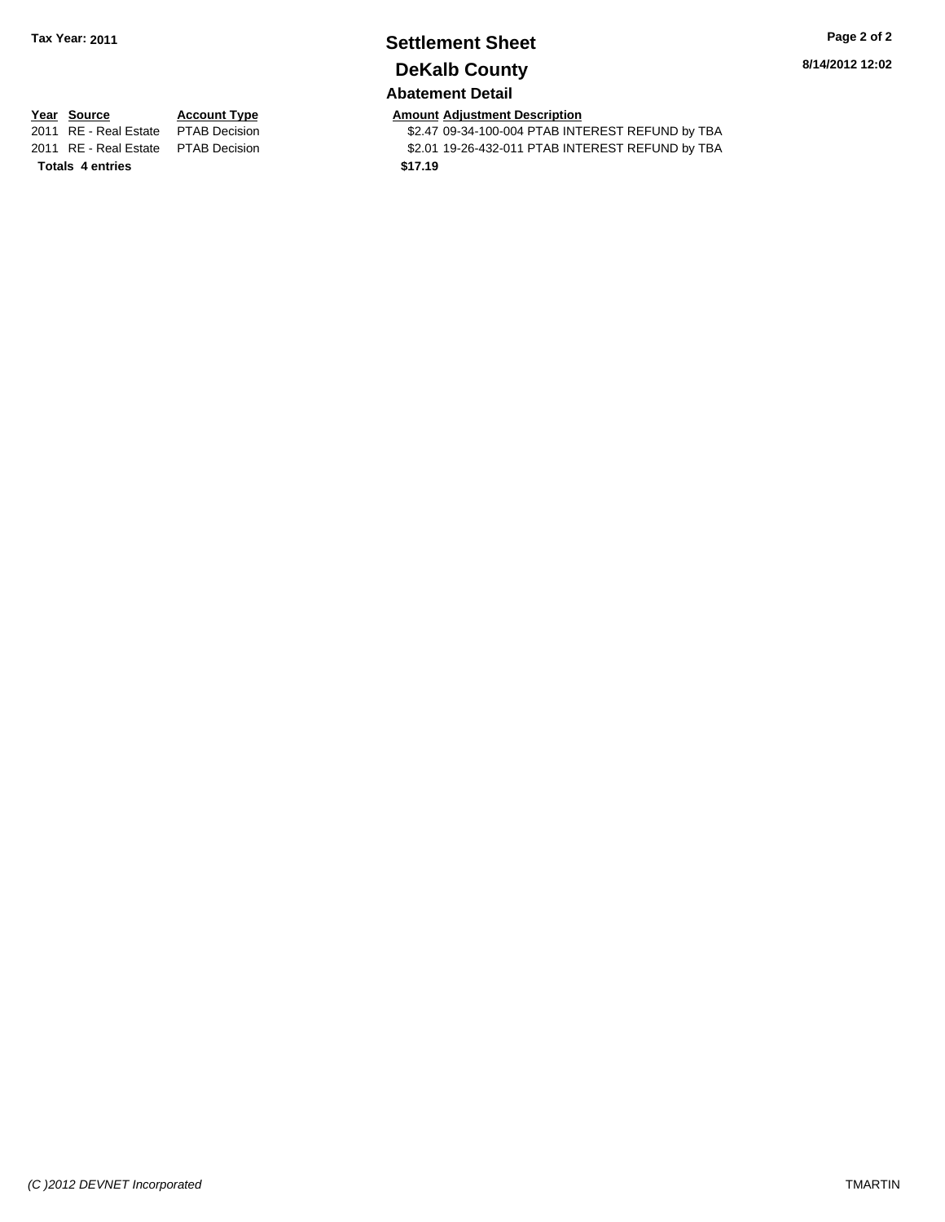**Tax Year: 2011**

# Settlement Sheet

## DeKalb County

8/14/2012 12:02

### Abatement Detail

| Year | Source | Account Type | Amount | Adjustment Description |
| --- | --- | --- | --- | --- |
| 2011 | RE - Real Estate | PTAB Decision | $2.47 | 09-34-100-004 PTAB INTEREST REFUND by TBA |
| 2011 | RE - Real Estate | PTAB Decision | $2.01 | 19-26-432-011 PTAB INTEREST REFUND by TBA |
| **Totals 4 entries** | | | **$17.19** | |

*(C )2012 DEVNET Incorporated*

TMARTIN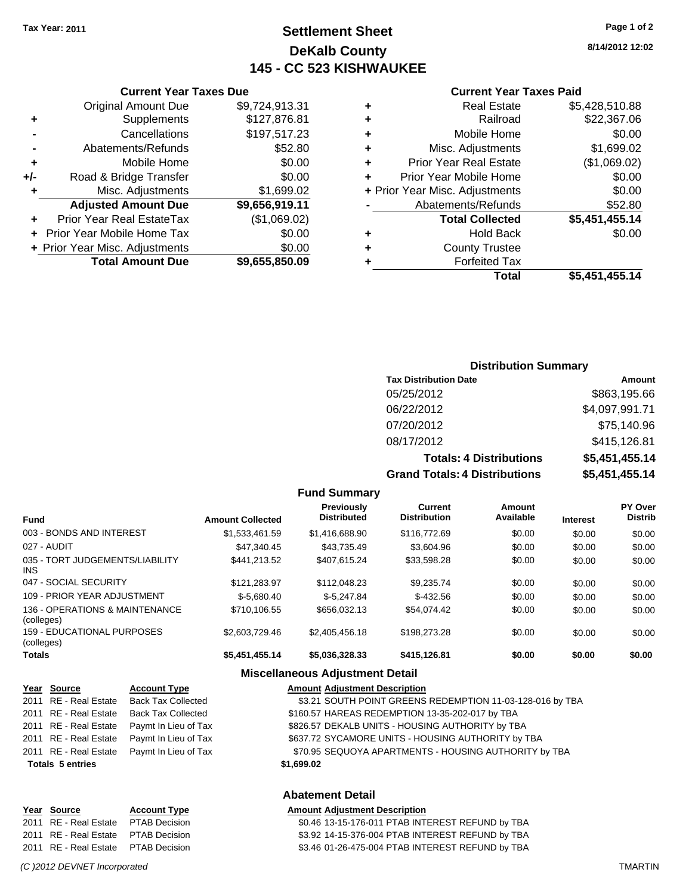Tax Year: 2011

# Settlement Sheet
## DeKalb County
## 145 - CC 523 KISHWAUKEE

8/14/2012 12:02

### Current Year Taxes Due

| | | |
|---|---|---|
| | Original Amount Due | $9,724,913.31 |
| + | Supplements | $127,876.81 |
| - | Cancellations | $197,517.23 |
| - | Abatements/Refunds | $52.80 |
| + | Mobile Home | $0.00 |
| +/- | Road & Bridge Transfer | $0.00 |
| + | Misc. Adjustments | $1,699.02 |
| | **Adjusted Amount Due** | **$9,656,919.11** |
| + | Prior Year Real EstateTax | ($1,069.02) |
| + | Prior Year Mobile Home Tax | $0.00 |
| + | Prior Year Misc. Adjustments | $0.00 |
| | **Total Amount Due** | **$9,655,850.09** |

### Current Year Taxes Paid

| | | |
|---|---|---|
| + | Real Estate | $5,428,510.88 |
| + | Railroad | $22,367.06 |
| + | Mobile Home | $0.00 |
| + | Misc. Adjustments | $1,699.02 |
| + | Prior Year Real Estate | ($1,069.02) |
| + | Prior Year Mobile Home | $0.00 |
| + | Prior Year Misc. Adjustments | $0.00 |
| - | Abatements/Refunds | $52.80 |
| | **Total Collected** | **$5,451,455.14** |
| + | Hold Back | $0.00 |
| + | County Trustee | |
| + | Forfeited Tax | |
| | **Total** | **$5,451,455.14** |

### Distribution Summary

| Tax Distribution Date | Amount |
|---|---|
| 05/25/2012 | $863,195.66 |
| 06/22/2012 | $4,097,991.71 |
| 07/20/2012 | $75,140.96 |
| 08/17/2012 | $415,126.81 |
| **Totals: 4 Distributions** | **$5,451,455.14** |
| **Grand Totals: 4 Distributions** | **$5,451,455.14** |

### Fund Summary

| Fund | Amount Collected | Previously Distributed | Current Distribution | Amount Available | Interest | PY Over Distrib |
|---|---|---|---|---|---|---|
| 003 - BONDS AND INTEREST | $1,533,461.59 | $1,416,688.90 | $116,772.69 | $0.00 | $0.00 | $0.00 |
| 027 - AUDIT | $47,340.45 | $43,735.49 | $3,604.96 | $0.00 | $0.00 | $0.00 |
| 035 - TORT JUDGEMENTS/LIABILITY INS | $441,213.52 | $407,615.24 | $33,598.28 | $0.00 | $0.00 | $0.00 |
| 047 - SOCIAL SECURITY | $121,283.97 | $112,048.23 | $9,235.74 | $0.00 | $0.00 | $0.00 |
| 109 - PRIOR YEAR ADJUSTMENT | $-5,680.40 | $-5,247.84 | $-432.56 | $0.00 | $0.00 | $0.00 |
| 136 - OPERATIONS & MAINTENANCE (colleges) | $710,106.55 | $656,032.13 | $54,074.42 | $0.00 | $0.00 | $0.00 |
| 159 - EDUCATIONAL PURPOSES (colleges) | $2,603,729.46 | $2,405,456.18 | $198,273.28 | $0.00 | $0.00 | $0.00 |
| **Totals** | **$5,451,455.14** | **$5,036,328.33** | **$415,126.81** | **$0.00** | **$0.00** | **$0.00** |

### Miscellaneous Adjustment Detail

| Year | Source | Account Type | Amount | Adjustment Description |
|---|---|---|---|---|
| 2011 | RE - Real Estate | Back Tax Collected | $3.21 | SOUTH POINT GREENS REDEMPTION 11-03-128-016 by TBA |
| 2011 | RE - Real Estate | Back Tax Collected | $160.57 | HAREAS REDEMPTION 13-35-202-017 by TBA |
| 2011 | RE - Real Estate | Paymt In Lieu of Tax | $826.57 | DEKALB UNITS - HOUSING AUTHORITY by TBA |
| 2011 | RE - Real Estate | Paymt In Lieu of Tax | $637.72 | SYCAMORE UNITS - HOUSING AUTHORITY by TBA |
| 2011 | RE - Real Estate | Paymt In Lieu of Tax | $70.95 | SEQUOYA APARTMENTS - HOUSING AUTHORITY by TBA |
| **Totals 5 entries** | | | **$1,699.02** | |

### Abatement Detail

| Year | Source | Account Type | Amount | Adjustment Description |
|---|---|---|---|---|
| 2011 | RE - Real Estate | PTAB Decision | $0.46 | 13-15-176-011 PTAB INTEREST REFUND by TBA |
| 2011 | RE - Real Estate | PTAB Decision | $3.92 | 14-15-376-004 PTAB INTEREST REFUND by TBA |
| 2011 | RE - Real Estate | PTAB Decision | $3.46 | 01-26-475-004 PTAB INTEREST REFUND by TBA |

(C )2012 DEVNET Incorporated TMARTIN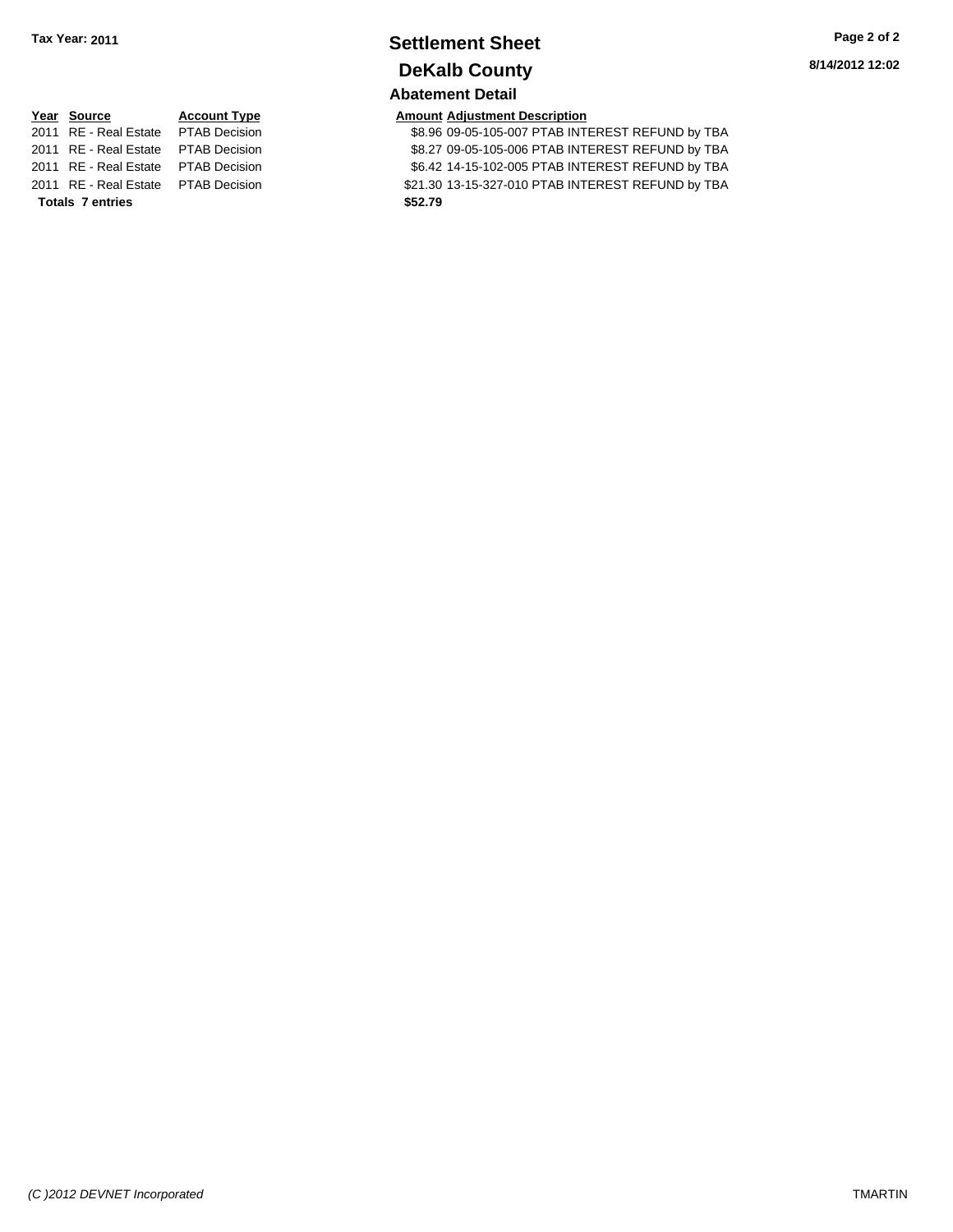Tax Year: 2011

# Settlement Sheet

# DeKalb County

8/14/2012 12:02

## Abatement Detail

| Year | Source | Account Type | Amount | Adjustment Description |
|---|---|---|---|---|
| 2011 | RE - Real Estate | PTAB Decision | $8.96 | 09-05-105-007 PTAB INTEREST REFUND by TBA |
| 2011 | RE - Real Estate | PTAB Decision | $8.27 | 09-05-105-006 PTAB INTEREST REFUND by TBA |
| 2011 | RE - Real Estate | PTAB Decision | $6.42 | 14-15-102-005 PTAB INTEREST REFUND by TBA |
| 2011 | RE - Real Estate | PTAB Decision | $21.30 | 13-15-327-010 PTAB INTEREST REFUND by TBA |
| **Totals 7 entries** | | | **$52.79** | |

*(C )2012 DEVNET Incorporated* TMARTIN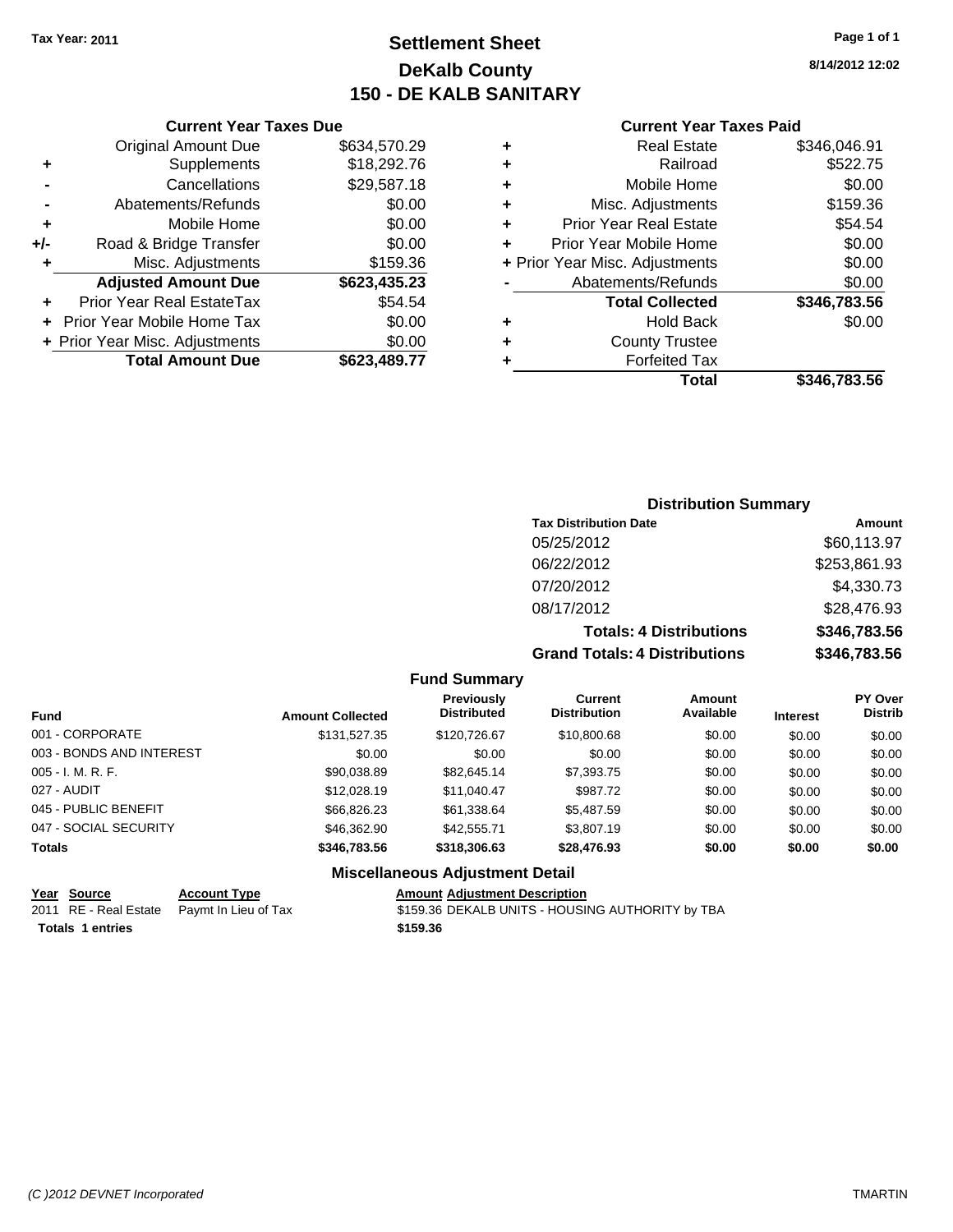Tax Year: 2011

# Settlement Sheet
## DeKalb County
## 150 - DE KALB SANITARY

8/14/2012 12:02

### Current Year Taxes Due

| | | |
|---|---|---|
| | Original Amount Due | $634,570.29 |
| + | Supplements | $18,292.76 |
| - | Cancellations | $29,587.18 |
| - | Abatements/Refunds | $0.00 |
| + | Mobile Home | $0.00 |
| +/- | Road & Bridge Transfer | $0.00 |
| + | Misc. Adjustments | $159.36 |
| | **Adjusted Amount Due** | **$623,435.23** |
| + | Prior Year Real EstateTax | $54.54 |
| + | Prior Year Mobile Home Tax | $0.00 |
| + | Prior Year Misc. Adjustments | $0.00 |
| | **Total Amount Due** | **$623,489.77** |

### Current Year Taxes Paid

| | | |
|---|---|---|
| + | Real Estate | $346,046.91 |
| + | Railroad | $522.75 |
| + | Mobile Home | $0.00 |
| + | Misc. Adjustments | $159.36 |
| + | Prior Year Real Estate | $54.54 |
| + | Prior Year Mobile Home | $0.00 |
| + | Prior Year Misc. Adjustments | $0.00 |
| - | Abatements/Refunds | $0.00 |
| | **Total Collected** | **$346,783.56** |
| + | Hold Back | $0.00 |
| + | County Trustee | |
| + | Forfeited Tax | |
| | **Total** | **$346,783.56** |

### Distribution Summary

| Tax Distribution Date | Amount |
|---|---|
| 05/25/2012 | $60,113.97 |
| 06/22/2012 | $253,861.93 |
| 07/20/2012 | $4,330.73 |
| 08/17/2012 | $28,476.93 |
| **Totals: 4 Distributions** | **$346,783.56** |
| **Grand Totals: 4 Distributions** | **$346,783.56** |

### Fund Summary

| Fund | Amount Collected | Previously Distributed | Current Distribution | Amount Available | Interest | PY Over Distrib |
|---|---|---|---|---|---|---|
| 001 - CORPORATE | $131,527.35 | $120,726.67 | $10,800.68 | $0.00 | $0.00 | $0.00 |
| 003 - BONDS AND INTEREST | $0.00 | $0.00 | $0.00 | $0.00 | $0.00 | $0.00 |
| 005 - I. M. R. F. | $90,038.89 | $82,645.14 | $7,393.75 | $0.00 | $0.00 | $0.00 |
| 027 - AUDIT | $12,028.19 | $11,040.47 | $987.72 | $0.00 | $0.00 | $0.00 |
| 045 - PUBLIC BENEFIT | $66,826.23 | $61,338.64 | $5,487.59 | $0.00 | $0.00 | $0.00 |
| 047 - SOCIAL SECURITY | $46,362.90 | $42,555.71 | $3,807.19 | $0.00 | $0.00 | $0.00 |
| **Totals** | **$346,783.56** | **$318,306.63** | **$28,476.93** | **$0.00** | **$0.00** | **$0.00** |

### Miscellaneous Adjustment Detail

| Year | Source | Account Type | Amount | Adjustment Description |
|---|---|---|---|---|
| 2011 | RE - Real Estate | Paymt In Lieu of Tax | $159.36 | DEKALB UNITS - HOUSING AUTHORITY by TBA |
| **Totals** | **1 entries** | | **$159.36** | |

(C )2012 DEVNET Incorporated TMARTIN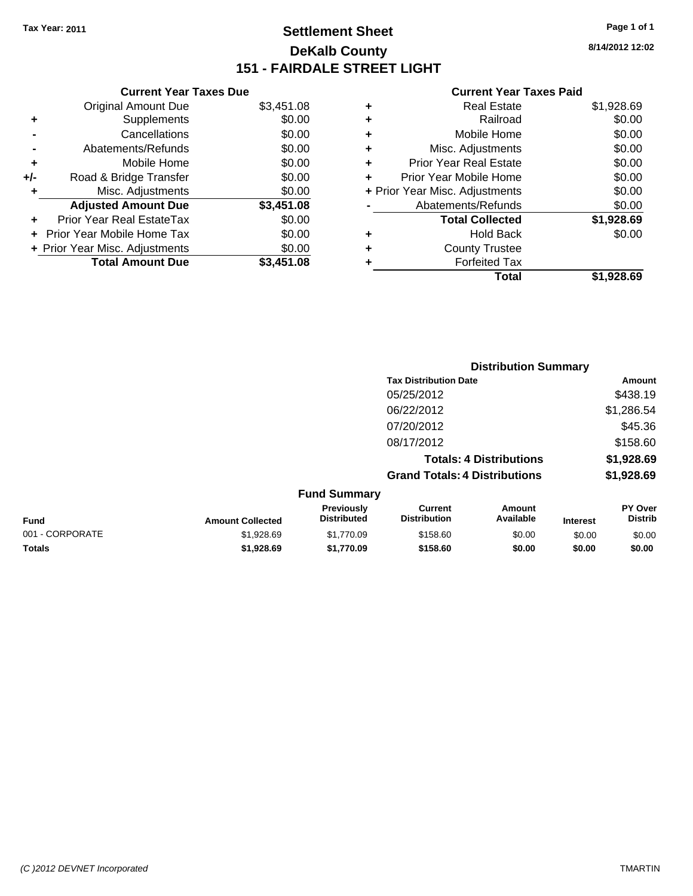Tax Year: 2011

# Settlement Sheet
## DeKalb County
## 151 - FAIRDALE STREET LIGHT

8/14/2012 12:02

### Current Year Taxes Due

| | | |
|---|---|---|
| | Original Amount Due | $3,451.08 |
| + | Supplements | $0.00 |
| - | Cancellations | $0.00 |
| - | Abatements/Refunds | $0.00 |
| + | Mobile Home | $0.00 |
| +/- | Road & Bridge Transfer | $0.00 |
| + | Misc. Adjustments | $0.00 |
| | **Adjusted Amount Due** | **$3,451.08** |
| + | Prior Year Real EstateTax | $0.00 |
| + | Prior Year Mobile Home Tax | $0.00 |
| + | Prior Year Misc. Adjustments | $0.00 |
| | **Total Amount Due** | **$3,451.08** |

### Current Year Taxes Paid

| | | |
|---|---|---|
| + | Real Estate | $1,928.69 |
| + | Railroad | $0.00 |
| + | Mobile Home | $0.00 |
| + | Misc. Adjustments | $0.00 |
| + | Prior Year Real Estate | $0.00 |
| + | Prior Year Mobile Home | $0.00 |
| + | Prior Year Misc. Adjustments | $0.00 |
| - | Abatements/Refunds | $0.00 |
| | **Total Collected** | **$1,928.69** |
| + | Hold Back | $0.00 |
| + | County Trustee | |
| + | Forfeited Tax | |
| | **Total** | **$1,928.69** |

### Distribution Summary

| Tax Distribution Date | Amount |
|---|---|
| 05/25/2012 | $438.19 |
| 06/22/2012 | $1,286.54 |
| 07/20/2012 | $45.36 |
| 08/17/2012 | $158.60 |
| **Totals: 4 Distributions** | **$1,928.69** |
| **Grand Totals: 4 Distributions** | **$1,928.69** |

### Fund Summary

| Fund | Amount Collected | Previously Distributed | Current Distribution | Amount Available | Interest | PY Over Distrib |
|---|---|---|---|---|---|---|
| 001 - CORPORATE | $1,928.69 | $1,770.09 | $158.60 | $0.00 | $0.00 | $0.00 |
| **Totals** | **$1,928.69** | **$1,770.09** | **$158.60** | **$0.00** | **$0.00** | **$0.00** |

(C )2012 DEVNET Incorporated

TMARTIN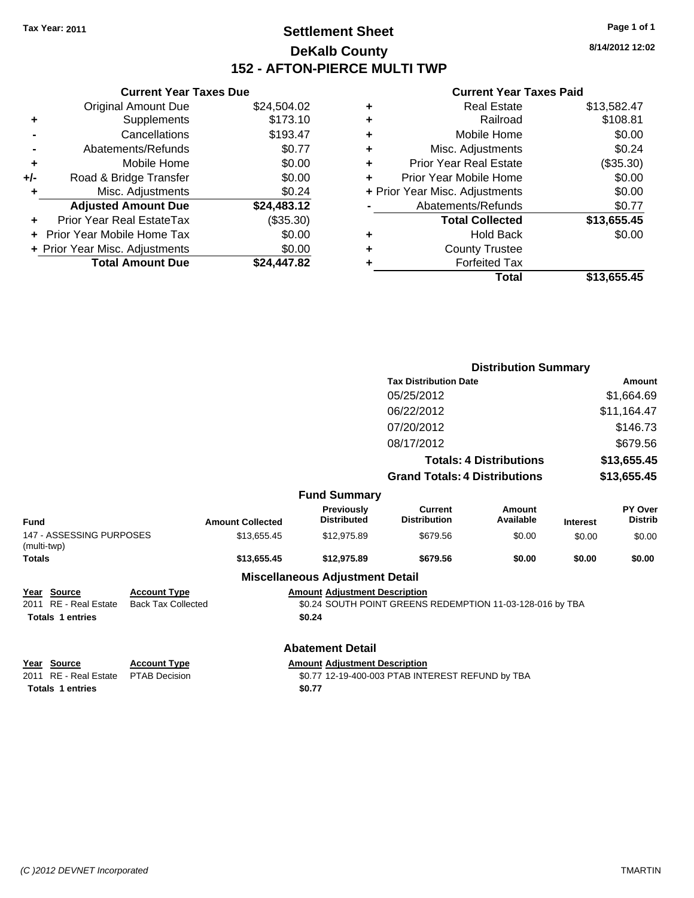Tax Year: 2011

# Settlement Sheet
## DeKalb County
## 152 - AFTON-PIERCE MULTI TWP

8/14/2012 12:02

### Current Year Taxes Due

| | | |
|---|---|---|
| | Original Amount Due | $24,504.02 |
| + | Supplements | $173.10 |
| - | Cancellations | $193.47 |
| - | Abatements/Refunds | $0.77 |
| + | Mobile Home | $0.00 |
| +/- | Road & Bridge Transfer | $0.00 |
| + | Misc. Adjustments | $0.24 |
| | **Adjusted Amount Due** | **$24,483.12** |
| + | Prior Year Real EstateTax | ($35.30) |
| + | Prior Year Mobile Home Tax | $0.00 |
| + | Prior Year Misc. Adjustments | $0.00 |
| | **Total Amount Due** | **$24,447.82** |

### Current Year Taxes Paid

| | | |
|---|---|---|
| + | Real Estate | $13,582.47 |
| + | Railroad | $108.81 |
| + | Mobile Home | $0.00 |
| + | Misc. Adjustments | $0.24 |
| + | Prior Year Real Estate | ($35.30) |
| + | Prior Year Mobile Home | $0.00 |
| + | Prior Year Misc. Adjustments | $0.00 |
| - | Abatements/Refunds | $0.77 |
| | **Total Collected** | **$13,655.45** |
| + | Hold Back | $0.00 |
| + | County Trustee | |
| + | Forfeited Tax | |
| | **Total** | **$13,655.45** |

### Distribution Summary

| Tax Distribution Date | Amount |
|---|---|
| 05/25/2012 | $1,664.69 |
| 06/22/2012 | $11,164.47 |
| 07/20/2012 | $146.73 |
| 08/17/2012 | $679.56 |
| **Totals: 4 Distributions** | **$13,655.45** |
| **Grand Totals: 4 Distributions** | **$13,655.45** |

### Fund Summary

| Fund | Amount Collected | Previously Distributed | Current Distribution | Amount Available | Interest | PY Over Distrib |
|---|---|---|---|---|---|---|
| 147 - ASSESSING PURPOSES (multi-twp) | $13,655.45 | $12,975.89 | $679.56 | $0.00 | $0.00 | $0.00 |
| **Totals** | **$13,655.45** | **$12,975.89** | **$679.56** | **$0.00** | **$0.00** | **$0.00** |

### Miscellaneous Adjustment Detail

| Year | Source | Account Type | Amount | Adjustment Description |
|---|---|---|---|---|
| 2011 | RE - Real Estate | Back Tax Collected | $0.24 | SOUTH POINT GREENS REDEMPTION 11-03-128-016 by TBA |
| **Totals 1 entries** | | | **$0.24** | |

### Abatement Detail

| Year | Source | Account Type | Amount | Adjustment Description |
|---|---|---|---|---|
| 2011 | RE - Real Estate | PTAB Decision | $0.77 | 12-19-400-003 PTAB INTEREST REFUND by TBA |
| **Totals 1 entries** | | | **$0.77** | |

(C )2012 DEVNET Incorporated TMARTIN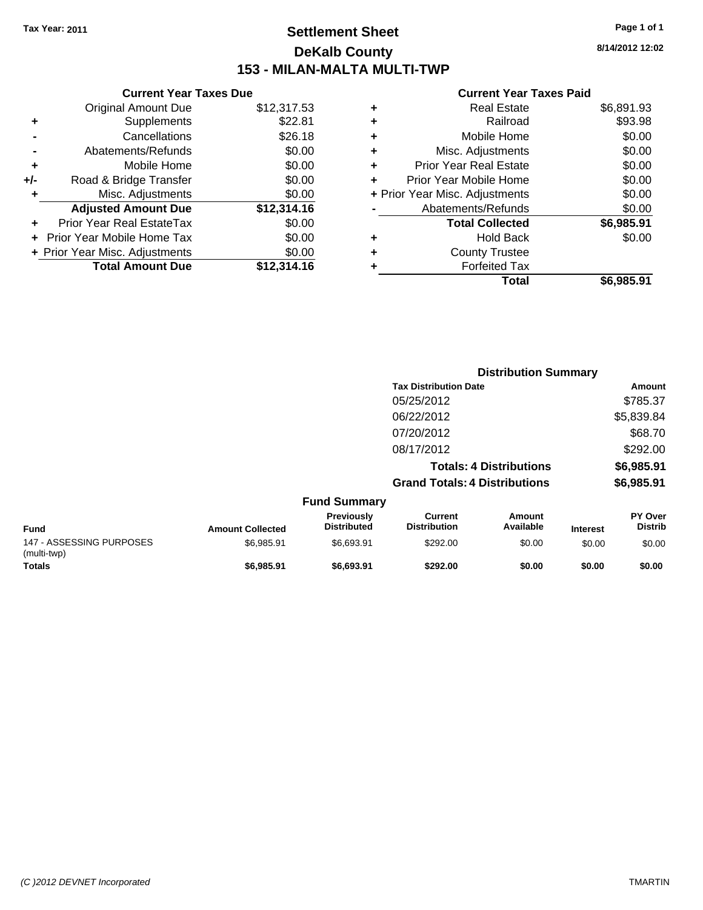Tax Year: 2011

# Settlement Sheet

## DeKalb County

## 153 - MILAN-MALTA MULTI-TWP

8/14/2012 12:02

### Current Year Taxes Due

| | | |
|---|---|---|
| | Original Amount Due | $12,317.53 |
| + | Supplements | $22.81 |
| - | Cancellations | $26.18 |
| - | Abatements/Refunds | $0.00 |
| + | Mobile Home | $0.00 |
| +/- | Road & Bridge Transfer | $0.00 |
| + | Misc. Adjustments | $0.00 |
| | **Adjusted Amount Due** | **$12,314.16** |
| + | Prior Year Real EstateTax | $0.00 |
| + | Prior Year Mobile Home Tax | $0.00 |
| + | Prior Year Misc. Adjustments | $0.00 |
| | **Total Amount Due** | **$12,314.16** |

### Current Year Taxes Paid

| | | |
|---|---|---|
| + | Real Estate | $6,891.93 |
| + | Railroad | $93.98 |
| + | Mobile Home | $0.00 |
| + | Misc. Adjustments | $0.00 |
| + | Prior Year Real Estate | $0.00 |
| + | Prior Year Mobile Home | $0.00 |
| + | Prior Year Misc. Adjustments | $0.00 |
| - | Abatements/Refunds | $0.00 |
| | **Total Collected** | **$6,985.91** |
| + | Hold Back | $0.00 |
| + | County Trustee | |
| + | Forfeited Tax | |
| | **Total** | **$6,985.91** |

### Distribution Summary

| Tax Distribution Date | Amount |
|---|---|
| 05/25/2012 | $785.37 |
| 06/22/2012 | $5,839.84 |
| 07/20/2012 | $68.70 |
| 08/17/2012 | $292.00 |
| **Totals: 4 Distributions** | **$6,985.91** |
| **Grand Totals: 4 Distributions** | **$6,985.91** |

### Fund Summary

| Fund | Amount Collected | Previously Distributed | Current Distribution | Amount Available | Interest | PY Over Distrib |
|---|---|---|---|---|---|---|
| 147 - ASSESSING PURPOSES (multi-twp) | $6,985.91 | $6,693.91 | $292.00 | $0.00 | $0.00 | $0.00 |
| **Totals** | **$6,985.91** | **$6,693.91** | **$292.00** | **$0.00** | **$0.00** | **$0.00** |

(C )2012 DEVNET Incorporated TMARTIN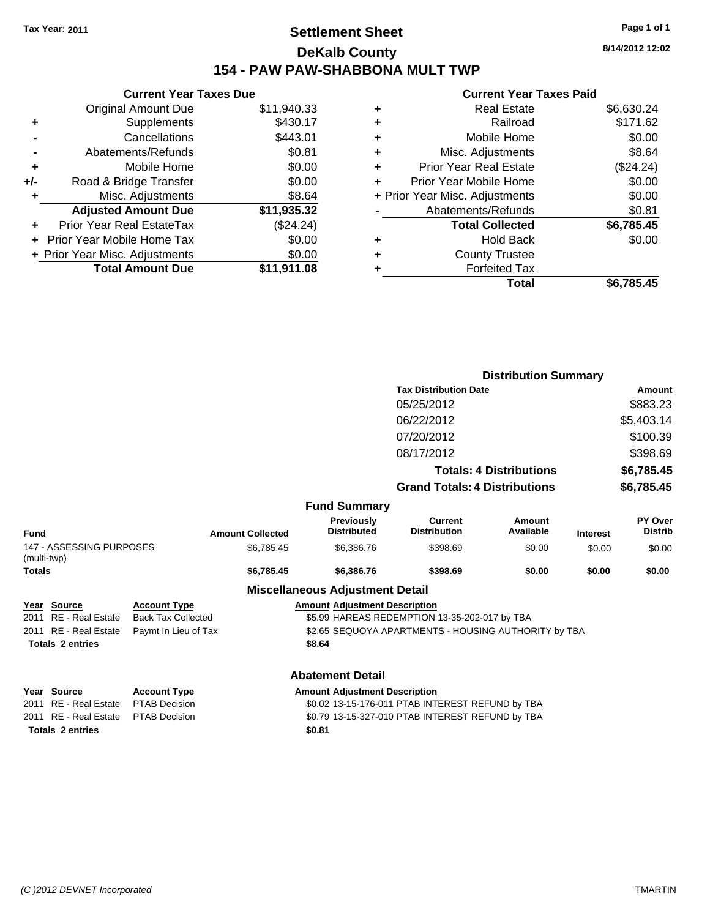Tax Year: 2011

# Settlement Sheet

## DeKalb County

## 154 - PAW PAW-SHABBONA MULT TWP

8/14/2012 12:02

### Current Year Taxes Due

| | | |
|---|---|---|
| | Original Amount Due | $11,940.33 |
| + | Supplements | $430.17 |
| - | Cancellations | $443.01 |
| - | Abatements/Refunds | $0.81 |
| + | Mobile Home | $0.00 |
| +/- | Road & Bridge Transfer | $0.00 |
| + | Misc. Adjustments | $8.64 |
| | **Adjusted Amount Due** | **$11,935.32** |
| + | Prior Year Real EstateTax | ($24.24) |
| + | Prior Year Mobile Home Tax | $0.00 |
| + | Prior Year Misc. Adjustments | $0.00 |
| | **Total Amount Due** | **$11,911.08** |

### Current Year Taxes Paid

| | | |
|---|---|---|
| + | Real Estate | $6,630.24 |
| + | Railroad | $171.62 |
| + | Mobile Home | $0.00 |
| + | Misc. Adjustments | $8.64 |
| + | Prior Year Real Estate | ($24.24) |
| + | Prior Year Mobile Home | $0.00 |
| + | Prior Year Misc. Adjustments | $0.00 |
| - | Abatements/Refunds | $0.81 |
| | **Total Collected** | **$6,785.45** |
| + | Hold Back | $0.00 |
| + | County Trustee | |
| + | Forfeited Tax | |
| | **Total** | **$6,785.45** |

### Distribution Summary

| Tax Distribution Date | Amount |
|---|---|
| 05/25/2012 | $883.23 |
| 06/22/2012 | $5,403.14 |
| 07/20/2012 | $100.39 |
| 08/17/2012 | $398.69 |
| **Totals: 4 Distributions** | **$6,785.45** |
| **Grand Totals: 4 Distributions** | **$6,785.45** |

### Fund Summary

| Fund | Amount Collected | Previously Distributed | Current Distribution | Amount Available | Interest | PY Over Distrib |
|---|---|---|---|---|---|---|
| 147 - ASSESSING PURPOSES (multi-twp) | $6,785.45 | $6,386.76 | $398.69 | $0.00 | $0.00 | $0.00 |
| **Totals** | **$6,785.45** | **$6,386.76** | **$398.69** | **$0.00** | **$0.00** | **$0.00** |

### Miscellaneous Adjustment Detail

| Year | Source | Account Type | Amount | Adjustment Description |
|---|---|---|---|---|
| 2011 | RE - Real Estate | Back Tax Collected | $5.99 | HAREAS REDEMPTION 13-35-202-017 by TBA |
| 2011 | RE - Real Estate | Paymt In Lieu of Tax | $2.65 | SEQUOYA APARTMENTS - HOUSING AUTHORITY by TBA |
| **Totals 2 entries** | | | **$8.64** | |

### Abatement Detail

| Year | Source | Account Type | Amount | Adjustment Description |
|---|---|---|---|---|
| 2011 | RE - Real Estate | PTAB Decision | $0.02 | 13-15-176-011 PTAB INTEREST REFUND by TBA |
| 2011 | RE - Real Estate | PTAB Decision | $0.79 | 13-15-327-010 PTAB INTEREST REFUND by TBA |
| **Totals 2 entries** | | | **$0.81** | |

(C )2012 DEVNET Incorporated TMARTIN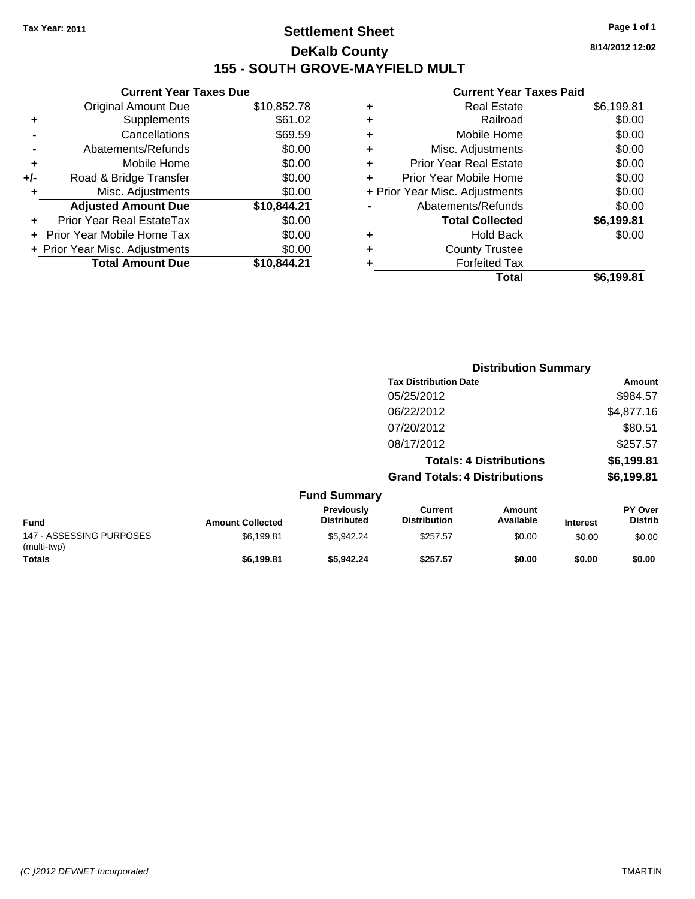Tax Year: 2011

# Settlement Sheet

## DeKalb County

## 155 - SOUTH GROVE-MAYFIELD MULT

8/14/2012 12:02

| | Current Year Taxes Due | |
|---|---|---|
| | Original Amount Due | $10,852.78 |
| + | Supplements | $61.02 |
| - | Cancellations | $69.59 |
| - | Abatements/Refunds | $0.00 |
| + | Mobile Home | $0.00 |
| +/- | Road & Bridge Transfer | $0.00 |
| + | Misc. Adjustments | $0.00 |
| | **Adjusted Amount Due** | **$10,844.21** |
| + | Prior Year Real EstateTax | $0.00 |
| + | Prior Year Mobile Home Tax | $0.00 |
| + | Prior Year Misc. Adjustments | $0.00 |
| | **Total Amount Due** | **$10,844.21** |

| | Current Year Taxes Paid | |
|---|---|---|
| + | Real Estate | $6,199.81 |
| + | Railroad | $0.00 |
| + | Mobile Home | $0.00 |
| + | Misc. Adjustments | $0.00 |
| + | Prior Year Real Estate | $0.00 |
| + | Prior Year Mobile Home | $0.00 |
| + | Prior Year Misc. Adjustments | $0.00 |
| - | Abatements/Refunds | $0.00 |
| | **Total Collected** | **$6,199.81** |
| + | Hold Back | $0.00 |
| + | County Trustee | |
| + | Forfeited Tax | |
| | **Total** | **$6,199.81** |

### Distribution Summary

| Tax Distribution Date | Amount |
|---|---|
| 05/25/2012 | $984.57 |
| 06/22/2012 | $4,877.16 |
| 07/20/2012 | $80.51 |
| 08/17/2012 | $257.57 |
| **Totals: 4 Distributions** | **$6,199.81** |
| **Grand Totals: 4 Distributions** | **$6,199.81** |

### Fund Summary

| Fund | Amount Collected | Previously Distributed | Current Distribution | Amount Available | Interest | PY Over Distrib |
|---|---|---|---|---|---|---|
| 147 - ASSESSING PURPOSES (multi-twp) | $6,199.81 | $5,942.24 | $257.57 | $0.00 | $0.00 | $0.00 |
| **Totals** | **$6,199.81** | **$5,942.24** | **$257.57** | **$0.00** | **$0.00** | **$0.00** |

(C )2012 DEVNET Incorporated

TMARTIN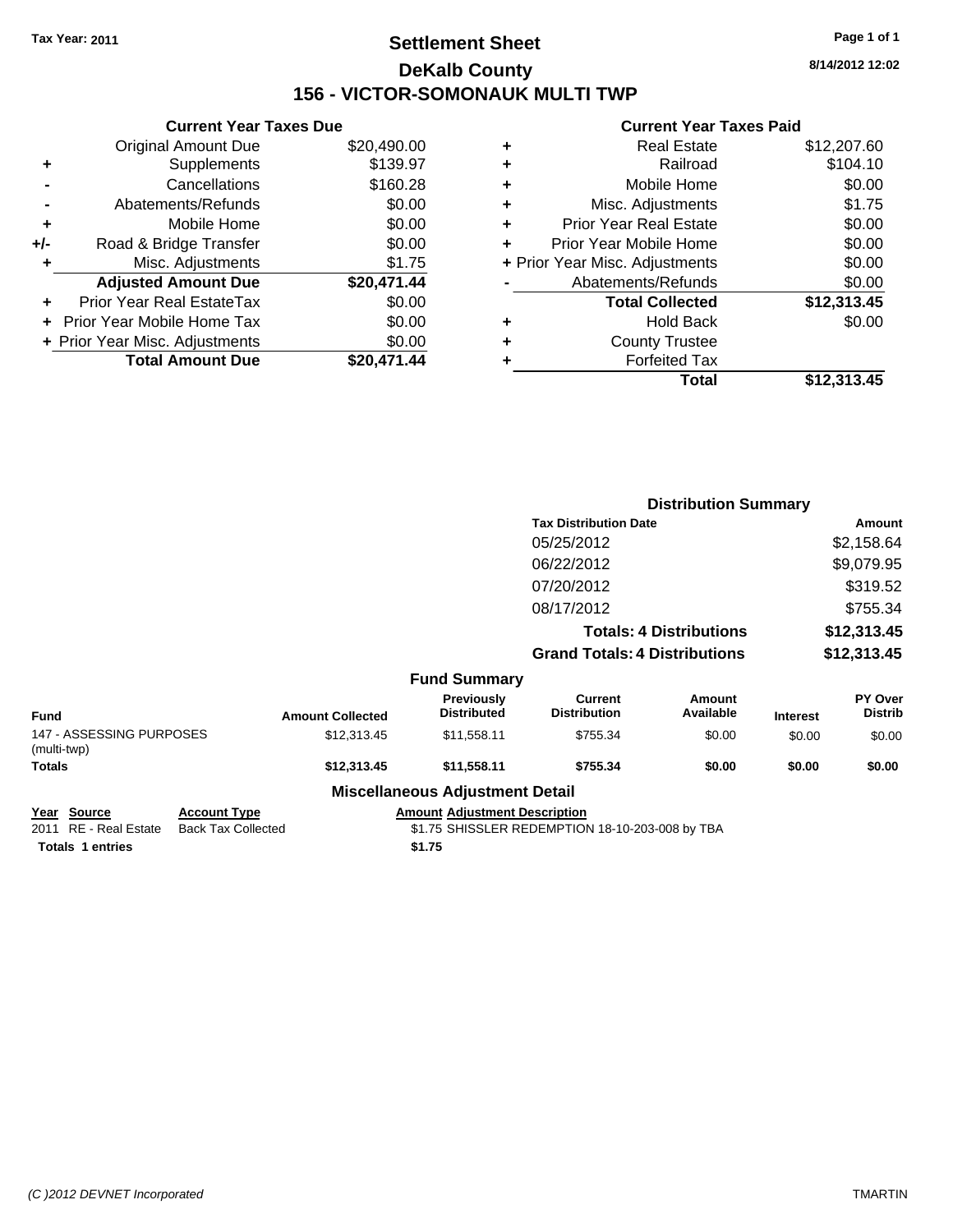Tax Year: 2011

# Settlement Sheet

## DeKalb County

## 156 - VICTOR-SOMONAUK MULTI TWP

8/14/2012 12:02

### Current Year Taxes Due

| | | |
|---|---|---|
| | Original Amount Due | $20,490.00 |
| + | Supplements | $139.97 |
| - | Cancellations | $160.28 |
| - | Abatements/Refunds | $0.00 |
| + | Mobile Home | $0.00 |
| +/- | Road & Bridge Transfer | $0.00 |
| + | Misc. Adjustments | $1.75 |
| | **Adjusted Amount Due** | **$20,471.44** |
| + | Prior Year Real EstateTax | $0.00 |
| + | Prior Year Mobile Home Tax | $0.00 |
| + | Prior Year Misc. Adjustments | $0.00 |
| | **Total Amount Due** | **$20,471.44** |

### Current Year Taxes Paid

| | | |
|---|---|---|
| + | Real Estate | $12,207.60 |
| + | Railroad | $104.10 |
| + | Mobile Home | $0.00 |
| + | Misc. Adjustments | $1.75 |
| + | Prior Year Real Estate | $0.00 |
| + | Prior Year Mobile Home | $0.00 |
| + | Prior Year Misc. Adjustments | $0.00 |
| - | Abatements/Refunds | $0.00 |
| | **Total Collected** | **$12,313.45** |
| + | Hold Back | $0.00 |
| + | County Trustee | |
| + | Forfeited Tax | |
| | **Total** | **$12,313.45** |

### Distribution Summary

| Tax Distribution Date | Amount |
|---|---|
| 05/25/2012 | $2,158.64 |
| 06/22/2012 | $9,079.95 |
| 07/20/2012 | $319.52 |
| 08/17/2012 | $755.34 |
| **Totals: 4 Distributions** | **$12,313.45** |
| **Grand Totals: 4 Distributions** | **$12,313.45** |

### Fund Summary

| Fund | Amount Collected | Previously Distributed | Current Distribution | Amount Available | Interest | PY Over Distrib |
|---|---|---|---|---|---|---|
| 147 - ASSESSING PURPOSES (multi-twp) | $12,313.45 | $11,558.11 | $755.34 | $0.00 | $0.00 | $0.00 |
| **Totals** | **$12,313.45** | **$11,558.11** | **$755.34** | **$0.00** | **$0.00** | **$0.00** |

### Miscellaneous Adjustment Detail

| Year | Source | Account Type | Amount | Adjustment Description |
|---|---|---|---|---|
| 2011 | RE - Real Estate | Back Tax Collected | $1.75 | SHISSLER REDEMPTION 18-10-203-008 by TBA |
| **Totals 1 entries** | | | **$1.75** | |

(C )2012 DEVNET Incorporated TMARTIN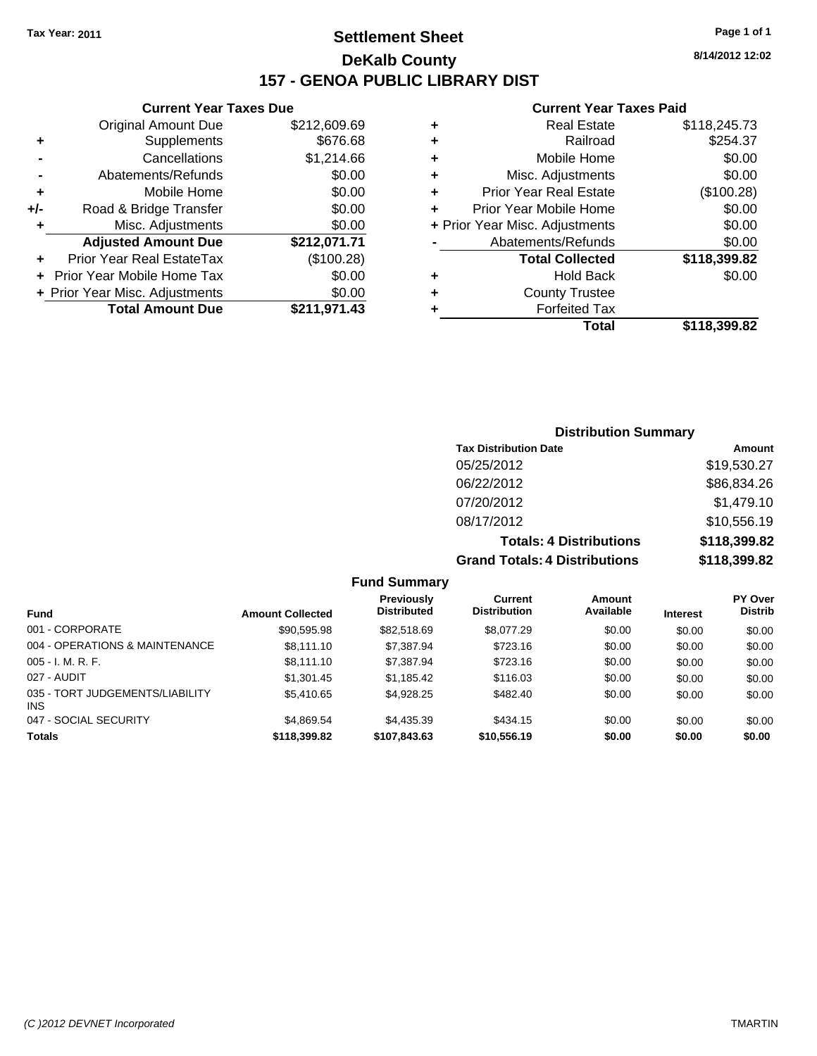**Tax Year: 2011**

# Settlement Sheet

## DeKalb County

## 157 - GENOA PUBLIC LIBRARY DIST

8/14/2012 12:02

### Current Year Taxes Due

| | | |
|---|---|---|
| | Original Amount Due | $212,609.69 |
| + | Supplements | $676.68 |
| - | Cancellations | $1,214.66 |
| - | Abatements/Refunds | $0.00 |
| + | Mobile Home | $0.00 |
| +/- | Road & Bridge Transfer | $0.00 |
| + | Misc. Adjustments | $0.00 |
| | **Adjusted Amount Due** | **$212,071.71** |
| + | Prior Year Real EstateTax | ($100.28) |
| + | Prior Year Mobile Home Tax | $0.00 |
| + | Prior Year Misc. Adjustments | $0.00 |
| | **Total Amount Due** | **$211,971.43** |

### Current Year Taxes Paid

| | | |
|---|---|---|
| + | Real Estate | $118,245.73 |
| + | Railroad | $254.37 |
| + | Mobile Home | $0.00 |
| + | Misc. Adjustments | $0.00 |
| + | Prior Year Real Estate | ($100.28) |
| + | Prior Year Mobile Home | $0.00 |
| + | Prior Year Misc. Adjustments | $0.00 |
| - | Abatements/Refunds | $0.00 |
| | **Total Collected** | **$118,399.82** |
| + | Hold Back | $0.00 |
| + | County Trustee | |
| + | Forfeited Tax | |
| | **Total** | **$118,399.82** |

### Distribution Summary

| Tax Distribution Date | Amount |
|---|---|
| 05/25/2012 | $19,530.27 |
| 06/22/2012 | $86,834.26 |
| 07/20/2012 | $1,479.10 |
| 08/17/2012 | $10,556.19 |
| **Totals: 4 Distributions** | **$118,399.82** |
| **Grand Totals: 4 Distributions** | **$118,399.82** |

### Fund Summary

| Fund | Amount Collected | Previously Distributed | Current Distribution | Amount Available | Interest | PY Over Distrib |
|---|---|---|---|---|---|---|
| 001 - CORPORATE | $90,595.98 | $82,518.69 | $8,077.29 | $0.00 | $0.00 | $0.00 |
| 004 - OPERATIONS & MAINTENANCE | $8,111.10 | $7,387.94 | $723.16 | $0.00 | $0.00 | $0.00 |
| 005 - I. M. R. F. | $8,111.10 | $7,387.94 | $723.16 | $0.00 | $0.00 | $0.00 |
| 027 - AUDIT | $1,301.45 | $1,185.42 | $116.03 | $0.00 | $0.00 | $0.00 |
| 035 - TORT JUDGEMENTS/LIABILITY INS | $5,410.65 | $4,928.25 | $482.40 | $0.00 | $0.00 | $0.00 |
| 047 - SOCIAL SECURITY | $4,869.54 | $4,435.39 | $434.15 | $0.00 | $0.00 | $0.00 |
| **Totals** | **$118,399.82** | **$107,843.63** | **$10,556.19** | **$0.00** | **$0.00** | **$0.00** |

(C )2012 DEVNET Incorporated TMARTIN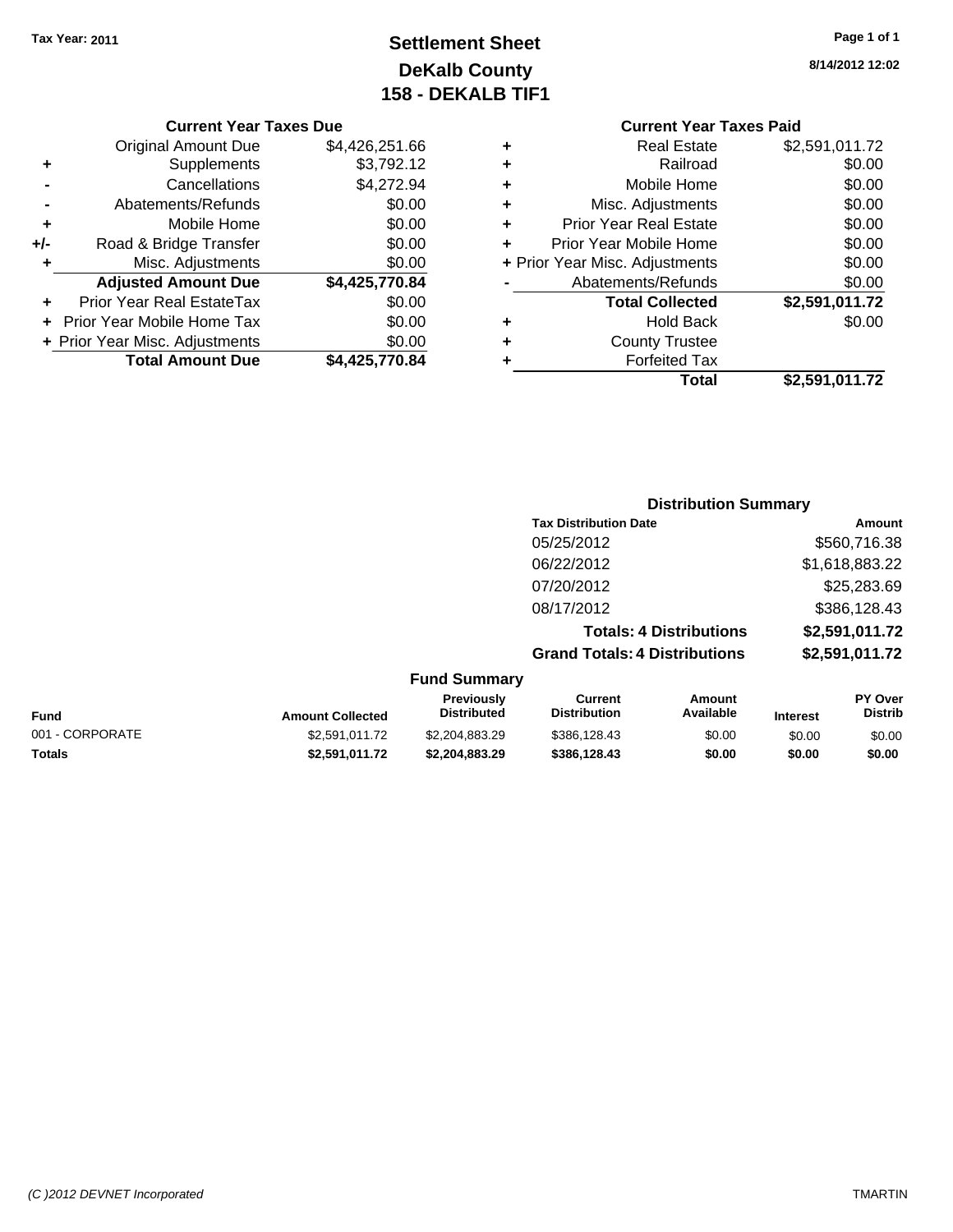Tax Year: 2011

# Settlement Sheet
## DeKalb County
## 158 - DEKALB TIF1

8/14/2012 12:02

### Current Year Taxes Due

| | | |
|---|---|---|
| | Original Amount Due | $4,426,251.66 |
| + | Supplements | $3,792.12 |
| - | Cancellations | $4,272.94 |
| - | Abatements/Refunds | $0.00 |
| + | Mobile Home | $0.00 |
| +/- | Road & Bridge Transfer | $0.00 |
| + | Misc. Adjustments | $0.00 |
| | **Adjusted Amount Due** | **$4,425,770.84** |
| + | Prior Year Real EstateTax | $0.00 |
| + | Prior Year Mobile Home Tax | $0.00 |
| + | Prior Year Misc. Adjustments | $0.00 |
| | **Total Amount Due** | **$4,425,770.84** |

### Current Year Taxes Paid

| | | |
|---|---|---|
| + | Real Estate | $2,591,011.72 |
| + | Railroad | $0.00 |
| + | Mobile Home | $0.00 |
| + | Misc. Adjustments | $0.00 |
| + | Prior Year Real Estate | $0.00 |
| + | Prior Year Mobile Home | $0.00 |
| + | Prior Year Misc. Adjustments | $0.00 |
| - | Abatements/Refunds | $0.00 |
| | **Total Collected** | **$2,591,011.72** |
| + | Hold Back | $0.00 |
| + | County Trustee | |
| + | Forfeited Tax | |
| | **Total** | **$2,591,011.72** |

### Distribution Summary

| Tax Distribution Date | Amount |
|---|---|
| 05/25/2012 | $560,716.38 |
| 06/22/2012 | $1,618,883.22 |
| 07/20/2012 | $25,283.69 |
| 08/17/2012 | $386,128.43 |
| **Totals: 4 Distributions** | **$2,591,011.72** |
| **Grand Totals: 4 Distributions** | **$2,591,011.72** |

### Fund Summary

| Fund | Amount Collected | Previously Distributed | Current Distribution | Amount Available | Interest | PY Over Distrib |
|---|---|---|---|---|---|---|
| 001 - CORPORATE | $2,591,011.72 | $2,204,883.29 | $386,128.43 | $0.00 | $0.00 | $0.00 |
| **Totals** | **$2,591,011.72** | **$2,204,883.29** | **$386,128.43** | **$0.00** | **$0.00** | **$0.00** |

(C )2012 DEVNET Incorporated TMARTIN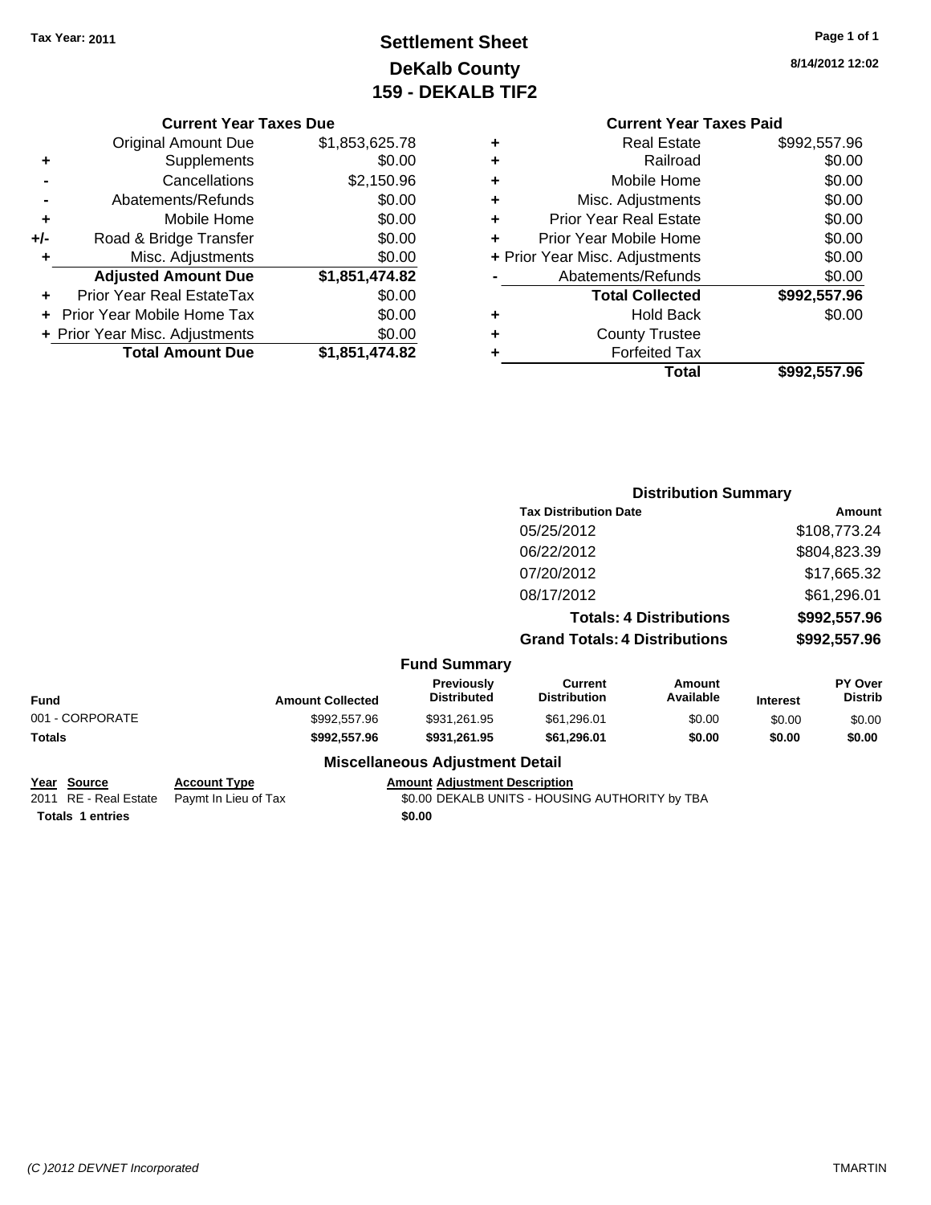Tax Year: 2011

# Settlement Sheet
## DeKalb County
## 159 - DEKALB TIF2

8/14/2012 12:02

### Current Year Taxes Due

| | | |
|---|---|---|
| | Original Amount Due | $1,853,625.78 |
| + | Supplements | $0.00 |
| - | Cancellations | $2,150.96 |
| - | Abatements/Refunds | $0.00 |
| + | Mobile Home | $0.00 |
| +/- | Road & Bridge Transfer | $0.00 |
| + | Misc. Adjustments | $0.00 |
| | **Adjusted Amount Due** | **$1,851,474.82** |
| + | Prior Year Real EstateTax | $0.00 |
| + | Prior Year Mobile Home Tax | $0.00 |
| + | Prior Year Misc. Adjustments | $0.00 |
| | **Total Amount Due** | **$1,851,474.82** |

### Current Year Taxes Paid

| | | |
|---|---|---|
| + | Real Estate | $992,557.96 |
| + | Railroad | $0.00 |
| + | Mobile Home | $0.00 |
| + | Misc. Adjustments | $0.00 |
| + | Prior Year Real Estate | $0.00 |
| + | Prior Year Mobile Home | $0.00 |
| + | Prior Year Misc. Adjustments | $0.00 |
| - | Abatements/Refunds | $0.00 |
| | **Total Collected** | **$992,557.96** |
| + | Hold Back | $0.00 |
| + | County Trustee | |
| + | Forfeited Tax | |
| | **Total** | **$992,557.96** |

### Distribution Summary

| Tax Distribution Date | Amount |
|---|---|
| 05/25/2012 | $108,773.24 |
| 06/22/2012 | $804,823.39 |
| 07/20/2012 | $17,665.32 |
| 08/17/2012 | $61,296.01 |
| **Totals: 4 Distributions** | **$992,557.96** |
| **Grand Totals: 4 Distributions** | **$992,557.96** |

### Fund Summary

| Fund | Amount Collected | Previously Distributed | Current Distribution | Amount Available | Interest | PY Over Distrib |
|---|---|---|---|---|---|---|
| 001 - CORPORATE | $992,557.96 | $931,261.95 | $61,296.01 | $0.00 | $0.00 | $0.00 |
| **Totals** | **$992,557.96** | **$931,261.95** | **$61,296.01** | **$0.00** | **$0.00** | **$0.00** |

### Miscellaneous Adjustment Detail

| Year | Source | Account Type | Amount | Adjustment Description |
|---|---|---|---|---|
| 2011 | RE - Real Estate | Paymt In Lieu of Tax | $0.00 | DEKALB UNITS - HOUSING AUTHORITY by TBA |
| **Totals** | **1 entries** | | **$0.00** | |

(C )2012 DEVNET Incorporated

TMARTIN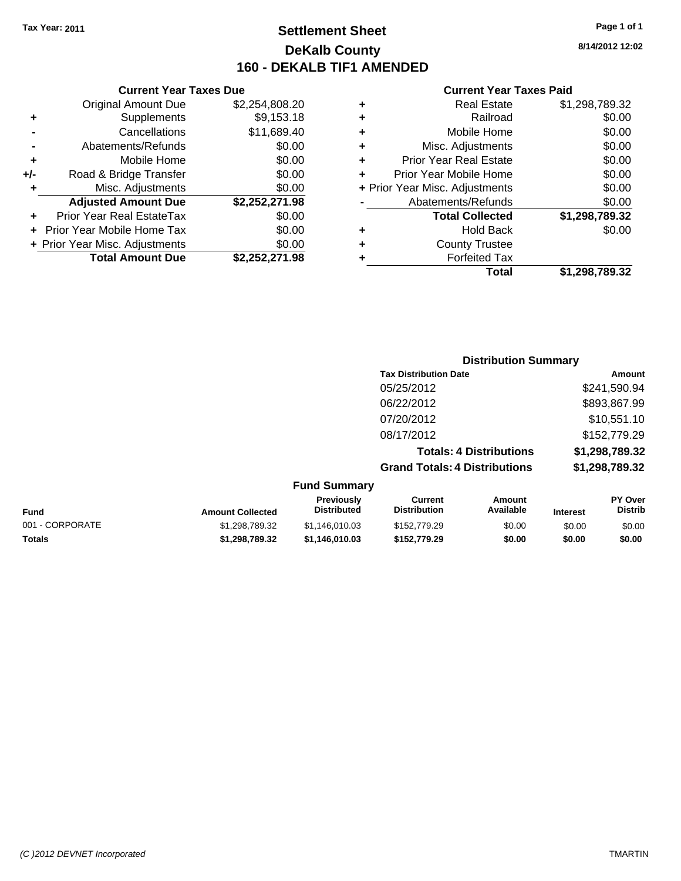Tax Year: 2011

# Settlement Sheet
## DeKalb County
## 160 - DEKALB TIF1 AMENDED

8/14/2012 12:02

### Current Year Taxes Due

| | | |
|---|---|---|
| | Original Amount Due | $2,254,808.20 |
| + | Supplements | $9,153.18 |
| - | Cancellations | $11,689.40 |
| - | Abatements/Refunds | $0.00 |
| + | Mobile Home | $0.00 |
| +/- | Road & Bridge Transfer | $0.00 |
| + | Misc. Adjustments | $0.00 |
| | **Adjusted Amount Due** | **$2,252,271.98** |
| + | Prior Year Real EstateTax | $0.00 |
| + | Prior Year Mobile Home Tax | $0.00 |
| + | Prior Year Misc. Adjustments | $0.00 |
| | **Total Amount Due** | **$2,252,271.98** |

### Current Year Taxes Paid

| | | |
|---|---|---|
| + | Real Estate | $1,298,789.32 |
| + | Railroad | $0.00 |
| + | Mobile Home | $0.00 |
| + | Misc. Adjustments | $0.00 |
| + | Prior Year Real Estate | $0.00 |
| + | Prior Year Mobile Home | $0.00 |
| + | Prior Year Misc. Adjustments | $0.00 |
| - | Abatements/Refunds | $0.00 |
| | **Total Collected** | **$1,298,789.32** |
| + | Hold Back | $0.00 |
| + | County Trustee | |
| + | Forfeited Tax | |
| | **Total** | **$1,298,789.32** |

### Distribution Summary

| Tax Distribution Date | Amount |
|---|---|
| 05/25/2012 | $241,590.94 |
| 06/22/2012 | $893,867.99 |
| 07/20/2012 | $10,551.10 |
| 08/17/2012 | $152,779.29 |
| **Totals: 4 Distributions** | **$1,298,789.32** |
| **Grand Totals: 4 Distributions** | **$1,298,789.32** |

### Fund Summary

| Fund | Amount Collected | Previously Distributed | Current Distribution | Amount Available | Interest | PY Over Distrib |
|---|---|---|---|---|---|---|
| 001 - CORPORATE | $1,298,789.32 | $1,146,010.03 | $152,779.29 | $0.00 | $0.00 | $0.00 |
| **Totals** | **$1,298,789.32** | **$1,146,010.03** | **$152,779.29** | **$0.00** | **$0.00** | **$0.00** |

(C )2012 DEVNET Incorporated TMARTIN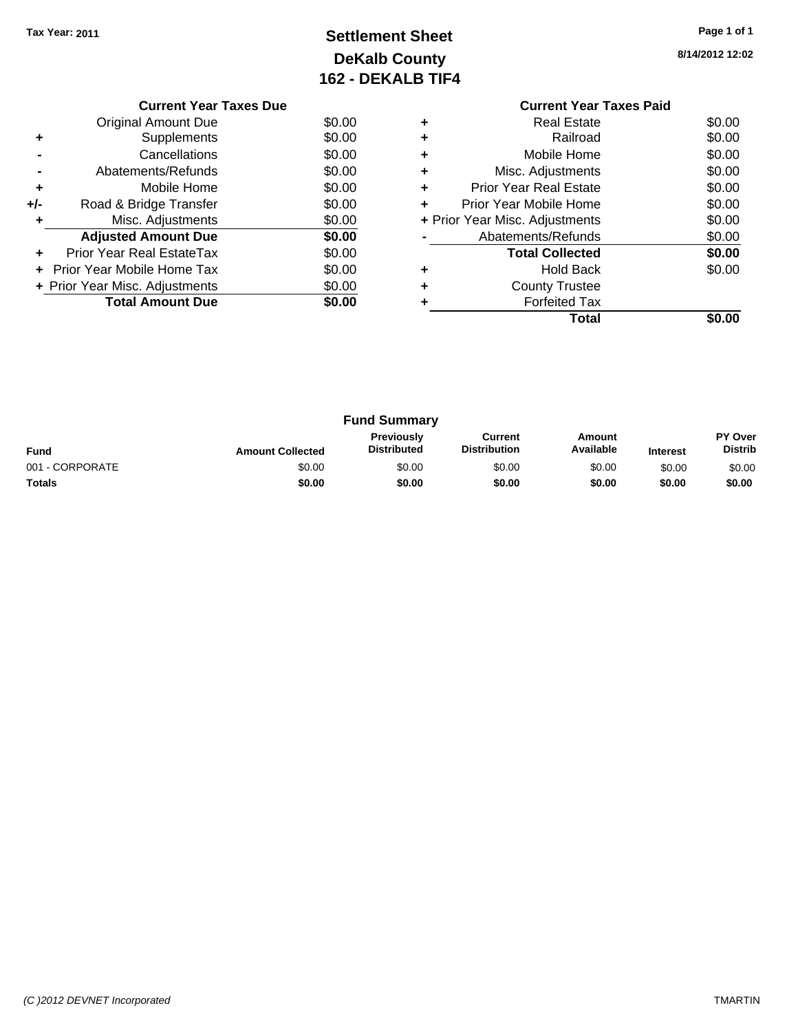Tax Year: 2011

# Settlement Sheet
## DeKalb County
## 162 - DEKALB TIF4

8/14/2012 12:02

### Current Year Taxes Due

| | | |
|---|---|---|
| | Original Amount Due | $0.00 |
| + | Supplements | $0.00 |
| - | Cancellations | $0.00 |
| - | Abatements/Refunds | $0.00 |
| + | Mobile Home | $0.00 |
| +/- | Road & Bridge Transfer | $0.00 |
| + | Misc. Adjustments | $0.00 |
| | **Adjusted Amount Due** | **$0.00** |
| + | Prior Year Real EstateTax | $0.00 |
| + | Prior Year Mobile Home Tax | $0.00 |
| + | Prior Year Misc. Adjustments | $0.00 |
| | **Total Amount Due** | **$0.00** |

### Current Year Taxes Paid

| | | |
|---|---|---|
| + | Real Estate | $0.00 |
| + | Railroad | $0.00 |
| + | Mobile Home | $0.00 |
| + | Misc. Adjustments | $0.00 |
| + | Prior Year Real Estate | $0.00 |
| + | Prior Year Mobile Home | $0.00 |
| + | Prior Year Misc. Adjustments | $0.00 |
| - | Abatements/Refunds | $0.00 |
| | **Total Collected** | **$0.00** |
| + | Hold Back | $0.00 |
| + | County Trustee | |
| + | Forfeited Tax | |
| | **Total** | **$0.00** |

### Fund Summary

| Fund | Amount Collected | Previously Distributed | Current Distribution | Amount Available | Interest | PY Over Distrib |
|---|---|---|---|---|---|---|
| 001 - CORPORATE | $0.00 | $0.00 | $0.00 | $0.00 | $0.00 | $0.00 |
| **Totals** | **$0.00** | **$0.00** | **$0.00** | **$0.00** | **$0.00** | **$0.00** |

(C )2012 DEVNET Incorporated

TMARTIN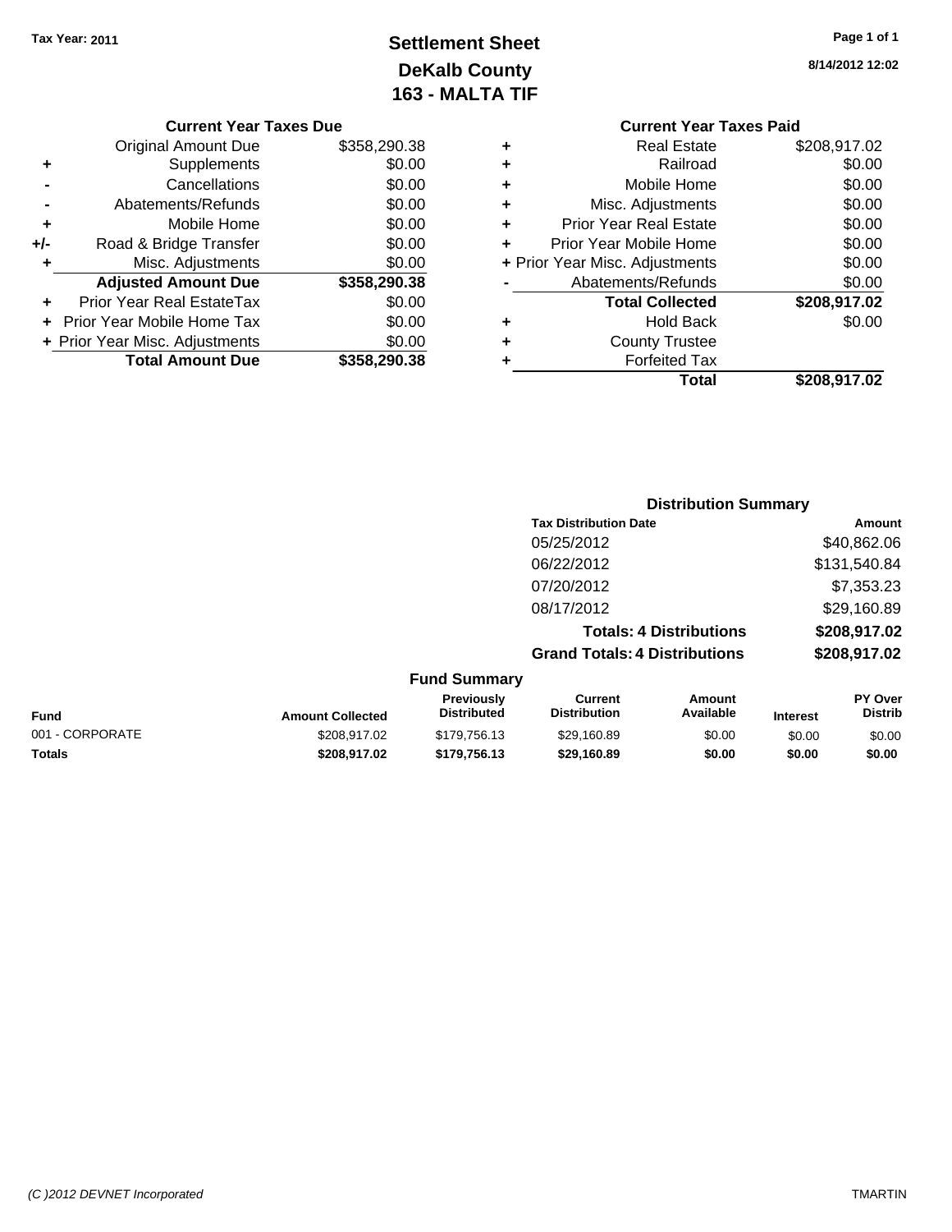Tax Year: 2011

# Settlement Sheet
## DeKalb County
## 163 - MALTA TIF

8/14/2012 12:02

| | Current Year Taxes Due | |
|---|---|---|
| | Original Amount Due | $358,290.38 |
| + | Supplements | $0.00 |
| - | Cancellations | $0.00 |
| - | Abatements/Refunds | $0.00 |
| + | Mobile Home | $0.00 |
| +/- | Road & Bridge Transfer | $0.00 |
| + | Misc. Adjustments | $0.00 |
| | **Adjusted Amount Due** | **$358,290.38** |
| + | Prior Year Real EstateTax | $0.00 |
| + | Prior Year Mobile Home Tax | $0.00 |
| + | Prior Year Misc. Adjustments | $0.00 |
| | **Total Amount Due** | **$358,290.38** |

| | Current Year Taxes Paid | |
|---|---|---|
| + | Real Estate | $208,917.02 |
| + | Railroad | $0.00 |
| + | Mobile Home | $0.00 |
| + | Misc. Adjustments | $0.00 |
| + | Prior Year Real Estate | $0.00 |
| + | Prior Year Mobile Home | $0.00 |
| + | Prior Year Misc. Adjustments | $0.00 |
| - | Abatements/Refunds | $0.00 |
| | **Total Collected** | **$208,917.02** |
| + | Hold Back | $0.00 |
| + | County Trustee | |
| + | Forfeited Tax | |
| | **Total** | **$208,917.02** |

### Distribution Summary

| Tax Distribution Date | Amount |
|---|---|
| 05/25/2012 | $40,862.06 |
| 06/22/2012 | $131,540.84 |
| 07/20/2012 | $7,353.23 |
| 08/17/2012 | $29,160.89 |
| **Totals: 4 Distributions** | **$208,917.02** |
| **Grand Totals: 4 Distributions** | **$208,917.02** |

### Fund Summary

| Fund | Amount Collected | Previously Distributed | Current Distribution | Amount Available | Interest | PY Over Distrib |
|---|---|---|---|---|---|---|
| 001 - CORPORATE | $208,917.02 | $179,756.13 | $29,160.89 | $0.00 | $0.00 | $0.00 |
| **Totals** | **$208,917.02** | **$179,756.13** | **$29,160.89** | **$0.00** | **$0.00** | **$0.00** |

(C )2012 DEVNET Incorporated TMARTIN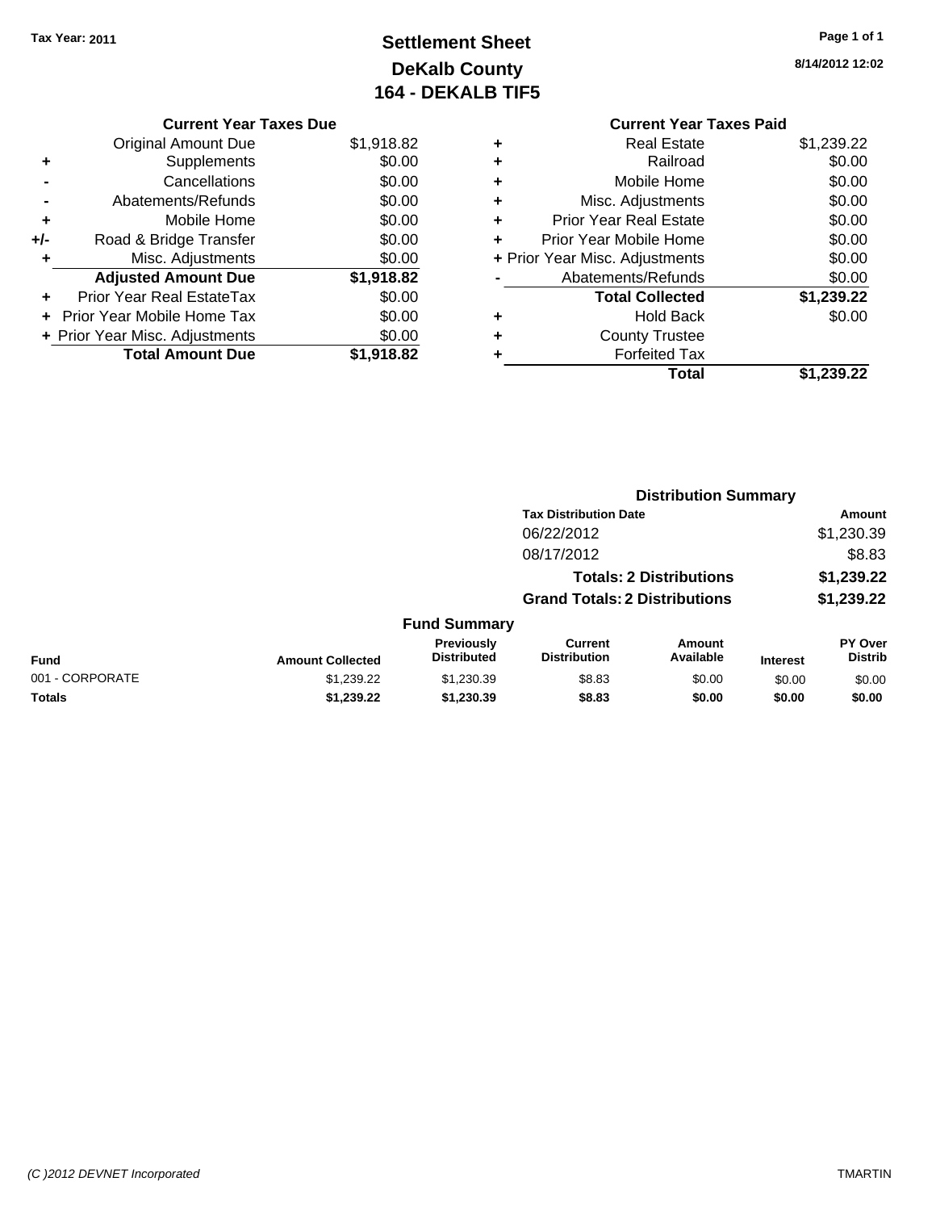Tax Year: 2011

# Settlement Sheet
## DeKalb County
## 164 - DEKALB TIF5

8/14/2012 12:02

### Current Year Taxes Due

| | | |
|---|---|---|
| | Original Amount Due | $1,918.82 |
| + | Supplements | $0.00 |
| - | Cancellations | $0.00 |
| - | Abatements/Refunds | $0.00 |
| + | Mobile Home | $0.00 |
| +/- | Road & Bridge Transfer | $0.00 |
| + | Misc. Adjustments | $0.00 |
| | **Adjusted Amount Due** | **$1,918.82** |
| + | Prior Year Real EstateTax | $0.00 |
| + | Prior Year Mobile Home Tax | $0.00 |
| + | Prior Year Misc. Adjustments | $0.00 |
| | **Total Amount Due** | **$1,918.82** |

### Current Year Taxes Paid

| | | |
|---|---|---|
| + | Real Estate | $1,239.22 |
| + | Railroad | $0.00 |
| + | Mobile Home | $0.00 |
| + | Misc. Adjustments | $0.00 |
| + | Prior Year Real Estate | $0.00 |
| + | Prior Year Mobile Home | $0.00 |
| + | Prior Year Misc. Adjustments | $0.00 |
| - | Abatements/Refunds | $0.00 |
| | **Total Collected** | **$1,239.22** |
| + | Hold Back | $0.00 |
| + | County Trustee | |
| + | Forfeited Tax | |
| | **Total** | **$1,239.22** |

### Distribution Summary

| Tax Distribution Date | Amount |
|---|---|
| 06/22/2012 | $1,230.39 |
| 08/17/2012 | $8.83 |
| **Totals: 2 Distributions** | **$1,239.22** |
| **Grand Totals: 2 Distributions** | **$1,239.22** |

### Fund Summary

| Fund | Amount Collected | Previously Distributed | Current Distribution | Amount Available | Interest | PY Over Distrib |
|---|---|---|---|---|---|---|
| 001 - CORPORATE | $1,239.22 | $1,230.39 | $8.83 | $0.00 | $0.00 | $0.00 |
| **Totals** | **$1,239.22** | **$1,230.39** | **$8.83** | **$0.00** | **$0.00** | **$0.00** |

(C )2012 DEVNET Incorporated — TMARTIN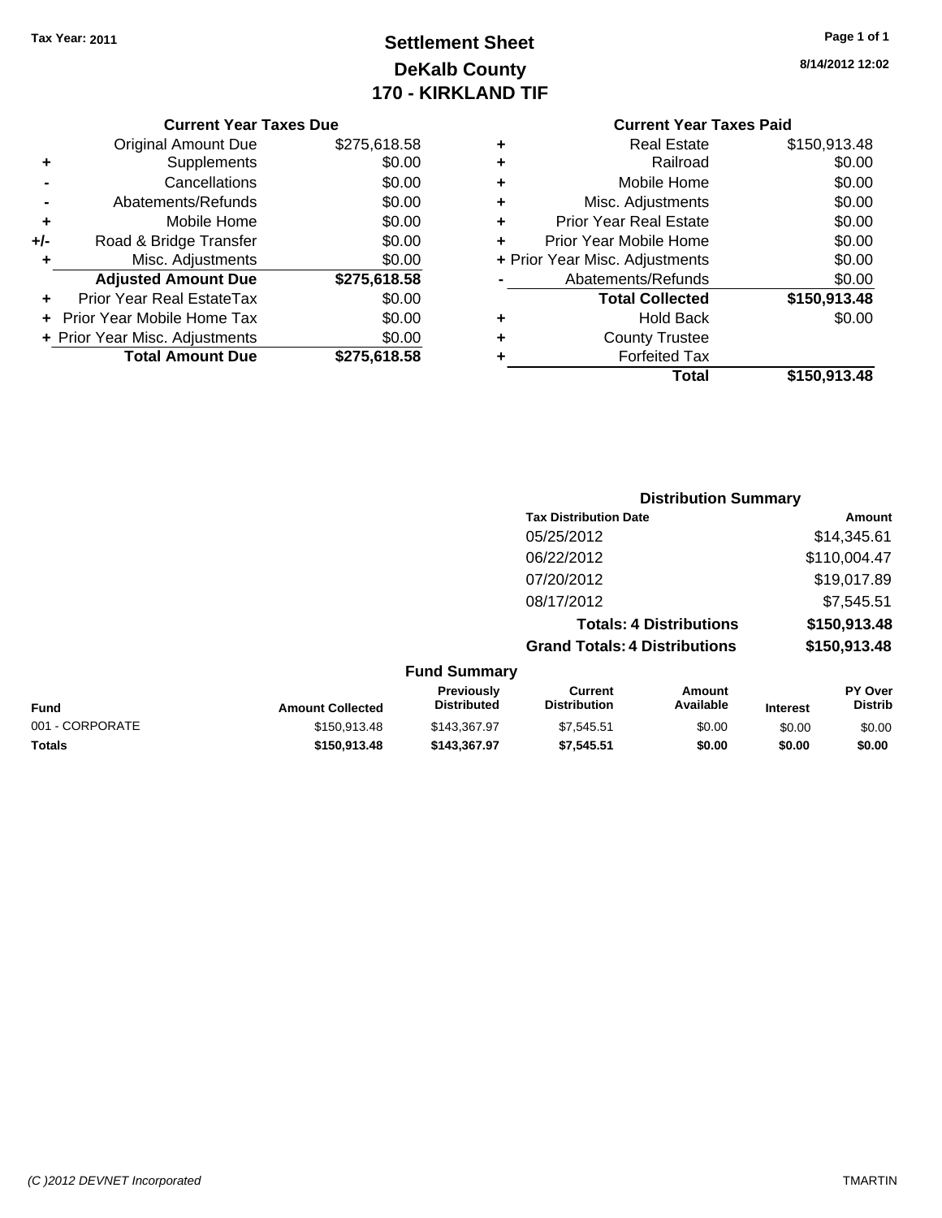Tax Year: 2011

# Settlement Sheet
## DeKalb County
## 170 - KIRKLAND TIF

8/14/2012 12:02

**Current Year Taxes Due**

| | | |
|---|---|---|
| | Original Amount Due | $275,618.58 |
| + | Supplements | $0.00 |
| - | Cancellations | $0.00 |
| - | Abatements/Refunds | $0.00 |
| + | Mobile Home | $0.00 |
| +/- | Road & Bridge Transfer | $0.00 |
| + | Misc. Adjustments | $0.00 |
| | **Adjusted Amount Due** | **$275,618.58** |
| + | Prior Year Real EstateTax | $0.00 |
| + | Prior Year Mobile Home Tax | $0.00 |
| + | Prior Year Misc. Adjustments | $0.00 |
| | **Total Amount Due** | **$275,618.58** |

**Current Year Taxes Paid**

| | | |
|---|---|---|
| + | Real Estate | $150,913.48 |
| + | Railroad | $0.00 |
| + | Mobile Home | $0.00 |
| + | Misc. Adjustments | $0.00 |
| + | Prior Year Real Estate | $0.00 |
| + | Prior Year Mobile Home | $0.00 |
| + | Prior Year Misc. Adjustments | $0.00 |
| - | Abatements/Refunds | $0.00 |
| | **Total Collected** | **$150,913.48** |
| + | Hold Back | $0.00 |
| + | County Trustee | |
| + | Forfeited Tax | |
| | **Total** | **$150,913.48** |

**Distribution Summary**

| Tax Distribution Date | Amount |
|---|---|
| 05/25/2012 | $14,345.61 |
| 06/22/2012 | $110,004.47 |
| 07/20/2012 | $19,017.89 |
| 08/17/2012 | $7,545.51 |
| **Totals: 4 Distributions** | **$150,913.48** |
| **Grand Totals: 4 Distributions** | **$150,913.48** |

**Fund Summary**

| Fund | Amount Collected | Previously Distributed | Current Distribution | Amount Available | Interest | PY Over Distrib |
|---|---|---|---|---|---|---|
| 001 - CORPORATE | $150,913.48 | $143,367.97 | $7,545.51 | $0.00 | $0.00 | $0.00 |
| **Totals** | **$150,913.48** | **$143,367.97** | **$7,545.51** | **$0.00** | **$0.00** | **$0.00** |

(C )2012 DEVNET Incorporated

TMARTIN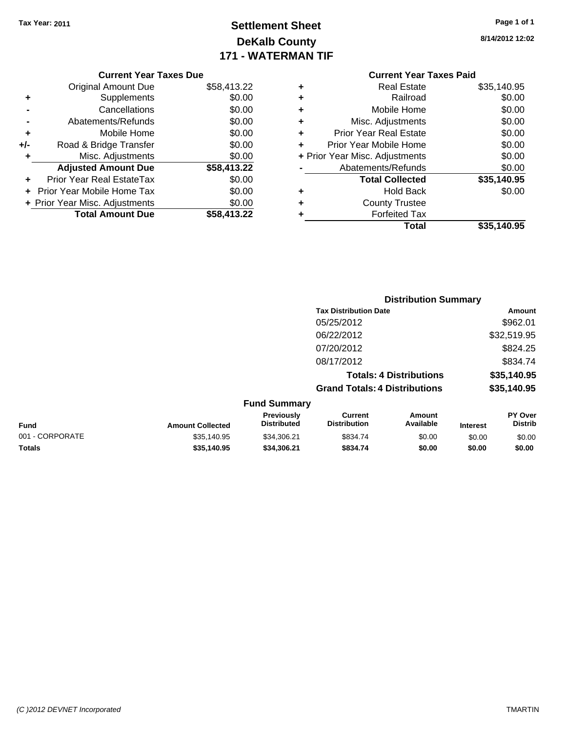Tax Year: 2011

# Settlement Sheet
## DeKalb County
## 171 - WATERMAN TIF

8/14/2012 12:02

**Current Year Taxes Due**

| | | |
|---|---|---|
| | Original Amount Due | $58,413.22 |
| + | Supplements | $0.00 |
| - | Cancellations | $0.00 |
| - | Abatements/Refunds | $0.00 |
| + | Mobile Home | $0.00 |
| +/- | Road & Bridge Transfer | $0.00 |
| + | Misc. Adjustments | $0.00 |
| | **Adjusted Amount Due** | **$58,413.22** |
| + | Prior Year Real EstateTax | $0.00 |
| + | Prior Year Mobile Home Tax | $0.00 |
| + | Prior Year Misc. Adjustments | $0.00 |
| | **Total Amount Due** | **$58,413.22** |

**Current Year Taxes Paid**

| | | |
|---|---|---|
| + | Real Estate | $35,140.95 |
| + | Railroad | $0.00 |
| + | Mobile Home | $0.00 |
| + | Misc. Adjustments | $0.00 |
| + | Prior Year Real Estate | $0.00 |
| + | Prior Year Mobile Home | $0.00 |
| + | Prior Year Misc. Adjustments | $0.00 |
| - | Abatements/Refunds | $0.00 |
| | **Total Collected** | **$35,140.95** |
| + | Hold Back | $0.00 |
| + | County Trustee | |
| + | Forfeited Tax | |
| | **Total** | **$35,140.95** |

**Distribution Summary**

| Tax Distribution Date | Amount |
|---|---|
| 05/25/2012 | $962.01 |
| 06/22/2012 | $32,519.95 |
| 07/20/2012 | $824.25 |
| 08/17/2012 | $834.74 |
| **Totals: 4 Distributions** | **$35,140.95** |
| **Grand Totals: 4 Distributions** | **$35,140.95** |

**Fund Summary**

| Fund | Amount Collected | Previously Distributed | Current Distribution | Amount Available | Interest | PY Over Distrib |
|---|---|---|---|---|---|---|
| 001 - CORPORATE | $35,140.95 | $34,306.21 | $834.74 | $0.00 | $0.00 | $0.00 |
| **Totals** | **$35,140.95** | **$34,306.21** | **$834.74** | **$0.00** | **$0.00** | **$0.00** |

(C )2012 DEVNET Incorporated TMARTIN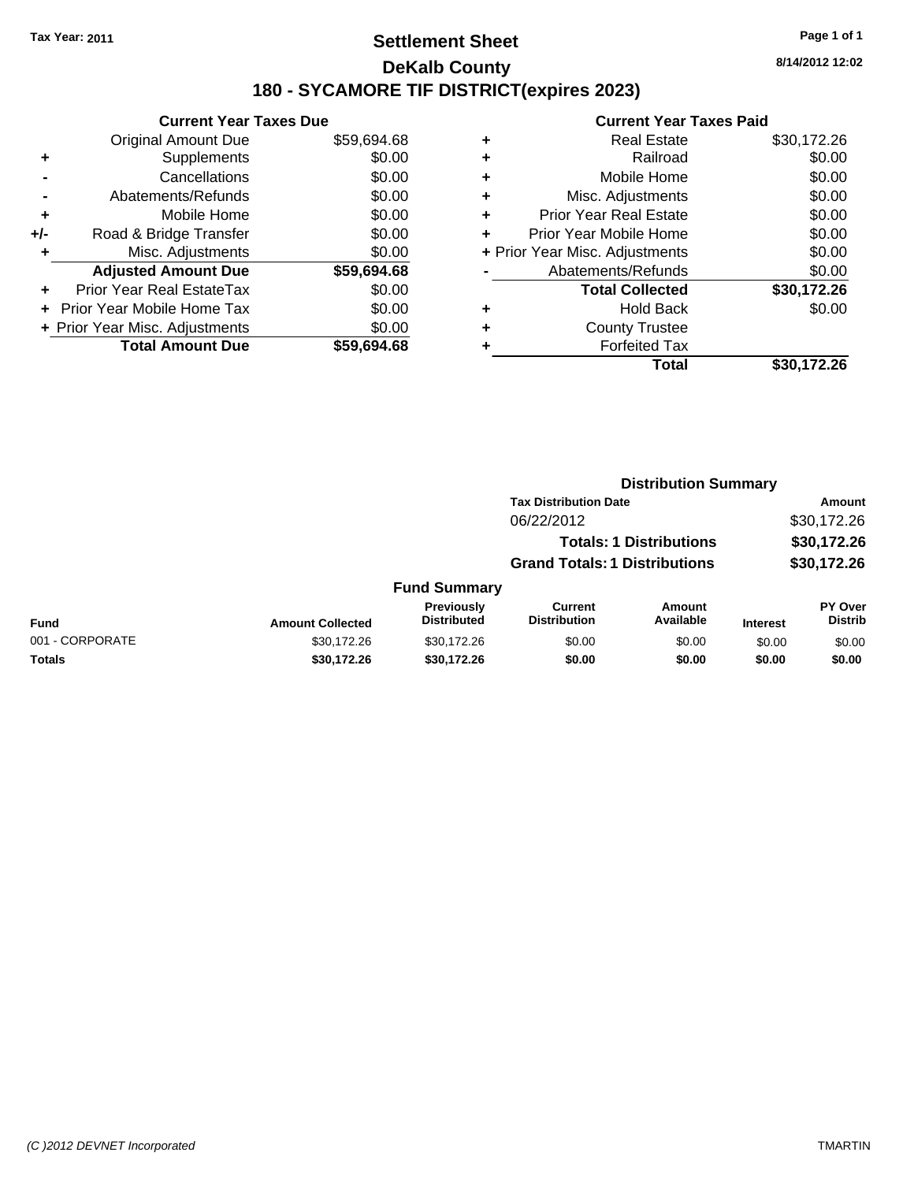Tax Year: 2011

# Settlement Sheet
## DeKalb County
## 180 - SYCAMORE TIF DISTRICT(expires 2023)

8/14/2012 12:02

### Current Year Taxes Due

| | | |
|---|---|---|
| | Original Amount Due | $59,694.68 |
| + | Supplements | $0.00 |
| - | Cancellations | $0.00 |
| - | Abatements/Refunds | $0.00 |
| + | Mobile Home | $0.00 |
| +/- | Road & Bridge Transfer | $0.00 |
| + | Misc. Adjustments | $0.00 |
| | **Adjusted Amount Due** | **$59,694.68** |
| + | Prior Year Real EstateTax | $0.00 |
| + | Prior Year Mobile Home Tax | $0.00 |
| + | Prior Year Misc. Adjustments | $0.00 |
| | **Total Amount Due** | **$59,694.68** |

### Current Year Taxes Paid

| | | |
|---|---|---|
| + | Real Estate | $30,172.26 |
| + | Railroad | $0.00 |
| + | Mobile Home | $0.00 |
| + | Misc. Adjustments | $0.00 |
| + | Prior Year Real Estate | $0.00 |
| + | Prior Year Mobile Home | $0.00 |
| + | Prior Year Misc. Adjustments | $0.00 |
| - | Abatements/Refunds | $0.00 |
| | **Total Collected** | **$30,172.26** |
| + | Hold Back | $0.00 |
| + | County Trustee | |
| + | Forfeited Tax | |
| | **Total** | **$30,172.26** |

### Distribution Summary

| Tax Distribution Date | Amount |
|---|---|
| 06/22/2012 | $30,172.26 |
| **Totals: 1 Distributions** | **$30,172.26** |
| **Grand Totals: 1 Distributions** | **$30,172.26** |

### Fund Summary

| Fund | Amount Collected | Previously Distributed | Current Distribution | Amount Available | Interest | PY Over Distrib |
|---|---|---|---|---|---|---|
| 001 - CORPORATE | $30,172.26 | $30,172.26 | $0.00 | $0.00 | $0.00 | $0.00 |
| **Totals** | **$30,172.26** | **$30,172.26** | **$0.00** | **$0.00** | **$0.00** | **$0.00** |

(C )2012 DEVNET Incorporated — TMARTIN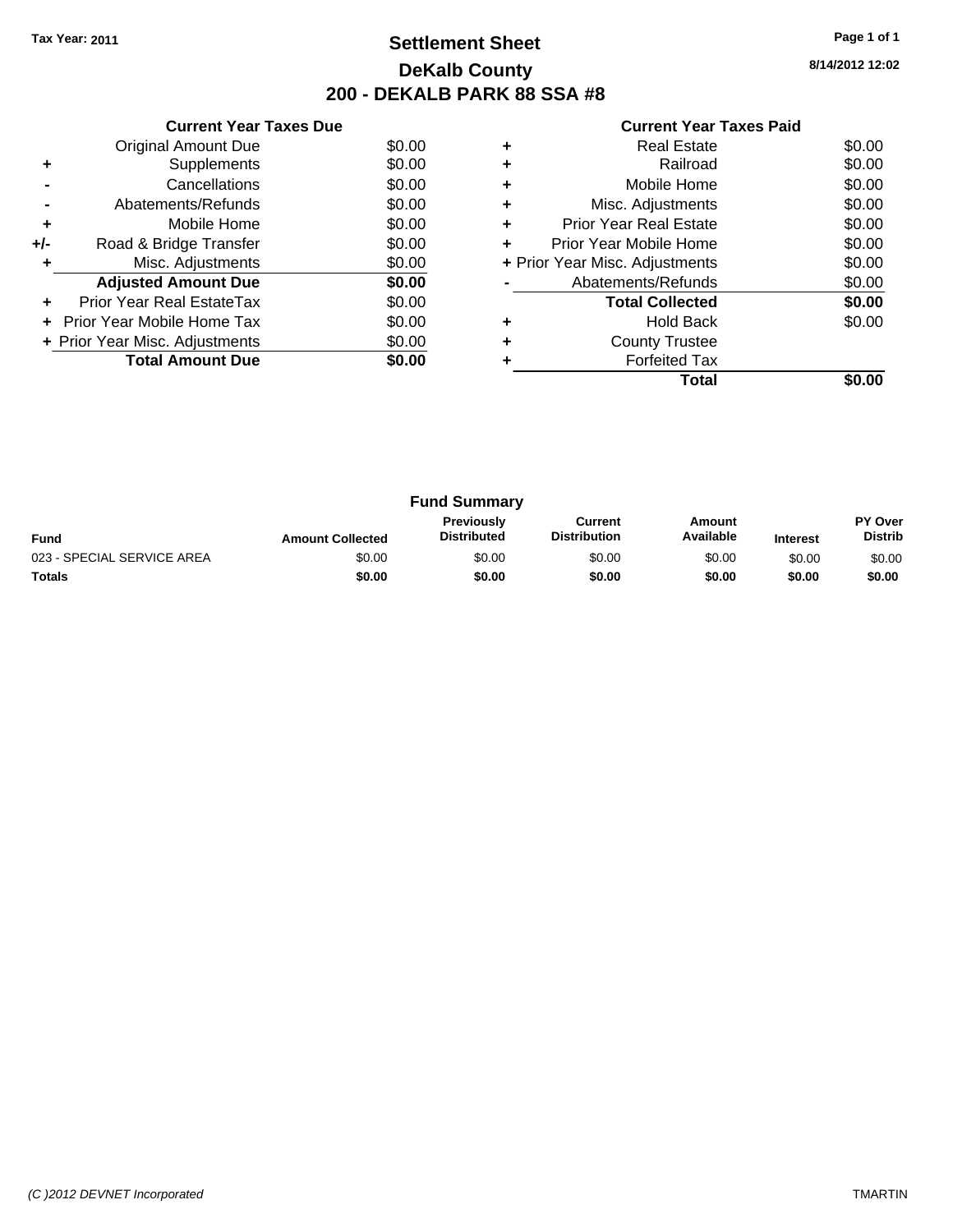Tax Year: 2011

# Settlement Sheet
## DeKalb County
## 200 - DEKALB PARK 88 SSA #8

8/14/2012 12:02

### Current Year Taxes Due

| | | |
|---|---|---|
| | Original Amount Due | $0.00 |
| + | Supplements | $0.00 |
| - | Cancellations | $0.00 |
| - | Abatements/Refunds | $0.00 |
| + | Mobile Home | $0.00 |
| +/- | Road & Bridge Transfer | $0.00 |
| + | Misc. Adjustments | $0.00 |
| | **Adjusted Amount Due** | **$0.00** |
| + | Prior Year Real EstateTax | $0.00 |
| + | Prior Year Mobile Home Tax | $0.00 |
| + | Prior Year Misc. Adjustments | $0.00 |
| | **Total Amount Due** | **$0.00** |

### Current Year Taxes Paid

| | | |
|---|---|---|
| + | Real Estate | $0.00 |
| + | Railroad | $0.00 |
| + | Mobile Home | $0.00 |
| + | Misc. Adjustments | $0.00 |
| + | Prior Year Real Estate | $0.00 |
| + | Prior Year Mobile Home | $0.00 |
| + | Prior Year Misc. Adjustments | $0.00 |
| - | Abatements/Refunds | $0.00 |
| | **Total Collected** | **$0.00** |
| + | Hold Back | $0.00 |
| + | County Trustee | |
| + | Forfeited Tax | |
| | **Total** | **$0.00** |

### Fund Summary

| Fund | Amount Collected | Previously Distributed | Current Distribution | Amount Available | Interest | PY Over Distrib |
|---|---|---|---|---|---|---|
| 023 - SPECIAL SERVICE AREA | $0.00 | $0.00 | $0.00 | $0.00 | $0.00 | $0.00 |
| **Totals** | **$0.00** | **$0.00** | **$0.00** | **$0.00** | **$0.00** | **$0.00** |

*(C )2012 DEVNET Incorporated* TMARTIN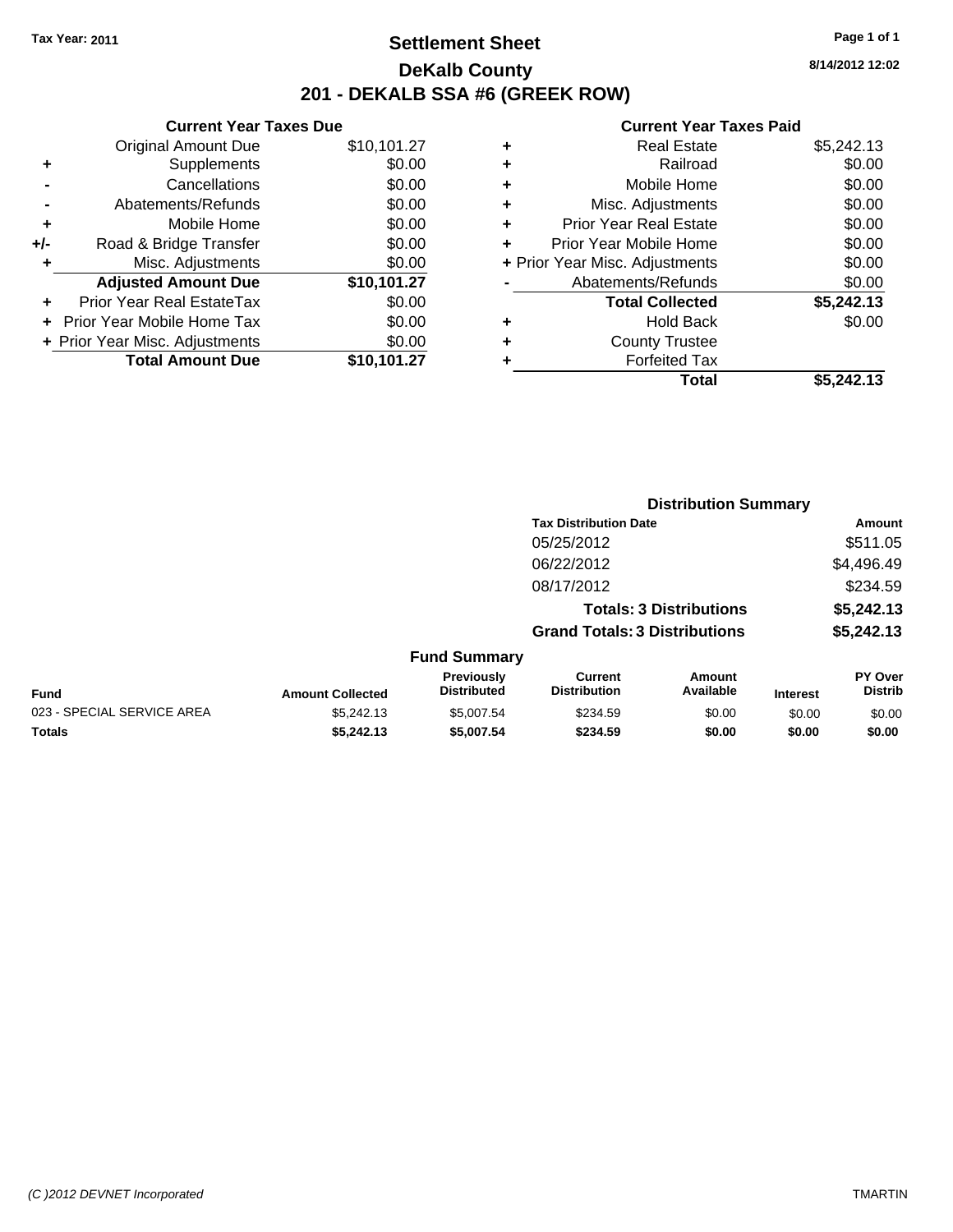Tax Year: 2011

# Settlement Sheet
## DeKalb County
## 201 - DEKALB SSA #6 (GREEK ROW)

8/14/2012 12:02

| | Current Year Taxes Due | |
|---|---|---|
| | Original Amount Due | $10,101.27 |
| + | Supplements | $0.00 |
| - | Cancellations | $0.00 |
| - | Abatements/Refunds | $0.00 |
| + | Mobile Home | $0.00 |
| +/- | Road & Bridge Transfer | $0.00 |
| + | Misc. Adjustments | $0.00 |
| | **Adjusted Amount Due** | **$10,101.27** |
| + | Prior Year Real EstateTax | $0.00 |
| + | Prior Year Mobile Home Tax | $0.00 |
| + | Prior Year Misc. Adjustments | $0.00 |
| | **Total Amount Due** | **$10,101.27** |

| | Current Year Taxes Paid | |
|---|---|---|
| + | Real Estate | $5,242.13 |
| + | Railroad | $0.00 |
| + | Mobile Home | $0.00 |
| + | Misc. Adjustments | $0.00 |
| + | Prior Year Real Estate | $0.00 |
| + | Prior Year Mobile Home | $0.00 |
| + | Prior Year Misc. Adjustments | $0.00 |
| - | Abatements/Refunds | $0.00 |
| | **Total Collected** | **$5,242.13** |
| + | Hold Back | $0.00 |
| + | County Trustee | |
| + | Forfeited Tax | |
| | **Total** | **$5,242.13** |

### Distribution Summary

| Tax Distribution Date | Amount |
|---|---|
| 05/25/2012 | $511.05 |
| 06/22/2012 | $4,496.49 |
| 08/17/2012 | $234.59 |
| **Totals: 3 Distributions** | **$5,242.13** |
| **Grand Totals: 3 Distributions** | **$5,242.13** |

### Fund Summary

| Fund | Amount Collected | Previously Distributed | Current Distribution | Amount Available | Interest | PY Over Distrib |
|---|---|---|---|---|---|---|
| 023 - SPECIAL SERVICE AREA | $5,242.13 | $5,007.54 | $234.59 | $0.00 | $0.00 | $0.00 |
| **Totals** | **$5,242.13** | **$5,007.54** | **$234.59** | **$0.00** | **$0.00** | **$0.00** |

(C )2012 DEVNET Incorporated TMARTIN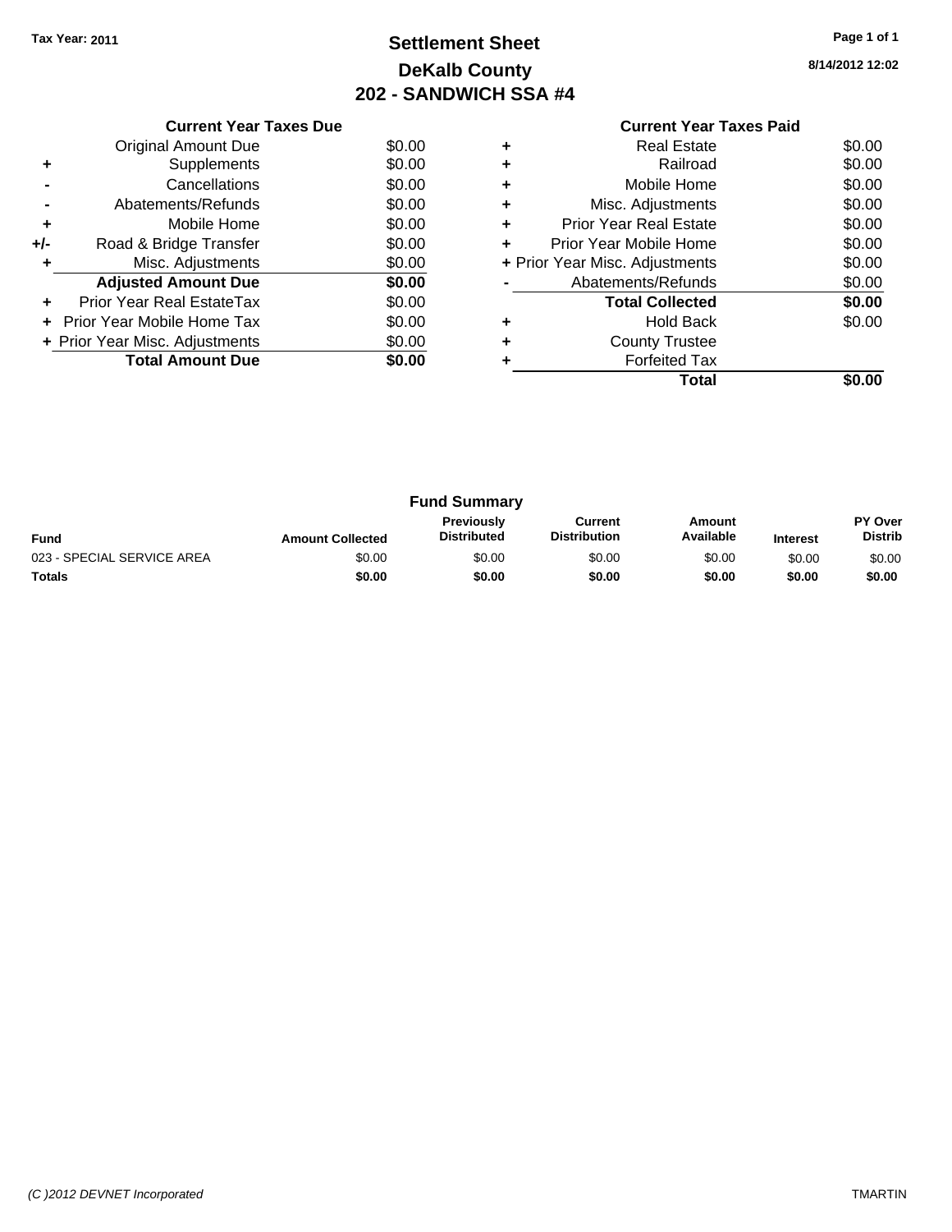Tax Year: 2011

# Settlement Sheet
## DeKalb County
## 202 - SANDWICH SSA #4

8/14/2012 12:02

### Current Year Taxes Due

| | | |
|---|---|---|
| | Original Amount Due | $0.00 |
| + | Supplements | $0.00 |
| - | Cancellations | $0.00 |
| - | Abatements/Refunds | $0.00 |
| + | Mobile Home | $0.00 |
| +/- | Road & Bridge Transfer | $0.00 |
| + | Misc. Adjustments | $0.00 |
| | **Adjusted Amount Due** | **$0.00** |
| + | Prior Year Real EstateTax | $0.00 |
| + | Prior Year Mobile Home Tax | $0.00 |
| + | Prior Year Misc. Adjustments | $0.00 |
| | **Total Amount Due** | **$0.00** |

### Current Year Taxes Paid

| | | |
|---|---|---|
| + | Real Estate | $0.00 |
| + | Railroad | $0.00 |
| + | Mobile Home | $0.00 |
| + | Misc. Adjustments | $0.00 |
| + | Prior Year Real Estate | $0.00 |
| + | Prior Year Mobile Home | $0.00 |
| + | Prior Year Misc. Adjustments | $0.00 |
| - | Abatements/Refunds | $0.00 |
| | **Total Collected** | **$0.00** |
| + | Hold Back | $0.00 |
| + | County Trustee | |
| + | Forfeited Tax | |
| | **Total** | **$0.00** |

### Fund Summary

| Fund | Amount Collected | Previously Distributed | Current Distribution | Amount Available | Interest | PY Over Distrib |
|---|---|---|---|---|---|---|
| 023 - SPECIAL SERVICE AREA | $0.00 | $0.00 | $0.00 | $0.00 | $0.00 | $0.00 |
| **Totals** | **$0.00** | **$0.00** | **$0.00** | **$0.00** | **$0.00** | **$0.00** |

*(C )2012 DEVNET Incorporated* TMARTIN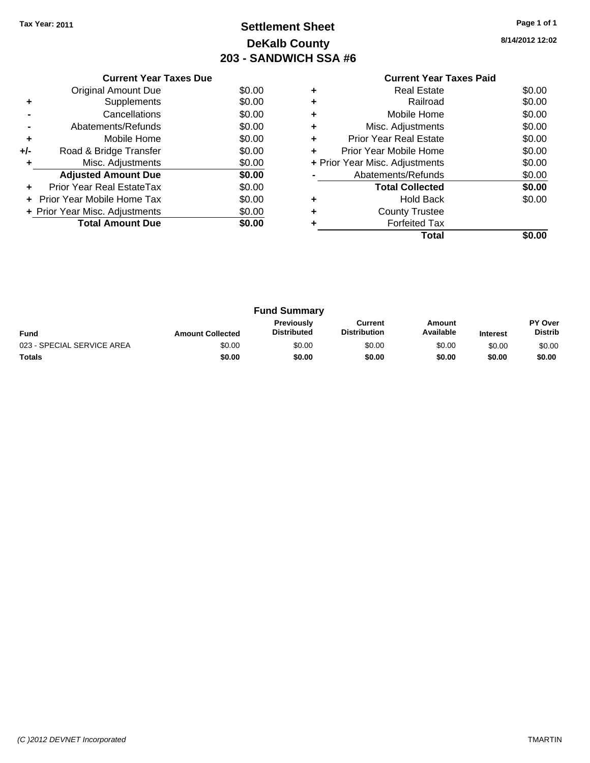Tax Year: 2011

# Settlement Sheet
## DeKalb County
## 203 - SANDWICH SSA #6

8/14/2012 12:02

### Current Year Taxes Due

| | | |
|---|---|---|
| | Original Amount Due | $0.00 |
| + | Supplements | $0.00 |
| - | Cancellations | $0.00 |
| - | Abatements/Refunds | $0.00 |
| + | Mobile Home | $0.00 |
| +/- | Road & Bridge Transfer | $0.00 |
| + | Misc. Adjustments | $0.00 |
| | **Adjusted Amount Due** | **$0.00** |
| + | Prior Year Real EstateTax | $0.00 |
| + | Prior Year Mobile Home Tax | $0.00 |
| + | Prior Year Misc. Adjustments | $0.00 |
| | **Total Amount Due** | **$0.00** |

### Current Year Taxes Paid

| | | |
|---|---|---|
| + | Real Estate | $0.00 |
| + | Railroad | $0.00 |
| + | Mobile Home | $0.00 |
| + | Misc. Adjustments | $0.00 |
| + | Prior Year Real Estate | $0.00 |
| + | Prior Year Mobile Home | $0.00 |
| + | Prior Year Misc. Adjustments | $0.00 |
| - | Abatements/Refunds | $0.00 |
| | **Total Collected** | **$0.00** |
| + | Hold Back | $0.00 |
| + | County Trustee | |
| + | Forfeited Tax | |
| | **Total** | **$0.00** |

### Fund Summary

| Fund | Amount Collected | Previously Distributed | Current Distribution | Amount Available | Interest | PY Over Distrib |
|---|---|---|---|---|---|---|
| 023 - SPECIAL SERVICE AREA | $0.00 | $0.00 | $0.00 | $0.00 | $0.00 | $0.00 |
| **Totals** | **$0.00** | **$0.00** | **$0.00** | **$0.00** | **$0.00** | **$0.00** |

*(C )2012 DEVNET Incorporated* TMARTIN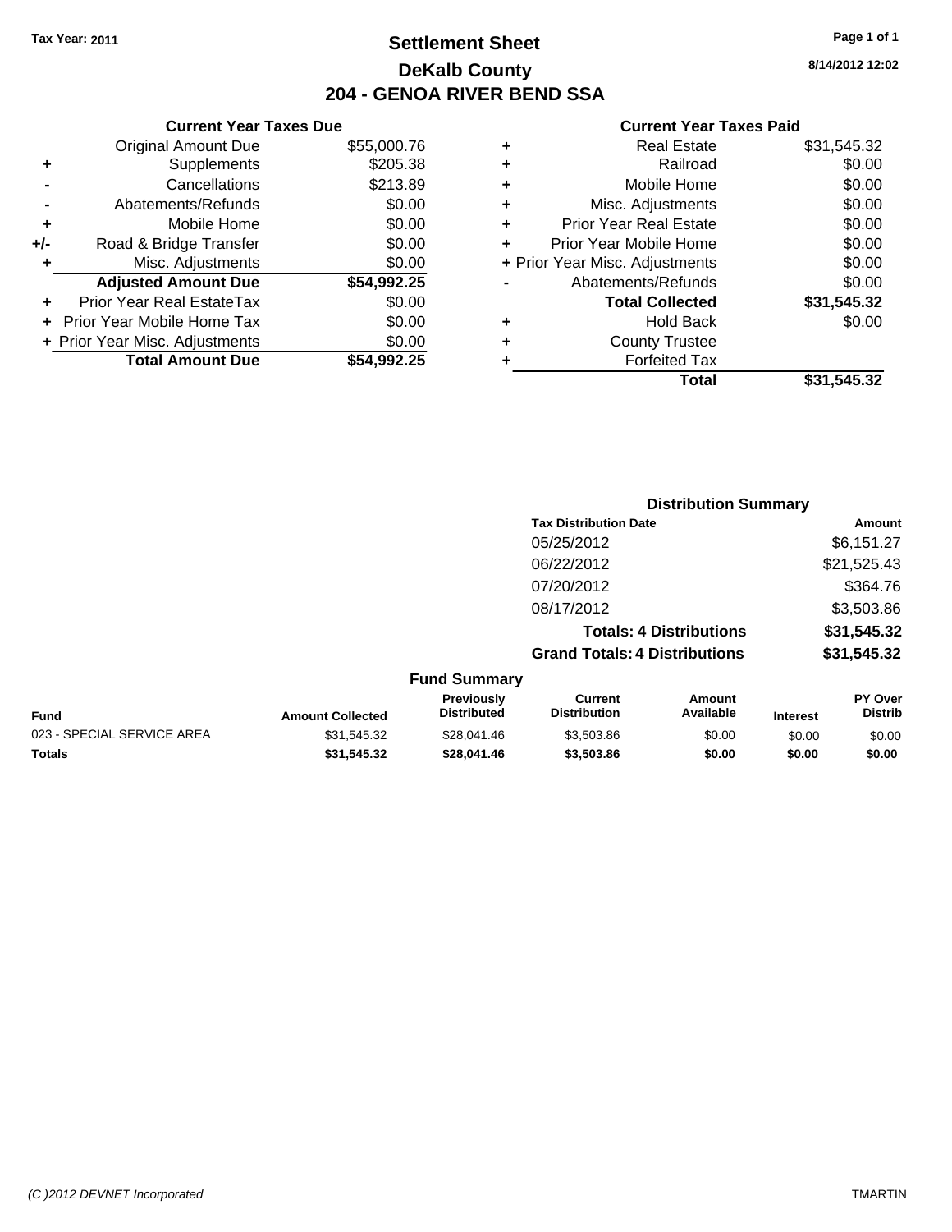Tax Year: 2011

# Settlement Sheet

## DeKalb County

## 204 - GENOA RIVER BEND SSA

8/14/2012 12:02

### Current Year Taxes Due

| | | |
|---|---|---|
| | Original Amount Due | $55,000.76 |
| + | Supplements | $205.38 |
| - | Cancellations | $213.89 |
| - | Abatements/Refunds | $0.00 |
| + | Mobile Home | $0.00 |
| +/- | Road & Bridge Transfer | $0.00 |
| + | Misc. Adjustments | $0.00 |
| | **Adjusted Amount Due** | **$54,992.25** |
| + | Prior Year Real EstateTax | $0.00 |
| + | Prior Year Mobile Home Tax | $0.00 |
| + | Prior Year Misc. Adjustments | $0.00 |
| | **Total Amount Due** | **$54,992.25** |

### Current Year Taxes Paid

| | | |
|---|---|---|
| + | Real Estate | $31,545.32 |
| + | Railroad | $0.00 |
| + | Mobile Home | $0.00 |
| + | Misc. Adjustments | $0.00 |
| + | Prior Year Real Estate | $0.00 |
| + | Prior Year Mobile Home | $0.00 |
| + | Prior Year Misc. Adjustments | $0.00 |
| - | Abatements/Refunds | $0.00 |
| | **Total Collected** | **$31,545.32** |
| + | Hold Back | $0.00 |
| + | County Trustee | |
| + | Forfeited Tax | |
| | **Total** | **$31,545.32** |

### Distribution Summary

| Tax Distribution Date | Amount |
|---|---|
| 05/25/2012 | $6,151.27 |
| 06/22/2012 | $21,525.43 |
| 07/20/2012 | $364.76 |
| 08/17/2012 | $3,503.86 |
| **Totals: 4 Distributions** | **$31,545.32** |
| **Grand Totals: 4 Distributions** | **$31,545.32** |

### Fund Summary

| Fund | Amount Collected | Previously Distributed | Current Distribution | Amount Available | Interest | PY Over Distrib |
|---|---|---|---|---|---|---|
| 023 - SPECIAL SERVICE AREA | $31,545.32 | $28,041.46 | $3,503.86 | $0.00 | $0.00 | $0.00 |
| **Totals** | **$31,545.32** | **$28,041.46** | **$3,503.86** | **$0.00** | **$0.00** | **$0.00** |

(C )2012 DEVNET Incorporated TMARTIN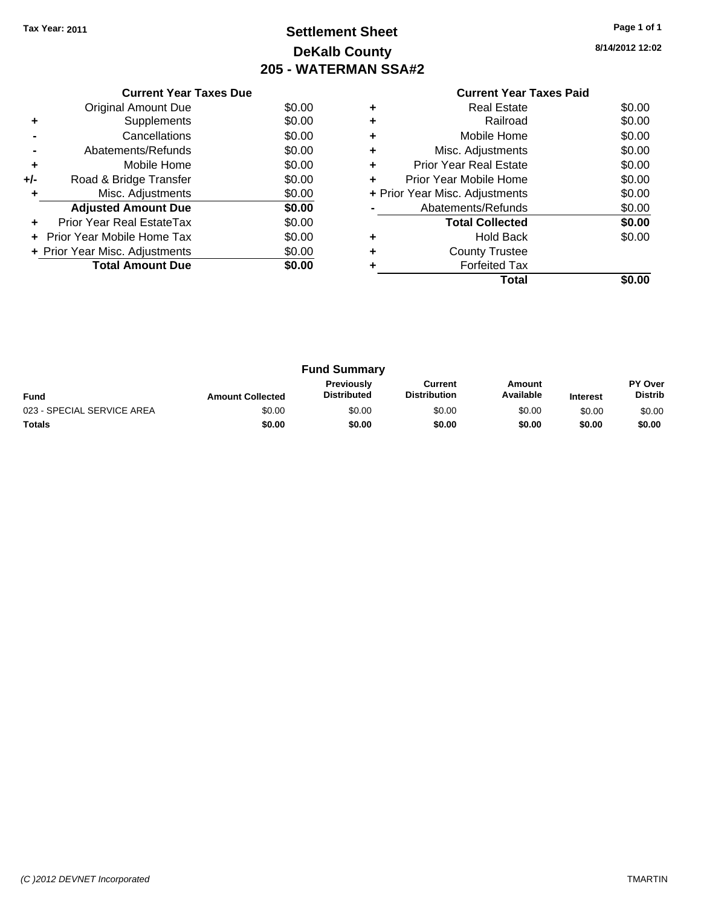Tax Year: 2011

# Settlement Sheet
## DeKalb County
## 205 - WATERMAN SSA#2

8/14/2012 12:02

### Current Year Taxes Due

| | | |
|---|---|---|
| | Original Amount Due | $0.00 |
| + | Supplements | $0.00 |
| - | Cancellations | $0.00 |
| - | Abatements/Refunds | $0.00 |
| + | Mobile Home | $0.00 |
| +/- | Road & Bridge Transfer | $0.00 |
| + | Misc. Adjustments | $0.00 |
| | **Adjusted Amount Due** | **$0.00** |
| + | Prior Year Real EstateTax | $0.00 |
| + | Prior Year Mobile Home Tax | $0.00 |
| + | Prior Year Misc. Adjustments | $0.00 |
| | **Total Amount Due** | **$0.00** |

### Current Year Taxes Paid

| | | |
|---|---|---|
| + | Real Estate | $0.00 |
| + | Railroad | $0.00 |
| + | Mobile Home | $0.00 |
| + | Misc. Adjustments | $0.00 |
| + | Prior Year Real Estate | $0.00 |
| + | Prior Year Mobile Home | $0.00 |
| + | Prior Year Misc. Adjustments | $0.00 |
| - | Abatements/Refunds | $0.00 |
| | **Total Collected** | **$0.00** |
| + | Hold Back | $0.00 |
| + | County Trustee | |
| + | Forfeited Tax | |
| | **Total** | **$0.00** |

### Fund Summary

| Fund | Amount Collected | Previously Distributed | Current Distribution | Amount Available | Interest | PY Over Distrib |
|---|---|---|---|---|---|---|
| 023 - SPECIAL SERVICE AREA | $0.00 | $0.00 | $0.00 | $0.00 | $0.00 | $0.00 |
| **Totals** | **$0.00** | **$0.00** | **$0.00** | **$0.00** | **$0.00** | **$0.00** |

*(C )2012 DEVNET Incorporated* TMARTIN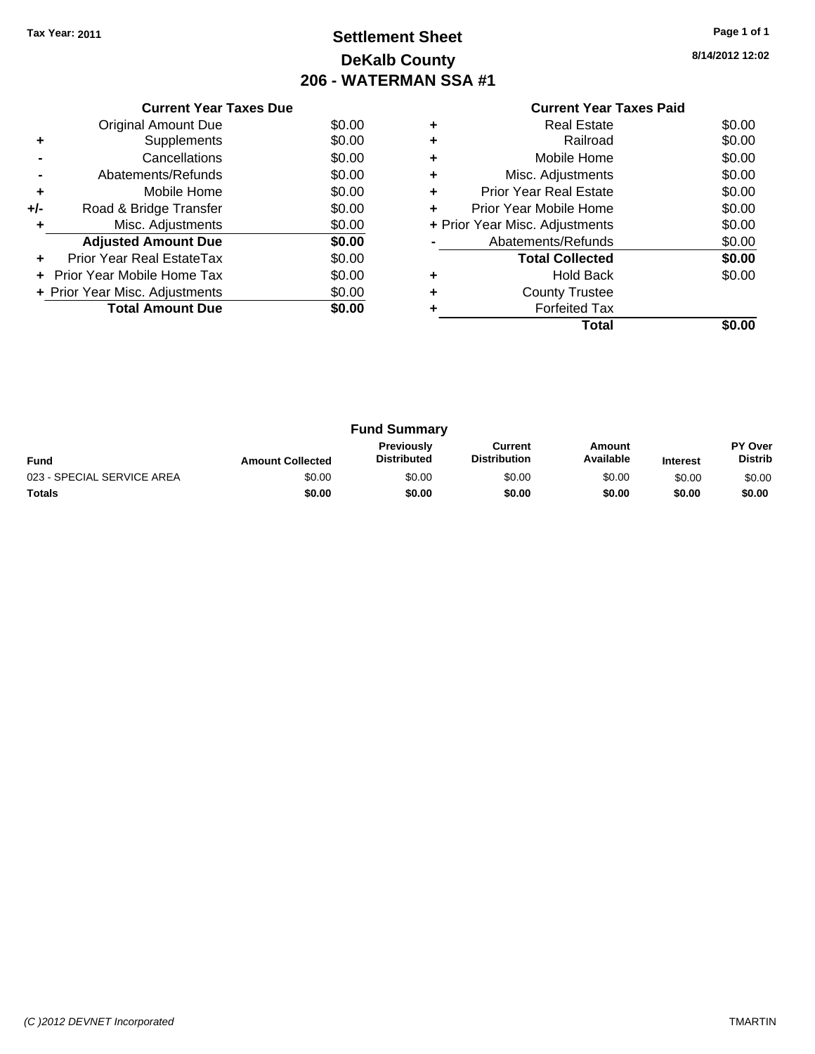**Tax Year: 2011**

# Settlement Sheet
## DeKalb County
## 206 - WATERMAN SSA #1

8/14/2012 12:02

### Current Year Taxes Due

| | | |
|---|---|---|
| | Original Amount Due | $0.00 |
| + | Supplements | $0.00 |
| - | Cancellations | $0.00 |
| - | Abatements/Refunds | $0.00 |
| + | Mobile Home | $0.00 |
| +/- | Road & Bridge Transfer | $0.00 |
| + | Misc. Adjustments | $0.00 |
| | **Adjusted Amount Due** | **$0.00** |
| + | Prior Year Real EstateTax | $0.00 |
| + | Prior Year Mobile Home Tax | $0.00 |
| + | Prior Year Misc. Adjustments | $0.00 |
| | **Total Amount Due** | **$0.00** |

### Current Year Taxes Paid

| | | |
|---|---|---|
| + | Real Estate | $0.00 |
| + | Railroad | $0.00 |
| + | Mobile Home | $0.00 |
| + | Misc. Adjustments | $0.00 |
| + | Prior Year Real Estate | $0.00 |
| + | Prior Year Mobile Home | $0.00 |
| + | Prior Year Misc. Adjustments | $0.00 |
| - | Abatements/Refunds | $0.00 |
| | **Total Collected** | **$0.00** |
| + | Hold Back | $0.00 |
| + | County Trustee | |
| + | Forfeited Tax | |
| | **Total** | **$0.00** |

### Fund Summary

| Fund | Amount Collected | Previously Distributed | Current Distribution | Amount Available | Interest | PY Over Distrib |
|---|---|---|---|---|---|---|
| 023 - SPECIAL SERVICE AREA | $0.00 | $0.00 | $0.00 | $0.00 | $0.00 | $0.00 |
| **Totals** | **$0.00** | **$0.00** | **$0.00** | **$0.00** | **$0.00** | **$0.00** |

*(C )2012 DEVNET Incorporated* TMARTIN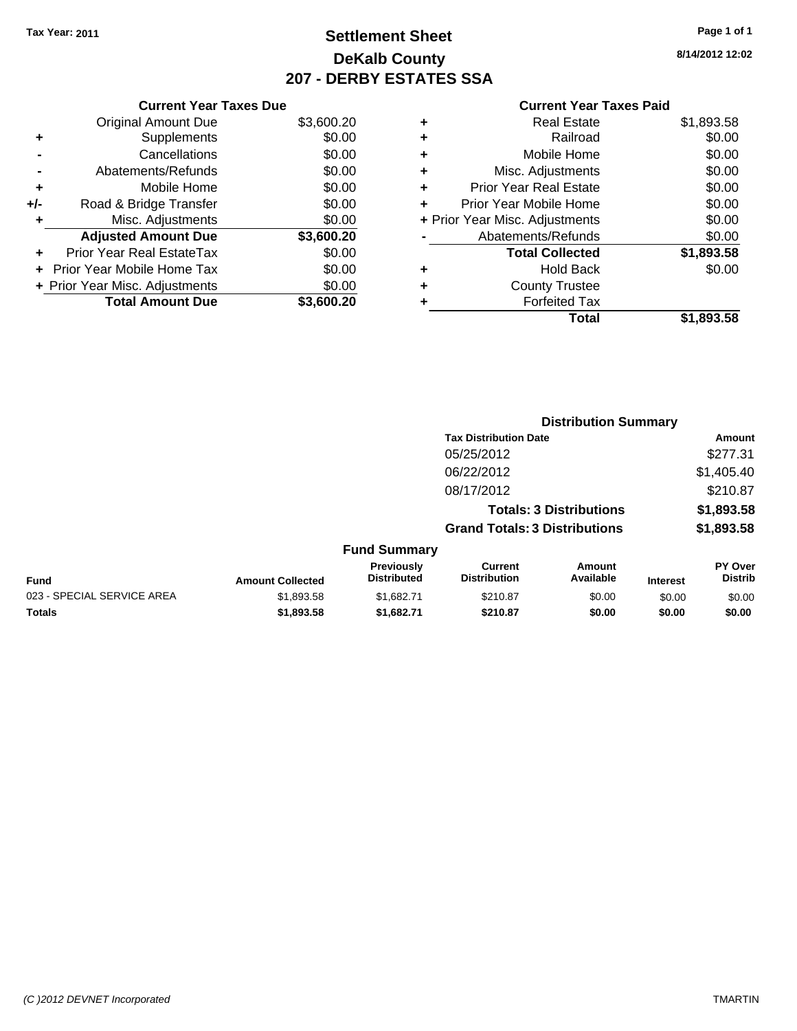Tax Year: 2011

# Settlement Sheet
## DeKalb County
## 207 - DERBY ESTATES SSA

8/14/2012 12:02

**Current Year Taxes Due**

| | | |
|---|---|---|
| | Original Amount Due | $3,600.20 |
| + | Supplements | $0.00 |
| - | Cancellations | $0.00 |
| - | Abatements/Refunds | $0.00 |
| + | Mobile Home | $0.00 |
| +/- | Road & Bridge Transfer | $0.00 |
| + | Misc. Adjustments | $0.00 |
| | **Adjusted Amount Due** | **$3,600.20** |
| + | Prior Year Real EstateTax | $0.00 |
| + | Prior Year Mobile Home Tax | $0.00 |
| + | Prior Year Misc. Adjustments | $0.00 |
| | **Total Amount Due** | **$3,600.20** |

**Current Year Taxes Paid**

| | | |
|---|---|---|
| + | Real Estate | $1,893.58 |
| + | Railroad | $0.00 |
| + | Mobile Home | $0.00 |
| + | Misc. Adjustments | $0.00 |
| + | Prior Year Real Estate | $0.00 |
| + | Prior Year Mobile Home | $0.00 |
| + | Prior Year Misc. Adjustments | $0.00 |
| - | Abatements/Refunds | $0.00 |
| | **Total Collected** | **$1,893.58** |
| + | Hold Back | $0.00 |
| + | County Trustee | |
| + | Forfeited Tax | |
| | **Total** | **$1,893.58** |

**Distribution Summary**

| Tax Distribution Date | Amount |
|---|---|
| 05/25/2012 | $277.31 |
| 06/22/2012 | $1,405.40 |
| 08/17/2012 | $210.87 |
| **Totals: 3 Distributions** | **$1,893.58** |
| **Grand Totals: 3 Distributions** | **$1,893.58** |

**Fund Summary**

| Fund | Amount Collected | Previously Distributed | Current Distribution | Amount Available | Interest | PY Over Distrib |
|---|---|---|---|---|---|---|
| 023 - SPECIAL SERVICE AREA | $1,893.58 | $1,682.71 | $210.87 | $0.00 | $0.00 | $0.00 |
| **Totals** | **$1,893.58** | **$1,682.71** | **$210.87** | **$0.00** | **$0.00** | **$0.00** |

(C )2012 DEVNET Incorporated — TMARTIN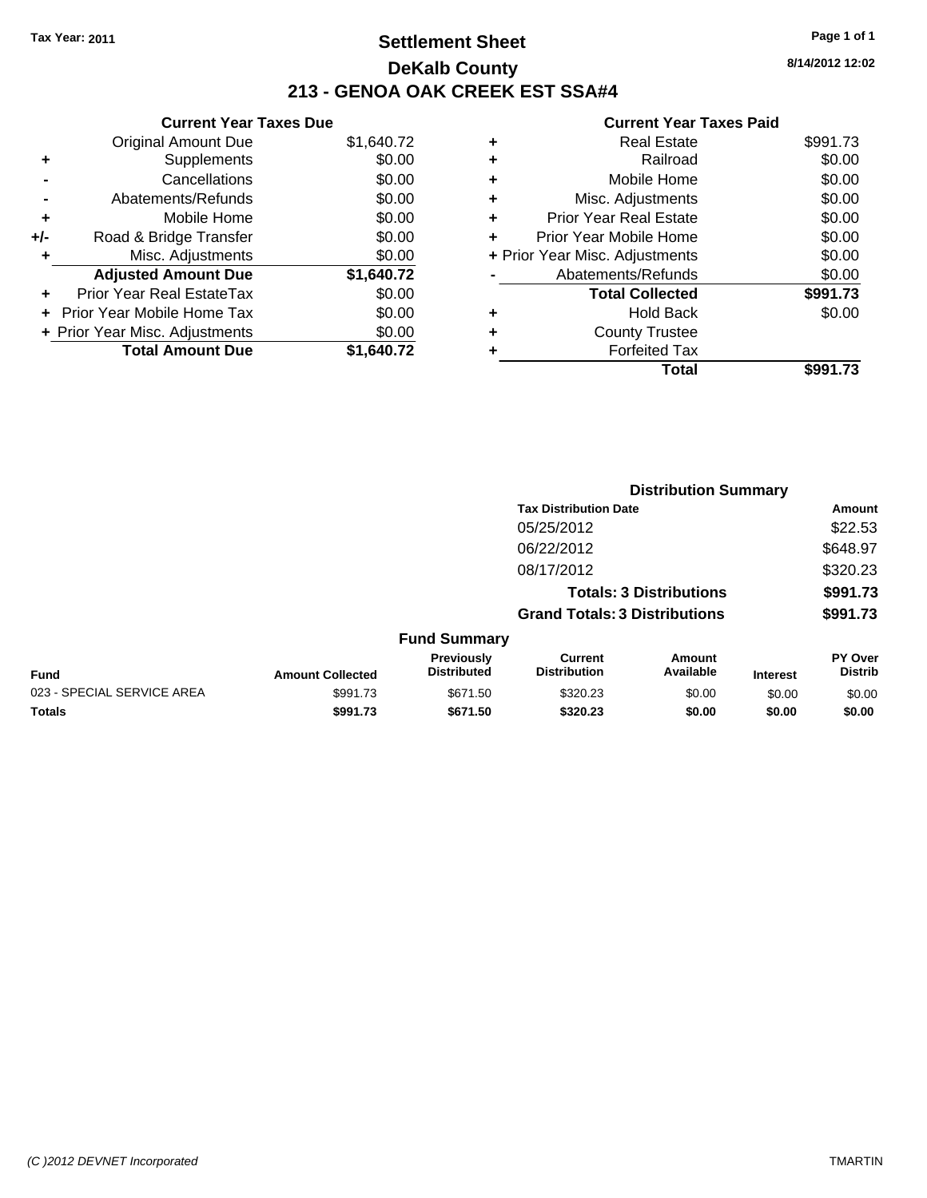Tax Year: 2011

# Settlement Sheet

## DeKalb County

## 213 - GENOA OAK CREEK EST SSA#4

8/14/2012 12:02

### Current Year Taxes Due

| | | |
|---|---|---|
| | Original Amount Due | $1,640.72 |
| + | Supplements | $0.00 |
| - | Cancellations | $0.00 |
| - | Abatements/Refunds | $0.00 |
| + | Mobile Home | $0.00 |
| +/- | Road & Bridge Transfer | $0.00 |
| + | Misc. Adjustments | $0.00 |
| | **Adjusted Amount Due** | **$1,640.72** |
| + | Prior Year Real EstateTax | $0.00 |
| + | Prior Year Mobile Home Tax | $0.00 |
| + | Prior Year Misc. Adjustments | $0.00 |
| | **Total Amount Due** | **$1,640.72** |

### Current Year Taxes Paid

| | | |
|---|---|---|
| + | Real Estate | $991.73 |
| + | Railroad | $0.00 |
| + | Mobile Home | $0.00 |
| + | Misc. Adjustments | $0.00 |
| + | Prior Year Real Estate | $0.00 |
| + | Prior Year Mobile Home | $0.00 |
| + | Prior Year Misc. Adjustments | $0.00 |
| - | Abatements/Refunds | $0.00 |
| | **Total Collected** | **$991.73** |
| + | Hold Back | $0.00 |
| + | County Trustee | |
| + | Forfeited Tax | |
| | **Total** | **$991.73** |

### Distribution Summary

| Tax Distribution Date | Amount |
|---|---|
| 05/25/2012 | $22.53 |
| 06/22/2012 | $648.97 |
| 08/17/2012 | $320.23 |
| **Totals: 3 Distributions** | **$991.73** |
| **Grand Totals: 3 Distributions** | **$991.73** |

### Fund Summary

| Fund | Amount Collected | Previously Distributed | Current Distribution | Amount Available | Interest | PY Over Distrib |
|---|---|---|---|---|---|---|
| 023 - SPECIAL SERVICE AREA | $991.73 | $671.50 | $320.23 | $0.00 | $0.00 | $0.00 |
| **Totals** | **$991.73** | **$671.50** | **$320.23** | **$0.00** | **$0.00** | **$0.00** |

(C )2012 DEVNET Incorporated TMARTIN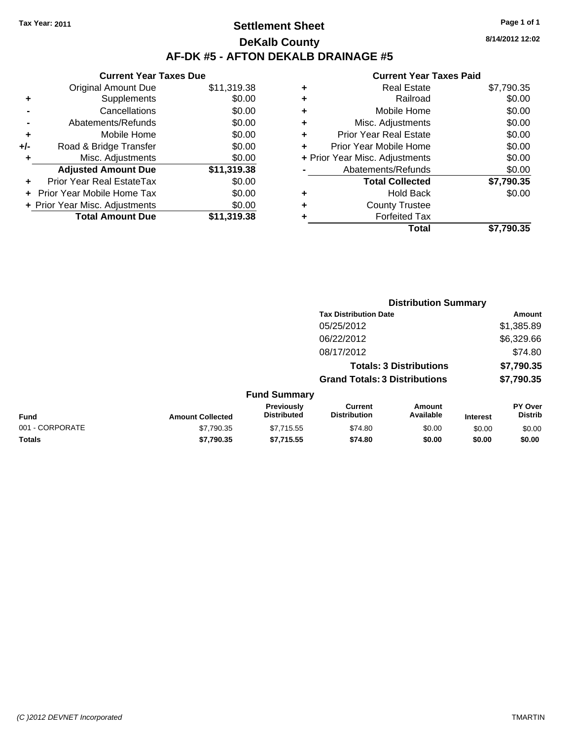Tax Year: 2011

# Settlement Sheet

## DeKalb County

## AF-DK #5 - AFTON DEKALB DRAINAGE #5

8/14/2012 12:02

### Current Year Taxes Due

| | | |
|---|---|---|
| | Original Amount Due | $11,319.38 |
| + | Supplements | $0.00 |
| - | Cancellations | $0.00 |
| - | Abatements/Refunds | $0.00 |
| + | Mobile Home | $0.00 |
| +/- | Road & Bridge Transfer | $0.00 |
| + | Misc. Adjustments | $0.00 |
| | **Adjusted Amount Due** | **$11,319.38** |
| + | Prior Year Real EstateTax | $0.00 |
| + | Prior Year Mobile Home Tax | $0.00 |
| + | Prior Year Misc. Adjustments | $0.00 |
| | **Total Amount Due** | **$11,319.38** |

### Current Year Taxes Paid

| | | |
|---|---|---|
| + | Real Estate | $7,790.35 |
| + | Railroad | $0.00 |
| + | Mobile Home | $0.00 |
| + | Misc. Adjustments | $0.00 |
| + | Prior Year Real Estate | $0.00 |
| + | Prior Year Mobile Home | $0.00 |
| + | Prior Year Misc. Adjustments | $0.00 |
| - | Abatements/Refunds | $0.00 |
| | **Total Collected** | **$7,790.35** |
| + | Hold Back | $0.00 |
| + | County Trustee | |
| + | Forfeited Tax | |
| | **Total** | **$7,790.35** |

### Distribution Summary

| Tax Distribution Date | Amount |
|---|---|
| 05/25/2012 | $1,385.89 |
| 06/22/2012 | $6,329.66 |
| 08/17/2012 | $74.80 |
| **Totals: 3 Distributions** | **$7,790.35** |
| **Grand Totals: 3 Distributions** | **$7,790.35** |

### Fund Summary

| Fund | Amount Collected | Previously Distributed | Current Distribution | Amount Available | Interest | PY Over Distrib |
|---|---|---|---|---|---|---|
| 001 - CORPORATE | $7,790.35 | $7,715.55 | $74.80 | $0.00 | $0.00 | $0.00 |
| **Totals** | **$7,790.35** | **$7,715.55** | **$74.80** | **$0.00** | **$0.00** | **$0.00** |

(C )2012 DEVNET Incorporated TMARTIN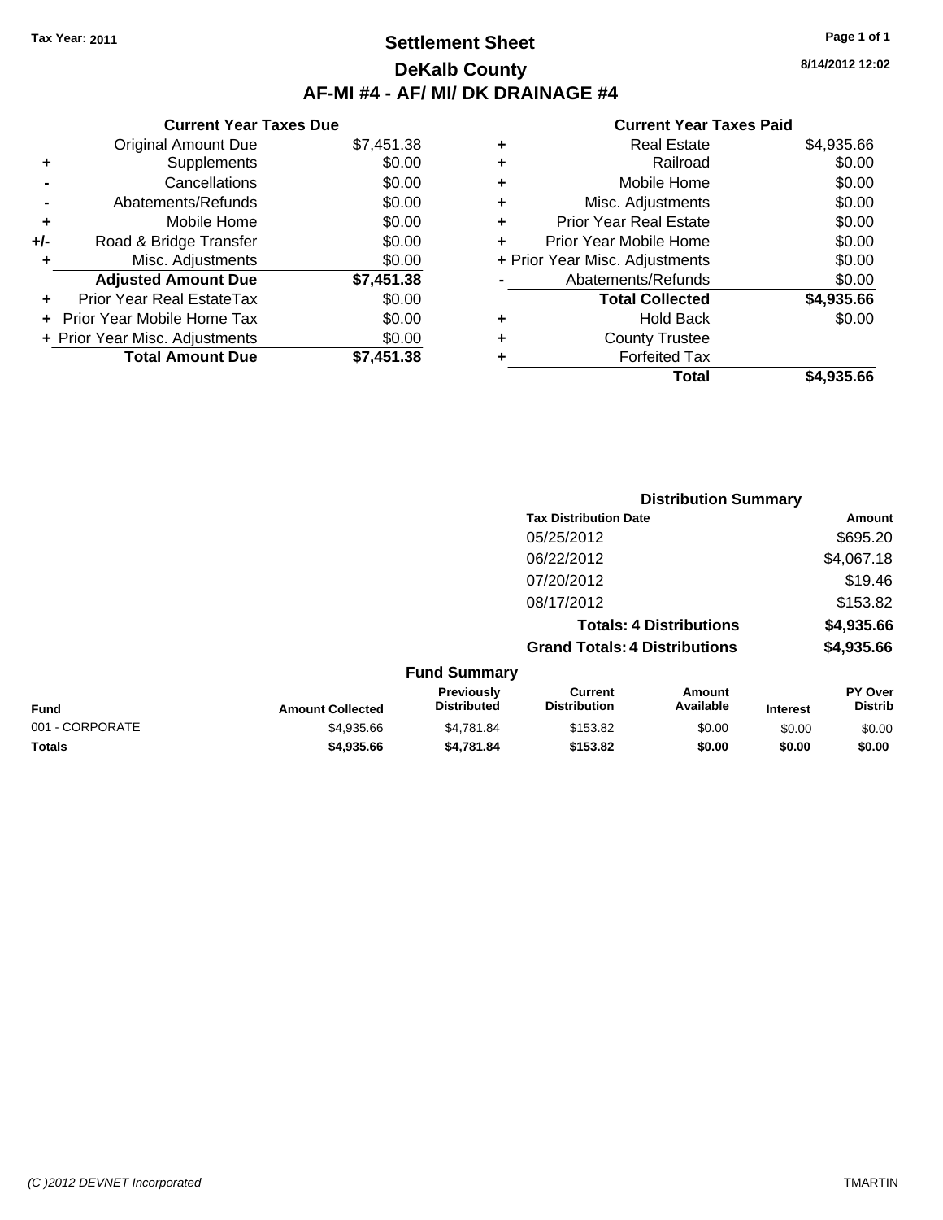Tax Year: 2011

# Settlement Sheet

## DeKalb County

## AF-MI #4 - AF/ MI/ DK DRAINAGE #4

8/14/2012 12:02

| | Current Year Taxes Due | |
|---|---|---|
| | Original Amount Due | $7,451.38 |
| + | Supplements | $0.00 |
| - | Cancellations | $0.00 |
| - | Abatements/Refunds | $0.00 |
| + | Mobile Home | $0.00 |
| +/- | Road & Bridge Transfer | $0.00 |
| + | Misc. Adjustments | $0.00 |
| | **Adjusted Amount Due** | **$7,451.38** |
| + | Prior Year Real EstateTax | $0.00 |
| + | Prior Year Mobile Home Tax | $0.00 |
| + | Prior Year Misc. Adjustments | $0.00 |
| | **Total Amount Due** | **$7,451.38** |

| | Current Year Taxes Paid | |
|---|---|---|
| + | Real Estate | $4,935.66 |
| + | Railroad | $0.00 |
| + | Mobile Home | $0.00 |
| + | Misc. Adjustments | $0.00 |
| + | Prior Year Real Estate | $0.00 |
| + | Prior Year Mobile Home | $0.00 |
| + | Prior Year Misc. Adjustments | $0.00 |
| - | Abatements/Refunds | $0.00 |
| | **Total Collected** | **$4,935.66** |
| + | Hold Back | $0.00 |
| + | County Trustee | |
| + | Forfeited Tax | |
| | **Total** | **$4,935.66** |

### Distribution Summary

| Tax Distribution Date | Amount |
|---|---|
| 05/25/2012 | $695.20 |
| 06/22/2012 | $4,067.18 |
| 07/20/2012 | $19.46 |
| 08/17/2012 | $153.82 |
| **Totals: 4 Distributions** | **$4,935.66** |
| **Grand Totals: 4 Distributions** | **$4,935.66** |

### Fund Summary

| Fund | Amount Collected | Previously Distributed | Current Distribution | Amount Available | Interest | PY Over Distrib |
|---|---|---|---|---|---|---|
| 001 - CORPORATE | $4,935.66 | $4,781.84 | $153.82 | $0.00 | $0.00 | $0.00 |
| **Totals** | **$4,935.66** | **$4,781.84** | **$153.82** | **$0.00** | **$0.00** | **$0.00** |

(C )2012 DEVNET Incorporated TMARTIN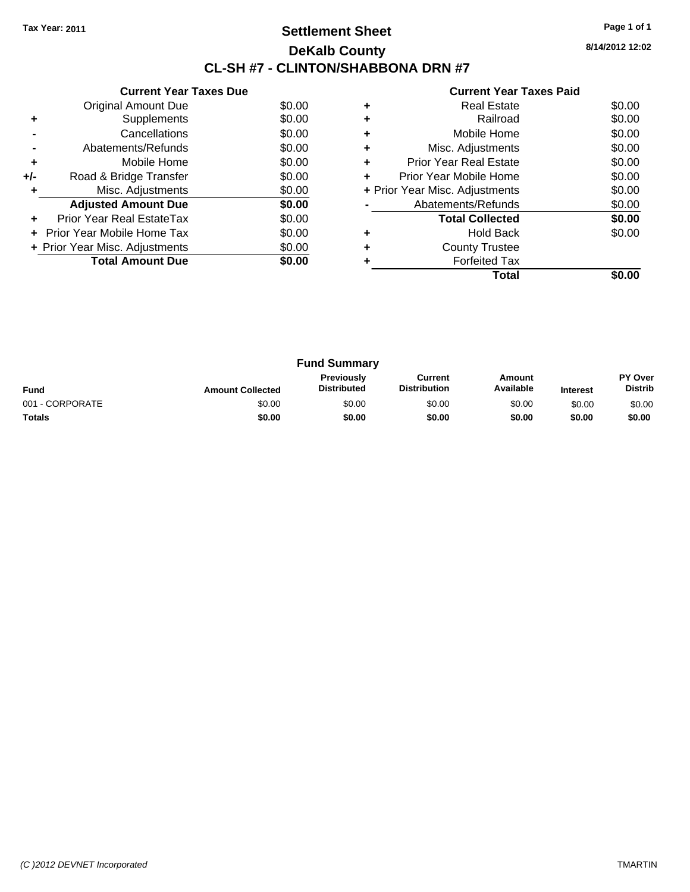Tax Year: 2011

# Settlement Sheet

## DeKalb County

## CL-SH #7 - CLINTON/SHABBONA DRN #7

8/14/2012 12:02

### Current Year Taxes Due

| | | |
|---|---|---|
| | Original Amount Due | $0.00 |
| + | Supplements | $0.00 |
| - | Cancellations | $0.00 |
| - | Abatements/Refunds | $0.00 |
| + | Mobile Home | $0.00 |
| +/- | Road & Bridge Transfer | $0.00 |
| + | Misc. Adjustments | $0.00 |
| | **Adjusted Amount Due** | **$0.00** |
| + | Prior Year Real EstateTax | $0.00 |
| + | Prior Year Mobile Home Tax | $0.00 |
| + | Prior Year Misc. Adjustments | $0.00 |
| | **Total Amount Due** | **$0.00** |

### Current Year Taxes Paid

| | | |
|---|---|---|
| + | Real Estate | $0.00 |
| + | Railroad | $0.00 |
| + | Mobile Home | $0.00 |
| + | Misc. Adjustments | $0.00 |
| + | Prior Year Real Estate | $0.00 |
| + | Prior Year Mobile Home | $0.00 |
| + | Prior Year Misc. Adjustments | $0.00 |
| - | Abatements/Refunds | $0.00 |
| | **Total Collected** | **$0.00** |
| + | Hold Back | $0.00 |
| + | County Trustee | |
| + | Forfeited Tax | |
| | **Total** | **$0.00** |

### Fund Summary

| Fund | Amount Collected | Previously Distributed | Current Distribution | Amount Available | Interest | PY Over Distrib |
|---|---|---|---|---|---|---|
| 001 - CORPORATE | $0.00 | $0.00 | $0.00 | $0.00 | $0.00 | $0.00 |
| **Totals** | **$0.00** | **$0.00** | **$0.00** | **$0.00** | **$0.00** | **$0.00** |

(C )2012 DEVNET Incorporated TMARTIN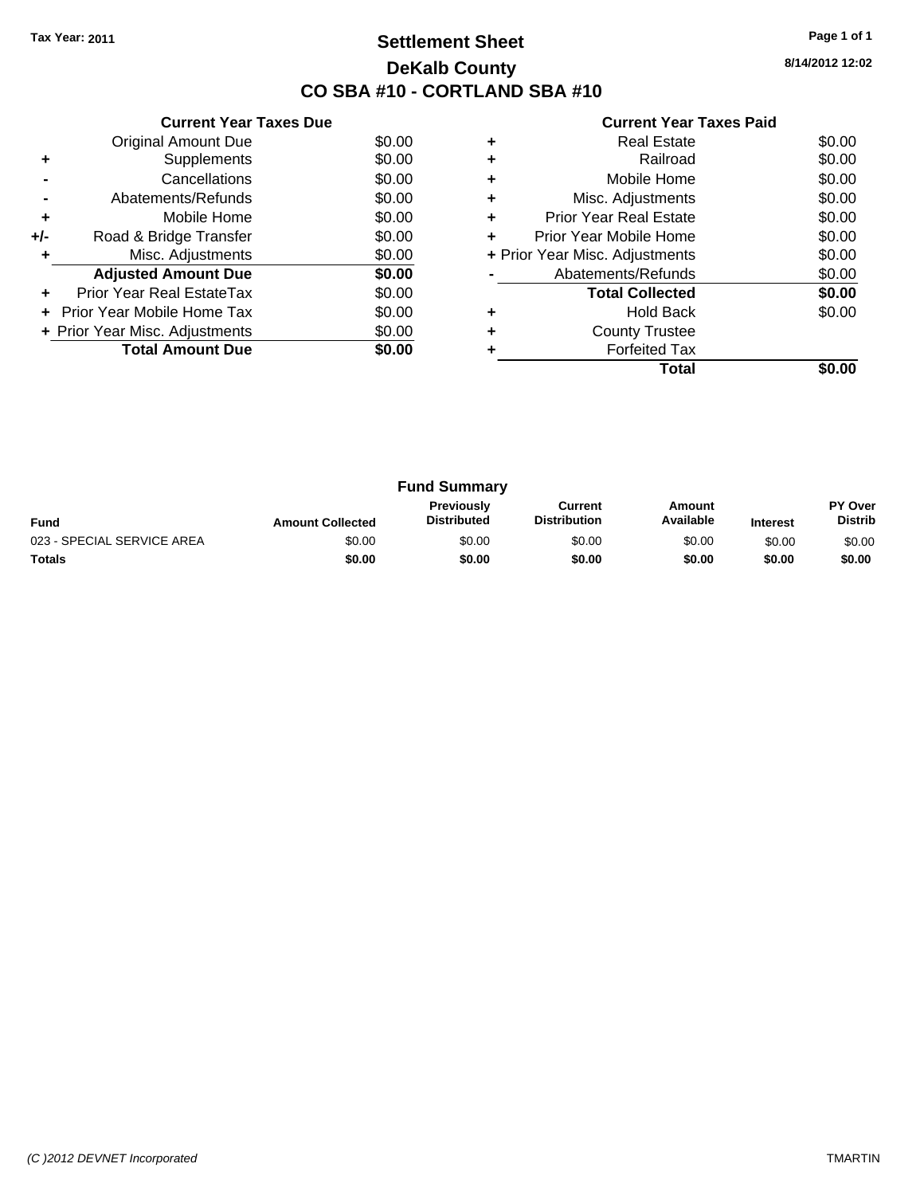Tax Year: 2011

# Settlement Sheet
## DeKalb County
## CO SBA #10 - CORTLAND SBA #10

8/14/2012 12:02

### Current Year Taxes Due

| | | |
|---|---|---|
| | Original Amount Due | $0.00 |
| + | Supplements | $0.00 |
| - | Cancellations | $0.00 |
| - | Abatements/Refunds | $0.00 |
| + | Mobile Home | $0.00 |
| +/- | Road & Bridge Transfer | $0.00 |
| + | Misc. Adjustments | $0.00 |
| | **Adjusted Amount Due** | **$0.00** |
| + | Prior Year Real EstateTax | $0.00 |
| + | Prior Year Mobile Home Tax | $0.00 |
| + | Prior Year Misc. Adjustments | $0.00 |
| | **Total Amount Due** | **$0.00** |

### Current Year Taxes Paid

| | | |
|---|---|---|
| + | Real Estate | $0.00 |
| + | Railroad | $0.00 |
| + | Mobile Home | $0.00 |
| + | Misc. Adjustments | $0.00 |
| + | Prior Year Real Estate | $0.00 |
| + | Prior Year Mobile Home | $0.00 |
| + | Prior Year Misc. Adjustments | $0.00 |
| - | Abatements/Refunds | $0.00 |
| | **Total Collected** | **$0.00** |
| + | Hold Back | $0.00 |
| + | County Trustee | |
| + | Forfeited Tax | |
| | **Total** | **$0.00** |

### Fund Summary

| Fund | Amount Collected | Previously Distributed | Current Distribution | Amount Available | Interest | PY Over Distrib |
|---|---|---|---|---|---|---|
| 023 - SPECIAL SERVICE AREA | $0.00 | $0.00 | $0.00 | $0.00 | $0.00 | $0.00 |
| **Totals** | **$0.00** | **$0.00** | **$0.00** | **$0.00** | **$0.00** | **$0.00** |

*(C )2012 DEVNET Incorporated* TMARTIN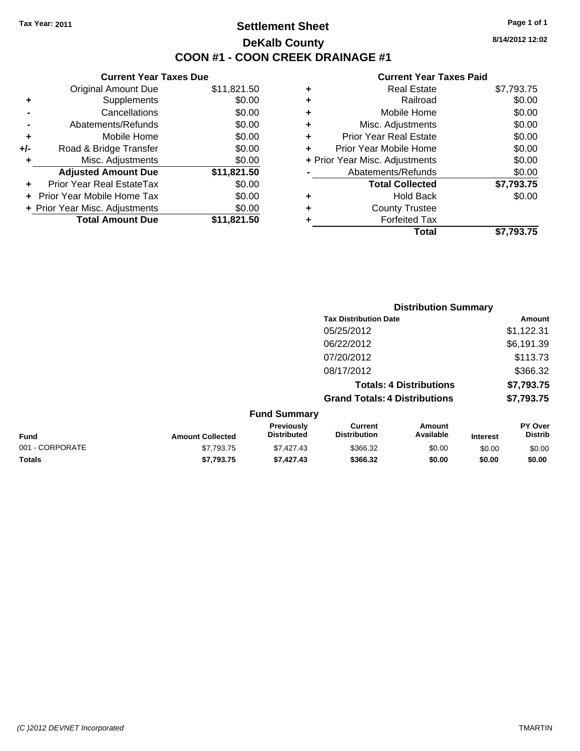Tax Year: 2011

# Settlement Sheet

## DeKalb County

## COON #1 - COON CREEK DRAINAGE #1

8/14/2012 12:02

### Current Year Taxes Due

| | | |
|---|---|---|
| | Original Amount Due | $11,821.50 |
| + | Supplements | $0.00 |
| - | Cancellations | $0.00 |
| - | Abatements/Refunds | $0.00 |
| + | Mobile Home | $0.00 |
| +/- | Road & Bridge Transfer | $0.00 |
| + | Misc. Adjustments | $0.00 |
| | **Adjusted Amount Due** | **$11,821.50** |
| + | Prior Year Real EstateTax | $0.00 |
| + | Prior Year Mobile Home Tax | $0.00 |
| + | Prior Year Misc. Adjustments | $0.00 |
| | **Total Amount Due** | **$11,821.50** |

### Current Year Taxes Paid

| | | |
|---|---|---|
| + | Real Estate | $7,793.75 |
| + | Railroad | $0.00 |
| + | Mobile Home | $0.00 |
| + | Misc. Adjustments | $0.00 |
| + | Prior Year Real Estate | $0.00 |
| + | Prior Year Mobile Home | $0.00 |
| + | Prior Year Misc. Adjustments | $0.00 |
| - | Abatements/Refunds | $0.00 |
| | **Total Collected** | **$7,793.75** |
| + | Hold Back | $0.00 |
| + | County Trustee | |
| + | Forfeited Tax | |
| | **Total** | **$7,793.75** |

### Distribution Summary

| Tax Distribution Date | Amount |
|---|---|
| 05/25/2012 | $1,122.31 |
| 06/22/2012 | $6,191.39 |
| 07/20/2012 | $113.73 |
| 08/17/2012 | $366.32 |
| **Totals: 4 Distributions** | **$7,793.75** |
| **Grand Totals: 4 Distributions** | **$7,793.75** |

### Fund Summary

| Fund | Amount Collected | Previously Distributed | Current Distribution | Amount Available | Interest | PY Over Distrib |
|---|---|---|---|---|---|---|
| 001 - CORPORATE | $7,793.75 | $7,427.43 | $366.32 | $0.00 | $0.00 | $0.00 |
| **Totals** | **$7,793.75** | **$7,427.43** | **$366.32** | **$0.00** | **$0.00** | **$0.00** |

(C )2012 DEVNET Incorporated — TMARTIN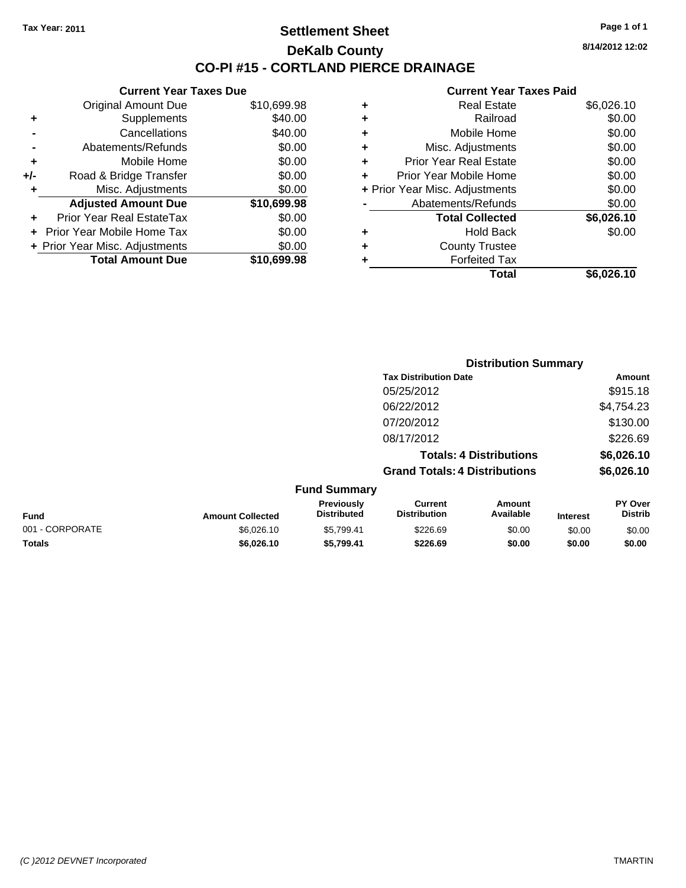Tax Year: 2011

# Settlement Sheet
## DeKalb County
## CO-PI #15 - CORTLAND PIERCE DRAINAGE

8/14/2012 12:02

### Current Year Taxes Due

| | | |
|---|---|---|
| | Original Amount Due | $10,699.98 |
| + | Supplements | $40.00 |
| - | Cancellations | $40.00 |
| - | Abatements/Refunds | $0.00 |
| + | Mobile Home | $0.00 |
| +/- | Road & Bridge Transfer | $0.00 |
| + | Misc. Adjustments | $0.00 |
| | **Adjusted Amount Due** | **$10,699.98** |
| + | Prior Year Real EstateTax | $0.00 |
| + | Prior Year Mobile Home Tax | $0.00 |
| + | Prior Year Misc. Adjustments | $0.00 |
| | **Total Amount Due** | **$10,699.98** |

### Current Year Taxes Paid

| | | |
|---|---|---|
| + | Real Estate | $6,026.10 |
| + | Railroad | $0.00 |
| + | Mobile Home | $0.00 |
| + | Misc. Adjustments | $0.00 |
| + | Prior Year Real Estate | $0.00 |
| + | Prior Year Mobile Home | $0.00 |
| + | Prior Year Misc. Adjustments | $0.00 |
| - | Abatements/Refunds | $0.00 |
| | **Total Collected** | **$6,026.10** |
| + | Hold Back | $0.00 |
| + | County Trustee | |
| + | Forfeited Tax | |
| | **Total** | **$6,026.10** |

### Distribution Summary

| Tax Distribution Date | Amount |
|---|---|
| 05/25/2012 | $915.18 |
| 06/22/2012 | $4,754.23 |
| 07/20/2012 | $130.00 |
| 08/17/2012 | $226.69 |
| **Totals: 4 Distributions** | **$6,026.10** |
| **Grand Totals: 4 Distributions** | **$6,026.10** |

### Fund Summary

| Fund | Amount Collected | Previously Distributed | Current Distribution | Amount Available | Interest | PY Over Distrib |
|---|---|---|---|---|---|---|
| 001 - CORPORATE | $6,026.10 | $5,799.41 | $226.69 | $0.00 | $0.00 | $0.00 |
| **Totals** | **$6,026.10** | **$5,799.41** | **$226.69** | **$0.00** | **$0.00** | **$0.00** |

(C )2012 DEVNET Incorporated TMARTIN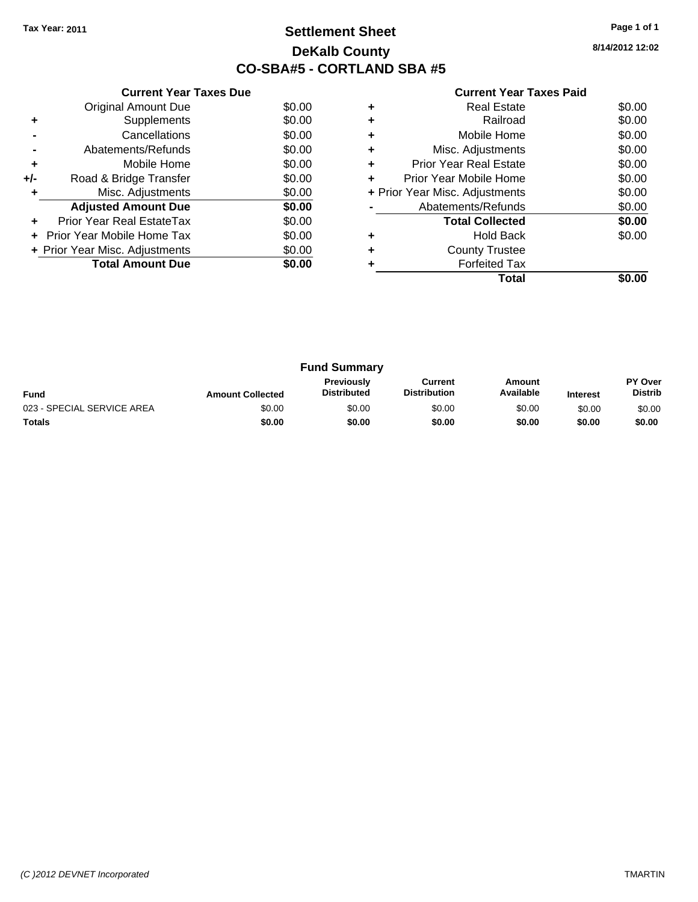Tax Year: 2011

# Settlement Sheet

## DeKalb County

## CO-SBA#5 - CORTLAND SBA #5

8/14/2012 12:02

### Current Year Taxes Due

| | | |
|---|---|---|
| | Original Amount Due | $0.00 |
| + | Supplements | $0.00 |
| - | Cancellations | $0.00 |
| - | Abatements/Refunds | $0.00 |
| + | Mobile Home | $0.00 |
| +/- | Road & Bridge Transfer | $0.00 |
| + | Misc. Adjustments | $0.00 |
| | **Adjusted Amount Due** | **$0.00** |
| + | Prior Year Real EstateTax | $0.00 |
| + | Prior Year Mobile Home Tax | $0.00 |
| + | Prior Year Misc. Adjustments | $0.00 |
| | **Total Amount Due** | **$0.00** |

### Current Year Taxes Paid

| | | |
|---|---|---|
| + | Real Estate | $0.00 |
| + | Railroad | $0.00 |
| + | Mobile Home | $0.00 |
| + | Misc. Adjustments | $0.00 |
| + | Prior Year Real Estate | $0.00 |
| + | Prior Year Mobile Home | $0.00 |
| + | Prior Year Misc. Adjustments | $0.00 |
| - | Abatements/Refunds | $0.00 |
| | **Total Collected** | **$0.00** |
| + | Hold Back | $0.00 |
| + | County Trustee | |
| + | Forfeited Tax | |
| | **Total** | **$0.00** |

### Fund Summary

| Fund | Amount Collected | Previously Distributed | Current Distribution | Amount Available | Interest | PY Over Distrib |
|---|---|---|---|---|---|---|
| 023 - SPECIAL SERVICE AREA | $0.00 | $0.00 | $0.00 | $0.00 | $0.00 | $0.00 |
| **Totals** | **$0.00** | **$0.00** | **$0.00** | **$0.00** | **$0.00** | **$0.00** |

*(C )2012 DEVNET Incorporated* TMARTIN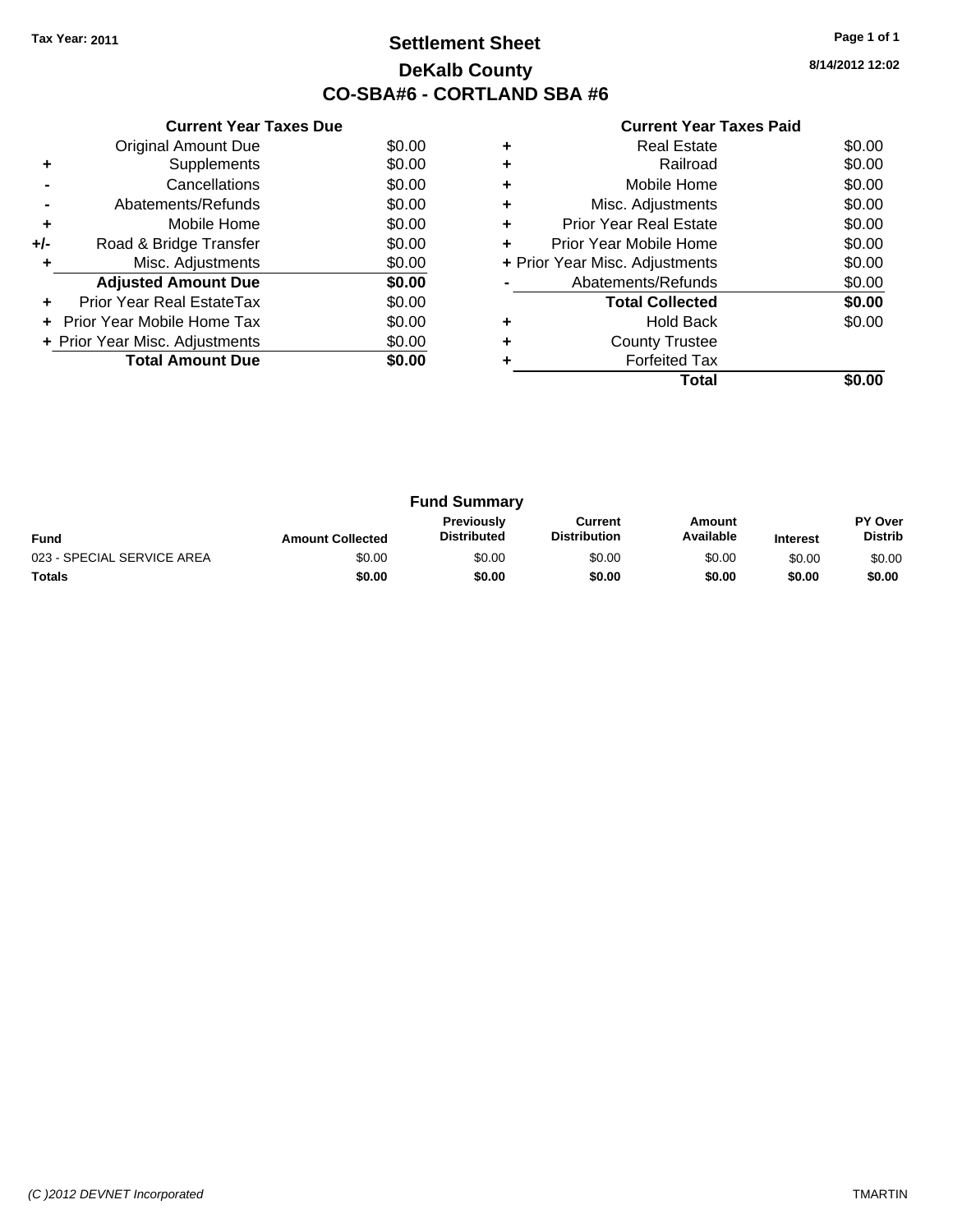Tax Year: 2011

# Settlement Sheet

## DeKalb County

## CO-SBA#6 - CORTLAND SBA #6

8/14/2012 12:02

### Current Year Taxes Due

| | | |
|---|---|---|
| | Original Amount Due | $0.00 |
| + | Supplements | $0.00 |
| - | Cancellations | $0.00 |
| - | Abatements/Refunds | $0.00 |
| + | Mobile Home | $0.00 |
| +/- | Road & Bridge Transfer | $0.00 |
| + | Misc. Adjustments | $0.00 |
| | **Adjusted Amount Due** | **$0.00** |
| + | Prior Year Real EstateTax | $0.00 |
| + | Prior Year Mobile Home Tax | $0.00 |
| + | Prior Year Misc. Adjustments | $0.00 |
| | **Total Amount Due** | **$0.00** |

### Current Year Taxes Paid

| | | |
|---|---|---|
| + | Real Estate | $0.00 |
| + | Railroad | $0.00 |
| + | Mobile Home | $0.00 |
| + | Misc. Adjustments | $0.00 |
| + | Prior Year Real Estate | $0.00 |
| + | Prior Year Mobile Home | $0.00 |
| + | Prior Year Misc. Adjustments | $0.00 |
| - | Abatements/Refunds | $0.00 |
| | **Total Collected** | **$0.00** |
| + | Hold Back | $0.00 |
| + | County Trustee | |
| + | Forfeited Tax | |
| | **Total** | **$0.00** |

### Fund Summary

| Fund | Amount Collected | Previously Distributed | Current Distribution | Amount Available | Interest | PY Over Distrib |
|---|---|---|---|---|---|---|
| 023 - SPECIAL SERVICE AREA | $0.00 | $0.00 | $0.00 | $0.00 | $0.00 | $0.00 |
| **Totals** | **$0.00** | **$0.00** | **$0.00** | **$0.00** | **$0.00** | **$0.00** |

(C )2012 DEVNET Incorporated TMARTIN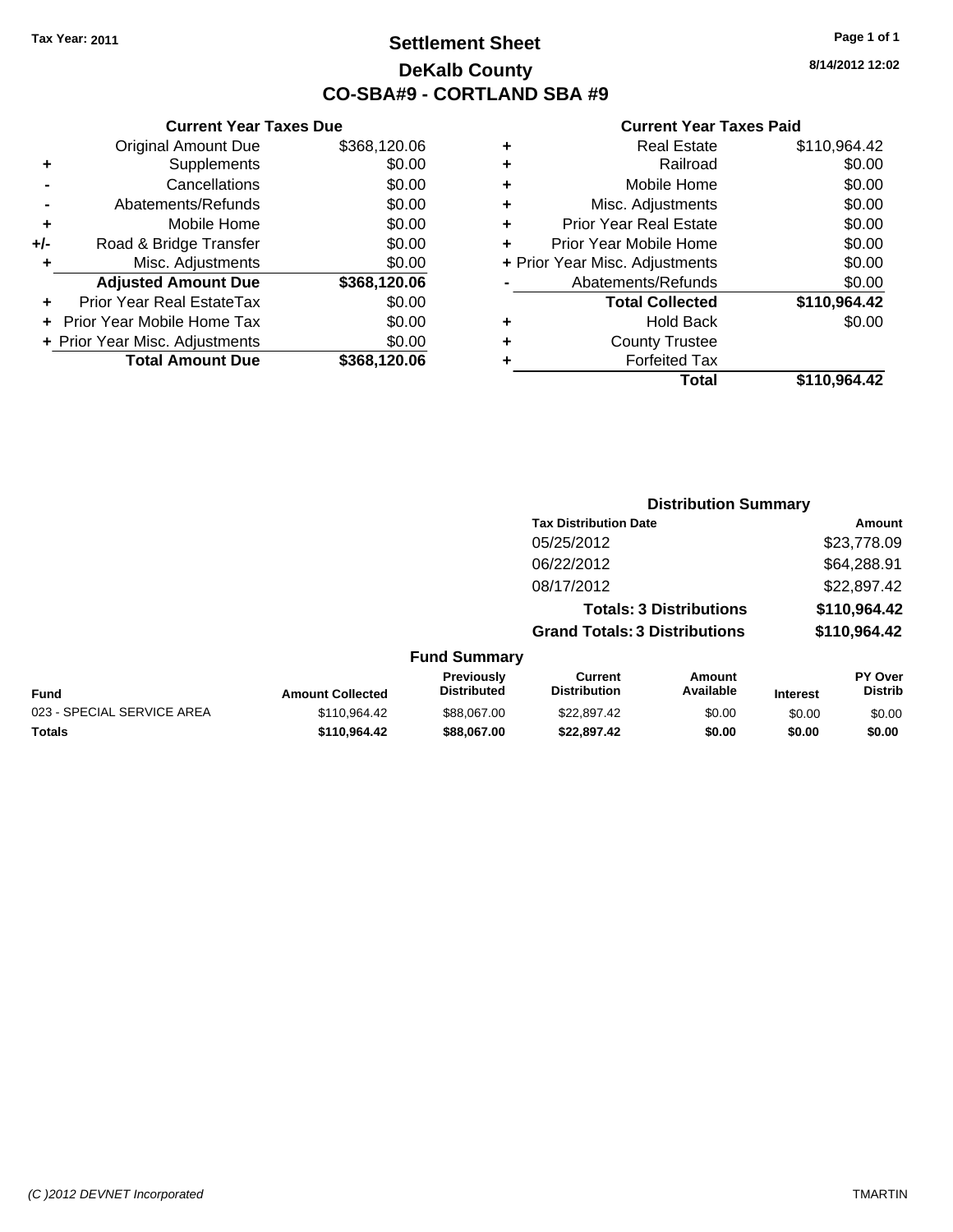Tax Year: 2011

# Settlement Sheet

## DeKalb County

## CO-SBA#9 - CORTLAND SBA #9

8/14/2012 12:02

### Current Year Taxes Due

| | | |
|---|---|---|
| | Original Amount Due | $368,120.06 |
| + | Supplements | $0.00 |
| - | Cancellations | $0.00 |
| - | Abatements/Refunds | $0.00 |
| + | Mobile Home | $0.00 |
| +/- | Road & Bridge Transfer | $0.00 |
| + | Misc. Adjustments | $0.00 |
| | **Adjusted Amount Due** | **$368,120.06** |
| + | Prior Year Real EstateTax | $0.00 |
| + | Prior Year Mobile Home Tax | $0.00 |
| + | Prior Year Misc. Adjustments | $0.00 |
| | **Total Amount Due** | **$368,120.06** |

### Current Year Taxes Paid

| | | |
|---|---|---|
| + | Real Estate | $110,964.42 |
| + | Railroad | $0.00 |
| + | Mobile Home | $0.00 |
| + | Misc. Adjustments | $0.00 |
| + | Prior Year Real Estate | $0.00 |
| + | Prior Year Mobile Home | $0.00 |
| + | Prior Year Misc. Adjustments | $0.00 |
| - | Abatements/Refunds | $0.00 |
| | **Total Collected** | **$110,964.42** |
| + | Hold Back | $0.00 |
| + | County Trustee | |
| + | Forfeited Tax | |
| | **Total** | **$110,964.42** |

### Distribution Summary

| Tax Distribution Date | Amount |
|---|---|
| 05/25/2012 | $23,778.09 |
| 06/22/2012 | $64,288.91 |
| 08/17/2012 | $22,897.42 |
| **Totals: 3 Distributions** | **$110,964.42** |
| **Grand Totals: 3 Distributions** | **$110,964.42** |

### Fund Summary

| Fund | Amount Collected | Previously Distributed | Current Distribution | Amount Available | Interest | PY Over Distrib |
|---|---|---|---|---|---|---|
| 023 - SPECIAL SERVICE AREA | $110,964.42 | $88,067.00 | $22,897.42 | $0.00 | $0.00 | $0.00 |
| **Totals** | **$110,964.42** | **$88,067.00** | **$22,897.42** | **$0.00** | **$0.00** | **$0.00** |

(C )2012 DEVNET Incorporated TMARTIN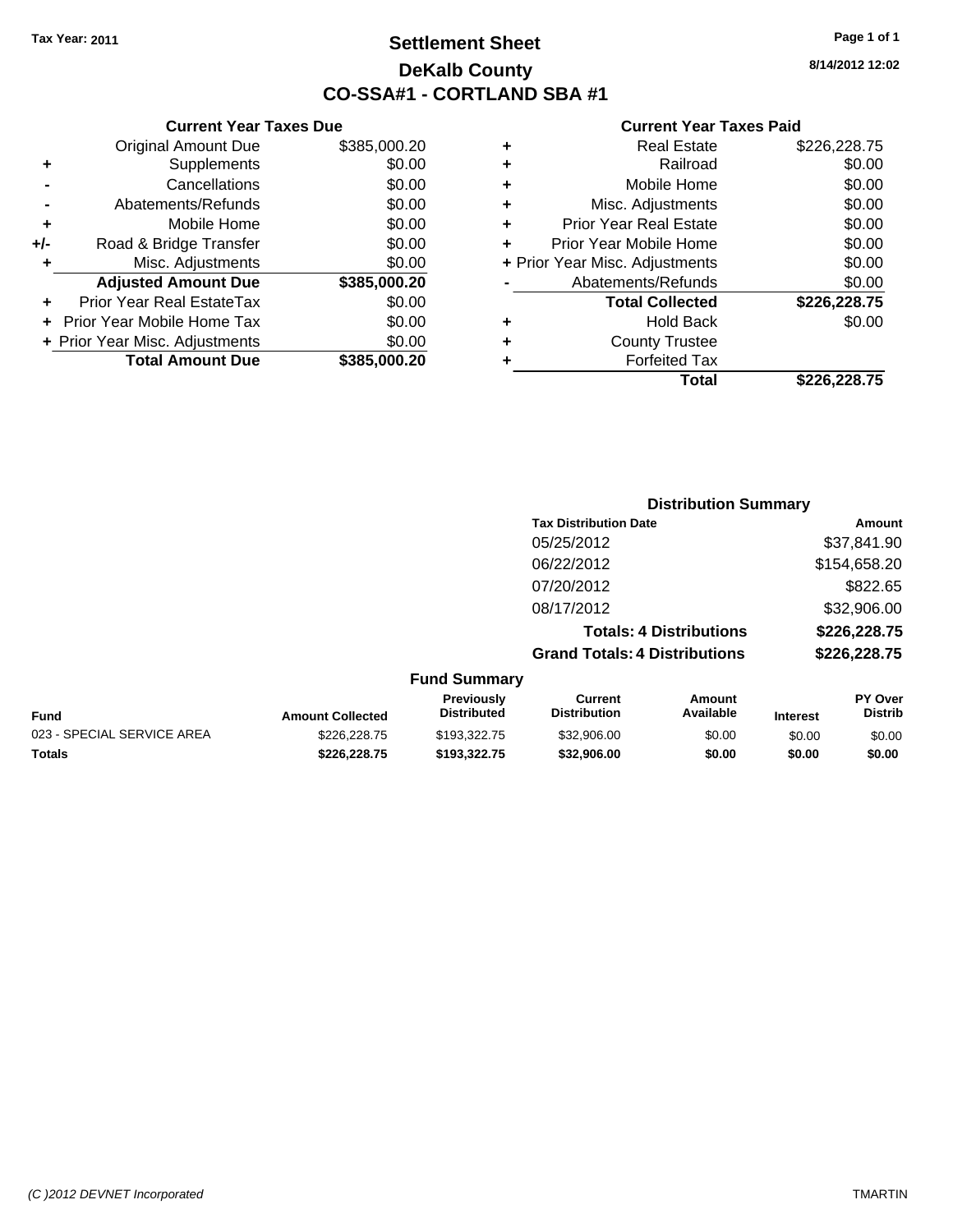Tax Year: 2011

# Settlement Sheet

## DeKalb County

## CO-SSA#1 - CORTLAND SBA #1

8/14/2012 12:02

### Current Year Taxes Due

| | | |
|---|---|---|
| | Original Amount Due | $385,000.20 |
| + | Supplements | $0.00 |
| - | Cancellations | $0.00 |
| - | Abatements/Refunds | $0.00 |
| + | Mobile Home | $0.00 |
| +/- | Road & Bridge Transfer | $0.00 |
| + | Misc. Adjustments | $0.00 |
| | **Adjusted Amount Due** | **$385,000.20** |
| + | Prior Year Real EstateTax | $0.00 |
| + | Prior Year Mobile Home Tax | $0.00 |
| + | Prior Year Misc. Adjustments | $0.00 |
| | **Total Amount Due** | **$385,000.20** |

### Current Year Taxes Paid

| | | |
|---|---|---|
| + | Real Estate | $226,228.75 |
| + | Railroad | $0.00 |
| + | Mobile Home | $0.00 |
| + | Misc. Adjustments | $0.00 |
| + | Prior Year Real Estate | $0.00 |
| + | Prior Year Mobile Home | $0.00 |
| + | Prior Year Misc. Adjustments | $0.00 |
| - | Abatements/Refunds | $0.00 |
| | **Total Collected** | **$226,228.75** |
| + | Hold Back | $0.00 |
| + | County Trustee | |
| + | Forfeited Tax | |
| | **Total** | **$226,228.75** |

### Distribution Summary

| Tax Distribution Date | Amount |
|---|---|
| 05/25/2012 | $37,841.90 |
| 06/22/2012 | $154,658.20 |
| 07/20/2012 | $822.65 |
| 08/17/2012 | $32,906.00 |
| **Totals: 4 Distributions** | **$226,228.75** |
| **Grand Totals: 4 Distributions** | **$226,228.75** |

### Fund Summary

| Fund | Amount Collected | Previously Distributed | Current Distribution | Amount Available | Interest | PY Over Distrib |
|---|---|---|---|---|---|---|
| 023 - SPECIAL SERVICE AREA | $226,228.75 | $193,322.75 | $32,906.00 | $0.00 | $0.00 | $0.00 |
| **Totals** | **$226,228.75** | **$193,322.75** | **$32,906.00** | **$0.00** | **$0.00** | **$0.00** |

(C )2012 DEVNET Incorporated TMARTIN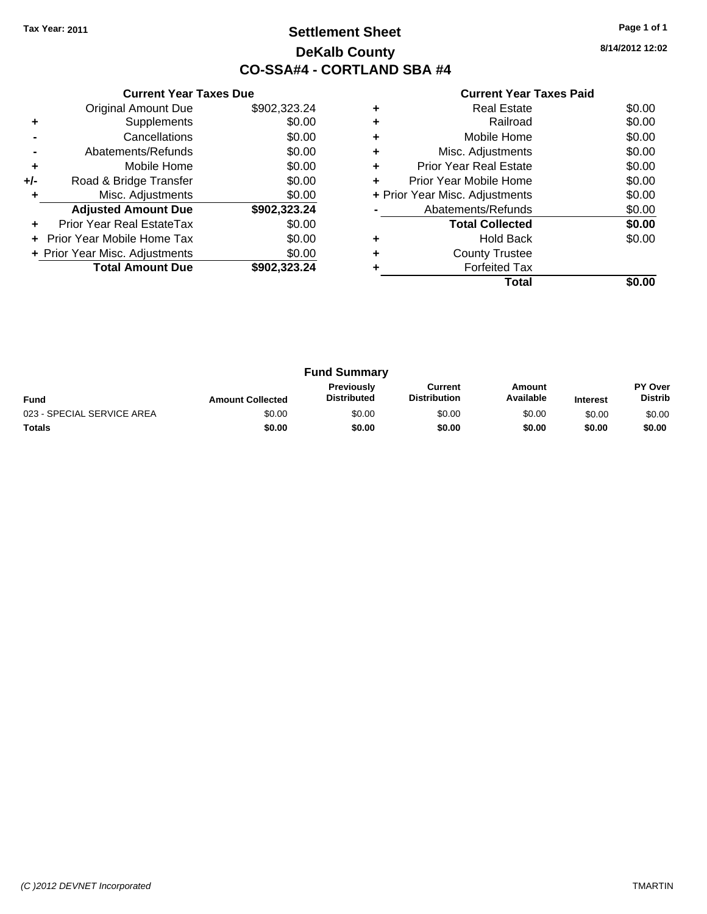Tax Year: 2011

# Settlement Sheet

## DeKalb County

## CO-SSA#4 - CORTLAND SBA #4

8/14/2012 12:02

### Current Year Taxes Due

| | | |
|---|---|---|
| | Original Amount Due | $902,323.24 |
| + | Supplements | $0.00 |
| - | Cancellations | $0.00 |
| - | Abatements/Refunds | $0.00 |
| + | Mobile Home | $0.00 |
| +/- | Road & Bridge Transfer | $0.00 |
| + | Misc. Adjustments | $0.00 |
| | **Adjusted Amount Due** | **$902,323.24** |
| + | Prior Year Real EstateTax | $0.00 |
| + | Prior Year Mobile Home Tax | $0.00 |
| + | Prior Year Misc. Adjustments | $0.00 |
| | **Total Amount Due** | **$902,323.24** |

### Current Year Taxes Paid

| | | |
|---|---|---|
| + | Real Estate | $0.00 |
| + | Railroad | $0.00 |
| + | Mobile Home | $0.00 |
| + | Misc. Adjustments | $0.00 |
| + | Prior Year Real Estate | $0.00 |
| + | Prior Year Mobile Home | $0.00 |
| + | Prior Year Misc. Adjustments | $0.00 |
| - | Abatements/Refunds | $0.00 |
| | **Total Collected** | **$0.00** |
| + | Hold Back | $0.00 |
| + | County Trustee | |
| + | Forfeited Tax | |
| | **Total** | **$0.00** |

### Fund Summary

| Fund | Amount Collected | Previously Distributed | Current Distribution | Amount Available | Interest | PY Over Distrib |
|---|---|---|---|---|---|---|
| 023 - SPECIAL SERVICE AREA | $0.00 | $0.00 | $0.00 | $0.00 | $0.00 | $0.00 |
| **Totals** | **$0.00** | **$0.00** | **$0.00** | **$0.00** | **$0.00** | **$0.00** |

(C )2012 DEVNET Incorporated — TMARTIN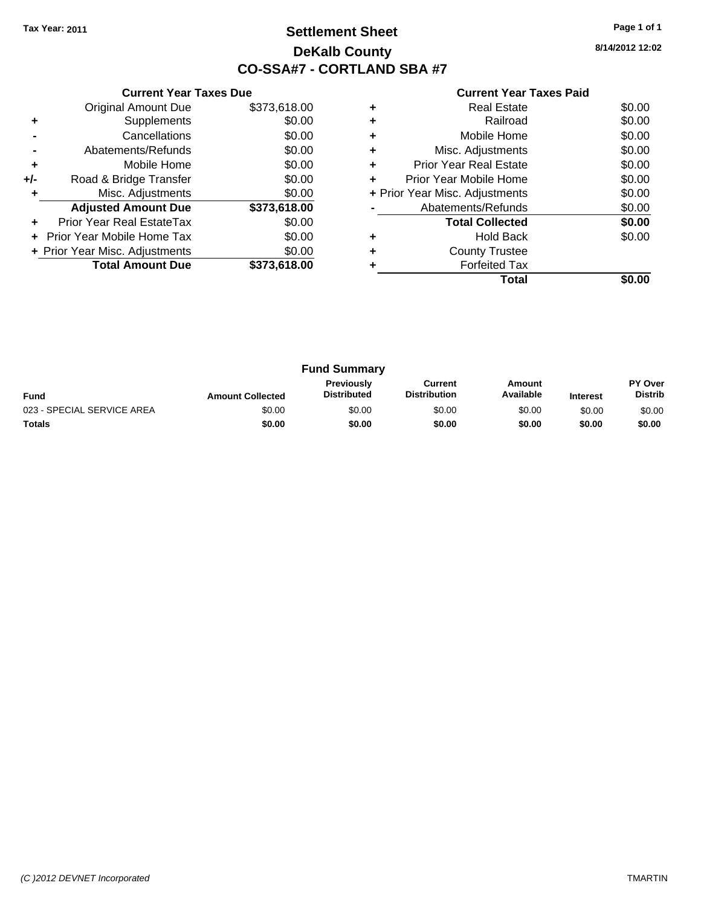Tax Year: 2011

# Settlement Sheet

## DeKalb County

## CO-SSA#7 - CORTLAND SBA #7

8/14/2012 12:02

### Current Year Taxes Due

| | | |
|---|---|---|
| | Original Amount Due | $373,618.00 |
| + | Supplements | $0.00 |
| - | Cancellations | $0.00 |
| - | Abatements/Refunds | $0.00 |
| + | Mobile Home | $0.00 |
| +/- | Road & Bridge Transfer | $0.00 |
| + | Misc. Adjustments | $0.00 |
| | **Adjusted Amount Due** | **$373,618.00** |
| + | Prior Year Real EstateTax | $0.00 |
| + | Prior Year Mobile Home Tax | $0.00 |
| + | Prior Year Misc. Adjustments | $0.00 |
| | **Total Amount Due** | **$373,618.00** |

### Current Year Taxes Paid

| | | |
|---|---|---|
| + | Real Estate | $0.00 |
| + | Railroad | $0.00 |
| + | Mobile Home | $0.00 |
| + | Misc. Adjustments | $0.00 |
| + | Prior Year Real Estate | $0.00 |
| + | Prior Year Mobile Home | $0.00 |
| + | Prior Year Misc. Adjustments | $0.00 |
| - | Abatements/Refunds | $0.00 |
| | **Total Collected** | **$0.00** |
| + | Hold Back | $0.00 |
| + | County Trustee | |
| + | Forfeited Tax | |
| | **Total** | **$0.00** |

### Fund Summary

| Fund | Amount Collected | Previously Distributed | Current Distribution | Amount Available | Interest | PY Over Distrib |
|---|---|---|---|---|---|---|
| 023 - SPECIAL SERVICE AREA | $0.00 | $0.00 | $0.00 | $0.00 | $0.00 | $0.00 |
| **Totals** | **$0.00** | **$0.00** | **$0.00** | **$0.00** | **$0.00** | **$0.00** |

(C )2012 DEVNET Incorporated

TMARTIN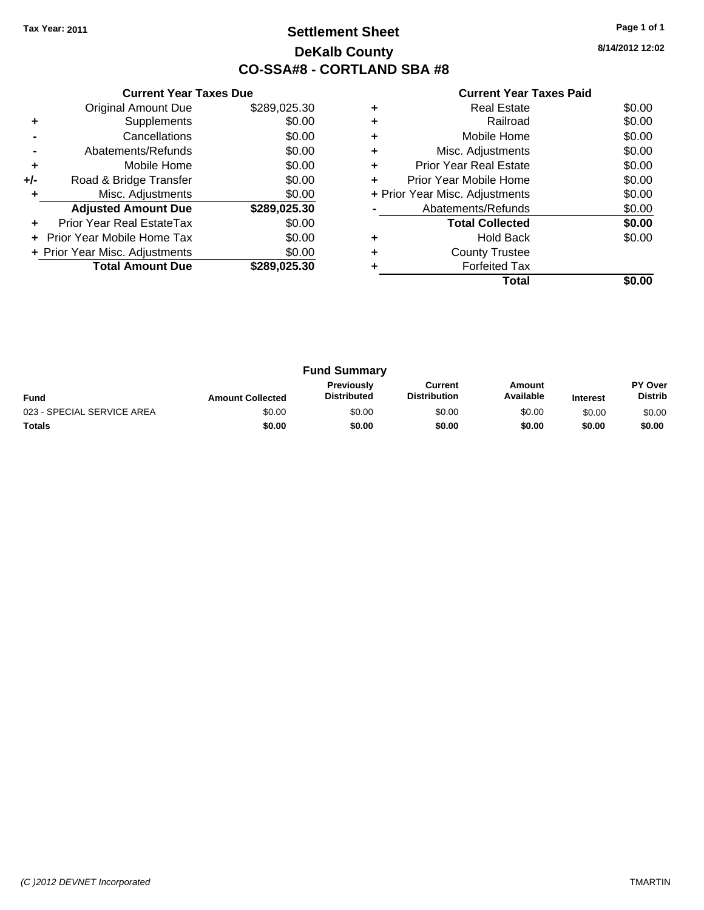Tax Year: 2011

# Settlement Sheet
## DeKalb County
## CO-SSA#8 - CORTLAND SBA #8

8/14/2012 12:02

### Current Year Taxes Due

| | | |
|---|---|---|
| | Original Amount Due | $289,025.30 |
| + | Supplements | $0.00 |
| - | Cancellations | $0.00 |
| - | Abatements/Refunds | $0.00 |
| + | Mobile Home | $0.00 |
| +/- | Road & Bridge Transfer | $0.00 |
| + | Misc. Adjustments | $0.00 |
| | **Adjusted Amount Due** | **$289,025.30** |
| + | Prior Year Real EstateTax | $0.00 |
| + | Prior Year Mobile Home Tax | $0.00 |
| + | Prior Year Misc. Adjustments | $0.00 |
| | **Total Amount Due** | **$289,025.30** |

### Current Year Taxes Paid

| | | |
|---|---|---|
| + | Real Estate | $0.00 |
| + | Railroad | $0.00 |
| + | Mobile Home | $0.00 |
| + | Misc. Adjustments | $0.00 |
| + | Prior Year Real Estate | $0.00 |
| + | Prior Year Mobile Home | $0.00 |
| + | Prior Year Misc. Adjustments | $0.00 |
| - | Abatements/Refunds | $0.00 |
| | **Total Collected** | **$0.00** |
| + | Hold Back | $0.00 |
| + | County Trustee | |
| + | Forfeited Tax | |
| | **Total** | **$0.00** |

### Fund Summary

| Fund | Amount Collected | Previously Distributed | Current Distribution | Amount Available | Interest | PY Over Distrib |
|---|---|---|---|---|---|---|
| 023 - SPECIAL SERVICE AREA | $0.00 | $0.00 | $0.00 | $0.00 | $0.00 | $0.00 |
| **Totals** | **$0.00** | **$0.00** | **$0.00** | **$0.00** | **$0.00** | **$0.00** |

(C )2012 DEVNET Incorporated TMARTIN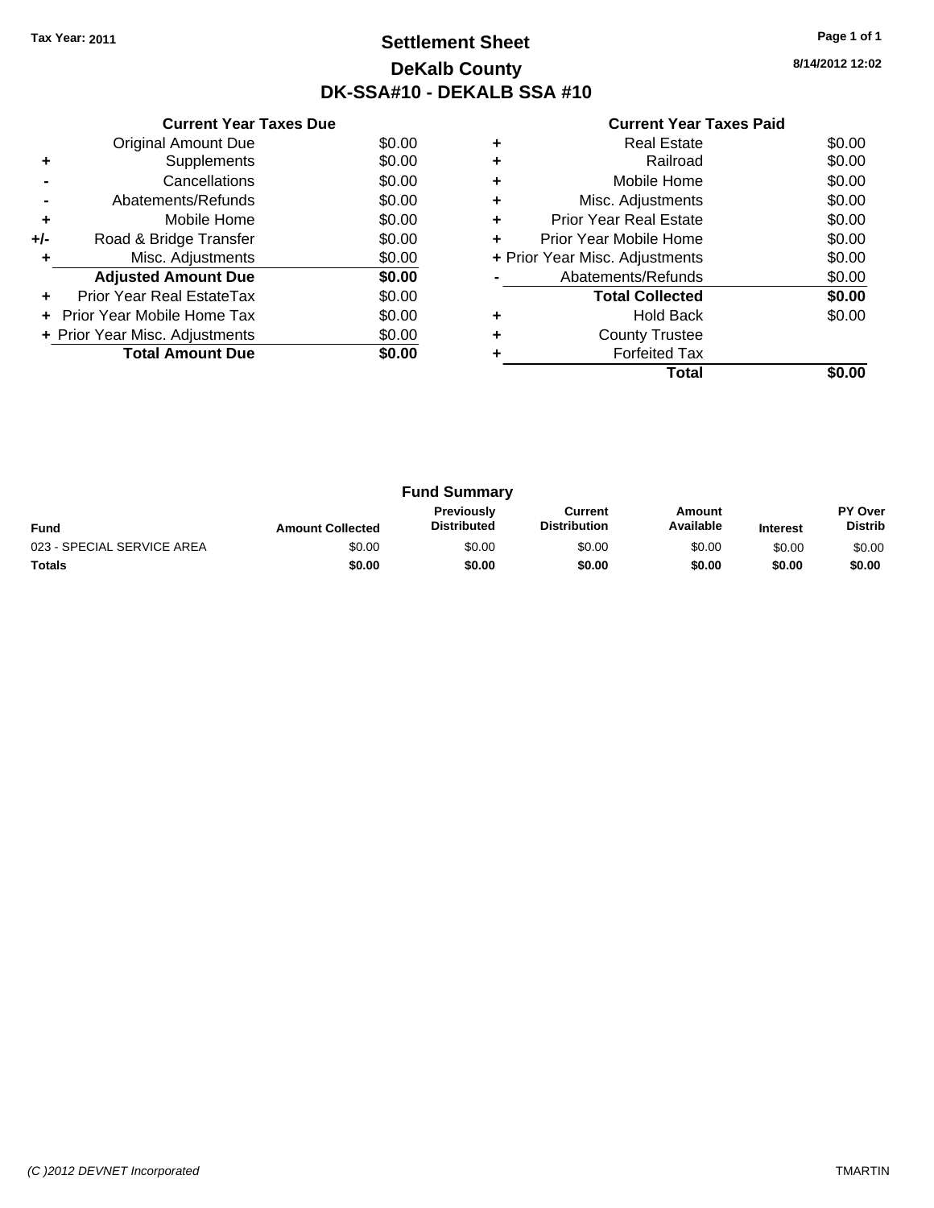Tax Year: 2011

# Settlement Sheet
## DeKalb County
## DK-SSA#10 - DEKALB SSA #10

8/14/2012 12:02

### Current Year Taxes Due

| | | |
|---|---|---|
| | Original Amount Due | $0.00 |
| + | Supplements | $0.00 |
| - | Cancellations | $0.00 |
| - | Abatements/Refunds | $0.00 |
| + | Mobile Home | $0.00 |
| +/- | Road & Bridge Transfer | $0.00 |
| + | Misc. Adjustments | $0.00 |
| | **Adjusted Amount Due** | **$0.00** |
| + | Prior Year Real EstateTax | $0.00 |
| + | Prior Year Mobile Home Tax | $0.00 |
| + | Prior Year Misc. Adjustments | $0.00 |
| | **Total Amount Due** | **$0.00** |

### Current Year Taxes Paid

| | | |
|---|---|---|
| + | Real Estate | $0.00 |
| + | Railroad | $0.00 |
| + | Mobile Home | $0.00 |
| + | Misc. Adjustments | $0.00 |
| + | Prior Year Real Estate | $0.00 |
| + | Prior Year Mobile Home | $0.00 |
| + | Prior Year Misc. Adjustments | $0.00 |
| - | Abatements/Refunds | $0.00 |
| | **Total Collected** | **$0.00** |
| + | Hold Back | $0.00 |
| + | County Trustee | |
| + | Forfeited Tax | |
| | **Total** | **$0.00** |

### Fund Summary

| Fund | Amount Collected | Previously Distributed | Current Distribution | Amount Available | Interest | PY Over Distrib |
|---|---|---|---|---|---|---|
| 023 - SPECIAL SERVICE AREA | $0.00 | $0.00 | $0.00 | $0.00 | $0.00 | $0.00 |
| **Totals** | **$0.00** | **$0.00** | **$0.00** | **$0.00** | **$0.00** | **$0.00** |

(C )2012 DEVNET Incorporated TMARTIN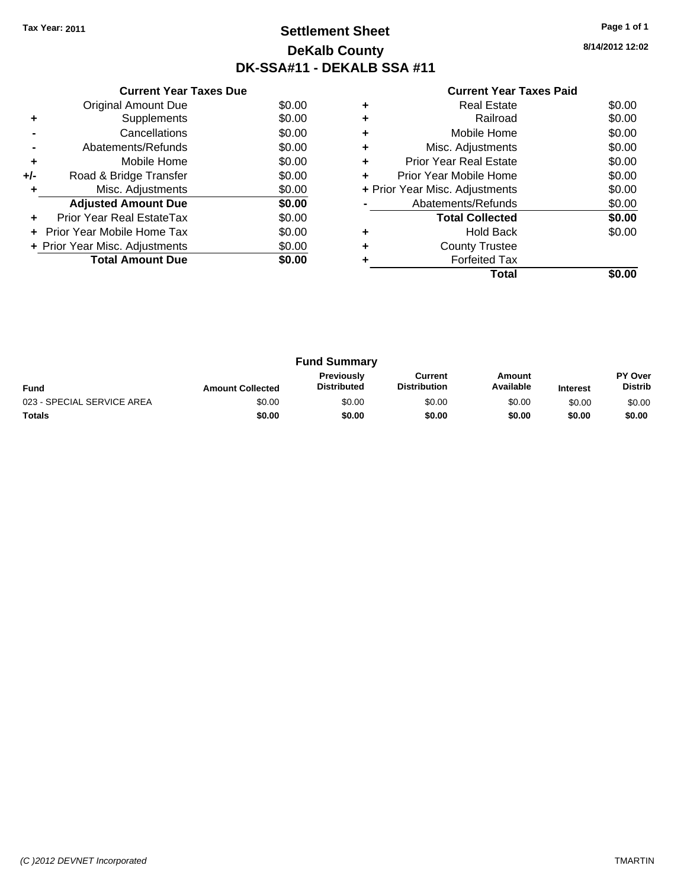Tax Year: 2011

# Settlement Sheet
## DeKalb County
## DK-SSA#11 - DEKALB SSA #11

8/14/2012 12:02

### Current Year Taxes Due

| | | |
|---|---|---|
| | Original Amount Due | $0.00 |
| + | Supplements | $0.00 |
| - | Cancellations | $0.00 |
| - | Abatements/Refunds | $0.00 |
| + | Mobile Home | $0.00 |
| +/- | Road & Bridge Transfer | $0.00 |
| + | Misc. Adjustments | $0.00 |
| | **Adjusted Amount Due** | **$0.00** |
| + | Prior Year Real EstateTax | $0.00 |
| + | Prior Year Mobile Home Tax | $0.00 |
| + | Prior Year Misc. Adjustments | $0.00 |
| | **Total Amount Due** | **$0.00** |

### Current Year Taxes Paid

| | | |
|---|---|---|
| + | Real Estate | $0.00 |
| + | Railroad | $0.00 |
| + | Mobile Home | $0.00 |
| + | Misc. Adjustments | $0.00 |
| + | Prior Year Real Estate | $0.00 |
| + | Prior Year Mobile Home | $0.00 |
| + | Prior Year Misc. Adjustments | $0.00 |
| - | Abatements/Refunds | $0.00 |
| | **Total Collected** | **$0.00** |
| + | Hold Back | $0.00 |
| + | County Trustee | |
| + | Forfeited Tax | |
| | **Total** | **$0.00** |

### Fund Summary

| Fund | Amount Collected | Previously Distributed | Current Distribution | Amount Available | Interest | PY Over Distrib |
|---|---|---|---|---|---|---|
| 023 - SPECIAL SERVICE AREA | $0.00 | $0.00 | $0.00 | $0.00 | $0.00 | $0.00 |
| **Totals** | **$0.00** | **$0.00** | **$0.00** | **$0.00** | **$0.00** | **$0.00** |

(C )2012 DEVNET Incorporated TMARTIN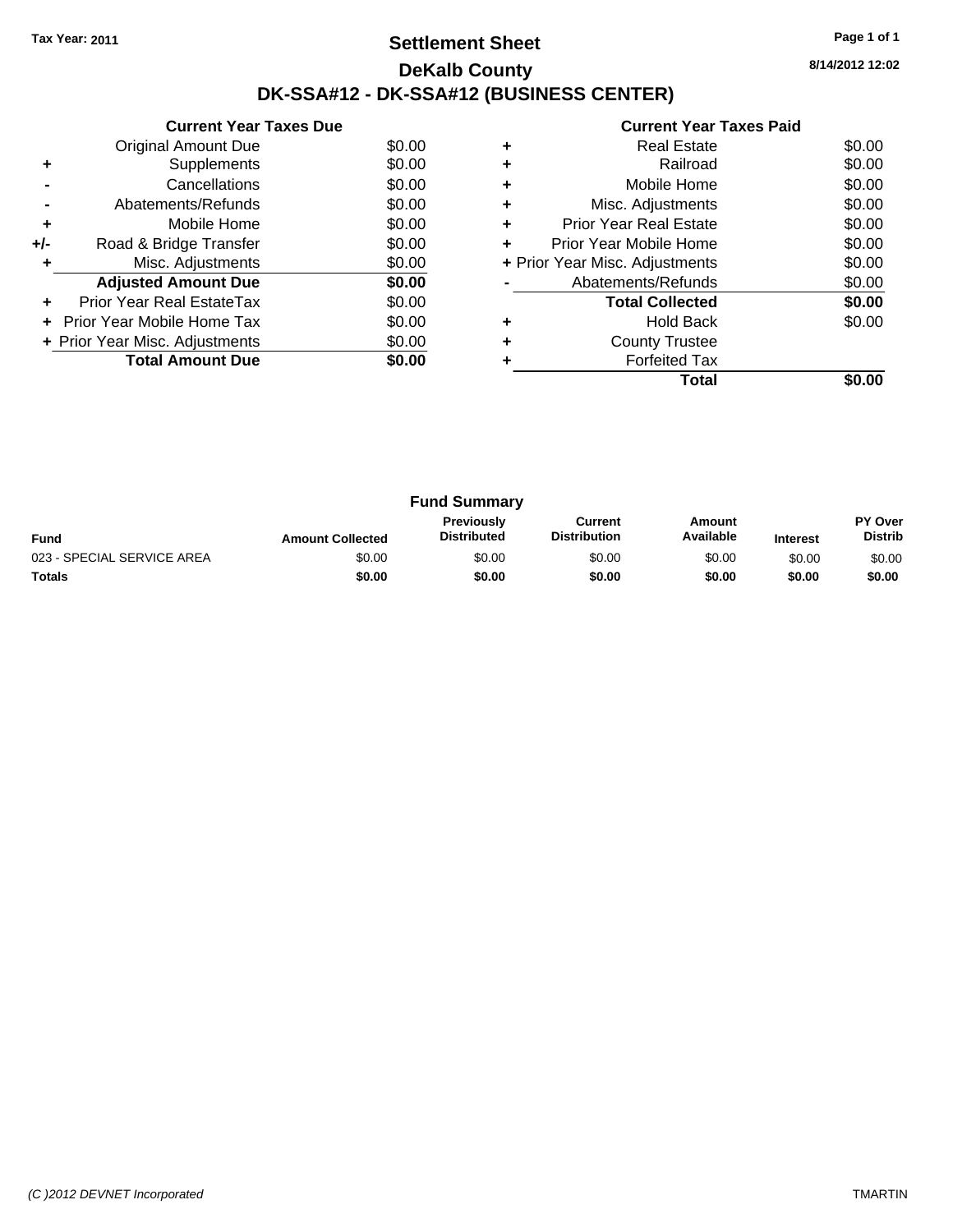**Tax Year: 2011**

# Settlement Sheet

## DeKalb County

## DK-SSA#12 - DK-SSA#12 (BUSINESS CENTER)

8/14/2012 12:02

### Current Year Taxes Due

| | | |
|---|---|---|
| | Original Amount Due | $0.00 |
| + | Supplements | $0.00 |
| - | Cancellations | $0.00 |
| - | Abatements/Refunds | $0.00 |
| + | Mobile Home | $0.00 |
| +/- | Road & Bridge Transfer | $0.00 |
| + | Misc. Adjustments | $0.00 |
| | **Adjusted Amount Due** | **$0.00** |
| + | Prior Year Real EstateTax | $0.00 |
| + | Prior Year Mobile Home Tax | $0.00 |
| + | Prior Year Misc. Adjustments | $0.00 |
| | **Total Amount Due** | **$0.00** |

### Current Year Taxes Paid

| | | |
|---|---|---|
| + | Real Estate | $0.00 |
| + | Railroad | $0.00 |
| + | Mobile Home | $0.00 |
| + | Misc. Adjustments | $0.00 |
| + | Prior Year Real Estate | $0.00 |
| + | Prior Year Mobile Home | $0.00 |
| + | Prior Year Misc. Adjustments | $0.00 |
| - | Abatements/Refunds | $0.00 |
| | **Total Collected** | **$0.00** |
| + | Hold Back | $0.00 |
| + | County Trustee | |
| + | Forfeited Tax | |
| | **Total** | **$0.00** |

### Fund Summary

| Fund | Amount Collected | Previously Distributed | Current Distribution | Amount Available | Interest | PY Over Distrib |
|---|---|---|---|---|---|---|
| 023 - SPECIAL SERVICE AREA | $0.00 | $0.00 | $0.00 | $0.00 | $0.00 | $0.00 |
| **Totals** | **$0.00** | **$0.00** | **$0.00** | **$0.00** | **$0.00** | **$0.00** |

*(C )2012 DEVNET Incorporated* TMARTIN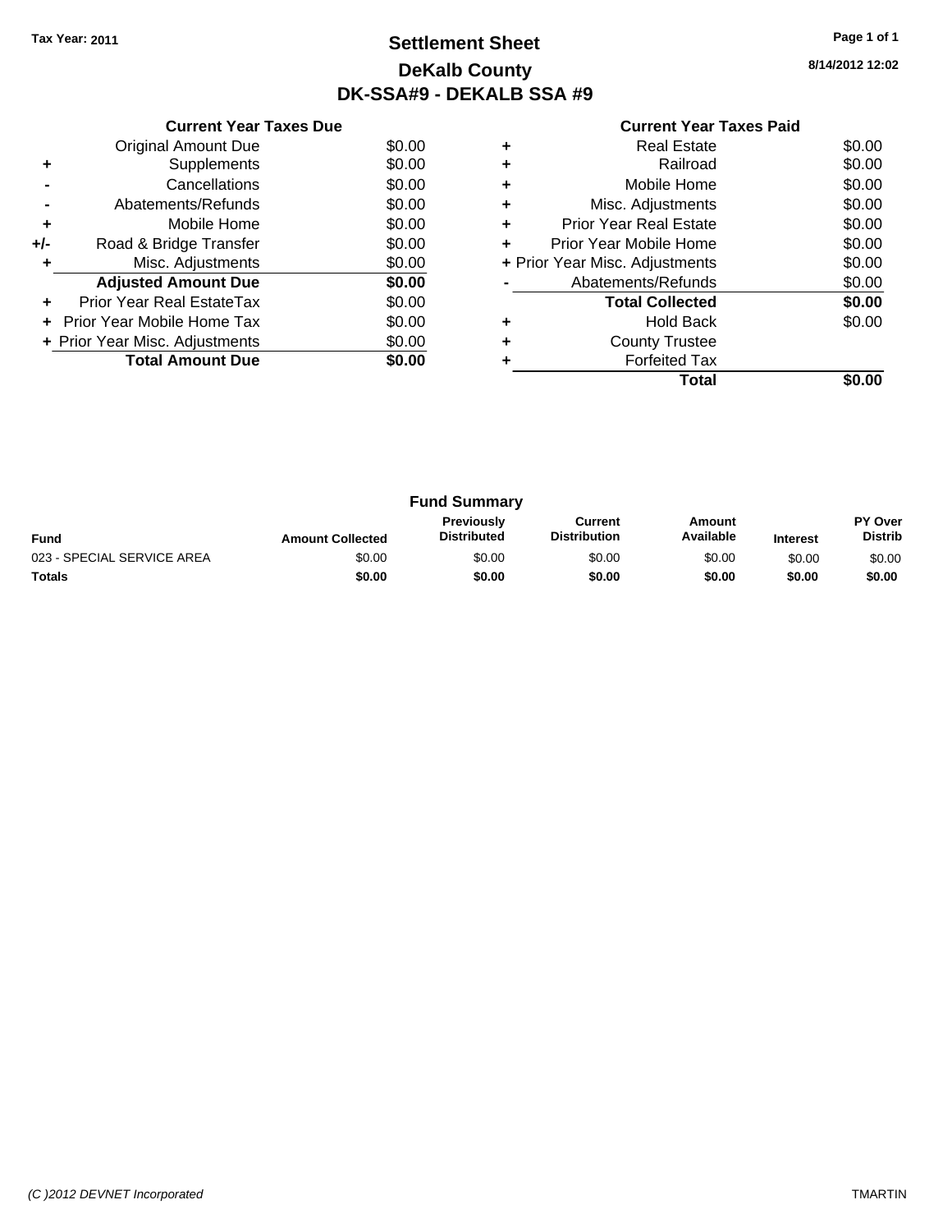Tax Year: 2011

# Settlement Sheet

## DeKalb County

## DK-SSA#9 - DEKALB SSA #9

8/14/2012 12:02

### Current Year Taxes Due

| | | |
|---|---|---|
| | Original Amount Due | $0.00 |
| + | Supplements | $0.00 |
| - | Cancellations | $0.00 |
| - | Abatements/Refunds | $0.00 |
| + | Mobile Home | $0.00 |
| +/- | Road & Bridge Transfer | $0.00 |
| + | Misc. Adjustments | $0.00 |
| | **Adjusted Amount Due** | **$0.00** |
| + | Prior Year Real EstateTax | $0.00 |
| + | Prior Year Mobile Home Tax | $0.00 |
| + | Prior Year Misc. Adjustments | $0.00 |
| | **Total Amount Due** | **$0.00** |

### Current Year Taxes Paid

| | | |
|---|---|---|
| + | Real Estate | $0.00 |
| + | Railroad | $0.00 |
| + | Mobile Home | $0.00 |
| + | Misc. Adjustments | $0.00 |
| + | Prior Year Real Estate | $0.00 |
| + | Prior Year Mobile Home | $0.00 |
| + | Prior Year Misc. Adjustments | $0.00 |
| - | Abatements/Refunds | $0.00 |
| | **Total Collected** | **$0.00** |
| + | Hold Back | $0.00 |
| + | County Trustee | |
| + | Forfeited Tax | |
| | **Total** | **$0.00** |

### Fund Summary

| Fund | Amount Collected | Previously Distributed | Current Distribution | Amount Available | Interest | PY Over Distrib |
|---|---|---|---|---|---|---|
| 023 - SPECIAL SERVICE AREA | $0.00 | $0.00 | $0.00 | $0.00 | $0.00 | $0.00 |
| **Totals** | **$0.00** | **$0.00** | **$0.00** | **$0.00** | **$0.00** | **$0.00** |

*(C )2012 DEVNET Incorporated* TMARTIN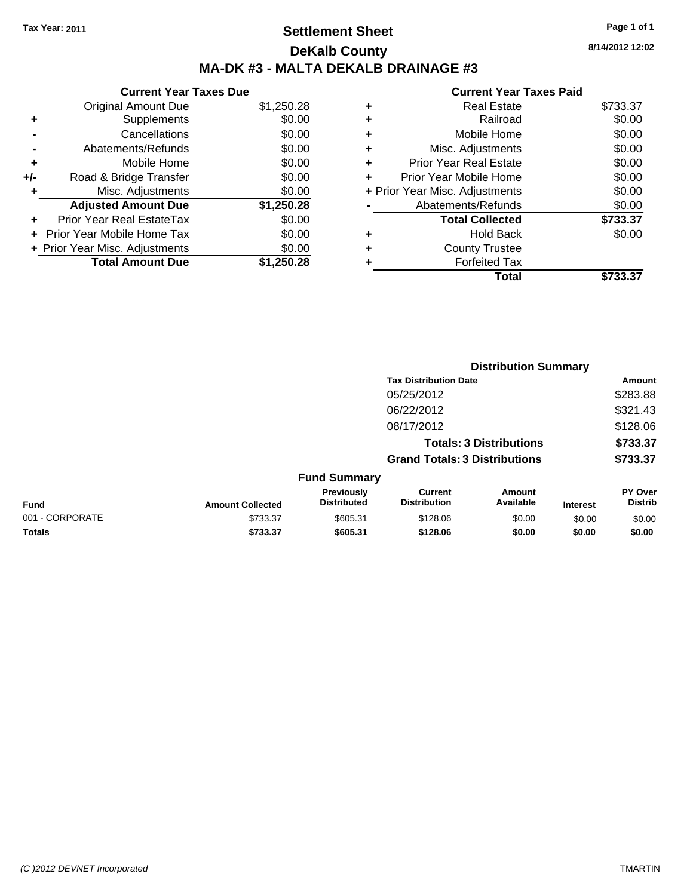Tax Year: 2011

# Settlement Sheet

## DeKalb County

## MA-DK #3 - MALTA DEKALB DRAINAGE #3

8/14/2012 12:02

### Current Year Taxes Due

| | | |
|---|---|---|
| | Original Amount Due | $1,250.28 |
| + | Supplements | $0.00 |
| - | Cancellations | $0.00 |
| - | Abatements/Refunds | $0.00 |
| + | Mobile Home | $0.00 |
| +/- | Road & Bridge Transfer | $0.00 |
| + | Misc. Adjustments | $0.00 |
| | **Adjusted Amount Due** | **$1,250.28** |
| + | Prior Year Real EstateTax | $0.00 |
| + | Prior Year Mobile Home Tax | $0.00 |
| + | Prior Year Misc. Adjustments | $0.00 |
| | **Total Amount Due** | **$1,250.28** |

### Current Year Taxes Paid

| | | |
|---|---|---|
| + | Real Estate | $733.37 |
| + | Railroad | $0.00 |
| + | Mobile Home | $0.00 |
| + | Misc. Adjustments | $0.00 |
| + | Prior Year Real Estate | $0.00 |
| + | Prior Year Mobile Home | $0.00 |
| + | Prior Year Misc. Adjustments | $0.00 |
| - | Abatements/Refunds | $0.00 |
| | **Total Collected** | **$733.37** |
| + | Hold Back | $0.00 |
| + | County Trustee | |
| + | Forfeited Tax | |
| | **Total** | **$733.37** |

### Distribution Summary

| Tax Distribution Date | Amount |
|---|---|
| 05/25/2012 | $283.88 |
| 06/22/2012 | $321.43 |
| 08/17/2012 | $128.06 |
| **Totals: 3 Distributions** | **$733.37** |
| **Grand Totals: 3 Distributions** | **$733.37** |

### Fund Summary

| Fund | Amount Collected | Previously Distributed | Current Distribution | Amount Available | Interest | PY Over Distrib |
|---|---|---|---|---|---|---|
| 001 - CORPORATE | $733.37 | $605.31 | $128.06 | $0.00 | $0.00 | $0.00 |
| **Totals** | **$733.37** | **$605.31** | **$128.06** | **$0.00** | **$0.00** | **$0.00** |

(C )2012 DEVNET Incorporated TMARTIN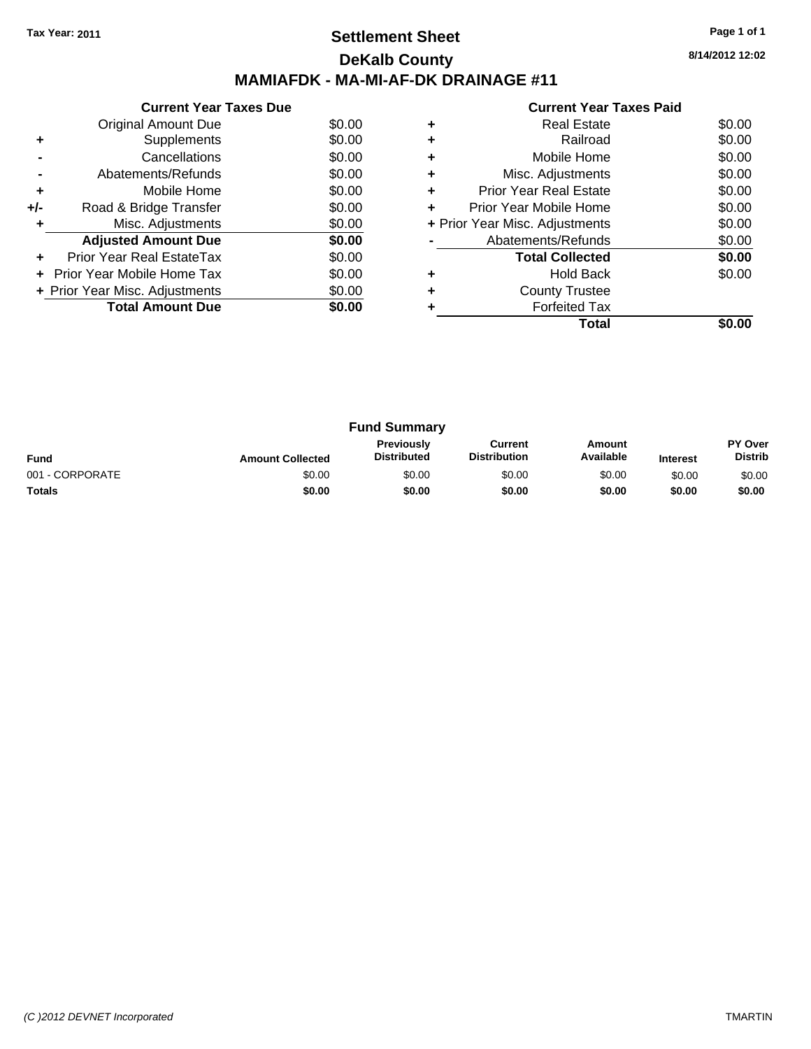Tax Year: 2011

# Settlement Sheet

## DeKalb County

## MAMIAFDK - MA-MI-AF-DK DRAINAGE #11

8/14/2012 12:02

### Current Year Taxes Due

| | | |
|---|---|---|
| | Original Amount Due | $0.00 |
| + | Supplements | $0.00 |
| - | Cancellations | $0.00 |
| - | Abatements/Refunds | $0.00 |
| + | Mobile Home | $0.00 |
| +/- | Road & Bridge Transfer | $0.00 |
| + | Misc. Adjustments | $0.00 |
| | **Adjusted Amount Due** | **$0.00** |
| + | Prior Year Real EstateTax | $0.00 |
| + | Prior Year Mobile Home Tax | $0.00 |
| + | Prior Year Misc. Adjustments | $0.00 |
| | **Total Amount Due** | **$0.00** |

### Current Year Taxes Paid

| | | |
|---|---|---|
| + | Real Estate | $0.00 |
| + | Railroad | $0.00 |
| + | Mobile Home | $0.00 |
| + | Misc. Adjustments | $0.00 |
| + | Prior Year Real Estate | $0.00 |
| + | Prior Year Mobile Home | $0.00 |
| + | Prior Year Misc. Adjustments | $0.00 |
| - | Abatements/Refunds | $0.00 |
| | **Total Collected** | **$0.00** |
| + | Hold Back | $0.00 |
| + | County Trustee | |
| + | Forfeited Tax | |
| | **Total** | **$0.00** |

### Fund Summary

| Fund | Amount Collected | Previously Distributed | Current Distribution | Amount Available | Interest | PY Over Distrib |
|---|---|---|---|---|---|---|
| 001 - CORPORATE | $0.00 | $0.00 | $0.00 | $0.00 | $0.00 | $0.00 |
| **Totals** | **$0.00** | **$0.00** | **$0.00** | **$0.00** | **$0.00** | **$0.00** |

(C )2012 DEVNET Incorporated TMARTIN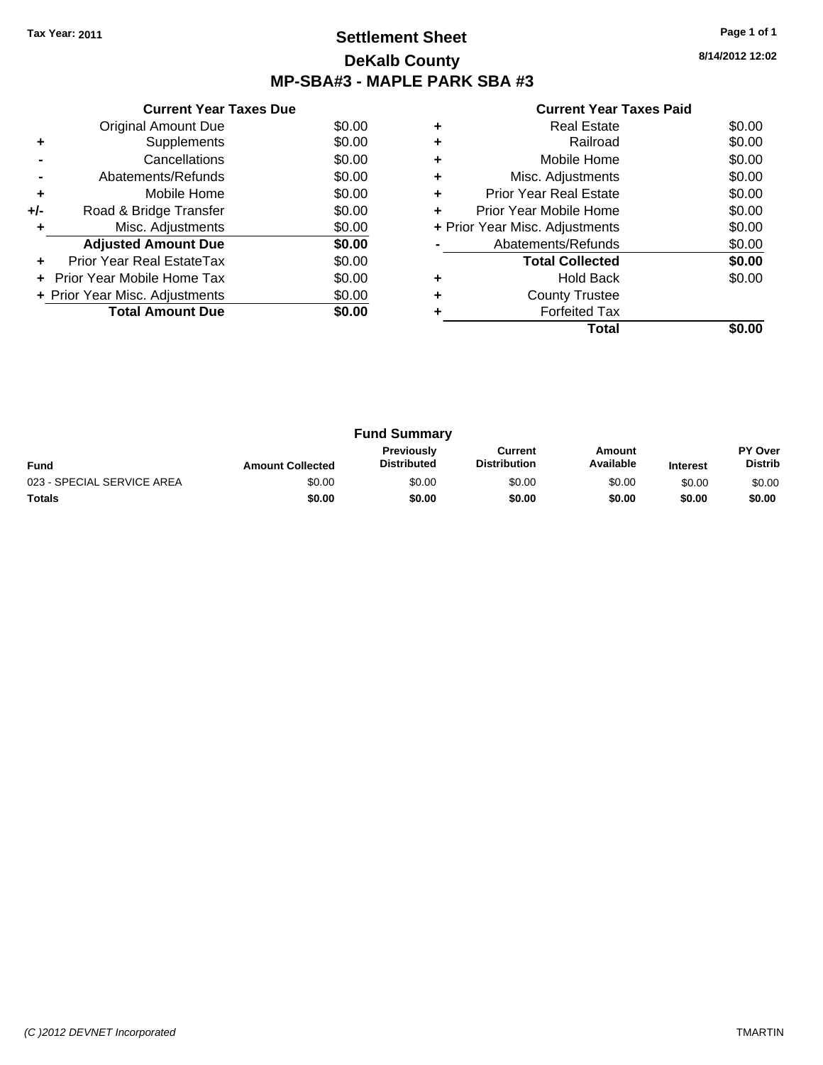Tax Year: 2011

# Settlement Sheet
## DeKalb County
## MP-SBA#3 - MAPLE PARK SBA #3

8/14/2012 12:02

| | Current Year Taxes Due | |
|---|---|---|
| | Original Amount Due | $0.00 |
| + | Supplements | $0.00 |
| - | Cancellations | $0.00 |
| - | Abatements/Refunds | $0.00 |
| + | Mobile Home | $0.00 |
| +/- | Road & Bridge Transfer | $0.00 |
| + | Misc. Adjustments | $0.00 |
| | **Adjusted Amount Due** | **$0.00** |
| + | Prior Year Real EstateTax | $0.00 |
| + | Prior Year Mobile Home Tax | $0.00 |
| + | Prior Year Misc. Adjustments | $0.00 |
| | **Total Amount Due** | **$0.00** |

| | Current Year Taxes Paid | |
|---|---|---|
| + | Real Estate | $0.00 |
| + | Railroad | $0.00 |
| + | Mobile Home | $0.00 |
| + | Misc. Adjustments | $0.00 |
| + | Prior Year Real Estate | $0.00 |
| + | Prior Year Mobile Home | $0.00 |
| + | Prior Year Misc. Adjustments | $0.00 |
| - | Abatements/Refunds | $0.00 |
| | **Total Collected** | **$0.00** |
| + | Hold Back | $0.00 |
| + | County Trustee | |
| + | Forfeited Tax | |
| | **Total** | **$0.00** |

### Fund Summary

| Fund | Amount Collected | Previously Distributed | Current Distribution | Amount Available | Interest | PY Over Distrib |
|---|---|---|---|---|---|---|
| 023 - SPECIAL SERVICE AREA | $0.00 | $0.00 | $0.00 | $0.00 | $0.00 | $0.00 |
| **Totals** | **$0.00** | **$0.00** | **$0.00** | **$0.00** | **$0.00** | **$0.00** |

*(C )2012 DEVNET Incorporated* TMARTIN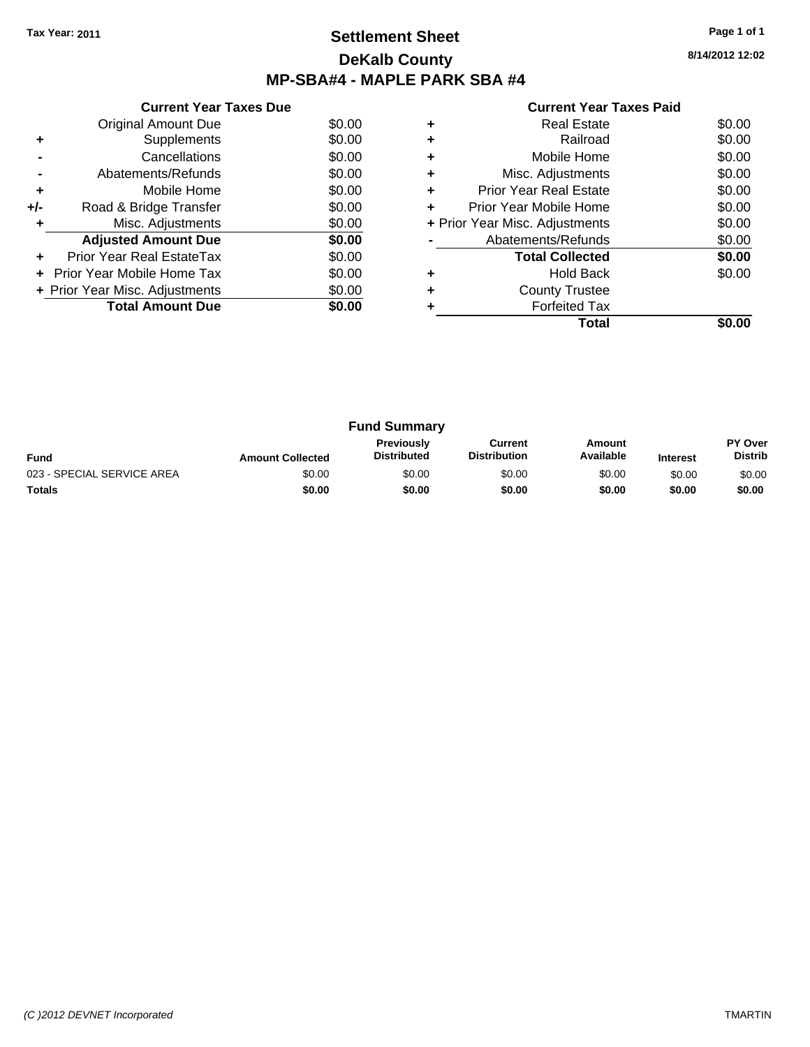Tax Year: 2011

# Settlement Sheet

## DeKalb County

## MP-SBA#4 - MAPLE PARK SBA #4

8/14/2012 12:02

### Current Year Taxes Due

| | | |
|---|---|---|
| | Original Amount Due | $0.00 |
| + | Supplements | $0.00 |
| - | Cancellations | $0.00 |
| - | Abatements/Refunds | $0.00 |
| + | Mobile Home | $0.00 |
| +/- | Road & Bridge Transfer | $0.00 |
| + | Misc. Adjustments | $0.00 |
| | **Adjusted Amount Due** | **$0.00** |
| + | Prior Year Real EstateTax | $0.00 |
| + | Prior Year Mobile Home Tax | $0.00 |
| + | Prior Year Misc. Adjustments | $0.00 |
| | **Total Amount Due** | **$0.00** |

### Current Year Taxes Paid

| | | |
|---|---|---|
| + | Real Estate | $0.00 |
| + | Railroad | $0.00 |
| + | Mobile Home | $0.00 |
| + | Misc. Adjustments | $0.00 |
| + | Prior Year Real Estate | $0.00 |
| + | Prior Year Mobile Home | $0.00 |
| + | Prior Year Misc. Adjustments | $0.00 |
| - | Abatements/Refunds | $0.00 |
| | **Total Collected** | **$0.00** |
| + | Hold Back | $0.00 |
| + | County Trustee | |
| + | Forfeited Tax | |
| | **Total** | **$0.00** |

### Fund Summary

| Fund | Amount Collected | Previously Distributed | Current Distribution | Amount Available | Interest | PY Over Distrib |
|---|---|---|---|---|---|---|
| 023 - SPECIAL SERVICE AREA | $0.00 | $0.00 | $0.00 | $0.00 | $0.00 | $0.00 |
| **Totals** | **$0.00** | **$0.00** | **$0.00** | **$0.00** | **$0.00** | **$0.00** |

*(C )2012 DEVNET Incorporated* TMARTIN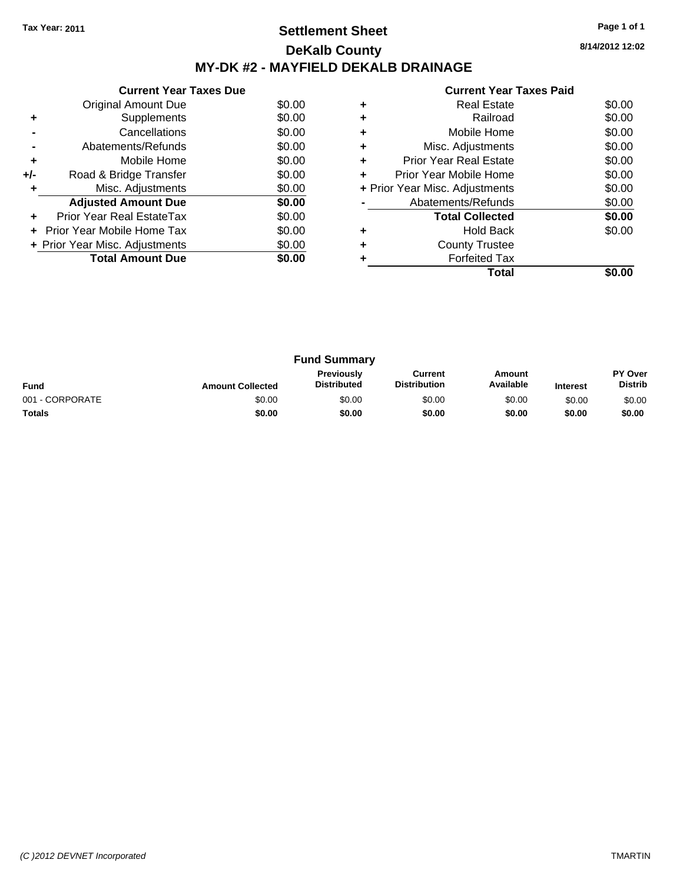**Tax Year: 2011**

# Settlement Sheet
## DeKalb County
## MY-DK #2 - MAYFIELD DEKALB DRAINAGE

8/14/2012 12:02

### Current Year Taxes Due

| | | |
|---|---|---|
| | Original Amount Due | $0.00 |
| + | Supplements | $0.00 |
| - | Cancellations | $0.00 |
| - | Abatements/Refunds | $0.00 |
| + | Mobile Home | $0.00 |
| +/- | Road & Bridge Transfer | $0.00 |
| + | Misc. Adjustments | $0.00 |
| | **Adjusted Amount Due** | **$0.00** |
| + | Prior Year Real EstateTax | $0.00 |
| + | Prior Year Mobile Home Tax | $0.00 |
| + | Prior Year Misc. Adjustments | $0.00 |
| | **Total Amount Due** | **$0.00** |

### Current Year Taxes Paid

| | | |
|---|---|---|
| + | Real Estate | $0.00 |
| + | Railroad | $0.00 |
| + | Mobile Home | $0.00 |
| + | Misc. Adjustments | $0.00 |
| + | Prior Year Real Estate | $0.00 |
| + | Prior Year Mobile Home | $0.00 |
| + | Prior Year Misc. Adjustments | $0.00 |
| - | Abatements/Refunds | $0.00 |
| | **Total Collected** | **$0.00** |
| + | Hold Back | $0.00 |
| + | County Trustee | |
| + | Forfeited Tax | |
| | **Total** | **$0.00** |

### Fund Summary

| Fund | Amount Collected | Previously Distributed | Current Distribution | Amount Available | Interest | PY Over Distrib |
|---|---|---|---|---|---|---|
| 001 - CORPORATE | $0.00 | $0.00 | $0.00 | $0.00 | $0.00 | $0.00 |
| **Totals** | **$0.00** | **$0.00** | **$0.00** | **$0.00** | **$0.00** | **$0.00** |

(C )2012 DEVNET Incorporated — TMARTIN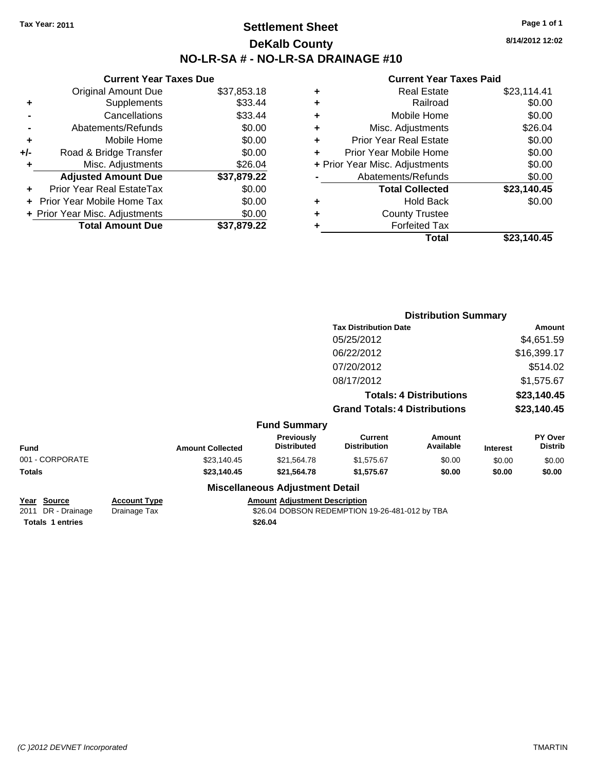Tax Year: 2011

# Settlement Sheet

## DeKalb County

## NO-LR-SA # - NO-LR-SA DRAINAGE #10

8/14/2012 12:02

### Current Year Taxes Due

| | | |
|---|---|---|
| | Original Amount Due | $37,853.18 |
| + | Supplements | $33.44 |
| - | Cancellations | $33.44 |
| - | Abatements/Refunds | $0.00 |
| + | Mobile Home | $0.00 |
| +/- | Road & Bridge Transfer | $0.00 |
| + | Misc. Adjustments | $26.04 |
| | **Adjusted Amount Due** | **$37,879.22** |
| + | Prior Year Real EstateTax | $0.00 |
| + | Prior Year Mobile Home Tax | $0.00 |
| + | Prior Year Misc. Adjustments | $0.00 |
| | **Total Amount Due** | **$37,879.22** |

### Current Year Taxes Paid

| | | |
|---|---|---|
| + | Real Estate | $23,114.41 |
| + | Railroad | $0.00 |
| + | Mobile Home | $0.00 |
| + | Misc. Adjustments | $26.04 |
| + | Prior Year Real Estate | $0.00 |
| + | Prior Year Mobile Home | $0.00 |
| + | Prior Year Misc. Adjustments | $0.00 |
| - | Abatements/Refunds | $0.00 |
| | **Total Collected** | **$23,140.45** |
| + | Hold Back | $0.00 |
| + | County Trustee | |
| + | Forfeited Tax | |
| | **Total** | **$23,140.45** |

### Distribution Summary

| Tax Distribution Date | Amount |
|---|---|
| 05/25/2012 | $4,651.59 |
| 06/22/2012 | $16,399.17 |
| 07/20/2012 | $514.02 |
| 08/17/2012 | $1,575.67 |
| **Totals: 4 Distributions** | **$23,140.45** |
| **Grand Totals: 4 Distributions** | **$23,140.45** |

### Fund Summary

| Fund | Amount Collected | Previously Distributed | Current Distribution | Amount Available | Interest | PY Over Distrib |
|---|---|---|---|---|---|---|
| 001 - CORPORATE | $23,140.45 | $21,564.78 | $1,575.67 | $0.00 | $0.00 | $0.00 |
| **Totals** | **$23,140.45** | **$21,564.78** | **$1,575.67** | **$0.00** | **$0.00** | **$0.00** |

### Miscellaneous Adjustment Detail

| Year | Source | Account Type | Amount | Adjustment Description |
|---|---|---|---|---|
| 2011 | DR - Drainage | Drainage Tax | $26.04 | DOBSON REDEMPTION 19-26-481-012 by TBA |
| **Totals 1 entries** | | | **$26.04** | |

(C )2012 DEVNET Incorporated

TMARTIN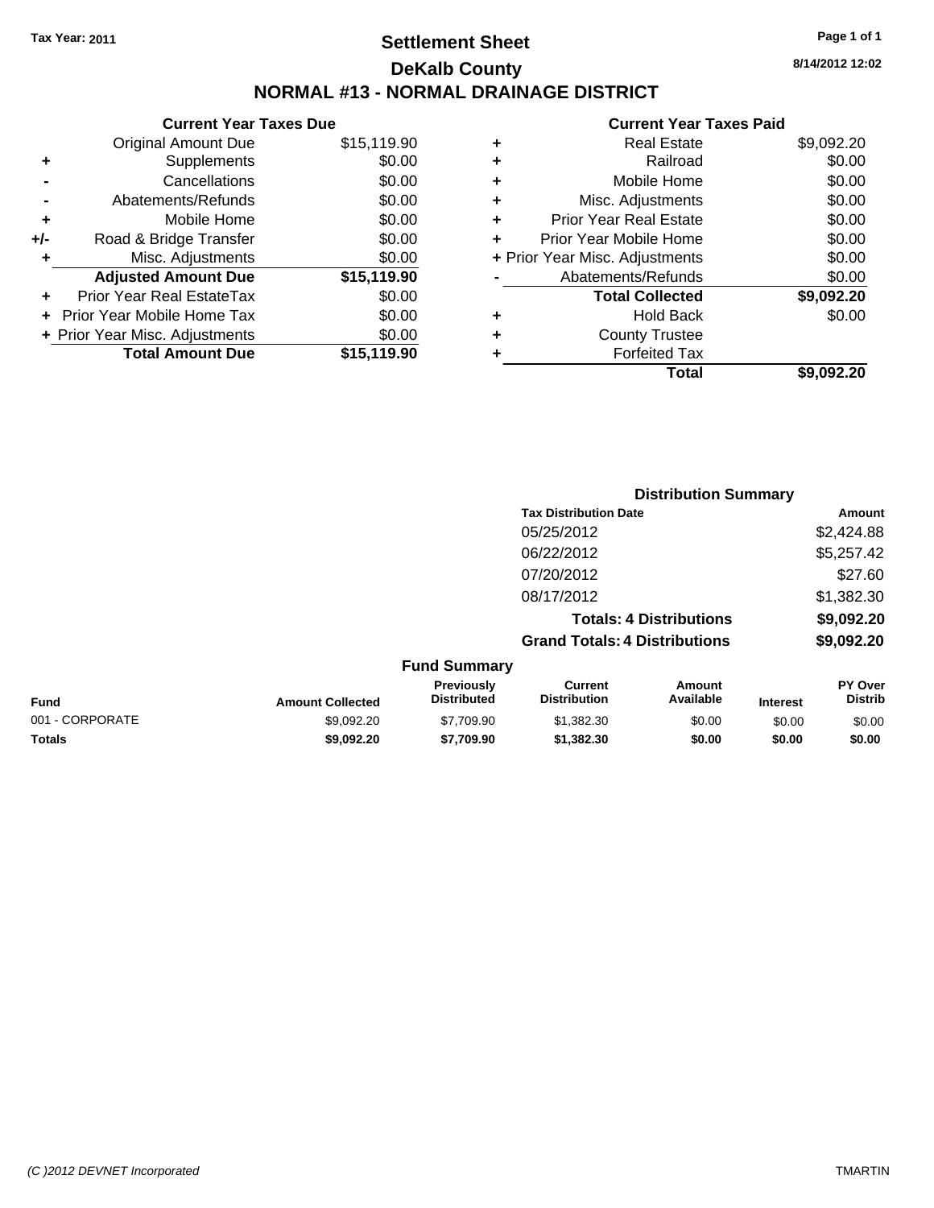**Tax Year: 2011**

# Settlement Sheet

## DeKalb County

## NORMAL #13 - NORMAL DRAINAGE DISTRICT

8/14/2012 12:02

### Current Year Taxes Due

| | | |
|---|---|---|
| | Original Amount Due | $15,119.90 |
| + | Supplements | $0.00 |
| - | Cancellations | $0.00 |
| - | Abatements/Refunds | $0.00 |
| + | Mobile Home | $0.00 |
| +/- | Road & Bridge Transfer | $0.00 |
| + | Misc. Adjustments | $0.00 |
| | **Adjusted Amount Due** | **$15,119.90** |
| + | Prior Year Real EstateTax | $0.00 |
| + | Prior Year Mobile Home Tax | $0.00 |
| + | Prior Year Misc. Adjustments | $0.00 |
| | **Total Amount Due** | **$15,119.90** |

### Current Year Taxes Paid

| | | |
|---|---|---|
| + | Real Estate | $9,092.20 |
| + | Railroad | $0.00 |
| + | Mobile Home | $0.00 |
| + | Misc. Adjustments | $0.00 |
| + | Prior Year Real Estate | $0.00 |
| + | Prior Year Mobile Home | $0.00 |
| + | Prior Year Misc. Adjustments | $0.00 |
| - | Abatements/Refunds | $0.00 |
| | **Total Collected** | **$9,092.20** |
| + | Hold Back | $0.00 |
| + | County Trustee | |
| + | Forfeited Tax | |
| | **Total** | **$9,092.20** |

### Distribution Summary

| Tax Distribution Date | Amount |
|---|---|
| 05/25/2012 | $2,424.88 |
| 06/22/2012 | $5,257.42 |
| 07/20/2012 | $27.60 |
| 08/17/2012 | $1,382.30 |
| **Totals: 4 Distributions** | **$9,092.20** |
| **Grand Totals: 4 Distributions** | **$9,092.20** |

### Fund Summary

| Fund | Amount Collected | Previously Distributed | Current Distribution | Amount Available | Interest | PY Over Distrib |
|---|---|---|---|---|---|---|
| 001 - CORPORATE | $9,092.20 | $7,709.90 | $1,382.30 | $0.00 | $0.00 | $0.00 |
| **Totals** | **$9,092.20** | **$7,709.90** | **$1,382.30** | **$0.00** | **$0.00** | **$0.00** |

*(C )2012 DEVNET Incorporated* TMARTIN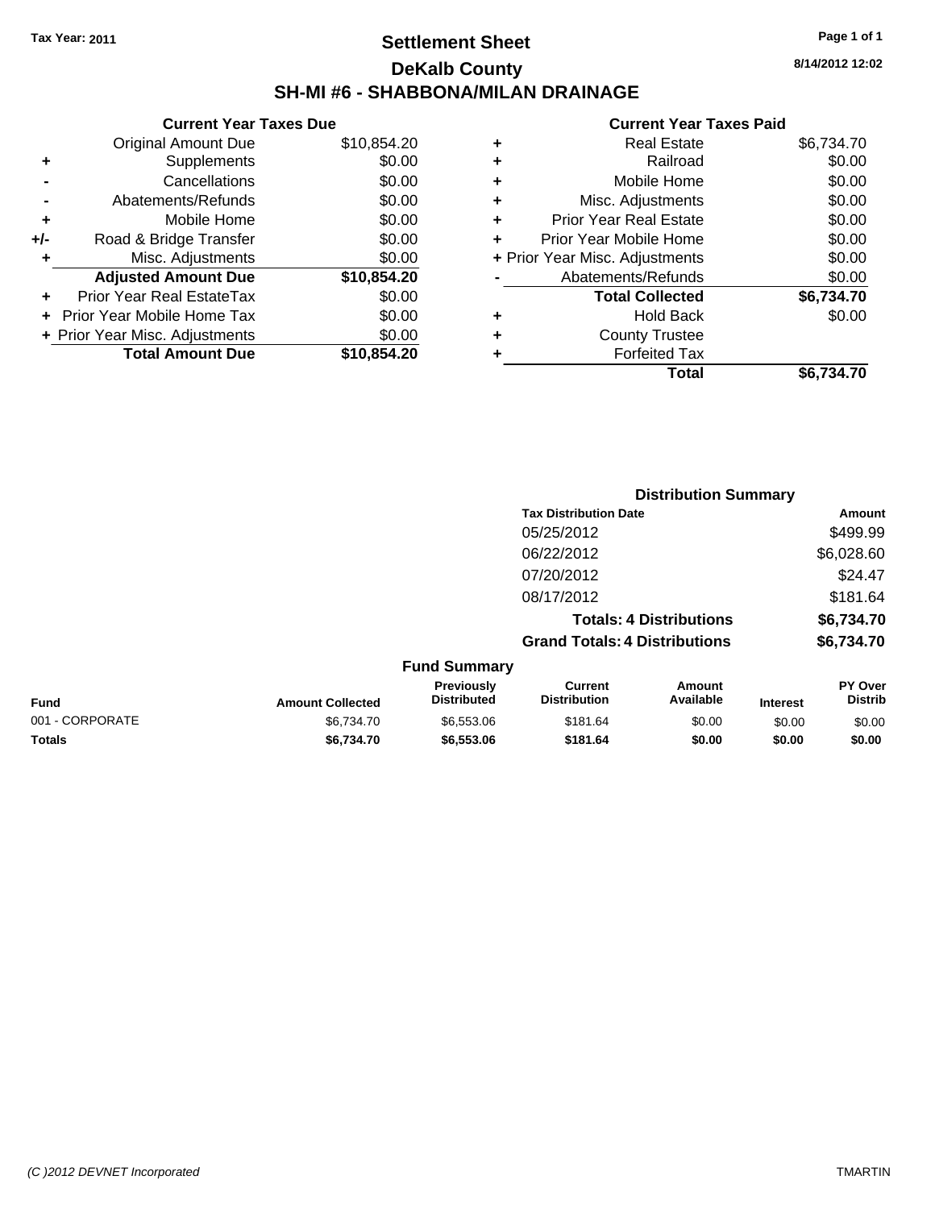Tax Year: 2011

# Settlement Sheet

## DeKalb County

## SH-MI #6 - SHABBONA/MILAN DRAINAGE

8/14/2012 12:02

**Current Year Taxes Due**

| | | |
|---|---|---|
| | Original Amount Due | $10,854.20 |
| + | Supplements | $0.00 |
| - | Cancellations | $0.00 |
| - | Abatements/Refunds | $0.00 |
| + | Mobile Home | $0.00 |
| +/- | Road & Bridge Transfer | $0.00 |
| + | Misc. Adjustments | $0.00 |
| | **Adjusted Amount Due** | **$10,854.20** |
| + | Prior Year Real EstateTax | $0.00 |
| + | Prior Year Mobile Home Tax | $0.00 |
| + | Prior Year Misc. Adjustments | $0.00 |
| | **Total Amount Due** | **$10,854.20** |

**Current Year Taxes Paid**

| | | |
|---|---|---|
| + | Real Estate | $6,734.70 |
| + | Railroad | $0.00 |
| + | Mobile Home | $0.00 |
| + | Misc. Adjustments | $0.00 |
| + | Prior Year Real Estate | $0.00 |
| + | Prior Year Mobile Home | $0.00 |
| + | Prior Year Misc. Adjustments | $0.00 |
| - | Abatements/Refunds | $0.00 |
| | **Total Collected** | **$6,734.70** |
| + | Hold Back | $0.00 |
| + | County Trustee | |
| + | Forfeited Tax | |
| | **Total** | **$6,734.70** |

**Distribution Summary**

| Tax Distribution Date | Amount |
|---|---|
| 05/25/2012 | $499.99 |
| 06/22/2012 | $6,028.60 |
| 07/20/2012 | $24.47 |
| 08/17/2012 | $181.64 |
| **Totals: 4 Distributions** | **$6,734.70** |
| **Grand Totals: 4 Distributions** | **$6,734.70** |

**Fund Summary**

| Fund | Amount Collected | Previously Distributed | Current Distribution | Amount Available | Interest | PY Over Distrib |
|---|---|---|---|---|---|---|
| 001 - CORPORATE | $6,734.70 | $6,553.06 | $181.64 | $0.00 | $0.00 | $0.00 |
| **Totals** | **$6,734.70** | **$6,553.06** | **$181.64** | **$0.00** | **$0.00** | **$0.00** |

(C )2012 DEVNET Incorporated TMARTIN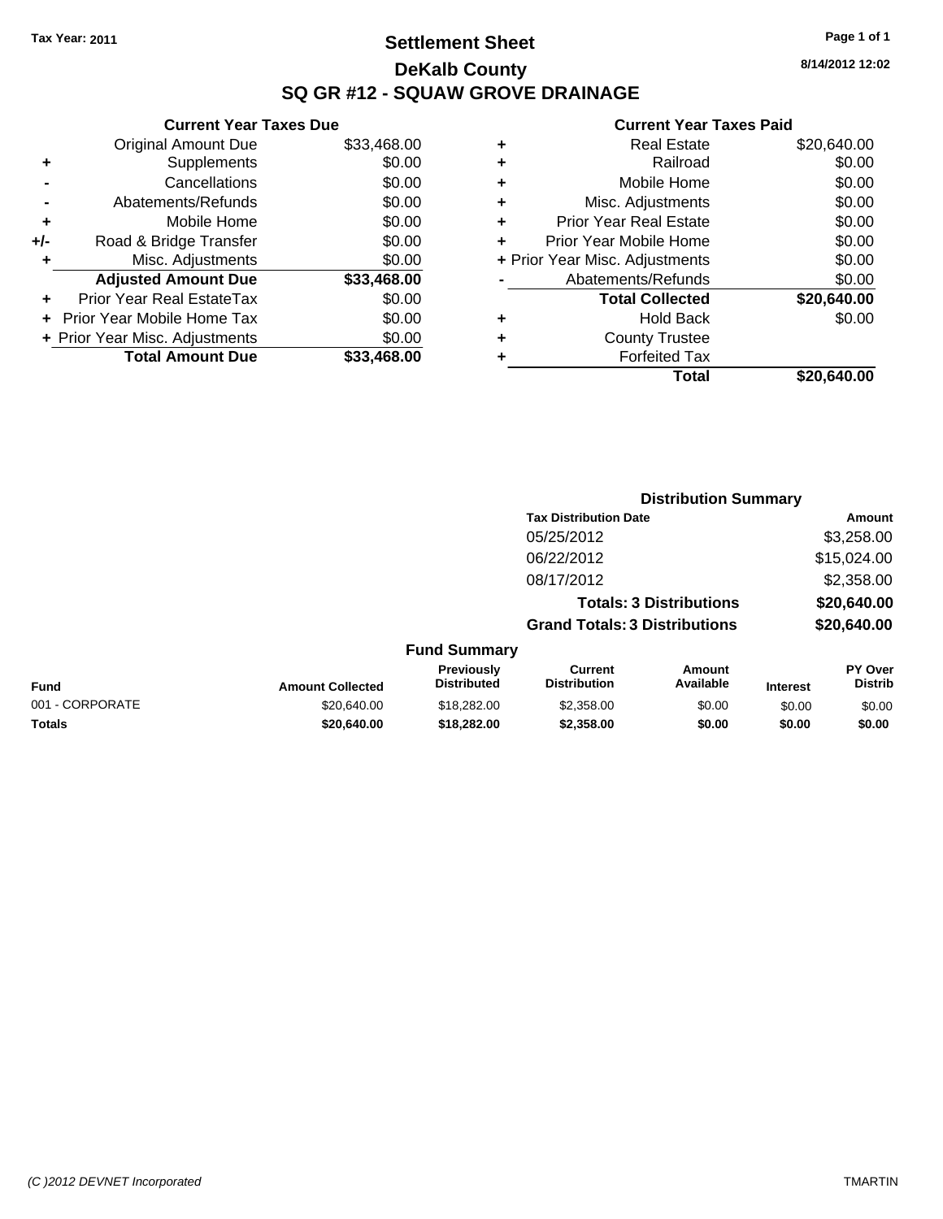Tax Year: 2011

# Settlement Sheet
## DeKalb County
## SQ GR #12 - SQUAW GROVE DRAINAGE

8/14/2012 12:02

### Current Year Taxes Due

| | | |
|---|---|---|
| | Original Amount Due | $33,468.00 |
| + | Supplements | $0.00 |
| - | Cancellations | $0.00 |
| - | Abatements/Refunds | $0.00 |
| + | Mobile Home | $0.00 |
| +/- | Road & Bridge Transfer | $0.00 |
| + | Misc. Adjustments | $0.00 |
| | **Adjusted Amount Due** | **$33,468.00** |
| + | Prior Year Real EstateTax | $0.00 |
| + | Prior Year Mobile Home Tax | $0.00 |
| + | Prior Year Misc. Adjustments | $0.00 |
| | **Total Amount Due** | **$33,468.00** |

### Current Year Taxes Paid

| | | |
|---|---|---|
| + | Real Estate | $20,640.00 |
| + | Railroad | $0.00 |
| + | Mobile Home | $0.00 |
| + | Misc. Adjustments | $0.00 |
| + | Prior Year Real Estate | $0.00 |
| + | Prior Year Mobile Home | $0.00 |
| + | Prior Year Misc. Adjustments | $0.00 |
| - | Abatements/Refunds | $0.00 |
| | **Total Collected** | **$20,640.00** |
| + | Hold Back | $0.00 |
| + | County Trustee | |
| + | Forfeited Tax | |
| | **Total** | **$20,640.00** |

### Distribution Summary

| Tax Distribution Date | Amount |
|---|---|
| 05/25/2012 | $3,258.00 |
| 06/22/2012 | $15,024.00 |
| 08/17/2012 | $2,358.00 |
| **Totals: 3 Distributions** | **$20,640.00** |
| **Grand Totals: 3 Distributions** | **$20,640.00** |

### Fund Summary

| Fund | Amount Collected | Previously Distributed | Current Distribution | Amount Available | Interest | PY Over Distrib |
|---|---|---|---|---|---|---|
| 001 - CORPORATE | $20,640.00 | $18,282.00 | $2,358.00 | $0.00 | $0.00 | $0.00 |
| **Totals** | **$20,640.00** | **$18,282.00** | **$2,358.00** | **$0.00** | **$0.00** | **$0.00** |

(C )2012 DEVNET Incorporated TMARTIN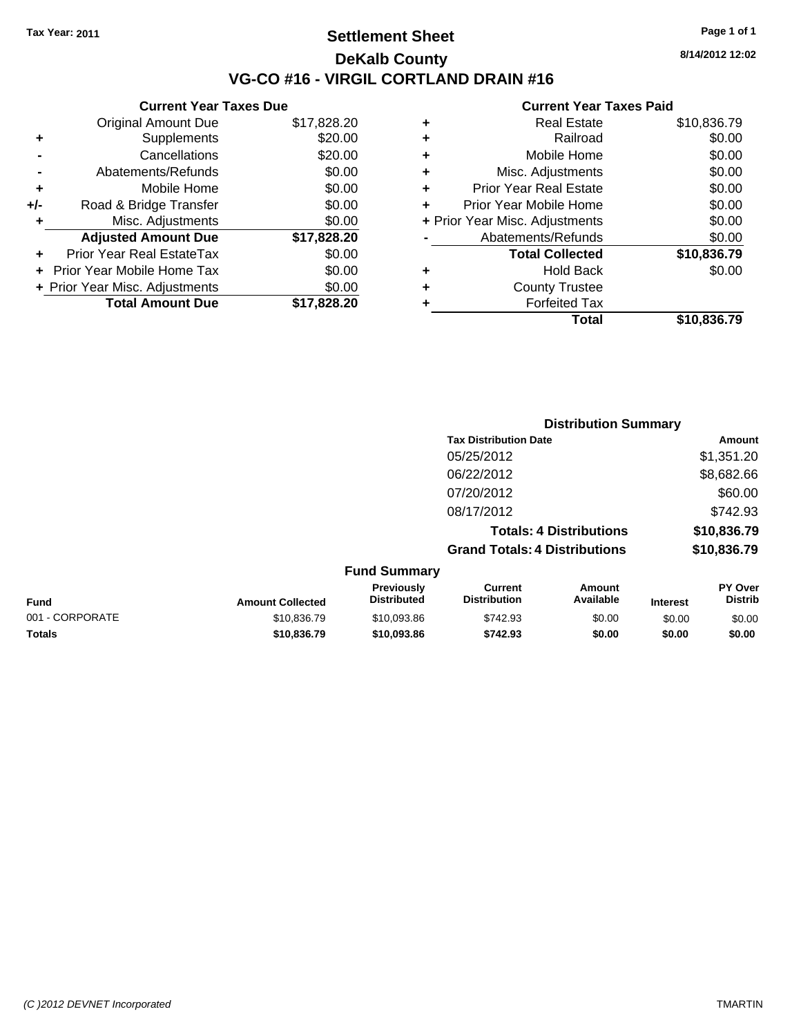Tax Year: 2011

# Settlement Sheet

## DeKalb County

## VG-CO #16 - VIRGIL CORTLAND DRAIN #16

8/14/2012 12:02

### Current Year Taxes Due

| | | |
|---|---|---|
| | Original Amount Due | $17,828.20 |
| + | Supplements | $20.00 |
| - | Cancellations | $20.00 |
| - | Abatements/Refunds | $0.00 |
| + | Mobile Home | $0.00 |
| +/- | Road & Bridge Transfer | $0.00 |
| + | Misc. Adjustments | $0.00 |
| | **Adjusted Amount Due** | **$17,828.20** |
| + | Prior Year Real EstateTax | $0.00 |
| + | Prior Year Mobile Home Tax | $0.00 |
| + | Prior Year Misc. Adjustments | $0.00 |
| | **Total Amount Due** | **$17,828.20** |

### Current Year Taxes Paid

| | | |
|---|---|---|
| + | Real Estate | $10,836.79 |
| + | Railroad | $0.00 |
| + | Mobile Home | $0.00 |
| + | Misc. Adjustments | $0.00 |
| + | Prior Year Real Estate | $0.00 |
| + | Prior Year Mobile Home | $0.00 |
| + | Prior Year Misc. Adjustments | $0.00 |
| - | Abatements/Refunds | $0.00 |
| | **Total Collected** | **$10,836.79** |
| + | Hold Back | $0.00 |
| + | County Trustee | |
| + | Forfeited Tax | |
| | **Total** | **$10,836.79** |

### Distribution Summary

| Tax Distribution Date | Amount |
|---|---|
| 05/25/2012 | $1,351.20 |
| 06/22/2012 | $8,682.66 |
| 07/20/2012 | $60.00 |
| 08/17/2012 | $742.93 |
| **Totals: 4 Distributions** | **$10,836.79** |
| **Grand Totals: 4 Distributions** | **$10,836.79** |

### Fund Summary

| Fund | Amount Collected | Previously Distributed | Current Distribution | Amount Available | Interest | PY Over Distrib |
|---|---|---|---|---|---|---|
| 001 - CORPORATE | $10,836.79 | $10,093.86 | $742.93 | $0.00 | $0.00 | $0.00 |
| **Totals** | **$10,836.79** | **$10,093.86** | **$742.93** | **$0.00** | **$0.00** | **$0.00** |

(C )2012 DEVNET Incorporated — TMARTIN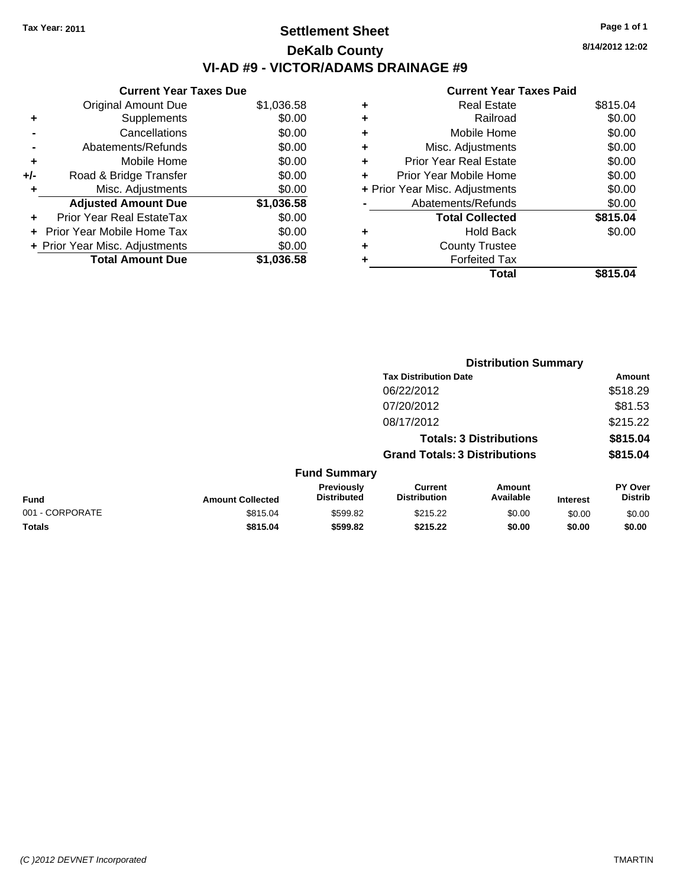Tax Year: 2011

# Settlement Sheet

## DeKalb County

## VI-AD #9 - VICTOR/ADAMS DRAINAGE #9

8/14/2012 12:02

### Current Year Taxes Due

| | | |
|---|---|---|
| | Original Amount Due | $1,036.58 |
| + | Supplements | $0.00 |
| - | Cancellations | $0.00 |
| - | Abatements/Refunds | $0.00 |
| + | Mobile Home | $0.00 |
| +/- | Road & Bridge Transfer | $0.00 |
| + | Misc. Adjustments | $0.00 |
| | **Adjusted Amount Due** | **$1,036.58** |
| + | Prior Year Real EstateTax | $0.00 |
| + | Prior Year Mobile Home Tax | $0.00 |
| + | Prior Year Misc. Adjustments | $0.00 |
| | **Total Amount Due** | **$1,036.58** |

### Current Year Taxes Paid

| | | |
|---|---|---|
| + | Real Estate | $815.04 |
| + | Railroad | $0.00 |
| + | Mobile Home | $0.00 |
| + | Misc. Adjustments | $0.00 |
| + | Prior Year Real Estate | $0.00 |
| + | Prior Year Mobile Home | $0.00 |
| + | Prior Year Misc. Adjustments | $0.00 |
| - | Abatements/Refunds | $0.00 |
| | **Total Collected** | **$815.04** |
| + | Hold Back | $0.00 |
| + | County Trustee | |
| + | Forfeited Tax | |
| | **Total** | **$815.04** |

### Distribution Summary

| Tax Distribution Date | Amount |
|---|---|
| 06/22/2012 | $518.29 |
| 07/20/2012 | $81.53 |
| 08/17/2012 | $215.22 |
| **Totals: 3 Distributions** | **$815.04** |
| **Grand Totals: 3 Distributions** | **$815.04** |

### Fund Summary

| Fund | Amount Collected | Previously Distributed | Current Distribution | Amount Available | Interest | PY Over Distrib |
|---|---|---|---|---|---|---|
| 001 - CORPORATE | $815.04 | $599.82 | $215.22 | $0.00 | $0.00 | $0.00 |
| **Totals** | **$815.04** | **$599.82** | **$215.22** | **$0.00** | **$0.00** | **$0.00** |

(C )2012 DEVNET Incorporated TMARTIN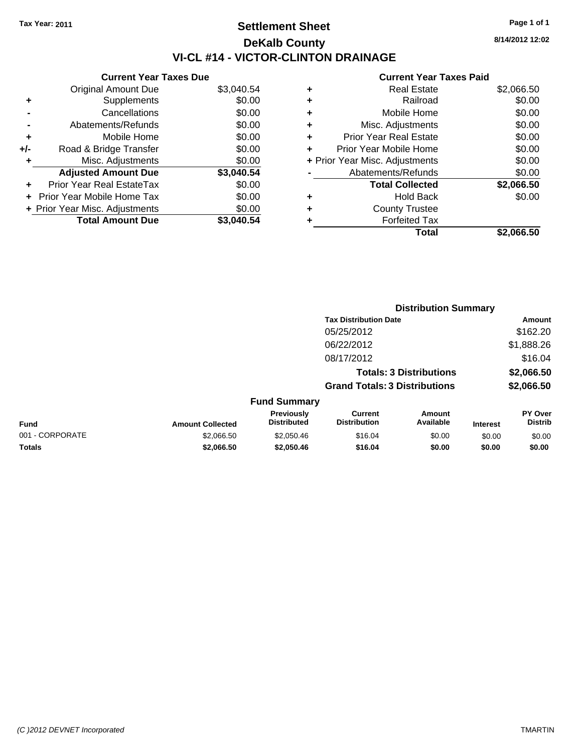Tax Year: 2011

# Settlement Sheet

## DeKalb County

## VI-CL #14 - VICTOR-CLINTON DRAINAGE

8/14/2012 12:02

### Current Year Taxes Due

| | | |
|---|---|---|
| | Original Amount Due | $3,040.54 |
| + | Supplements | $0.00 |
| - | Cancellations | $0.00 |
| - | Abatements/Refunds | $0.00 |
| + | Mobile Home | $0.00 |
| +/- | Road & Bridge Transfer | $0.00 |
| + | Misc. Adjustments | $0.00 |
| | **Adjusted Amount Due** | **$3,040.54** |
| + | Prior Year Real EstateTax | $0.00 |
| + | Prior Year Mobile Home Tax | $0.00 |
| + | Prior Year Misc. Adjustments | $0.00 |
| | **Total Amount Due** | **$3,040.54** |

### Current Year Taxes Paid

| | | |
|---|---|---|
| + | Real Estate | $2,066.50 |
| + | Railroad | $0.00 |
| + | Mobile Home | $0.00 |
| + | Misc. Adjustments | $0.00 |
| + | Prior Year Real Estate | $0.00 |
| + | Prior Year Mobile Home | $0.00 |
| + | Prior Year Misc. Adjustments | $0.00 |
| - | Abatements/Refunds | $0.00 |
| | **Total Collected** | **$2,066.50** |
| + | Hold Back | $0.00 |
| + | County Trustee | |
| + | Forfeited Tax | |
| | **Total** | **$2,066.50** |

### Distribution Summary

| Tax Distribution Date | Amount |
|---|---|
| 05/25/2012 | $162.20 |
| 06/22/2012 | $1,888.26 |
| 08/17/2012 | $16.04 |
| **Totals: 3 Distributions** | **$2,066.50** |
| **Grand Totals: 3 Distributions** | **$2,066.50** |

### Fund Summary

| Fund | Amount Collected | Previously Distributed | Current Distribution | Amount Available | Interest | PY Over Distrib |
|---|---|---|---|---|---|---|
| 001 - CORPORATE | $2,066.50 | $2,050.46 | $16.04 | $0.00 | $0.00 | $0.00 |
| **Totals** | **$2,066.50** | **$2,050.46** | **$16.04** | **$0.00** | **$0.00** | **$0.00** |

(C )2012 DEVNET Incorporated TMARTIN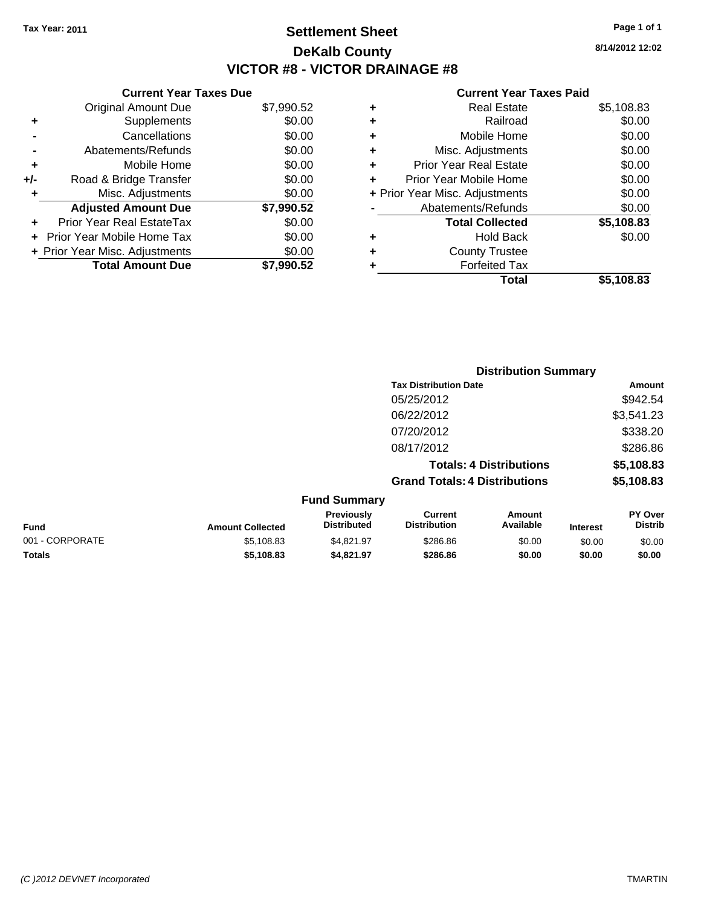Tax Year: 2011

# Settlement Sheet

## DeKalb County

## VICTOR #8 - VICTOR DRAINAGE #8

8/14/2012 12:02

### Current Year Taxes Due

| | | |
|---|---|---|
| | Original Amount Due | $7,990.52 |
| + | Supplements | $0.00 |
| - | Cancellations | $0.00 |
| - | Abatements/Refunds | $0.00 |
| + | Mobile Home | $0.00 |
| +/- | Road & Bridge Transfer | $0.00 |
| + | Misc. Adjustments | $0.00 |
| | **Adjusted Amount Due** | **$7,990.52** |
| + | Prior Year Real EstateTax | $0.00 |
| + | Prior Year Mobile Home Tax | $0.00 |
| + | Prior Year Misc. Adjustments | $0.00 |
| | **Total Amount Due** | **$7,990.52** |

### Current Year Taxes Paid

| | | |
|---|---|---|
| + | Real Estate | $5,108.83 |
| + | Railroad | $0.00 |
| + | Mobile Home | $0.00 |
| + | Misc. Adjustments | $0.00 |
| + | Prior Year Real Estate | $0.00 |
| + | Prior Year Mobile Home | $0.00 |
| + | Prior Year Misc. Adjustments | $0.00 |
| - | Abatements/Refunds | $0.00 |
| | **Total Collected** | **$5,108.83** |
| + | Hold Back | $0.00 |
| + | County Trustee | |
| + | Forfeited Tax | |
| | **Total** | **$5,108.83** |

### Distribution Summary

| Tax Distribution Date | Amount |
|---|---|
| 05/25/2012 | $942.54 |
| 06/22/2012 | $3,541.23 |
| 07/20/2012 | $338.20 |
| 08/17/2012 | $286.86 |
| **Totals: 4 Distributions** | **$5,108.83** |
| **Grand Totals: 4 Distributions** | **$5,108.83** |

### Fund Summary

| Fund | Amount Collected | Previously Distributed | Current Distribution | Amount Available | Interest | PY Over Distrib |
|---|---|---|---|---|---|---|
| 001 - CORPORATE | $5,108.83 | $4,821.97 | $286.86 | $0.00 | $0.00 | $0.00 |
| **Totals** | **$5,108.83** | **$4,821.97** | **$286.86** | **$0.00** | **$0.00** | **$0.00** |

(C )2012 DEVNET Incorporated

TMARTIN